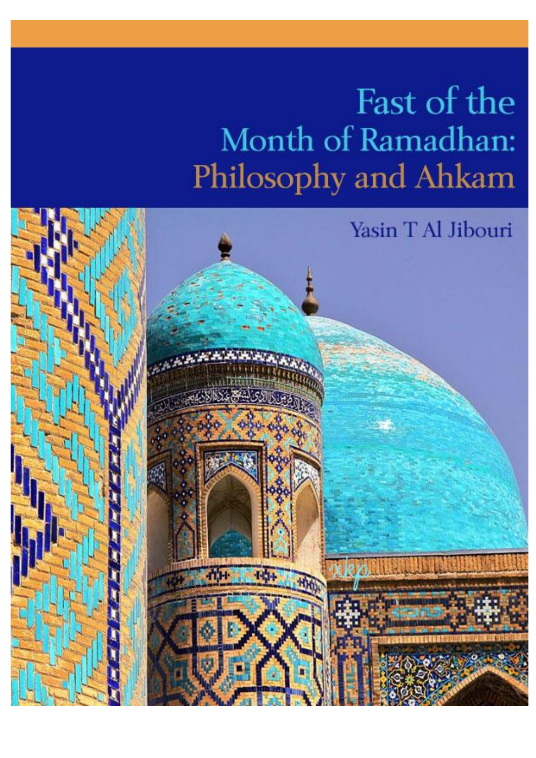# Fast of the Month of Ramadhan: Philosophy and Ahkam

Yasin T Al Jibouri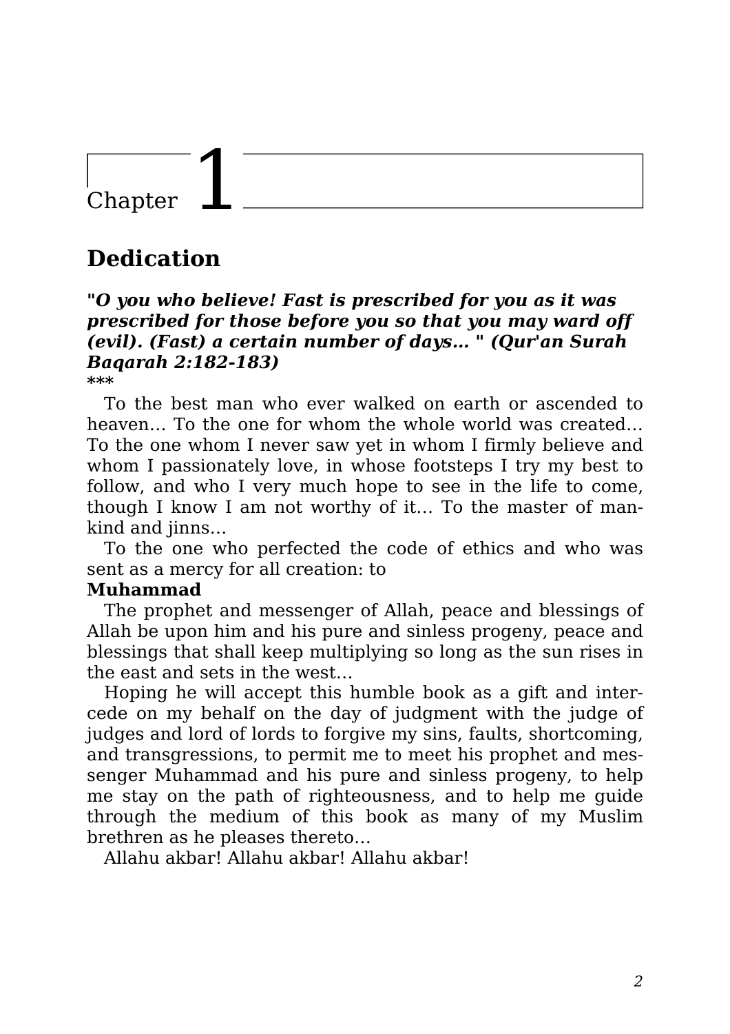# Chapter 1

## Dedication

***"O you who believe! Fast is prescribed for you as it was prescribed for those before you so that you may ward off (evil). (Fast) a certain number of days… " (Qur'an Surah Baqarah 2:182-183)***

***

To the best man who ever walked on earth or ascended to heaven… To the one for whom the whole world was created… To the one whom I never saw yet in whom I firmly believe and whom I passionately love, in whose footsteps I try my best to follow, and who I very much hope to see in the life to come, though I know I am not worthy of it… To the master of mankind and jinns…

To the one who perfected the code of ethics and who was sent as a mercy for all creation: to

**Muhammad**

The prophet and messenger of Allah, peace and blessings of Allah be upon him and his pure and sinless progeny, peace and blessings that shall keep multiplying so long as the sun rises in the east and sets in the west…

Hoping he will accept this humble book as a gift and intercede on my behalf on the day of judgment with the judge of judges and lord of lords to forgive my sins, faults, shortcoming, and transgressions, to permit me to meet his prophet and messenger Muhammad and his pure and sinless progeny, to help me stay on the path of righteousness, and to help me guide through the medium of this book as many of my Muslim brethren as he pleases thereto…

Allahu akbar! Allahu akbar! Allahu akbar!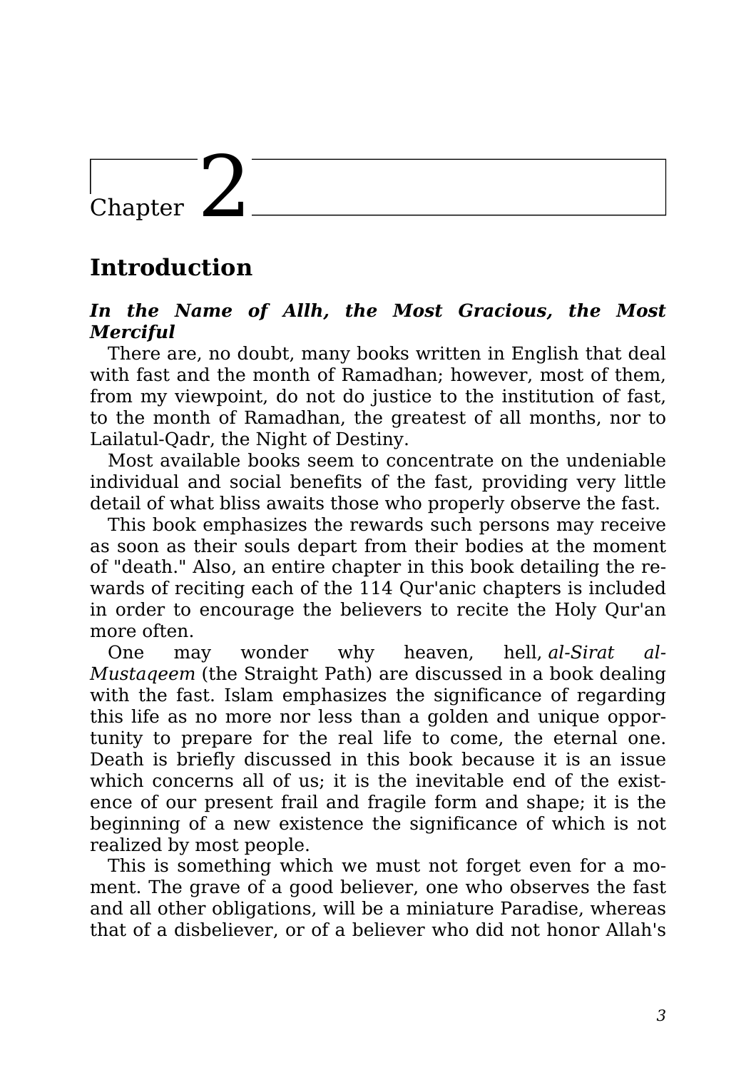# Chapter 2

## Introduction

***In the Name of Allh, the Most Gracious, the Most Merciful***

There are, no doubt, many books written in English that deal with fast and the month of Ramadhan; however, most of them, from my viewpoint, do not do justice to the institution of fast, to the month of Ramadhan, the greatest of all months, nor to Lailatul-Qadr, the Night of Destiny.

Most available books seem to concentrate on the undeniable individual and social benefits of the fast, providing very little detail of what bliss awaits those who properly observe the fast.

This book emphasizes the rewards such persons may receive as soon as their souls depart from their bodies at the moment of "death." Also, an entire chapter in this book detailing the rewards of reciting each of the 114 Qur'anic chapters is included in order to encourage the believers to recite the Holy Qur'an more often.

One may wonder why heaven, hell, *al-Sirat al-Mustaqeem* (the Straight Path) are discussed in a book dealing with the fast. Islam emphasizes the significance of regarding this life as no more nor less than a golden and unique opportunity to prepare for the real life to come, the eternal one. Death is briefly discussed in this book because it is an issue which concerns all of us; it is the inevitable end of the existence of our present frail and fragile form and shape; it is the beginning of a new existence the significance of which is not realized by most people.

This is something which we must not forget even for a moment. The grave of a good believer, one who observes the fast and all other obligations, will be a miniature Paradise, whereas that of a disbeliever, or of a believer who did not honor Allah's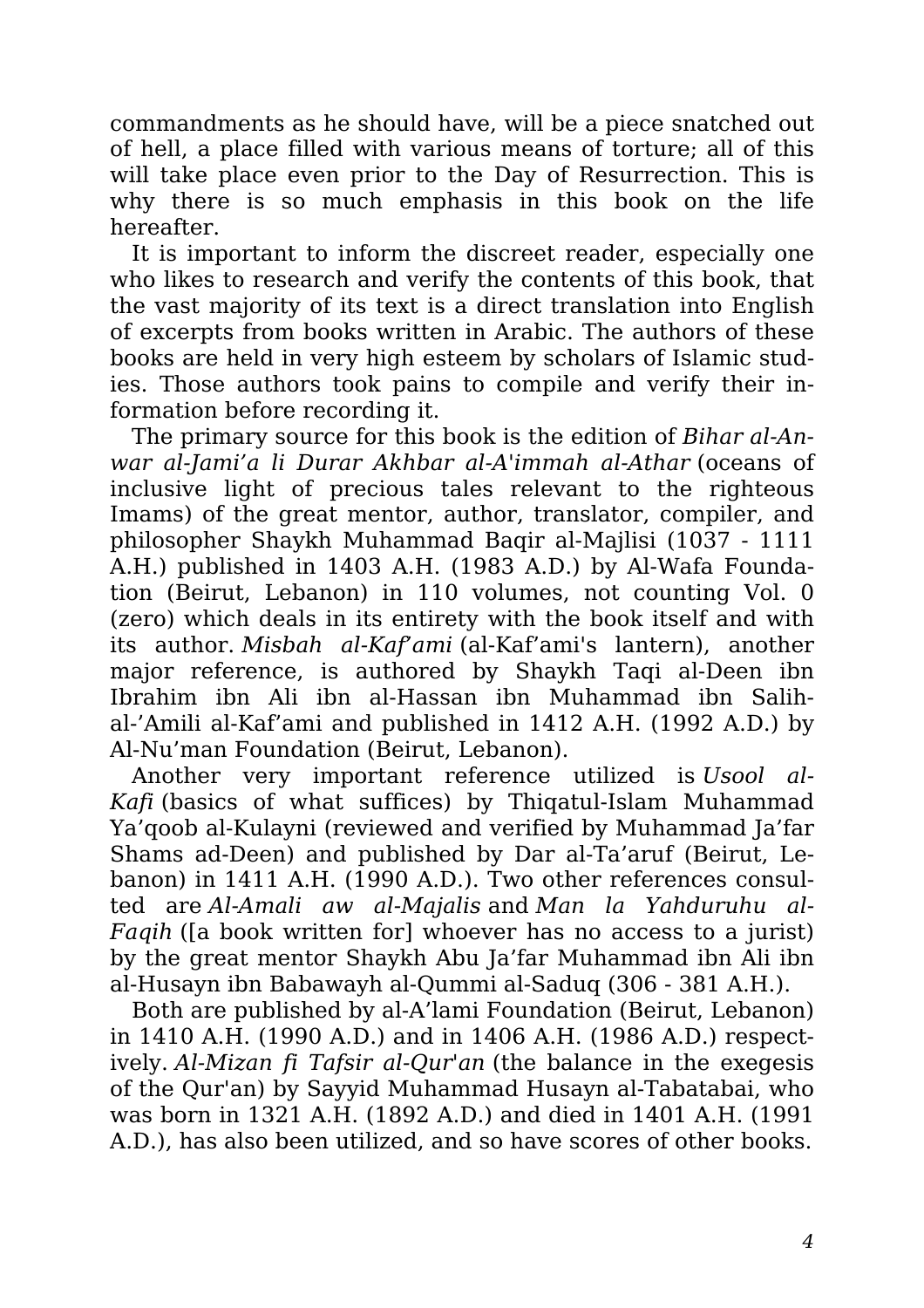commandments as he should have, will be a piece snatched out of hell, a place filled with various means of torture; all of this will take place even prior to the Day of Resurrection. This is why there is so much emphasis in this book on the life hereafter.

It is important to inform the discreet reader, especially one who likes to research and verify the contents of this book, that the vast majority of its text is a direct translation into English of excerpts from books written in Arabic. The authors of these books are held in very high esteem by scholars of Islamic studies. Those authors took pains to compile and verify their information before recording it.

The primary source for this book is the edition of *Bihar al-Anwar al-Jami'a li Durar Akhbar al-A'immah al-Athar* (oceans of inclusive light of precious tales relevant to the righteous Imams) of the great mentor, author, translator, compiler, and philosopher Shaykh Muhammad Baqir al-Majlisi (1037 - 1111 A.H.) published in 1403 A.H. (1983 A.D.) by Al-Wafa Foundation (Beirut, Lebanon) in 110 volumes, not counting Vol. 0 (zero) which deals in its entirety with the book itself and with its author. *Misbah al-Kaf'ami* (al-Kaf'ami's lantern), another major reference, is authored by Shaykh Taqi al-Deen ibn Ibrahim ibn Ali ibn al-Hassan ibn Muhammad ibn Salih-al-'Amili al-Kaf'ami and published in 1412 A.H. (1992 A.D.) by Al-Nu'man Foundation (Beirut, Lebanon).

Another very important reference utilized is *Usool al-Kafi* (basics of what suffices) by Thiqatul-Islam Muhammad Ya'qoob al-Kulayni (reviewed and verified by Muhammad Ja'far Shams ad-Deen) and published by Dar al-Ta'aruf (Beirut, Lebanon) in 1411 A.H. (1990 A.D.). Two other references consulted are *Al-Amali aw al-Majalis* and *Man la Yahduruhu al-Faqih* ([a book written for] whoever has no access to a jurist) by the great mentor Shaykh Abu Ja'far Muhammad ibn Ali ibn al-Husayn ibn Babawayh al-Qummi al-Saduq (306 - 381 A.H.).

Both are published by al-A'lami Foundation (Beirut, Lebanon) in 1410 A.H. (1990 A.D.) and in 1406 A.H. (1986 A.D.) respectively. *Al-Mizan fi Tafsir al-Qur'an* (the balance in the exegesis of the Qur'an) by Sayyid Muhammad Husayn al-Tabatabai, who was born in 1321 A.H. (1892 A.D.) and died in 1401 A.H. (1991 A.D.), has also been utilized, and so have scores of other books.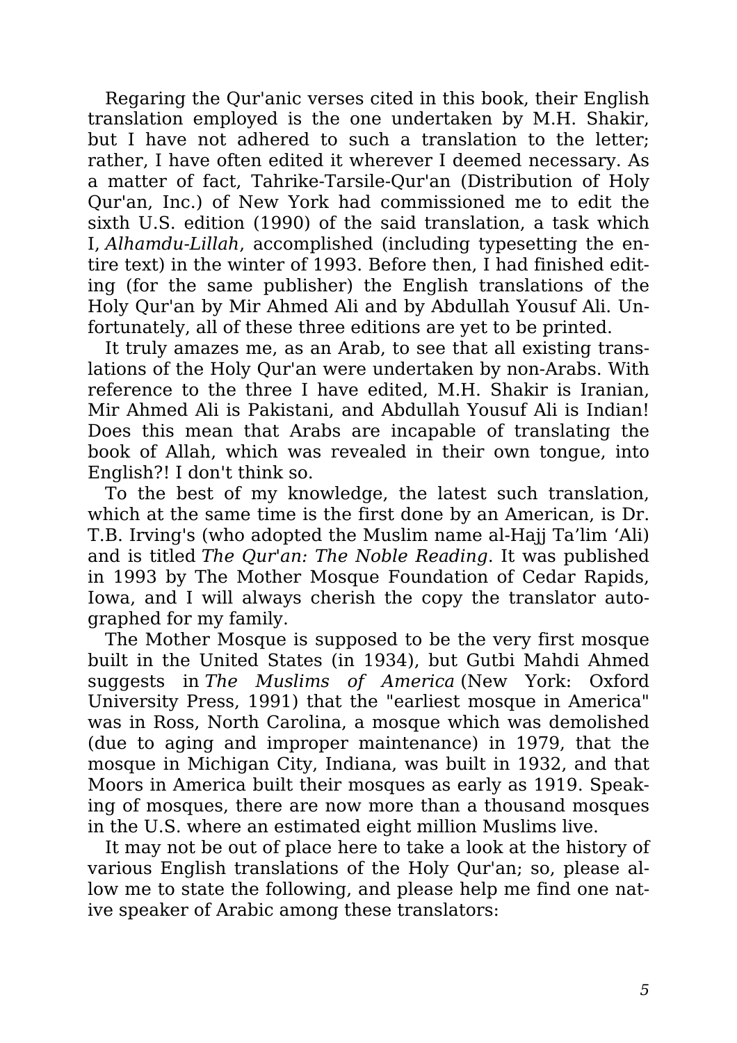Regaring the Qur'anic verses cited in this book, their English translation employed is the one undertaken by M.H. Shakir, but I have not adhered to such a translation to the letter; rather, I have often edited it wherever I deemed necessary. As a matter of fact, Tahrike-Tarsile-Qur'an (Distribution of Holy Qur'an, Inc.) of New York had commissioned me to edit the sixth U.S. edition (1990) of the said translation, a task which I, *Alhamdu-Lillah*, accomplished (including typesetting the entire text) in the winter of 1993. Before then, I had finished editing (for the same publisher) the English translations of the Holy Qur'an by Mir Ahmed Ali and by Abdullah Yousuf Ali. Unfortunately, all of these three editions are yet to be printed.

It truly amazes me, as an Arab, to see that all existing translations of the Holy Qur'an were undertaken by non-Arabs. With reference to the three I have edited, M.H. Shakir is Iranian, Mir Ahmed Ali is Pakistani, and Abdullah Yousuf Ali is Indian! Does this mean that Arabs are incapable of translating the book of Allah, which was revealed in their own tongue, into English?! I don't think so.

To the best of my knowledge, the latest such translation, which at the same time is the first done by an American, is Dr. T.B. Irving's (who adopted the Muslim name al-Hajj Ta'lim 'Ali) and is titled *The Qur'an: The Noble Reading*. It was published in 1993 by The Mother Mosque Foundation of Cedar Rapids, Iowa, and I will always cherish the copy the translator autographed for my family.

The Mother Mosque is supposed to be the very first mosque built in the United States (in 1934), but Gutbi Mahdi Ahmed suggests in *The Muslims of America* (New York: Oxford University Press, 1991) that the "earliest mosque in America" was in Ross, North Carolina, a mosque which was demolished (due to aging and improper maintenance) in 1979, that the mosque in Michigan City, Indiana, was built in 1932, and that Moors in America built their mosques as early as 1919. Speaking of mosques, there are now more than a thousand mosques in the U.S. where an estimated eight million Muslims live.

It may not be out of place here to take a look at the history of various English translations of the Holy Qur'an; so, please allow me to state the following, and please help me find one native speaker of Arabic among these translators: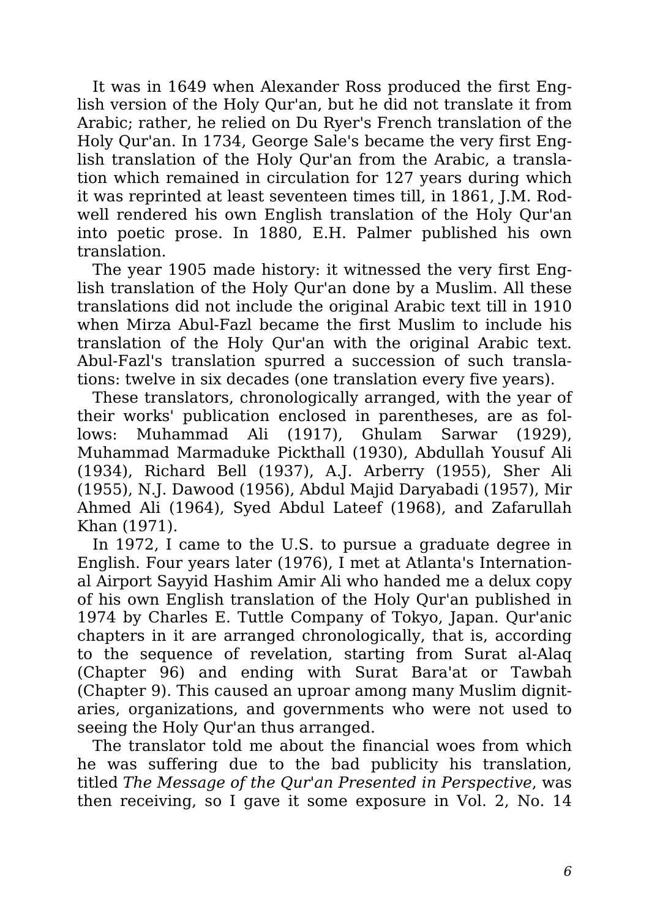It was in 1649 when Alexander Ross produced the first English version of the Holy Qur'an, but he did not translate it from Arabic; rather, he relied on Du Ryer's French translation of the Holy Qur'an. In 1734, George Sale's became the very first English translation of the Holy Qur'an from the Arabic, a translation which remained in circulation for 127 years during which it was reprinted at least seventeen times till, in 1861, J.M. Rodwell rendered his own English translation of the Holy Qur'an into poetic prose. In 1880, E.H. Palmer published his own translation.

The year 1905 made history: it witnessed the very first English translation of the Holy Qur'an done by a Muslim. All these translations did not include the original Arabic text till in 1910 when Mirza Abul-Fazl became the first Muslim to include his translation of the Holy Qur'an with the original Arabic text. Abul-Fazl's translation spurred a succession of such translations: twelve in six decades (one translation every five years).

These translators, chronologically arranged, with the year of their works' publication enclosed in parentheses, are as follows: Muhammad Ali (1917), Ghulam Sarwar (1929), Muhammad Marmaduke Pickthall (1930), Abdullah Yousuf Ali (1934), Richard Bell (1937), A.J. Arberry (1955), Sher Ali (1955), N.J. Dawood (1956), Abdul Majid Daryabadi (1957), Mir Ahmed Ali (1964), Syed Abdul Lateef (1968), and Zafarullah Khan (1971).

In 1972, I came to the U.S. to pursue a graduate degree in English. Four years later (1976), I met at Atlanta's International Airport Sayyid Hashim Amir Ali who handed me a delux copy of his own English translation of the Holy Qur'an published in 1974 by Charles E. Tuttle Company of Tokyo, Japan. Qur'anic chapters in it are arranged chronologically, that is, according to the sequence of revelation, starting from Surat al-Alaq (Chapter 96) and ending with Surat Bara'at or Tawbah (Chapter 9). This caused an uproar among many Muslim dignitaries, organizations, and governments who were not used to seeing the Holy Qur'an thus arranged.

The translator told me about the financial woes from which he was suffering due to the bad publicity his translation, titled *The Message of the Qur'an Presented in Perspective*, was then receiving, so I gave it some exposure in Vol. 2, No. 14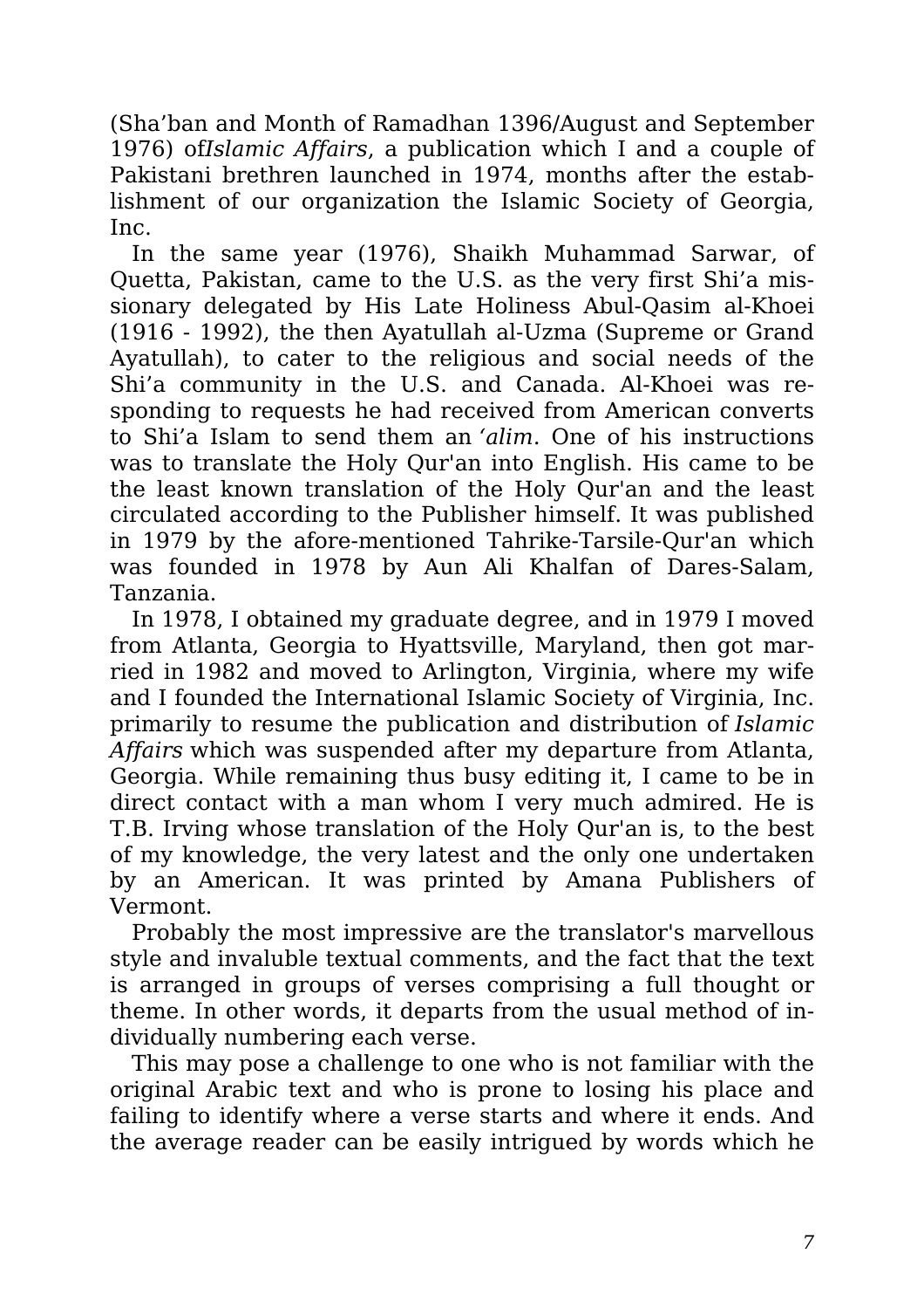(Sha'ban and Month of Ramadhan 1396/August and September 1976) of*Islamic Affairs*, a publication which I and a couple of Pakistani brethren launched in 1974, months after the establishment of our organization the Islamic Society of Georgia, Inc.

In the same year (1976), Shaikh Muhammad Sarwar, of Quetta, Pakistan, came to the U.S. as the very first Shi'a missionary delegated by His Late Holiness Abul-Qasim al-Khoei (1916 - 1992), the then Ayatullah al-Uzma (Supreme or Grand Ayatullah), to cater to the religious and social needs of the Shi'a community in the U.S. and Canada. Al-Khoei was responding to requests he had received from American converts to Shi'a Islam to send them an *'alim*. One of his instructions was to translate the Holy Qur'an into English. His came to be the least known translation of the Holy Qur'an and the least circulated according to the Publisher himself. It was published in 1979 by the afore-mentioned Tahrike-Tarsile-Qur'an which was founded in 1978 by Aun Ali Khalfan of Dares-Salam, Tanzania.

In 1978, I obtained my graduate degree, and in 1979 I moved from Atlanta, Georgia to Hyattsville, Maryland, then got married in 1982 and moved to Arlington, Virginia, where my wife and I founded the International Islamic Society of Virginia, Inc. primarily to resume the publication and distribution of *Islamic Affairs* which was suspended after my departure from Atlanta, Georgia. While remaining thus busy editing it, I came to be in direct contact with a man whom I very much admired. He is T.B. Irving whose translation of the Holy Qur'an is, to the best of my knowledge, the very latest and the only one undertaken by an American. It was printed by Amana Publishers of Vermont.

Probably the most impressive are the translator's marvellous style and invaluble textual comments, and the fact that the text is arranged in groups of verses comprising a full thought or theme. In other words, it departs from the usual method of individually numbering each verse.

This may pose a challenge to one who is not familiar with the original Arabic text and who is prone to losing his place and failing to identify where a verse starts and where it ends. And the average reader can be easily intrigued by words which he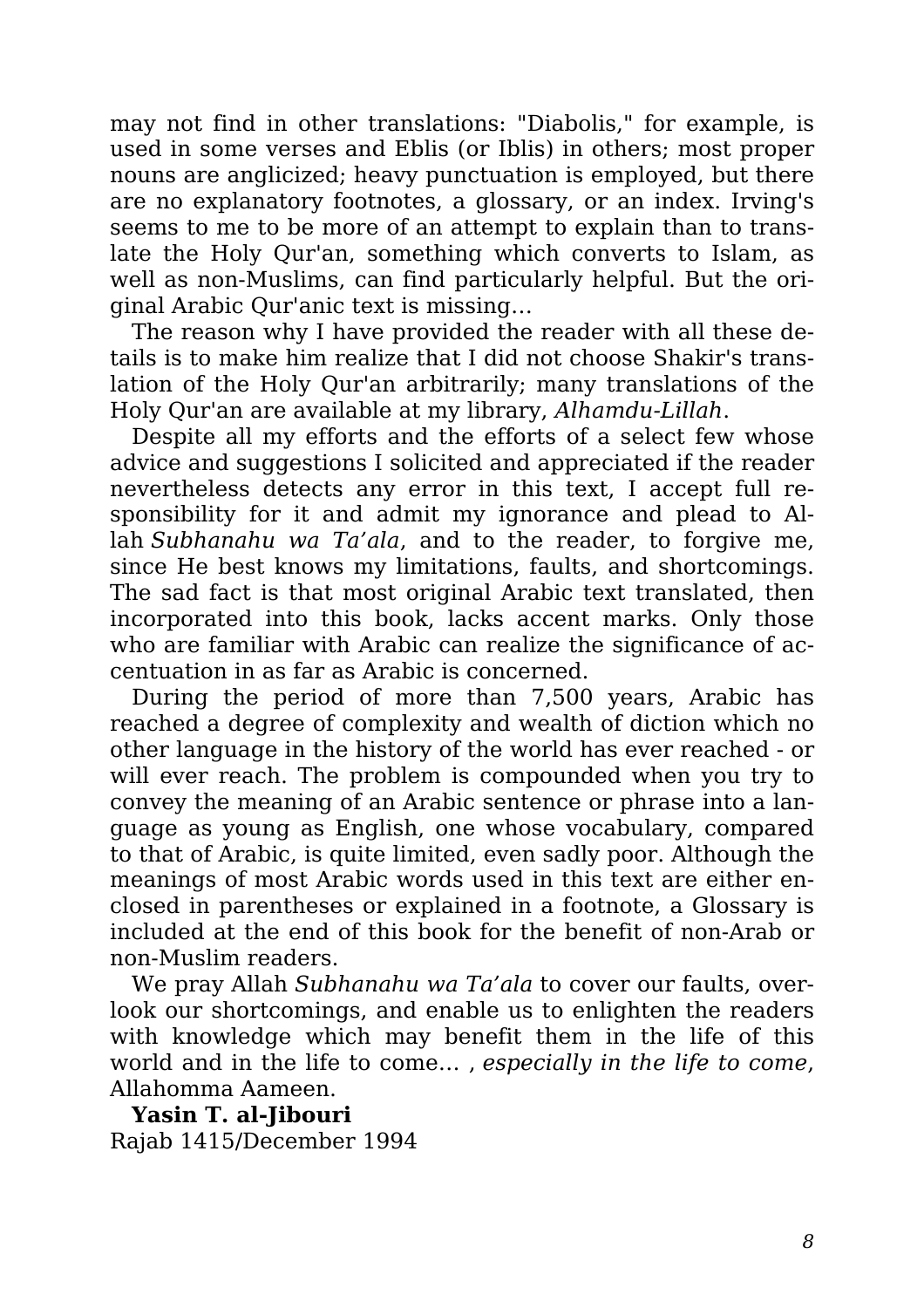may not find in other translations: "Diabolis," for example, is used in some verses and Eblis (or Iblis) in others; most proper nouns are anglicized; heavy punctuation is employed, but there are no explanatory footnotes, a glossary, or an index. Irving's seems to me to be more of an attempt to explain than to translate the Holy Qur'an, something which converts to Islam, as well as non-Muslims, can find particularly helpful. But the original Arabic Qur'anic text is missing…

The reason why I have provided the reader with all these details is to make him realize that I did not choose Shakir's translation of the Holy Qur'an arbitrarily; many translations of the Holy Qur'an are available at my library, *Alhamdu-Lillah*.

Despite all my efforts and the efforts of a select few whose advice and suggestions I solicited and appreciated if the reader nevertheless detects any error in this text, I accept full responsibility for it and admit my ignorance and plead to Allah *Subhanahu wa Ta'ala*, and to the reader, to forgive me, since He best knows my limitations, faults, and shortcomings. The sad fact is that most original Arabic text translated, then incorporated into this book, lacks accent marks. Only those who are familiar with Arabic can realize the significance of accentuation in as far as Arabic is concerned.

During the period of more than 7,500 years, Arabic has reached a degree of complexity and wealth of diction which no other language in the history of the world has ever reached - or will ever reach. The problem is compounded when you try to convey the meaning of an Arabic sentence or phrase into a language as young as English, one whose vocabulary, compared to that of Arabic, is quite limited, even sadly poor. Although the meanings of most Arabic words used in this text are either enclosed in parentheses or explained in a footnote, a Glossary is included at the end of this book for the benefit of non-Arab or non-Muslim readers.

We pray Allah *Subhanahu wa Ta'ala* to cover our faults, overlook our shortcomings, and enable us to enlighten the readers with knowledge which may benefit them in the life of this world and in the life to come… , *especially in the life to come*, Allahomma Aameen.

**Yasin T. al-Jibouri**
Rajab 1415/December 1994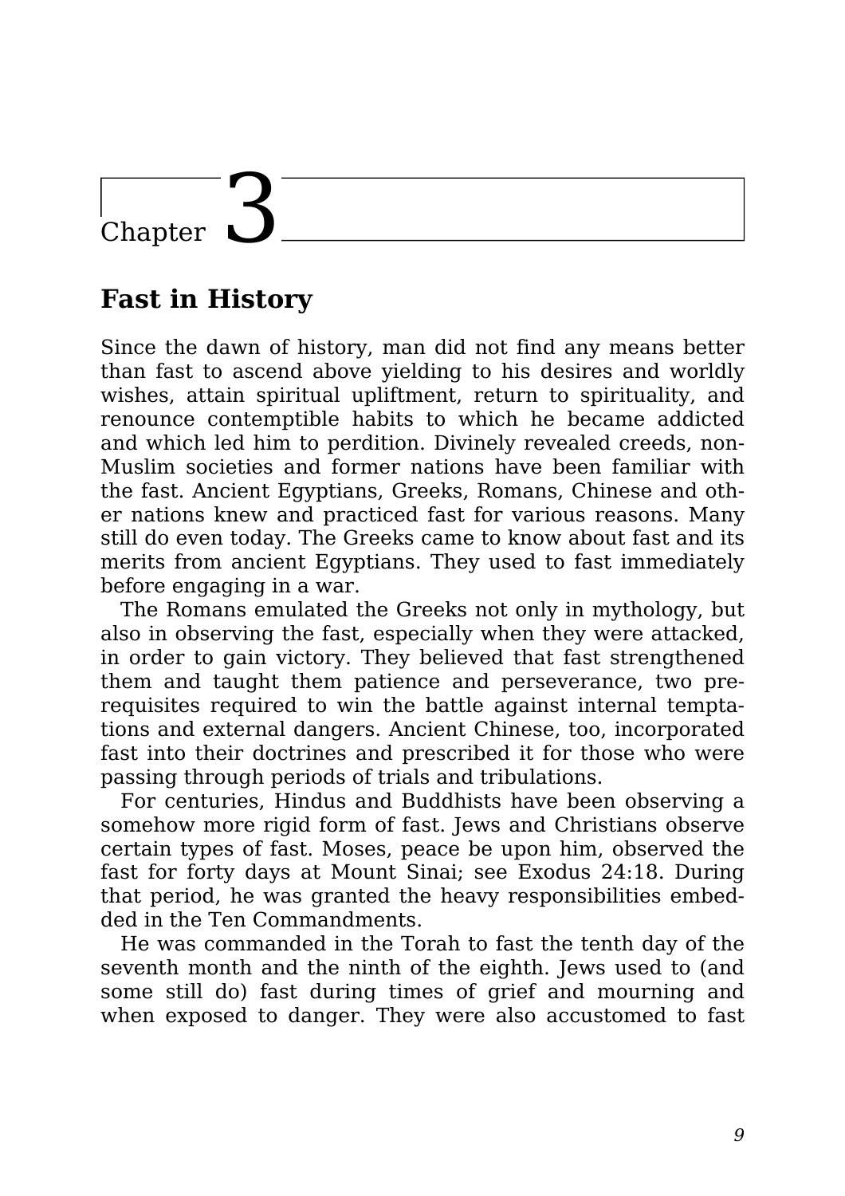# Chapter 3

## Fast in History

Since the dawn of history, man did not find any means better than fast to ascend above yielding to his desires and worldly wishes, attain spiritual upliftment, return to spirituality, and renounce contemptible habits to which he became addicted and which led him to perdition. Divinely revealed creeds, non-Muslim societies and former nations have been familiar with the fast. Ancient Egyptians, Greeks, Romans, Chinese and other nations knew and practiced fast for various reasons. Many still do even today. The Greeks came to know about fast and its merits from ancient Egyptians. They used to fast immediately before engaging in a war.

The Romans emulated the Greeks not only in mythology, but also in observing the fast, especially when they were attacked, in order to gain victory. They believed that fast strengthened them and taught them patience and perseverance, two prerequisites required to win the battle against internal temptations and external dangers. Ancient Chinese, too, incorporated fast into their doctrines and prescribed it for those who were passing through periods of trials and tribulations.

For centuries, Hindus and Buddhists have been observing a somehow more rigid form of fast. Jews and Christians observe certain types of fast. Moses, peace be upon him, observed the fast for forty days at Mount Sinai; see Exodus 24:18. During that period, he was granted the heavy responsibilities embedded in the Ten Commandments.

He was commanded in the Torah to fast the tenth day of the seventh month and the ninth of the eighth. Jews used to (and some still do) fast during times of grief and mourning and when exposed to danger. They were also accustomed to fast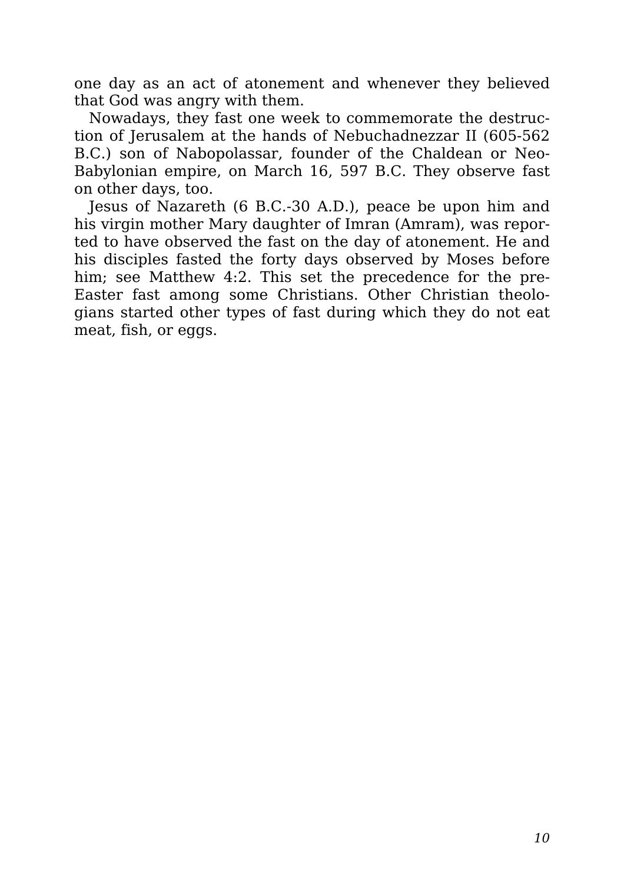one day as an act of atonement and whenever they believed that God was angry with them.

Nowadays, they fast one week to commemorate the destruction of Jerusalem at the hands of Nebuchadnezzar II (605-562 B.C.) son of Nabopolassar, founder of the Chaldean or Neo-Babylonian empire, on March 16, 597 B.C. They observe fast on other days, too.

Jesus of Nazareth (6 B.C.-30 A.D.), peace be upon him and his virgin mother Mary daughter of Imran (Amram), was reported to have observed the fast on the day of atonement. He and his disciples fasted the forty days observed by Moses before him; see Matthew 4:2. This set the precedence for the pre-Easter fast among some Christians. Other Christian theologians started other types of fast during which they do not eat meat, fish, or eggs.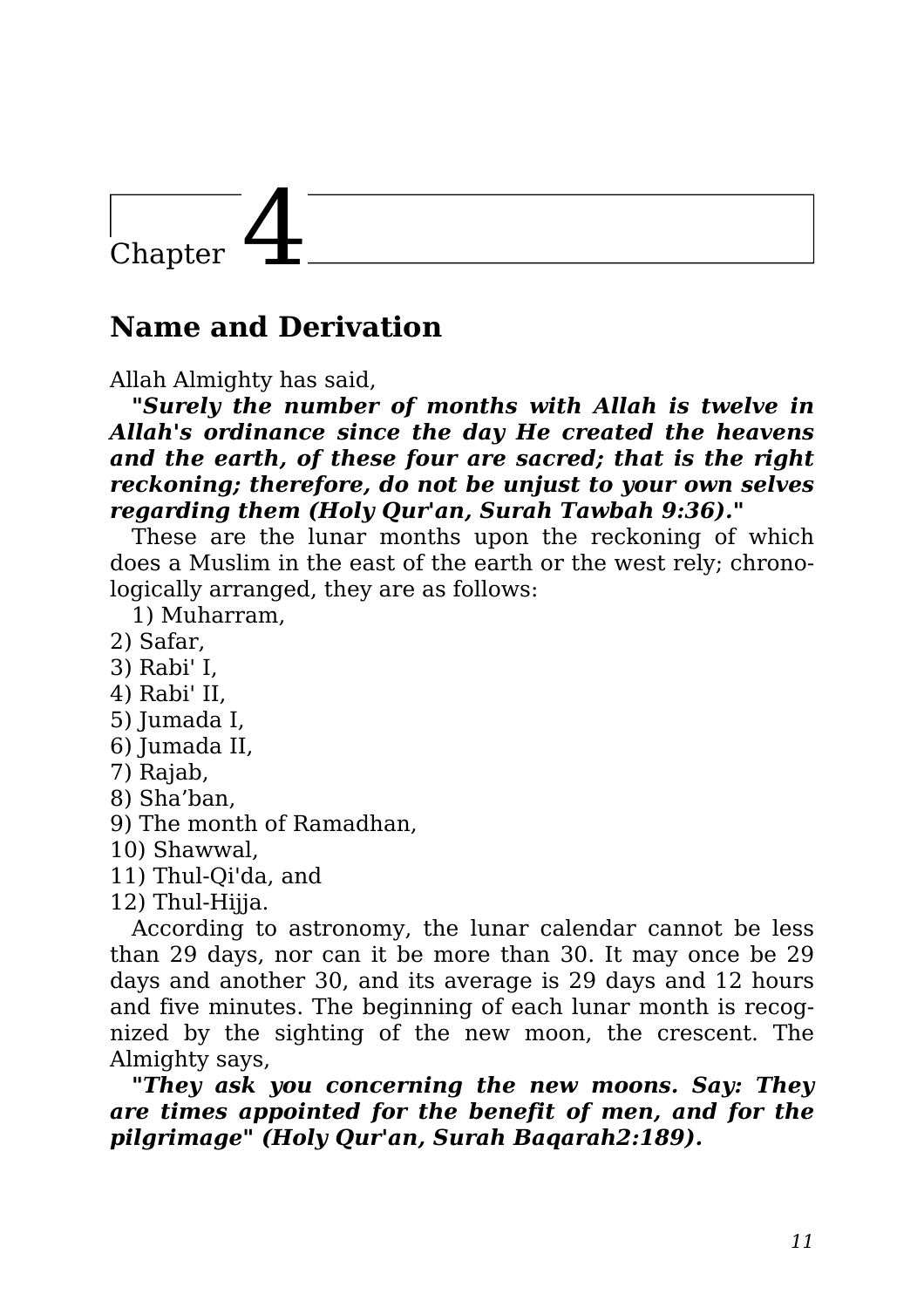# Chapter 4

## Name and Derivation

Allah Almighty has said,

***"Surely the number of months with Allah is twelve in Allah's ordinance since the day He created the heavens and the earth, of these four are sacred; that is the right reckoning; therefore, do not be unjust to your own selves regarding them (Holy Qur'an, Surah Tawbah 9:36)."***

These are the lunar months upon the reckoning of which does a Muslim in the east of the earth or the west rely; chronologically arranged, they are as follows:

1) Muharram,
2) Safar,
3) Rabi' I,
4) Rabi' II,
5) Jumada I,
6) Jumada II,
7) Rajab,
8) Sha'ban,
9) The month of Ramadhan,
10) Shawwal,
11) Thul-Qi'da, and
12) Thul-Hijja.

According to astronomy, the lunar calendar cannot be less than 29 days, nor can it be more than 30. It may once be 29 days and another 30, and its average is 29 days and 12 hours and five minutes. The beginning of each lunar month is recognized by the sighting of the new moon, the crescent. The Almighty says,

***"They ask you concerning the new moons. Say: They are times appointed for the benefit of men, and for the pilgrimage" (Holy Qur'an, Surah Baqarah2:189).***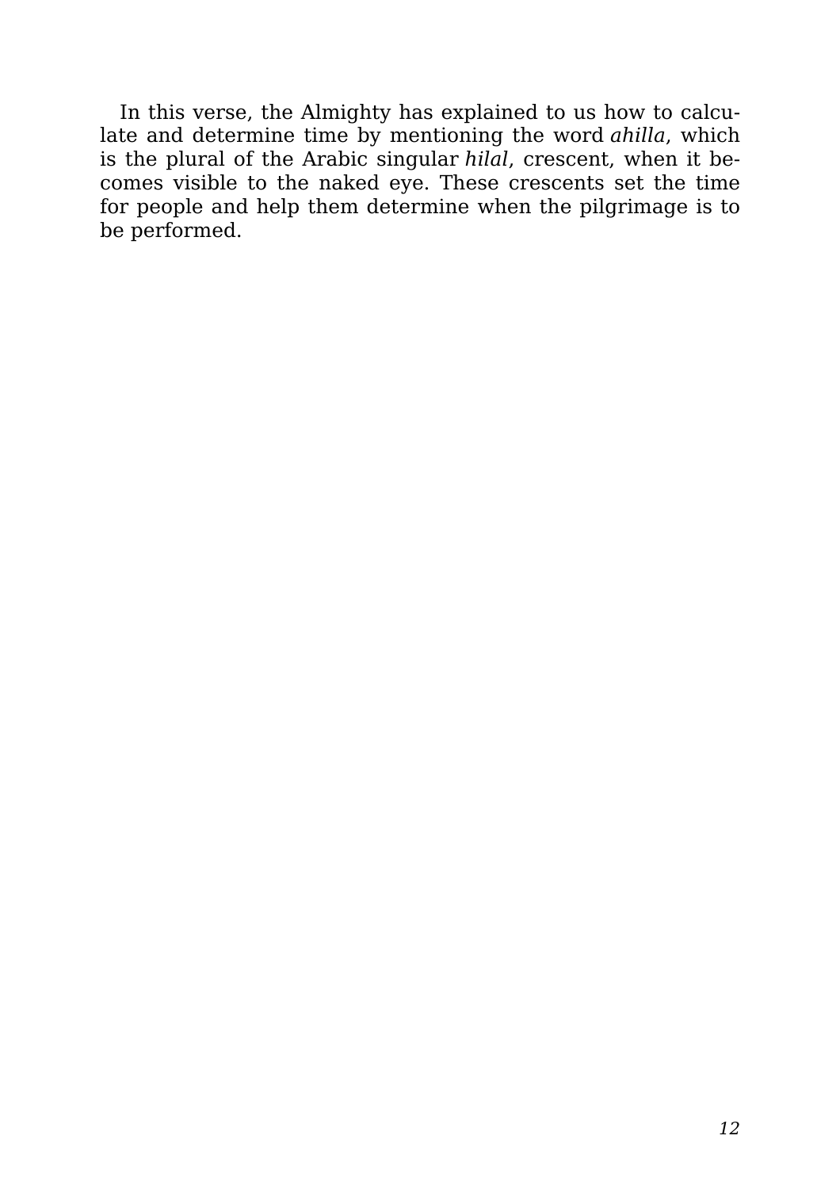In this verse, the Almighty has explained to us how to calculate and determine time by mentioning the word *ahilla*, which is the plural of the Arabic singular *hilal*, crescent, when it becomes visible to the naked eye. These crescents set the time for people and help them determine when the pilgrimage is to be performed.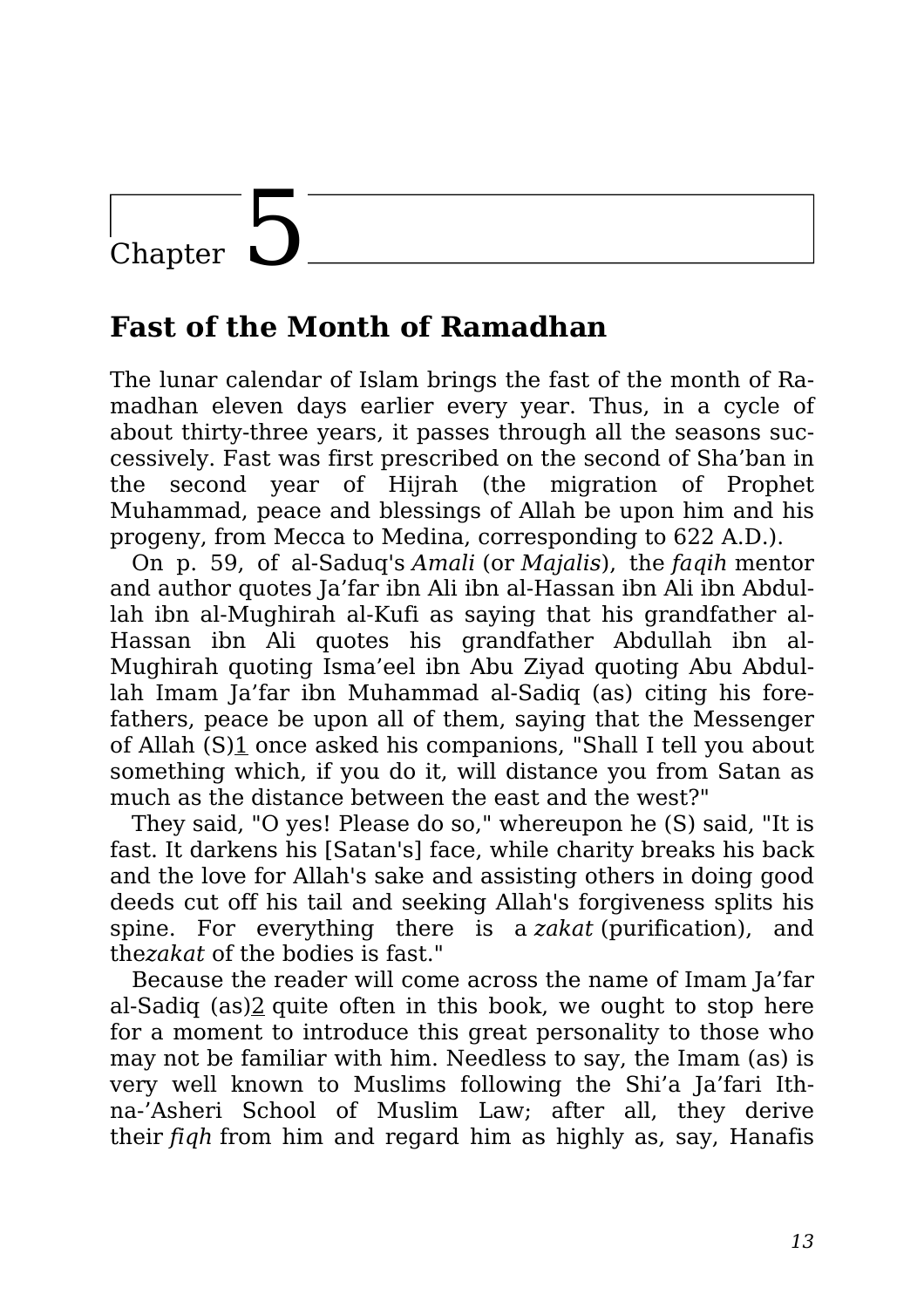# Chapter 5

## Fast of the Month of Ramadhan

The lunar calendar of Islam brings the fast of the month of Ramadhan eleven days earlier every year. Thus, in a cycle of about thirty-three years, it passes through all the seasons successively. Fast was first prescribed on the second of Sha'ban in the second year of Hijrah (the migration of Prophet Muhammad, peace and blessings of Allah be upon him and his progeny, from Mecca to Medina, corresponding to 622 A.D.).

On p. 59, of al-Saduq's *Amali* (or *Majalis*), the *faqih* mentor and author quotes Ja'far ibn Ali ibn al-Hassan ibn Ali ibn Abdullah ibn al-Mughirah al-Kufi as saying that his grandfather al-Hassan ibn Ali quotes his grandfather Abdullah ibn al-Mughirah quoting Isma'eel ibn Abu Ziyad quoting Abu Abdullah Imam Ja'far ibn Muhammad al-Sadiq (as) citing his forefathers, peace be upon all of them, saying that the Messenger of Allah (S)[1] once asked his companions, "Shall I tell you about something which, if you do it, will distance you from Satan as much as the distance between the east and the west?"

They said, "O yes! Please do so," whereupon he (S) said, "It is fast. It darkens his [Satan's] face, while charity breaks his back and the love for Allah's sake and assisting others in doing good deeds cut off his tail and seeking Allah's forgiveness splits his spine. For everything there is a *zakat* (purification), and the*zakat* of the bodies is fast."

Because the reader will come across the name of Imam Ja'far al-Sadiq (as)[2] quite often in this book, we ought to stop here for a moment to introduce this great personality to those who may not be familiar with him. Needless to say, the Imam (as) is very well known to Muslims following the Shi'a Ja'fari Ithna-'Asheri School of Muslim Law; after all, they derive their *fiqh* from him and regard him as highly as, say, Hanafis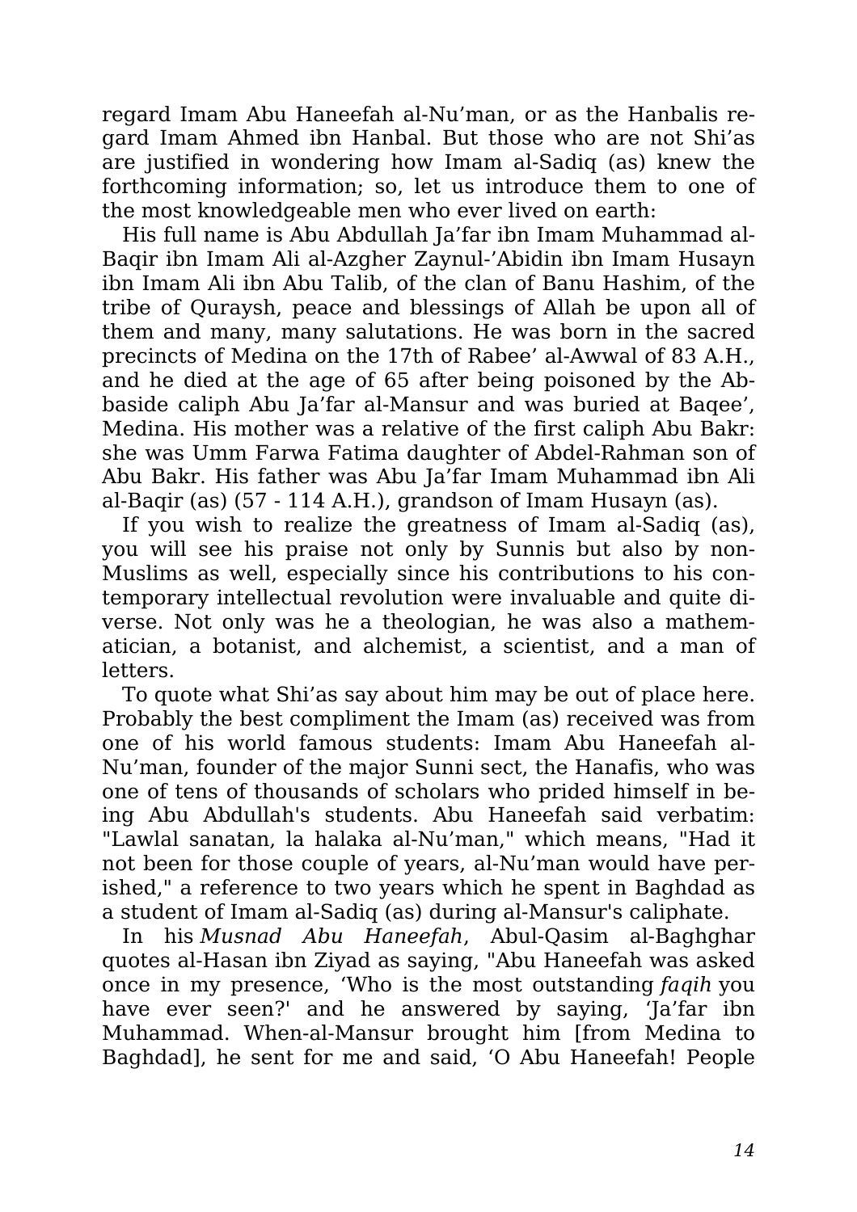regard Imam Abu Haneefah al-Nu'man, or as the Hanbalis regard Imam Ahmed ibn Hanbal. But those who are not Shi'as are justified in wondering how Imam al-Sadiq (as) knew the forthcoming information; so, let us introduce them to one of the most knowledgeable men who ever lived on earth:

His full name is Abu Abdullah Ja'far ibn Imam Muhammad al-Baqir ibn Imam Ali al-Azgher Zaynul-'Abidin ibn Imam Husayn ibn Imam Ali ibn Abu Talib, of the clan of Banu Hashim, of the tribe of Quraysh, peace and blessings of Allah be upon all of them and many, many salutations. He was born in the sacred precincts of Medina on the 17th of Rabee' al-Awwal of 83 A.H., and he died at the age of 65 after being poisoned by the Abbaside caliph Abu Ja'far al-Mansur and was buried at Baqee', Medina. His mother was a relative of the first caliph Abu Bakr: she was Umm Farwa Fatima daughter of Abdel-Rahman son of Abu Bakr. His father was Abu Ja'far Imam Muhammad ibn Ali al-Baqir (as) (57 - 114 A.H.), grandson of Imam Husayn (as).

If you wish to realize the greatness of Imam al-Sadiq (as), you will see his praise not only by Sunnis but also by non-Muslims as well, especially since his contributions to his contemporary intellectual revolution were invaluable and quite diverse. Not only was he a theologian, he was also a mathematician, a botanist, and alchemist, a scientist, and a man of letters.

To quote what Shi'as say about him may be out of place here. Probably the best compliment the Imam (as) received was from one of his world famous students: Imam Abu Haneefah al-Nu'man, founder of the major Sunni sect, the Hanafis, who was one of tens of thousands of scholars who prided himself in being Abu Abdullah's students. Abu Haneefah said verbatim: "Lawlal sanatan, la halaka al-Nu'man," which means, "Had it not been for those couple of years, al-Nu'man would have perished," a reference to two years which he spent in Baghdad as a student of Imam al-Sadiq (as) during al-Mansur's caliphate.

In his *Musnad Abu Haneefah*, Abul-Qasim al-Baghghar quotes al-Hasan ibn Ziyad as saying, "Abu Haneefah was asked once in my presence, 'Who is the most outstanding *faqih* you have ever seen?' and he answered by saying, 'Ja'far ibn Muhammad. When-al-Mansur brought him [from Medina to Baghdad], he sent for me and said, 'O Abu Haneefah! People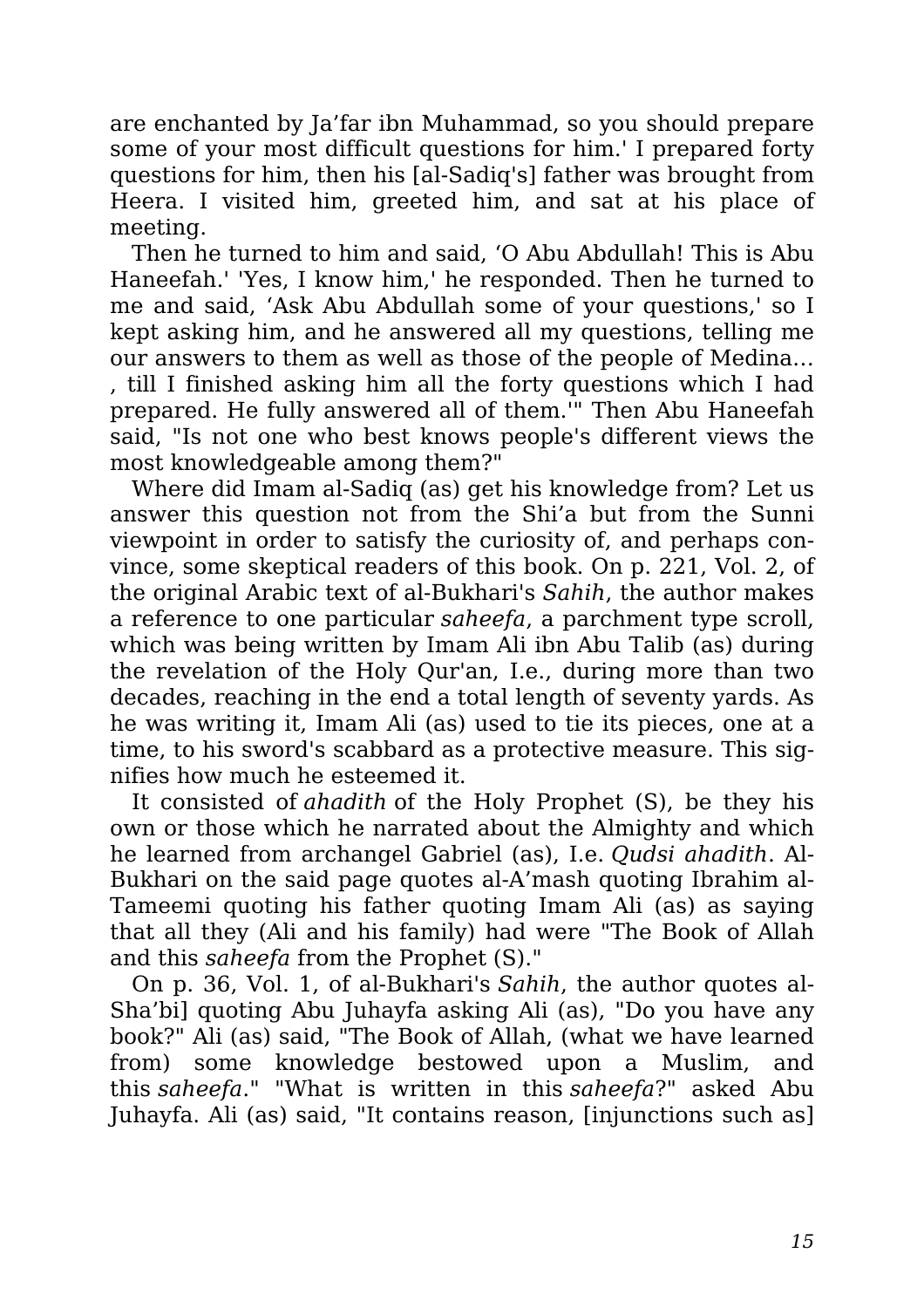are enchanted by Ja'far ibn Muhammad, so you should prepare some of your most difficult questions for him.' I prepared forty questions for him, then his [al-Sadiq's] father was brought from Heera. I visited him, greeted him, and sat at his place of meeting.

Then he turned to him and said, 'O Abu Abdullah! This is Abu Haneefah.' 'Yes, I know him,' he responded. Then he turned to me and said, 'Ask Abu Abdullah some of your questions,' so I kept asking him, and he answered all my questions, telling me our answers to them as well as those of the people of Medina… , till I finished asking him all the forty questions which I had prepared. He fully answered all of them.'" Then Abu Haneefah said, "Is not one who best knows people's different views the most knowledgeable among them?"

Where did Imam al-Sadiq (as) get his knowledge from? Let us answer this question not from the Shi'a but from the Sunni viewpoint in order to satisfy the curiosity of, and perhaps convince, some skeptical readers of this book. On p. 221, Vol. 2, of the original Arabic text of al-Bukhari's *Sahih*, the author makes a reference to one particular *saheefa*, a parchment type scroll, which was being written by Imam Ali ibn Abu Talib (as) during the revelation of the Holy Qur'an, I.e., during more than two decades, reaching in the end a total length of seventy yards. As he was writing it, Imam Ali (as) used to tie its pieces, one at a time, to his sword's scabbard as a protective measure. This signifies how much he esteemed it.

It consisted of *ahadith* of the Holy Prophet (S), be they his own or those which he narrated about the Almighty and which he learned from archangel Gabriel (as), I.e. *Qudsi ahadith*. Al-Bukhari on the said page quotes al-A'mash quoting Ibrahim al-Tameemi quoting his father quoting Imam Ali (as) as saying that all they (Ali and his family) had were "The Book of Allah and this *saheefa* from the Prophet (S)."

On p. 36, Vol. 1, of al-Bukhari's *Sahih*, the author quotes al-Sha'bi] quoting Abu Juhayfa asking Ali (as), "Do you have any book?" Ali (as) said, "The Book of Allah, (what we have learned from) some knowledge bestowed upon a Muslim, and this *saheefa*." "What is written in this *saheefa*?" asked Abu Juhayfa. Ali (as) said, "It contains reason, [injunctions such as]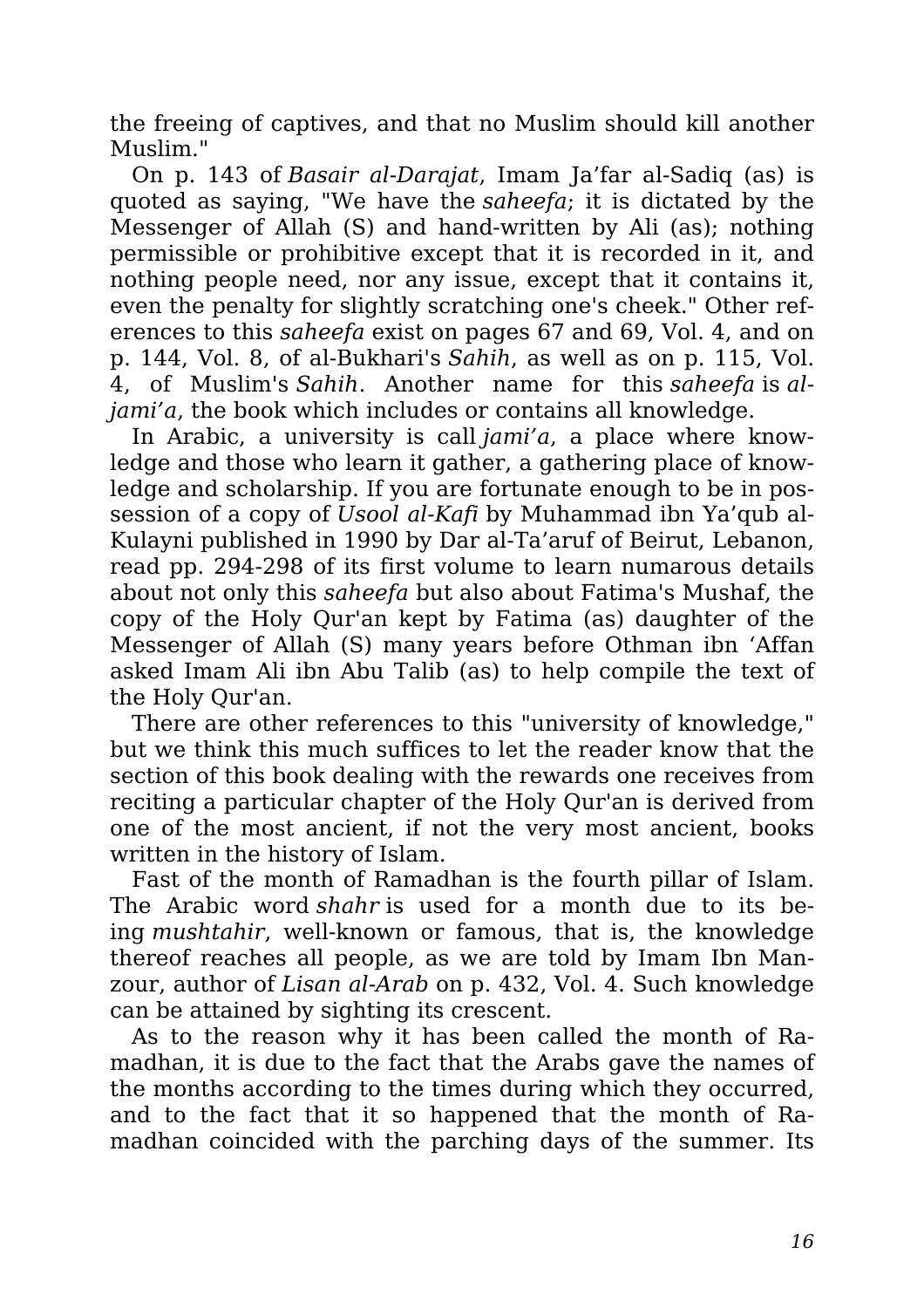the freeing of captives, and that no Muslim should kill another Muslim."

On p. 143 of *Basair al-Darajat*, Imam Ja'far al-Sadiq (as) is quoted as saying, "We have the *saheefa*; it is dictated by the Messenger of Allah (S) and hand-written by Ali (as); nothing permissible or prohibitive except that it is recorded in it, and nothing people need, nor any issue, except that it contains it, even the penalty for slightly scratching one's cheek." Other references to this *saheefa* exist on pages 67 and 69, Vol. 4, and on p. 144, Vol. 8, of al-Bukhari's *Sahih*, as well as on p. 115, Vol. 4, of Muslim's *Sahih*. Another name for this *saheefa* is *al-jami'a*, the book which includes or contains all knowledge.

In Arabic, a university is call *jami'a*, a place where knowledge and those who learn it gather, a gathering place of knowledge and scholarship. If you are fortunate enough to be in possession of a copy of *Usool al-Kafi* by Muhammad ibn Ya'qub al-Kulayni published in 1990 by Dar al-Ta'aruf of Beirut, Lebanon, read pp. 294-298 of its first volume to learn numarous details about not only this *saheefa* but also about Fatima's Mushaf, the copy of the Holy Qur'an kept by Fatima (as) daughter of the Messenger of Allah (S) many years before Othman ibn 'Affan asked Imam Ali ibn Abu Talib (as) to help compile the text of the Holy Qur'an.

There are other references to this "university of knowledge," but we think this much suffices to let the reader know that the section of this book dealing with the rewards one receives from reciting a particular chapter of the Holy Qur'an is derived from one of the most ancient, if not the very most ancient, books written in the history of Islam.

Fast of the month of Ramadhan is the fourth pillar of Islam. The Arabic word *shahr* is used for a month due to its being *mushtahir*, well-known or famous, that is, the knowledge thereof reaches all people, as we are told by Imam Ibn Manzour, author of *Lisan al-Arab* on p. 432, Vol. 4. Such knowledge can be attained by sighting its crescent.

As to the reason why it has been called the month of Ramadhan, it is due to the fact that the Arabs gave the names of the months according to the times during which they occurred, and to the fact that it so happened that the month of Ramadhan coincided with the parching days of the summer. Its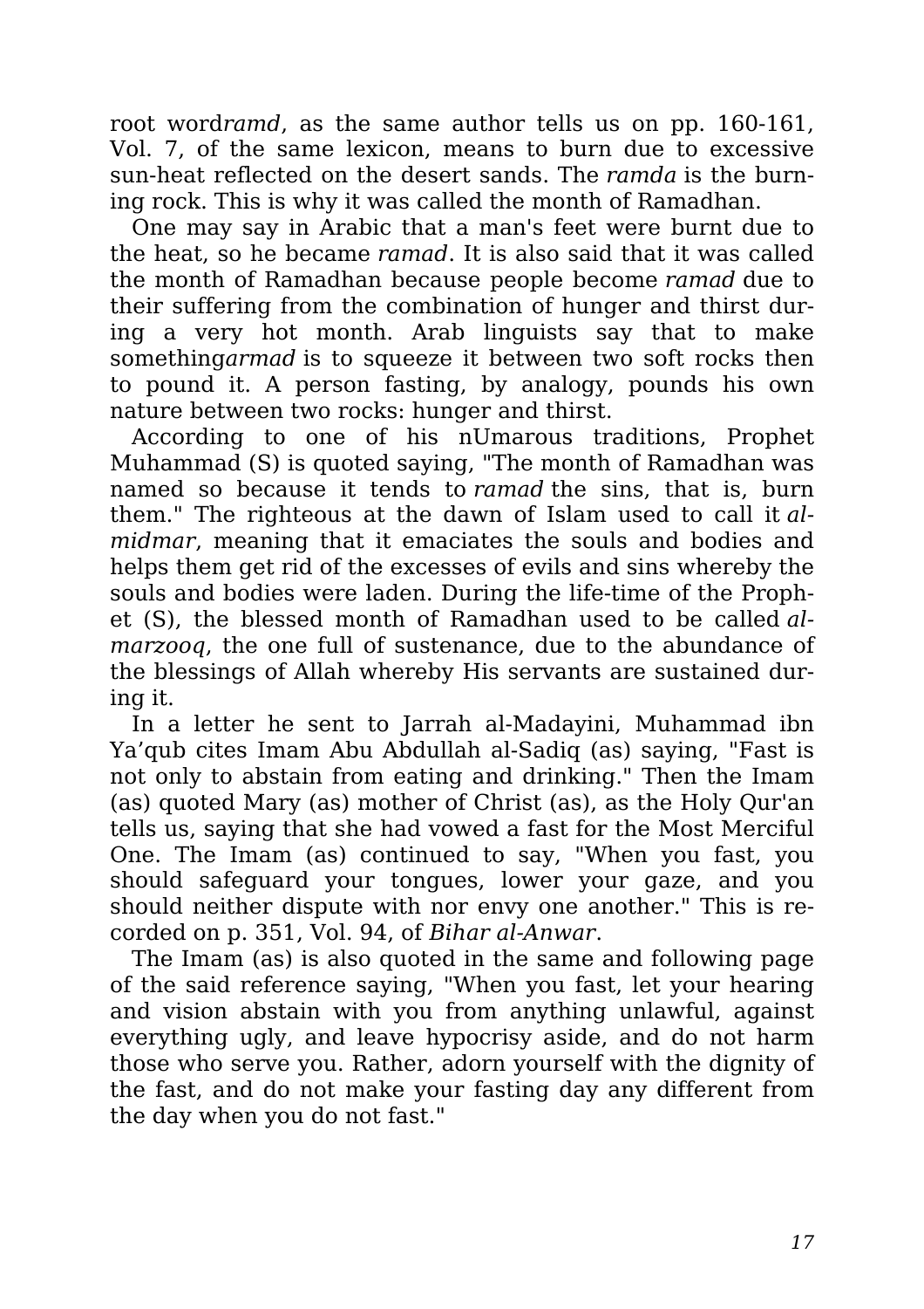root word*ramd*, as the same author tells us on pp. 160-161, Vol. 7, of the same lexicon, means to burn due to excessive sun-heat reflected on the desert sands. The *ramda* is the burning rock. This is why it was called the month of Ramadhan.

One may say in Arabic that a man's feet were burnt due to the heat, so he became *ramad*. It is also said that it was called the month of Ramadhan because people become *ramad* due to their suffering from the combination of hunger and thirst during a very hot month. Arab linguists say that to make something*armad* is to squeeze it between two soft rocks then to pound it. A person fasting, by analogy, pounds his own nature between two rocks: hunger and thirst.

According to one of his nUmarous traditions, Prophet Muhammad (S) is quoted saying, "The month of Ramadhan was named so because it tends to *ramad* the sins, that is, burn them." The righteous at the dawn of Islam used to call it *al-midmar*, meaning that it emaciates the souls and bodies and helps them get rid of the excesses of evils and sins whereby the souls and bodies were laden. During the life-time of the Prophet (S), the blessed month of Ramadhan used to be called *al-marzooq*, the one full of sustenance, due to the abundance of the blessings of Allah whereby His servants are sustained during it.

In a letter he sent to Jarrah al-Madayini, Muhammad ibn Ya'qub cites Imam Abu Abdullah al-Sadiq (as) saying, "Fast is not only to abstain from eating and drinking." Then the Imam (as) quoted Mary (as) mother of Christ (as), as the Holy Qur'an tells us, saying that she had vowed a fast for the Most Merciful One. The Imam (as) continued to say, "When you fast, you should safeguard your tongues, lower your gaze, and you should neither dispute with nor envy one another." This is recorded on p. 351, Vol. 94, of *Bihar al-Anwar*.

The Imam (as) is also quoted in the same and following page of the said reference saying, "When you fast, let your hearing and vision abstain with you from anything unlawful, against everything ugly, and leave hypocrisy aside, and do not harm those who serve you. Rather, adorn yourself with the dignity of the fast, and do not make your fasting day any different from the day when you do not fast."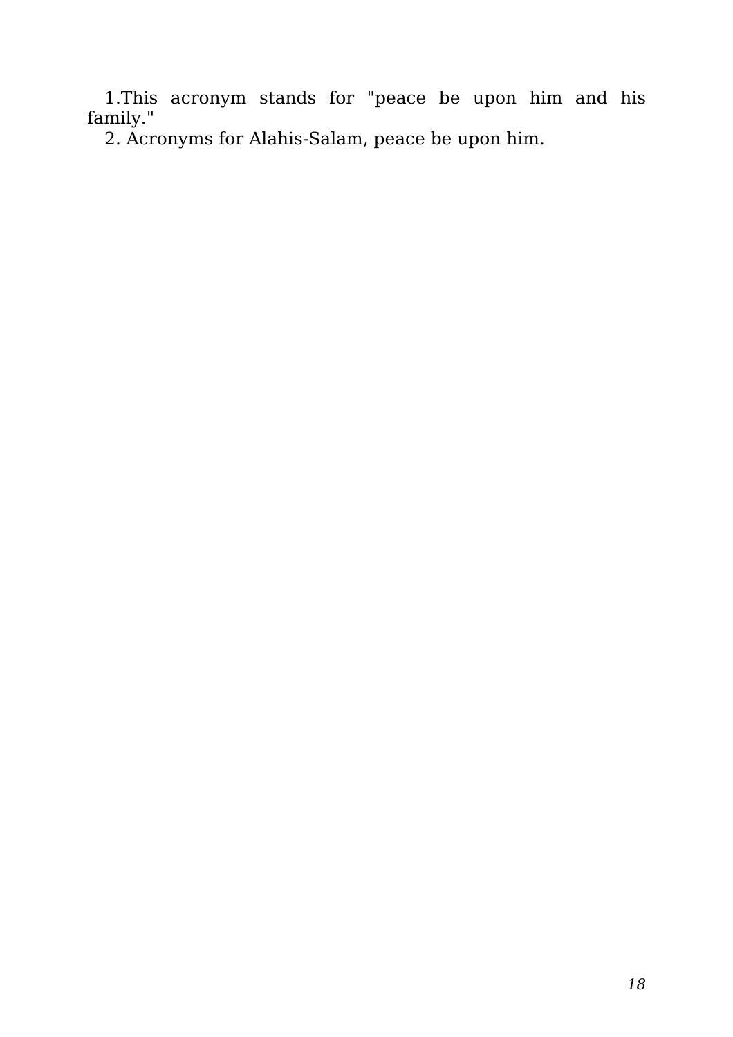1.This acronym stands for "peace be upon him and his family."

2. Acronyms for Alahis-Salam, peace be upon him.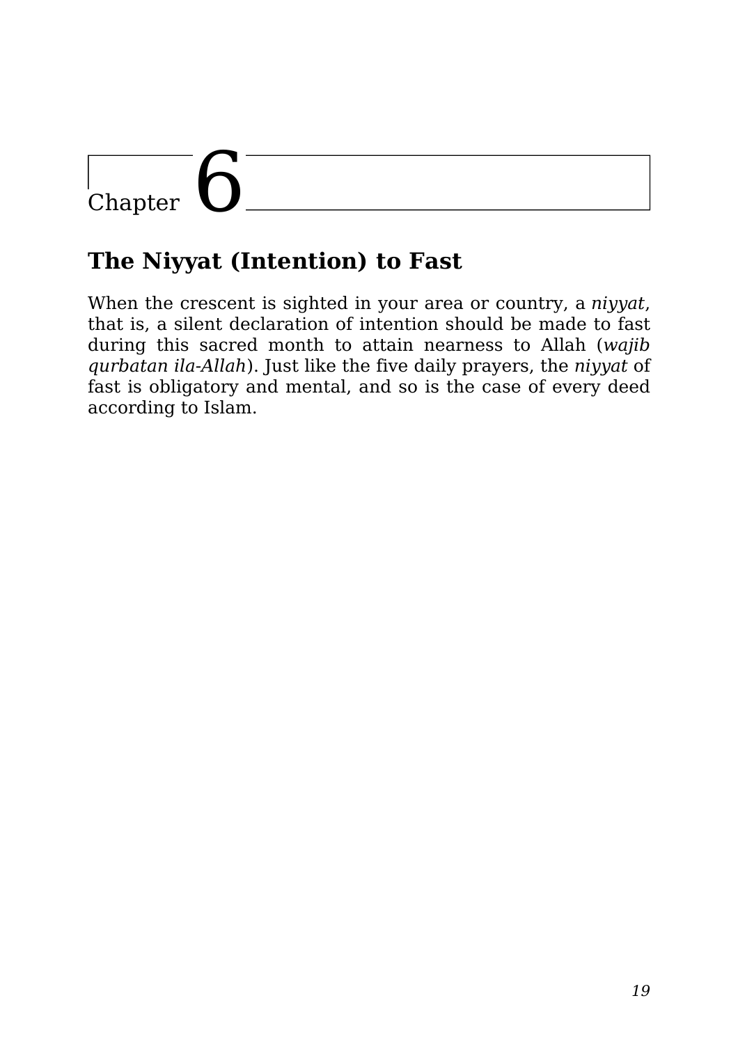# Chapter 6

## The Niyyat (Intention) to Fast

When the crescent is sighted in your area or country, a *niyyat*, that is, a silent declaration of intention should be made to fast during this sacred month to attain nearness to Allah (*wajib qurbatan ila-Allah*). Just like the five daily prayers, the *niyyat* of fast is obligatory and mental, and so is the case of every deed according to Islam.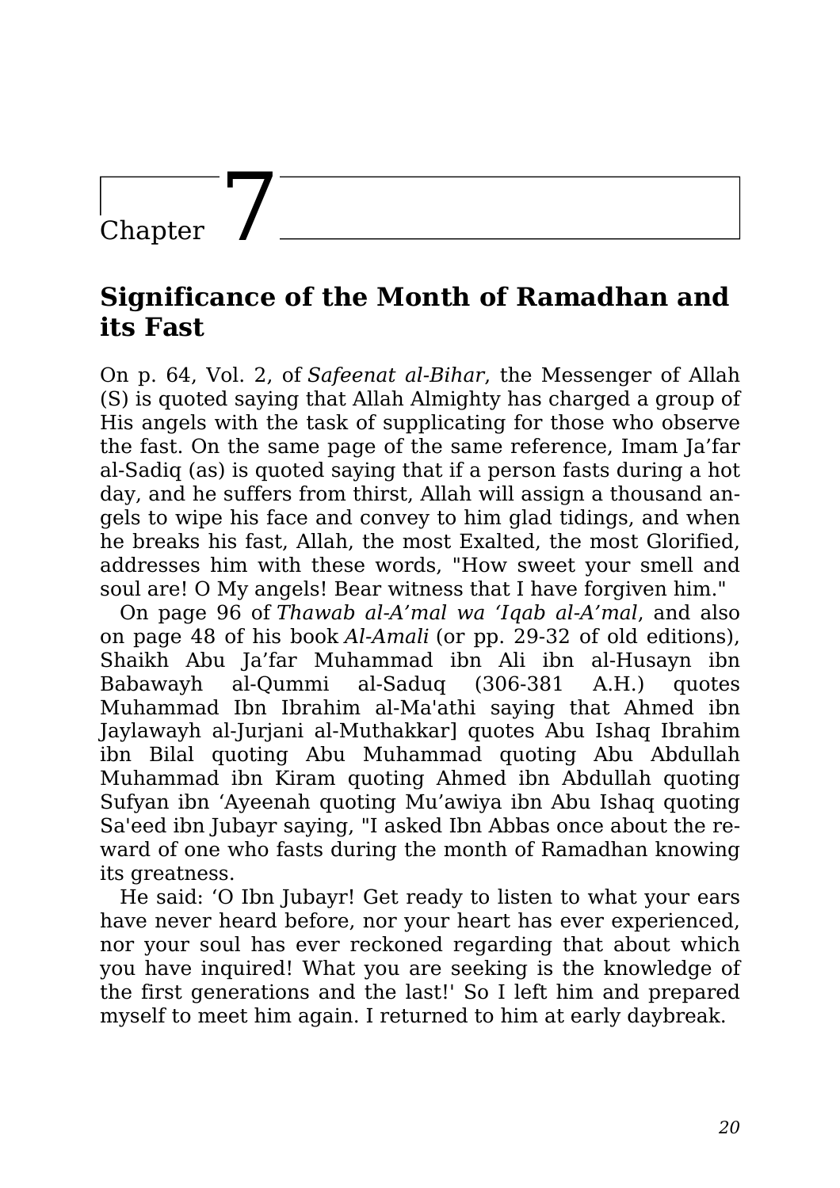# Chapter 7

## Significance of the Month of Ramadhan and its Fast

On p. 64, Vol. 2, of *Safeenat al-Bihar*, the Messenger of Allah (S) is quoted saying that Allah Almighty has charged a group of His angels with the task of supplicating for those who observe the fast. On the same page of the same reference, Imam Ja'far al-Sadiq (as) is quoted saying that if a person fasts during a hot day, and he suffers from thirst, Allah will assign a thousand angels to wipe his face and convey to him glad tidings, and when he breaks his fast, Allah, the most Exalted, the most Glorified, addresses him with these words, "How sweet your smell and soul are! O My angels! Bear witness that I have forgiven him."

On page 96 of *Thawab al-A'mal wa 'Iqab al-A'mal*, and also on page 48 of his book *Al-Amali* (or pp. 29-32 of old editions), Shaikh Abu Ja'far Muhammad ibn Ali ibn al-Husayn ibn Babawayh al-Qummi al-Saduq (306-381 A.H.) quotes Muhammad Ibn Ibrahim al-Ma'athi saying that Ahmed ibn Jaylawayh al-Jurjani al-Muthakkar] quotes Abu Ishaq Ibrahim ibn Bilal quoting Abu Muhammad quoting Abu Abdullah Muhammad ibn Kiram quoting Ahmed ibn Abdullah quoting Sufyan ibn 'Ayeenah quoting Mu'awiya ibn Abu Ishaq quoting Sa'eed ibn Jubayr saying, "I asked Ibn Abbas once about the reward of one who fasts during the month of Ramadhan knowing its greatness.

He said: 'O Ibn Jubayr! Get ready to listen to what your ears have never heard before, nor your heart has ever experienced, nor your soul has ever reckoned regarding that about which you have inquired! What you are seeking is the knowledge of the first generations and the last!' So I left him and prepared myself to meet him again. I returned to him at early daybreak.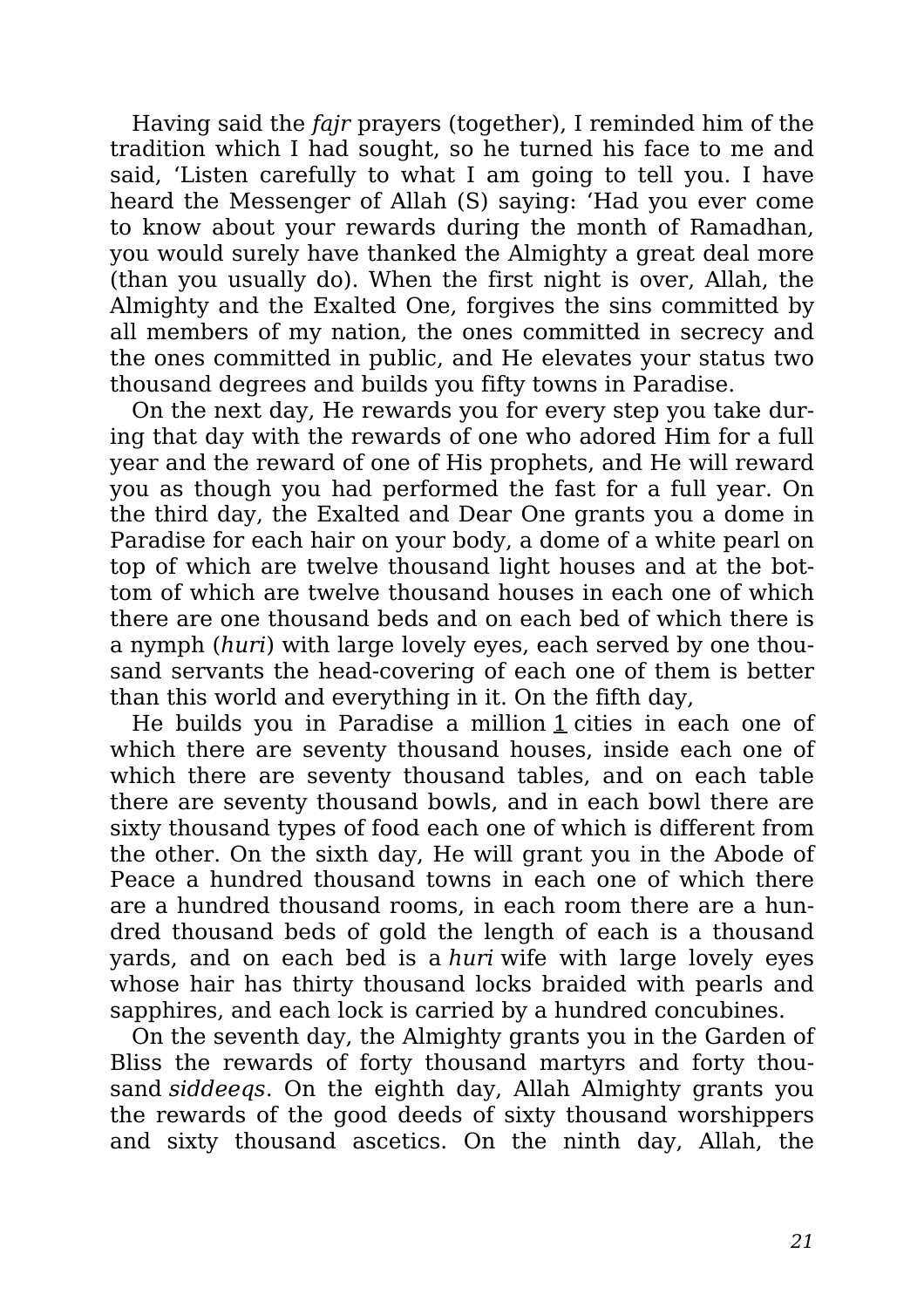Having said the *fajr* prayers (together), I reminded him of the tradition which I had sought, so he turned his face to me and said, 'Listen carefully to what I am going to tell you. I have heard the Messenger of Allah (S) saying: 'Had you ever come to know about your rewards during the month of Ramadhan, you would surely have thanked the Almighty a great deal more (than you usually do). When the first night is over, Allah, the Almighty and the Exalted One, forgives the sins committed by all members of my nation, the ones committed in secrecy and the ones committed in public, and He elevates your status two thousand degrees and builds you fifty towns in Paradise.

On the next day, He rewards you for every step you take during that day with the rewards of one who adored Him for a full year and the reward of one of His prophets, and He will reward you as though you had performed the fast for a full year. On the third day, the Exalted and Dear One grants you a dome in Paradise for each hair on your body, a dome of a white pearl on top of which are twelve thousand light houses and at the bottom of which are twelve thousand houses in each one of which there are one thousand beds and on each bed of which there is a nymph (*huri*) with large lovely eyes, each served by one thousand servants the head-covering of each one of them is better than this world and everything in it. On the fifth day,

He builds you in Paradise a million [1] cities in each one of which there are seventy thousand houses, inside each one of which there are seventy thousand tables, and on each table there are seventy thousand bowls, and in each bowl there are sixty thousand types of food each one of which is different from the other. On the sixth day, He will grant you in the Abode of Peace a hundred thousand towns in each one of which there are a hundred thousand rooms, in each room there are a hundred thousand beds of gold the length of each is a thousand yards, and on each bed is a *huri* wife with large lovely eyes whose hair has thirty thousand locks braided with pearls and sapphires, and each lock is carried by a hundred concubines.

On the seventh day, the Almighty grants you in the Garden of Bliss the rewards of forty thousand martyrs and forty thousand *siddeeqs*. On the eighth day, Allah Almighty grants you the rewards of the good deeds of sixty thousand worshippers and sixty thousand ascetics. On the ninth day, Allah, the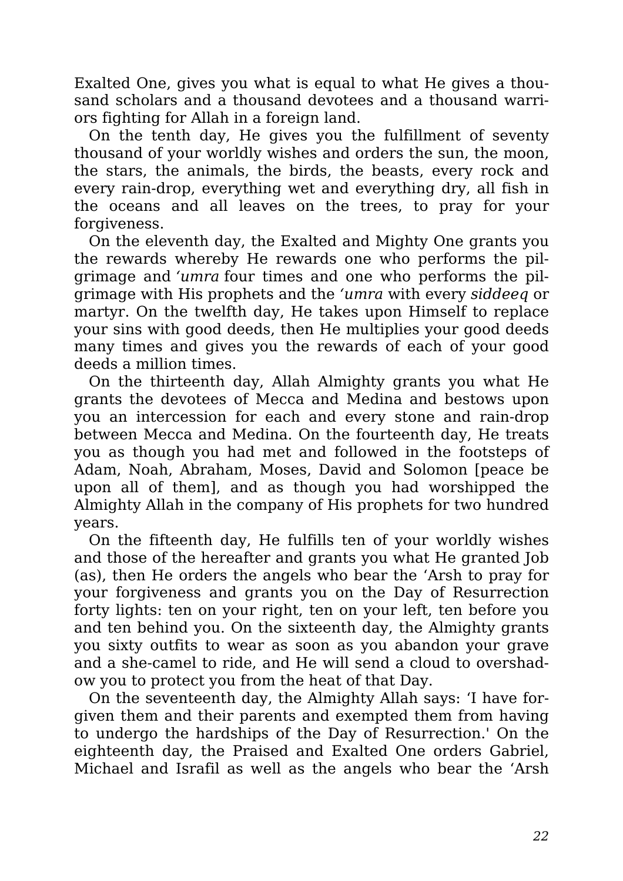Exalted One, gives you what is equal to what He gives a thousand scholars and a thousand devotees and a thousand warriors fighting for Allah in a foreign land.

On the tenth day, He gives you the fulfillment of seventy thousand of your worldly wishes and orders the sun, the moon, the stars, the animals, the birds, the beasts, every rock and every rain-drop, everything wet and everything dry, all fish in the oceans and all leaves on the trees, to pray for your forgiveness.

On the eleventh day, the Exalted and Mighty One grants you the rewards whereby He rewards one who performs the pilgrimage and *'umra* four times and one who performs the pilgrimage with His prophets and the *'umra* with every *siddeeq* or martyr. On the twelfth day, He takes upon Himself to replace your sins with good deeds, then He multiplies your good deeds many times and gives you the rewards of each of your good deeds a million times.

On the thirteenth day, Allah Almighty grants you what He grants the devotees of Mecca and Medina and bestows upon you an intercession for each and every stone and rain-drop between Mecca and Medina. On the fourteenth day, He treats you as though you had met and followed in the footsteps of Adam, Noah, Abraham, Moses, David and Solomon [peace be upon all of them], and as though you had worshipped the Almighty Allah in the company of His prophets for two hundred years.

On the fifteenth day, He fulfills ten of your worldly wishes and those of the hereafter and grants you what He granted Job (as), then He orders the angels who bear the 'Arsh to pray for your forgiveness and grants you on the Day of Resurrection forty lights: ten on your right, ten on your left, ten before you and ten behind you. On the sixteenth day, the Almighty grants you sixty outfits to wear as soon as you abandon your grave and a she-camel to ride, and He will send a cloud to overshadow you to protect you from the heat of that Day.

On the seventeenth day, the Almighty Allah says: 'I have forgiven them and their parents and exempted them from having to undergo the hardships of the Day of Resurrection.' On the eighteenth day, the Praised and Exalted One orders Gabriel, Michael and Israfil as well as the angels who bear the 'Arsh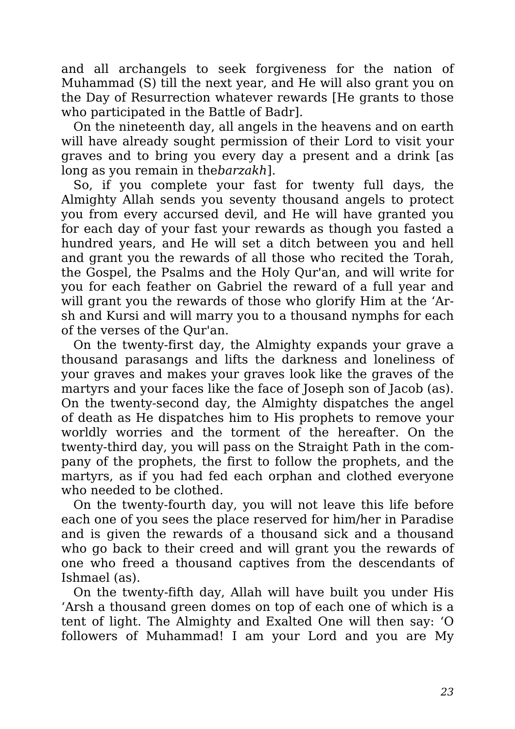and all archangels to seek forgiveness for the nation of Muhammad (S) till the next year, and He will also grant you on the Day of Resurrection whatever rewards [He grants to those who participated in the Battle of Badr].

On the nineteenth day, all angels in the heavens and on earth will have already sought permission of their Lord to visit your graves and to bring you every day a present and a drink [as long as you remain in the*barzakh*].

So, if you complete your fast for twenty full days, the Almighty Allah sends you seventy thousand angels to protect you from every accursed devil, and He will have granted you for each day of your fast your rewards as though you fasted a hundred years, and He will set a ditch between you and hell and grant you the rewards of all those who recited the Torah, the Gospel, the Psalms and the Holy Qur'an, and will write for you for each feather on Gabriel the reward of a full year and will grant you the rewards of those who glorify Him at the 'Arsh and Kursi and will marry you to a thousand nymphs for each of the verses of the Qur'an.

On the twenty-first day, the Almighty expands your grave a thousand parasangs and lifts the darkness and loneliness of your graves and makes your graves look like the graves of the martyrs and your faces like the face of Joseph son of Jacob (as). On the twenty-second day, the Almighty dispatches the angel of death as He dispatches him to His prophets to remove your worldly worries and the torment of the hereafter. On the twenty-third day, you will pass on the Straight Path in the company of the prophets, the first to follow the prophets, and the martyrs, as if you had fed each orphan and clothed everyone who needed to be clothed.

On the twenty-fourth day, you will not leave this life before each one of you sees the place reserved for him/her in Paradise and is given the rewards of a thousand sick and a thousand who go back to their creed and will grant you the rewards of one who freed a thousand captives from the descendants of Ishmael (as).

On the twenty-fifth day, Allah will have built you under His 'Arsh a thousand green domes on top of each one of which is a tent of light. The Almighty and Exalted One will then say: 'O followers of Muhammad! I am your Lord and you are My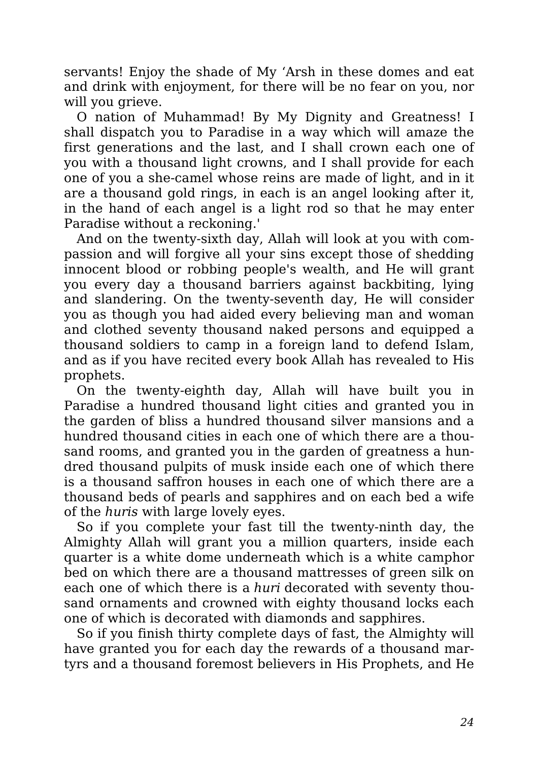servants! Enjoy the shade of My ‘Arsh in these domes and eat and drink with enjoyment, for there will be no fear on you, nor will you grieve.

O nation of Muhammad! By My Dignity and Greatness! I shall dispatch you to Paradise in a way which will amaze the first generations and the last, and I shall crown each one of you with a thousand light crowns, and I shall provide for each one of you a she-camel whose reins are made of light, and in it are a thousand gold rings, in each is an angel looking after it, in the hand of each angel is a light rod so that he may enter Paradise without a reckoning.'

And on the twenty-sixth day, Allah will look at you with compassion and will forgive all your sins except those of shedding innocent blood or robbing people's wealth, and He will grant you every day a thousand barriers against backbiting, lying and slandering. On the twenty-seventh day, He will consider you as though you had aided every believing man and woman and clothed seventy thousand naked persons and equipped a thousand soldiers to camp in a foreign land to defend Islam, and as if you have recited every book Allah has revealed to His prophets.

On the twenty-eighth day, Allah will have built you in Paradise a hundred thousand light cities and granted you in the garden of bliss a hundred thousand silver mansions and a hundred thousand cities in each one of which there are a thousand rooms, and granted you in the garden of greatness a hundred thousand pulpits of musk inside each one of which there is a thousand saffron houses in each one of which there are a thousand beds of pearls and sapphires and on each bed a wife of the *huris* with large lovely eyes.

So if you complete your fast till the twenty-ninth day, the Almighty Allah will grant you a million quarters, inside each quarter is a white dome underneath which is a white camphor bed on which there are a thousand mattresses of green silk on each one of which there is a *huri* decorated with seventy thousand ornaments and crowned with eighty thousand locks each one of which is decorated with diamonds and sapphires.

So if you finish thirty complete days of fast, the Almighty will have granted you for each day the rewards of a thousand martyrs and a thousand foremost believers in His Prophets, and He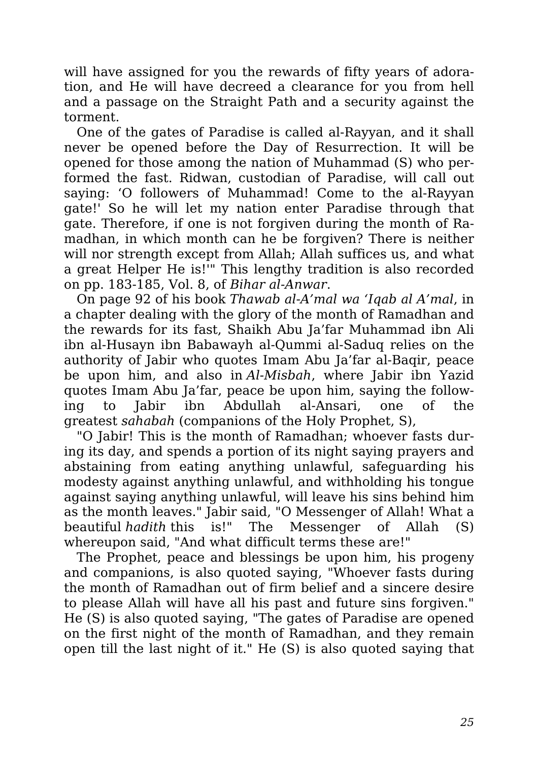will have assigned for you the rewards of fifty years of adoration, and He will have decreed a clearance for you from hell and a passage on the Straight Path and a security against the torment.

One of the gates of Paradise is called al-Rayyan, and it shall never be opened before the Day of Resurrection. It will be opened for those among the nation of Muhammad (S) who performed the fast. Ridwan, custodian of Paradise, will call out saying: 'O followers of Muhammad! Come to the al-Rayyan gate!' So he will let my nation enter Paradise through that gate. Therefore, if one is not forgiven during the month of Ramadhan, in which month can he be forgiven? There is neither will nor strength except from Allah; Allah suffices us, and what a great Helper He is!'" This lengthy tradition is also recorded on pp. 183-185, Vol. 8, of *Bihar al-Anwar*.

On page 92 of his book *Thawab al-A'mal wa 'Iqab al A'mal*, in a chapter dealing with the glory of the month of Ramadhan and the rewards for its fast, Shaikh Abu Ja'far Muhammad ibn Ali ibn al-Husayn ibn Babawayh al-Qummi al-Saduq relies on the authority of Jabir who quotes Imam Abu Ja'far al-Baqir, peace be upon him, and also in *Al-Misbah*, where Jabir ibn Yazid quotes Imam Abu Ja'far, peace be upon him, saying the following to Jabir ibn Abdullah al-Ansari, one of the greatest *sahabah* (companions of the Holy Prophet, S),

"O Jabir! This is the month of Ramadhan; whoever fasts during its day, and spends a portion of its night saying prayers and abstaining from eating anything unlawful, safeguarding his modesty against anything unlawful, and withholding his tongue against saying anything unlawful, will leave his sins behind him as the month leaves." Jabir said, "O Messenger of Allah! What a beautiful *hadith* this is!" The Messenger of Allah (S) whereupon said, "And what difficult terms these are!"

The Prophet, peace and blessings be upon him, his progeny and companions, is also quoted saying, "Whoever fasts during the month of Ramadhan out of firm belief and a sincere desire to please Allah will have all his past and future sins forgiven." He (S) is also quoted saying, "The gates of Paradise are opened on the first night of the month of Ramadhan, and they remain open till the last night of it." He (S) is also quoted saying that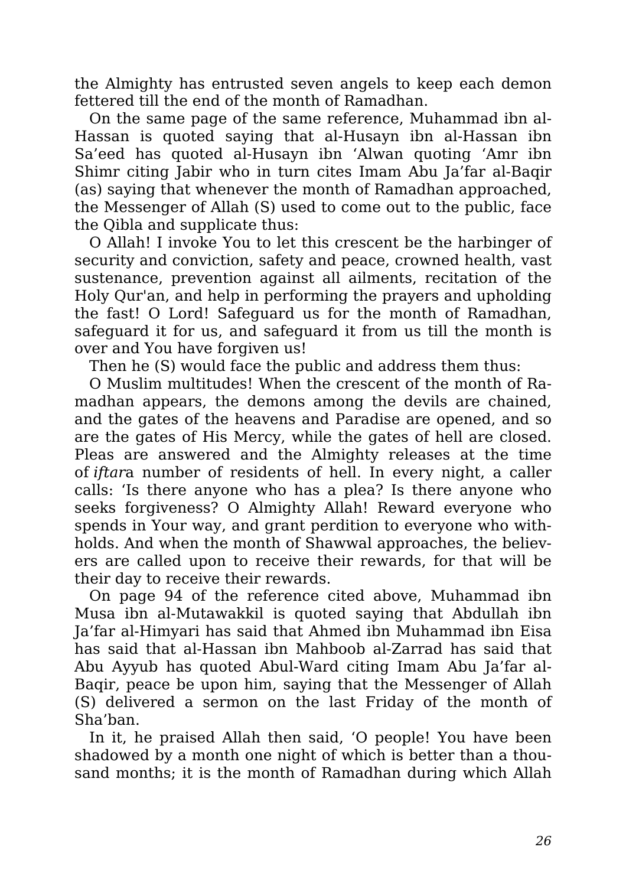the Almighty has entrusted seven angels to keep each demon fettered till the end of the month of Ramadhan.

On the same page of the same reference, Muhammad ibn al-Hassan is quoted saying that al-Husayn ibn al-Hassan ibn Sa'eed has quoted al-Husayn ibn 'Alwan quoting 'Amr ibn Shimr citing Jabir who in turn cites Imam Abu Ja'far al-Baqir (as) saying that whenever the month of Ramadhan approached, the Messenger of Allah (S) used to come out to the public, face the Qibla and supplicate thus:

O Allah! I invoke You to let this crescent be the harbinger of security and conviction, safety and peace, crowned health, vast sustenance, prevention against all ailments, recitation of the Holy Qur'an, and help in performing the prayers and upholding the fast! O Lord! Safeguard us for the month of Ramadhan, safeguard it for us, and safeguard it from us till the month is over and You have forgiven us!

Then he (S) would face the public and address them thus:

O Muslim multitudes! When the crescent of the month of Ramadhan appears, the demons among the devils are chained, and the gates of the heavens and Paradise are opened, and so are the gates of His Mercy, while the gates of hell are closed. Pleas are answered and the Almighty releases at the time of *iftar*a number of residents of hell. In every night, a caller calls: 'Is there anyone who has a plea? Is there anyone who seeks forgiveness? O Almighty Allah! Reward everyone who spends in Your way, and grant perdition to everyone who withholds. And when the month of Shawwal approaches, the believers are called upon to receive their rewards, for that will be their day to receive their rewards.

On page 94 of the reference cited above, Muhammad ibn Musa ibn al-Mutawakkil is quoted saying that Abdullah ibn Ja'far al-Himyari has said that Ahmed ibn Muhammad ibn Eisa has said that al-Hassan ibn Mahboob al-Zarrad has said that Abu Ayyub has quoted Abul-Ward citing Imam Abu Ja'far al-Baqir, peace be upon him, saying that the Messenger of Allah (S) delivered a sermon on the last Friday of the month of Sha'ban.

In it, he praised Allah then said, 'O people! You have been shadowed by a month one night of which is better than a thousand months; it is the month of Ramadhan during which Allah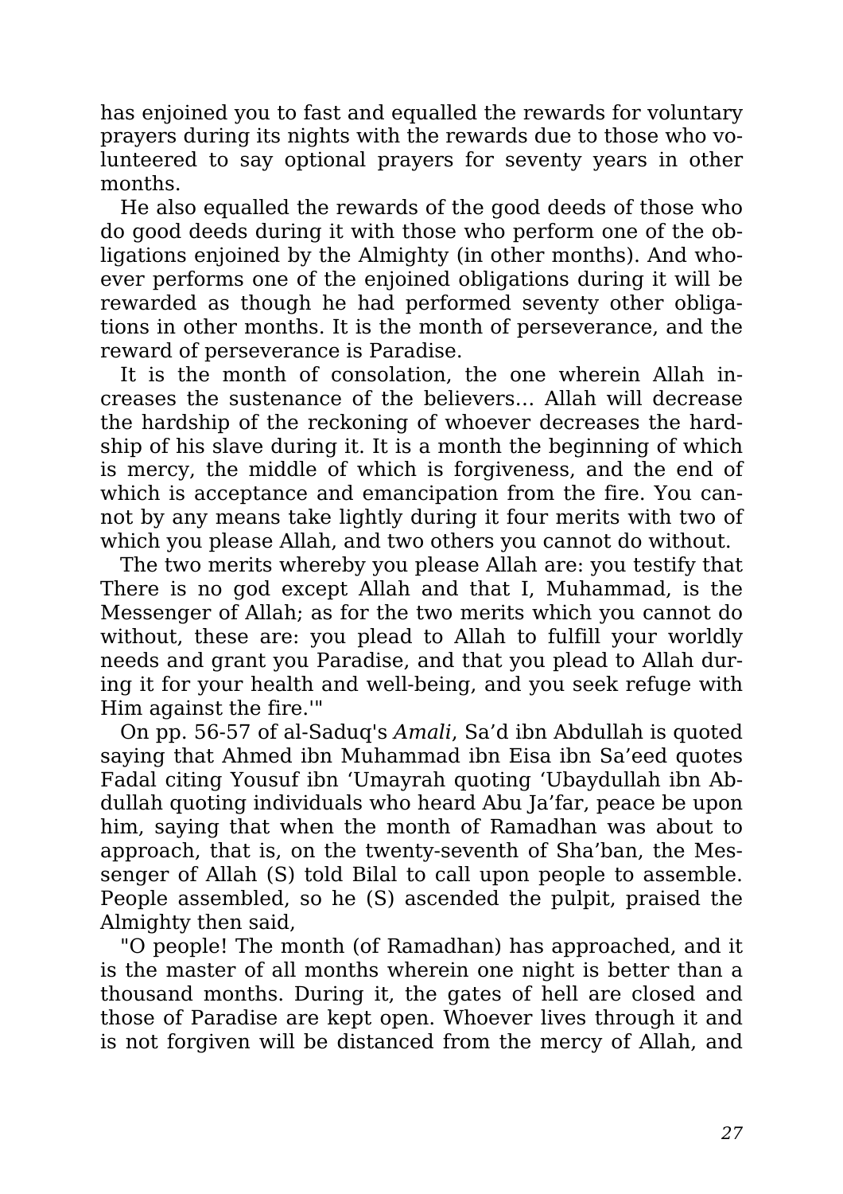has enjoined you to fast and equalled the rewards for voluntary prayers during its nights with the rewards due to those who volunteered to say optional prayers for seventy years in other months.

He also equalled the rewards of the good deeds of those who do good deeds during it with those who perform one of the obligations enjoined by the Almighty (in other months). And whoever performs one of the enjoined obligations during it will be rewarded as though he had performed seventy other obligations in other months. It is the month of perseverance, and the reward of perseverance is Paradise.

It is the month of consolation, the one wherein Allah increases the sustenance of the believers… Allah will decrease the hardship of the reckoning of whoever decreases the hardship of his slave during it. It is a month the beginning of which is mercy, the middle of which is forgiveness, and the end of which is acceptance and emancipation from the fire. You cannot by any means take lightly during it four merits with two of which you please Allah, and two others you cannot do without.

The two merits whereby you please Allah are: you testify that There is no god except Allah and that I, Muhammad, is the Messenger of Allah; as for the two merits which you cannot do without, these are: you plead to Allah to fulfill your worldly needs and grant you Paradise, and that you plead to Allah during it for your health and well-being, and you seek refuge with Him against the fire.'"

On pp. 56-57 of al-Saduq's *Amali*, Sa'd ibn Abdullah is quoted saying that Ahmed ibn Muhammad ibn Eisa ibn Sa'eed quotes Fadal citing Yousuf ibn 'Umayrah quoting 'Ubaydullah ibn Abdullah quoting individuals who heard Abu Ja'far, peace be upon him, saying that when the month of Ramadhan was about to approach, that is, on the twenty-seventh of Sha'ban, the Messenger of Allah (S) told Bilal to call upon people to assemble. People assembled, so he (S) ascended the pulpit, praised the Almighty then said,

"O people! The month (of Ramadhan) has approached, and it is the master of all months wherein one night is better than a thousand months. During it, the gates of hell are closed and those of Paradise are kept open. Whoever lives through it and is not forgiven will be distanced from the mercy of Allah, and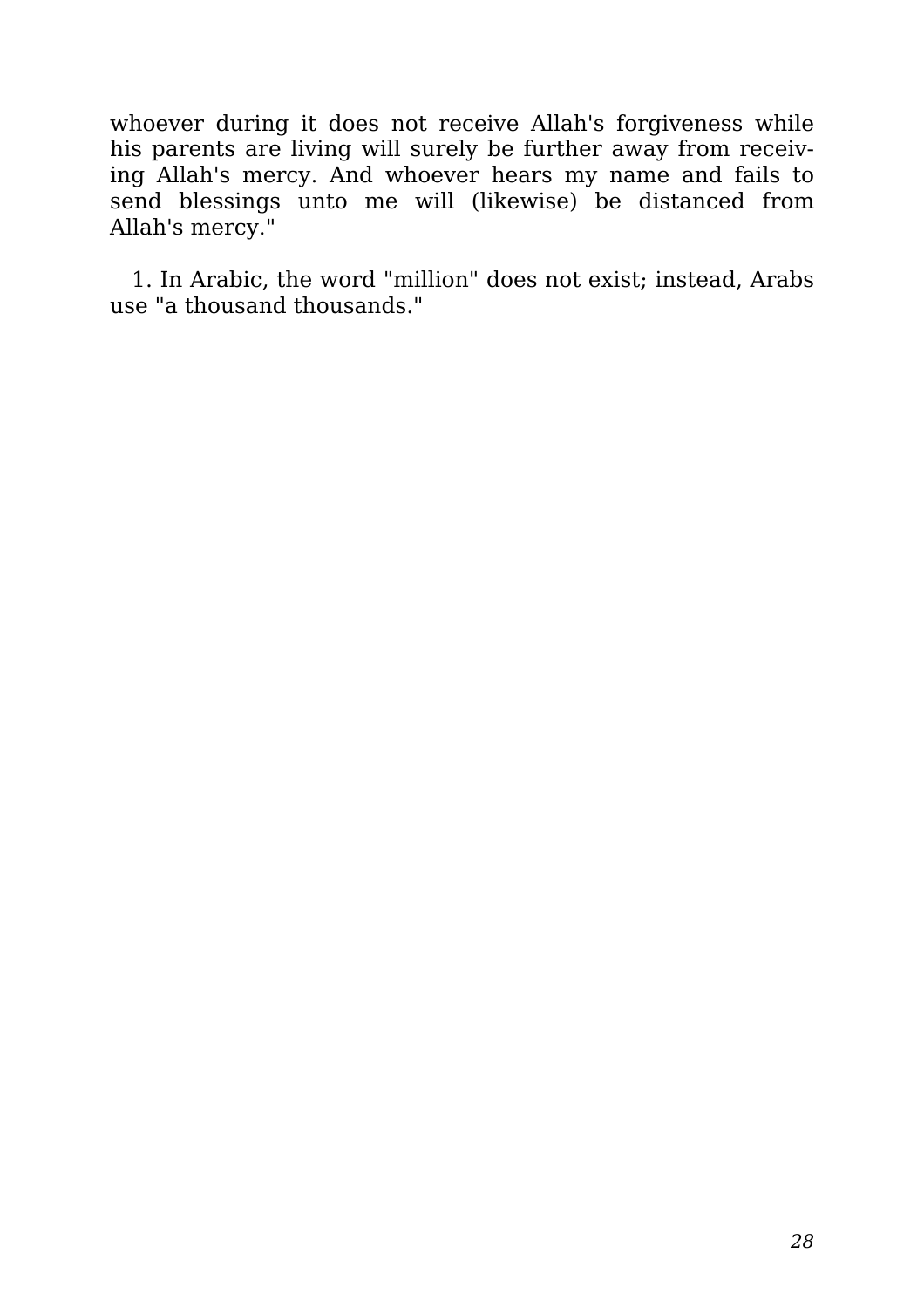whoever during it does not receive Allah's forgiveness while his parents are living will surely be further away from receiving Allah's mercy. And whoever hears my name and fails to send blessings unto me will (likewise) be distanced from Allah's mercy."

1. In Arabic, the word "million" does not exist; instead, Arabs use "a thousand thousands."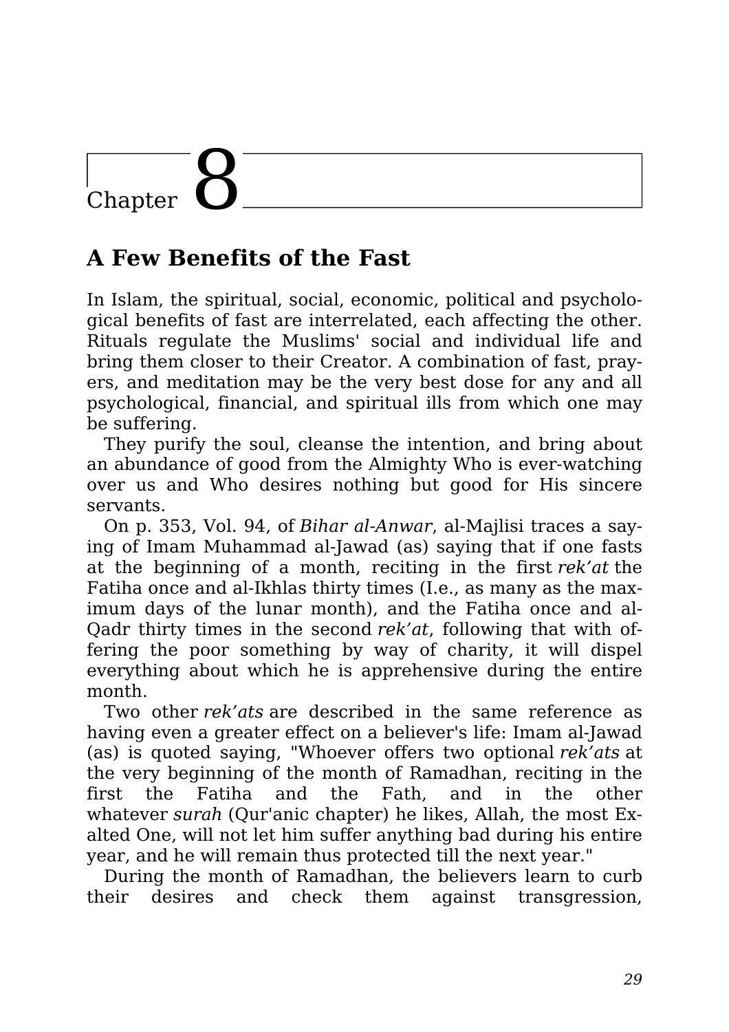# Chapter 8

## A Few Benefits of the Fast

In Islam, the spiritual, social, economic, political and psychological benefits of fast are interrelated, each affecting the other. Rituals regulate the Muslims' social and individual life and bring them closer to their Creator. A combination of fast, prayers, and meditation may be the very best dose for any and all psychological, financial, and spiritual ills from which one may be suffering.

They purify the soul, cleanse the intention, and bring about an abundance of good from the Almighty Who is ever-watching over us and Who desires nothing but good for His sincere servants.

On p. 353, Vol. 94, of *Bihar al-Anwar*, al-Majlisi traces a saying of Imam Muhammad al-Jawad (as) saying that if one fasts at the beginning of a month, reciting in the first *rek'at* the Fatiha once and al-Ikhlas thirty times (I.e., as many as the maximum days of the lunar month), and the Fatiha once and al-Qadr thirty times in the second *rek'at*, following that with offering the poor something by way of charity, it will dispel everything about which he is apprehensive during the entire month.

Two other *rek'ats* are described in the same reference as having even a greater effect on a believer's life: Imam al-Jawad (as) is quoted saying, "Whoever offers two optional *rek'ats* at the very beginning of the month of Ramadhan, reciting in the first the Fatiha and the Fath, and in the other whatever *surah* (Qur'anic chapter) he likes, Allah, the most Exalted One, will not let him suffer anything bad during his entire year, and he will remain thus protected till the next year."

During the month of Ramadhan, the believers learn to curb their desires and check them against transgression,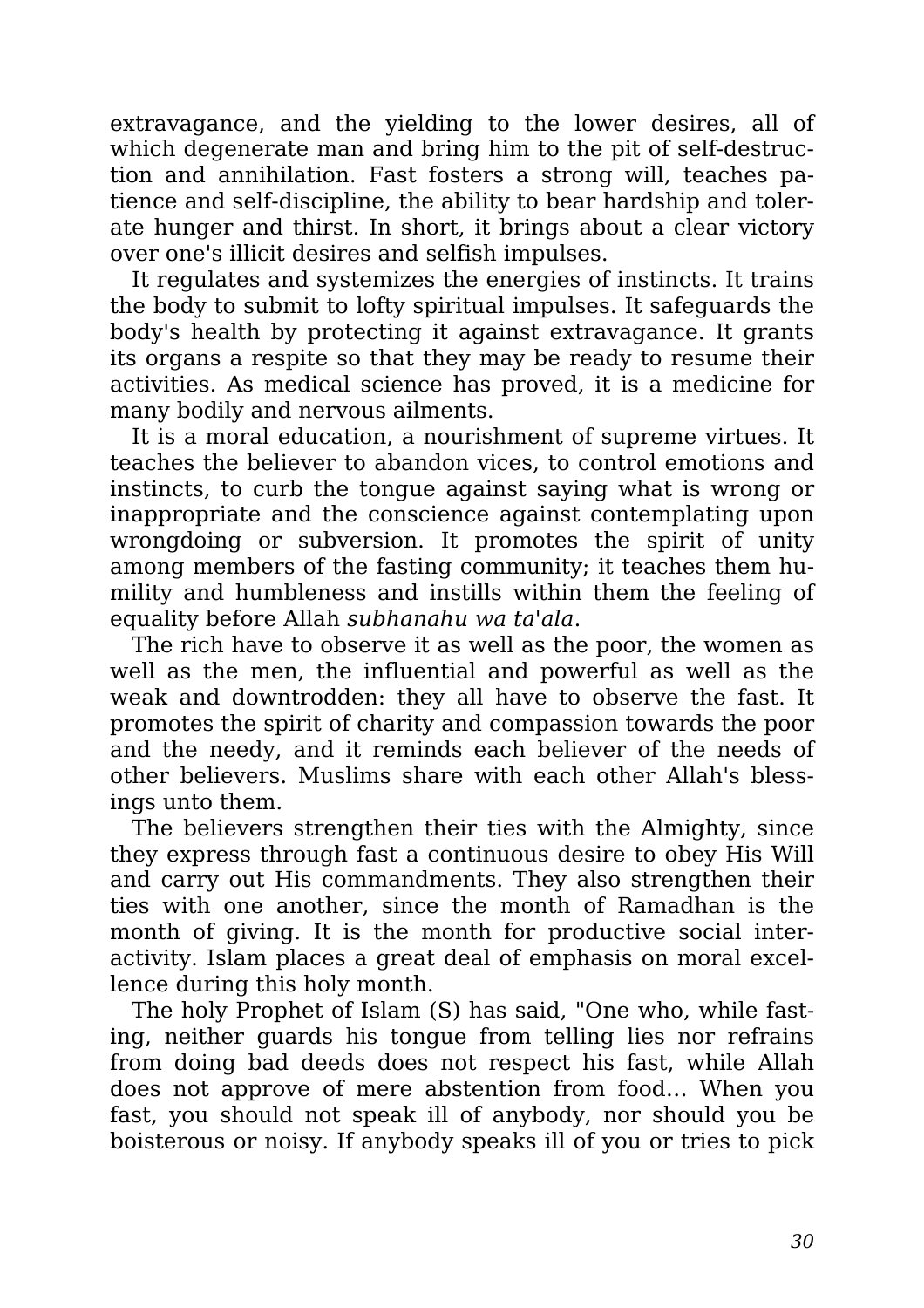extravagance, and the yielding to the lower desires, all of which degenerate man and bring him to the pit of self-destruction and annihilation. Fast fosters a strong will, teaches patience and self-discipline, the ability to bear hardship and tolerate hunger and thirst. In short, it brings about a clear victory over one's illicit desires and selfish impulses.

It regulates and systemizes the energies of instincts. It trains the body to submit to lofty spiritual impulses. It safeguards the body's health by protecting it against extravagance. It grants its organs a respite so that they may be ready to resume their activities. As medical science has proved, it is a medicine for many bodily and nervous ailments.

It is a moral education, a nourishment of supreme virtues. It teaches the believer to abandon vices, to control emotions and instincts, to curb the tongue against saying what is wrong or inappropriate and the conscience against contemplating upon wrongdoing or subversion. It promotes the spirit of unity among members of the fasting community; it teaches them humility and humbleness and instills within them the feeling of equality before Allah *subhanahu wa ta'ala*.

The rich have to observe it as well as the poor, the women as well as the men, the influential and powerful as well as the weak and downtrodden: they all have to observe the fast. It promotes the spirit of charity and compassion towards the poor and the needy, and it reminds each believer of the needs of other believers. Muslims share with each other Allah's blessings unto them.

The believers strengthen their ties with the Almighty, since they express through fast a continuous desire to obey His Will and carry out His commandments. They also strengthen their ties with one another, since the month of Ramadhan is the month of giving. It is the month for productive social interactivity. Islam places a great deal of emphasis on moral excellence during this holy month.

The holy Prophet of Islam (S) has said, "One who, while fasting, neither guards his tongue from telling lies nor refrains from doing bad deeds does not respect his fast, while Allah does not approve of mere abstention from food… When you fast, you should not speak ill of anybody, nor should you be boisterous or noisy. If anybody speaks ill of you or tries to pick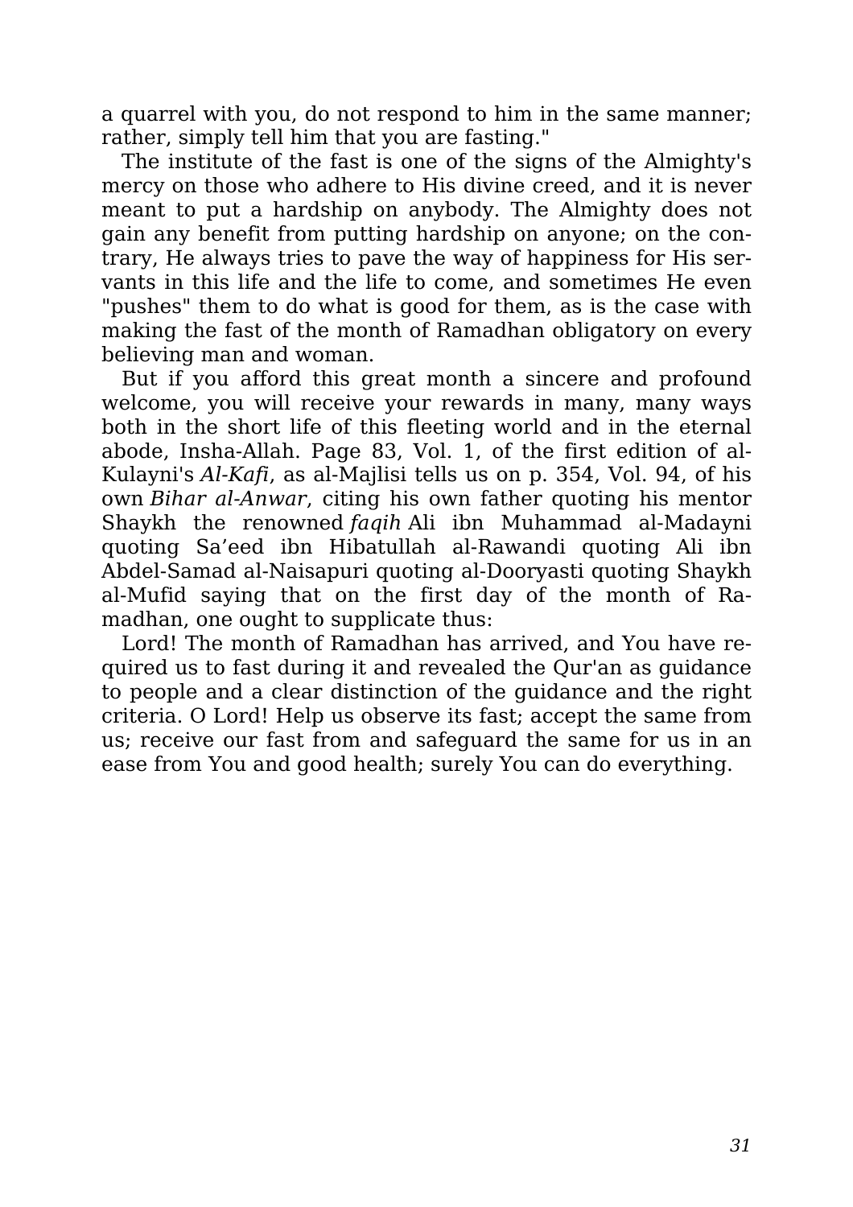a quarrel with you, do not respond to him in the same manner; rather, simply tell him that you are fasting."

The institute of the fast is one of the signs of the Almighty's mercy on those who adhere to His divine creed, and it is never meant to put a hardship on anybody. The Almighty does not gain any benefit from putting hardship on anyone; on the contrary, He always tries to pave the way of happiness for His servants in this life and the life to come, and sometimes He even "pushes" them to do what is good for them, as is the case with making the fast of the month of Ramadhan obligatory on every believing man and woman.

But if you afford this great month a sincere and profound welcome, you will receive your rewards in many, many ways both in the short life of this fleeting world and in the eternal abode, Insha-Allah. Page 83, Vol. 1, of the first edition of al-Kulayni's *Al-Kafi*, as al-Majlisi tells us on p. 354, Vol. 94, of his own *Bihar al-Anwar*, citing his own father quoting his mentor Shaykh the renowned *faqih* Ali ibn Muhammad al-Madayni quoting Sa'eed ibn Hibatullah al-Rawandi quoting Ali ibn Abdel-Samad al-Naisapuri quoting al-Dooryasti quoting Shaykh al-Mufid saying that on the first day of the month of Ramadhan, one ought to supplicate thus:

Lord! The month of Ramadhan has arrived, and You have required us to fast during it and revealed the Qur'an as guidance to people and a clear distinction of the guidance and the right criteria. O Lord! Help us observe its fast; accept the same from us; receive our fast from and safeguard the same for us in an ease from You and good health; surely You can do everything.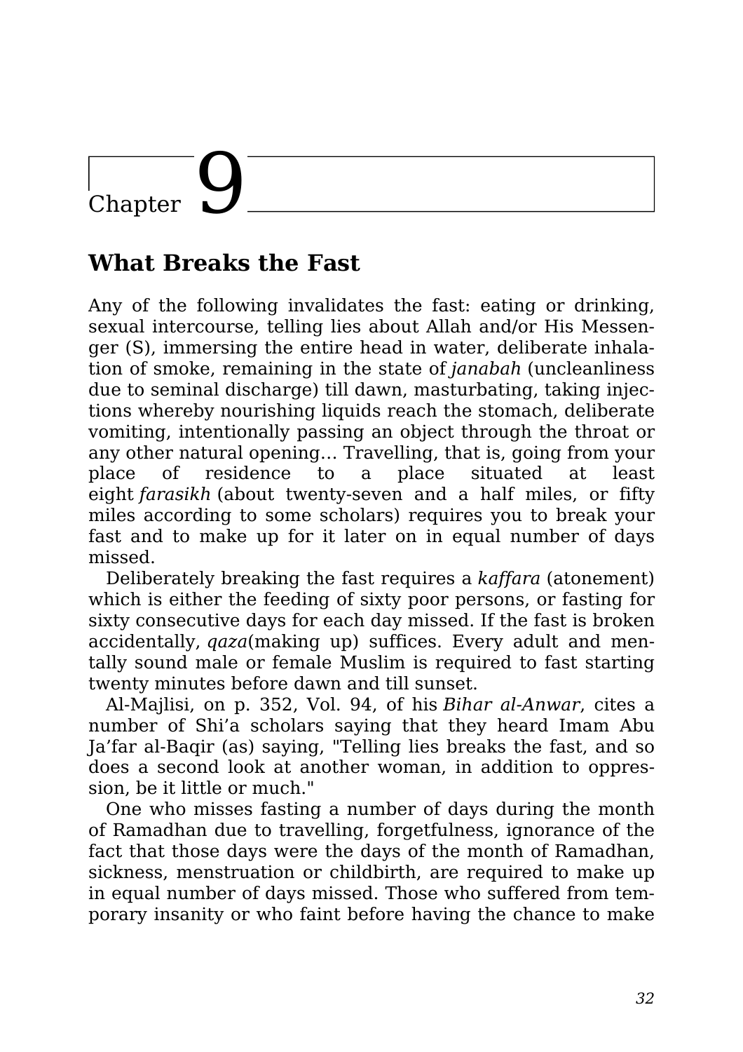# Chapter 9

## What Breaks the Fast

Any of the following invalidates the fast: eating or drinking, sexual intercourse, telling lies about Allah and/or His Messenger (S), immersing the entire head in water, deliberate inhalation of smoke, remaining in the state of *janabah* (uncleanliness due to seminal discharge) till dawn, masturbating, taking injections whereby nourishing liquids reach the stomach, deliberate vomiting, intentionally passing an object through the throat or any other natural opening… Travelling, that is, going from your place of residence to a place situated at least eight *farasikh* (about twenty-seven and a half miles, or fifty miles according to some scholars) requires you to break your fast and to make up for it later on in equal number of days missed.

Deliberately breaking the fast requires a *kaffara* (atonement) which is either the feeding of sixty poor persons, or fasting for sixty consecutive days for each day missed. If the fast is broken accidentally, *qaza*(making up) suffices. Every adult and mentally sound male or female Muslim is required to fast starting twenty minutes before dawn and till sunset.

Al-Majlisi, on p. 352, Vol. 94, of his *Bihar al-Anwar*, cites a number of Shi'a scholars saying that they heard Imam Abu Ja'far al-Baqir (as) saying, "Telling lies breaks the fast, and so does a second look at another woman, in addition to oppression, be it little or much."

One who misses fasting a number of days during the month of Ramadhan due to travelling, forgetfulness, ignorance of the fact that those days were the days of the month of Ramadhan, sickness, menstruation or childbirth, are required to make up in equal number of days missed. Those who suffered from temporary insanity or who faint before having the chance to make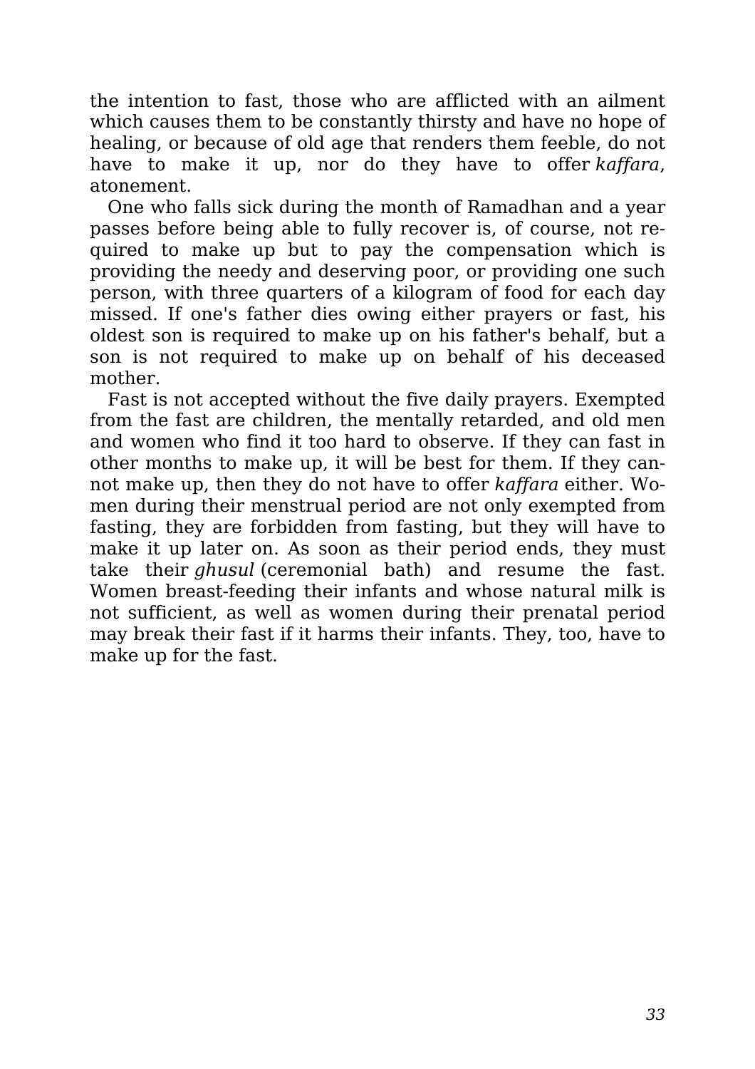the intention to fast, those who are afflicted with an ailment which causes them to be constantly thirsty and have no hope of healing, or because of old age that renders them feeble, do not have to make it up, nor do they have to offer *kaffara*, atonement.

One who falls sick during the month of Ramadhan and a year passes before being able to fully recover is, of course, not required to make up but to pay the compensation which is providing the needy and deserving poor, or providing one such person, with three quarters of a kilogram of food for each day missed. If one's father dies owing either prayers or fast, his oldest son is required to make up on his father's behalf, but a son is not required to make up on behalf of his deceased mother.

Fast is not accepted without the five daily prayers. Exempted from the fast are children, the mentally retarded, and old men and women who find it too hard to observe. If they can fast in other months to make up, it will be best for them. If they cannot make up, then they do not have to offer *kaffara* either. Women during their menstrual period are not only exempted from fasting, they are forbidden from fasting, but they will have to make it up later on. As soon as their period ends, they must take their *ghusul* (ceremonial bath) and resume the fast. Women breast-feeding their infants and whose natural milk is not sufficient, as well as women during their prenatal period may break their fast if it harms their infants. They, too, have to make up for the fast.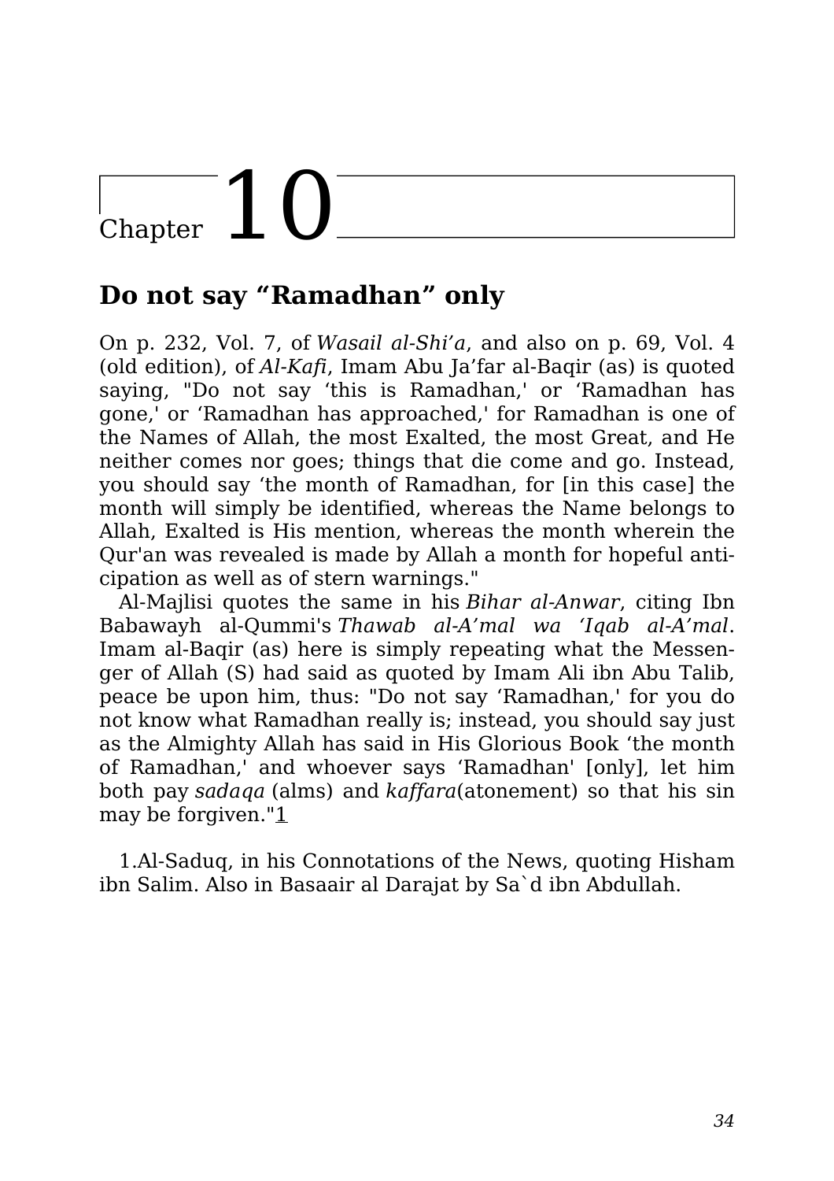# Chapter 10

## Do not say "Ramadhan" only

On p. 232, Vol. 7, of *Wasail al-Shi'a*, and also on p. 69, Vol. 4 (old edition), of *Al-Kafi*, Imam Abu Ja'far al-Baqir (as) is quoted saying, "Do not say 'this is Ramadhan,' or 'Ramadhan has gone,' or 'Ramadhan has approached,' for Ramadhan is one of the Names of Allah, the most Exalted, the most Great, and He neither comes nor goes; things that die come and go. Instead, you should say 'the month of Ramadhan, for [in this case] the month will simply be identified, whereas the Name belongs to Allah, Exalted is His mention, whereas the month wherein the Qur'an was revealed is made by Allah a month for hopeful anticipation as well as of stern warnings."

Al-Majlisi quotes the same in his *Bihar al-Anwar*, citing Ibn Babawayh al-Qummi's *Thawab al-A'mal wa 'Iqab al-A'mal*. Imam al-Baqir (as) here is simply repeating what the Messenger of Allah (S) had said as quoted by Imam Ali ibn Abu Talib, peace be upon him, thus: "Do not say 'Ramadhan,' for you do not know what Ramadhan really is; instead, you should say just as the Almighty Allah has said in His Glorious Book 'the month of Ramadhan,' and whoever says 'Ramadhan' [only], let him both pay *sadaqa* (alms) and *kaffara*(atonement) so that his sin may be forgiven."[1]

1.Al-Saduq, in his Connotations of the News, quoting Hisham ibn Salim. Also in Basaair al Darajat by Sa`d ibn Abdullah.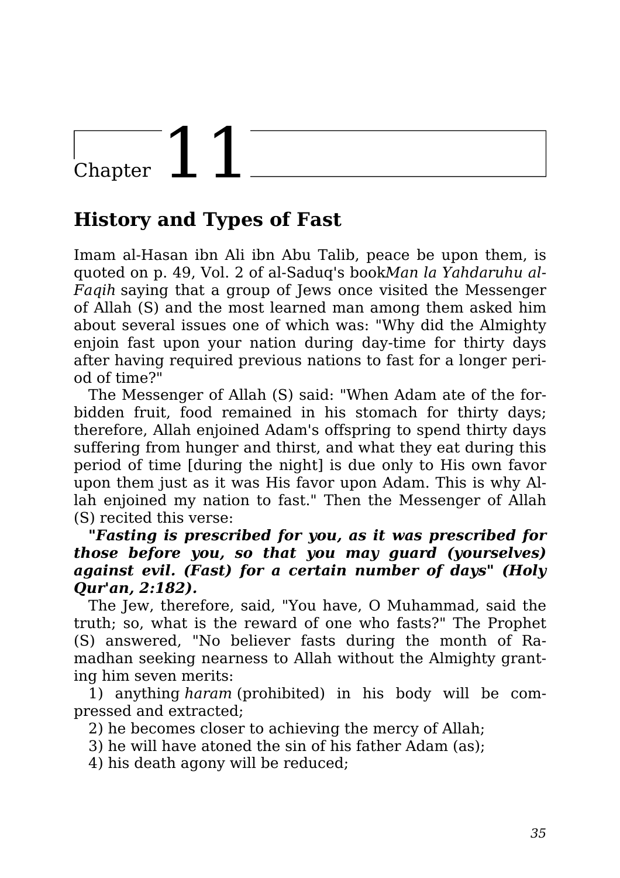# Chapter 11

## History and Types of Fast

Imam al-Hasan ibn Ali ibn Abu Talib, peace be upon them, is quoted on p. 49, Vol. 2 of al-Saduq's book*Man la Yahdaruhu al-Faqih* saying that a group of Jews once visited the Messenger of Allah (S) and the most learned man among them asked him about several issues one of which was: "Why did the Almighty enjoin fast upon your nation during day-time for thirty days after having required previous nations to fast for a longer period of time?"

The Messenger of Allah (S) said: "When Adam ate of the forbidden fruit, food remained in his stomach for thirty days; therefore, Allah enjoined Adam's offspring to spend thirty days suffering from hunger and thirst, and what they eat during this period of time [during the night] is due only to His own favor upon them just as it was His favor upon Adam. This is why Allah enjoined my nation to fast." Then the Messenger of Allah (S) recited this verse:

***"Fasting is prescribed for you, as it was prescribed for those before you, so that you may guard (yourselves) against evil. (Fast) for a certain number of days" (Holy Qur'an, 2:182).***

The Jew, therefore, said, "You have, O Muhammad, said the truth; so, what is the reward of one who fasts?" The Prophet (S) answered, "No believer fasts during the month of Ramadhan seeking nearness to Allah without the Almighty granting him seven merits:

1) anything *haram* (prohibited) in his body will be compressed and extracted;

2) he becomes closer to achieving the mercy of Allah;

3) he will have atoned the sin of his father Adam (as);

4) his death agony will be reduced;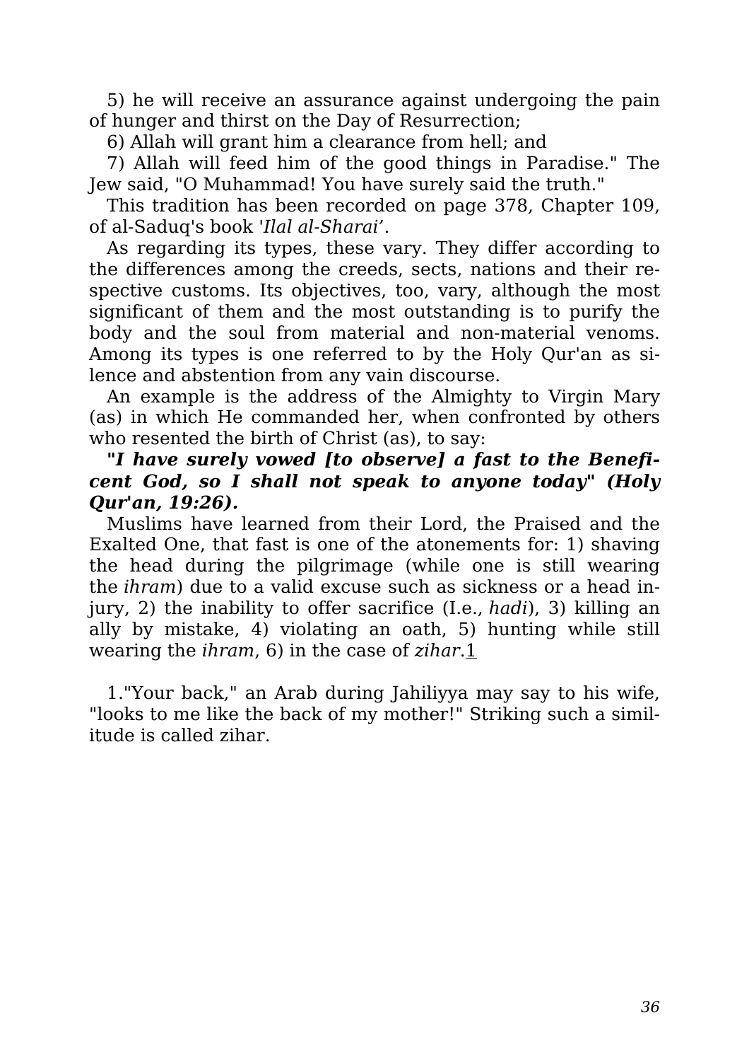5) he will receive an assurance against undergoing the pain of hunger and thirst on the Day of Resurrection;

6) Allah will grant him a clearance from hell; and

7) Allah will feed him of the good things in Paradise." The Jew said, "O Muhammad! You have surely said the truth."

This tradition has been recorded on page 378, Chapter 109, of al-Saduq's book '*Ilal al-Sharai'*.

As regarding its types, these vary. They differ according to the differences among the creeds, sects, nations and their respective customs. Its objectives, too, vary, although the most significant of them and the most outstanding is to purify the body and the soul from material and non-material venoms. Among its types is one referred to by the Holy Qur'an as silence and abstention from any vain discourse.

An example is the address of the Almighty to Virgin Mary (as) in which He commanded her, when confronted by others who resented the birth of Christ (as), to say:

***"I have surely vowed [to observe] a fast to the Beneficent God, so I shall not speak to anyone today" (Holy Qur'an, 19:26).***

Muslims have learned from their Lord, the Praised and the Exalted One, that fast is one of the atonements for: 1) shaving the head during the pilgrimage (while one is still wearing the *ihram*) due to a valid excuse such as sickness or a head injury, 2) the inability to offer sacrifice (I.e., *hadi*), 3) killing an ally by mistake, 4) violating an oath, 5) hunting while still wearing the *ihram*, 6) in the case of *zihar*.[1]

1."Your back," an Arab during Jahiliyya may say to his wife, "looks to me like the back of my mother!" Striking such a similitude is called zihar.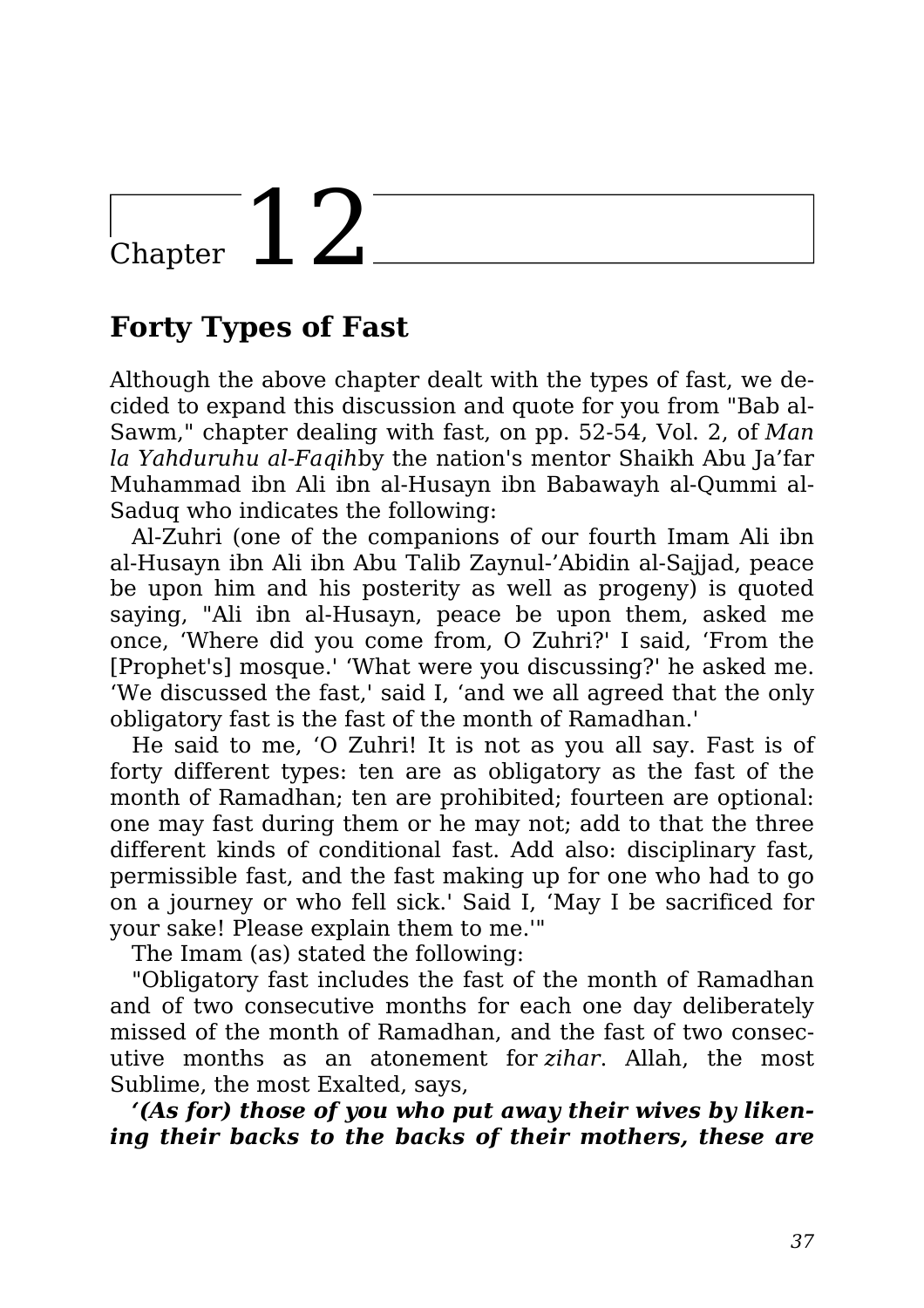# Chapter 12

## Forty Types of Fast

Although the above chapter dealt with the types of fast, we decided to expand this discussion and quote for you from "Bab al-Sawm," chapter dealing with fast, on pp. 52-54, Vol. 2, of *Man la Yahduruhu al-Faqih*by the nation's mentor Shaikh Abu Ja'far Muhammad ibn Ali ibn al-Husayn ibn Babawayh al-Qummi al-Saduq who indicates the following:

Al-Zuhri (one of the companions of our fourth Imam Ali ibn al-Husayn ibn Ali ibn Abu Talib Zaynul-'Abidin al-Sajjad, peace be upon him and his posterity as well as progeny) is quoted saying, "Ali ibn al-Husayn, peace be upon them, asked me once, 'Where did you come from, O Zuhri?' I said, 'From the [Prophet's] mosque.' 'What were you discussing?' he asked me. 'We discussed the fast,' said I, 'and we all agreed that the only obligatory fast is the fast of the month of Ramadhan.'

He said to me, 'O Zuhri! It is not as you all say. Fast is of forty different types: ten are as obligatory as the fast of the month of Ramadhan; ten are prohibited; fourteen are optional: one may fast during them or he may not; add to that the three different kinds of conditional fast. Add also: disciplinary fast, permissible fast, and the fast making up for one who had to go on a journey or who fell sick.' Said I, 'May I be sacrificed for your sake! Please explain them to me.'"

The Imam (as) stated the following:

"Obligatory fast includes the fast of the month of Ramadhan and of two consecutive months for each one day deliberately missed of the month of Ramadhan, and the fast of two consecutive months as an atonement for *zihar*. Allah, the most Sublime, the most Exalted, says,

***'(As for) those of you who put away their wives by likening their backs to the backs of their mothers, these are***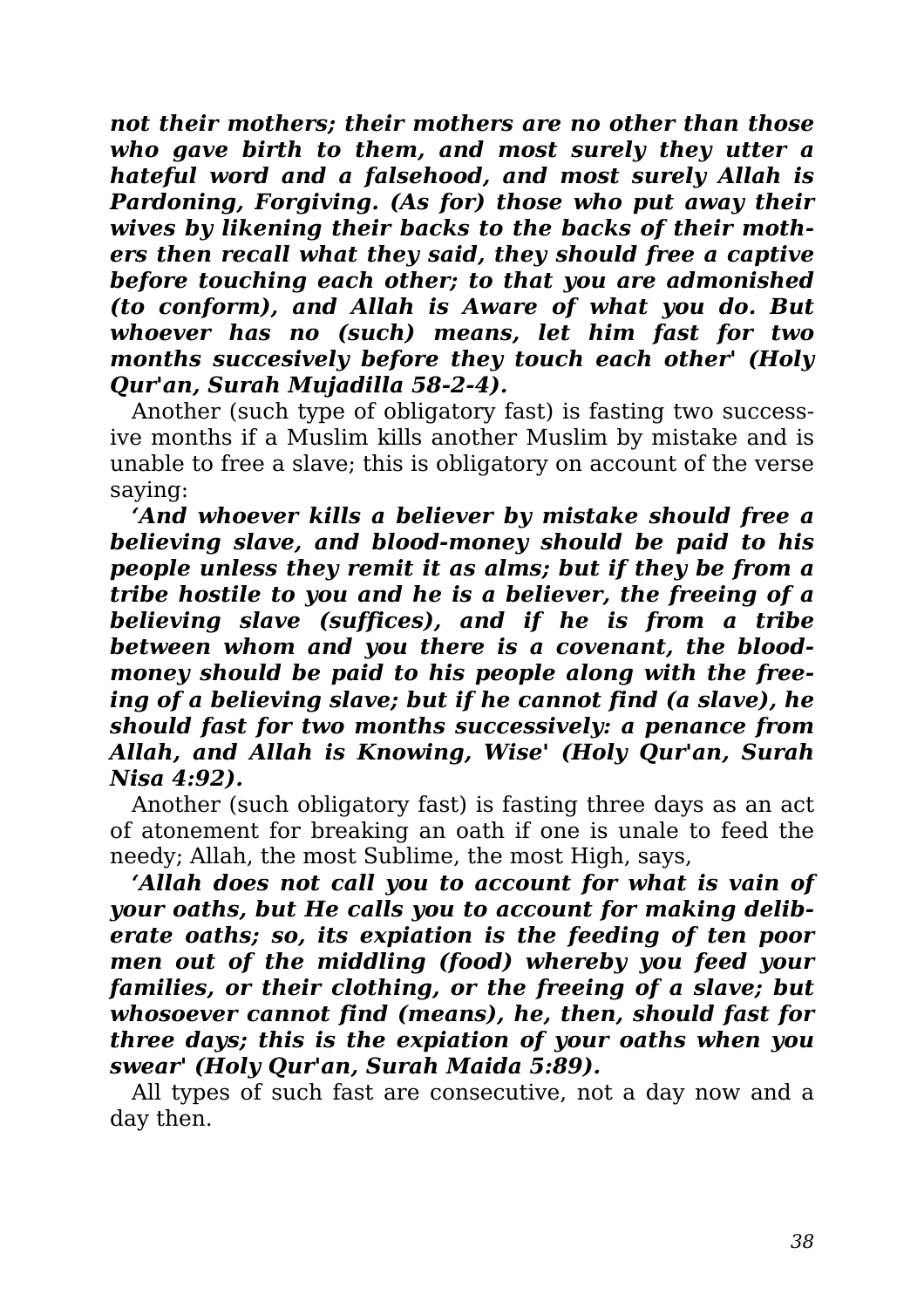***not their mothers; their mothers are no other than those who gave birth to them, and most surely they utter a hateful word and a falsehood, and most surely Allah is Pardoning, Forgiving. (As for) those who put away their wives by likening their backs to the backs of their mothers then recall what they said, they should free a captive before touching each other; to that you are admonished (to conform), and Allah is Aware of what you do. But whoever has no (such) means, let him fast for two months succesively before they touch each other' (Holy Qur'an, Surah Mujadilla 58-2-4).***

Another (such type of obligatory fast) is fasting two successive months if a Muslim kills another Muslim by mistake and is unable to free a slave; this is obligatory on account of the verse saying:

***'And whoever kills a believer by mistake should free a believing slave, and blood-money should be paid to his people unless they remit it as alms; but if they be from a tribe hostile to you and he is a believer, the freeing of a believing slave (suffices), and if he is from a tribe between whom and you there is a covenant, the blood-money should be paid to his people along with the freeing of a believing slave; but if he cannot find (a slave), he should fast for two months successively: a penance from Allah, and Allah is Knowing, Wise' (Holy Qur'an, Surah Nisa 4:92).***

Another (such obligatory fast) is fasting three days as an act of atonement for breaking an oath if one is unale to feed the needy; Allah, the most Sublime, the most High, says,

***'Allah does not call you to account for what is vain of your oaths, but He calls you to account for making deliberate oaths; so, its expiation is the feeding of ten poor men out of the middling (food) whereby you feed your families, or their clothing, or the freeing of a slave; but whosoever cannot find (means), he, then, should fast for three days; this is the expiation of your oaths when you swear' (Holy Qur'an, Surah Maida 5:89).***

All types of such fast are consecutive, not a day now and a day then.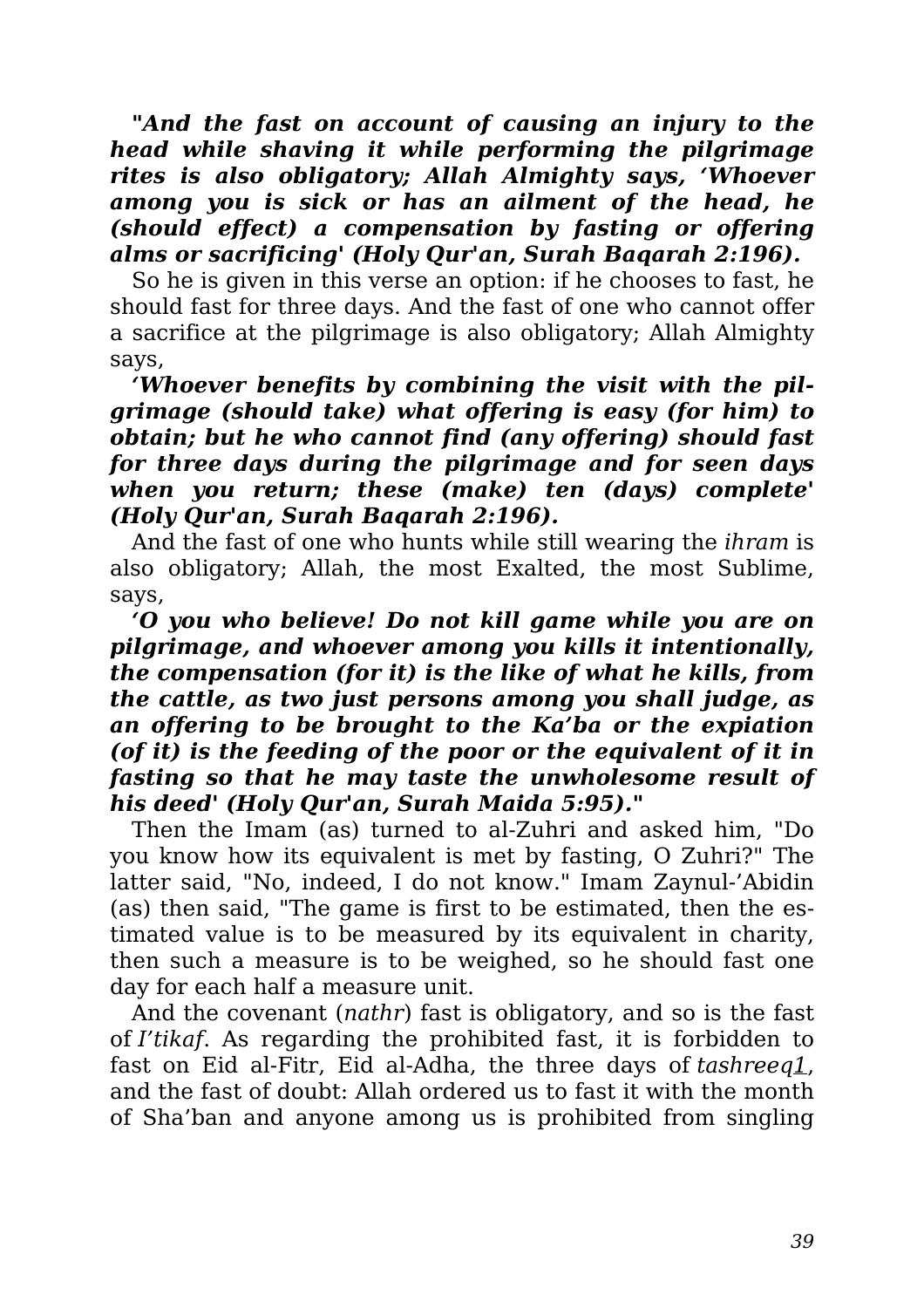***"And the fast on account of causing an injury to the head while shaving it while performing the pilgrimage rites is also obligatory; Allah Almighty says, 'Whoever among you is sick or has an ailment of the head, he (should effect) a compensation by fasting or offering alms or sacrificing' (Holy Qur'an, Surah Baqarah 2:196).***

So he is given in this verse an option: if he chooses to fast, he should fast for three days. And the fast of one who cannot offer a sacrifice at the pilgrimage is also obligatory; Allah Almighty says,

***'Whoever benefits by combining the visit with the pilgrimage (should take) what offering is easy (for him) to obtain; but he who cannot find (any offering) should fast for three days during the pilgrimage and for seen days when you return; these (make) ten (days) complete' (Holy Qur'an, Surah Baqarah 2:196).***

And the fast of one who hunts while still wearing the *ihram* is also obligatory; Allah, the most Exalted, the most Sublime, says,

***'O you who believe! Do not kill game while you are on pilgrimage, and whoever among you kills it intentionally, the compensation (for it) is the like of what he kills, from the cattle, as two just persons among you shall judge, as an offering to be brought to the Ka'ba or the expiation (of it) is the feeding of the poor or the equivalent of it in fasting so that he may taste the unwholesome result of his deed' (Holy Qur'an, Surah Maida 5:95)."***

Then the Imam (as) turned to al-Zuhri and asked him, "Do you know how its equivalent is met by fasting, O Zuhri?" The latter said, "No, indeed, I do not know." Imam Zaynul-'Abidin (as) then said, "The game is first to be estimated, then the estimated value is to be measured by its equivalent in charity, then such a measure is to be weighed, so he should fast one day for each half a measure unit.

And the covenant (*nathr*) fast is obligatory, and so is the fast of *I'tikaf*. As regarding the prohibited fast, it is forbidden to fast on Eid al-Fitr, Eid al-Adha, the three days of *tashreeq*[1], and the fast of doubt: Allah ordered us to fast it with the month of Sha'ban and anyone among us is prohibited from singling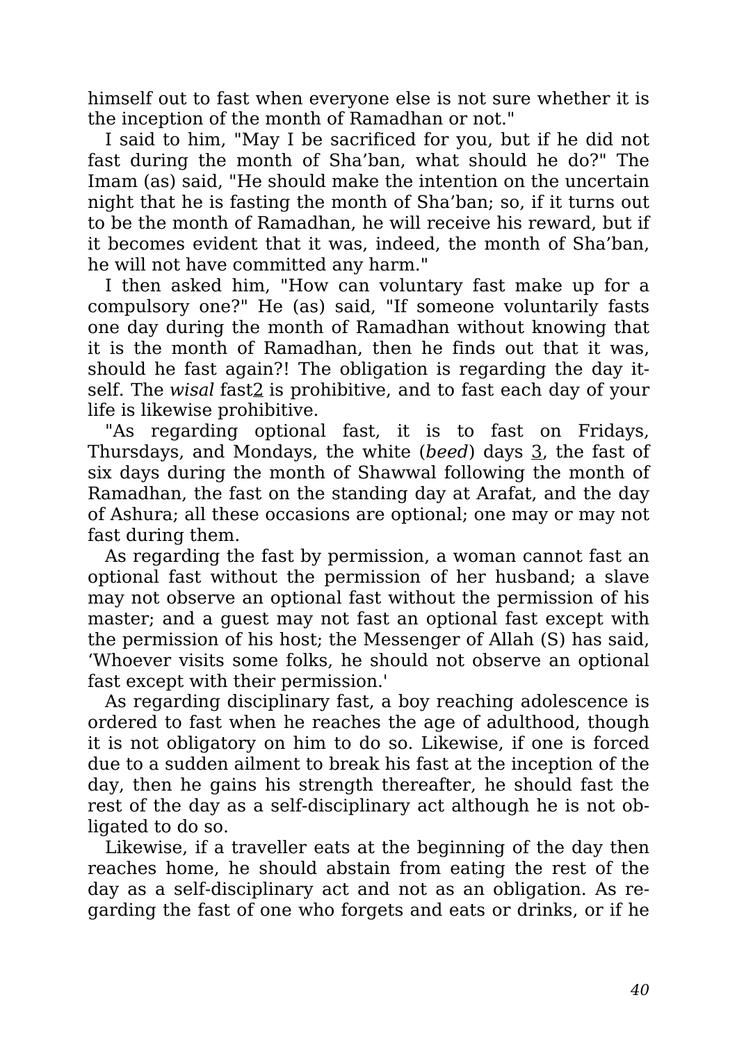himself out to fast when everyone else is not sure whether it is the inception of the month of Ramadhan or not."

I said to him, "May I be sacrificed for you, but if he did not fast during the month of Sha'ban, what should he do?" The Imam (as) said, "He should make the intention on the uncertain night that he is fasting the month of Sha'ban; so, if it turns out to be the month of Ramadhan, he will receive his reward, but if it becomes evident that it was, indeed, the month of Sha'ban, he will not have committed any harm."

I then asked him, "How can voluntary fast make up for a compulsory one?" He (as) said, "If someone voluntarily fasts one day during the month of Ramadhan without knowing that it is the month of Ramadhan, then he finds out that it was, should he fast again?! The obligation is regarding the day itself. The *wisal* fast[2] is prohibitive, and to fast each day of your life is likewise prohibitive.

"As regarding optional fast, it is to fast on Fridays, Thursdays, and Mondays, the white (*beed*) days [3], the fast of six days during the month of Shawwal following the month of Ramadhan, the fast on the standing day at Arafat, and the day of Ashura; all these occasions are optional; one may or may not fast during them.

As regarding the fast by permission, a woman cannot fast an optional fast without the permission of her husband; a slave may not observe an optional fast without the permission of his master; and a guest may not fast an optional fast except with the permission of his host; the Messenger of Allah (S) has said, 'Whoever visits some folks, he should not observe an optional fast except with their permission.'

As regarding disciplinary fast, a boy reaching adolescence is ordered to fast when he reaches the age of adulthood, though it is not obligatory on him to do so. Likewise, if one is forced due to a sudden ailment to break his fast at the inception of the day, then he gains his strength thereafter, he should fast the rest of the day as a self-disciplinary act although he is not obligated to do so.

Likewise, if a traveller eats at the beginning of the day then reaches home, he should abstain from eating the rest of the day as a self-disciplinary act and not as an obligation. As regarding the fast of one who forgets and eats or drinks, or if he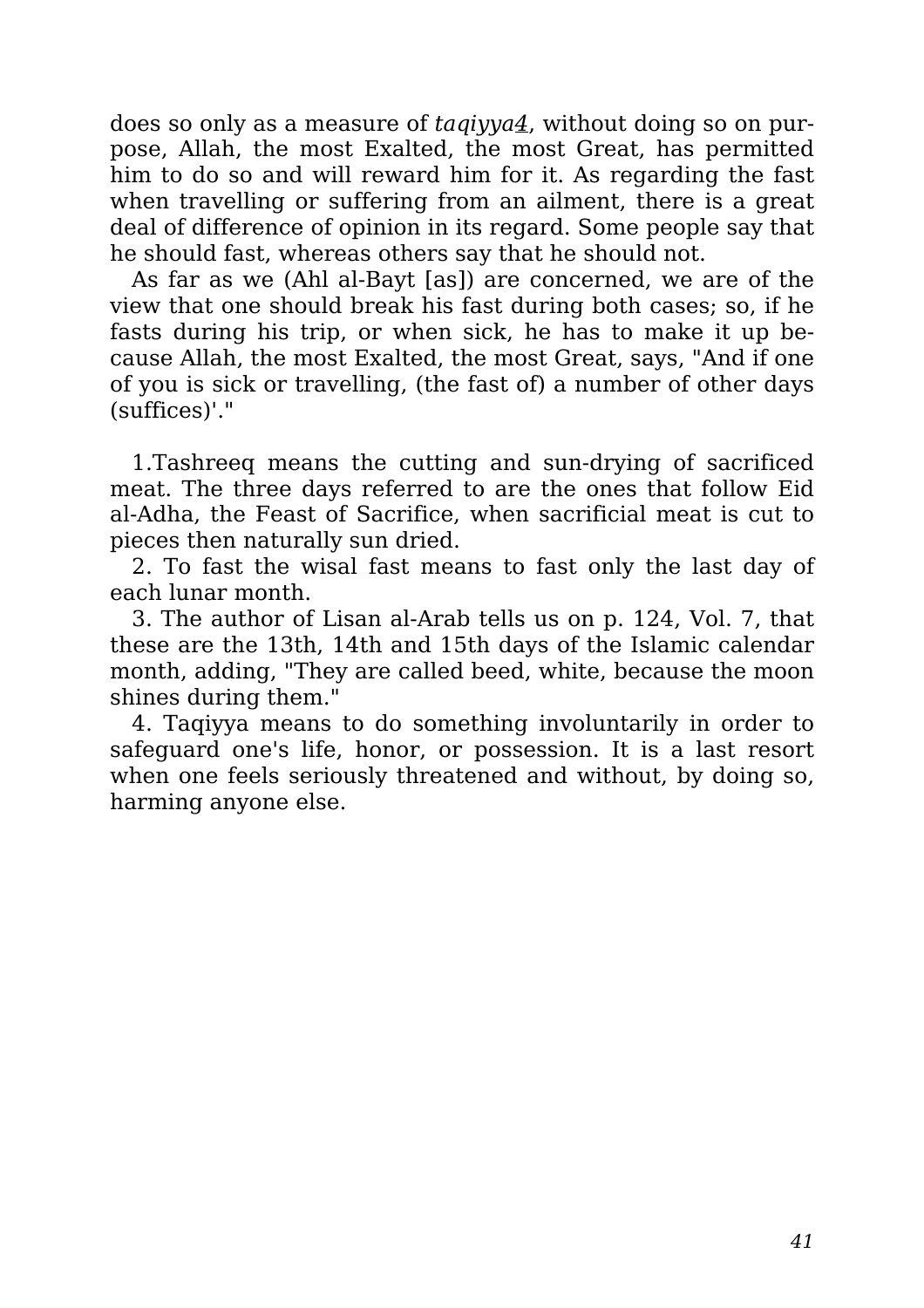does so only as a measure of *taqiyya*[4], without doing so on purpose, Allah, the most Exalted, the most Great, has permitted him to do so and will reward him for it. As regarding the fast when travelling or suffering from an ailment, there is a great deal of difference of opinion in its regard. Some people say that he should fast, whereas others say that he should not.

As far as we (Ahl al-Bayt [as]) are concerned, we are of the view that one should break his fast during both cases; so, if he fasts during his trip, or when sick, he has to make it up because Allah, the most Exalted, the most Great, says, "And if one of you is sick or travelling, (the fast of) a number of other days (suffices)'."

1.Tashreeq means the cutting and sun-drying of sacrificed meat. The three days referred to are the ones that follow Eid al-Adha, the Feast of Sacrifice, when sacrificial meat is cut to pieces then naturally sun dried.

2. To fast the wisal fast means to fast only the last day of each lunar month.

3. The author of Lisan al-Arab tells us on p. 124, Vol. 7, that these are the 13th, 14th and 15th days of the Islamic calendar month, adding, "They are called beed, white, because the moon shines during them."

4. Taqiyya means to do something involuntarily in order to safeguard one's life, honor, or possession. It is a last resort when one feels seriously threatened and without, by doing so, harming anyone else.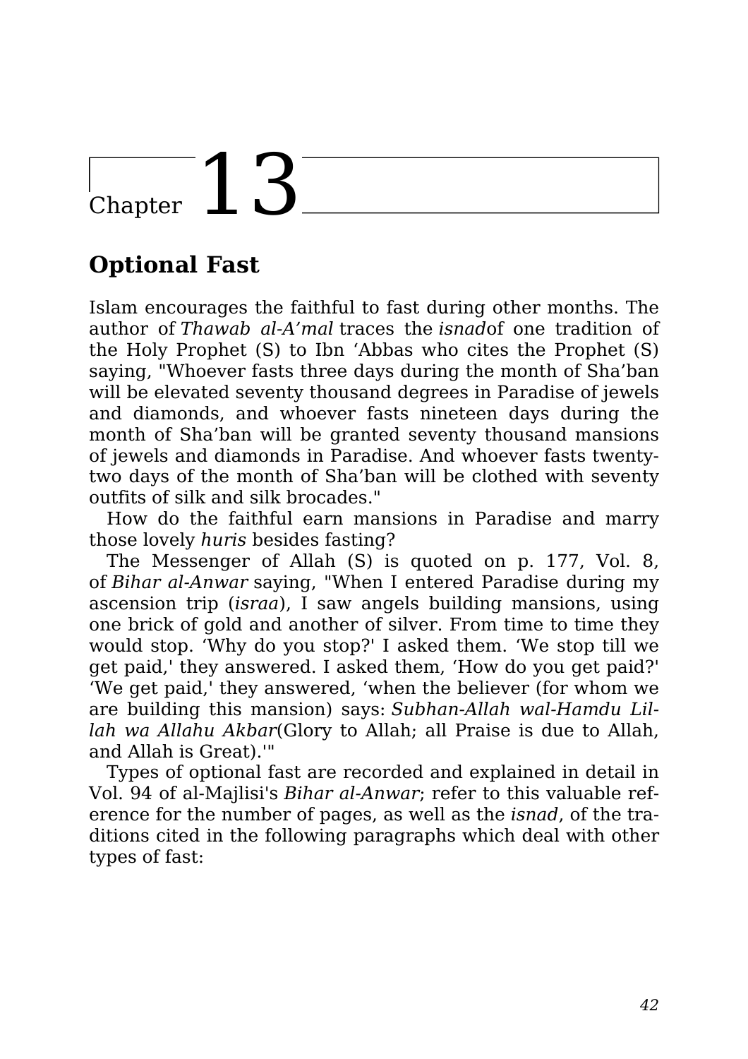# Chapter 13

## Optional Fast

Islam encourages the faithful to fast during other months. The author of *Thawab al-A'mal* traces the *isnad*of one tradition of the Holy Prophet (S) to Ibn 'Abbas who cites the Prophet (S) saying, "Whoever fasts three days during the month of Sha'ban will be elevated seventy thousand degrees in Paradise of jewels and diamonds, and whoever fasts nineteen days during the month of Sha'ban will be granted seventy thousand mansions of jewels and diamonds in Paradise. And whoever fasts twenty-two days of the month of Sha'ban will be clothed with seventy outfits of silk and silk brocades."

How do the faithful earn mansions in Paradise and marry those lovely *huris* besides fasting?

The Messenger of Allah (S) is quoted on p. 177, Vol. 8, of *Bihar al-Anwar* saying, "When I entered Paradise during my ascension trip (*israa*), I saw angels building mansions, using one brick of gold and another of silver. From time to time they would stop. 'Why do you stop?' I asked them. 'We stop till we get paid,' they answered. I asked them, 'How do you get paid?' 'We get paid,' they answered, 'when the believer (for whom we are building this mansion) says: *Subhan-Allah wal-Hamdu Lillah wa Allahu Akbar*(Glory to Allah; all Praise is due to Allah, and Allah is Great).'"

Types of optional fast are recorded and explained in detail in Vol. 94 of al-Majlisi's *Bihar al-Anwar*; refer to this valuable reference for the number of pages, as well as the *isnad*, of the traditions cited in the following paragraphs which deal with other types of fast: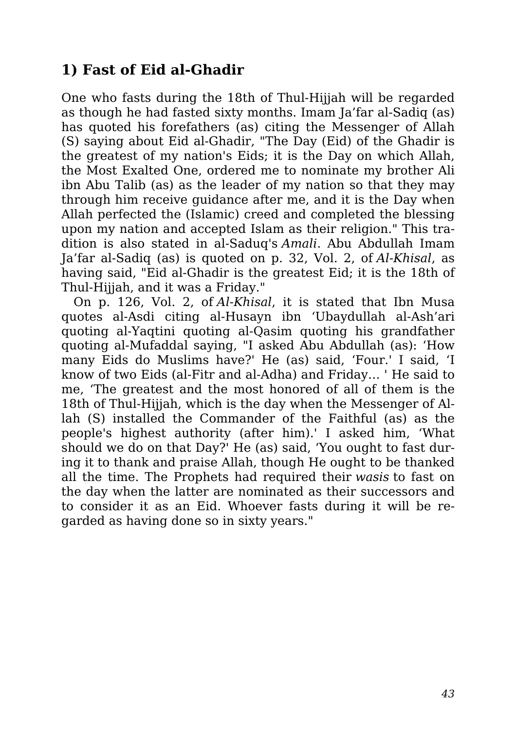## 1) Fast of Eid al-Ghadir

One who fasts during the 18th of Thul-Hijjah will be regarded as though he had fasted sixty months. Imam Ja'far al-Sadiq (as) has quoted his forefathers (as) citing the Messenger of Allah (S) saying about Eid al-Ghadir, "The Day (Eid) of the Ghadir is the greatest of my nation's Eids; it is the Day on which Allah, the Most Exalted One, ordered me to nominate my brother Ali ibn Abu Talib (as) as the leader of my nation so that they may through him receive guidance after me, and it is the Day when Allah perfected the (Islamic) creed and completed the blessing upon my nation and accepted Islam as their religion." This tradition is also stated in al-Saduq's *Amali*. Abu Abdullah Imam Ja'far al-Sadiq (as) is quoted on p. 32, Vol. 2, of *Al-Khisal*, as having said, "Eid al-Ghadir is the greatest Eid; it is the 18th of Thul-Hijjah, and it was a Friday."

On p. 126, Vol. 2, of *Al-Khisal*, it is stated that Ibn Musa quotes al-Asdi citing al-Husayn ibn 'Ubaydullah al-Ash'ari quoting al-Yaqtini quoting al-Qasim quoting his grandfather quoting al-Mufaddal saying, "I asked Abu Abdullah (as): 'How many Eids do Muslims have?' He (as) said, 'Four.' I said, 'I know of two Eids (al-Fitr and al-Adha) and Friday… ' He said to me, 'The greatest and the most honored of all of them is the 18th of Thul-Hijjah, which is the day when the Messenger of Allah (S) installed the Commander of the Faithful (as) as the people's highest authority (after him).' I asked him, 'What should we do on that Day?' He (as) said, 'You ought to fast during it to thank and praise Allah, though He ought to be thanked all the time. The Prophets had required their *wasis* to fast on the day when the latter are nominated as their successors and to consider it as an Eid. Whoever fasts during it will be regarded as having done so in sixty years."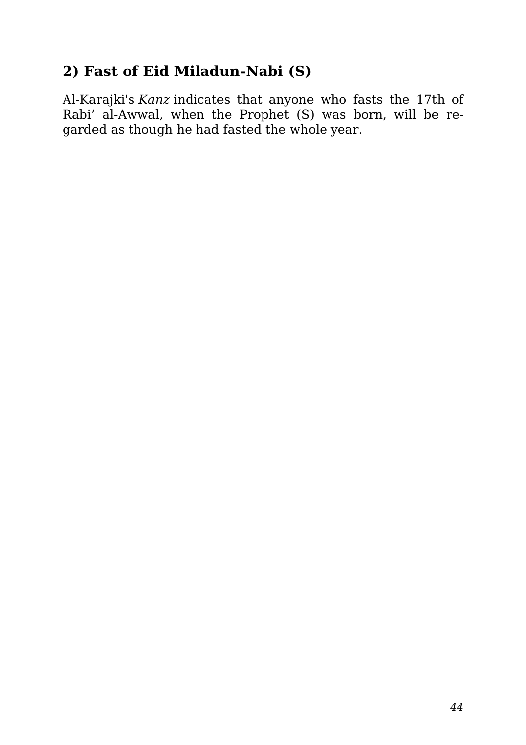## 2) Fast of Eid Miladun-Nabi (S)

Al-Karajki's *Kanz* indicates that anyone who fasts the 17th of Rabi' al-Awwal, when the Prophet (S) was born, will be regarded as though he had fasted the whole year.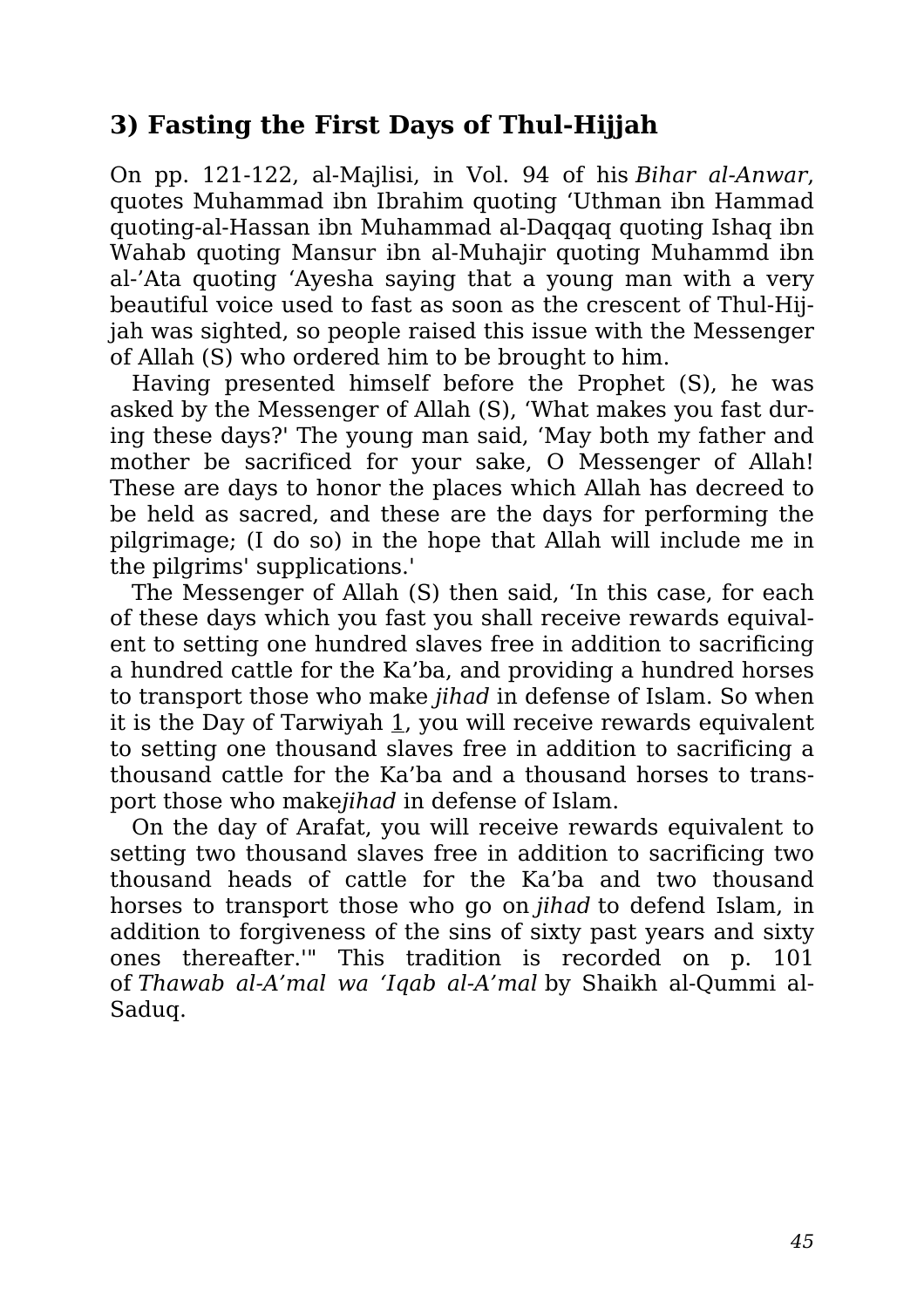### 3) Fasting the First Days of Thul-Hijjah

On pp. 121-122, al-Majlisi, in Vol. 94 of his *Bihar al-Anwar*, quotes Muhammad ibn Ibrahim quoting ‘Uthman ibn Hammad quoting-al-Hassan ibn Muhammad al-Daqqaq quoting Ishaq ibn Wahab quoting Mansur ibn al-Muhajir quoting Muhammd ibn al-’Ata quoting ‘Ayesha saying that a young man with a very beautiful voice used to fast as soon as the crescent of Thul-Hijjah was sighted, so people raised this issue with the Messenger of Allah (S) who ordered him to be brought to him.

Having presented himself before the Prophet (S), he was asked by the Messenger of Allah (S), ‘What makes you fast during these days?' The young man said, ‘May both my father and mother be sacrificed for your sake, O Messenger of Allah! These are days to honor the places which Allah has decreed to be held as sacred, and these are the days for performing the pilgrimage; (I do so) in the hope that Allah will include me in the pilgrims' supplications.'

The Messenger of Allah (S) then said, ‘In this case, for each of these days which you fast you shall receive rewards equivalent to setting one hundred slaves free in addition to sacrificing a hundred cattle for the Ka’ba, and providing a hundred horses to transport those who make *jihad* in defense of Islam. So when it is the Day of Tarwiyah [1], you will receive rewards equivalent to setting one thousand slaves free in addition to sacrificing a thousand cattle for the Ka’ba and a thousand horses to transport those who make*jihad* in defense of Islam.

On the day of Arafat, you will receive rewards equivalent to setting two thousand slaves free in addition to sacrificing two thousand heads of cattle for the Ka’ba and two thousand horses to transport those who go on *jihad* to defend Islam, in addition to forgiveness of the sins of sixty past years and sixty ones thereafter.'" This tradition is recorded on p. 101 of *Thawab al-A’mal wa ‘Iqab al-A’mal* by Shaikh al-Qummi al-Saduq.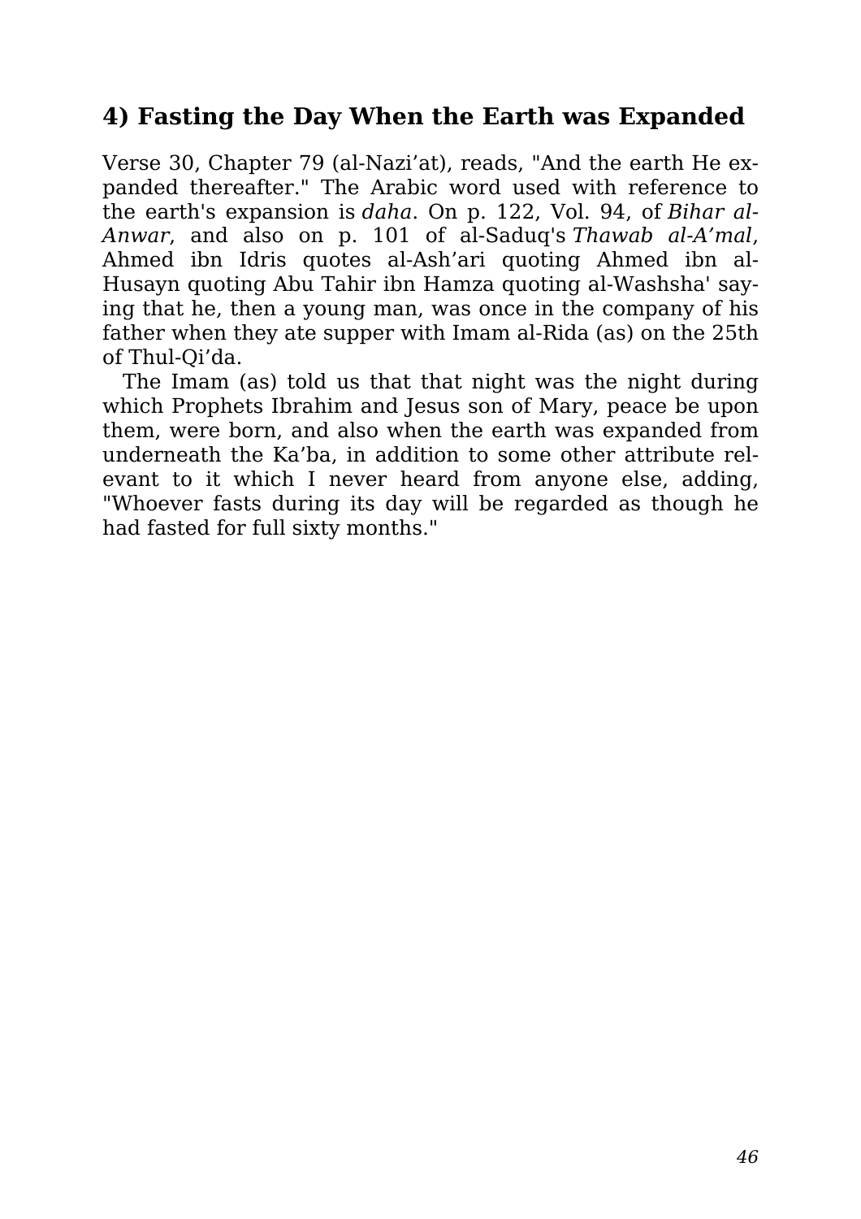## 4) Fasting the Day When the Earth was Expanded

Verse 30, Chapter 79 (al-Nazi’at), reads, "And the earth He expanded thereafter." The Arabic word used with reference to the earth's expansion is *daha*. On p. 122, Vol. 94, of *Bihar al-Anwar*, and also on p. 101 of al-Saduq's *Thawab al-A’mal*, Ahmed ibn Idris quotes al-Ash’ari quoting Ahmed ibn al-Husayn quoting Abu Tahir ibn Hamza quoting al-Washsha' saying that he, then a young man, was once in the company of his father when they ate supper with Imam al-Rida (as) on the 25th of Thul-Qi’da.

The Imam (as) told us that that night was the night during which Prophets Ibrahim and Jesus son of Mary, peace be upon them, were born, and also when the earth was expanded from underneath the Ka’ba, in addition to some other attribute relevant to it which I never heard from anyone else, adding, "Whoever fasts during its day will be regarded as though he had fasted for full sixty months."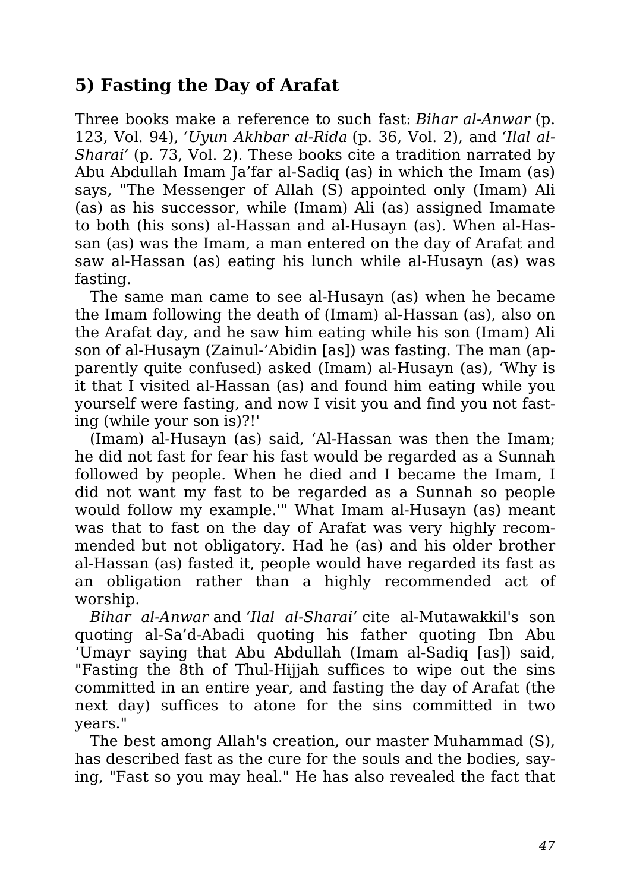## 5) Fasting the Day of Arafat

Three books make a reference to such fast: *Bihar al-Anwar* (p. 123, Vol. 94), *'Uyun Akhbar al-Rida* (p. 36, Vol. 2), and *'Ilal al-Sharai'* (p. 73, Vol. 2). These books cite a tradition narrated by Abu Abdullah Imam Ja'far al-Sadiq (as) in which the Imam (as) says, "The Messenger of Allah (S) appointed only (Imam) Ali (as) as his successor, while (Imam) Ali (as) assigned Imamate to both (his sons) al-Hassan and al-Husayn (as). When al-Hassan (as) was the Imam, a man entered on the day of Arafat and saw al-Hassan (as) eating his lunch while al-Husayn (as) was fasting.

The same man came to see al-Husayn (as) when he became the Imam following the death of (Imam) al-Hassan (as), also on the Arafat day, and he saw him eating while his son (Imam) Ali son of al-Husayn (Zainul-'Abidin [as]) was fasting. The man (apparently quite confused) asked (Imam) al-Husayn (as), 'Why is it that I visited al-Hassan (as) and found him eating while you yourself were fasting, and now I visit you and find you not fasting (while your son is)?!'

(Imam) al-Husayn (as) said, 'Al-Hassan was then the Imam; he did not fast for fear his fast would be regarded as a Sunnah followed by people. When he died and I became the Imam, I did not want my fast to be regarded as a Sunnah so people would follow my example.'" What Imam al-Husayn (as) meant was that to fast on the day of Arafat was very highly recommended but not obligatory. Had he (as) and his older brother al-Hassan (as) fasted it, people would have regarded its fast as an obligation rather than a highly recommended act of worship.

*Bihar al-Anwar* and *'Ilal al-Sharai'* cite al-Mutawakkil's son quoting al-Sa'd-Abadi quoting his father quoting Ibn Abu 'Umayr saying that Abu Abdullah (Imam al-Sadiq [as]) said, "Fasting the 8th of Thul-Hijjah suffices to wipe out the sins committed in an entire year, and fasting the day of Arafat (the next day) suffices to atone for the sins committed in two years."

The best among Allah's creation, our master Muhammad (S), has described fast as the cure for the souls and the bodies, saying, "Fast so you may heal." He has also revealed the fact that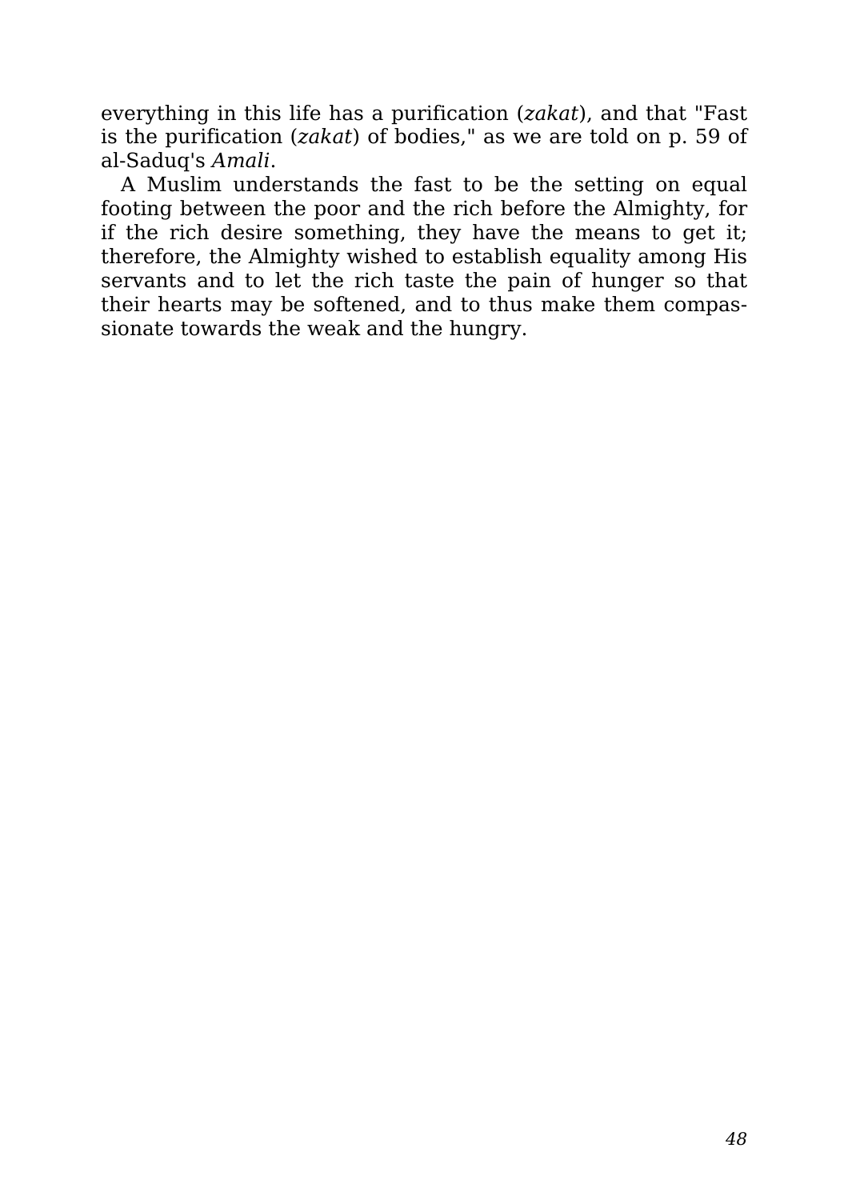everything in this life has a purification (*zakat*), and that "Fast is the purification (*zakat*) of bodies," as we are told on p. 59 of al-Saduq's *Amali*.

A Muslim understands the fast to be the setting on equal footing between the poor and the rich before the Almighty, for if the rich desire something, they have the means to get it; therefore, the Almighty wished to establish equality among His servants and to let the rich taste the pain of hunger so that their hearts may be softened, and to thus make them compassionate towards the weak and the hungry.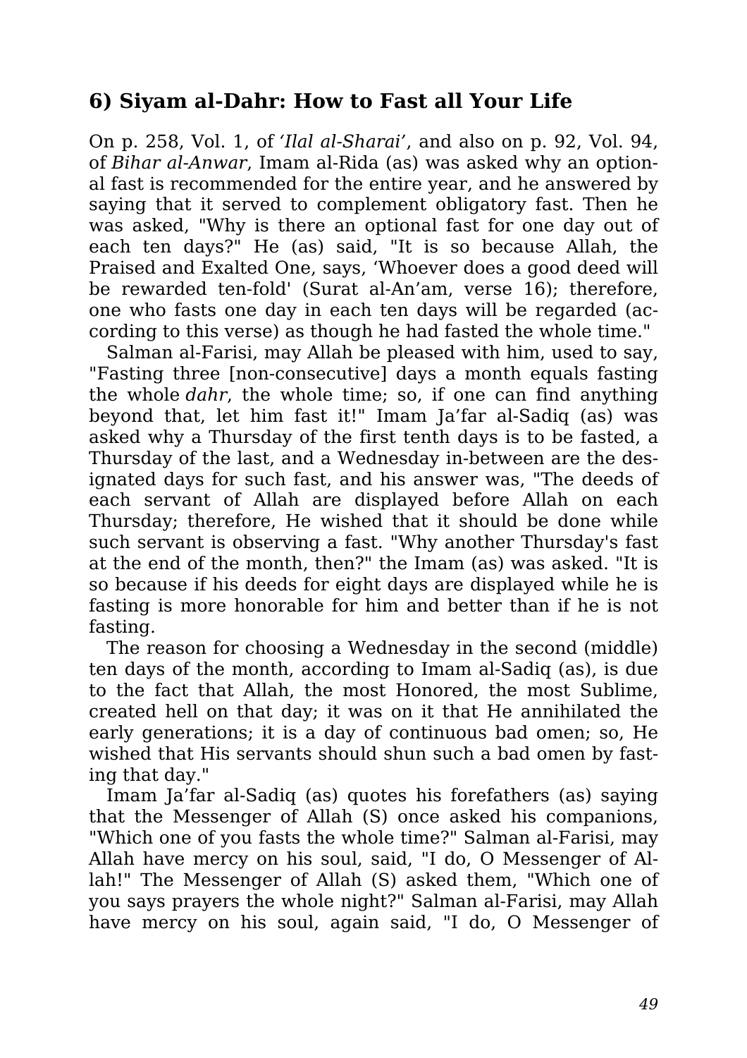## 6) Siyam al-Dahr: How to Fast all Your Life

On p. 258, Vol. 1, of *'Ilal al-Sharai'*, and also on p. 92, Vol. 94, of *Bihar al-Anwar*, Imam al-Rida (as) was asked why an optional fast is recommended for the entire year, and he answered by saying that it served to complement obligatory fast. Then he was asked, "Why is there an optional fast for one day out of each ten days?" He (as) said, "It is so because Allah, the Praised and Exalted One, says, 'Whoever does a good deed will be rewarded ten-fold' (Surat al-An'am, verse 16); therefore, one who fasts one day in each ten days will be regarded (according to this verse) as though he had fasted the whole time."

Salman al-Farisi, may Allah be pleased with him, used to say, "Fasting three [non-consecutive] days a month equals fasting the whole *dahr*, the whole time; so, if one can find anything beyond that, let him fast it!" Imam Ja'far al-Sadiq (as) was asked why a Thursday of the first tenth days is to be fasted, a Thursday of the last, and a Wednesday in-between are the designated days for such fast, and his answer was, "The deeds of each servant of Allah are displayed before Allah on each Thursday; therefore, He wished that it should be done while such servant is observing a fast. "Why another Thursday's fast at the end of the month, then?" the Imam (as) was asked. "It is so because if his deeds for eight days are displayed while he is fasting is more honorable for him and better than if he is not fasting.

The reason for choosing a Wednesday in the second (middle) ten days of the month, according to Imam al-Sadiq (as), is due to the fact that Allah, the most Honored, the most Sublime, created hell on that day; it was on it that He annihilated the early generations; it is a day of continuous bad omen; so, He wished that His servants should shun such a bad omen by fasting that day."

Imam Ja'far al-Sadiq (as) quotes his forefathers (as) saying that the Messenger of Allah (S) once asked his companions, "Which one of you fasts the whole time?" Salman al-Farisi, may Allah have mercy on his soul, said, "I do, O Messenger of Allah!" The Messenger of Allah (S) asked them, "Which one of you says prayers the whole night?" Salman al-Farisi, may Allah have mercy on his soul, again said, "I do, O Messenger of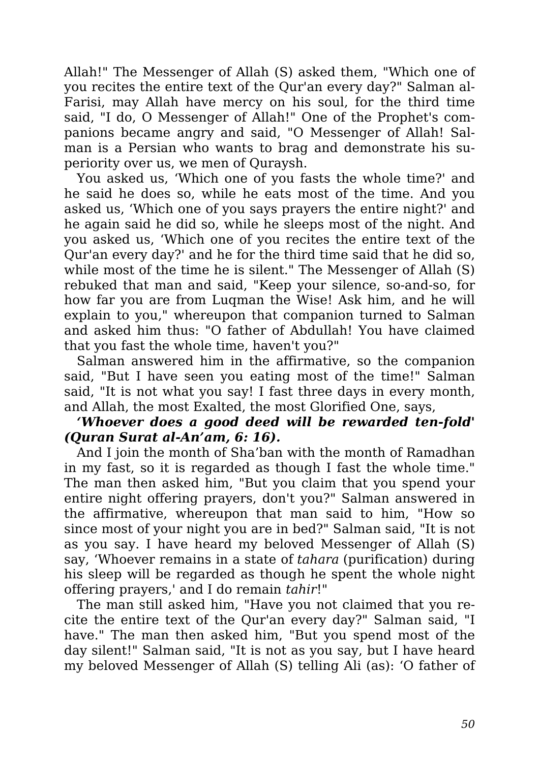Allah!" The Messenger of Allah (S) asked them, "Which one of you recites the entire text of the Qur'an every day?" Salman al-Farisi, may Allah have mercy on his soul, for the third time said, "I do, O Messenger of Allah!" One of the Prophet's companions became angry and said, "O Messenger of Allah! Salman is a Persian who wants to brag and demonstrate his superiority over us, we men of Quraysh.

You asked us, ‘Which one of you fasts the whole time?' and he said he does so, while he eats most of the time. And you asked us, ‘Which one of you says prayers the entire night?' and he again said he did so, while he sleeps most of the night. And you asked us, ‘Which one of you recites the entire text of the Qur'an every day?' and he for the third time said that he did so, while most of the time he is silent." The Messenger of Allah (S) rebuked that man and said, "Keep your silence, so-and-so, for how far you are from Luqman the Wise! Ask him, and he will explain to you," whereupon that companion turned to Salman and asked him thus: "O father of Abdullah! You have claimed that you fast the whole time, haven't you?"

Salman answered him in the affirmative, so the companion said, "But I have seen you eating most of the time!" Salman said, "It is not what you say! I fast three days in every month, and Allah, the most Exalted, the most Glorified One, says,

***‘Whoever does a good deed will be rewarded ten-fold' (Quran Surat al-An’am, 6: 16).***

And I join the month of Sha’ban with the month of Ramadhan in my fast, so it is regarded as though I fast the whole time." The man then asked him, "But you claim that you spend your entire night offering prayers, don't you?" Salman answered in the affirmative, whereupon that man said to him, "How so since most of your night you are in bed?" Salman said, "It is not as you say. I have heard my beloved Messenger of Allah (S) say, ‘Whoever remains in a state of *tahara* (purification) during his sleep will be regarded as though he spent the whole night offering prayers,' and I do remain *tahir*!"

The man still asked him, "Have you not claimed that you recite the entire text of the Qur'an every day?" Salman said, "I have." The man then asked him, "But you spend most of the day silent!" Salman said, "It is not as you say, but I have heard my beloved Messenger of Allah (S) telling Ali (as): ‘O father of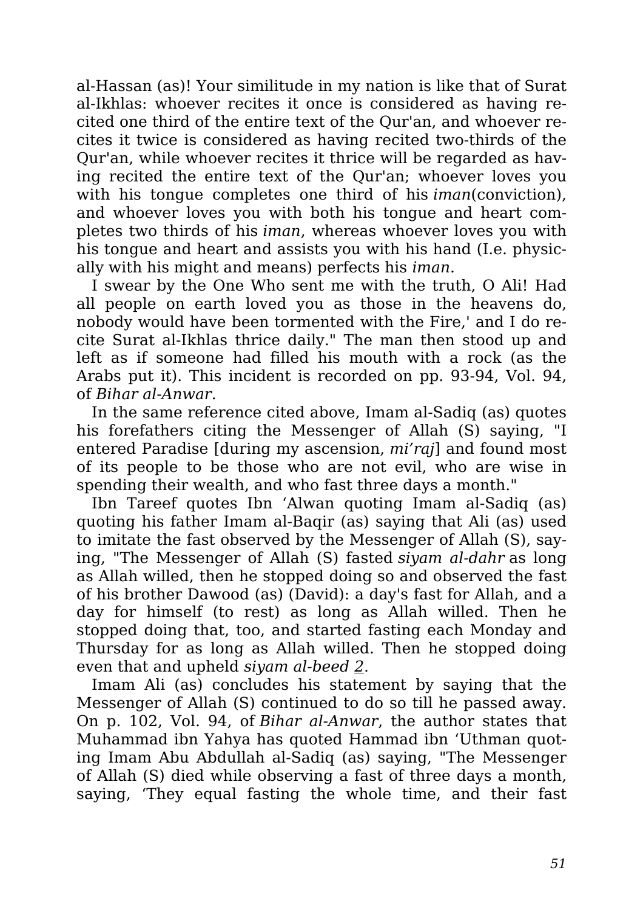al-Hassan (as)! Your similitude in my nation is like that of Surat al-Ikhlas: whoever recites it once is considered as having recited one third of the entire text of the Qur'an, and whoever recites it twice is considered as having recited two-thirds of the Qur'an, while whoever recites it thrice will be regarded as having recited the entire text of the Qur'an; whoever loves you with his tongue completes one third of his *iman*(conviction), and whoever loves you with both his tongue and heart completes two thirds of his *iman*, whereas whoever loves you with his tongue and heart and assists you with his hand (I.e. physically with his might and means) perfects his *iman*.

I swear by the One Who sent me with the truth, O Ali! Had all people on earth loved you as those in the heavens do, nobody would have been tormented with the Fire,' and I do recite Surat al-Ikhlas thrice daily." The man then stood up and left as if someone had filled his mouth with a rock (as the Arabs put it). This incident is recorded on pp. 93-94, Vol. 94, of *Bihar al-Anwar*.

In the same reference cited above, Imam al-Sadiq (as) quotes his forefathers citing the Messenger of Allah (S) saying, "I entered Paradise [during my ascension, *mi'raj*] and found most of its people to be those who are not evil, who are wise in spending their wealth, and who fast three days a month."

Ibn Tareef quotes Ibn 'Alwan quoting Imam al-Sadiq (as) quoting his father Imam al-Baqir (as) saying that Ali (as) used to imitate the fast observed by the Messenger of Allah (S), saying, "The Messenger of Allah (S) fasted *siyam al-dahr* as long as Allah willed, then he stopped doing so and observed the fast of his brother Dawood (as) (David): a day's fast for Allah, and a day for himself (to rest) as long as Allah willed. Then he stopped doing that, too, and started fasting each Monday and Thursday for as long as Allah willed. Then he stopped doing even that and upheld *siyam al-beed* [2].

Imam Ali (as) concludes his statement by saying that the Messenger of Allah (S) continued to do so till he passed away. On p. 102, Vol. 94, of *Bihar al-Anwar*, the author states that Muhammad ibn Yahya has quoted Hammad ibn 'Uthman quoting Imam Abu Abdullah al-Sadiq (as) saying, "The Messenger of Allah (S) died while observing a fast of three days a month, saying, 'They equal fasting the whole time, and their fast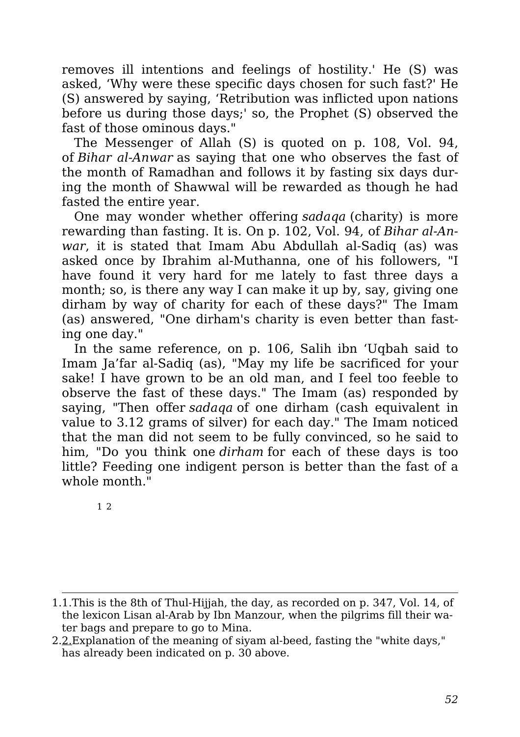removes ill intentions and feelings of hostility.' He (S) was asked, 'Why were these specific days chosen for such fast?' He (S) answered by saying, 'Retribution was inflicted upon nations before us during those days;' so, the Prophet (S) observed the fast of those ominous days."

The Messenger of Allah (S) is quoted on p. 108, Vol. 94, of *Bihar al-Anwar* as saying that one who observes the fast of the month of Ramadhan and follows it by fasting six days during the month of Shawwal will be rewarded as though he had fasted the entire year.

One may wonder whether offering *sadaqa* (charity) is more rewarding than fasting. It is. On p. 102, Vol. 94, of *Bihar al-Anwar*, it is stated that Imam Abu Abdullah al-Sadiq (as) was asked once by Ibrahim al-Muthanna, one of his followers, "I have found it very hard for me lately to fast three days a month; so, is there any way I can make it up by, say, giving one dirham by way of charity for each of these days?" The Imam (as) answered, "One dirham's charity is even better than fasting one day."

In the same reference, on p. 106, Salih ibn 'Uqbah said to Imam Ja'far al-Sadiq (as), "May my life be sacrificed for your sake! I have grown to be an old man, and I feel too feeble to observe the fast of these days." The Imam (as) responded by saying, "Then offer *sadaqa* of one dirham (cash equivalent in value to 3.12 grams of silver) for each day." The Imam noticed that the man did not seem to be fully convinced, so he said to him, "Do you think one *dirham* for each of these days is too little? Feeding one indigent person is better than the fast of a whole month."

1 2

---

1. 1.This is the 8th of Thul-Hijjah, the day, as recorded on p. 347, Vol. 14, of the lexicon Lisan al-Arab by Ibn Manzour, when the pilgrims fill their water bags and prepare to go to Mina.
2. 2.Explanation of the meaning of siyam al-beed, fasting the "white days," has already been indicated on p. 30 above.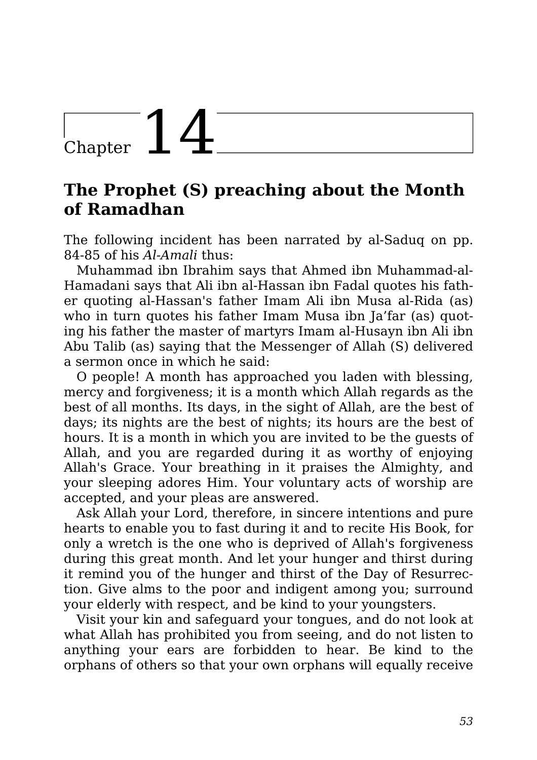# Chapter 14

## The Prophet (S) preaching about the Month of Ramadhan

The following incident has been narrated by al-Saduq on pp. 84-85 of his *Al-Amali* thus:

Muhammad ibn Ibrahim says that Ahmed ibn Muhammad-al-Hamadani says that Ali ibn al-Hassan ibn Fadal quotes his father quoting al-Hassan's father Imam Ali ibn Musa al-Rida (as) who in turn quotes his father Imam Musa ibn Ja'far (as) quoting his father the master of martyrs Imam al-Husayn ibn Ali ibn Abu Talib (as) saying that the Messenger of Allah (S) delivered a sermon once in which he said:

O people! A month has approached you laden with blessing, mercy and forgiveness; it is a month which Allah regards as the best of all months. Its days, in the sight of Allah, are the best of days; its nights are the best of nights; its hours are the best of hours. It is a month in which you are invited to be the guests of Allah, and you are regarded during it as worthy of enjoying Allah's Grace. Your breathing in it praises the Almighty, and your sleeping adores Him. Your voluntary acts of worship are accepted, and your pleas are answered.

Ask Allah your Lord, therefore, in sincere intentions and pure hearts to enable you to fast during it and to recite His Book, for only a wretch is the one who is deprived of Allah's forgiveness during this great month. And let your hunger and thirst during it remind you of the hunger and thirst of the Day of Resurrection. Give alms to the poor and indigent among you; surround your elderly with respect, and be kind to your youngsters.

Visit your kin and safeguard your tongues, and do not look at what Allah has prohibited you from seeing, and do not listen to anything your ears are forbidden to hear. Be kind to the orphans of others so that your own orphans will equally receive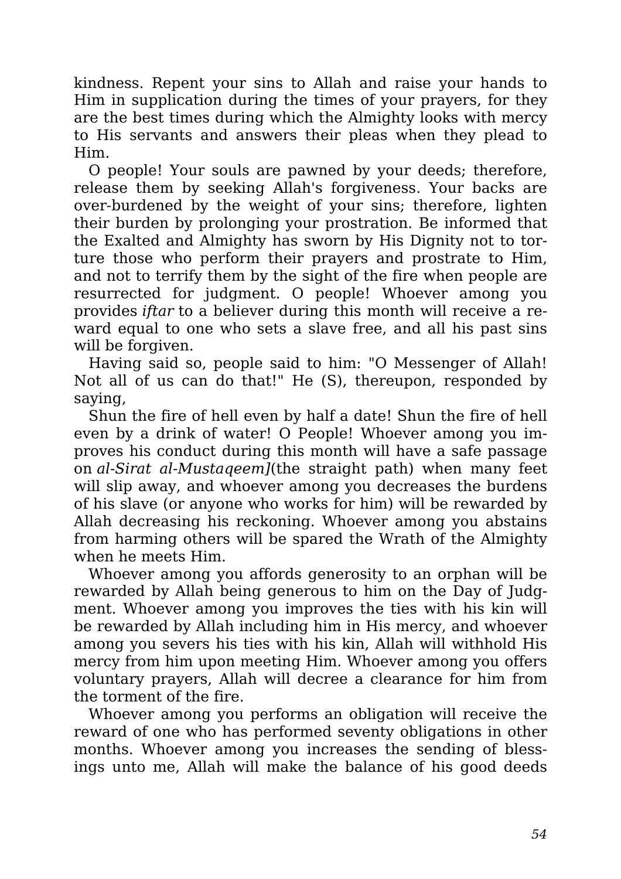kindness. Repent your sins to Allah and raise your hands to Him in supplication during the times of your prayers, for they are the best times during which the Almighty looks with mercy to His servants and answers their pleas when they plead to Him.

O people! Your souls are pawned by your deeds; therefore, release them by seeking Allah's forgiveness. Your backs are over-burdened by the weight of your sins; therefore, lighten their burden by prolonging your prostration. Be informed that the Exalted and Almighty has sworn by His Dignity not to torture those who perform their prayers and prostrate to Him, and not to terrify them by the sight of the fire when people are resurrected for judgment. O people! Whoever among you provides *iftar* to a believer during this month will receive a reward equal to one who sets a slave free, and all his past sins will be forgiven.

Having said so, people said to him: "O Messenger of Allah! Not all of us can do that!" He (S), thereupon, responded by saying,

Shun the fire of hell even by half a date! Shun the fire of hell even by a drink of water! O People! Whoever among you improves his conduct during this month will have a safe passage on *al-Sirat al-Mustaqeem]*(the straight path) when many feet will slip away, and whoever among you decreases the burdens of his slave (or anyone who works for him) will be rewarded by Allah decreasing his reckoning. Whoever among you abstains from harming others will be spared the Wrath of the Almighty when he meets Him.

Whoever among you affords generosity to an orphan will be rewarded by Allah being generous to him on the Day of Judgment. Whoever among you improves the ties with his kin will be rewarded by Allah including him in His mercy, and whoever among you severs his ties with his kin, Allah will withhold His mercy from him upon meeting Him. Whoever among you offers voluntary prayers, Allah will decree a clearance for him from the torment of the fire.

Whoever among you performs an obligation will receive the reward of one who has performed seventy obligations in other months. Whoever among you increases the sending of blessings unto me, Allah will make the balance of his good deeds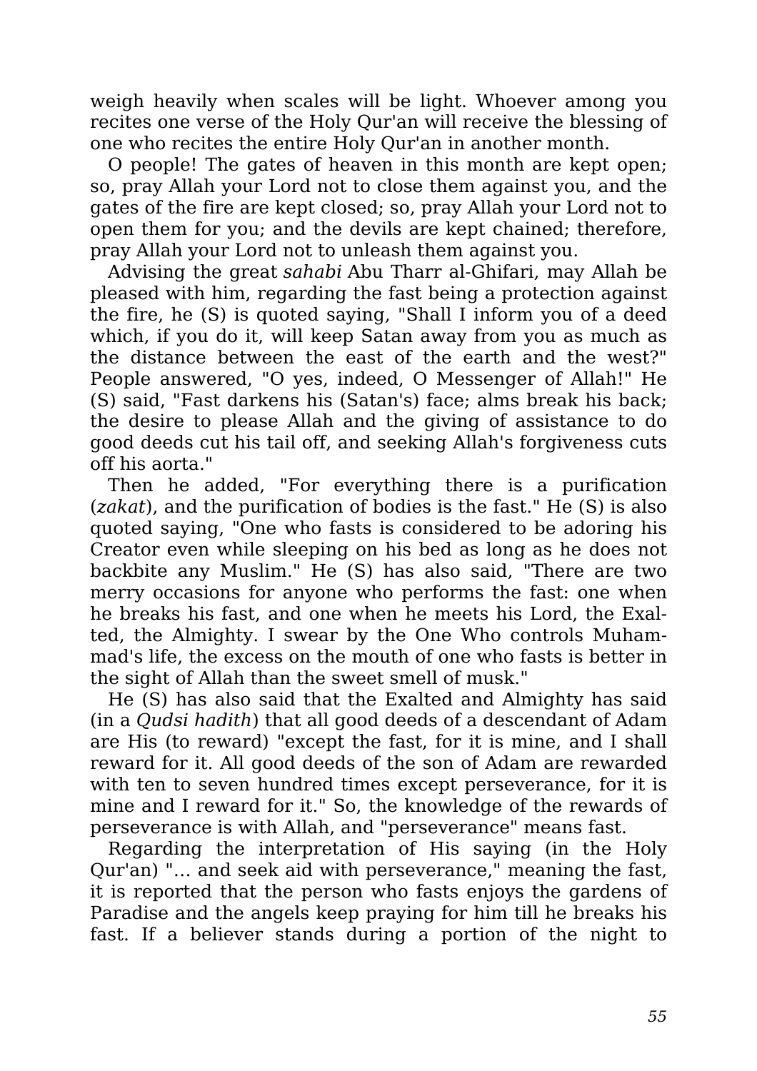weigh heavily when scales will be light. Whoever among you recites one verse of the Holy Qur'an will receive the blessing of one who recites the entire Holy Qur'an in another month.

O people! The gates of heaven in this month are kept open; so, pray Allah your Lord not to close them against you, and the gates of the fire are kept closed; so, pray Allah your Lord not to open them for you; and the devils are kept chained; therefore, pray Allah your Lord not to unleash them against you.

Advising the great *sahabi* Abu Tharr al-Ghifari, may Allah be pleased with him, regarding the fast being a protection against the fire, he (S) is quoted saying, "Shall I inform you of a deed which, if you do it, will keep Satan away from you as much as the distance between the east of the earth and the west?" People answered, "O yes, indeed, O Messenger of Allah!" He (S) said, "Fast darkens his (Satan's) face; alms break his back; the desire to please Allah and the giving of assistance to do good deeds cut his tail off, and seeking Allah's forgiveness cuts off his aorta."

Then he added, "For everything there is a purification (*zakat*), and the purification of bodies is the fast." He (S) is also quoted saying, "One who fasts is considered to be adoring his Creator even while sleeping on his bed as long as he does not backbite any Muslim." He (S) has also said, "There are two merry occasions for anyone who performs the fast: one when he breaks his fast, and one when he meets his Lord, the Exalted, the Almighty. I swear by the One Who controls Muhammad's life, the excess on the mouth of one who fasts is better in the sight of Allah than the sweet smell of musk."

He (S) has also said that the Exalted and Almighty has said (in a *Qudsi hadith*) that all good deeds of a descendant of Adam are His (to reward) "except the fast, for it is mine, and I shall reward for it. All good deeds of the son of Adam are rewarded with ten to seven hundred times except perseverance, for it is mine and I reward for it." So, the knowledge of the rewards of perseverance is with Allah, and "perseverance" means fast.

Regarding the interpretation of His saying (in the Holy Qur'an) "… and seek aid with perseverance," meaning the fast, it is reported that the person who fasts enjoys the gardens of Paradise and the angels keep praying for him till he breaks his fast. If a believer stands during a portion of the night to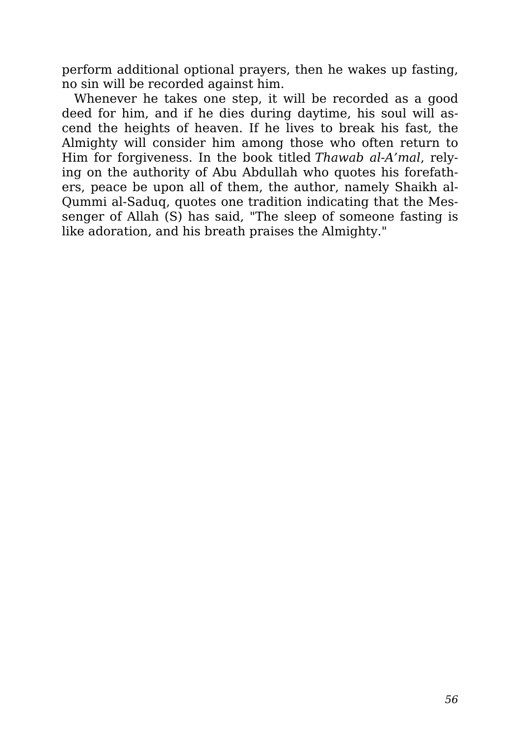perform additional optional prayers, then he wakes up fasting, no sin will be recorded against him.

Whenever he takes one step, it will be recorded as a good deed for him, and if he dies during daytime, his soul will ascend the heights of heaven. If he lives to break his fast, the Almighty will consider him among those who often return to Him for forgiveness. In the book titled *Thawab al-A'mal*, relying on the authority of Abu Abdullah who quotes his forefathers, peace be upon all of them, the author, namely Shaikh al-Qummi al-Saduq, quotes one tradition indicating that the Messenger of Allah (S) has said, "The sleep of someone fasting is like adoration, and his breath praises the Almighty."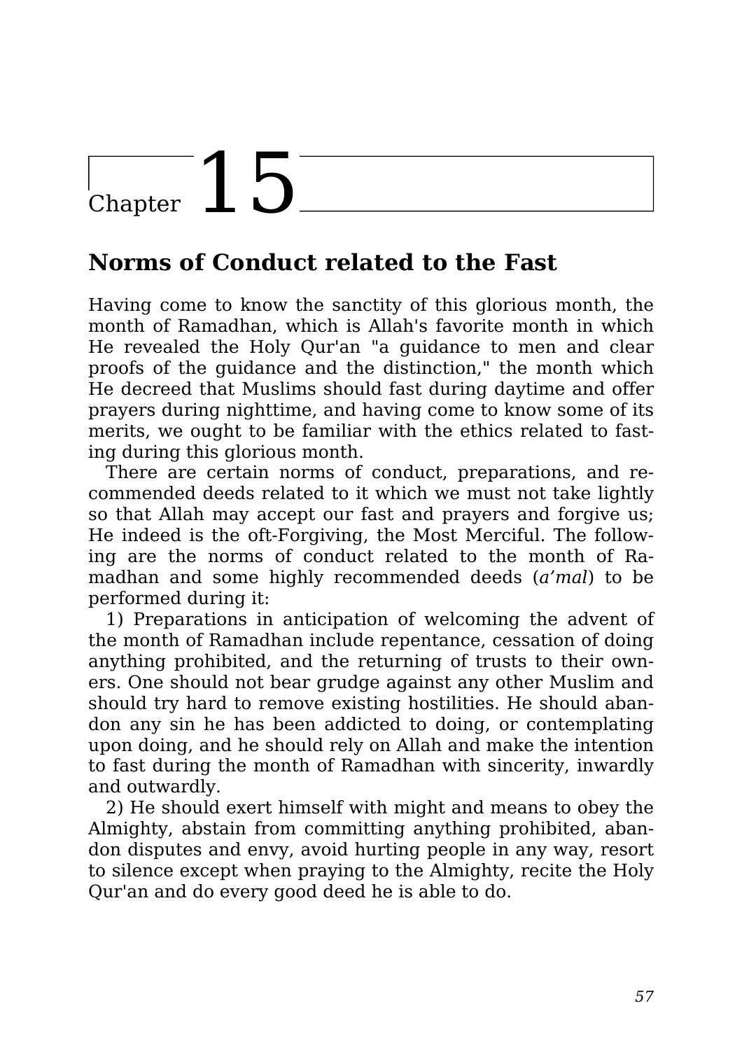# Chapter 15

## Norms of Conduct related to the Fast

Having come to know the sanctity of this glorious month, the month of Ramadhan, which is Allah's favorite month in which He revealed the Holy Qur'an "a guidance to men and clear proofs of the guidance and the distinction," the month which He decreed that Muslims should fast during daytime and offer prayers during nighttime, and having come to know some of its merits, we ought to be familiar with the ethics related to fasting during this glorious month.

There are certain norms of conduct, preparations, and recommended deeds related to it which we must not take lightly so that Allah may accept our fast and prayers and forgive us; He indeed is the oft-Forgiving, the Most Merciful. The following are the norms of conduct related to the month of Ramadhan and some highly recommended deeds (*a'mal*) to be performed during it:

1) Preparations in anticipation of welcoming the advent of the month of Ramadhan include repentance, cessation of doing anything prohibited, and the returning of trusts to their owners. One should not bear grudge against any other Muslim and should try hard to remove existing hostilities. He should abandon any sin he has been addicted to doing, or contemplating upon doing, and he should rely on Allah and make the intention to fast during the month of Ramadhan with sincerity, inwardly and outwardly.

2) He should exert himself with might and means to obey the Almighty, abstain from committing anything prohibited, abandon disputes and envy, avoid hurting people in any way, resort to silence except when praying to the Almighty, recite the Holy Qur'an and do every good deed he is able to do.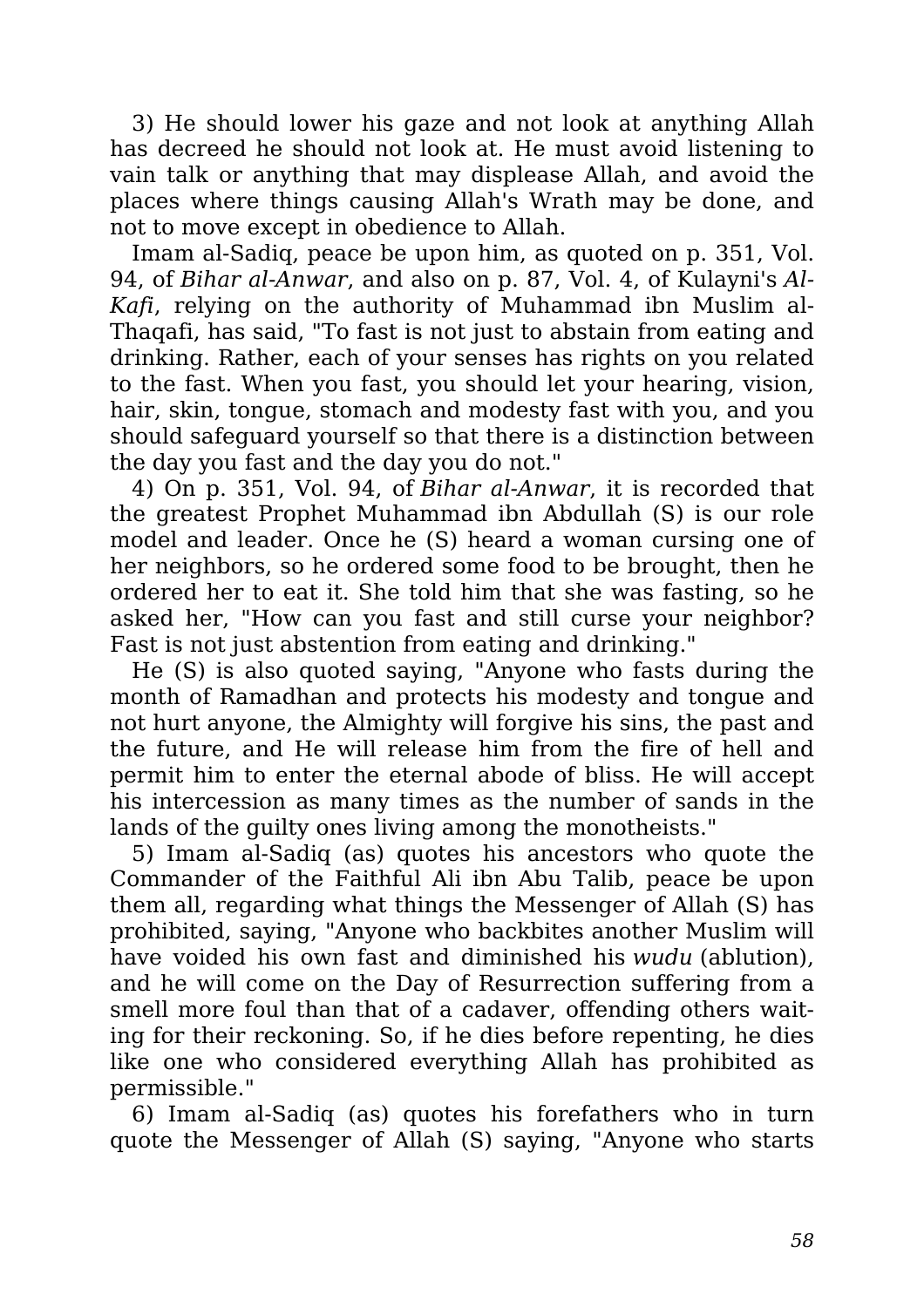3) He should lower his gaze and not look at anything Allah has decreed he should not look at. He must avoid listening to vain talk or anything that may displease Allah, and avoid the places where things causing Allah's Wrath may be done, and not to move except in obedience to Allah.

Imam al-Sadiq, peace be upon him, as quoted on p. 351, Vol. 94, of *Bihar al-Anwar*, and also on p. 87, Vol. 4, of Kulayni's *Al-Kafi*, relying on the authority of Muhammad ibn Muslim al-Thaqafi, has said, "To fast is not just to abstain from eating and drinking. Rather, each of your senses has rights on you related to the fast. When you fast, you should let your hearing, vision, hair, skin, tongue, stomach and modesty fast with you, and you should safeguard yourself so that there is a distinction between the day you fast and the day you do not."

4) On p. 351, Vol. 94, of *Bihar al-Anwar*, it is recorded that the greatest Prophet Muhammad ibn Abdullah (S) is our role model and leader. Once he (S) heard a woman cursing one of her neighbors, so he ordered some food to be brought, then he ordered her to eat it. She told him that she was fasting, so he asked her, "How can you fast and still curse your neighbor? Fast is not just abstention from eating and drinking."

He (S) is also quoted saying, "Anyone who fasts during the month of Ramadhan and protects his modesty and tongue and not hurt anyone, the Almighty will forgive his sins, the past and the future, and He will release him from the fire of hell and permit him to enter the eternal abode of bliss. He will accept his intercession as many times as the number of sands in the lands of the guilty ones living among the monotheists."

5) Imam al-Sadiq (as) quotes his ancestors who quote the Commander of the Faithful Ali ibn Abu Talib, peace be upon them all, regarding what things the Messenger of Allah (S) has prohibited, saying, "Anyone who backbites another Muslim will have voided his own fast and diminished his *wudu* (ablution), and he will come on the Day of Resurrection suffering from a smell more foul than that of a cadaver, offending others waiting for their reckoning. So, if he dies before repenting, he dies like one who considered everything Allah has prohibited as permissible."

6) Imam al-Sadiq (as) quotes his forefathers who in turn quote the Messenger of Allah (S) saying, "Anyone who starts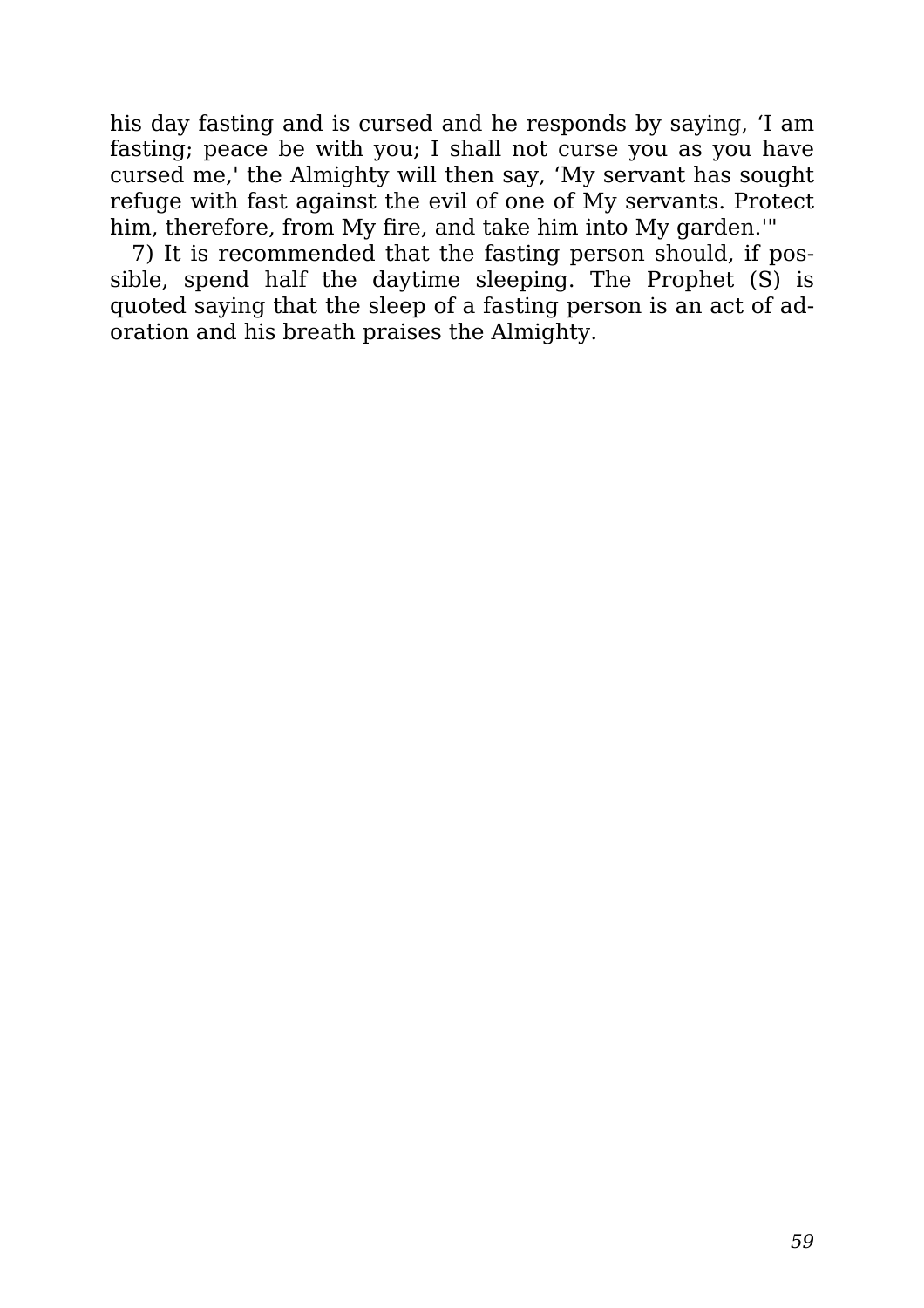his day fasting and is cursed and he responds by saying, ‘I am fasting; peace be with you; I shall not curse you as you have cursed me,' the Almighty will then say, ‘My servant has sought refuge with fast against the evil of one of My servants. Protect him, therefore, from My fire, and take him into My garden.'"

7) It is recommended that the fasting person should, if possible, spend half the daytime sleeping. The Prophet (S) is quoted saying that the sleep of a fasting person is an act of adoration and his breath praises the Almighty.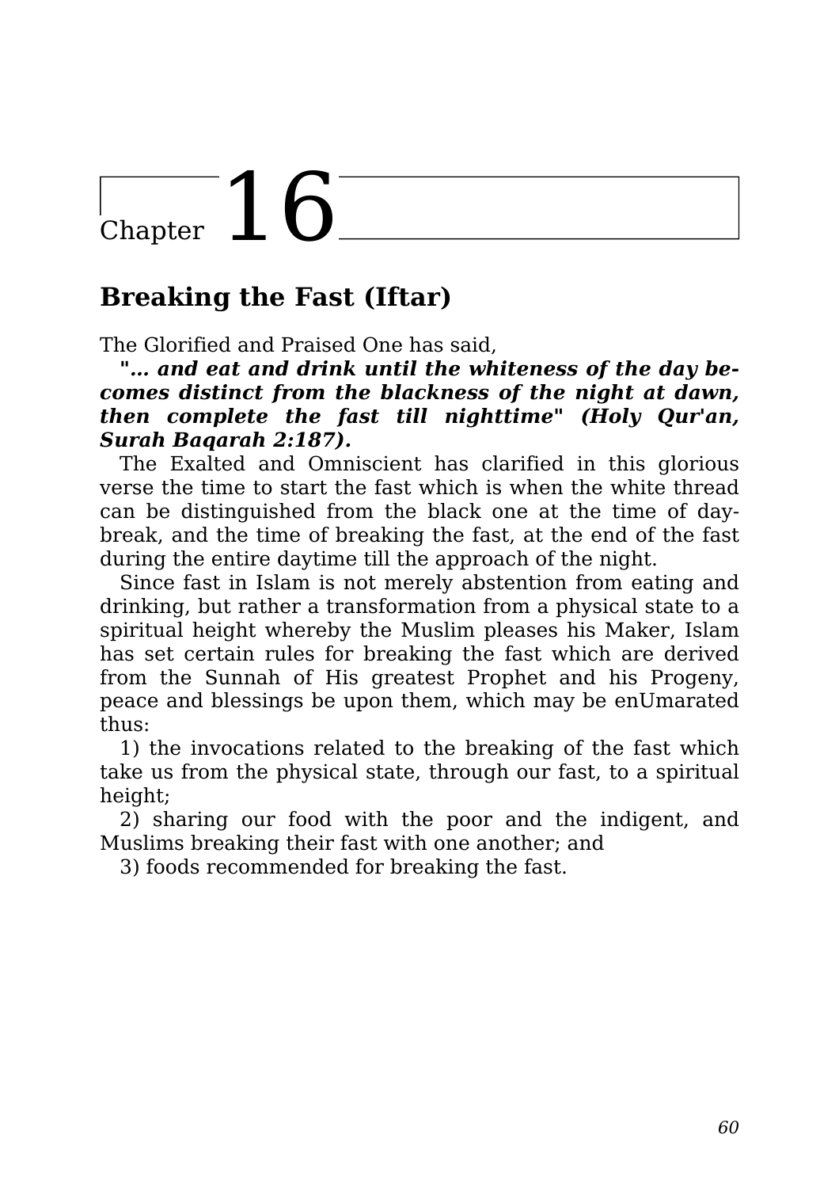# Chapter 16

## Breaking the Fast (Iftar)

The Glorified and Praised One has said,

***"... and eat and drink until the whiteness of the day becomes distinct from the blackness of the night at dawn, then complete the fast till nighttime" (Holy Qur'an, Surah Baqarah 2:187).***

The Exalted and Omniscient has clarified in this glorious verse the time to start the fast which is when the white thread can be distinguished from the black one at the time of daybreak, and the time of breaking the fast, at the end of the fast during the entire daytime till the approach of the night.

Since fast in Islam is not merely abstention from eating and drinking, but rather a transformation from a physical state to a spiritual height whereby the Muslim pleases his Maker, Islam has set certain rules for breaking the fast which are derived from the Sunnah of His greatest Prophet and his Progeny, peace and blessings be upon them, which may be enUmarated thus:

1) the invocations related to the breaking of the fast which take us from the physical state, through our fast, to a spiritual height;

2) sharing our food with the poor and the indigent, and Muslims breaking their fast with one another; and

3) foods recommended for breaking the fast.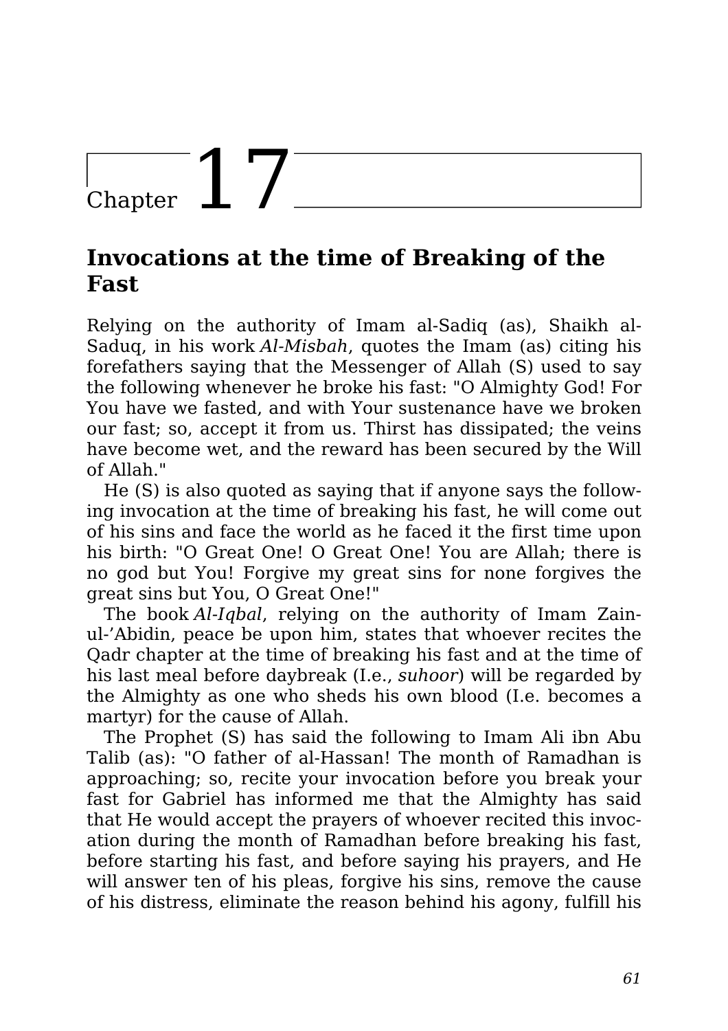# Chapter 17

## Invocations at the time of Breaking of the Fast

Relying on the authority of Imam al-Sadiq (as), Shaikh al-Saduq, in his work *Al-Misbah*, quotes the Imam (as) citing his forefathers saying that the Messenger of Allah (S) used to say the following whenever he broke his fast: "O Almighty God! For You have we fasted, and with Your sustenance have we broken our fast; so, accept it from us. Thirst has dissipated; the veins have become wet, and the reward has been secured by the Will of Allah."

He (S) is also quoted as saying that if anyone says the following invocation at the time of breaking his fast, he will come out of his sins and face the world as he faced it the first time upon his birth: "O Great One! O Great One! You are Allah; there is no god but You! Forgive my great sins for none forgives the great sins but You, O Great One!"

The book *Al-Iqbal*, relying on the authority of Imam Zain-ul-'Abidin, peace be upon him, states that whoever recites the Qadr chapter at the time of breaking his fast and at the time of his last meal before daybreak (I.e., *suhoor*) will be regarded by the Almighty as one who sheds his own blood (I.e. becomes a martyr) for the cause of Allah.

The Prophet (S) has said the following to Imam Ali ibn Abu Talib (as): "O father of al-Hassan! The month of Ramadhan is approaching; so, recite your invocation before you break your fast for Gabriel has informed me that the Almighty has said that He would accept the prayers of whoever recited this invocation during the month of Ramadhan before breaking his fast, before starting his fast, and before saying his prayers, and He will answer ten of his pleas, forgive his sins, remove the cause of his distress, eliminate the reason behind his agony, fulfill his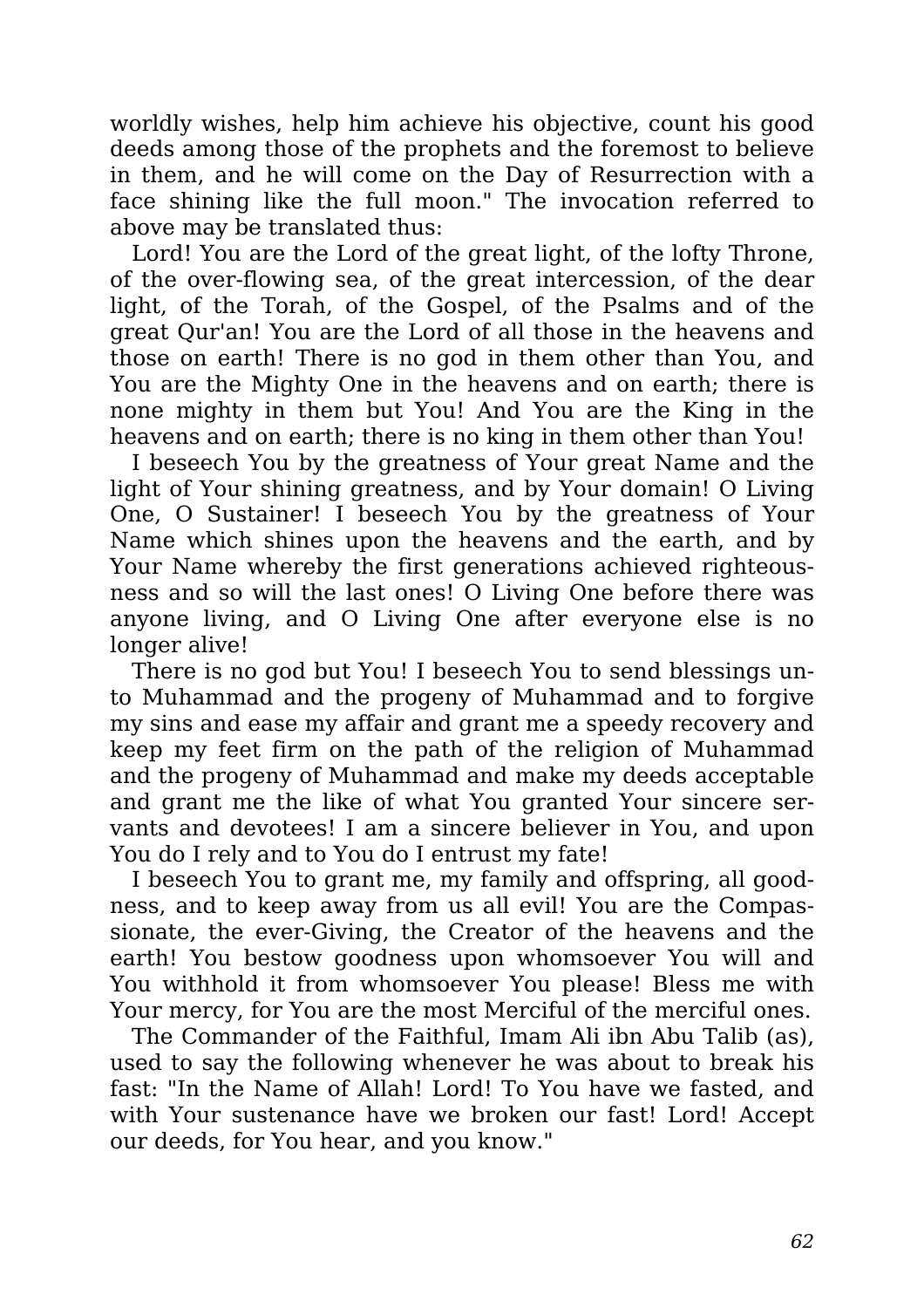worldly wishes, help him achieve his objective, count his good deeds among those of the prophets and the foremost to believe in them, and he will come on the Day of Resurrection with a face shining like the full moon." The invocation referred to above may be translated thus:

Lord! You are the Lord of the great light, of the lofty Throne, of the over-flowing sea, of the great intercession, of the dear light, of the Torah, of the Gospel, of the Psalms and of the great Qur'an! You are the Lord of all those in the heavens and those on earth! There is no god in them other than You, and You are the Mighty One in the heavens and on earth; there is none mighty in them but You! And You are the King in the heavens and on earth; there is no king in them other than You!

I beseech You by the greatness of Your great Name and the light of Your shining greatness, and by Your domain! O Living One, O Sustainer! I beseech You by the greatness of Your Name which shines upon the heavens and the earth, and by Your Name whereby the first generations achieved righteousness and so will the last ones! O Living One before there was anyone living, and O Living One after everyone else is no longer alive!

There is no god but You! I beseech You to send blessings unto Muhammad and the progeny of Muhammad and to forgive my sins and ease my affair and grant me a speedy recovery and keep my feet firm on the path of the religion of Muhammad and the progeny of Muhammad and make my deeds acceptable and grant me the like of what You granted Your sincere servants and devotees! I am a sincere believer in You, and upon You do I rely and to You do I entrust my fate!

I beseech You to grant me, my family and offspring, all goodness, and to keep away from us all evil! You are the Compassionate, the ever-Giving, the Creator of the heavens and the earth! You bestow goodness upon whomsoever You will and You withhold it from whomsoever You please! Bless me with Your mercy, for You are the most Merciful of the merciful ones.

The Commander of the Faithful, Imam Ali ibn Abu Talib (as), used to say the following whenever he was about to break his fast: "In the Name of Allah! Lord! To You have we fasted, and with Your sustenance have we broken our fast! Lord! Accept our deeds, for You hear, and you know."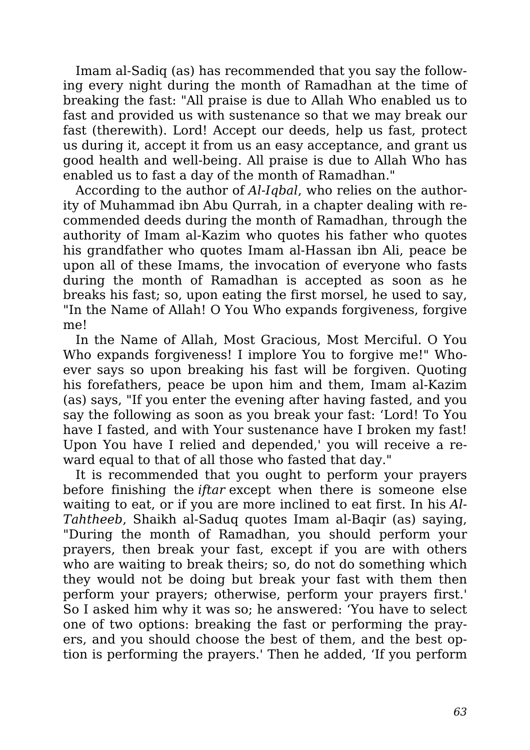Imam al-Sadiq (as) has recommended that you say the following every night during the month of Ramadhan at the time of breaking the fast: "All praise is due to Allah Who enabled us to fast and provided us with sustenance so that we may break our fast (therewith). Lord! Accept our deeds, help us fast, protect us during it, accept it from us an easy acceptance, and grant us good health and well-being. All praise is due to Allah Who has enabled us to fast a day of the month of Ramadhan."

According to the author of *Al-Iqbal*, who relies on the authority of Muhammad ibn Abu Qurrah, in a chapter dealing with recommended deeds during the month of Ramadhan, through the authority of Imam al-Kazim who quotes his father who quotes his grandfather who quotes Imam al-Hassan ibn Ali, peace be upon all of these Imams, the invocation of everyone who fasts during the month of Ramadhan is accepted as soon as he breaks his fast; so, upon eating the first morsel, he used to say, "In the Name of Allah! O You Who expands forgiveness, forgive me!

In the Name of Allah, Most Gracious, Most Merciful. O You Who expands forgiveness! I implore You to forgive me!" Whoever says so upon breaking his fast will be forgiven. Quoting his forefathers, peace be upon him and them, Imam al-Kazim (as) says, "If you enter the evening after having fasted, and you say the following as soon as you break your fast: 'Lord! To You have I fasted, and with Your sustenance have I broken my fast! Upon You have I relied and depended,' you will receive a reward equal to that of all those who fasted that day."

It is recommended that you ought to perform your prayers before finishing the *iftar* except when there is someone else waiting to eat, or if you are more inclined to eat first. In his *Al-Tahtheeb*, Shaikh al-Saduq quotes Imam al-Baqir (as) saying, "During the month of Ramadhan, you should perform your prayers, then break your fast, except if you are with others who are waiting to break theirs; so, do not do something which they would not be doing but break your fast with them then perform your prayers; otherwise, perform your prayers first.' So I asked him why it was so; he answered: 'You have to select one of two options: breaking the fast or performing the prayers, and you should choose the best of them, and the best option is performing the prayers.' Then he added, 'If you perform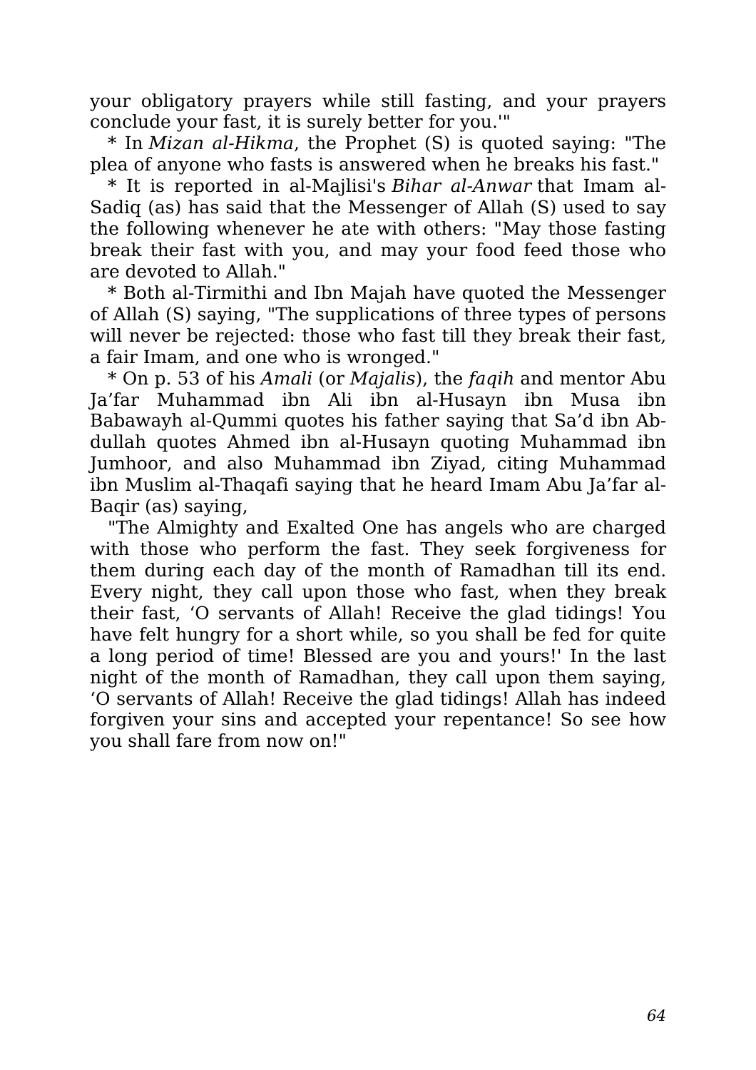your obligatory prayers while still fasting, and your prayers conclude your fast, it is surely better for you.'"

* In *Mizan al-Hikma*, the Prophet (S) is quoted saying: "The plea of anyone who fasts is answered when he breaks his fast."

* It is reported in al-Majlisi's *Bihar al-Anwar* that Imam al-Sadiq (as) has said that the Messenger of Allah (S) used to say the following whenever he ate with others: "May those fasting break their fast with you, and may your food feed those who are devoted to Allah."

* Both al-Tirmithi and Ibn Majah have quoted the Messenger of Allah (S) saying, "The supplications of three types of persons will never be rejected: those who fast till they break their fast, a fair Imam, and one who is wronged."

* On p. 53 of his *Amali* (or *Majalis*), the *faqih* and mentor Abu Ja'far Muhammad ibn Ali ibn al-Husayn ibn Musa ibn Babawayh al-Qummi quotes his father saying that Sa'd ibn Abdullah quotes Ahmed ibn al-Husayn quoting Muhammad ibn Jumhoor, and also Muhammad ibn Ziyad, citing Muhammad ibn Muslim al-Thaqafi saying that he heard Imam Abu Ja'far al-Baqir (as) saying,

"The Almighty and Exalted One has angels who are charged with those who perform the fast. They seek forgiveness for them during each day of the month of Ramadhan till its end. Every night, they call upon those who fast, when they break their fast, 'O servants of Allah! Receive the glad tidings! You have felt hungry for a short while, so you shall be fed for quite a long period of time! Blessed are you and yours!' In the last night of the month of Ramadhan, they call upon them saying, 'O servants of Allah! Receive the glad tidings! Allah has indeed forgiven your sins and accepted your repentance! So see how you shall fare from now on!"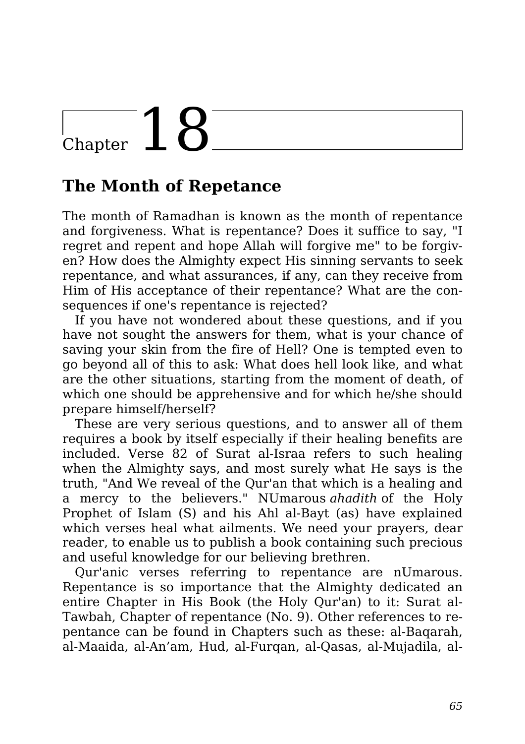# Chapter 18

## The Month of Repetance

The month of Ramadhan is known as the month of repentance and forgiveness. What is repentance? Does it suffice to say, "I regret and repent and hope Allah will forgive me" to be forgiven? How does the Almighty expect His sinning servants to seek repentance, and what assurances, if any, can they receive from Him of His acceptance of their repentance? What are the consequences if one's repentance is rejected?

If you have not wondered about these questions, and if you have not sought the answers for them, what is your chance of saving your skin from the fire of Hell? One is tempted even to go beyond all of this to ask: What does hell look like, and what are the other situations, starting from the moment of death, of which one should be apprehensive and for which he/she should prepare himself/herself?

These are very serious questions, and to answer all of them requires a book by itself especially if their healing benefits are included. Verse 82 of Surat al-Israa refers to such healing when the Almighty says, and most surely what He says is the truth, "And We reveal of the Qur'an that which is a healing and a mercy to the believers." NUmarous *ahadith* of the Holy Prophet of Islam (S) and his Ahl al-Bayt (as) have explained which verses heal what ailments. We need your prayers, dear reader, to enable us to publish a book containing such precious and useful knowledge for our believing brethren.

Qur'anic verses referring to repentance are nUmarous. Repentance is so importance that the Almighty dedicated an entire Chapter in His Book (the Holy Qur'an) to it: Surat al-Tawbah, Chapter of repentance (No. 9). Other references to repentance can be found in Chapters such as these: al-Baqarah, al-Maaida, al-An'am, Hud, al-Furqan, al-Qasas, al-Mujadila, al-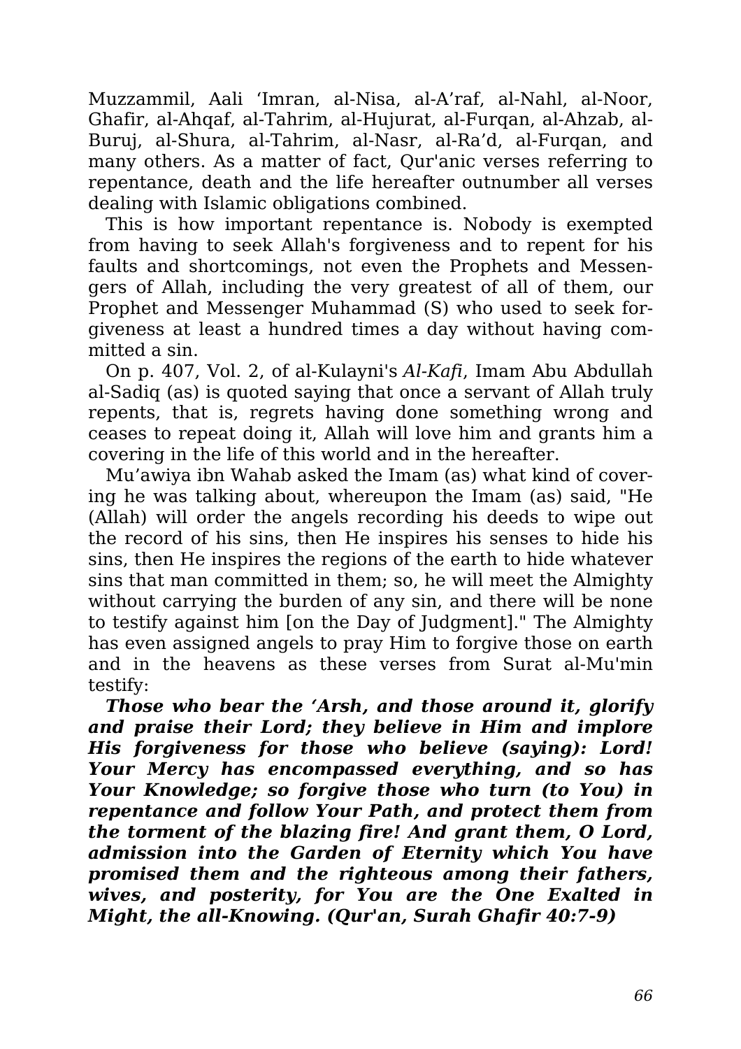Muzzammil, Aali ‘Imran, al-Nisa, al-A’raf, al-Nahl, al-Noor, Ghafir, al-Ahqaf, al-Tahrim, al-Hujurat, al-Furqan, al-Ahzab, al-Buruj, al-Shura, al-Tahrim, al-Nasr, al-Ra’d, al-Furqan, and many others. As a matter of fact, Qur'anic verses referring to repentance, death and the life hereafter outnumber all verses dealing with Islamic obligations combined.

This is how important repentance is. Nobody is exempted from having to seek Allah's forgiveness and to repent for his faults and shortcomings, not even the Prophets and Messengers of Allah, including the very greatest of all of them, our Prophet and Messenger Muhammad (S) who used to seek forgiveness at least a hundred times a day without having committed a sin.

On p. 407, Vol. 2, of al-Kulayni's *Al-Kafi*, Imam Abu Abdullah al-Sadiq (as) is quoted saying that once a servant of Allah truly repents, that is, regrets having done something wrong and ceases to repeat doing it, Allah will love him and grants him a covering in the life of this world and in the hereafter.

Mu’awiya ibn Wahab asked the Imam (as) what kind of covering he was talking about, whereupon the Imam (as) said, "He (Allah) will order the angels recording his deeds to wipe out the record of his sins, then He inspires his senses to hide his sins, then He inspires the regions of the earth to hide whatever sins that man committed in them; so, he will meet the Almighty without carrying the burden of any sin, and there will be none to testify against him [on the Day of Judgment]." The Almighty has even assigned angels to pray Him to forgive those on earth and in the heavens as these verses from Surat al-Mu'min testify:

***Those who bear the ‘Arsh, and those around it, glorify and praise their Lord; they believe in Him and implore His forgiveness for those who believe (saying): Lord! Your Mercy has encompassed everything, and so has Your Knowledge; so forgive those who turn (to You) in repentance and follow Your Path, and protect them from the torment of the blazing fire! And grant them, O Lord, admission into the Garden of Eternity which You have promised them and the righteous among their fathers, wives, and posterity, for You are the One Exalted in Might, the all-Knowing. (Qur'an, Surah Ghafir 40:7-9)***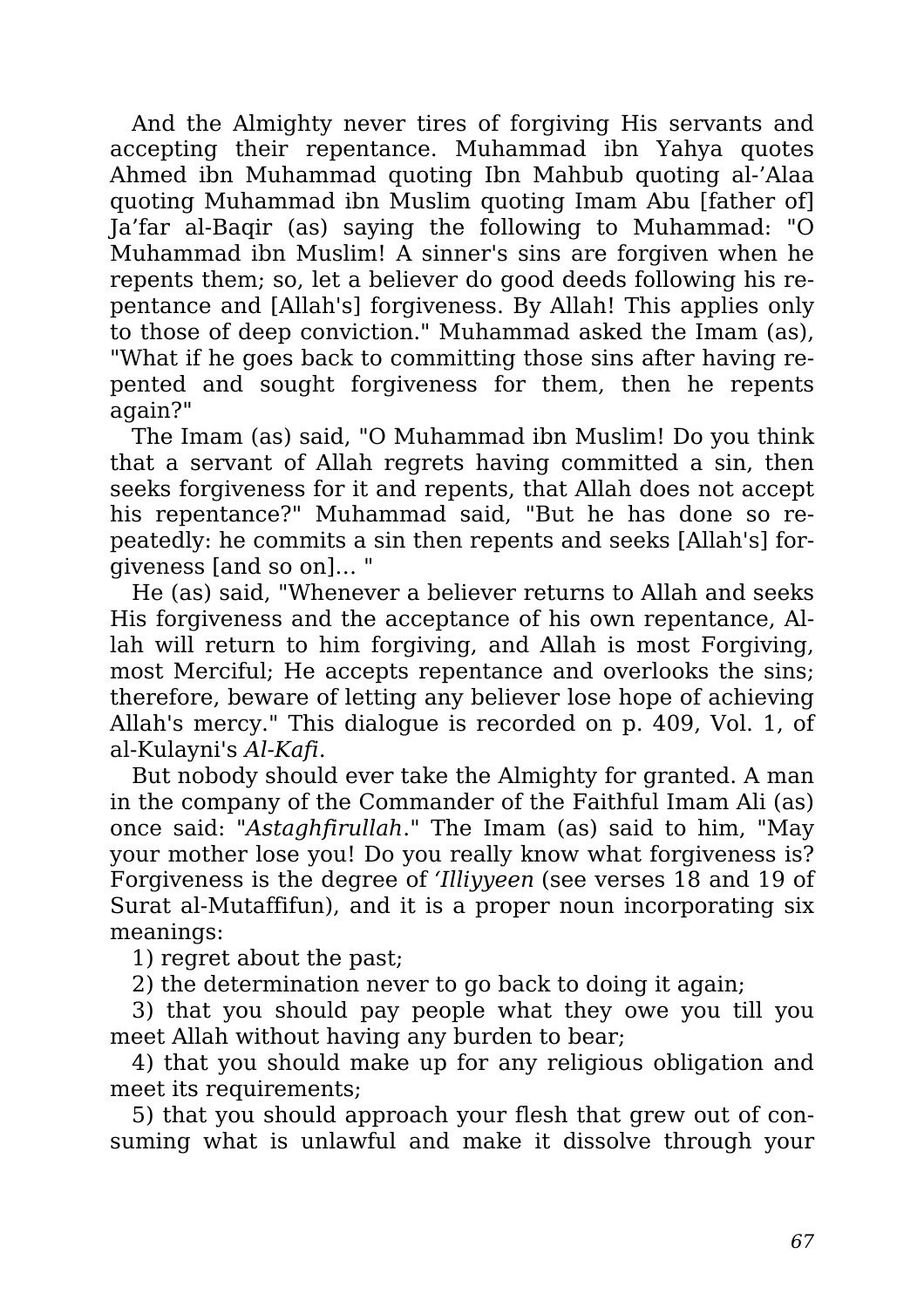And the Almighty never tires of forgiving His servants and accepting their repentance. Muhammad ibn Yahya quotes Ahmed ibn Muhammad quoting Ibn Mahbub quoting al-'Alaa quoting Muhammad ibn Muslim quoting Imam Abu [father of] Ja'far al-Baqir (as) saying the following to Muhammad: "O Muhammad ibn Muslim! A sinner's sins are forgiven when he repents them; so, let a believer do good deeds following his repentance and [Allah's] forgiveness. By Allah! This applies only to those of deep conviction." Muhammad asked the Imam (as), "What if he goes back to committing those sins after having repented and sought forgiveness for them, then he repents again?"

The Imam (as) said, "O Muhammad ibn Muslim! Do you think that a servant of Allah regrets having committed a sin, then seeks forgiveness for it and repents, that Allah does not accept his repentance?" Muhammad said, "But he has done so repeatedly: he commits a sin then repents and seeks [Allah's] forgiveness [and so on]... "

He (as) said, "Whenever a believer returns to Allah and seeks His forgiveness and the acceptance of his own repentance, Allah will return to him forgiving, and Allah is most Forgiving, most Merciful; He accepts repentance and overlooks the sins; therefore, beware of letting any believer lose hope of achieving Allah's mercy." This dialogue is recorded on p. 409, Vol. 1, of al-Kulayni's *Al-Kafi*.

But nobody should ever take the Almighty for granted. A man in the company of the Commander of the Faithful Imam Ali (as) once said: "*Astaghfirullah*." The Imam (as) said to him, "May your mother lose you! Do you really know what forgiveness is? Forgiveness is the degree of *'Illiyyeen* (see verses 18 and 19 of Surat al-Mutaffifun), and it is a proper noun incorporating six meanings:

1) regret about the past;

2) the determination never to go back to doing it again;

3) that you should pay people what they owe you till you meet Allah without having any burden to bear;

4) that you should make up for any religious obligation and meet its requirements;

5) that you should approach your flesh that grew out of consuming what is unlawful and make it dissolve through your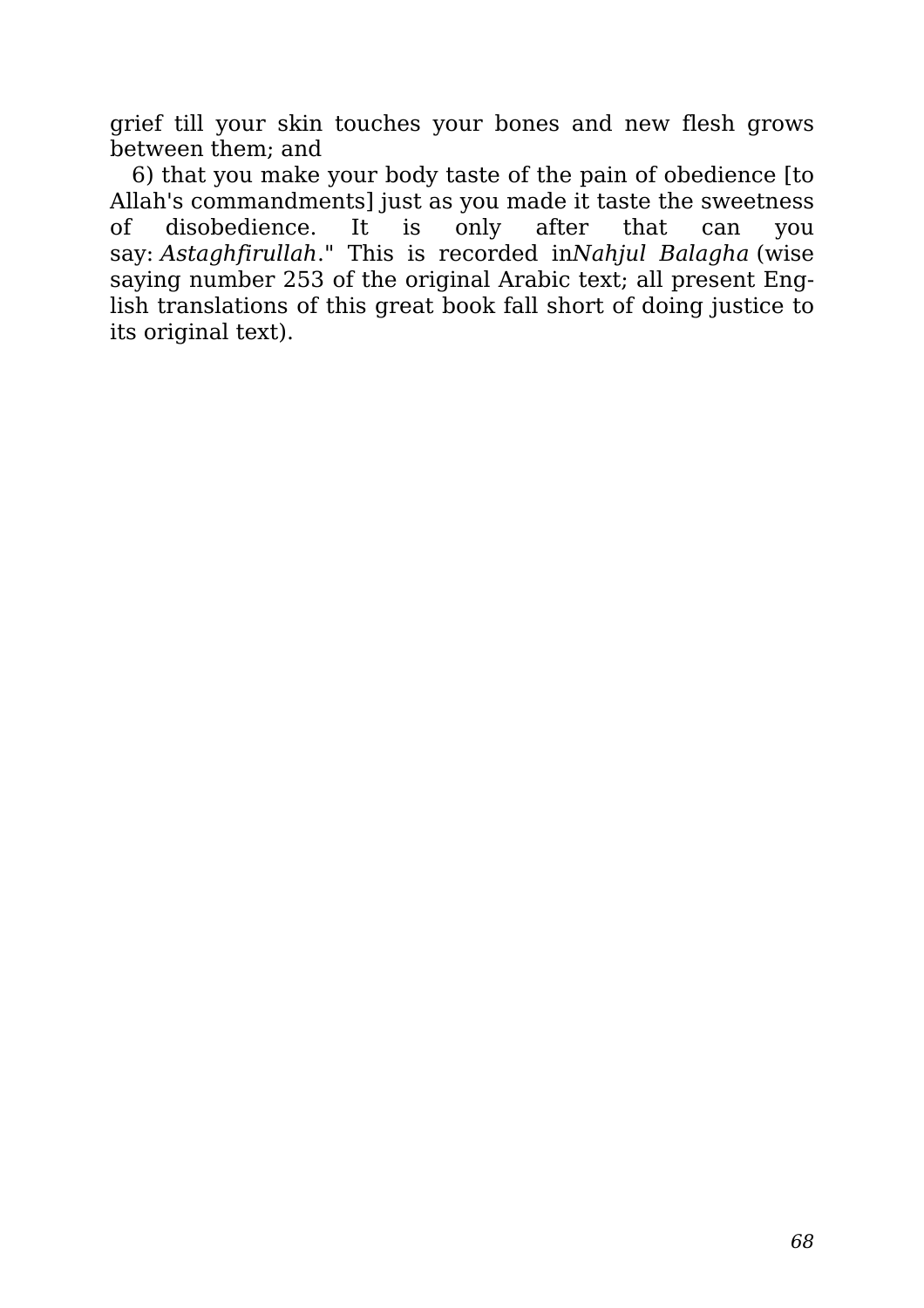grief till your skin touches your bones and new flesh grows between them; and

6) that you make your body taste of the pain of obedience [to Allah's commandments] just as you made it taste the sweetness of disobedience. It is only after that can you say: *Astaghfirullah*." This is recorded in*Nahjul Balagha* (wise saying number 253 of the original Arabic text; all present English translations of this great book fall short of doing justice to its original text).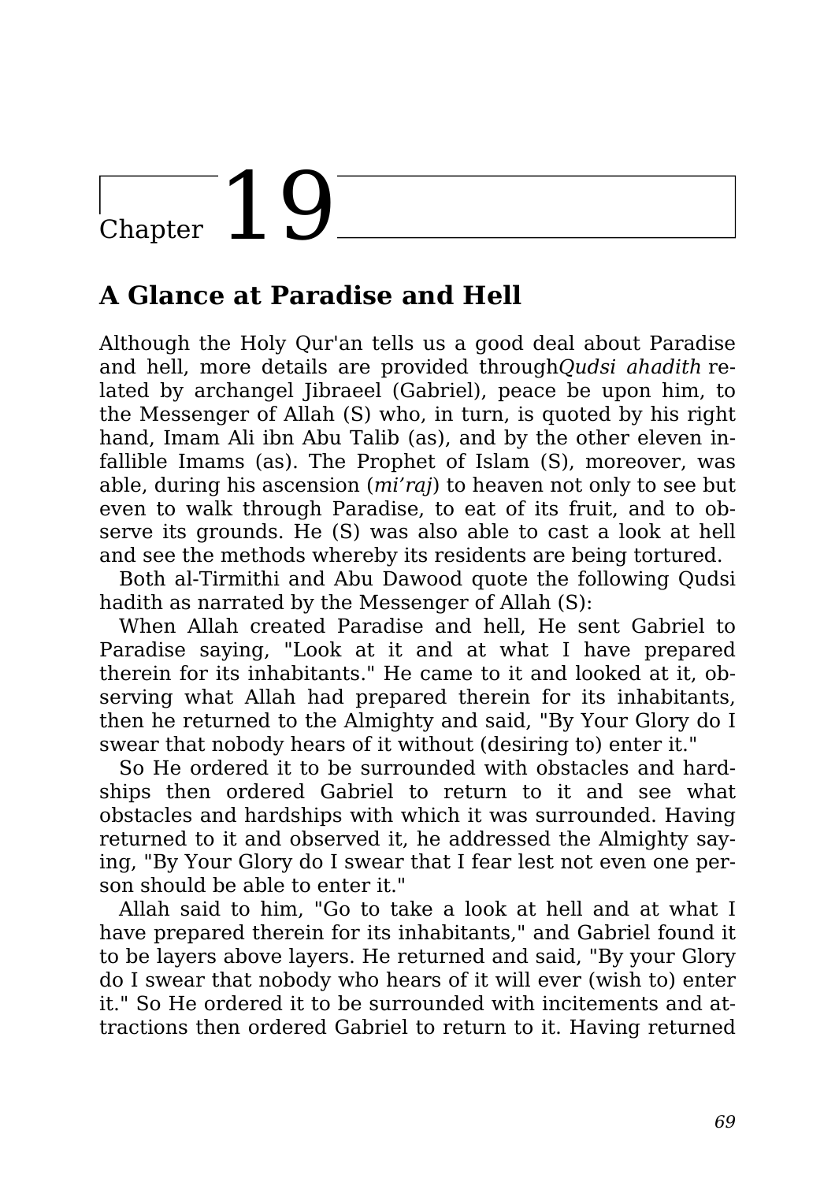# Chapter 19

## A Glance at Paradise and Hell

Although the Holy Qur'an tells us a good deal about Paradise and hell, more details are provided through *Qudsi ahadith* related by archangel Jibraeel (Gabriel), peace be upon him, to the Messenger of Allah (S) who, in turn, is quoted by his right hand, Imam Ali ibn Abu Talib (as), and by the other eleven infallible Imams (as). The Prophet of Islam (S), moreover, was able, during his ascension (*mi'raj*) to heaven not only to see but even to walk through Paradise, to eat of its fruit, and to observe its grounds. He (S) was also able to cast a look at hell and see the methods whereby its residents are being tortured.

Both al-Tirmithi and Abu Dawood quote the following Qudsi hadith as narrated by the Messenger of Allah (S):

When Allah created Paradise and hell, He sent Gabriel to Paradise saying, "Look at it and at what I have prepared therein for its inhabitants." He came to it and looked at it, observing what Allah had prepared therein for its inhabitants, then he returned to the Almighty and said, "By Your Glory do I swear that nobody hears of it without (desiring to) enter it."

So He ordered it to be surrounded with obstacles and hardships then ordered Gabriel to return to it and see what obstacles and hardships with which it was surrounded. Having returned to it and observed it, he addressed the Almighty saying, "By Your Glory do I swear that I fear lest not even one person should be able to enter it."

Allah said to him, "Go to take a look at hell and at what I have prepared therein for its inhabitants," and Gabriel found it to be layers above layers. He returned and said, "By your Glory do I swear that nobody who hears of it will ever (wish to) enter it." So He ordered it to be surrounded with incitements and attractions then ordered Gabriel to return to it. Having returned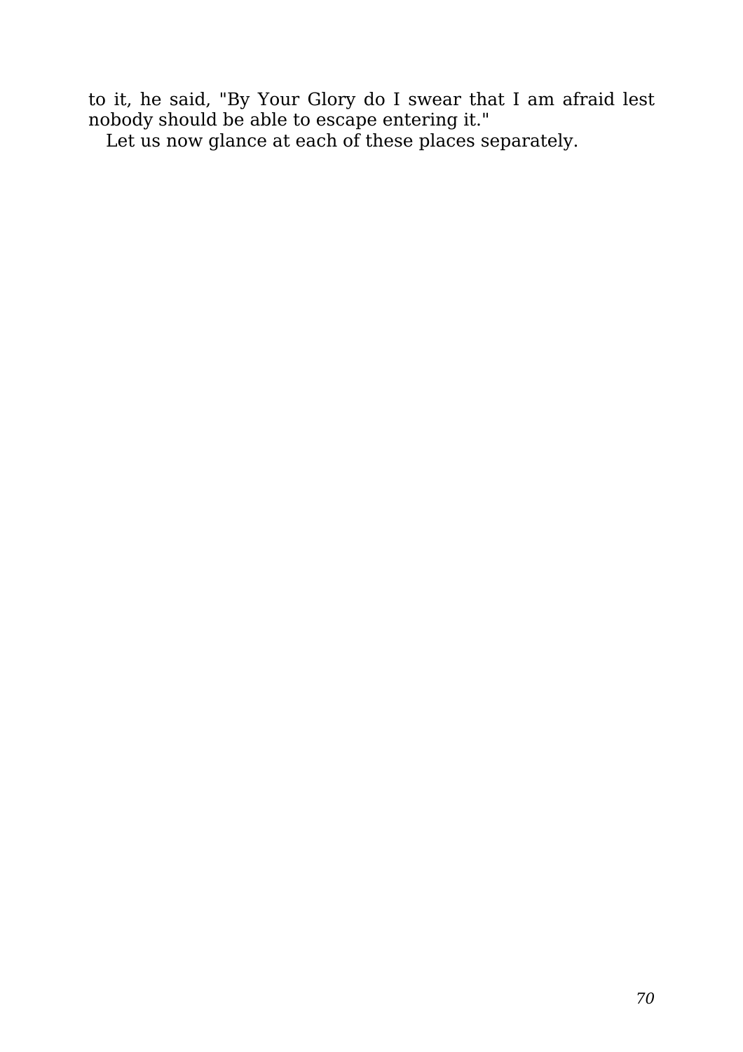to it, he said, "By Your Glory do I swear that I am afraid lest nobody should be able to escape entering it."

Let us now glance at each of these places separately.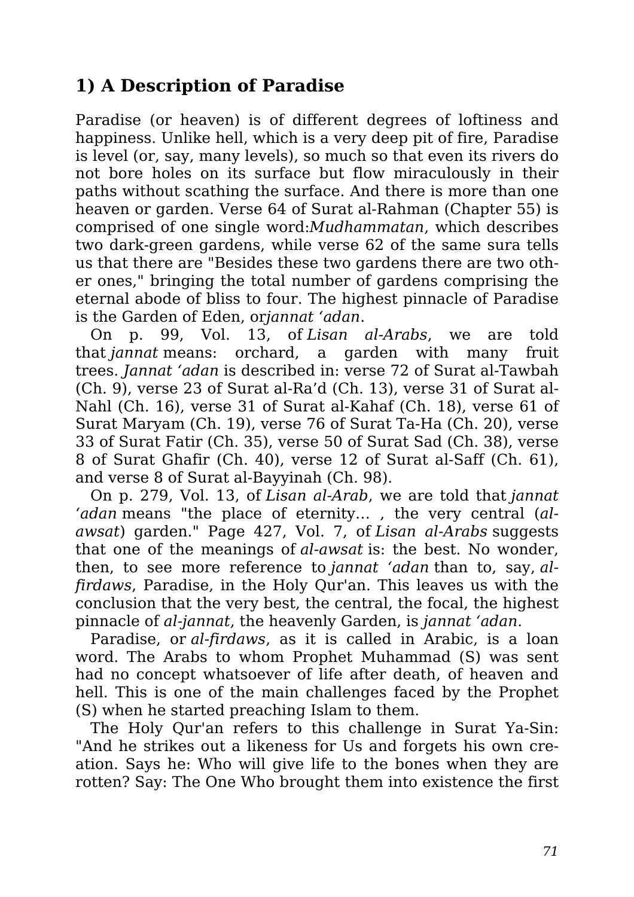## 1) A Description of Paradise

Paradise (or heaven) is of different degrees of loftiness and happiness. Unlike hell, which is a very deep pit of fire, Paradise is level (or, say, many levels), so much so that even its rivers do not bore holes on its surface but flow miraculously in their paths without scathing the surface. And there is more than one heaven or garden. Verse 64 of Surat al-Rahman (Chapter 55) is comprised of one single word:*Mudhammatan*, which describes two dark-green gardens, while verse 62 of the same sura tells us that there are "Besides these two gardens there are two other ones," bringing the total number of gardens comprising the eternal abode of bliss to four. The highest pinnacle of Paradise is the Garden of Eden, or*jannat ʻadan*.

On p. 99, Vol. 13, of *Lisan al-Arabs*, we are told that *jannat* means: orchard, a garden with many fruit trees. *Jannat ʻadan* is described in: verse 72 of Surat al-Tawbah (Ch. 9), verse 23 of Surat al-Ra'd (Ch. 13), verse 31 of Surat al-Nahl (Ch. 16), verse 31 of Surat al-Kahaf (Ch. 18), verse 61 of Surat Maryam (Ch. 19), verse 76 of Surat Ta-Ha (Ch. 20), verse 33 of Surat Fatir (Ch. 35), verse 50 of Surat Sad (Ch. 38), verse 8 of Surat Ghafir (Ch. 40), verse 12 of Surat al-Saff (Ch. 61), and verse 8 of Surat al-Bayyinah (Ch. 98).

On p. 279, Vol. 13, of *Lisan al-Arab*, we are told that *jannat ʻadan* means "the place of eternity… , the very central (*al-awsat*) garden." Page 427, Vol. 7, of *Lisan al-Arabs* suggests that one of the meanings of *al-awsat* is: the best. No wonder, then, to see more reference to *jannat ʻadan* than to, say, *al-firdaws*, Paradise, in the Holy Qur'an. This leaves us with the conclusion that the very best, the central, the focal, the highest pinnacle of *al-jannat*, the heavenly Garden, is *jannat ʻadan*.

Paradise, or *al-firdaws*, as it is called in Arabic, is a loan word. The Arabs to whom Prophet Muhammad (S) was sent had no concept whatsoever of life after death, of heaven and hell. This is one of the main challenges faced by the Prophet (S) when he started preaching Islam to them.

The Holy Qur'an refers to this challenge in Surat Ya-Sin: "And he strikes out a likeness for Us and forgets his own creation. Says he: Who will give life to the bones when they are rotten? Say: The One Who brought them into existence the first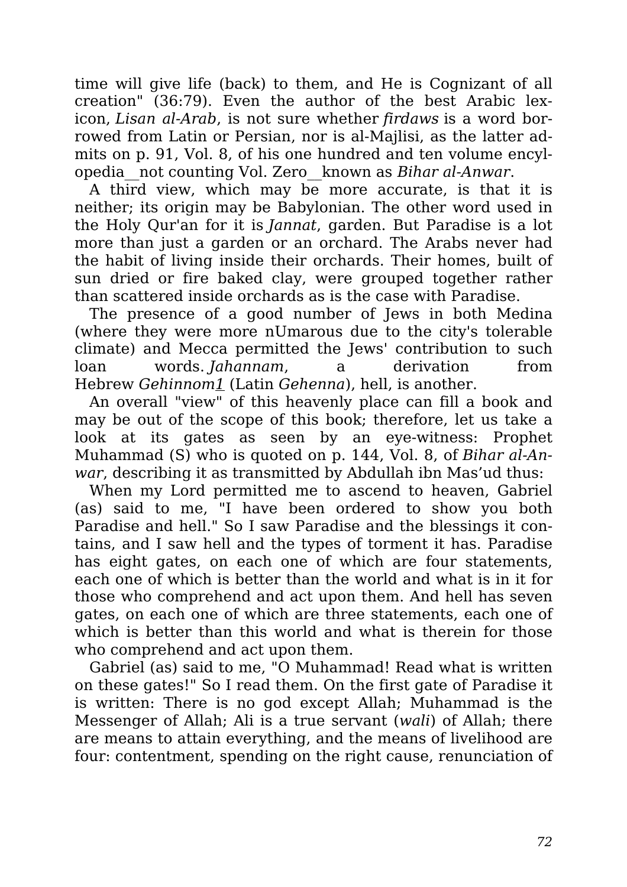time will give life (back) to them, and He is Cognizant of all creation" (36:79). Even the author of the best Arabic lexicon, *Lisan al-Arab*, is not sure whether *firdaws* is a word borrowed from Latin or Persian, nor is al-Majlisi, as the latter admits on p. 91, Vol. 8, of his one hundred and ten volume encyclopedia__not counting Vol. Zero__known as *Bihar al-Anwar*.

A third view, which may be more accurate, is that it is neither; its origin may be Babylonian. The other word used in the Holy Qur'an for it is *Jannat*, garden. But Paradise is a lot more than just a garden or an orchard. The Arabs never had the habit of living inside their orchards. Their homes, built of sun dried or fire baked clay, were grouped together rather than scattered inside orchards as is the case with Paradise.

The presence of a good number of Jews in both Medina (where they were more nUmarous due to the city's tolerable climate) and Mecca permitted the Jews' contribution to such loan words. *Jahannam*, a derivation from Hebrew *Gehinnom*[1] (Latin *Gehenna*), hell, is another.

An overall "view" of this heavenly place can fill a book and may be out of the scope of this book; therefore, let us take a look at its gates as seen by an eye-witness: Prophet Muhammad (S) who is quoted on p. 144, Vol. 8, of *Bihar al-Anwar*, describing it as transmitted by Abdullah ibn Mas'ud thus:

When my Lord permitted me to ascend to heaven, Gabriel (as) said to me, "I have been ordered to show you both Paradise and hell." So I saw Paradise and the blessings it contains, and I saw hell and the types of torment it has. Paradise has eight gates, on each one of which are four statements, each one of which is better than the world and what is in it for those who comprehend and act upon them. And hell has seven gates, on each one of which are three statements, each one of which is better than this world and what is therein for those who comprehend and act upon them.

Gabriel (as) said to me, "O Muhammad! Read what is written on these gates!" So I read them. On the first gate of Paradise it is written: There is no god except Allah; Muhammad is the Messenger of Allah; Ali is a true servant (*wali*) of Allah; there are means to attain everything, and the means of livelihood are four: contentment, spending on the right cause, renunciation of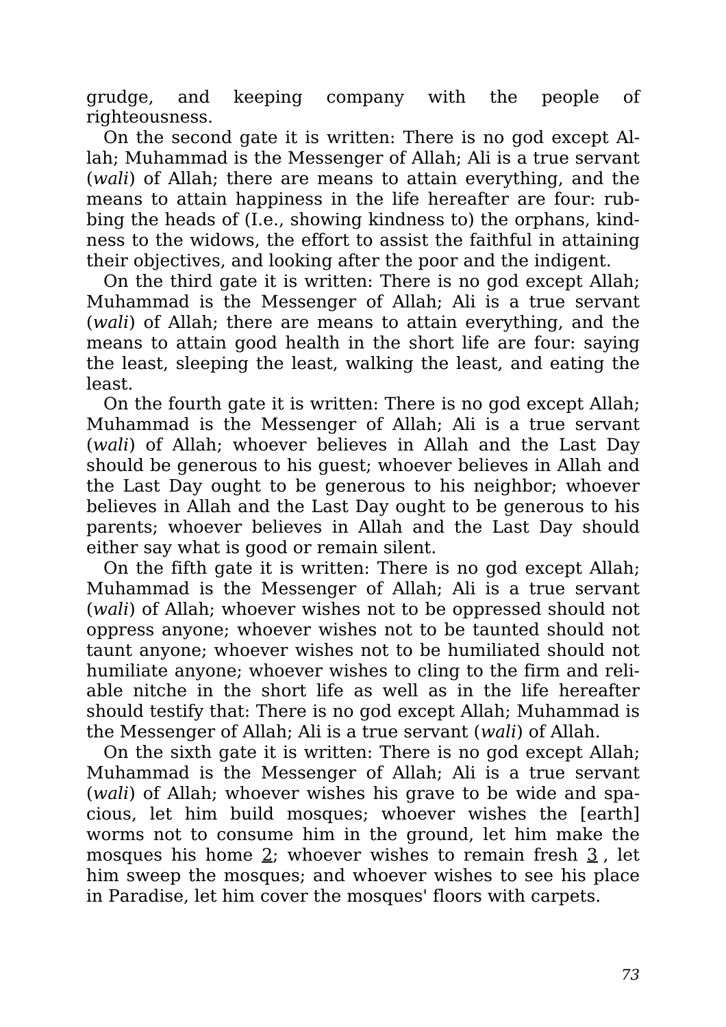grudge, and keeping company with the people of righteousness.

On the second gate it is written: There is no god except Allah; Muhammad is the Messenger of Allah; Ali is a true servant (*wali*) of Allah; there are means to attain everything, and the means to attain happiness in the life hereafter are four: rubbing the heads of (I.e., showing kindness to) the orphans, kindness to the widows, the effort to assist the faithful in attaining their objectives, and looking after the poor and the indigent.

On the third gate it is written: There is no god except Allah; Muhammad is the Messenger of Allah; Ali is a true servant (*wali*) of Allah; there are means to attain everything, and the means to attain good health in the short life are four: saying the least, sleeping the least, walking the least, and eating the least.

On the fourth gate it is written: There is no god except Allah; Muhammad is the Messenger of Allah; Ali is a true servant (*wali*) of Allah; whoever believes in Allah and the Last Day should be generous to his guest; whoever believes in Allah and the Last Day ought to be generous to his neighbor; whoever believes in Allah and the Last Day ought to be generous to his parents; whoever believes in Allah and the Last Day should either say what is good or remain silent.

On the fifth gate it is written: There is no god except Allah; Muhammad is the Messenger of Allah; Ali is a true servant (*wali*) of Allah; whoever wishes not to be oppressed should not oppress anyone; whoever wishes not to be taunted should not taunt anyone; whoever wishes not to be humiliated should not humiliate anyone; whoever wishes to cling to the firm and reliable nitche in the short life as well as in the life hereafter should testify that: There is no god except Allah; Muhammad is the Messenger of Allah; Ali is a true servant (*wali*) of Allah.

On the sixth gate it is written: There is no god except Allah; Muhammad is the Messenger of Allah; Ali is a true servant (*wali*) of Allah; whoever wishes his grave to be wide and spacious, let him build mosques; whoever wishes the [earth] worms not to consume him in the ground, let him make the mosques his home [2]; whoever wishes to remain fresh [3], let him sweep the mosques; and whoever wishes to see his place in Paradise, let him cover the mosques' floors with carpets.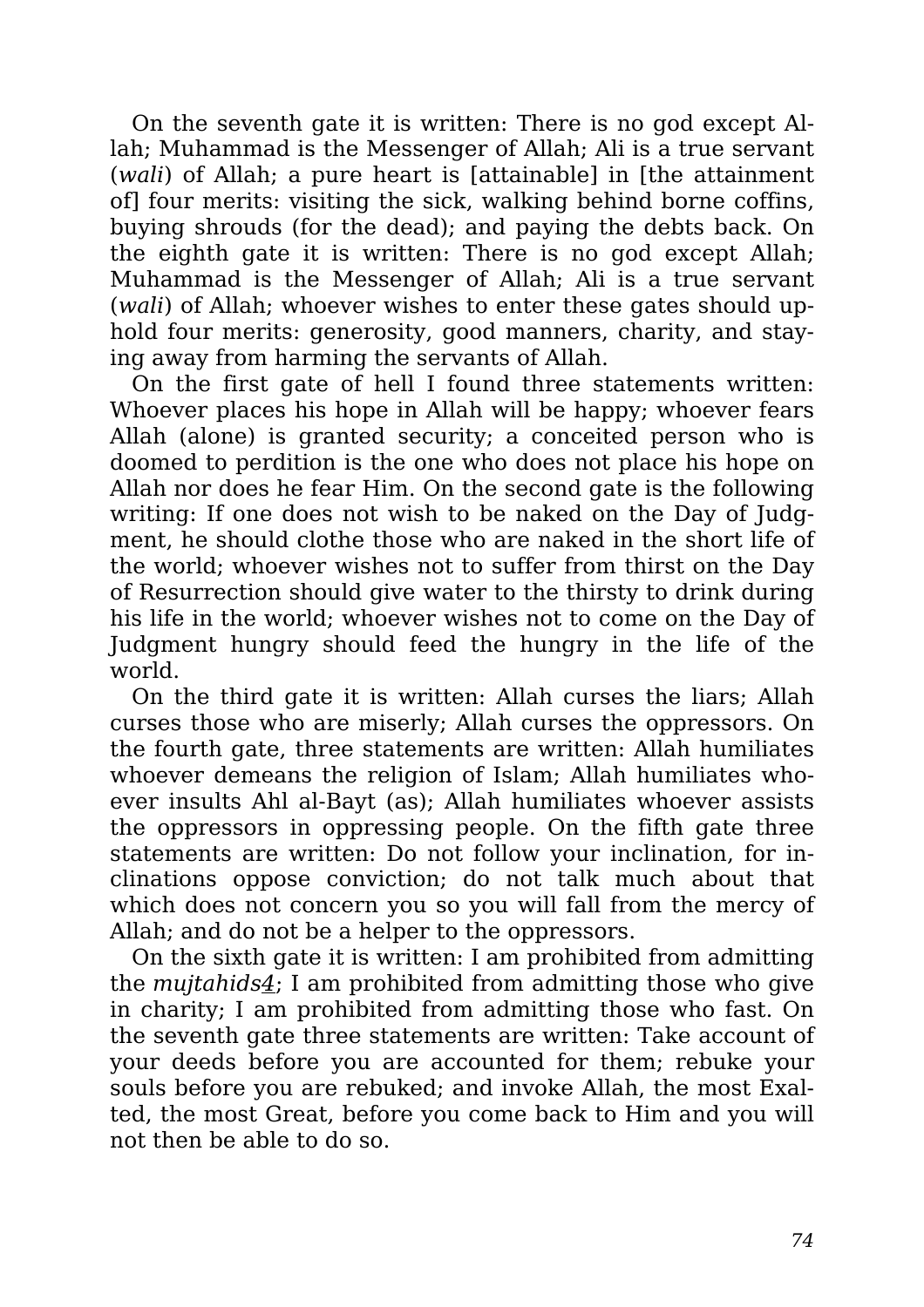On the seventh gate it is written: There is no god except Allah; Muhammad is the Messenger of Allah; Ali is a true servant (*wali*) of Allah; a pure heart is [attainable] in [the attainment of] four merits: visiting the sick, walking behind borne coffins, buying shrouds (for the dead); and paying the debts back. On the eighth gate it is written: There is no god except Allah; Muhammad is the Messenger of Allah; Ali is a true servant (*wali*) of Allah; whoever wishes to enter these gates should uphold four merits: generosity, good manners, charity, and staying away from harming the servants of Allah.

On the first gate of hell I found three statements written: Whoever places his hope in Allah will be happy; whoever fears Allah (alone) is granted security; a conceited person who is doomed to perdition is the one who does not place his hope on Allah nor does he fear Him. On the second gate is the following writing: If one does not wish to be naked on the Day of Judgment, he should clothe those who are naked in the short life of the world; whoever wishes not to suffer from thirst on the Day of Resurrection should give water to the thirsty to drink during his life in the world; whoever wishes not to come on the Day of Judgment hungry should feed the hungry in the life of the world.

On the third gate it is written: Allah curses the liars; Allah curses those who are miserly; Allah curses the oppressors. On the fourth gate, three statements are written: Allah humiliates whoever demeans the religion of Islam; Allah humiliates whoever insults Ahl al-Bayt (as); Allah humiliates whoever assists the oppressors in oppressing people. On the fifth gate three statements are written: Do not follow your inclination, for inclinations oppose conviction; do not talk much about that which does not concern you so you will fall from the mercy of Allah; and do not be a helper to the oppressors.

On the sixth gate it is written: I am prohibited from admitting the *mujtahids*[4]; I am prohibited from admitting those who give in charity; I am prohibited from admitting those who fast. On the seventh gate three statements are written: Take account of your deeds before you are accounted for them; rebuke your souls before you are rebuked; and invoke Allah, the most Exalted, the most Great, before you come back to Him and you will not then be able to do so.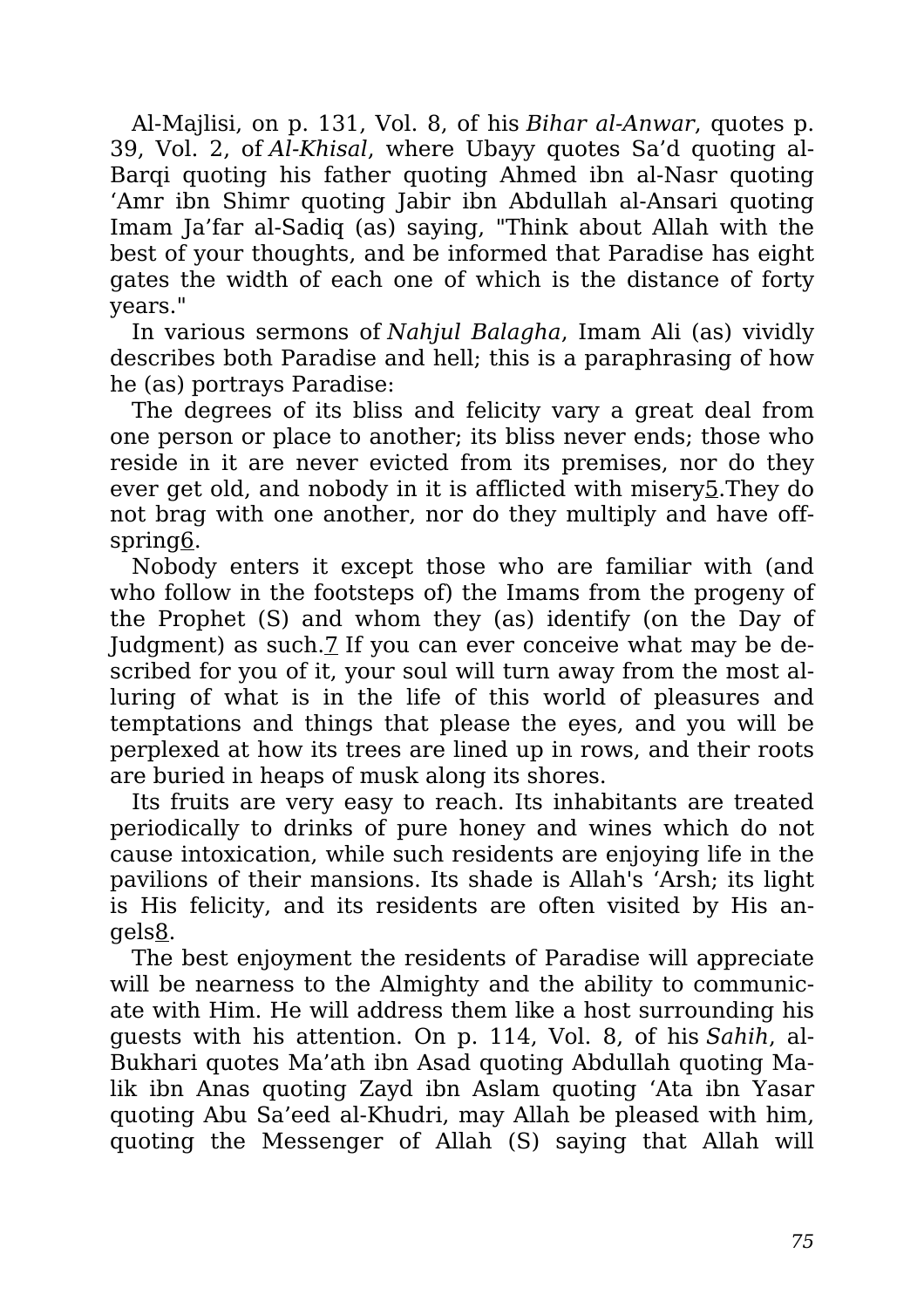Al-Majlisi, on p. 131, Vol. 8, of his *Bihar al-Anwar*, quotes p. 39, Vol. 2, of *Al-Khisal*, where Ubayy quotes Sa'd quoting al-Barqi quoting his father quoting Ahmed ibn al-Nasr quoting 'Amr ibn Shimr quoting Jabir ibn Abdullah al-Ansari quoting Imam Ja'far al-Sadiq (as) saying, "Think about Allah with the best of your thoughts, and be informed that Paradise has eight gates the width of each one of which is the distance of forty years."

In various sermons of *Nahjul Balagha*, Imam Ali (as) vividly describes both Paradise and hell; this is a paraphrasing of how he (as) portrays Paradise:

The degrees of its bliss and felicity vary a great deal from one person or place to another; its bliss never ends; those who reside in it are never evicted from its premises, nor do they ever get old, and nobody in it is afflicted with misery[5].They do not brag with one another, nor do they multiply and have offspring[6].

Nobody enters it except those who are familiar with (and who follow in the footsteps of) the Imams from the progeny of the Prophet (S) and whom they (as) identify (on the Day of Judgment) as such.[7] If you can ever conceive what may be described for you of it, your soul will turn away from the most alluring of what is in the life of this world of pleasures and temptations and things that please the eyes, and you will be perplexed at how its trees are lined up in rows, and their roots are buried in heaps of musk along its shores.

Its fruits are very easy to reach. Its inhabitants are treated periodically to drinks of pure honey and wines which do not cause intoxication, while such residents are enjoying life in the pavilions of their mansions. Its shade is Allah's 'Arsh; its light is His felicity, and its residents are often visited by His angels[8].

The best enjoyment the residents of Paradise will appreciate will be nearness to the Almighty and the ability to communicate with Him. He will address them like a host surrounding his guests with his attention. On p. 114, Vol. 8, of his *Sahih*, al-Bukhari quotes Ma'ath ibn Asad quoting Abdullah quoting Malik ibn Anas quoting Zayd ibn Aslam quoting 'Ata ibn Yasar quoting Abu Sa'eed al-Khudri, may Allah be pleased with him, quoting the Messenger of Allah (S) saying that Allah will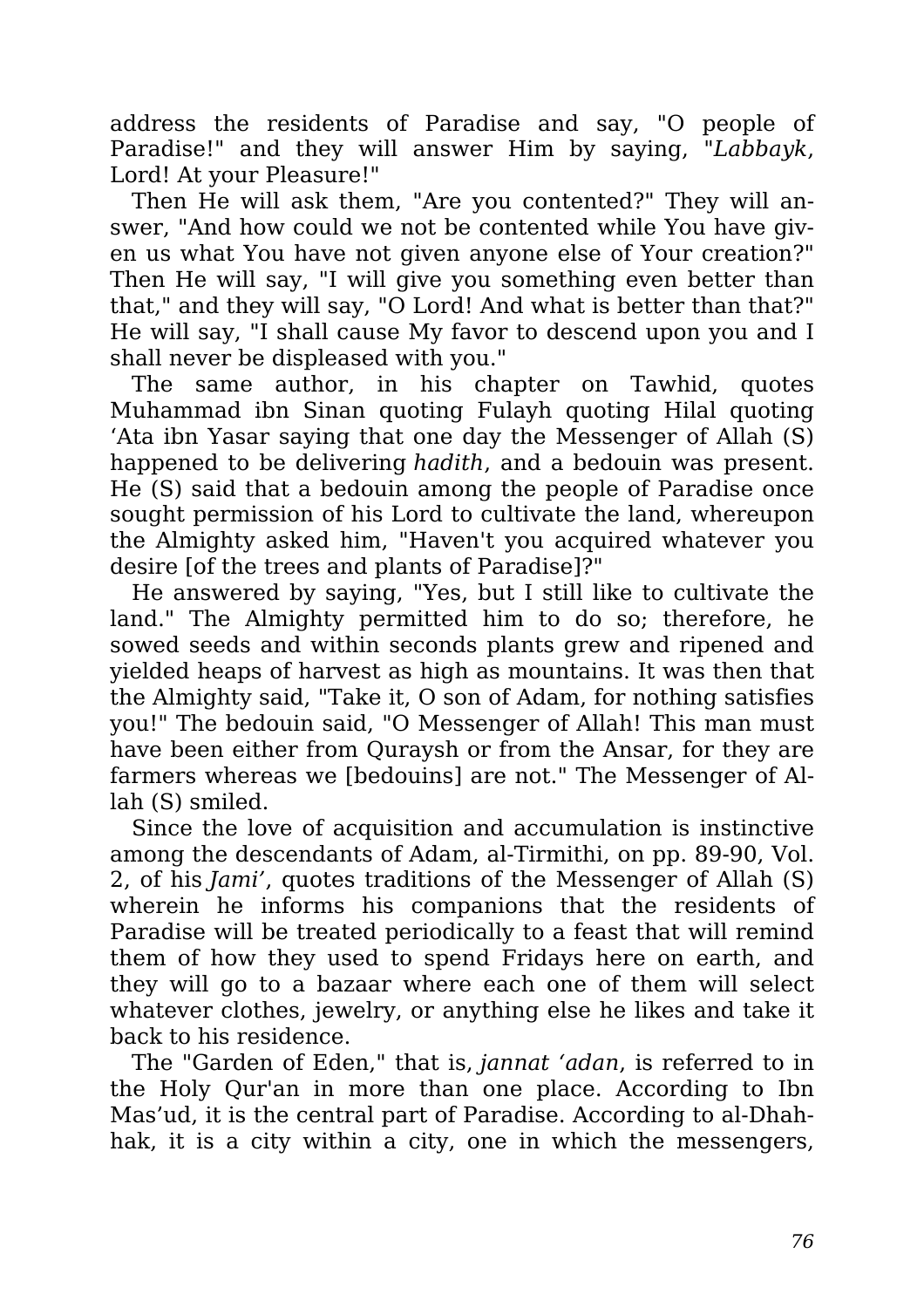address the residents of Paradise and say, "O people of Paradise!" and they will answer Him by saying, "*Labbayk*, Lord! At your Pleasure!"

Then He will ask them, "Are you contented?" They will answer, "And how could we not be contented while You have given us what You have not given anyone else of Your creation?" Then He will say, "I will give you something even better than that," and they will say, "O Lord! And what is better than that?" He will say, "I shall cause My favor to descend upon you and I shall never be displeased with you."

The same author, in his chapter on Tawhid, quotes Muhammad ibn Sinan quoting Fulayh quoting Hilal quoting 'Ata ibn Yasar saying that one day the Messenger of Allah (S) happened to be delivering *hadith*, and a bedouin was present. He (S) said that a bedouin among the people of Paradise once sought permission of his Lord to cultivate the land, whereupon the Almighty asked him, "Haven't you acquired whatever you desire [of the trees and plants of Paradise]?"

He answered by saying, "Yes, but I still like to cultivate the land." The Almighty permitted him to do so; therefore, he sowed seeds and within seconds plants grew and ripened and yielded heaps of harvest as high as mountains. It was then that the Almighty said, "Take it, O son of Adam, for nothing satisfies you!" The bedouin said, "O Messenger of Allah! This man must have been either from Quraysh or from the Ansar, for they are farmers whereas we [bedouins] are not." The Messenger of Allah (S) smiled.

Since the love of acquisition and accumulation is instinctive among the descendants of Adam, al-Tirmithi, on pp. 89-90, Vol. 2, of his *Jami'*, quotes traditions of the Messenger of Allah (S) wherein he informs his companions that the residents of Paradise will be treated periodically to a feast that will remind them of how they used to spend Fridays here on earth, and they will go to a bazaar where each one of them will select whatever clothes, jewelry, or anything else he likes and take it back to his residence.

The "Garden of Eden," that is, *jannat 'adan*, is referred to in the Holy Qur'an in more than one place. According to Ibn Mas'ud, it is the central part of Paradise. According to al-Dhahhak, it is a city within a city, one in which the messengers,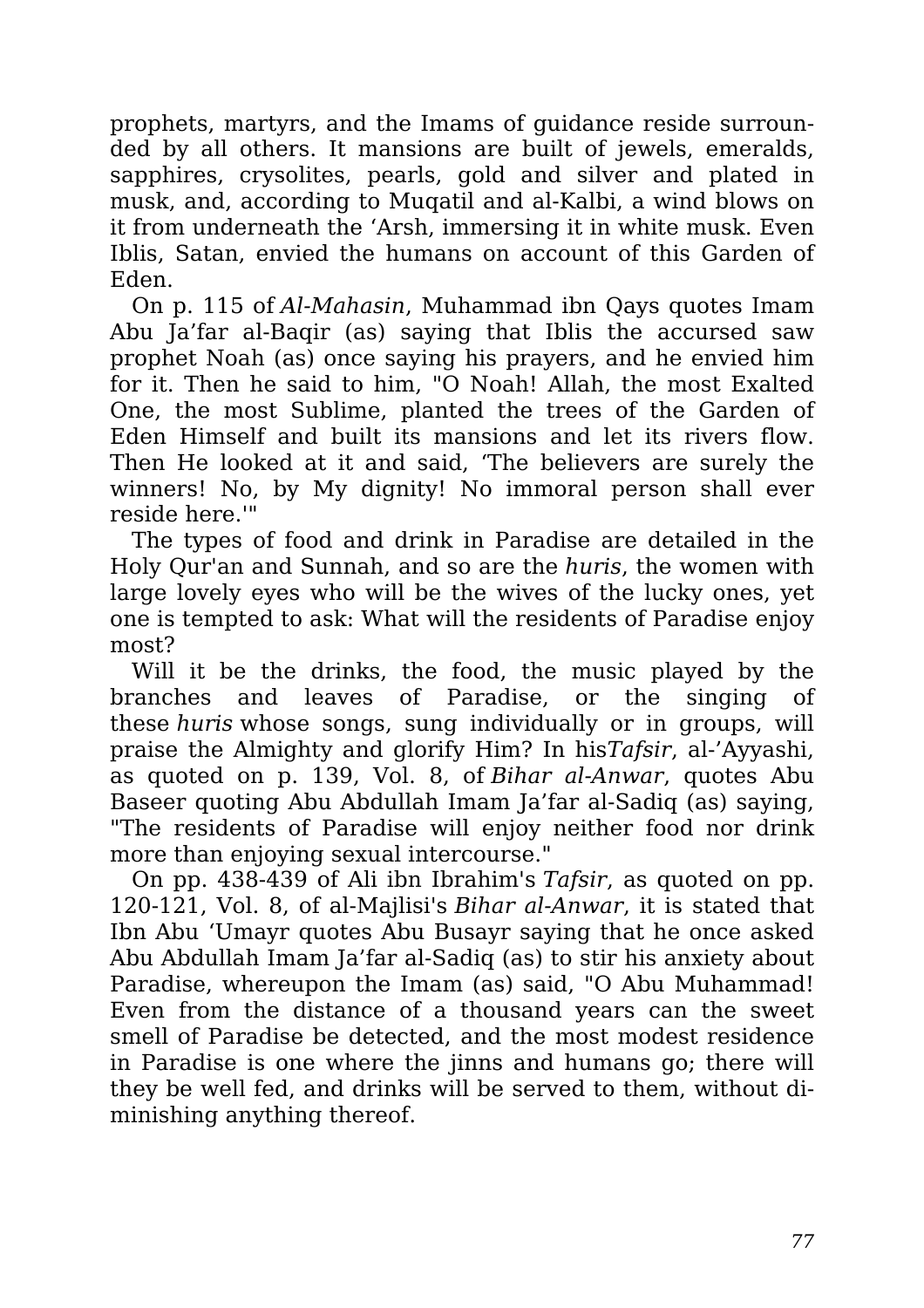prophets, martyrs, and the Imams of guidance reside surrounded by all others. It mansions are built of jewels, emeralds, sapphires, crysolites, pearls, gold and silver and plated in musk, and, according to Muqatil and al-Kalbi, a wind blows on it from underneath the ‘Arsh, immersing it in white musk. Even Iblis, Satan, envied the humans on account of this Garden of Eden.

On p. 115 of *Al-Mahasin*, Muhammad ibn Qays quotes Imam Abu Ja’far al-Baqir (as) saying that Iblis the accursed saw prophet Noah (as) once saying his prayers, and he envied him for it. Then he said to him, "O Noah! Allah, the most Exalted One, the most Sublime, planted the trees of the Garden of Eden Himself and built its mansions and let its rivers flow. Then He looked at it and said, ‘The believers are surely the winners! No, by My dignity! No immoral person shall ever reside here.’"

The types of food and drink in Paradise are detailed in the Holy Qur'an and Sunnah, and so are the *huris*, the women with large lovely eyes who will be the wives of the lucky ones, yet one is tempted to ask: What will the residents of Paradise enjoy most?

Will it be the drinks, the food, the music played by the branches and leaves of Paradise, or the singing of these *huris* whose songs, sung individually or in groups, will praise the Almighty and glorify Him? In his*Tafsir*, al-’Ayyashi, as quoted on p. 139, Vol. 8, of *Bihar al-Anwar*, quotes Abu Baseer quoting Abu Abdullah Imam Ja’far al-Sadiq (as) saying, "The residents of Paradise will enjoy neither food nor drink more than enjoying sexual intercourse."

On pp. 438-439 of Ali ibn Ibrahim's *Tafsir*, as quoted on pp. 120-121, Vol. 8, of al-Majlisi's *Bihar al-Anwar*, it is stated that Ibn Abu ‘Umayr quotes Abu Busayr saying that he once asked Abu Abdullah Imam Ja’far al-Sadiq (as) to stir his anxiety about Paradise, whereupon the Imam (as) said, "O Abu Muhammad! Even from the distance of a thousand years can the sweet smell of Paradise be detected, and the most modest residence in Paradise is one where the jinns and humans go; there will they be well fed, and drinks will be served to them, without diminishing anything thereof.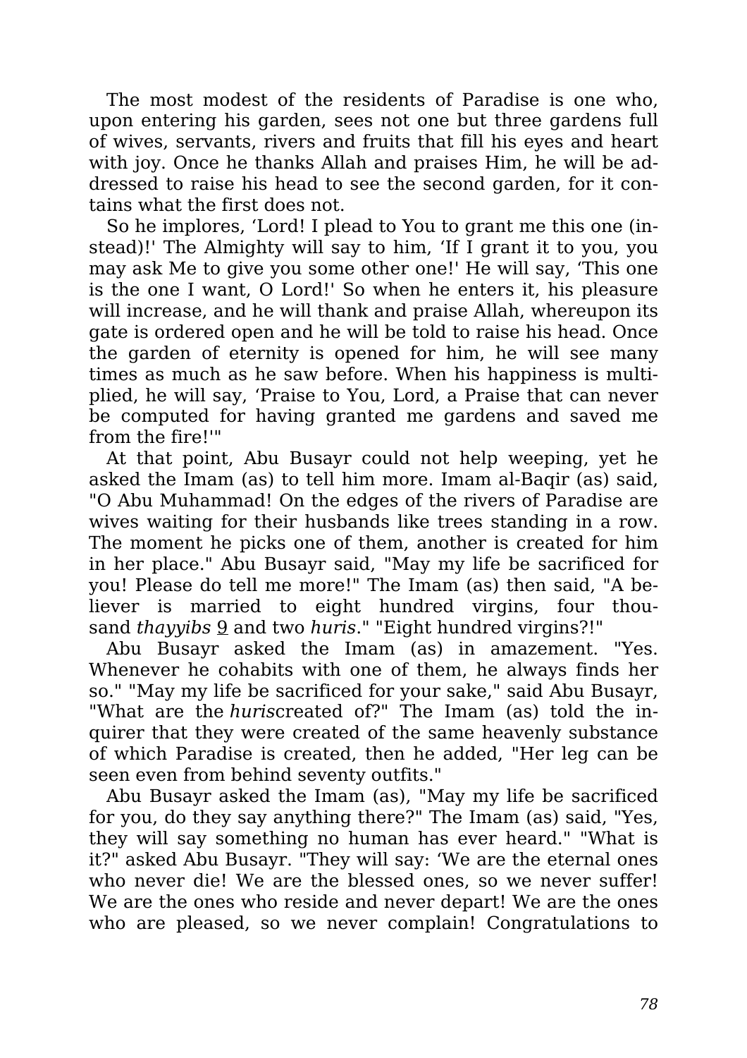The most modest of the residents of Paradise is one who, upon entering his garden, sees not one but three gardens full of wives, servants, rivers and fruits that fill his eyes and heart with joy. Once he thanks Allah and praises Him, he will be addressed to raise his head to see the second garden, for it contains what the first does not.

So he implores, 'Lord! I plead to You to grant me this one (instead)!' The Almighty will say to him, 'If I grant it to you, you may ask Me to give you some other one!' He will say, 'This one is the one I want, O Lord!' So when he enters it, his pleasure will increase, and he will thank and praise Allah, whereupon its gate is ordered open and he will be told to raise his head. Once the garden of eternity is opened for him, he will see many times as much as he saw before. When his happiness is multiplied, he will say, 'Praise to You, Lord, a Praise that can never be computed for having granted me gardens and saved me from the fire!'"

At that point, Abu Busayr could not help weeping, yet he asked the Imam (as) to tell him more. Imam al-Baqir (as) said, "O Abu Muhammad! On the edges of the rivers of Paradise are wives waiting for their husbands like trees standing in a row. The moment he picks one of them, another is created for him in her place." Abu Busayr said, "May my life be sacrificed for you! Please do tell me more!" The Imam (as) then said, "A believer is married to eight hundred virgins, four thousand *thayyibs* 9 and two *huris*." "Eight hundred virgins?!"

Abu Busayr asked the Imam (as) in amazement. "Yes. Whenever he cohabits with one of them, he always finds her so." "May my life be sacrificed for your sake," said Abu Busayr, "What are the *huris*created of?" The Imam (as) told the inquirer that they were created of the same heavenly substance of which Paradise is created, then he added, "Her leg can be seen even from behind seventy outfits."

Abu Busayr asked the Imam (as), "May my life be sacrificed for you, do they say anything there?" The Imam (as) said, "Yes, they will say something no human has ever heard." "What is it?" asked Abu Busayr. "They will say: 'We are the eternal ones who never die! We are the blessed ones, so we never suffer! We are the ones who reside and never depart! We are the ones who are pleased, so we never complain! Congratulations to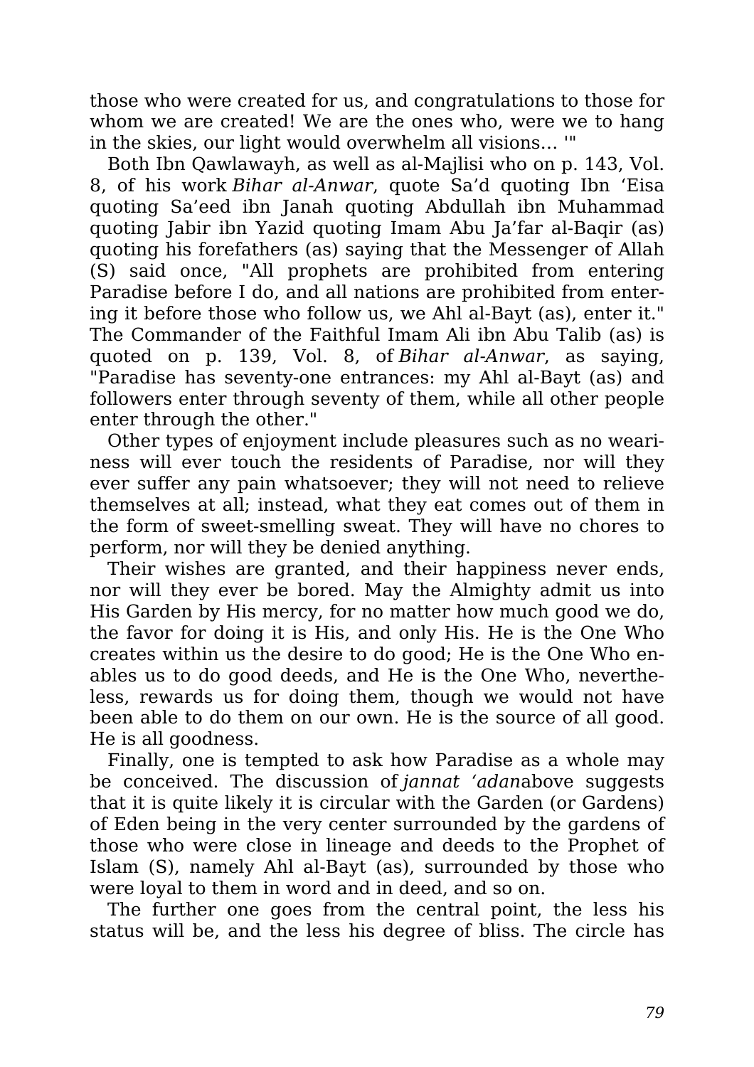those who were created for us, and congratulations to those for whom we are created! We are the ones who, were we to hang in the skies, our light would overwhelm all visions… '"

Both Ibn Qawlawayh, as well as al-Majlisi who on p. 143, Vol. 8, of his work *Bihar al-Anwar*, quote Sa'd quoting Ibn 'Eisa quoting Sa'eed ibn Janah quoting Abdullah ibn Muhammad quoting Jabir ibn Yazid quoting Imam Abu Ja'far al-Baqir (as) quoting his forefathers (as) saying that the Messenger of Allah (S) said once, "All prophets are prohibited from entering Paradise before I do, and all nations are prohibited from entering it before those who follow us, we Ahl al-Bayt (as), enter it." The Commander of the Faithful Imam Ali ibn Abu Talib (as) is quoted on p. 139, Vol. 8, of *Bihar al-Anwar*, as saying, "Paradise has seventy-one entrances: my Ahl al-Bayt (as) and followers enter through seventy of them, while all other people enter through the other."

Other types of enjoyment include pleasures such as no weariness will ever touch the residents of Paradise, nor will they ever suffer any pain whatsoever; they will not need to relieve themselves at all; instead, what they eat comes out of them in the form of sweet-smelling sweat. They will have no chores to perform, nor will they be denied anything.

Their wishes are granted, and their happiness never ends, nor will they ever be bored. May the Almighty admit us into His Garden by His mercy, for no matter how much good we do, the favor for doing it is His, and only His. He is the One Who creates within us the desire to do good; He is the One Who enables us to do good deeds, and He is the One Who, nevertheless, rewards us for doing them, though we would not have been able to do them on our own. He is the source of all good. He is all goodness.

Finally, one is tempted to ask how Paradise as a whole may be conceived. The discussion of *jannat 'adan*above suggests that it is quite likely it is circular with the Garden (or Gardens) of Eden being in the very center surrounded by the gardens of those who were close in lineage and deeds to the Prophet of Islam (S), namely Ahl al-Bayt (as), surrounded by those who were loyal to them in word and in deed, and so on.

The further one goes from the central point, the less his status will be, and the less his degree of bliss. The circle has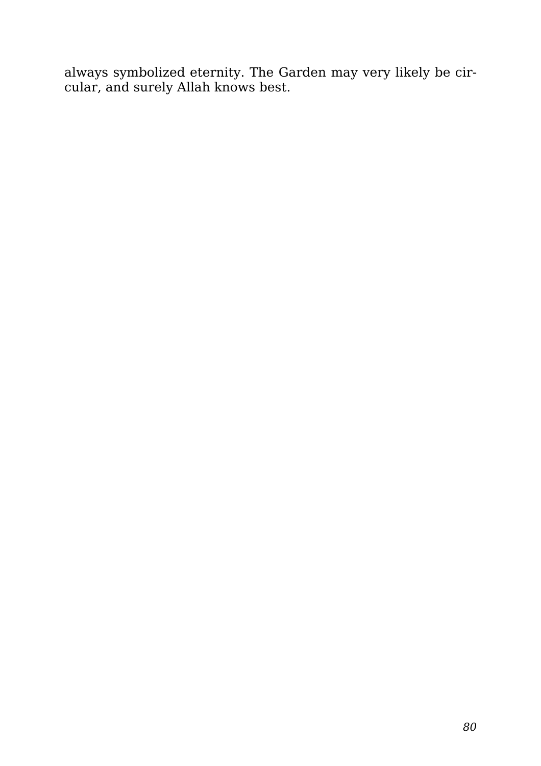always symbolized eternity. The Garden may very likely be circular, and surely Allah knows best.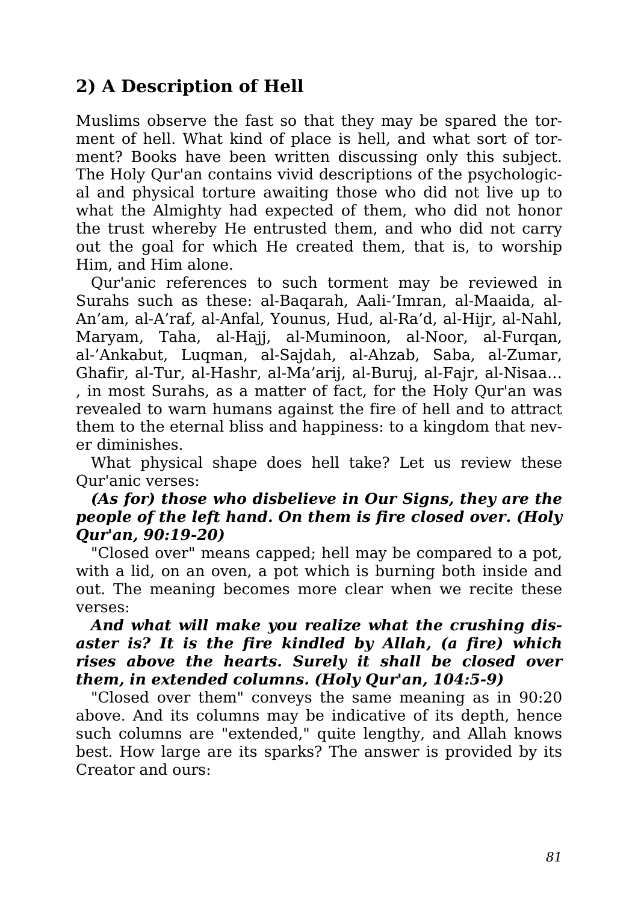## 2) A Description of Hell

Muslims observe the fast so that they may be spared the torment of hell. What kind of place is hell, and what sort of torment? Books have been written discussing only this subject. The Holy Qur'an contains vivid descriptions of the psychological and physical torture awaiting those who did not live up to what the Almighty had expected of them, who did not honor the trust whereby He entrusted them, and who did not carry out the goal for which He created them, that is, to worship Him, and Him alone.

Qur'anic references to such torment may be reviewed in Surahs such as these: al-Baqarah, Aali-'Imran, al-Maaida, al-An'am, al-A'raf, al-Anfal, Younus, Hud, al-Ra'd, al-Hijr, al-Nahl, Maryam, Taha, al-Hajj, al-Muminoon, al-Noor, al-Furqan, al-'Ankabut, Luqman, al-Sajdah, al-Ahzab, Saba, al-Zumar, Ghafir, al-Tur, al-Hashr, al-Ma'arij, al-Buruj, al-Fajr, al-Nisaa… , in most Surahs, as a matter of fact, for the Holy Qur'an was revealed to warn humans against the fire of hell and to attract them to the eternal bliss and happiness: to a kingdom that never diminishes.

What physical shape does hell take? Let us review these Qur'anic verses:

***(As for) those who disbelieve in Our Signs, they are the people of the left hand. On them is fire closed over. (Holy Qur'an, 90:19-20)***

"Closed over" means capped; hell may be compared to a pot, with a lid, on an oven, a pot which is burning both inside and out. The meaning becomes more clear when we recite these verses:

***And what will make you realize what the crushing disaster is? It is the fire kindled by Allah, (a fire) which rises above the hearts. Surely it shall be closed over them, in extended columns. (Holy Qur'an, 104:5-9)***

"Closed over them" conveys the same meaning as in 90:20 above. And its columns may be indicative of its depth, hence such columns are "extended," quite lengthy, and Allah knows best. How large are its sparks? The answer is provided by its Creator and ours: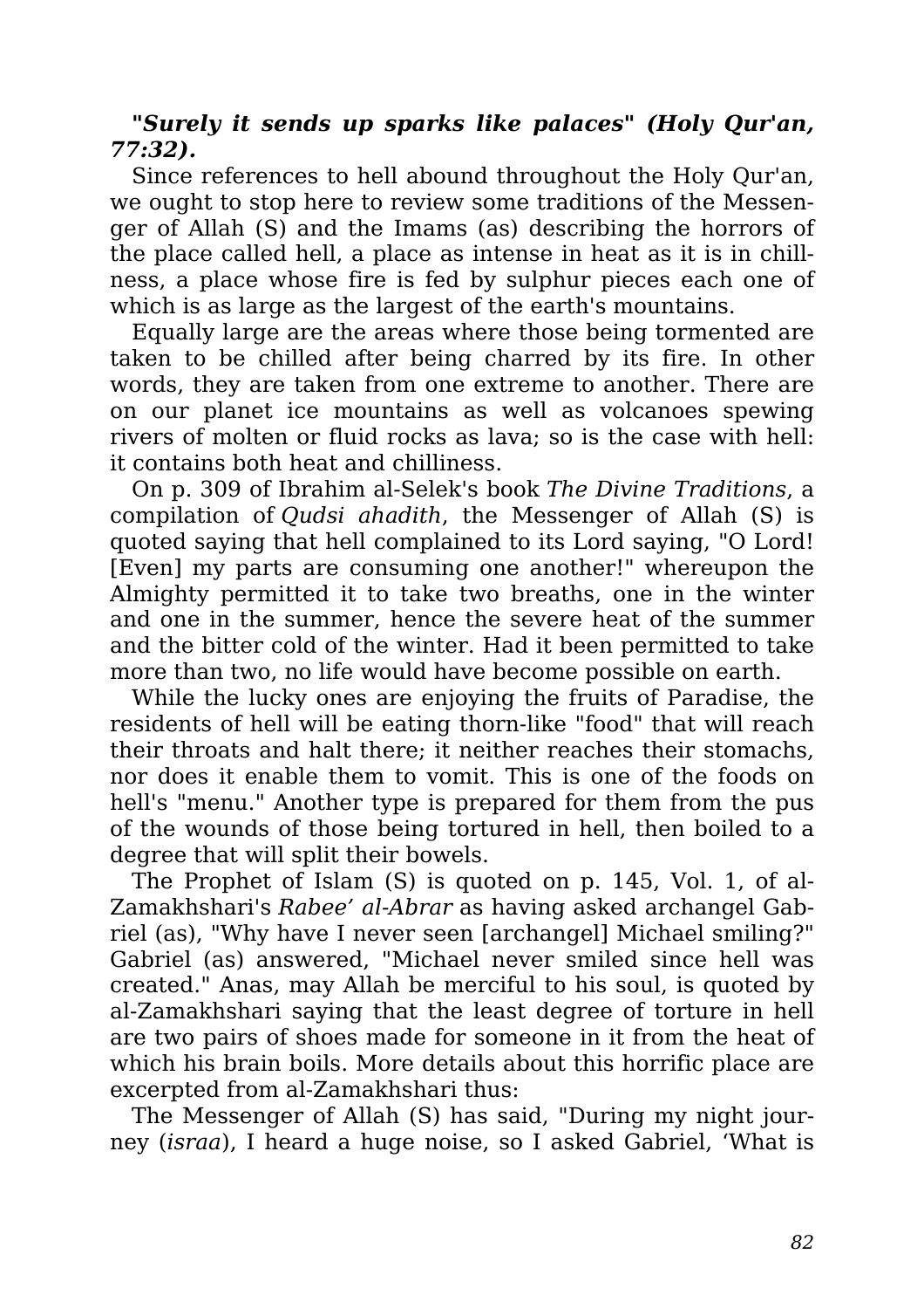***"Surely it sends up sparks like palaces" (Holy Qur'an, 77:32).***

Since references to hell abound throughout the Holy Qur'an, we ought to stop here to review some traditions of the Messenger of Allah (S) and the Imams (as) describing the horrors of the place called hell, a place as intense in heat as it is in chillness, a place whose fire is fed by sulphur pieces each one of which is as large as the largest of the earth's mountains.

Equally large are the areas where those being tormented are taken to be chilled after being charred by its fire. In other words, they are taken from one extreme to another. There are on our planet ice mountains as well as volcanoes spewing rivers of molten or fluid rocks as lava; so is the case with hell: it contains both heat and chilliness.

On p. 309 of Ibrahim al-Selek's book *The Divine Traditions*, a compilation of *Qudsi ahadith*, the Messenger of Allah (S) is quoted saying that hell complained to its Lord saying, "O Lord! [Even] my parts are consuming one another!" whereupon the Almighty permitted it to take two breaths, one in the winter and one in the summer, hence the severe heat of the summer and the bitter cold of the winter. Had it been permitted to take more than two, no life would have become possible on earth.

While the lucky ones are enjoying the fruits of Paradise, the residents of hell will be eating thorn-like "food" that will reach their throats and halt there; it neither reaches their stomachs, nor does it enable them to vomit. This is one of the foods on hell's "menu." Another type is prepared for them from the pus of the wounds of those being tortured in hell, then boiled to a degree that will split their bowels.

The Prophet of Islam (S) is quoted on p. 145, Vol. 1, of al-Zamakhshari's *Rabee' al-Abrar* as having asked archangel Gabriel (as), "Why have I never seen [archangel] Michael smiling?" Gabriel (as) answered, "Michael never smiled since hell was created." Anas, may Allah be merciful to his soul, is quoted by al-Zamakhshari saying that the least degree of torture in hell are two pairs of shoes made for someone in it from the heat of which his brain boils. More details about this horrific place are excerpted from al-Zamakhshari thus:

The Messenger of Allah (S) has said, "During my night journey (*israa*), I heard a huge noise, so I asked Gabriel, 'What is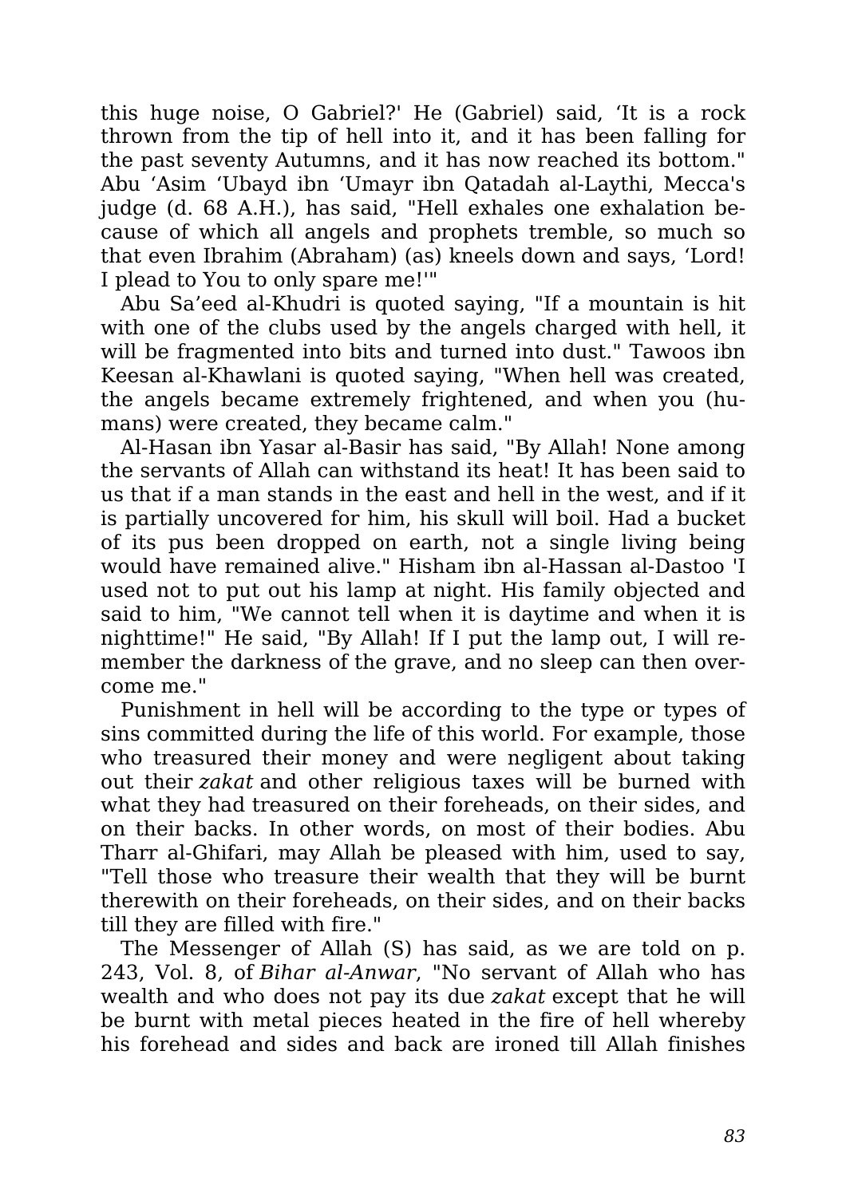this huge noise, O Gabriel?' He (Gabriel) said, 'It is a rock thrown from the tip of hell into it, and it has been falling for the past seventy Autumns, and it has now reached its bottom." Abu 'Asim 'Ubayd ibn 'Umayr ibn Qatadah al-Laythi, Mecca's judge (d. 68 A.H.), has said, "Hell exhales one exhalation because of which all angels and prophets tremble, so much so that even Ibrahim (Abraham) (as) kneels down and says, 'Lord! I plead to You to only spare me!'"

Abu Sa'eed al-Khudri is quoted saying, "If a mountain is hit with one of the clubs used by the angels charged with hell, it will be fragmented into bits and turned into dust." Tawoos ibn Keesan al-Khawlani is quoted saying, "When hell was created, the angels became extremely frightened, and when you (humans) were created, they became calm."

Al-Hasan ibn Yasar al-Basir has said, "By Allah! None among the servants of Allah can withstand its heat! It has been said to us that if a man stands in the east and hell in the west, and if it is partially uncovered for him, his skull will boil. Had a bucket of its pus been dropped on earth, not a single living being would have remained alive." Hisham ibn al-Hassan al-Dastoo 'I used not to put out his lamp at night. His family objected and said to him, "We cannot tell when it is daytime and when it is nighttime!" He said, "By Allah! If I put the lamp out, I will remember the darkness of the grave, and no sleep can then overcome me."

Punishment in hell will be according to the type or types of sins committed during the life of this world. For example, those who treasured their money and were negligent about taking out their *zakat* and other religious taxes will be burned with what they had treasured on their foreheads, on their sides, and on their backs. In other words, on most of their bodies. Abu Tharr al-Ghifari, may Allah be pleased with him, used to say, "Tell those who treasure their wealth that they will be burnt therewith on their foreheads, on their sides, and on their backs till they are filled with fire."

The Messenger of Allah (S) has said, as we are told on p. 243, Vol. 8, of *Bihar al-Anwar*, "No servant of Allah who has wealth and who does not pay its due *zakat* except that he will be burnt with metal pieces heated in the fire of hell whereby his forehead and sides and back are ironed till Allah finishes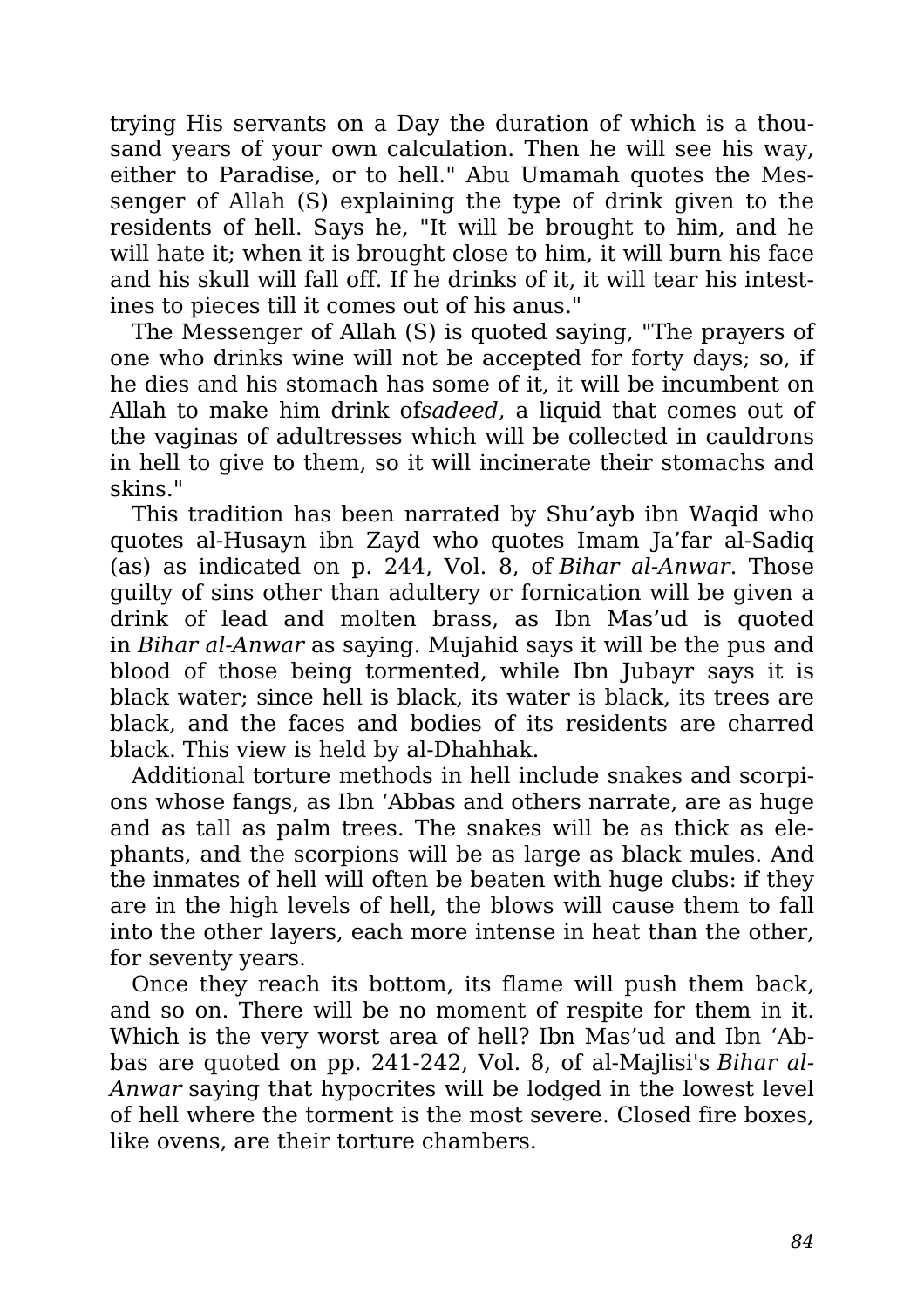trying His servants on a Day the duration of which is a thousand years of your own calculation. Then he will see his way, either to Paradise, or to hell." Abu Umamah quotes the Messenger of Allah (S) explaining the type of drink given to the residents of hell. Says he, "It will be brought to him, and he will hate it; when it is brought close to him, it will burn his face and his skull will fall off. If he drinks of it, it will tear his intestines to pieces till it comes out of his anus."

The Messenger of Allah (S) is quoted saying, "The prayers of one who drinks wine will not be accepted for forty days; so, if he dies and his stomach has some of it, it will be incumbent on Allah to make him drink of*sadeed*, a liquid that comes out of the vaginas of adultresses which will be collected in cauldrons in hell to give to them, so it will incinerate their stomachs and skins."

This tradition has been narrated by Shu'ayb ibn Waqid who quotes al-Husayn ibn Zayd who quotes Imam Ja'far al-Sadiq (as) as indicated on p. 244, Vol. 8, of *Bihar al-Anwar*. Those guilty of sins other than adultery or fornication will be given a drink of lead and molten brass, as Ibn Mas'ud is quoted in *Bihar al-Anwar* as saying. Mujahid says it will be the pus and blood of those being tormented, while Ibn Jubayr says it is black water; since hell is black, its water is black, its trees are black, and the faces and bodies of its residents are charred black. This view is held by al-Dhahhak.

Additional torture methods in hell include snakes and scorpions whose fangs, as Ibn 'Abbas and others narrate, are as huge and as tall as palm trees. The snakes will be as thick as elephants, and the scorpions will be as large as black mules. And the inmates of hell will often be beaten with huge clubs: if they are in the high levels of hell, the blows will cause them to fall into the other layers, each more intense in heat than the other, for seventy years.

Once they reach its bottom, its flame will push them back, and so on. There will be no moment of respite for them in it. Which is the very worst area of hell? Ibn Mas'ud and Ibn 'Abbas are quoted on pp. 241-242, Vol. 8, of al-Majlisi's *Bihar al-Anwar* saying that hypocrites will be lodged in the lowest level of hell where the torment is the most severe. Closed fire boxes, like ovens, are their torture chambers.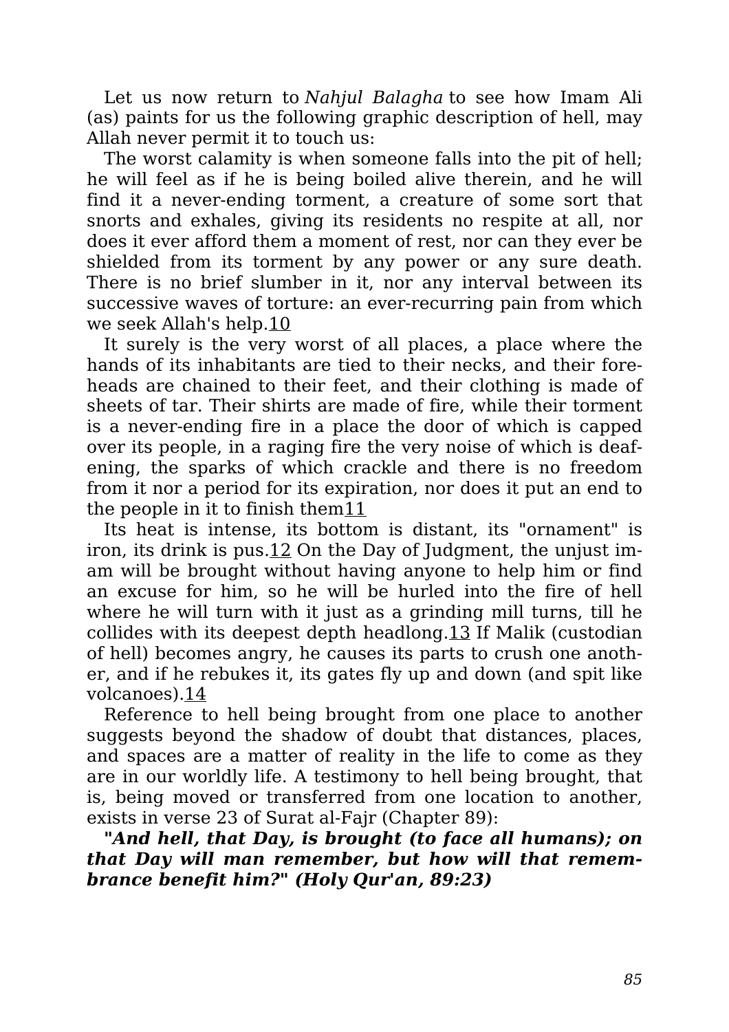Let us now return to *Nahjul Balagha* to see how Imam Ali (as) paints for us the following graphic description of hell, may Allah never permit it to touch us:

The worst calamity is when someone falls into the pit of hell; he will feel as if he is being boiled alive therein, and he will find it a never-ending torment, a creature of some sort that snorts and exhales, giving its residents no respite at all, nor does it ever afford them a moment of rest, nor can they ever be shielded from its torment by any power or any sure death. There is no brief slumber in it, nor any interval between its successive waves of torture: an ever-recurring pain from which we seek Allah's help.[10]

It surely is the very worst of all places, a place where the hands of its inhabitants are tied to their necks, and their foreheads are chained to their feet, and their clothing is made of sheets of tar. Their shirts are made of fire, while their torment is a never-ending fire in a place the door of which is capped over its people, in a raging fire the very noise of which is deafening, the sparks of which crackle and there is no freedom from it nor a period for its expiration, nor does it put an end to the people in it to finish them[11]

Its heat is intense, its bottom is distant, its "ornament" is iron, its drink is pus.[12] On the Day of Judgment, the unjust imam will be brought without having anyone to help him or find an excuse for him, so he will be hurled into the fire of hell where he will turn with it just as a grinding mill turns, till he collides with its deepest depth headlong.[13] If Malik (custodian of hell) becomes angry, he causes its parts to crush one another, and if he rebukes it, its gates fly up and down (and spit like volcanoes).[14]

Reference to hell being brought from one place to another suggests beyond the shadow of doubt that distances, places, and spaces are a matter of reality in the life to come as they are in our worldly life. A testimony to hell being brought, that is, being moved or transferred from one location to another, exists in verse 23 of Surat al-Fajr (Chapter 89):

***"And hell, that Day, is brought (to face all humans); on that Day will man remember, but how will that remembrance benefit him?" (Holy Qur'an, 89:23)***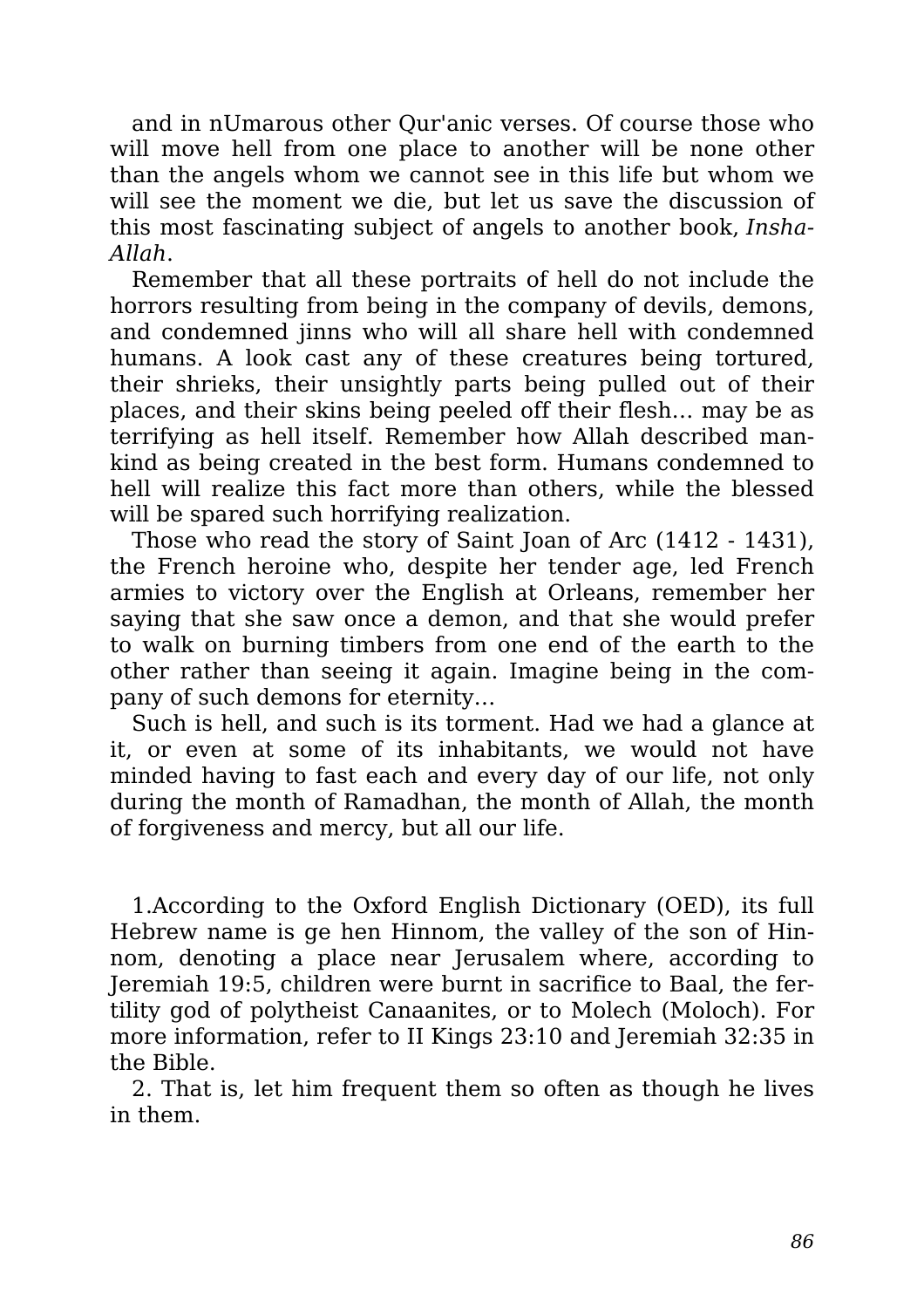and in nUmarous other Qur'anic verses. Of course those who will move hell from one place to another will be none other than the angels whom we cannot see in this life but whom we will see the moment we die, but let us save the discussion of this most fascinating subject of angels to another book, *Insha-Allah*.

Remember that all these portraits of hell do not include the horrors resulting from being in the company of devils, demons, and condemned jinns who will all share hell with condemned humans. A look cast any of these creatures being tortured, their shrieks, their unsightly parts being pulled out of their places, and their skins being peeled off their flesh… may be as terrifying as hell itself. Remember how Allah described mankind as being created in the best form. Humans condemned to hell will realize this fact more than others, while the blessed will be spared such horrifying realization.

Those who read the story of Saint Joan of Arc (1412 - 1431), the French heroine who, despite her tender age, led French armies to victory over the English at Orleans, remember her saying that she saw once a demon, and that she would prefer to walk on burning timbers from one end of the earth to the other rather than seeing it again. Imagine being in the company of such demons for eternity…

Such is hell, and such is its torment. Had we had a glance at it, or even at some of its inhabitants, we would not have minded having to fast each and every day of our life, not only during the month of Ramadhan, the month of Allah, the month of forgiveness and mercy, but all our life.

1.According to the Oxford English Dictionary (OED), its full Hebrew name is ge hen Hinnom, the valley of the son of Hinnom, denoting a place near Jerusalem where, according to Jeremiah 19:5, children were burnt in sacrifice to Baal, the fertility god of polytheist Canaanites, or to Molech (Moloch). For more information, refer to II Kings 23:10 and Jeremiah 32:35 in the Bible.

2. That is, let him frequent them so often as though he lives in them.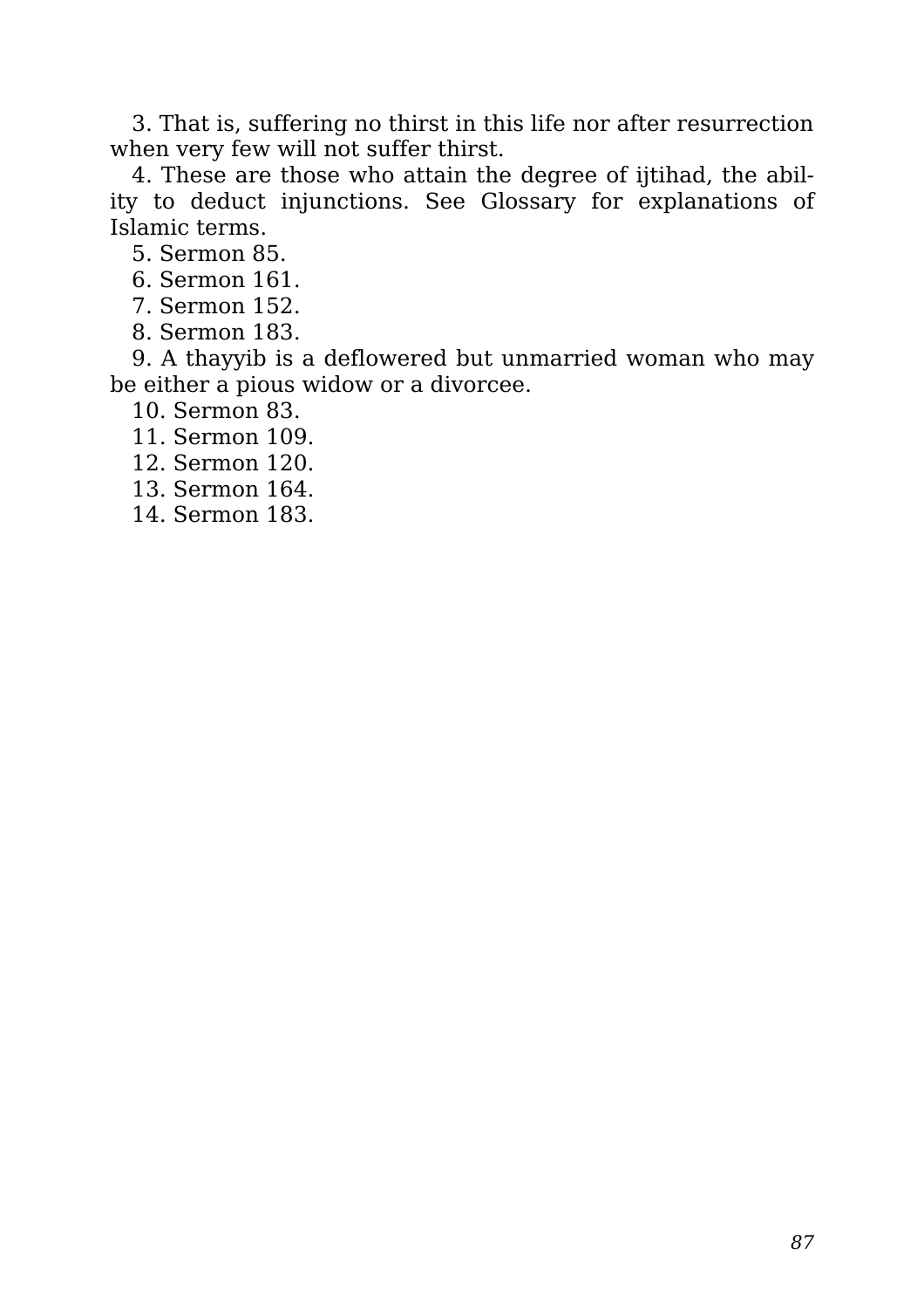3. That is, suffering no thirst in this life nor after resurrection when very few will not suffer thirst.

4. These are those who attain the degree of ijtihad, the ability to deduct injunctions. See Glossary for explanations of Islamic terms.

5. Sermon 85.

6. Sermon 161.

7. Sermon 152.

8. Sermon 183.

9. A thayyib is a deflowered but unmarried woman who may be either a pious widow or a divorcee.

10. Sermon 83.

11. Sermon 109.

12. Sermon 120.

13. Sermon 164.

14. Sermon 183.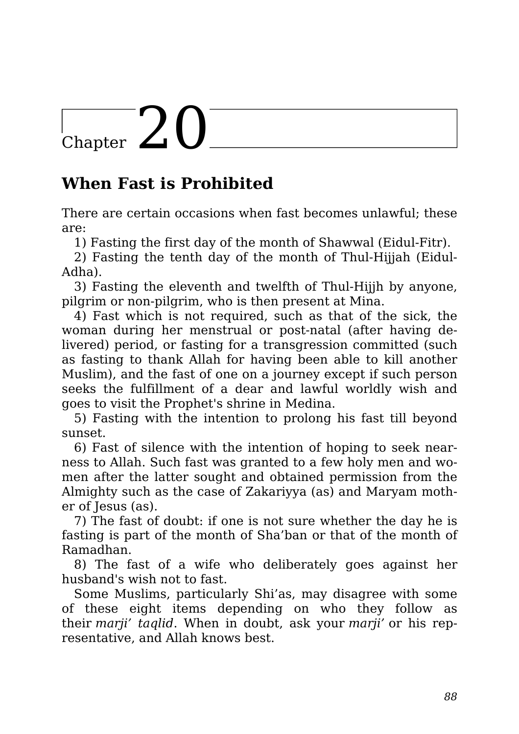# Chapter 20

## When Fast is Prohibited

There are certain occasions when fast becomes unlawful; these are:

1) Fasting the first day of the month of Shawwal (Eidul-Fitr).

2) Fasting the tenth day of the month of Thul-Hijjah (Eidul-Adha).

3) Fasting the eleventh and twelfth of Thul-Hijjh by anyone, pilgrim or non-pilgrim, who is then present at Mina.

4) Fast which is not required, such as that of the sick, the woman during her menstrual or post-natal (after having delivered) period, or fasting for a transgression committed (such as fasting to thank Allah for having been able to kill another Muslim), and the fast of one on a journey except if such person seeks the fulfillment of a dear and lawful worldly wish and goes to visit the Prophet's shrine in Medina.

5) Fasting with the intention to prolong his fast till beyond sunset.

6) Fast of silence with the intention of hoping to seek nearness to Allah. Such fast was granted to a few holy men and women after the latter sought and obtained permission from the Almighty such as the case of Zakariyya (as) and Maryam mother of Jesus (as).

7) The fast of doubt: if one is not sure whether the day he is fasting is part of the month of Sha'ban or that of the month of Ramadhan.

8) The fast of a wife who deliberately goes against her husband's wish not to fast.

Some Muslims, particularly Shi'as, may disagree with some of these eight items depending on who they follow as their *marji' taqlid*. When in doubt, ask your *marji'* or his representative, and Allah knows best.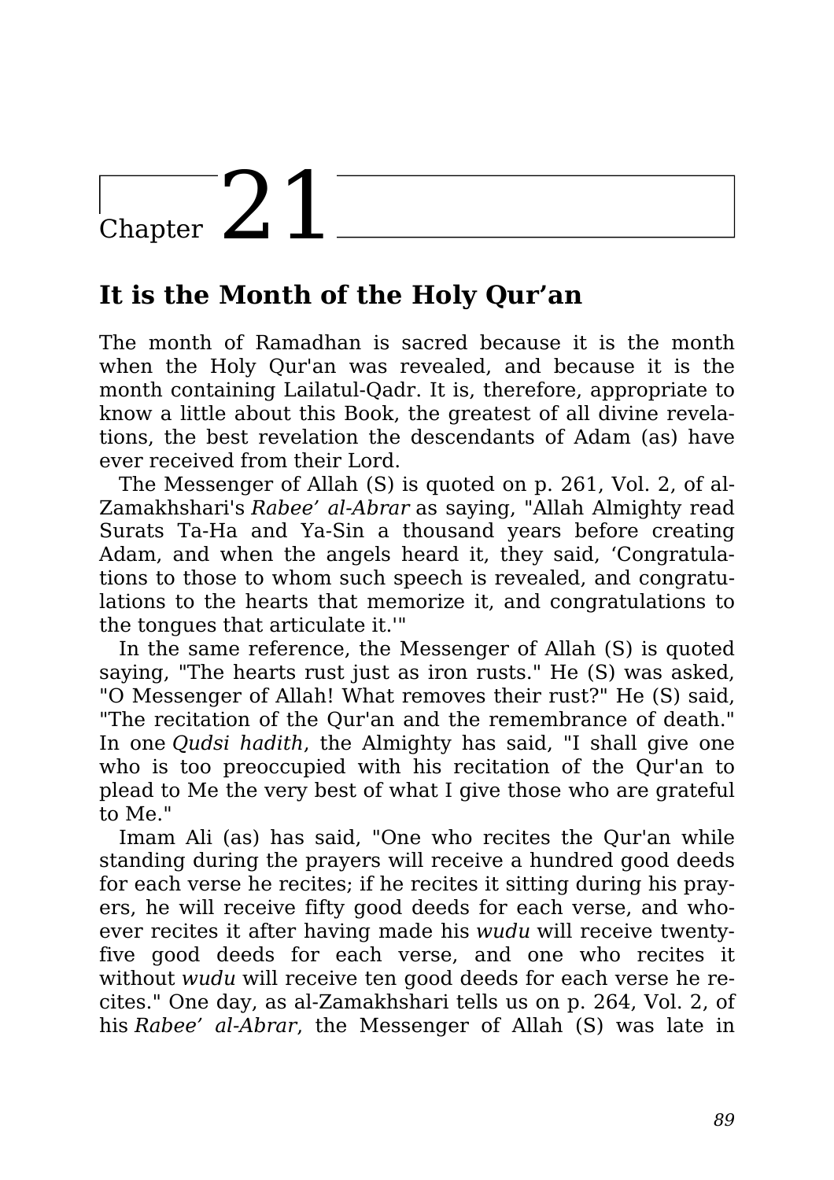# Chapter 21

## It is the Month of the Holy Qur'an

The month of Ramadhan is sacred because it is the month when the Holy Qur'an was revealed, and because it is the month containing Lailatul-Qadr. It is, therefore, appropriate to know a little about this Book, the greatest of all divine revelations, the best revelation the descendants of Adam (as) have ever received from their Lord.

The Messenger of Allah (S) is quoted on p. 261, Vol. 2, of al-Zamakhshari's *Rabee' al-Abrar* as saying, "Allah Almighty read Surats Ta-Ha and Ya-Sin a thousand years before creating Adam, and when the angels heard it, they said, 'Congratulations to those to whom such speech is revealed, and congratulations to the hearts that memorize it, and congratulations to the tongues that articulate it.'"

In the same reference, the Messenger of Allah (S) is quoted saying, "The hearts rust just as iron rusts." He (S) was asked, "O Messenger of Allah! What removes their rust?" He (S) said, "The recitation of the Qur'an and the remembrance of death." In one *Qudsi hadith*, the Almighty has said, "I shall give one who is too preoccupied with his recitation of the Qur'an to plead to Me the very best of what I give those who are grateful to Me."

Imam Ali (as) has said, "One who recites the Qur'an while standing during the prayers will receive a hundred good deeds for each verse he recites; if he recites it sitting during his prayers, he will receive fifty good deeds for each verse, and whoever recites it after having made his *wudu* will receive twenty-five good deeds for each verse, and one who recites it without *wudu* will receive ten good deeds for each verse he recites." One day, as al-Zamakhshari tells us on p. 264, Vol. 2, of his *Rabee' al-Abrar*, the Messenger of Allah (S) was late in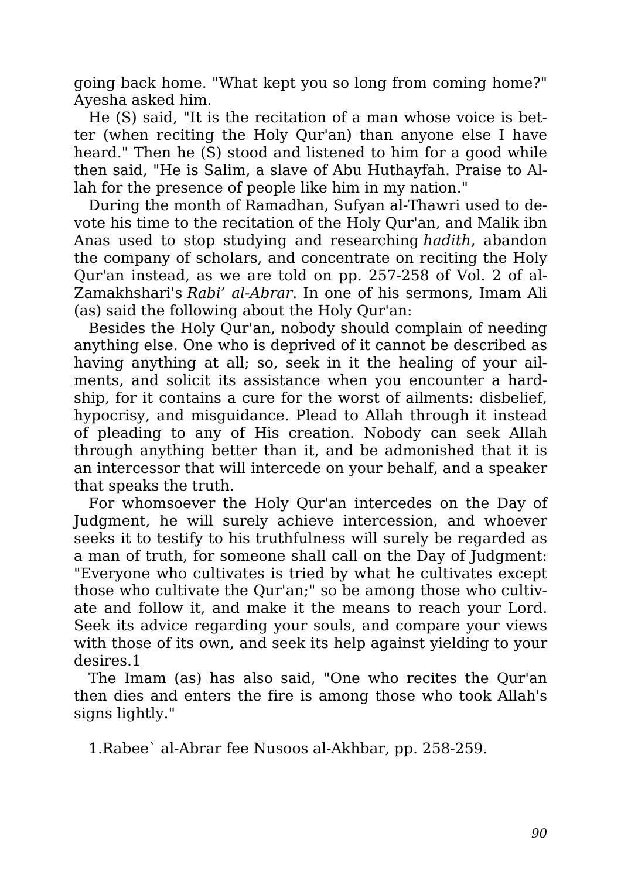going back home. "What kept you so long from coming home?" Ayesha asked him.

He (S) said, "It is the recitation of a man whose voice is better (when reciting the Holy Qur'an) than anyone else I have heard." Then he (S) stood and listened to him for a good while then said, "He is Salim, a slave of Abu Huthayfah. Praise to Allah for the presence of people like him in my nation."

During the month of Ramadhan, Sufyan al-Thawri used to devote his time to the recitation of the Holy Qur'an, and Malik ibn Anas used to stop studying and researching *hadith*, abandon the company of scholars, and concentrate on reciting the Holy Qur'an instead, as we are told on pp. 257-258 of Vol. 2 of al-Zamakhshari's *Rabi' al-Abrar*. In one of his sermons, Imam Ali (as) said the following about the Holy Qur'an:

Besides the Holy Qur'an, nobody should complain of needing anything else. One who is deprived of it cannot be described as having anything at all; so, seek in it the healing of your ailments, and solicit its assistance when you encounter a hardship, for it contains a cure for the worst of ailments: disbelief, hypocrisy, and misguidance. Plead to Allah through it instead of pleading to any of His creation. Nobody can seek Allah through anything better than it, and be admonished that it is an intercessor that will intercede on your behalf, and a speaker that speaks the truth.

For whomsoever the Holy Qur'an intercedes on the Day of Judgment, he will surely achieve intercession, and whoever seeks it to testify to his truthfulness will surely be regarded as a man of truth, for someone shall call on the Day of Judgment: "Everyone who cultivates is tried by what he cultivates except those who cultivate the Qur'an;" so be among those who cultivate and follow it, and make it the means to reach your Lord. Seek its advice regarding your souls, and compare your views with those of its own, and seek its help against yielding to your desires.[1]

The Imam (as) has also said, "One who recites the Qur'an then dies and enters the fire is among those who took Allah's signs lightly."

1.Rabee` al-Abrar fee Nusoos al-Akhbar, pp. 258-259.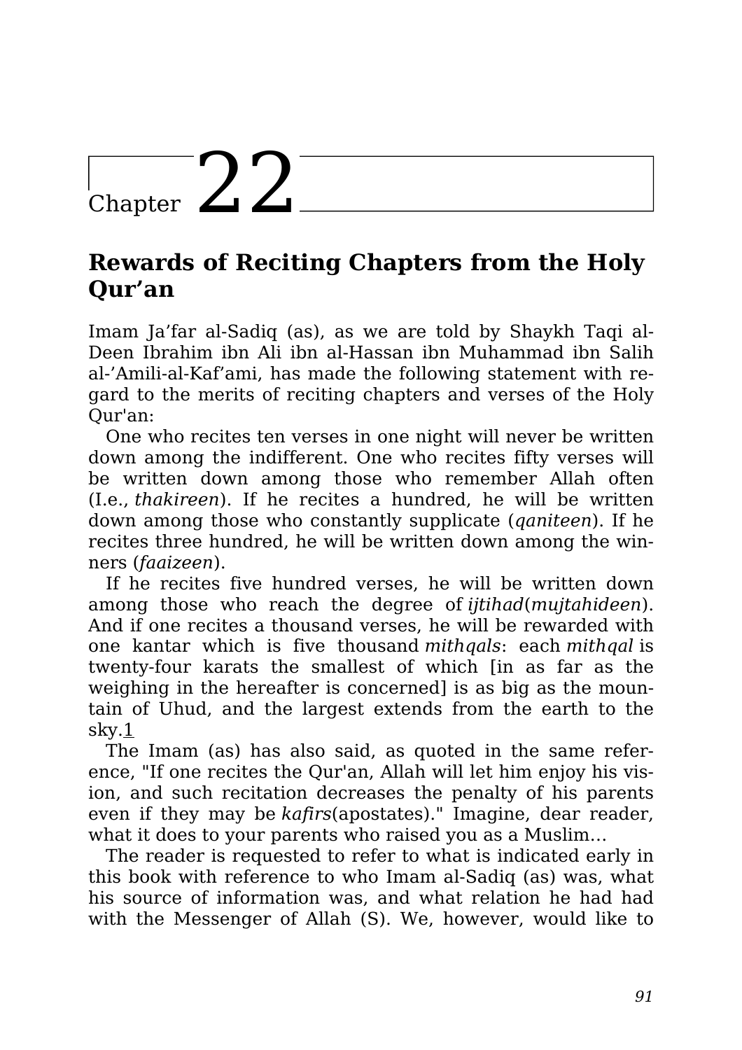# Chapter 22

## Rewards of Reciting Chapters from the Holy Qur'an

Imam Ja'far al-Sadiq (as), as we are told by Shaykh Taqi al-Deen Ibrahim ibn Ali ibn al-Hassan ibn Muhammad ibn Salih al-'Amili-al-Kaf'ami, has made the following statement with regard to the merits of reciting chapters and verses of the Holy Qur'an:

One who recites ten verses in one night will never be written down among the indifferent. One who recites fifty verses will be written down among those who remember Allah often (I.e., *thakireen*). If he recites a hundred, he will be written down among those who constantly supplicate (*qaniteen*). If he recites three hundred, he will be written down among the winners (*faaizeen*).

If he recites five hundred verses, he will be written down among those who reach the degree of *ijtihad*(*mujtahideen*). And if one recites a thousand verses, he will be rewarded with one kantar which is five thousand *mithqals*: each *mithqal* is twenty-four karats the smallest of which [in as far as the weighing in the hereafter is concerned] is as big as the mountain of Uhud, and the largest extends from the earth to the sky.[1]

The Imam (as) has also said, as quoted in the same reference, "If one recites the Qur'an, Allah will let him enjoy his vision, and such recitation decreases the penalty of his parents even if they may be *kafirs*(apostates)." Imagine, dear reader, what it does to your parents who raised you as a Muslim…

The reader is requested to refer to what is indicated early in this book with reference to who Imam al-Sadiq (as) was, what his source of information was, and what relation he had had with the Messenger of Allah (S). We, however, would like to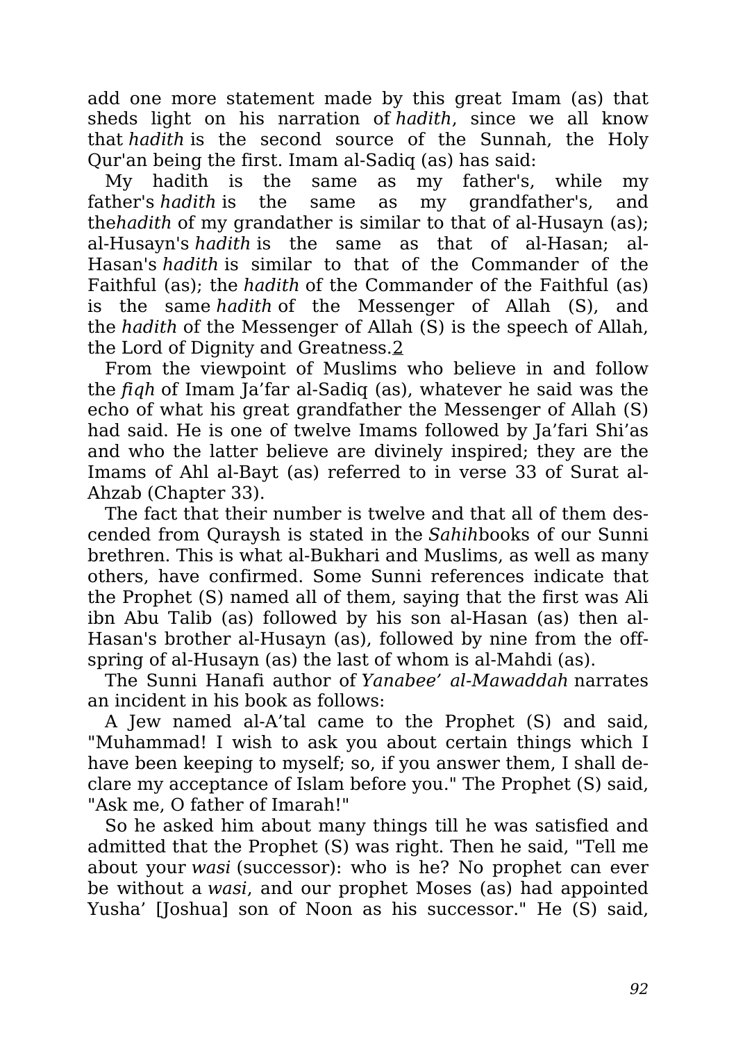add one more statement made by this great Imam (as) that sheds light on his narration of *hadith*, since we all know that *hadith* is the second source of the Sunnah, the Holy Qur'an being the first. Imam al-Sadiq (as) has said:

My hadith is the same as my father's, while my father's *hadith* is the same as my grandfather's, and the*hadith* of my grandather is similar to that of al-Husayn (as); al-Husayn's *hadith* is the same as that of al-Hasan; al-Hasan's *hadith* is similar to that of the Commander of the Faithful (as); the *hadith* of the Commander of the Faithful (as) is the same *hadith* of the Messenger of Allah (S), and the *hadith* of the Messenger of Allah (S) is the speech of Allah, the Lord of Dignity and Greatness.2

From the viewpoint of Muslims who believe in and follow the *fiqh* of Imam Ja'far al-Sadiq (as), whatever he said was the echo of what his great grandfather the Messenger of Allah (S) had said. He is one of twelve Imams followed by Ja'fari Shi'as and who the latter believe are divinely inspired; they are the Imams of Ahl al-Bayt (as) referred to in verse 33 of Surat al-Ahzab (Chapter 33).

The fact that their number is twelve and that all of them descended from Quraysh is stated in the *Sahih*books of our Sunni brethren. This is what al-Bukhari and Muslims, as well as many others, have confirmed. Some Sunni references indicate that the Prophet (S) named all of them, saying that the first was Ali ibn Abu Talib (as) followed by his son al-Hasan (as) then al-Hasan's brother al-Husayn (as), followed by nine from the offspring of al-Husayn (as) the last of whom is al-Mahdi (as).

The Sunni Hanafi author of *Yanabee' al-Mawaddah* narrates an incident in his book as follows:

A Jew named al-A'tal came to the Prophet (S) and said, "Muhammad! I wish to ask you about certain things which I have been keeping to myself; so, if you answer them, I shall declare my acceptance of Islam before you." The Prophet (S) said, "Ask me, O father of Imarah!"

So he asked him about many things till he was satisfied and admitted that the Prophet (S) was right. Then he said, "Tell me about your *wasi* (successor): who is he? No prophet can ever be without a *wasi*, and our prophet Moses (as) had appointed Yusha' [Joshua] son of Noon as his successor." He (S) said,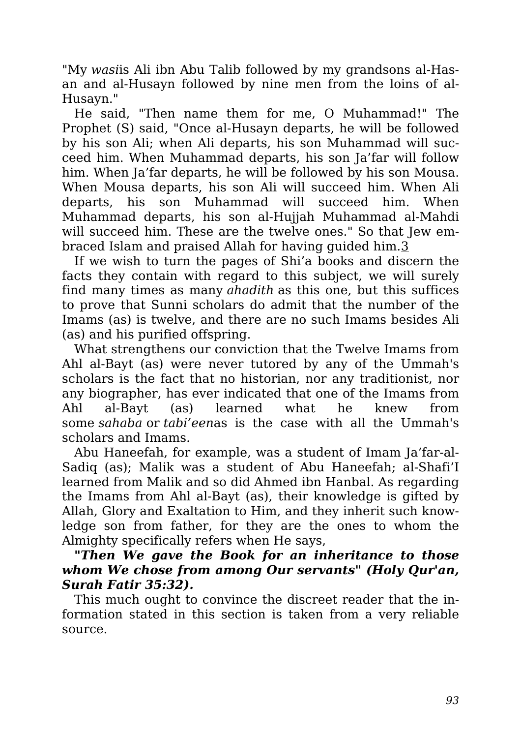"My *wasi*is Ali ibn Abu Talib followed by my grandsons al-Hasan and al-Husayn followed by nine men from the loins of al-Husayn."

He said, "Then name them for me, O Muhammad!" The Prophet (S) said, "Once al-Husayn departs, he will be followed by his son Ali; when Ali departs, his son Muhammad will succeed him. When Muhammad departs, his son Ja’far will follow him. When Ja’far departs, he will be followed by his son Mousa. When Mousa departs, his son Ali will succeed him. When Ali departs, his son Muhammad will succeed him. When Muhammad departs, his son al-Hujjah Muhammad al-Mahdi will succeed him. These are the twelve ones." So that Jew embraced Islam and praised Allah for having guided him.[3]

If we wish to turn the pages of Shi’a books and discern the facts they contain with regard to this subject, we will surely find many times as many *ahadith* as this one, but this suffices to prove that Sunni scholars do admit that the number of the Imams (as) is twelve, and there are no such Imams besides Ali (as) and his purified offspring.

What strengthens our conviction that the Twelve Imams from Ahl al-Bayt (as) were never tutored by any of the Ummah's scholars is the fact that no historian, nor any traditionist, nor any biographer, has ever indicated that one of the Imams from Ahl al-Bayt (as) learned what he knew from some *sahaba* or *tabi’een*as is the case with all the Ummah's scholars and Imams.

Abu Haneefah, for example, was a student of Imam Ja’far-al-Sadiq (as); Malik was a student of Abu Haneefah; al-Shafi’I learned from Malik and so did Ahmed ibn Hanbal. As regarding the Imams from Ahl al-Bayt (as), their knowledge is gifted by Allah, Glory and Exaltation to Him, and they inherit such knowledge son from father, for they are the ones to whom the Almighty specifically refers when He says,

***"Then We gave the Book for an inheritance to those whom We chose from among Our servants" (Holy Qur'an, Surah Fatir 35:32).***

This much ought to convince the discreet reader that the information stated in this section is taken from a very reliable source.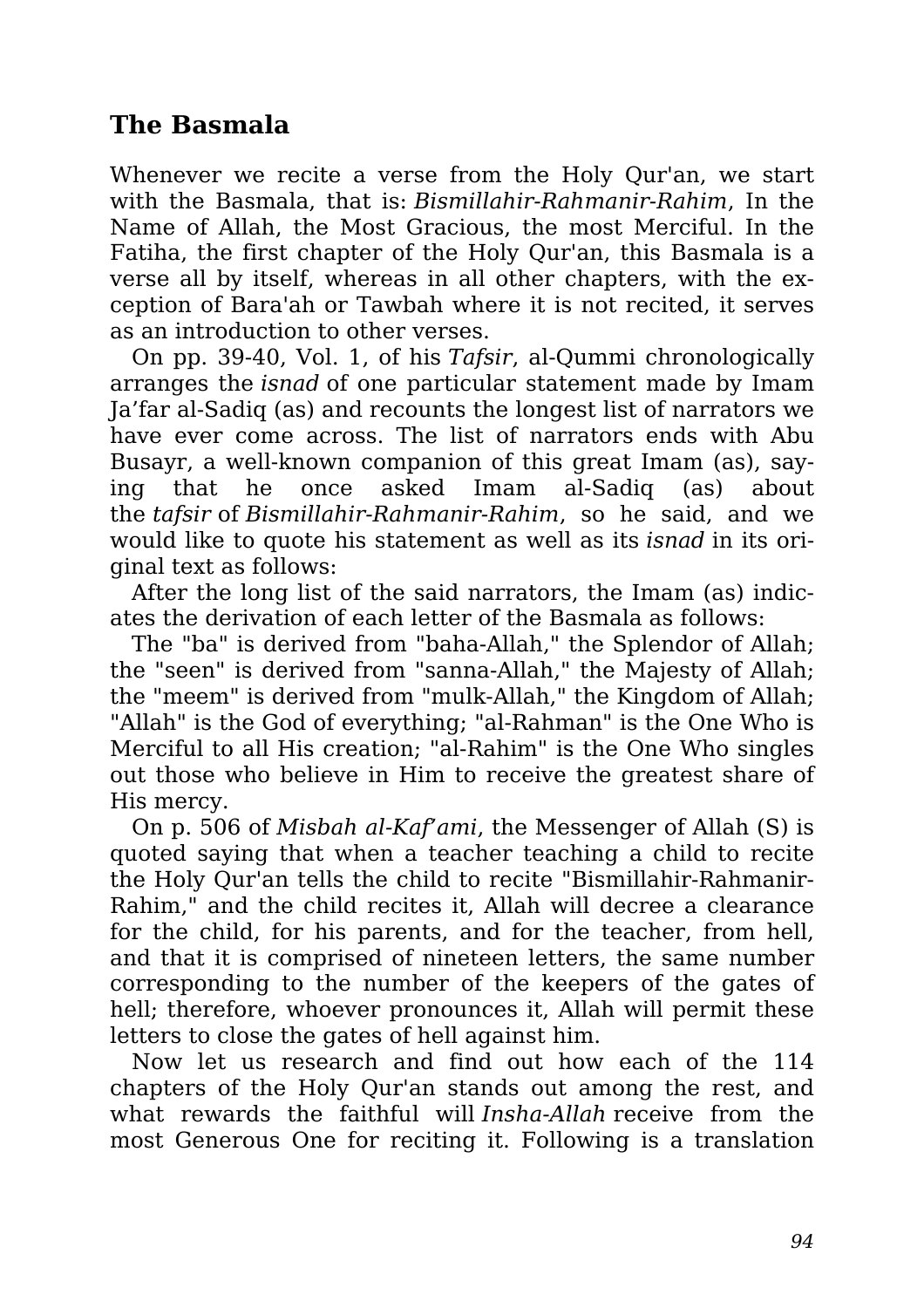## The Basmala

Whenever we recite a verse from the Holy Qur'an, we start with the Basmala, that is: *Bismillahir-Rahmanir-Rahim*, In the Name of Allah, the Most Gracious, the most Merciful. In the Fatiha, the first chapter of the Holy Qur'an, this Basmala is a verse all by itself, whereas in all other chapters, with the exception of Bara'ah or Tawbah where it is not recited, it serves as an introduction to other verses.

On pp. 39-40, Vol. 1, of his *Tafsir*, al-Qummi chronologically arranges the *isnad* of one particular statement made by Imam Ja'far al-Sadiq (as) and recounts the longest list of narrators we have ever come across. The list of narrators ends with Abu Busayr, a well-known companion of this great Imam (as), saying that he once asked Imam al-Sadiq (as) about the *tafsir* of *Bismillahir-Rahmanir-Rahim*, so he said, and we would like to quote his statement as well as its *isnad* in its original text as follows:

After the long list of the said narrators, the Imam (as) indicates the derivation of each letter of the Basmala as follows:

The "ba" is derived from "baha-Allah," the Splendor of Allah; the "seen" is derived from "sanna-Allah," the Majesty of Allah; the "meem" is derived from "mulk-Allah," the Kingdom of Allah; "Allah" is the God of everything; "al-Rahman" is the One Who is Merciful to all His creation; "al-Rahim" is the One Who singles out those who believe in Him to receive the greatest share of His mercy.

On p. 506 of *Misbah al-Kaf'ami*, the Messenger of Allah (S) is quoted saying that when a teacher teaching a child to recite the Holy Qur'an tells the child to recite "Bismillahir-Rahmanir-Rahim," and the child recites it, Allah will decree a clearance for the child, for his parents, and for the teacher, from hell, and that it is comprised of nineteen letters, the same number corresponding to the number of the keepers of the gates of hell; therefore, whoever pronounces it, Allah will permit these letters to close the gates of hell against him.

Now let us research and find out how each of the 114 chapters of the Holy Qur'an stands out among the rest, and what rewards the faithful will *Insha-Allah* receive from the most Generous One for reciting it. Following is a translation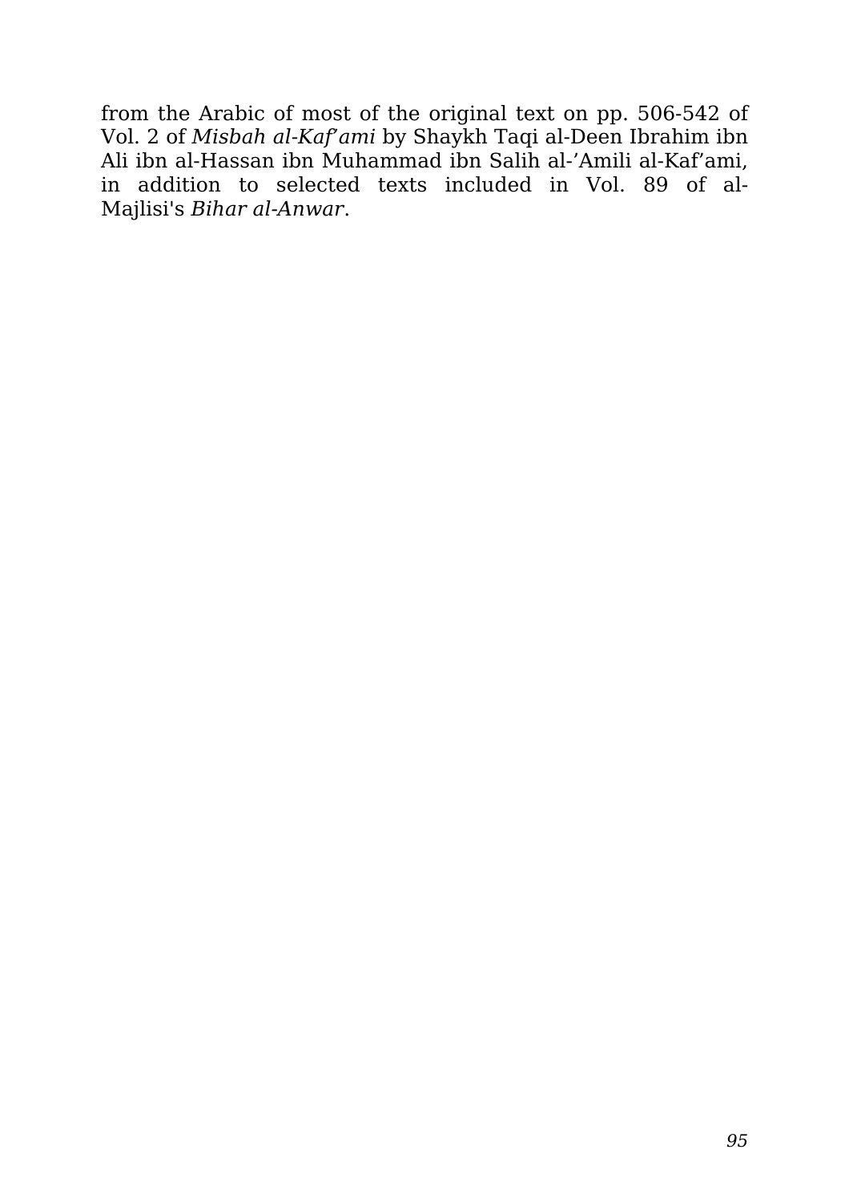from the Arabic of most of the original text on pp. 506-542 of Vol. 2 of *Misbah al-Kaf'ami* by Shaykh Taqi al-Deen Ibrahim ibn Ali ibn al-Hassan ibn Muhammad ibn Salih al-'Amili al-Kaf'ami, in addition to selected texts included in Vol. 89 of al-Majlisi's *Bihar al-Anwar*.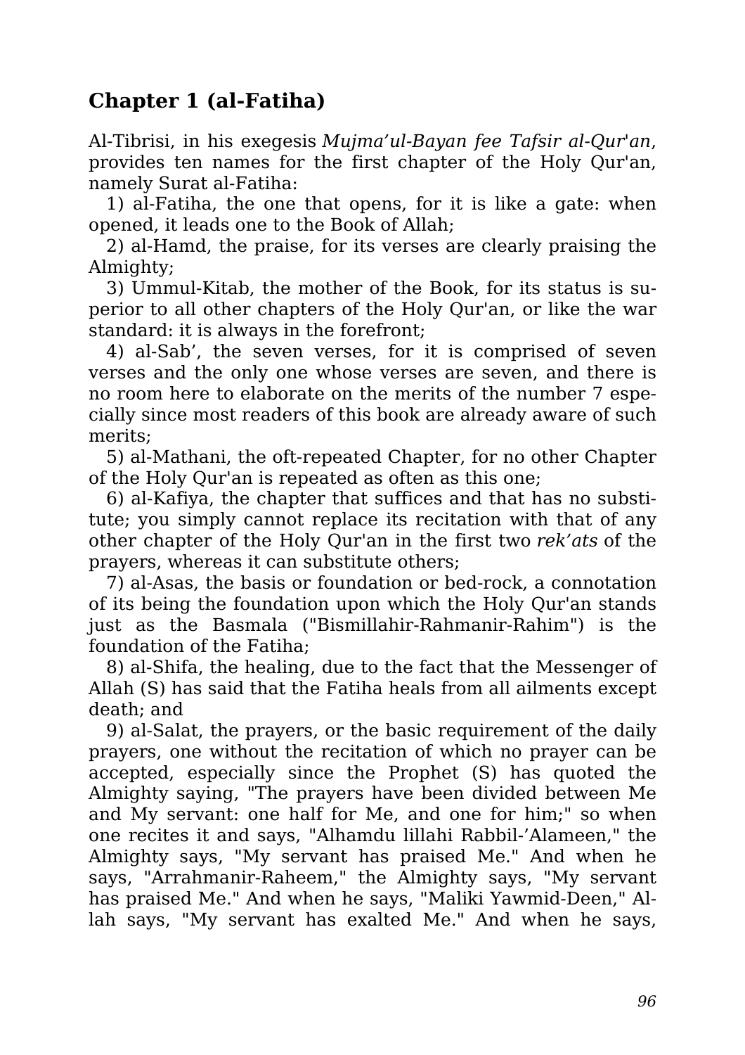## Chapter 1 (al-Fatiha)

Al-Tibrisi, in his exegesis *Mujma'ul-Bayan fee Tafsir al-Qur'an*, provides ten names for the first chapter of the Holy Qur'an, namely Surat al-Fatiha:

1) al-Fatiha, the one that opens, for it is like a gate: when opened, it leads one to the Book of Allah;

2) al-Hamd, the praise, for its verses are clearly praising the Almighty;

3) Ummul-Kitab, the mother of the Book, for its status is superior to all other chapters of the Holy Qur'an, or like the war standard: it is always in the forefront;

4) al-Sab', the seven verses, for it is comprised of seven verses and the only one whose verses are seven, and there is no room here to elaborate on the merits of the number 7 especially since most readers of this book are already aware of such merits;

5) al-Mathani, the oft-repeated Chapter, for no other Chapter of the Holy Qur'an is repeated as often as this one;

6) al-Kafiya, the chapter that suffices and that has no substitute; you simply cannot replace its recitation with that of any other chapter of the Holy Qur'an in the first two *rek'ats* of the prayers, whereas it can substitute others;

7) al-Asas, the basis or foundation or bed-rock, a connotation of its being the foundation upon which the Holy Qur'an stands just as the Basmala ("Bismillahir-Rahmanir-Rahim") is the foundation of the Fatiha;

8) al-Shifa, the healing, due to the fact that the Messenger of Allah (S) has said that the Fatiha heals from all ailments except death; and

9) al-Salat, the prayers, or the basic requirement of the daily prayers, one without the recitation of which no prayer can be accepted, especially since the Prophet (S) has quoted the Almighty saying, "The prayers have been divided between Me and My servant: one half for Me, and one for him;" so when one recites it and says, "Alhamdu lillahi Rabbil-'Alameen," the Almighty says, "My servant has praised Me." And when he says, "Arrahmanir-Raheem," the Almighty says, "My servant has praised Me." And when he says, "Maliki Yawmid-Deen," Allah says, "My servant has exalted Me." And when he says,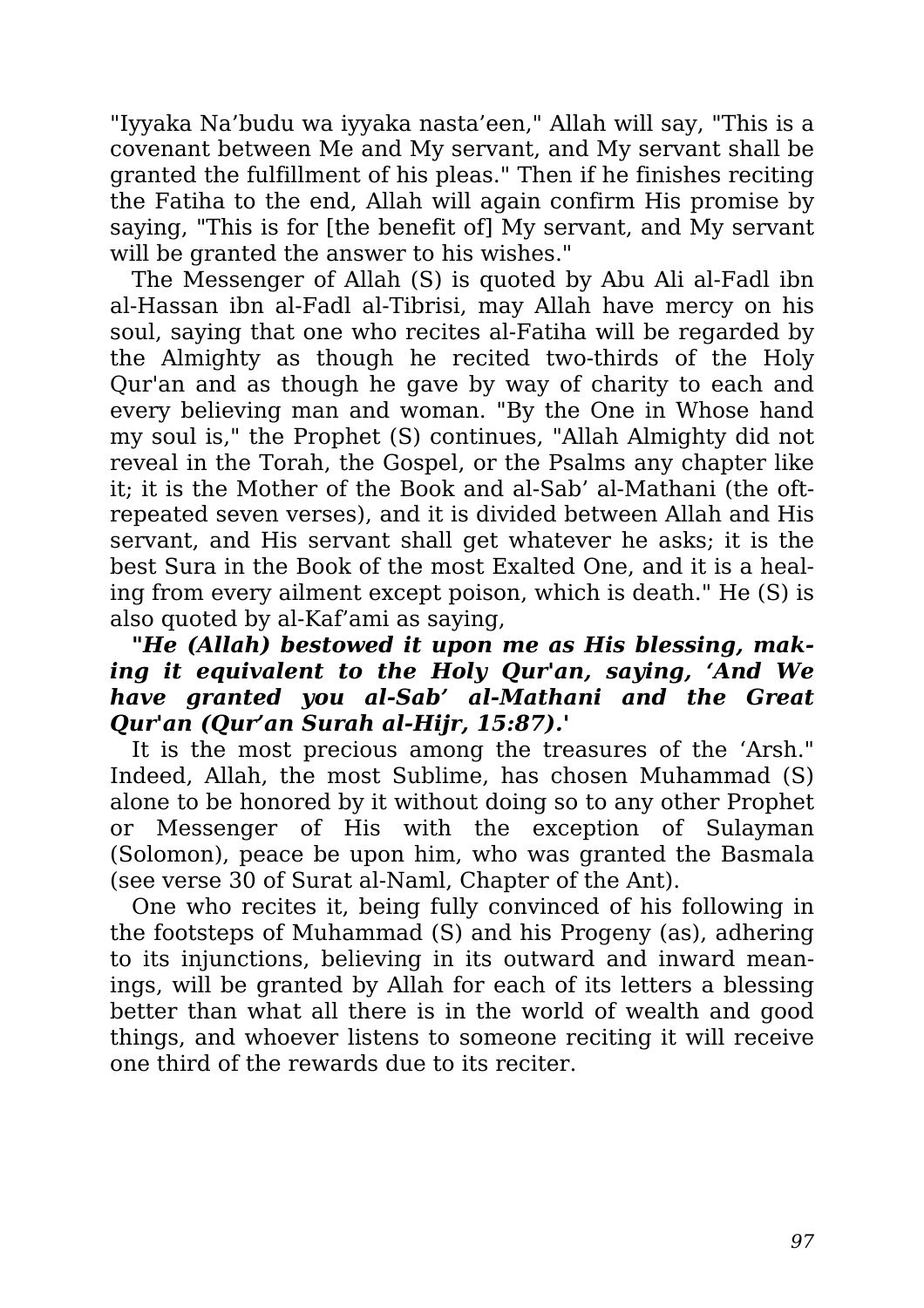"Iyyaka Na'budu wa iyyaka nasta'een," Allah will say, "This is a covenant between Me and My servant, and My servant shall be granted the fulfillment of his pleas." Then if he finishes reciting the Fatiha to the end, Allah will again confirm His promise by saying, "This is for [the benefit of] My servant, and My servant will be granted the answer to his wishes."

The Messenger of Allah (S) is quoted by Abu Ali al-Fadl ibn al-Hassan ibn al-Fadl al-Tibrisi, may Allah have mercy on his soul, saying that one who recites al-Fatiha will be regarded by the Almighty as though he recited two-thirds of the Holy Qur'an and as though he gave by way of charity to each and every believing man and woman. "By the One in Whose hand my soul is," the Prophet (S) continues, "Allah Almighty did not reveal in the Torah, the Gospel, or the Psalms any chapter like it; it is the Mother of the Book and al-Sab' al-Mathani (the oft-repeated seven verses), and it is divided between Allah and His servant, and His servant shall get whatever he asks; it is the best Sura in the Book of the most Exalted One, and it is a healing from every ailment except poison, which is death." He (S) is also quoted by al-Kaf'ami as saying,

***"He (Allah) bestowed it upon me as His blessing, making it equivalent to the Holy Qur'an, saying, 'And We have granted you al-Sab' al-Mathani and the Great Qur'an (Qur'an Surah al-Hijr, 15:87).'***

It is the most precious among the treasures of the 'Arsh." Indeed, Allah, the most Sublime, has chosen Muhammad (S) alone to be honored by it without doing so to any other Prophet or Messenger of His with the exception of Sulayman (Solomon), peace be upon him, who was granted the Basmala (see verse 30 of Surat al-Naml, Chapter of the Ant).

One who recites it, being fully convinced of his following in the footsteps of Muhammad (S) and his Progeny (as), adhering to its injunctions, believing in its outward and inward meanings, will be granted by Allah for each of its letters a blessing better than what all there is in the world of wealth and good things, and whoever listens to someone reciting it will receive one third of the rewards due to its reciter.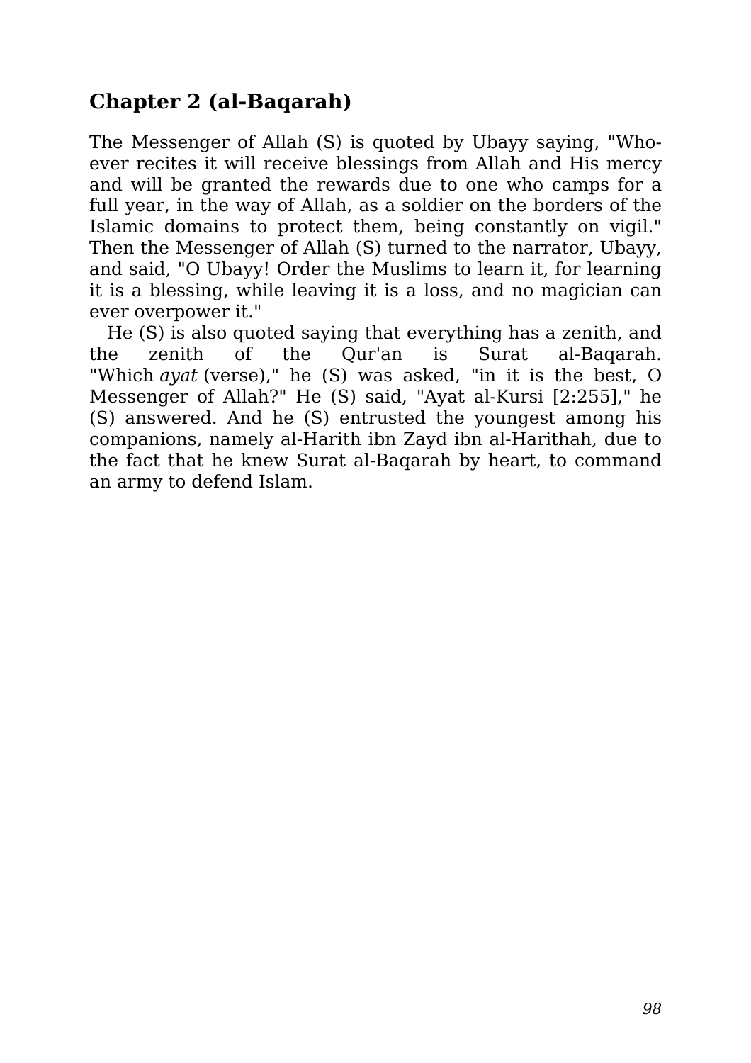## Chapter 2 (al-Baqarah)

The Messenger of Allah (S) is quoted by Ubayy saying, "Whoever recites it will receive blessings from Allah and His mercy and will be granted the rewards due to one who camps for a full year, in the way of Allah, as a soldier on the borders of the Islamic domains to protect them, being constantly on vigil." Then the Messenger of Allah (S) turned to the narrator, Ubayy, and said, "O Ubayy! Order the Muslims to learn it, for learning it is a blessing, while leaving it is a loss, and no magician can ever overpower it."

He (S) is also quoted saying that everything has a zenith, and the zenith of the Qur'an is Surat al-Baqarah. "Which *ayat* (verse)," he (S) was asked, "in it is the best, O Messenger of Allah?" He (S) said, "Ayat al-Kursi [2:255]," he (S) answered. And he (S) entrusted the youngest among his companions, namely al-Harith ibn Zayd ibn al-Harithah, due to the fact that he knew Surat al-Baqarah by heart, to command an army to defend Islam.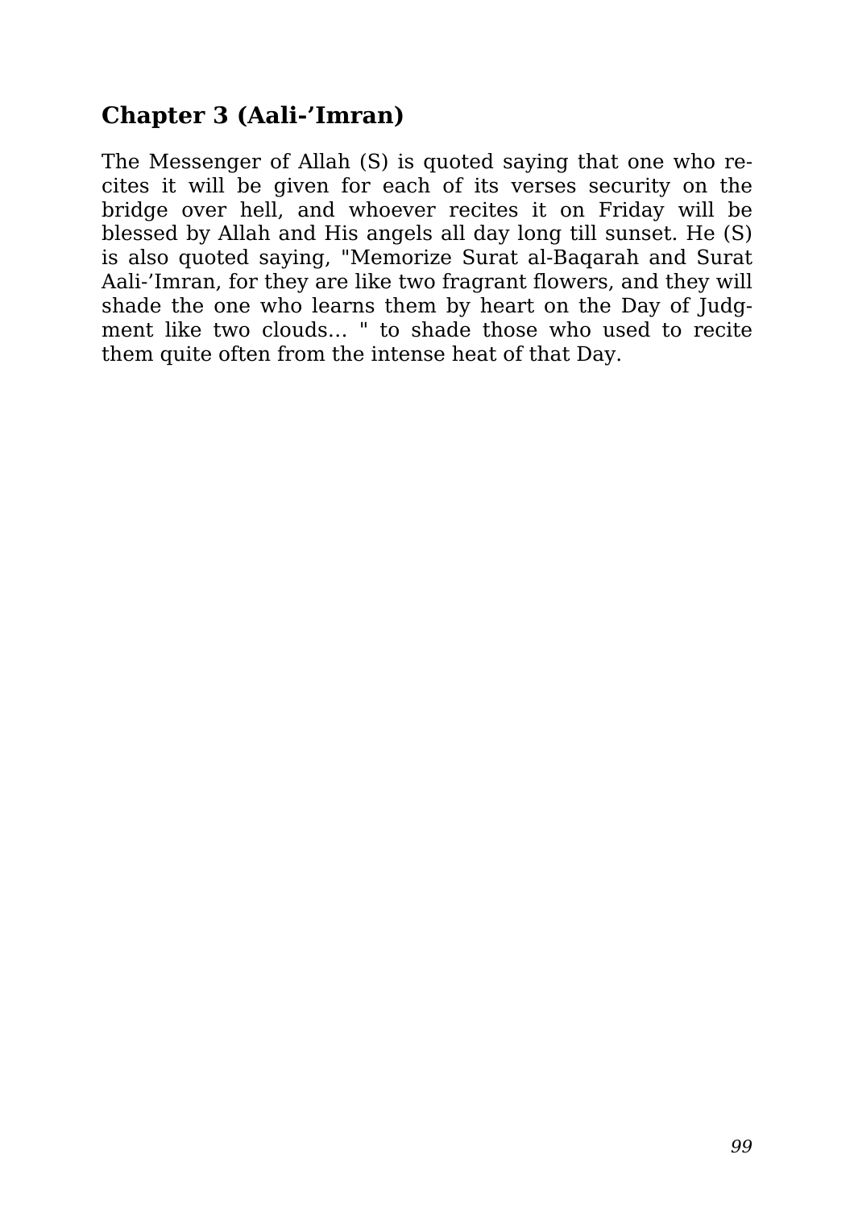## Chapter 3 (Aali-'Imran)

The Messenger of Allah (S) is quoted saying that one who recites it will be given for each of its verses security on the bridge over hell, and whoever recites it on Friday will be blessed by Allah and His angels all day long till sunset. He (S) is also quoted saying, "Memorize Surat al-Baqarah and Surat Aali-'Imran, for they are like two fragrant flowers, and they will shade the one who learns them by heart on the Day of Judgment like two clouds… " to shade those who used to recite them quite often from the intense heat of that Day.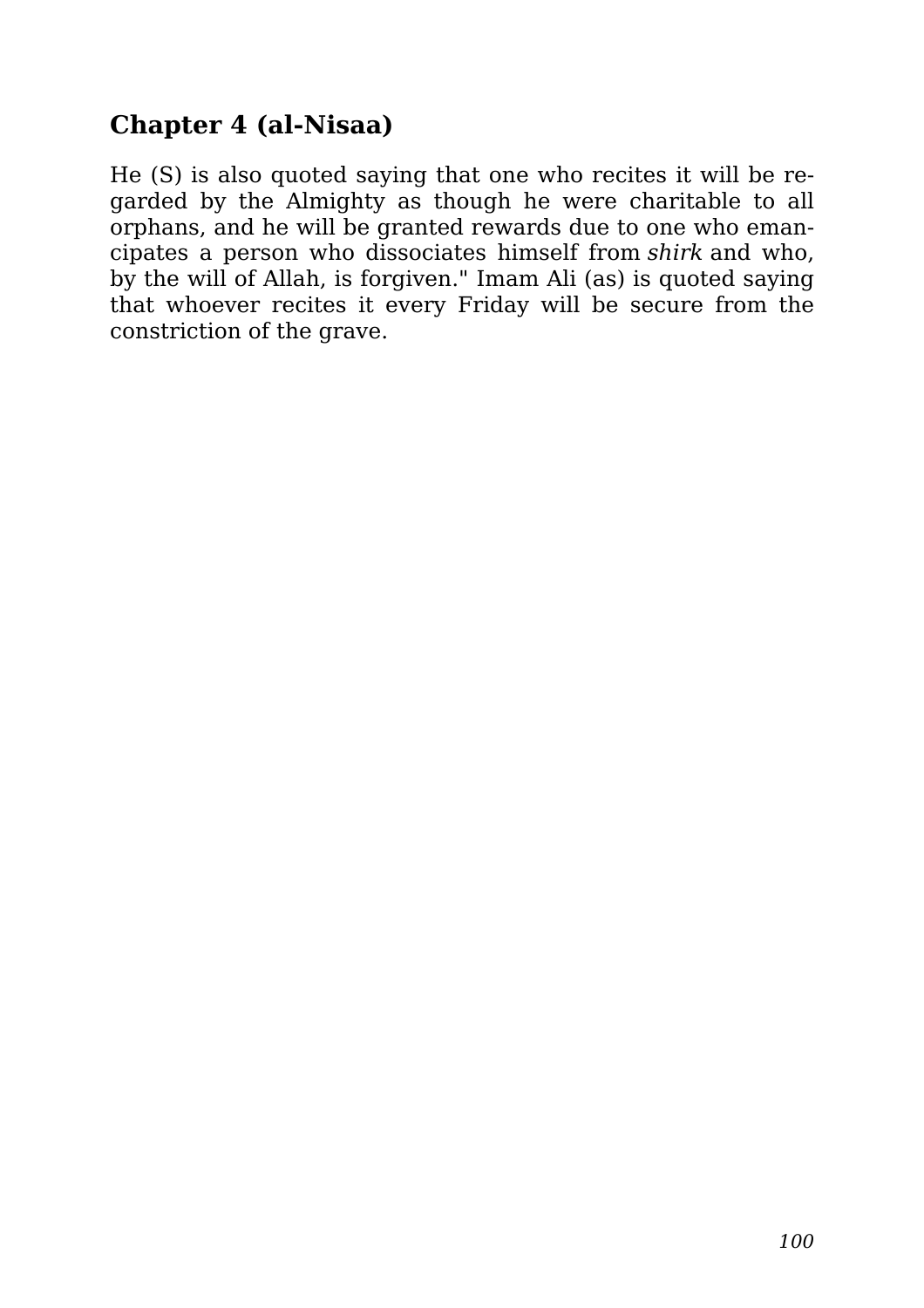## Chapter 4 (al-Nisaa)

He (S) is also quoted saying that one who recites it will be regarded by the Almighty as though he were charitable to all orphans, and he will be granted rewards due to one who emancipates a person who dissociates himself from *shirk* and who, by the will of Allah, is forgiven." Imam Ali (as) is quoted saying that whoever recites it every Friday will be secure from the constriction of the grave.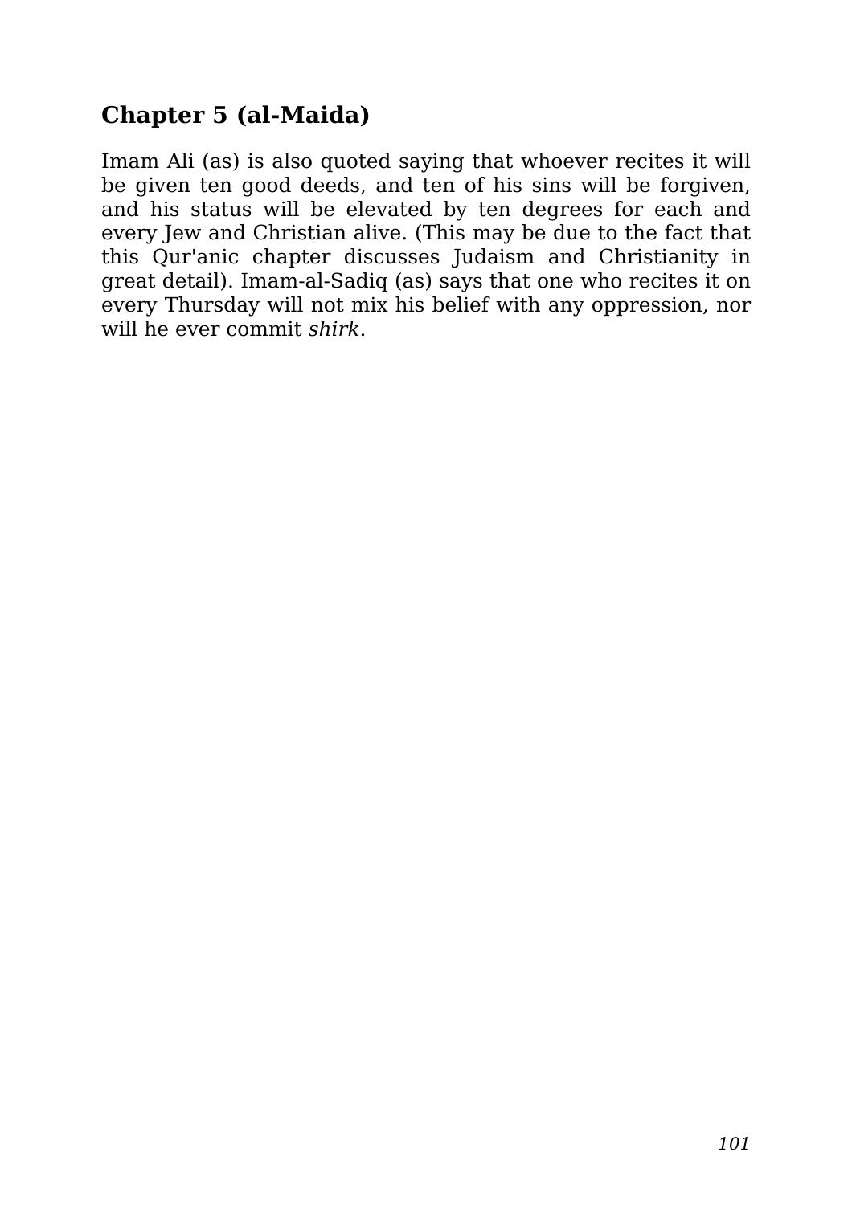## Chapter 5 (al-Maida)

Imam Ali (as) is also quoted saying that whoever recites it will be given ten good deeds, and ten of his sins will be forgiven, and his status will be elevated by ten degrees for each and every Jew and Christian alive. (This may be due to the fact that this Qur'anic chapter discusses Judaism and Christianity in great detail). Imam-al-Sadiq (as) says that one who recites it on every Thursday will not mix his belief with any oppression, nor will he ever commit *shirk*.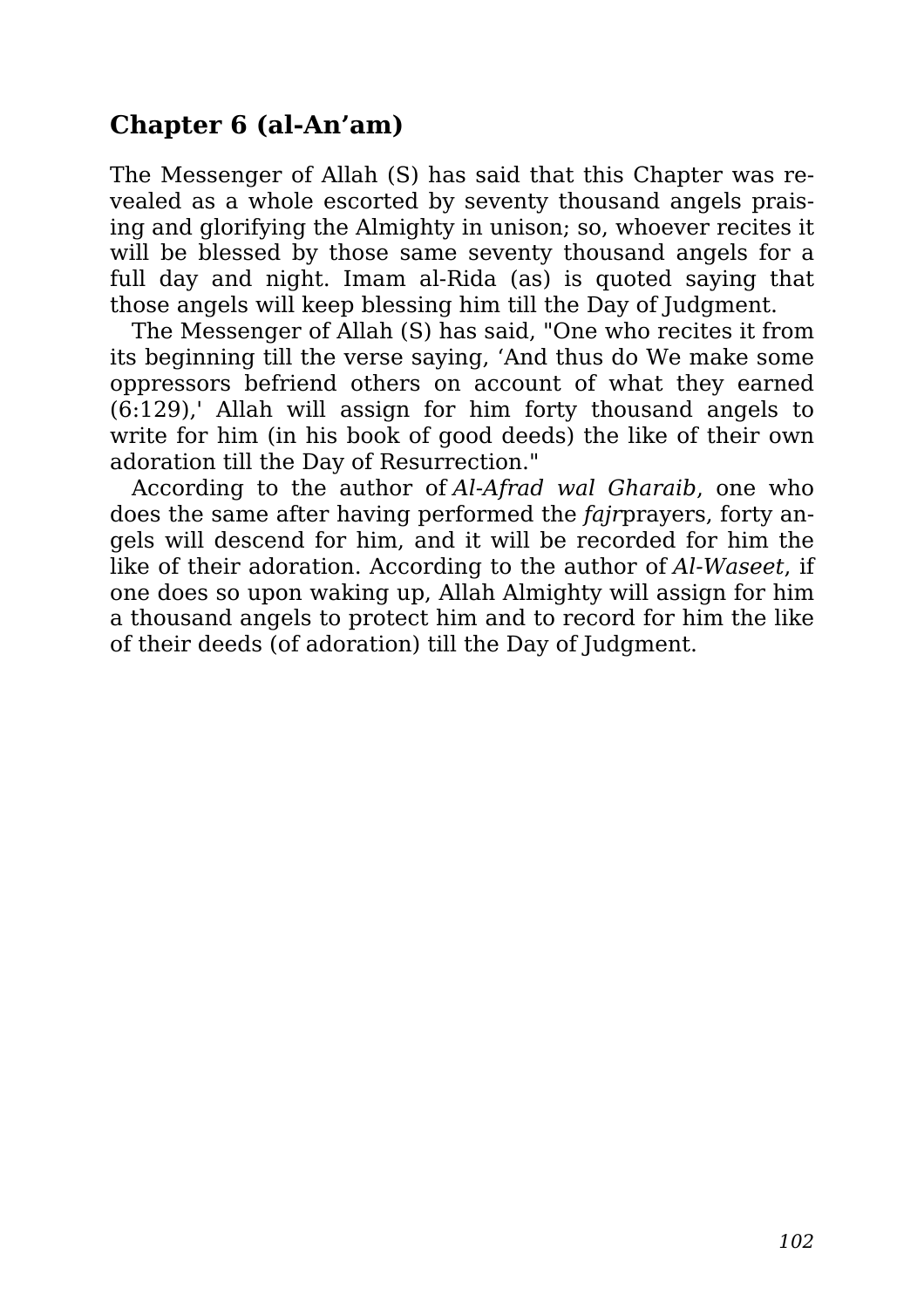## Chapter 6 (al-An'am)

The Messenger of Allah (S) has said that this Chapter was revealed as a whole escorted by seventy thousand angels praising and glorifying the Almighty in unison; so, whoever recites it will be blessed by those same seventy thousand angels for a full day and night. Imam al-Rida (as) is quoted saying that those angels will keep blessing him till the Day of Judgment.

The Messenger of Allah (S) has said, "One who recites it from its beginning till the verse saying, 'And thus do We make some oppressors befriend others on account of what they earned (6:129),' Allah will assign for him forty thousand angels to write for him (in his book of good deeds) the like of their own adoration till the Day of Resurrection."

According to the author of *Al-Afrad wal Gharaib*, one who does the same after having performed the *fajr*prayers, forty angels will descend for him, and it will be recorded for him the like of their adoration. According to the author of *Al-Waseet*, if one does so upon waking up, Allah Almighty will assign for him a thousand angels to protect him and to record for him the like of their deeds (of adoration) till the Day of Judgment.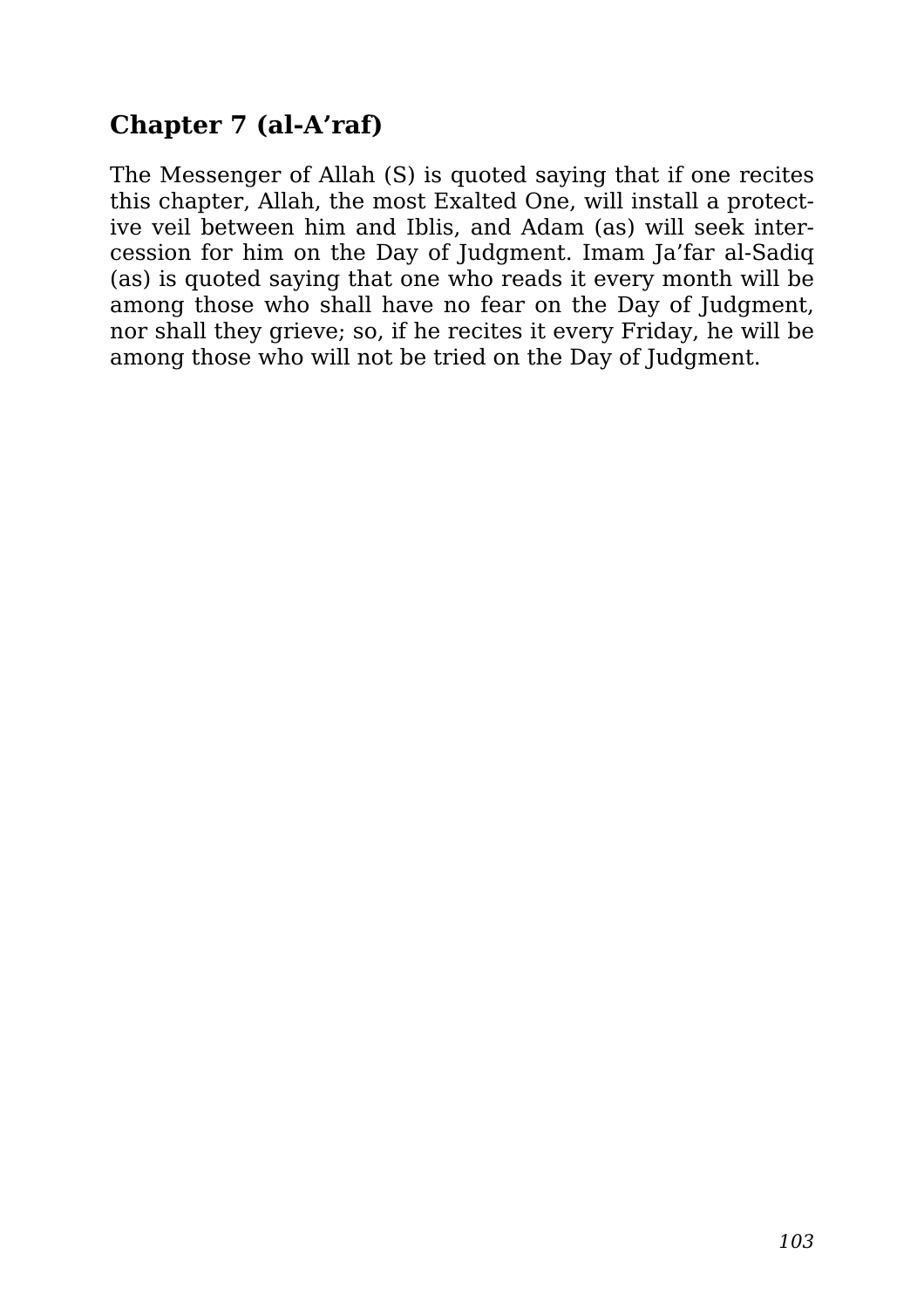## Chapter 7 (al-A’raf)

The Messenger of Allah (S) is quoted saying that if one recites this chapter, Allah, the most Exalted One, will install a protective veil between him and Iblis, and Adam (as) will seek intercession for him on the Day of Judgment. Imam Ja’far al-Sadiq (as) is quoted saying that one who reads it every month will be among those who shall have no fear on the Day of Judgment, nor shall they grieve; so, if he recites it every Friday, he will be among those who will not be tried on the Day of Judgment.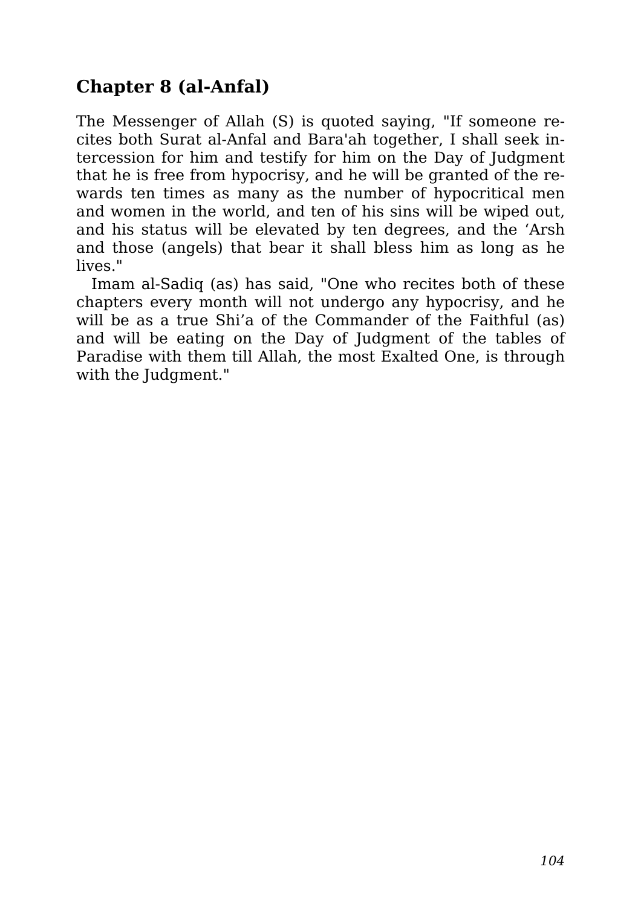## Chapter 8 (al-Anfal)

The Messenger of Allah (S) is quoted saying, "If someone recites both Surat al-Anfal and Bara'ah together, I shall seek intercession for him and testify for him on the Day of Judgment that he is free from hypocrisy, and he will be granted of the rewards ten times as many as the number of hypocritical men and women in the world, and ten of his sins will be wiped out, and his status will be elevated by ten degrees, and the 'Arsh and those (angels) that bear it shall bless him as long as he lives."

Imam al-Sadiq (as) has said, "One who recites both of these chapters every month will not undergo any hypocrisy, and he will be as a true Shi'a of the Commander of the Faithful (as) and will be eating on the Day of Judgment of the tables of Paradise with them till Allah, the most Exalted One, is through with the Judgment."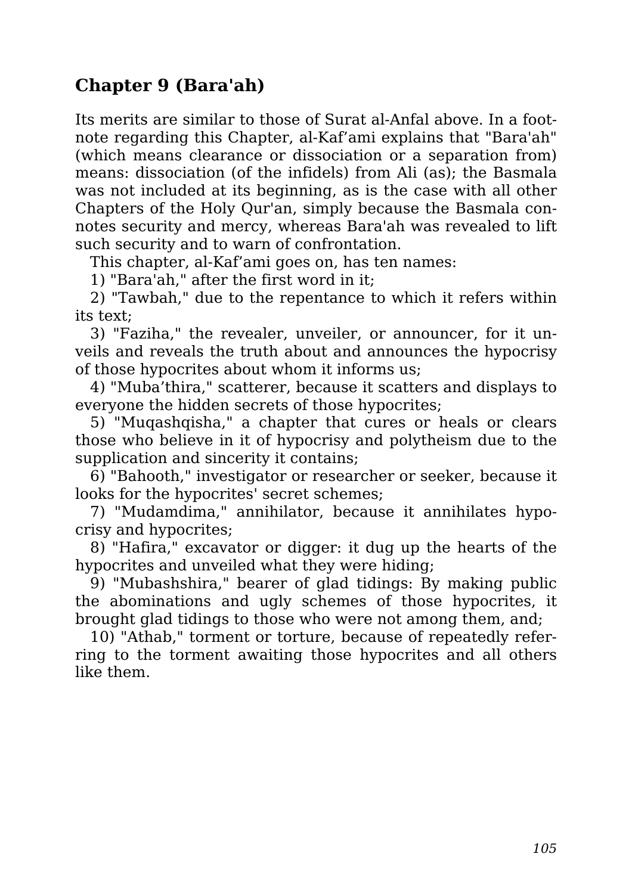## Chapter 9 (Bara'ah)

Its merits are similar to those of Surat al-Anfal above. In a footnote regarding this Chapter, al-Kaf’ami explains that "Bara'ah" (which means clearance or dissociation or a separation from) means: dissociation (of the infidels) from Ali (as); the Basmala was not included at its beginning, as is the case with all other Chapters of the Holy Qur'an, simply because the Basmala connotes security and mercy, whereas Bara'ah was revealed to lift such security and to warn of confrontation.

This chapter, al-Kaf’ami goes on, has ten names:

1) "Bara'ah," after the first word in it;

2) "Tawbah," due to the repentance to which it refers within its text;

3) "Faziha," the revealer, unveiler, or announcer, for it unveils and reveals the truth about and announces the hypocrisy of those hypocrites about whom it informs us;

4) "Muba’thira," scatterer, because it scatters and displays to everyone the hidden secrets of those hypocrites;

5) "Muqashqisha," a chapter that cures or heals or clears those who believe in it of hypocrisy and polytheism due to the supplication and sincerity it contains;

6) "Bahooth," investigator or researcher or seeker, because it looks for the hypocrites' secret schemes;

7) "Mudamdima," annihilator, because it annihilates hypocrisy and hypocrites;

8) "Hafira," excavator or digger: it dug up the hearts of the hypocrites and unveiled what they were hiding;

9) "Mubashshira," bearer of glad tidings: By making public the abominations and ugly schemes of those hypocrites, it brought glad tidings to those who were not among them, and;

10) "Athab," torment or torture, because of repeatedly referring to the torment awaiting those hypocrites and all others like them.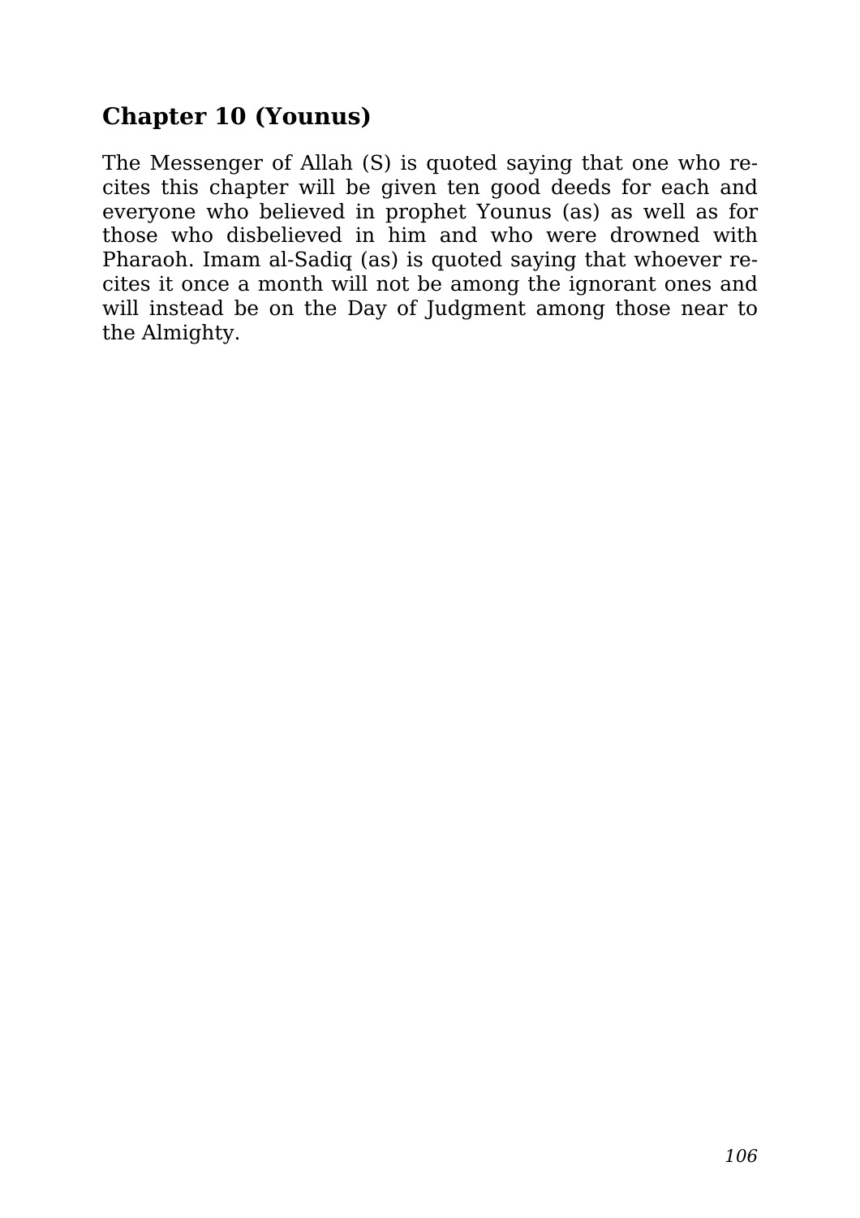## Chapter 10 (Younus)

The Messenger of Allah (S) is quoted saying that one who recites this chapter will be given ten good deeds for each and everyone who believed in prophet Younus (as) as well as for those who disbelieved in him and who were drowned with Pharaoh. Imam al-Sadiq (as) is quoted saying that whoever recites it once a month will not be among the ignorant ones and will instead be on the Day of Judgment among those near to the Almighty.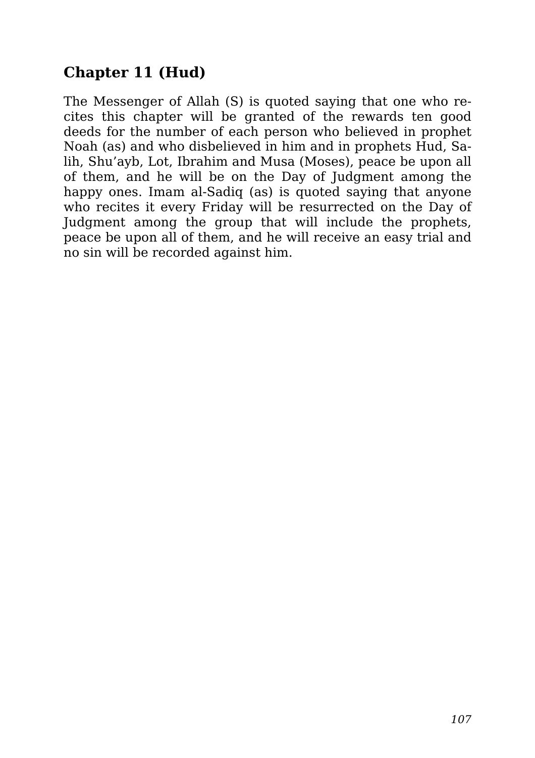## Chapter 11 (Hud)

The Messenger of Allah (S) is quoted saying that one who recites this chapter will be granted of the rewards ten good deeds for the number of each person who believed in prophet Noah (as) and who disbelieved in him and in prophets Hud, Salih, Shu'ayb, Lot, Ibrahim and Musa (Moses), peace be upon all of them, and he will be on the Day of Judgment among the happy ones. Imam al-Sadiq (as) is quoted saying that anyone who recites it every Friday will be resurrected on the Day of Judgment among the group that will include the prophets, peace be upon all of them, and he will receive an easy trial and no sin will be recorded against him.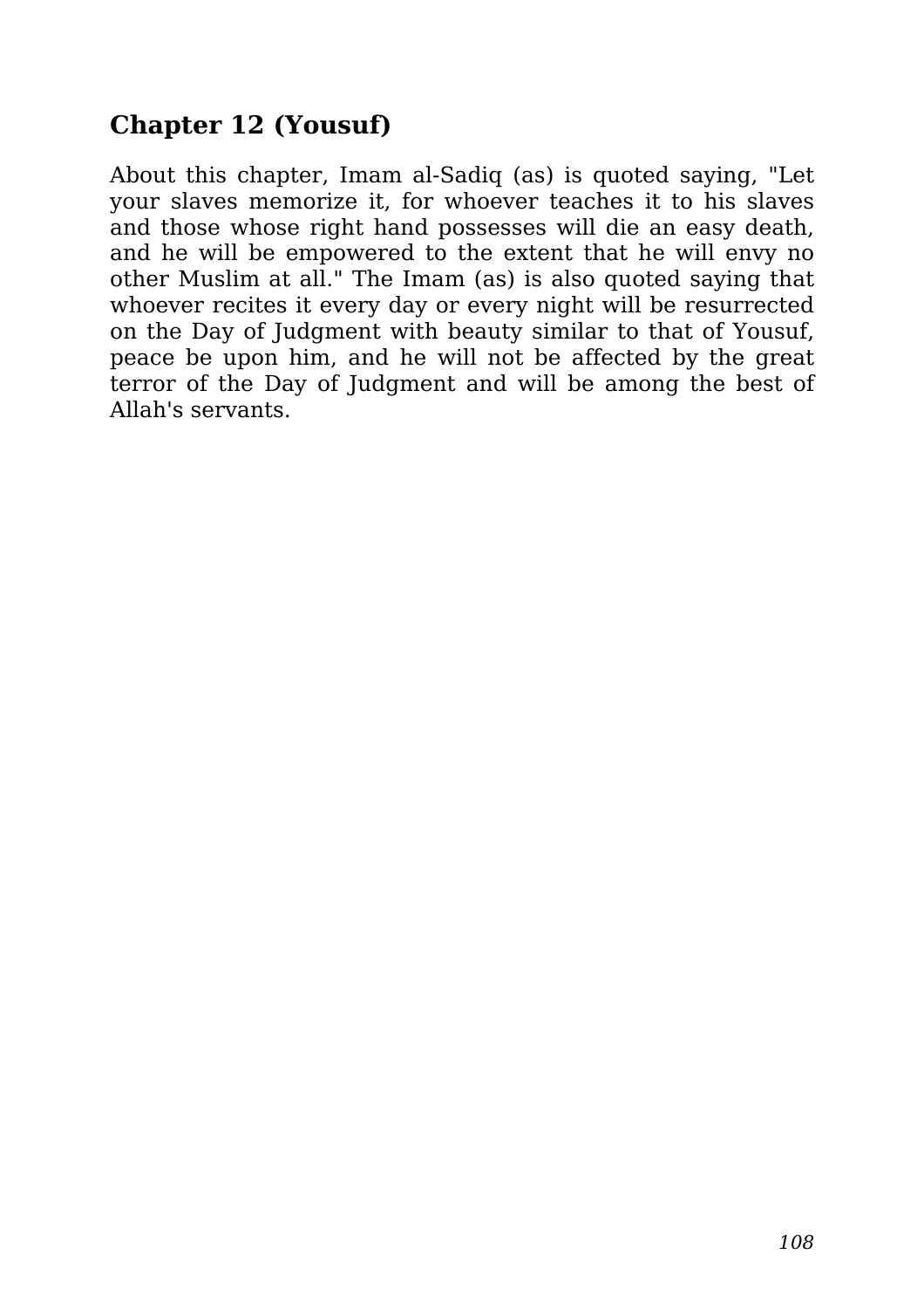## Chapter 12 (Yousuf)

About this chapter, Imam al-Sadiq (as) is quoted saying, "Let your slaves memorize it, for whoever teaches it to his slaves and those whose right hand possesses will die an easy death, and he will be empowered to the extent that he will envy no other Muslim at all." The Imam (as) is also quoted saying that whoever recites it every day or every night will be resurrected on the Day of Judgment with beauty similar to that of Yousuf, peace be upon him, and he will not be affected by the great terror of the Day of Judgment and will be among the best of Allah's servants.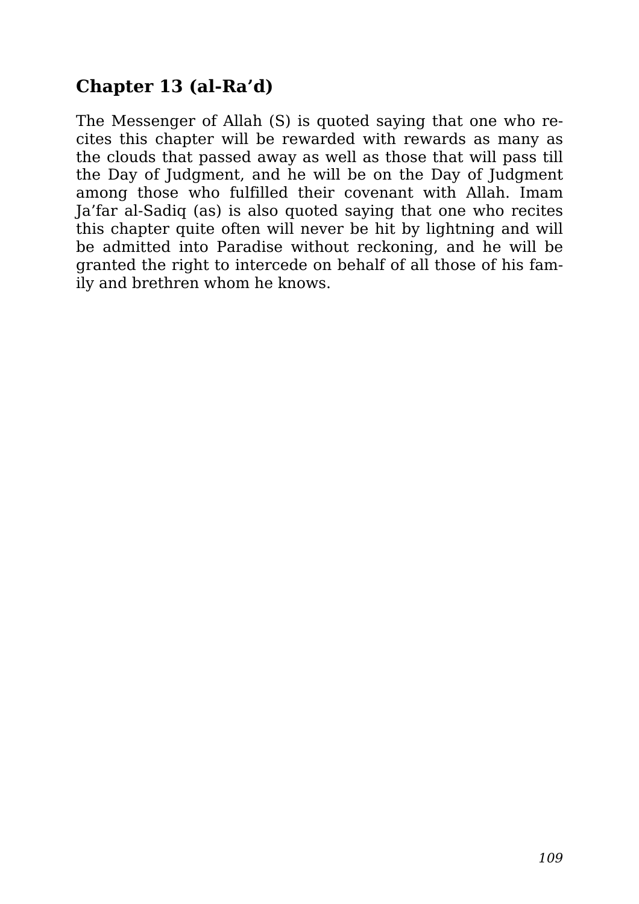## Chapter 13 (al-Ra'd)

The Messenger of Allah (S) is quoted saying that one who recites this chapter will be rewarded with rewards as many as the clouds that passed away as well as those that will pass till the Day of Judgment, and he will be on the Day of Judgment among those who fulfilled their covenant with Allah. Imam Ja'far al-Sadiq (as) is also quoted saying that one who recites this chapter quite often will never be hit by lightning and will be admitted into Paradise without reckoning, and he will be granted the right to intercede on behalf of all those of his family and brethren whom he knows.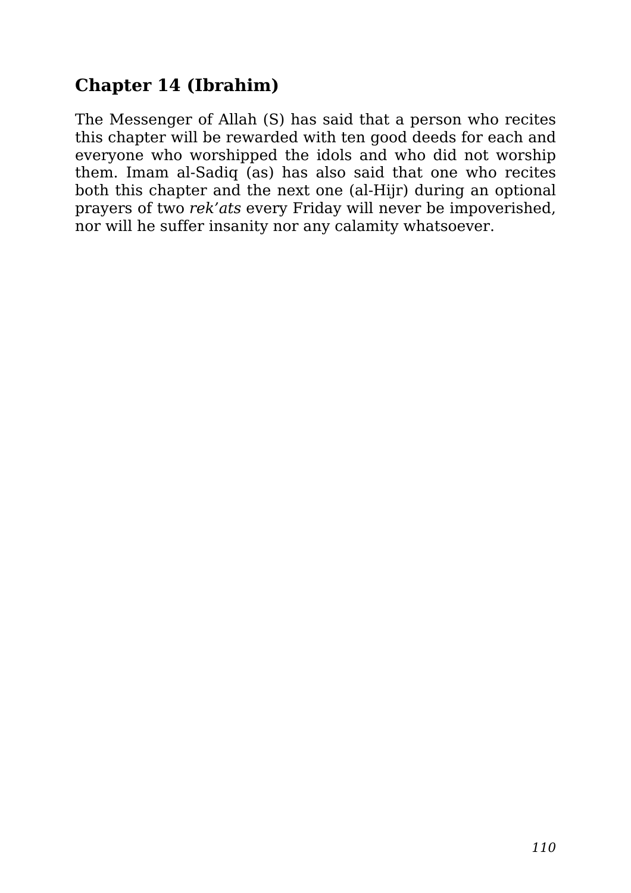## Chapter 14 (Ibrahim)

The Messenger of Allah (S) has said that a person who recites this chapter will be rewarded with ten good deeds for each and everyone who worshipped the idols and who did not worship them. Imam al-Sadiq (as) has also said that one who recites both this chapter and the next one (al-Hijr) during an optional prayers of two *rek'ats* every Friday will never be impoverished, nor will he suffer insanity nor any calamity whatsoever.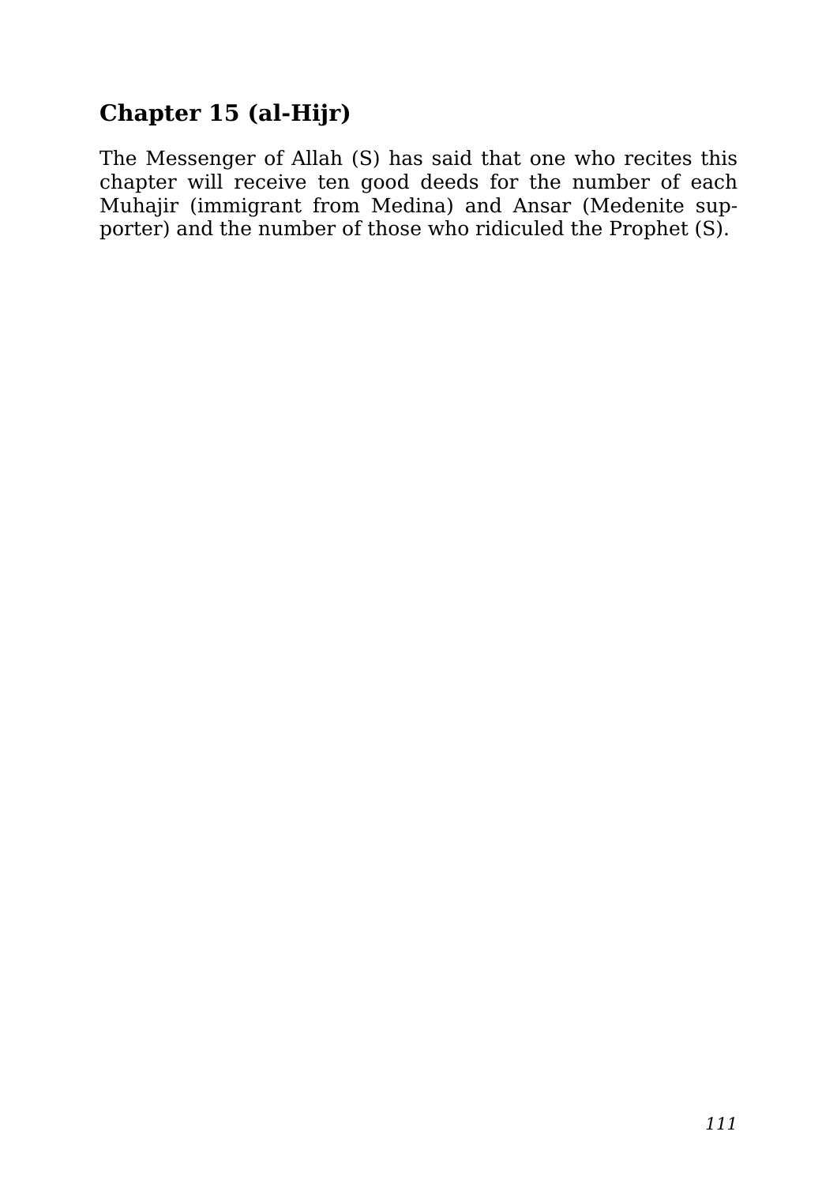## Chapter 15 (al-Hijr)

The Messenger of Allah (S) has said that one who recites this chapter will receive ten good deeds for the number of each Muhajir (immigrant from Medina) and Ansar (Medenite supporter) and the number of those who ridiculed the Prophet (S).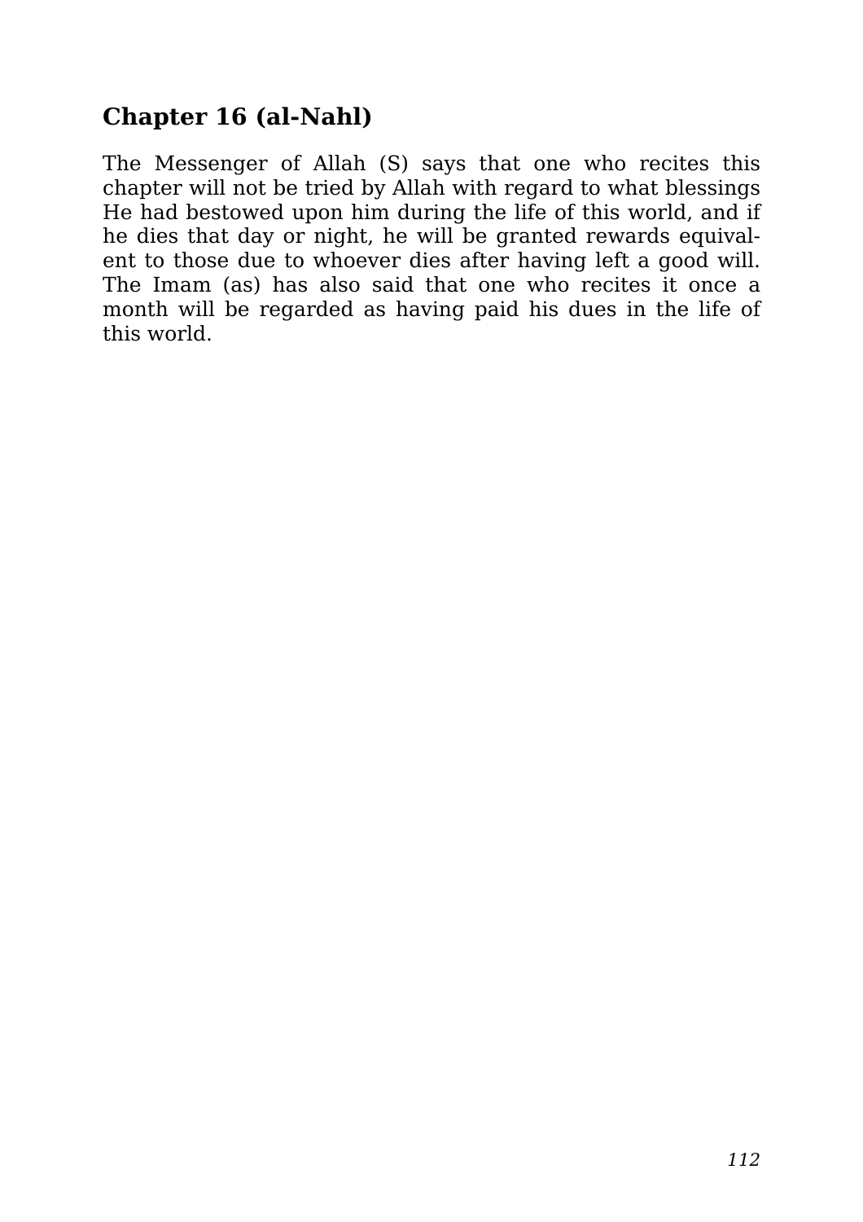## Chapter 16 (al-Nahl)

The Messenger of Allah (S) says that one who recites this chapter will not be tried by Allah with regard to what blessings He had bestowed upon him during the life of this world, and if he dies that day or night, he will be granted rewards equivalent to those due to whoever dies after having left a good will. The Imam (as) has also said that one who recites it once a month will be regarded as having paid his dues in the life of this world.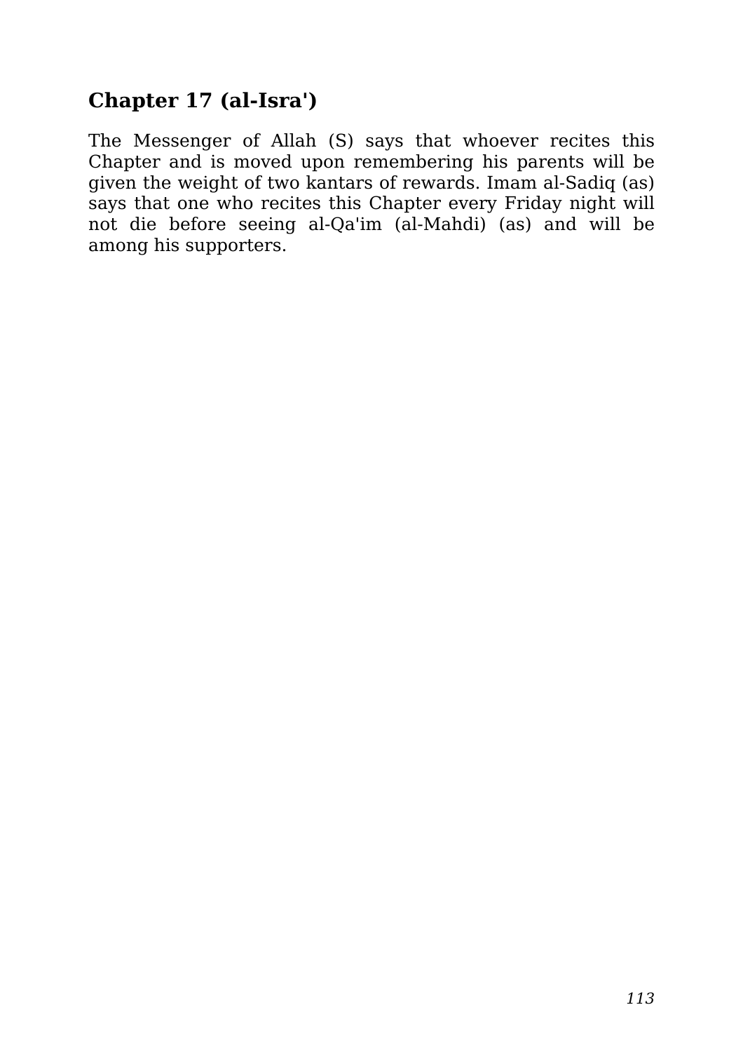## Chapter 17 (al-Isra')

The Messenger of Allah (S) says that whoever recites this Chapter and is moved upon remembering his parents will be given the weight of two kantars of rewards. Imam al-Sadiq (as) says that one who recites this Chapter every Friday night will not die before seeing al-Qa'im (al-Mahdi) (as) and will be among his supporters.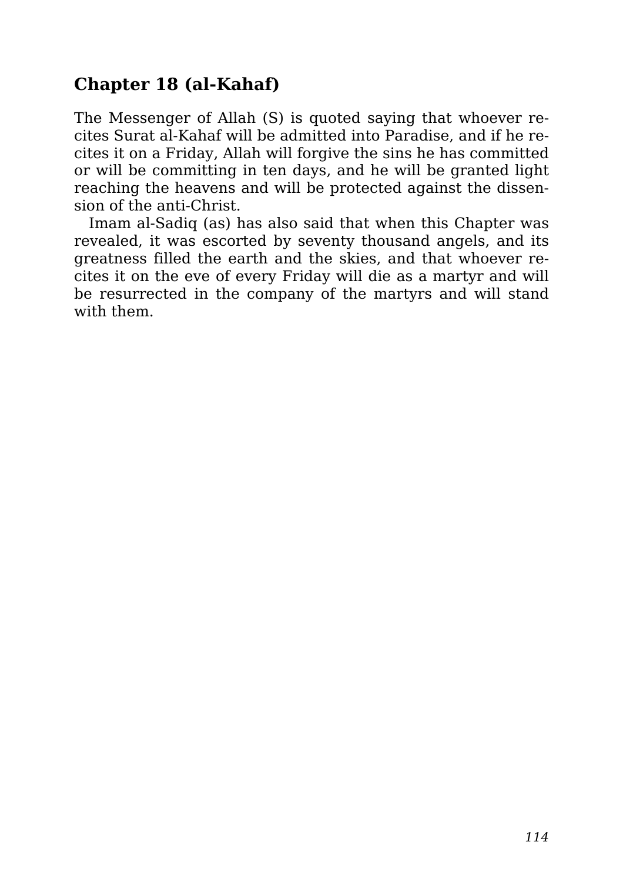## Chapter 18 (al-Kahaf)

The Messenger of Allah (S) is quoted saying that whoever recites Surat al-Kahaf will be admitted into Paradise, and if he recites it on a Friday, Allah will forgive the sins he has committed or will be committing in ten days, and he will be granted light reaching the heavens and will be protected against the dissension of the anti-Christ.

Imam al-Sadiq (as) has also said that when this Chapter was revealed, it was escorted by seventy thousand angels, and its greatness filled the earth and the skies, and that whoever recites it on the eve of every Friday will die as a martyr and will be resurrected in the company of the martyrs and will stand with them.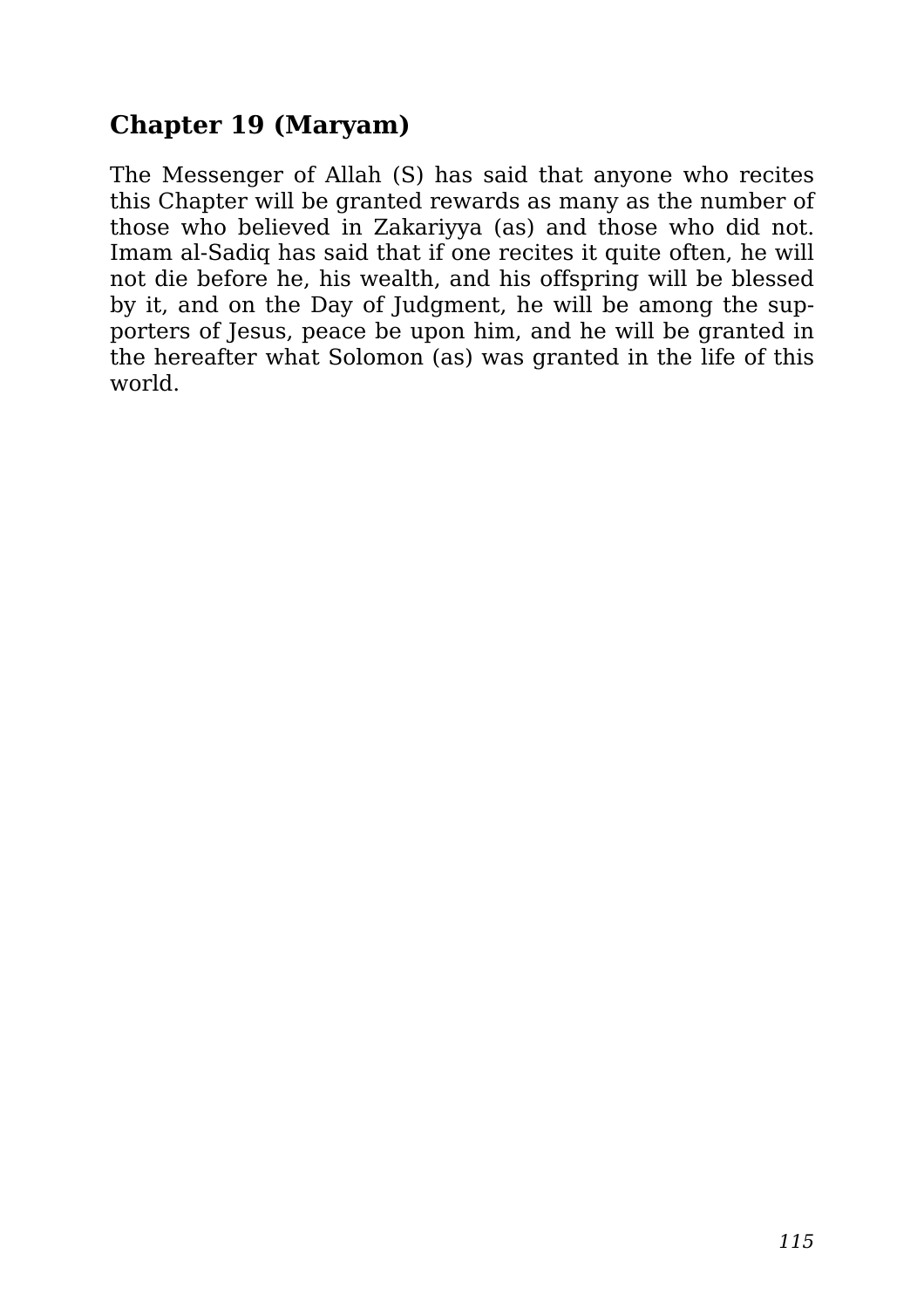## Chapter 19 (Maryam)

The Messenger of Allah (S) has said that anyone who recites this Chapter will be granted rewards as many as the number of those who believed in Zakariyya (as) and those who did not. Imam al-Sadiq has said that if one recites it quite often, he will not die before he, his wealth, and his offspring will be blessed by it, and on the Day of Judgment, he will be among the supporters of Jesus, peace be upon him, and he will be granted in the hereafter what Solomon (as) was granted in the life of this world.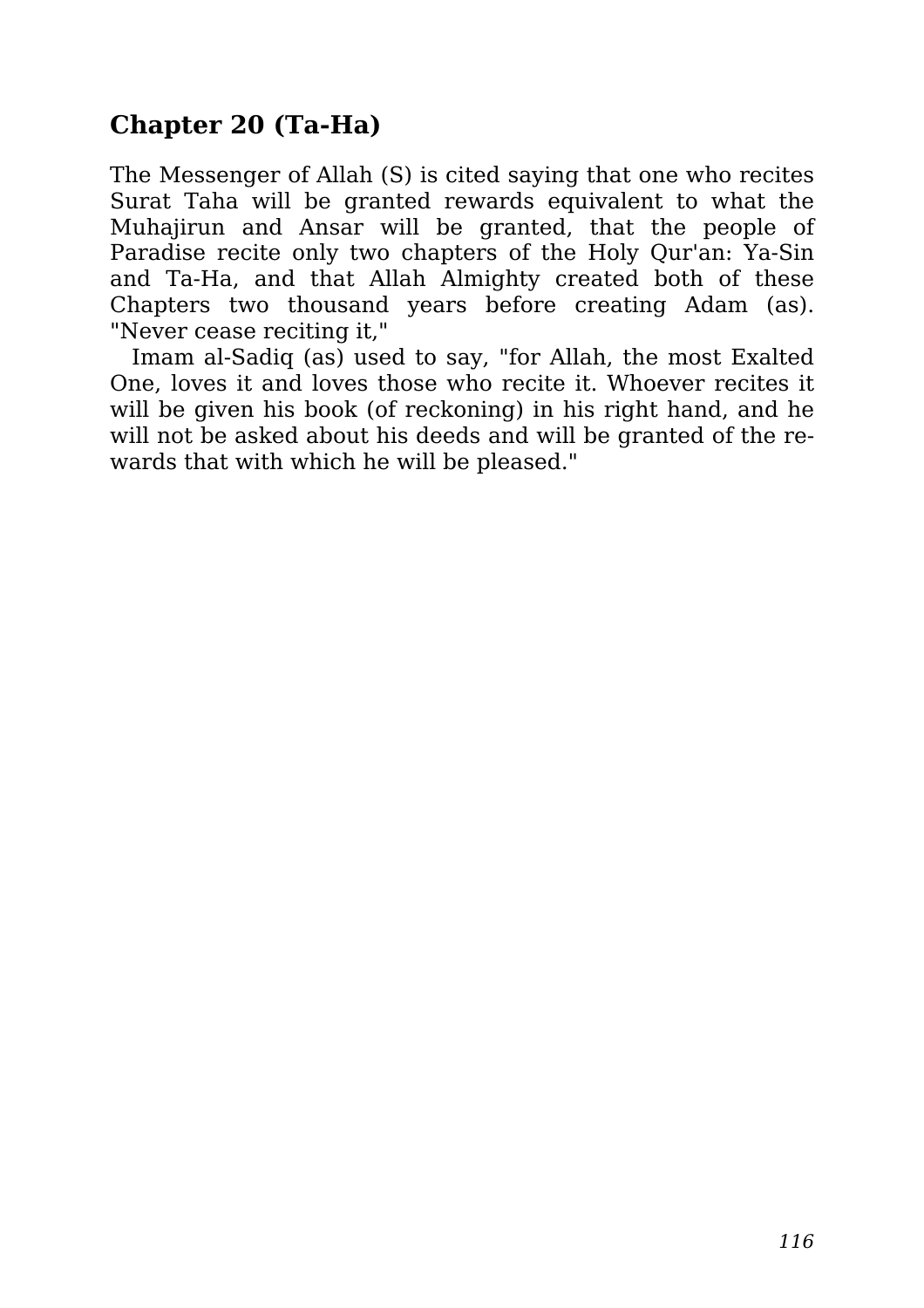## Chapter 20 (Ta-Ha)

The Messenger of Allah (S) is cited saying that one who recites Surat Taha will be granted rewards equivalent to what the Muhajirun and Ansar will be granted, that the people of Paradise recite only two chapters of the Holy Qur'an: Ya-Sin and Ta-Ha, and that Allah Almighty created both of these Chapters two thousand years before creating Adam (as). "Never cease reciting it,"

Imam al-Sadiq (as) used to say, "for Allah, the most Exalted One, loves it and loves those who recite it. Whoever recites it will be given his book (of reckoning) in his right hand, and he will not be asked about his deeds and will be granted of the rewards that with which he will be pleased."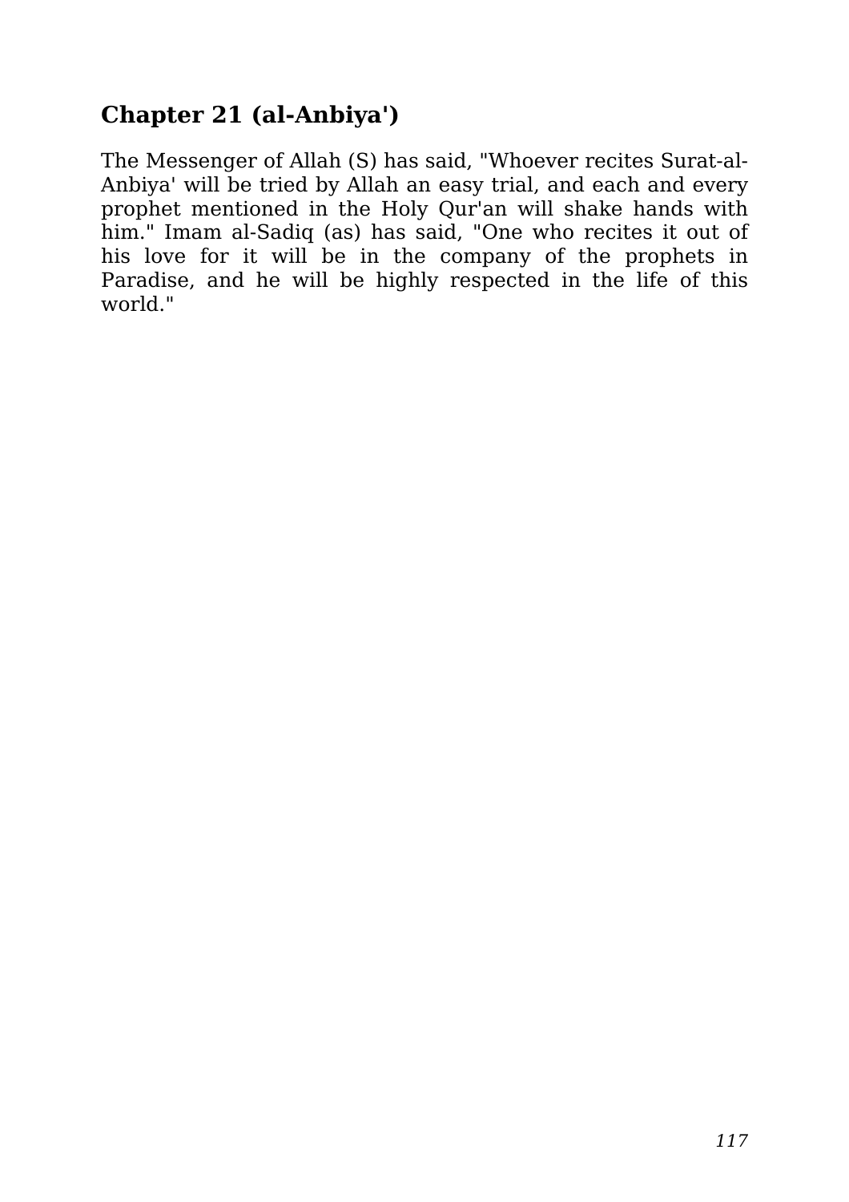## Chapter 21 (al-Anbiya')

The Messenger of Allah (S) has said, "Whoever recites Surat-al-Anbiya' will be tried by Allah an easy trial, and each and every prophet mentioned in the Holy Qur'an will shake hands with him." Imam al-Sadiq (as) has said, "One who recites it out of his love for it will be in the company of the prophets in Paradise, and he will be highly respected in the life of this world."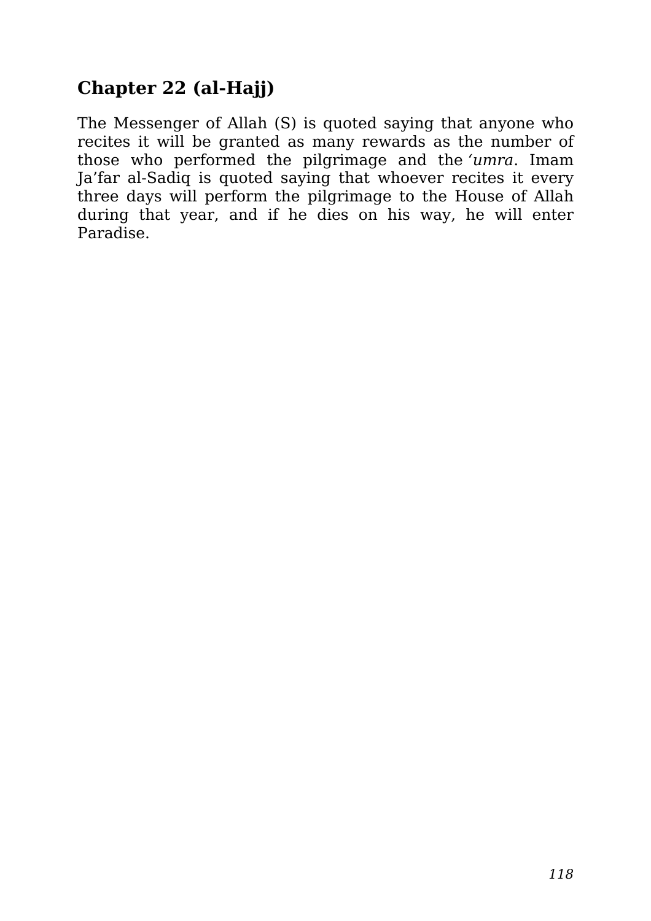## Chapter 22 (al-Hajj)

The Messenger of Allah (S) is quoted saying that anyone who recites it will be granted as many rewards as the number of those who performed the pilgrimage and the *'umra*. Imam Ja'far al-Sadiq is quoted saying that whoever recites it every three days will perform the pilgrimage to the House of Allah during that year, and if he dies on his way, he will enter Paradise.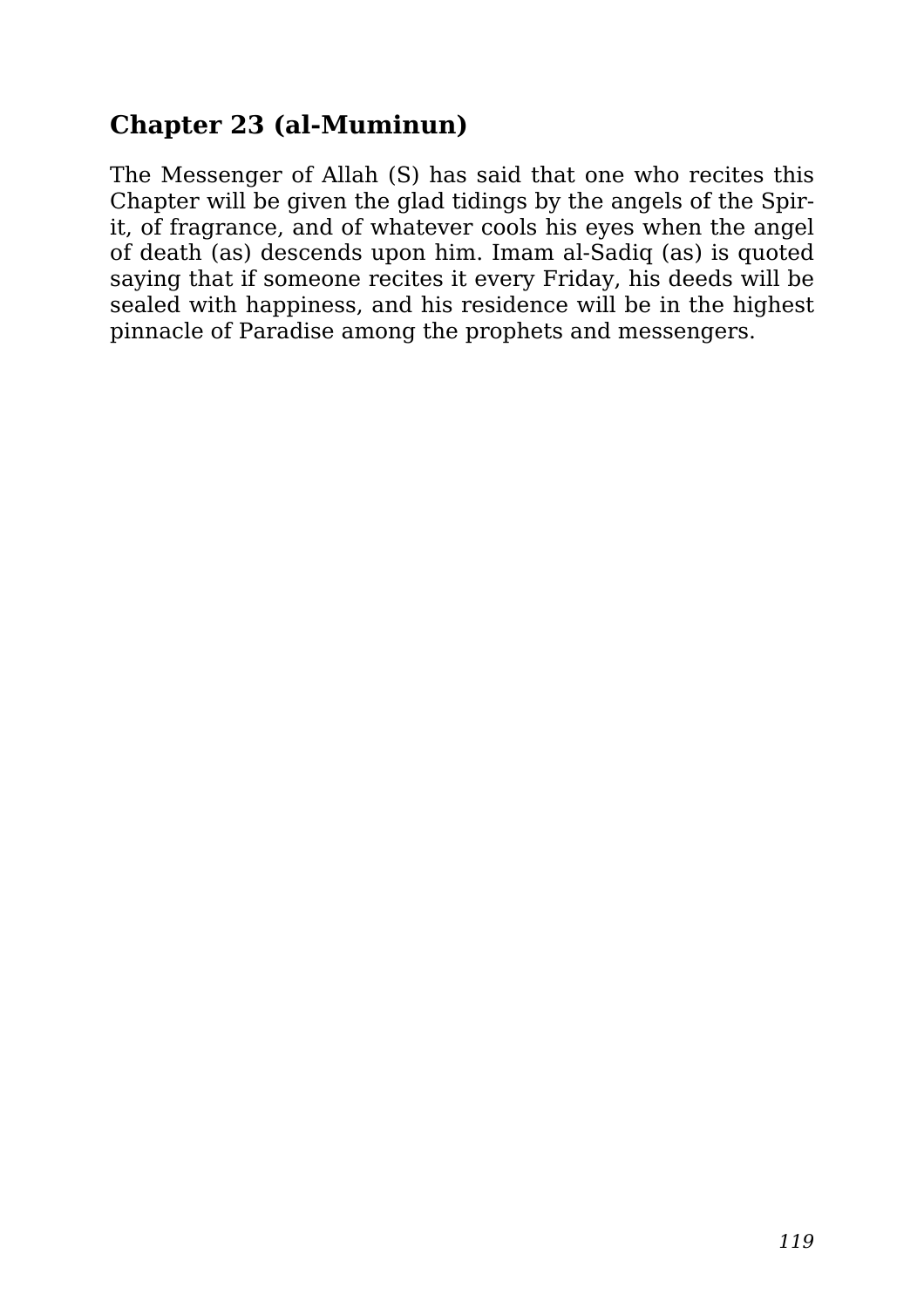## Chapter 23 (al-Muminun)

The Messenger of Allah (S) has said that one who recites this Chapter will be given the glad tidings by the angels of the Spirit, of fragrance, and of whatever cools his eyes when the angel of death (as) descends upon him. Imam al-Sadiq (as) is quoted saying that if someone recites it every Friday, his deeds will be sealed with happiness, and his residence will be in the highest pinnacle of Paradise among the prophets and messengers.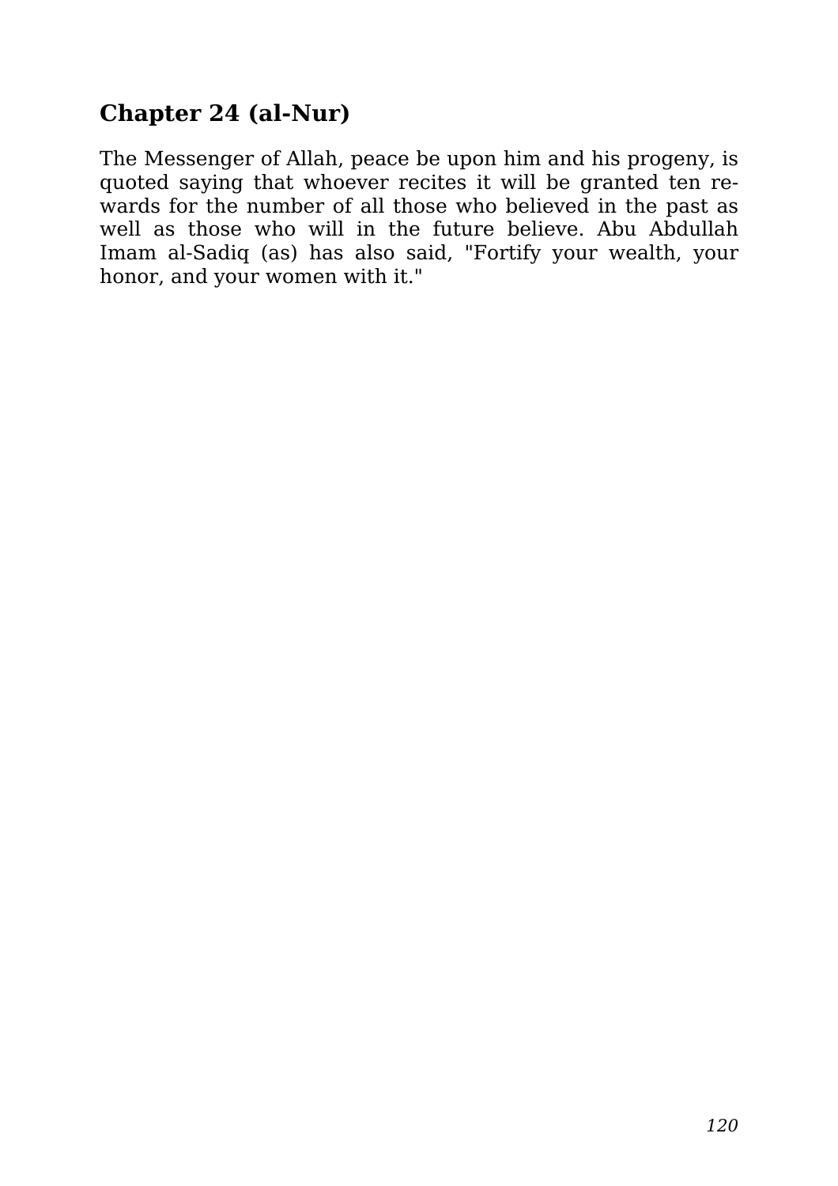## Chapter 24 (al-Nur)

The Messenger of Allah, peace be upon him and his progeny, is quoted saying that whoever recites it will be granted ten rewards for the number of all those who believed in the past as well as those who will in the future believe. Abu Abdullah Imam al-Sadiq (as) has also said, "Fortify your wealth, your honor, and your women with it."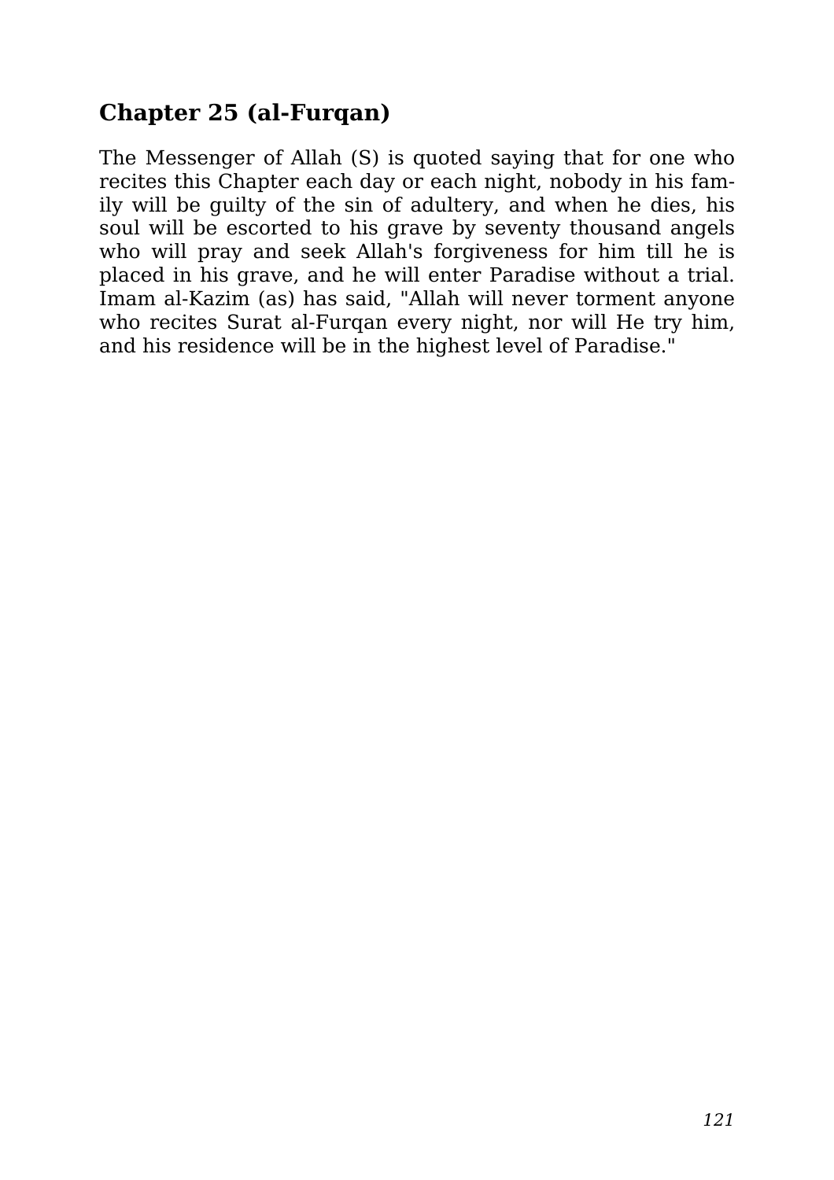## Chapter 25 (al-Furqan)

The Messenger of Allah (S) is quoted saying that for one who recites this Chapter each day or each night, nobody in his family will be guilty of the sin of adultery, and when he dies, his soul will be escorted to his grave by seventy thousand angels who will pray and seek Allah's forgiveness for him till he is placed in his grave, and he will enter Paradise without a trial. Imam al-Kazim (as) has said, "Allah will never torment anyone who recites Surat al-Furqan every night, nor will He try him, and his residence will be in the highest level of Paradise."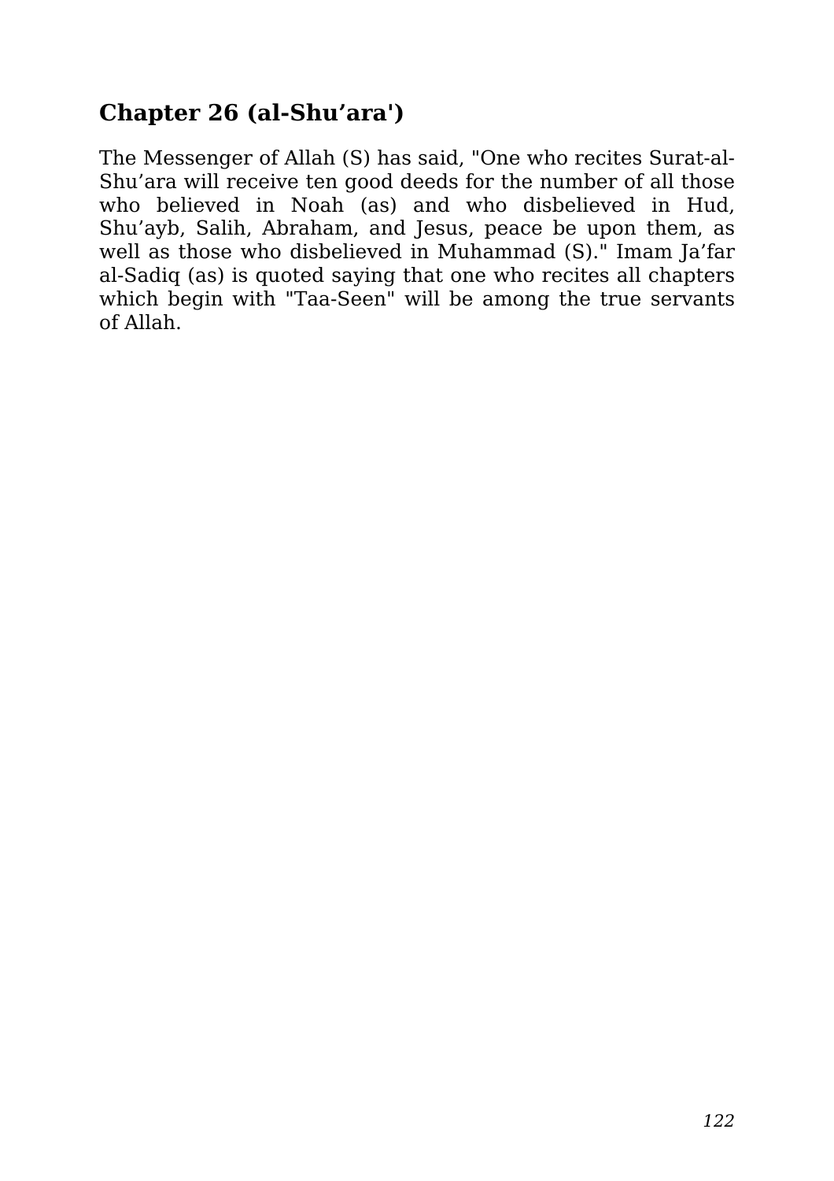## Chapter 26 (al-Shu'ara')

The Messenger of Allah (S) has said, "One who recites Surat-al-Shu'ara will receive ten good deeds for the number of all those who believed in Noah (as) and who disbelieved in Hud, Shu'ayb, Salih, Abraham, and Jesus, peace be upon them, as well as those who disbelieved in Muhammad (S)." Imam Ja'far al-Sadiq (as) is quoted saying that one who recites all chapters which begin with "Taa-Seen" will be among the true servants of Allah.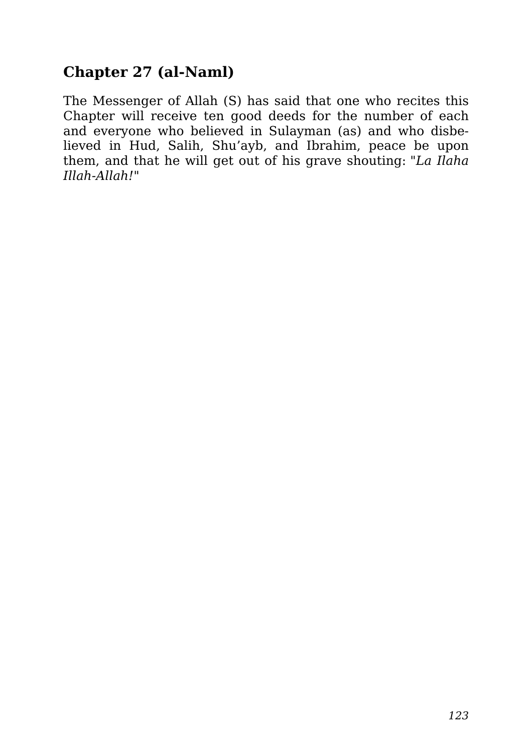## Chapter 27 (al-Naml)

The Messenger of Allah (S) has said that one who recites this Chapter will receive ten good deeds for the number of each and everyone who believed in Sulayman (as) and who disbelieved in Hud, Salih, Shu'ayb, and Ibrahim, peace be upon them, and that he will get out of his grave shouting: "*La Ilaha Illah-Allah!*"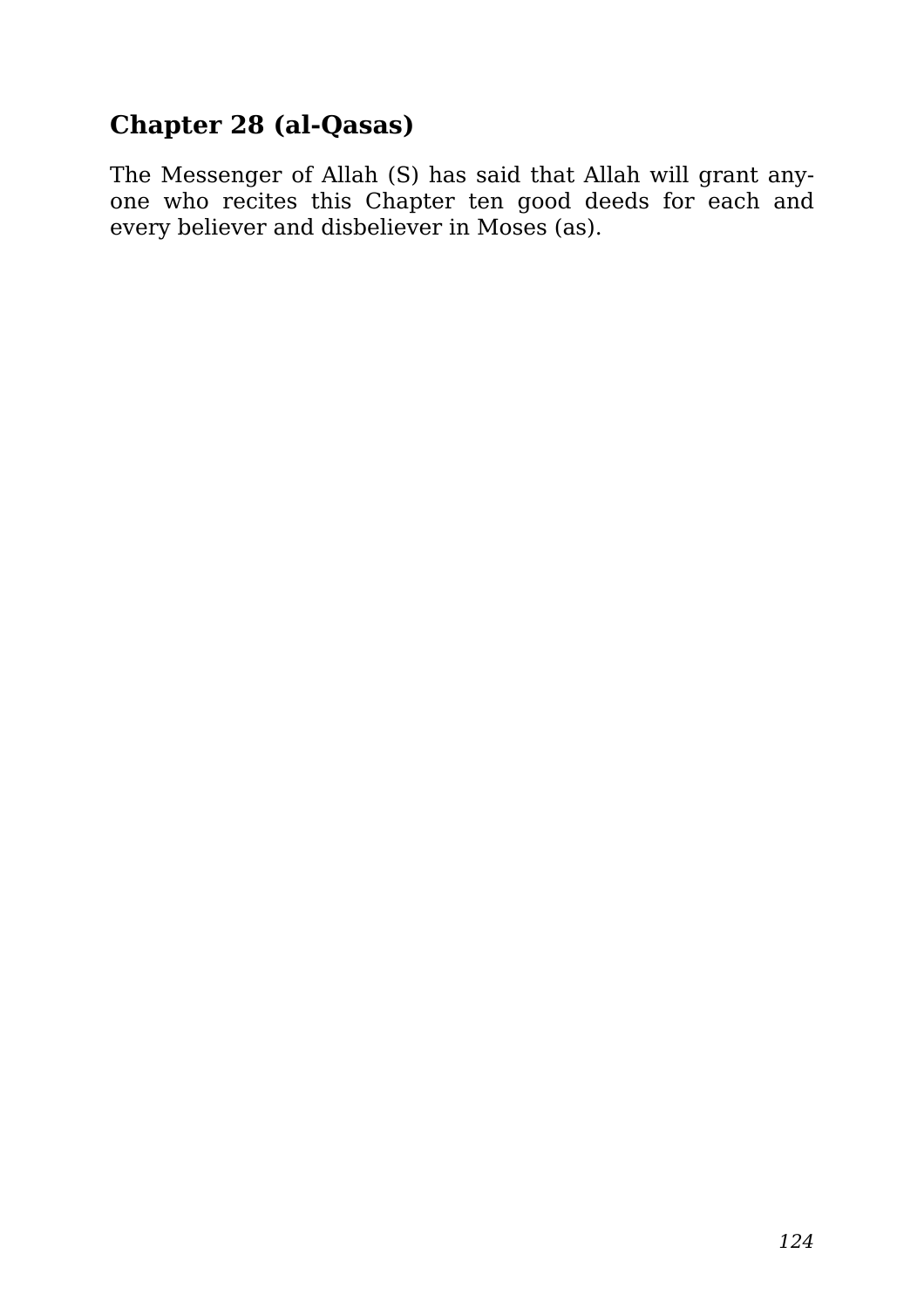## Chapter 28 (al-Qasas)

The Messenger of Allah (S) has said that Allah will grant anyone who recites this Chapter ten good deeds for each and every believer and disbeliever in Moses (as).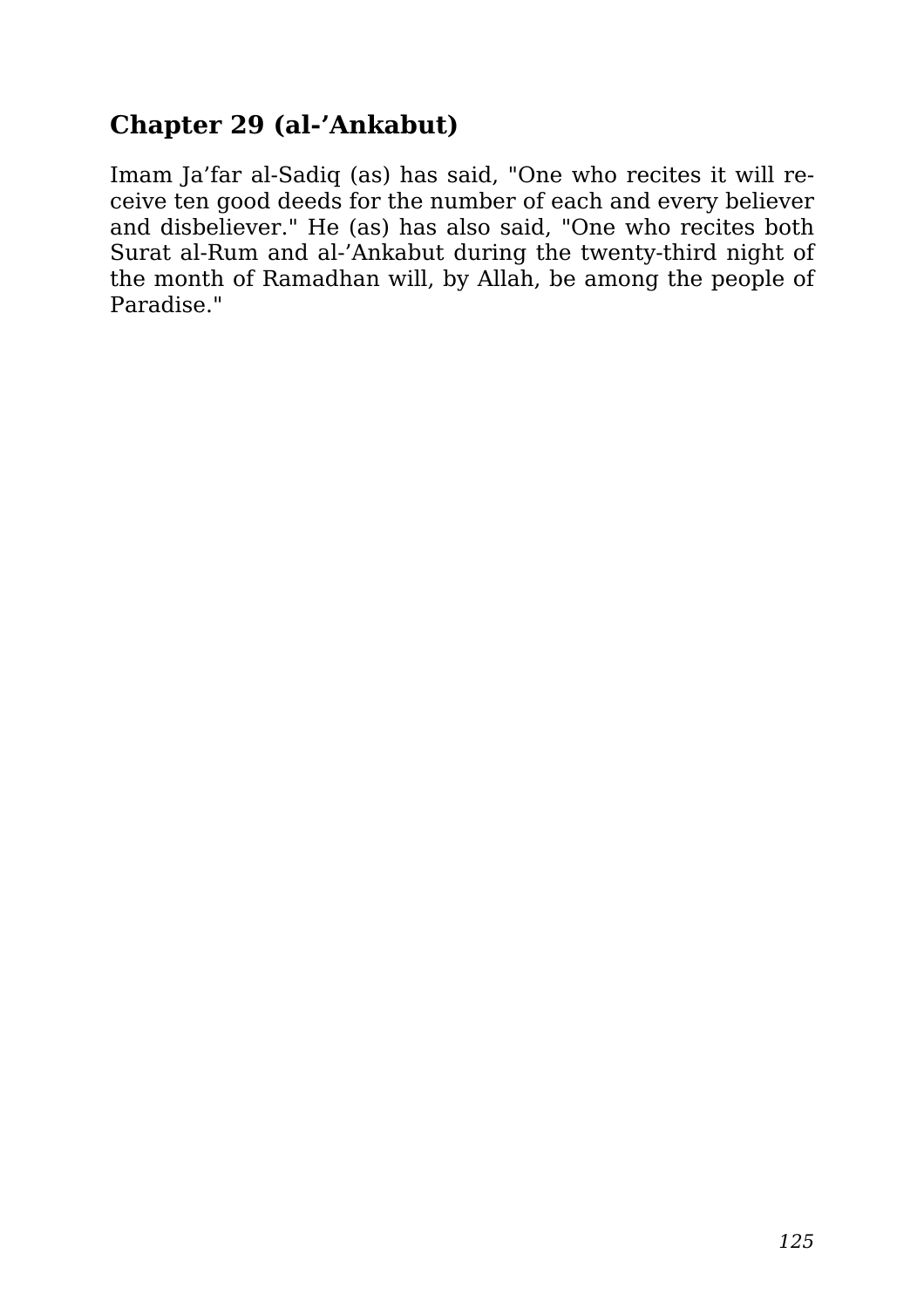## Chapter 29 (al-'Ankabut)

Imam Ja'far al-Sadiq (as) has said, "One who recites it will receive ten good deeds for the number of each and every believer and disbeliever." He (as) has also said, "One who recites both Surat al-Rum and al-'Ankabut during the twenty-third night of the month of Ramadhan will, by Allah, be among the people of Paradise."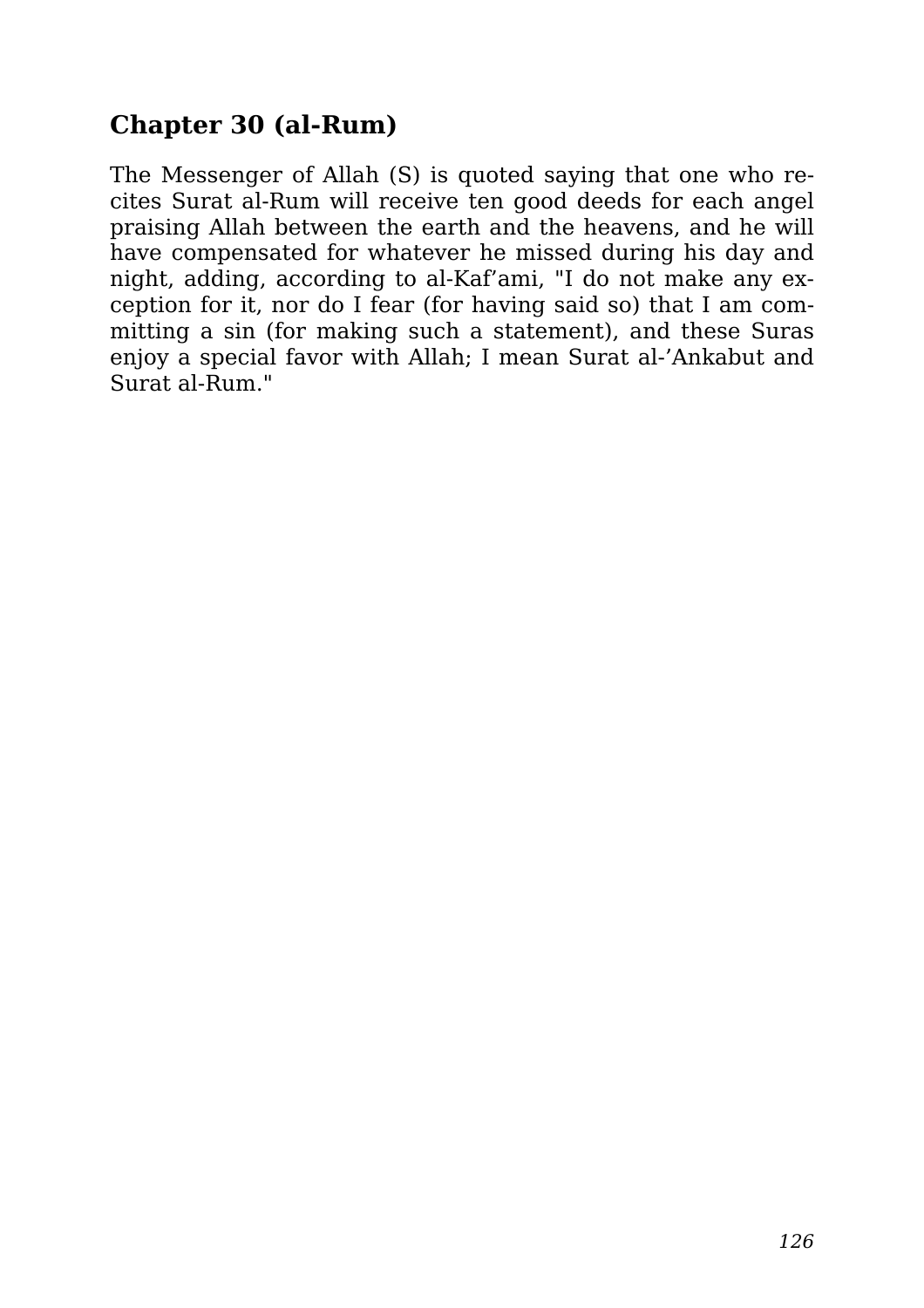## Chapter 30 (al-Rum)

The Messenger of Allah (S) is quoted saying that one who recites Surat al-Rum will receive ten good deeds for each angel praising Allah between the earth and the heavens, and he will have compensated for whatever he missed during his day and night, adding, according to al-Kaf'ami, "I do not make any exception for it, nor do I fear (for having said so) that I am committing a sin (for making such a statement), and these Suras enjoy a special favor with Allah; I mean Surat al-'Ankabut and Surat al-Rum."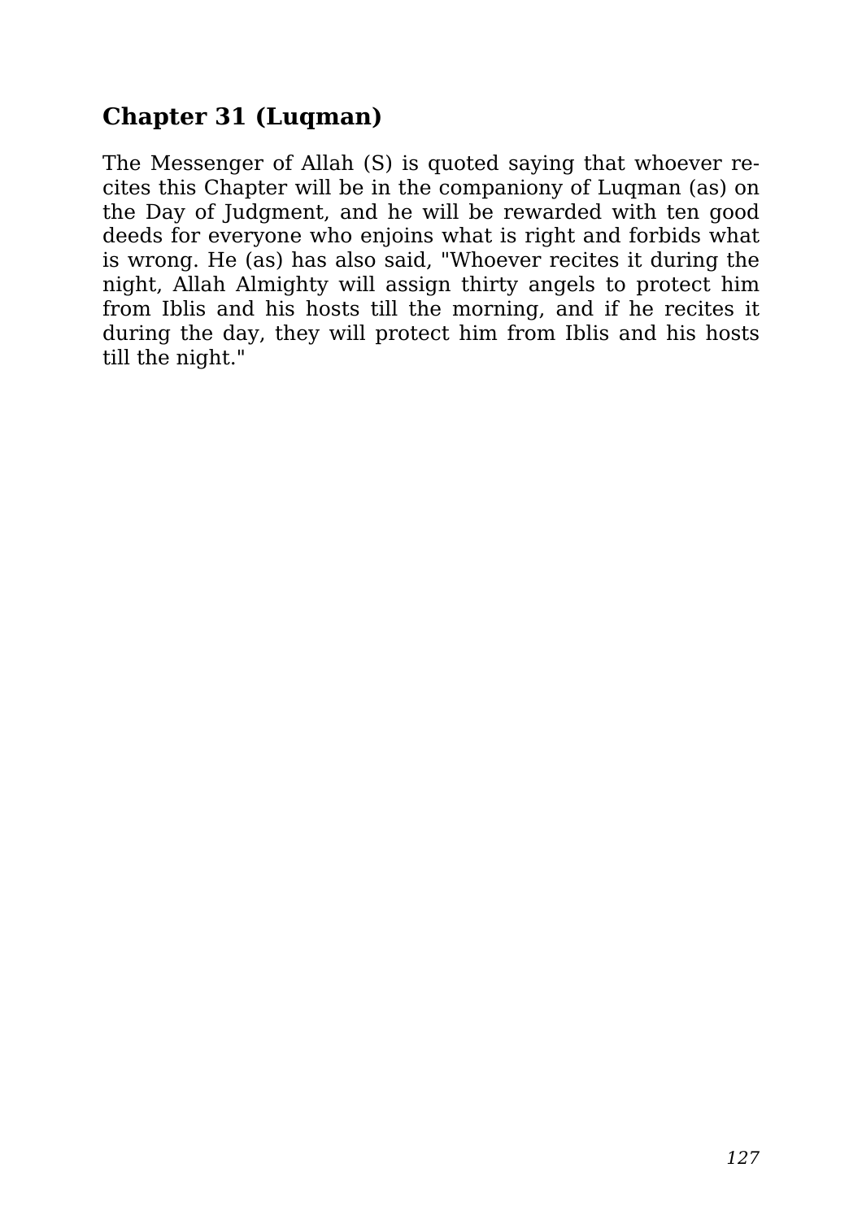## Chapter 31 (Luqman)

The Messenger of Allah (S) is quoted saying that whoever recites this Chapter will be in the companiony of Luqman (as) on the Day of Judgment, and he will be rewarded with ten good deeds for everyone who enjoins what is right and forbids what is wrong. He (as) has also said, "Whoever recites it during the night, Allah Almighty will assign thirty angels to protect him from Iblis and his hosts till the morning, and if he recites it during the day, they will protect him from Iblis and his hosts till the night."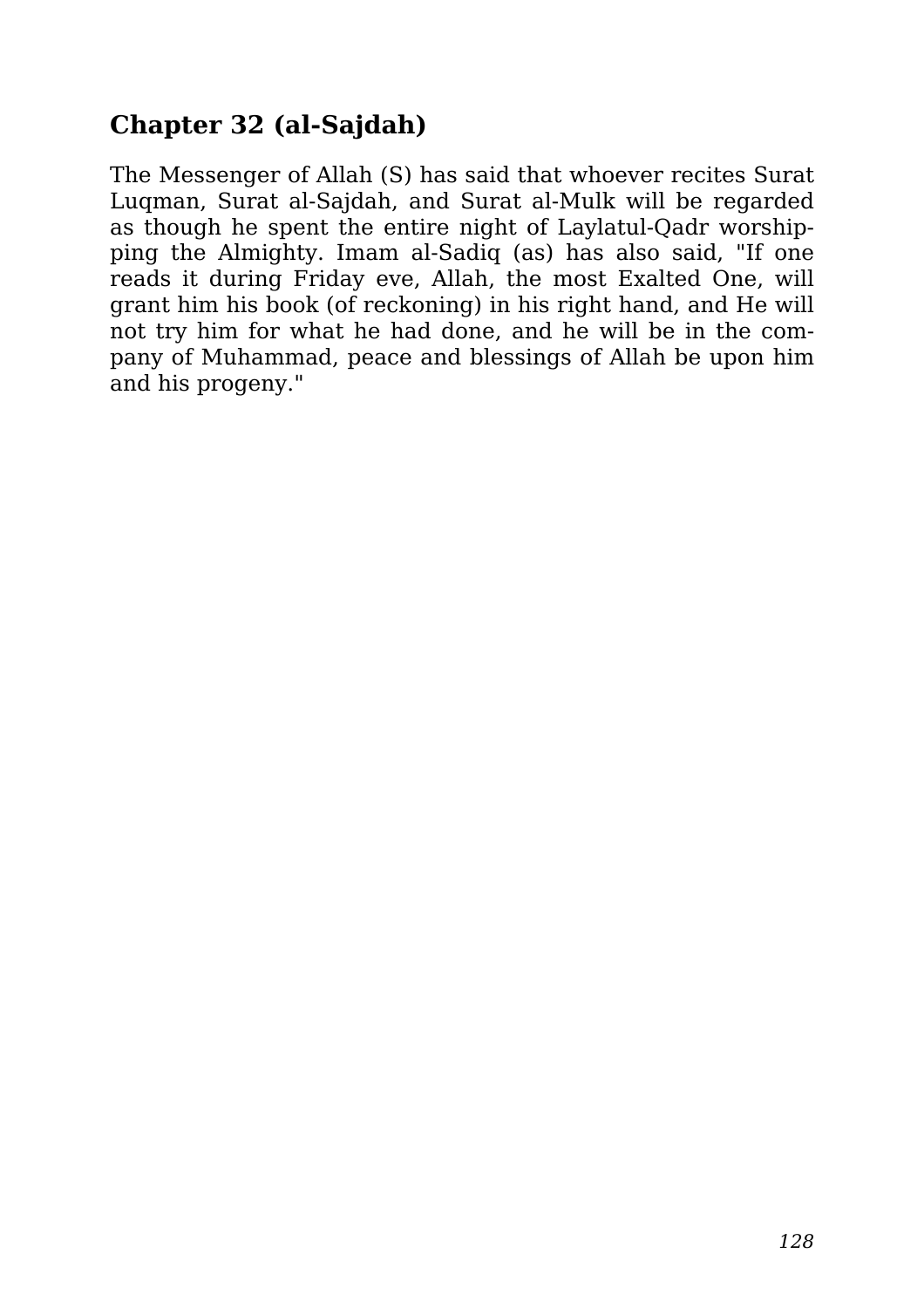## Chapter 32 (al-Sajdah)

The Messenger of Allah (S) has said that whoever recites Surat Luqman, Surat al-Sajdah, and Surat al-Mulk will be regarded as though he spent the entire night of Laylatul-Qadr worshipping the Almighty. Imam al-Sadiq (as) has also said, "If one reads it during Friday eve, Allah, the most Exalted One, will grant him his book (of reckoning) in his right hand, and He will not try him for what he had done, and he will be in the company of Muhammad, peace and blessings of Allah be upon him and his progeny."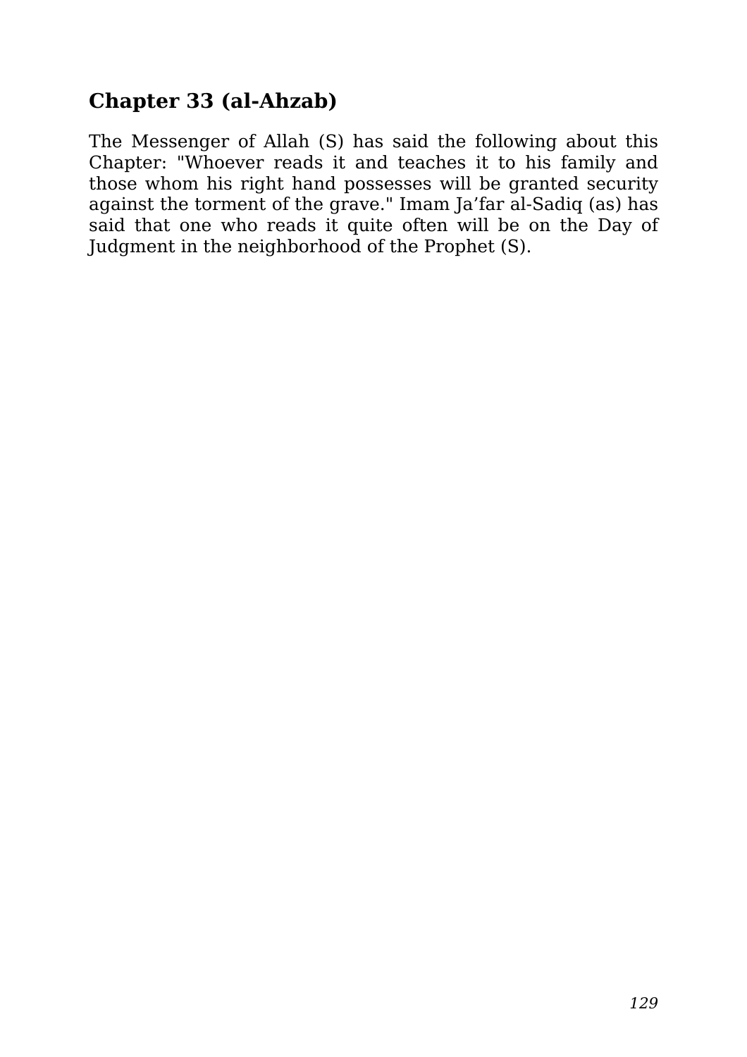## Chapter 33 (al-Ahzab)

The Messenger of Allah (S) has said the following about this Chapter: "Whoever reads it and teaches it to his family and those whom his right hand possesses will be granted security against the torment of the grave." Imam Ja’far al-Sadiq (as) has said that one who reads it quite often will be on the Day of Judgment in the neighborhood of the Prophet (S).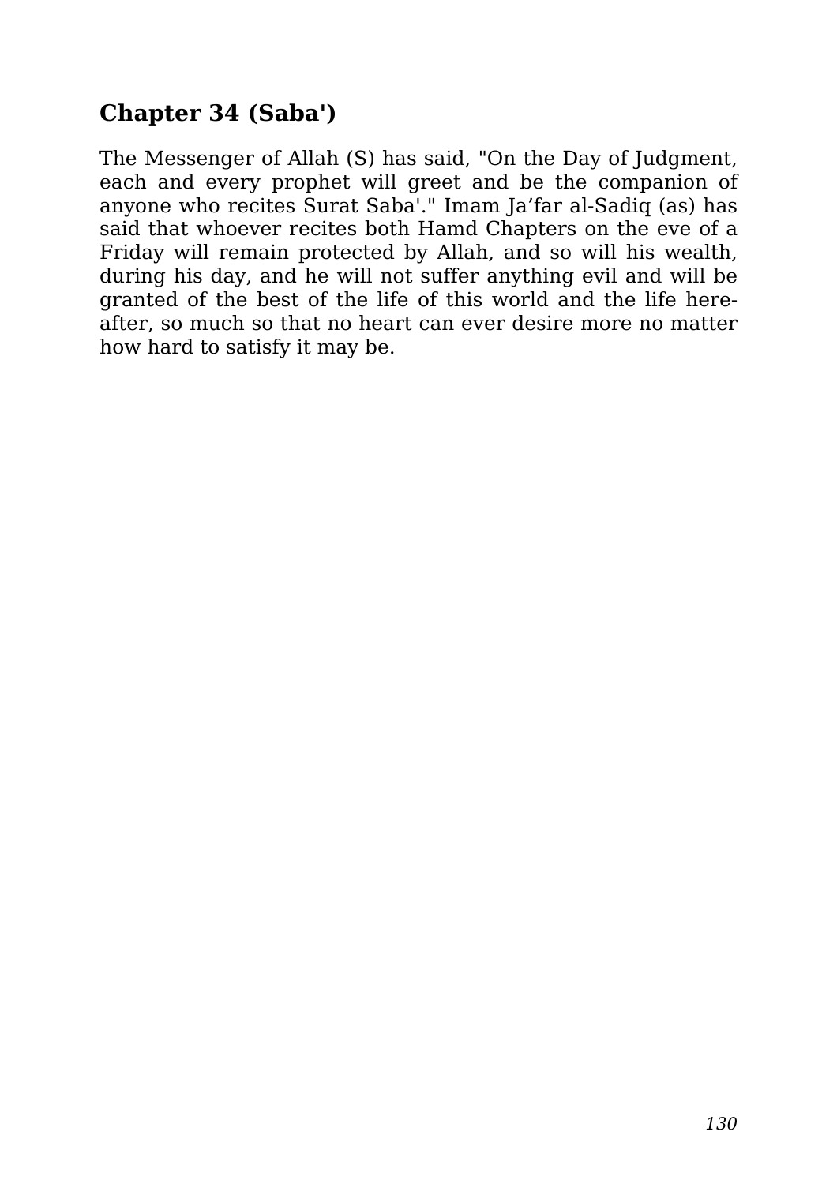## Chapter 34 (Saba')

The Messenger of Allah (S) has said, "On the Day of Judgment, each and every prophet will greet and be the companion of anyone who recites Surat Saba'." Imam Ja’far al-Sadiq (as) has said that whoever recites both Hamd Chapters on the eve of a Friday will remain protected by Allah, and so will his wealth, during his day, and he will not suffer anything evil and will be granted of the best of the life of this world and the life hereafter, so much so that no heart can ever desire more no matter how hard to satisfy it may be.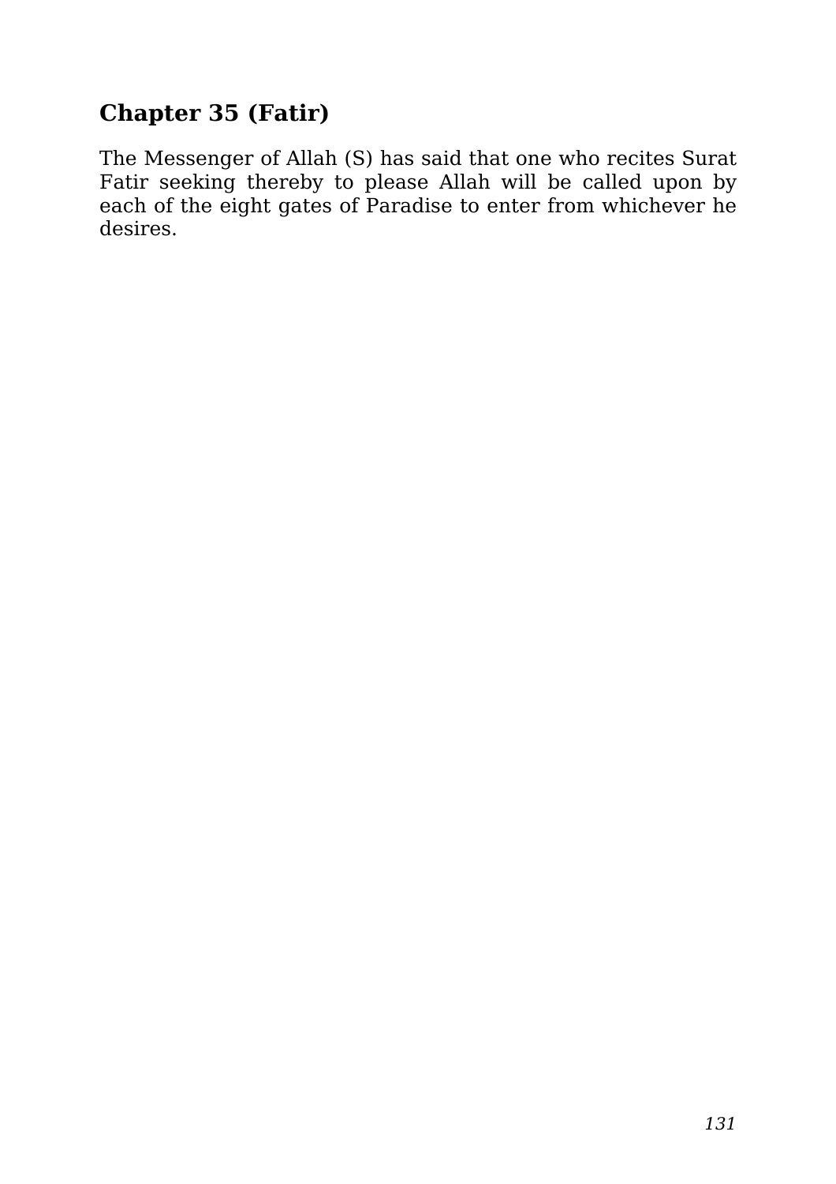## Chapter 35 (Fatir)

The Messenger of Allah (S) has said that one who recites Surat Fatir seeking thereby to please Allah will be called upon by each of the eight gates of Paradise to enter from whichever he desires.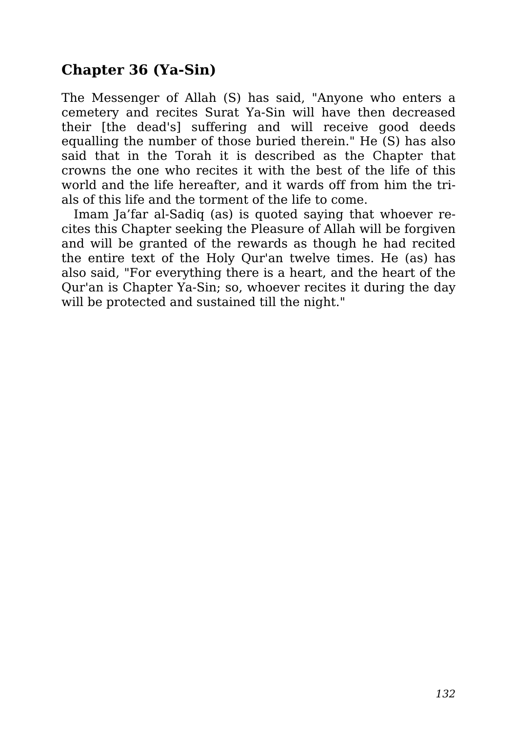## Chapter 36 (Ya-Sin)

The Messenger of Allah (S) has said, "Anyone who enters a cemetery and recites Surat Ya-Sin will have then decreased their [the dead's] suffering and will receive good deeds equalling the number of those buried therein." He (S) has also said that in the Torah it is described as the Chapter that crowns the one who recites it with the best of the life of this world and the life hereafter, and it wards off from him the trials of this life and the torment of the life to come.

Imam Ja'far al-Sadiq (as) is quoted saying that whoever recites this Chapter seeking the Pleasure of Allah will be forgiven and will be granted of the rewards as though he had recited the entire text of the Holy Qur'an twelve times. He (as) has also said, "For everything there is a heart, and the heart of the Qur'an is Chapter Ya-Sin; so, whoever recites it during the day will be protected and sustained till the night."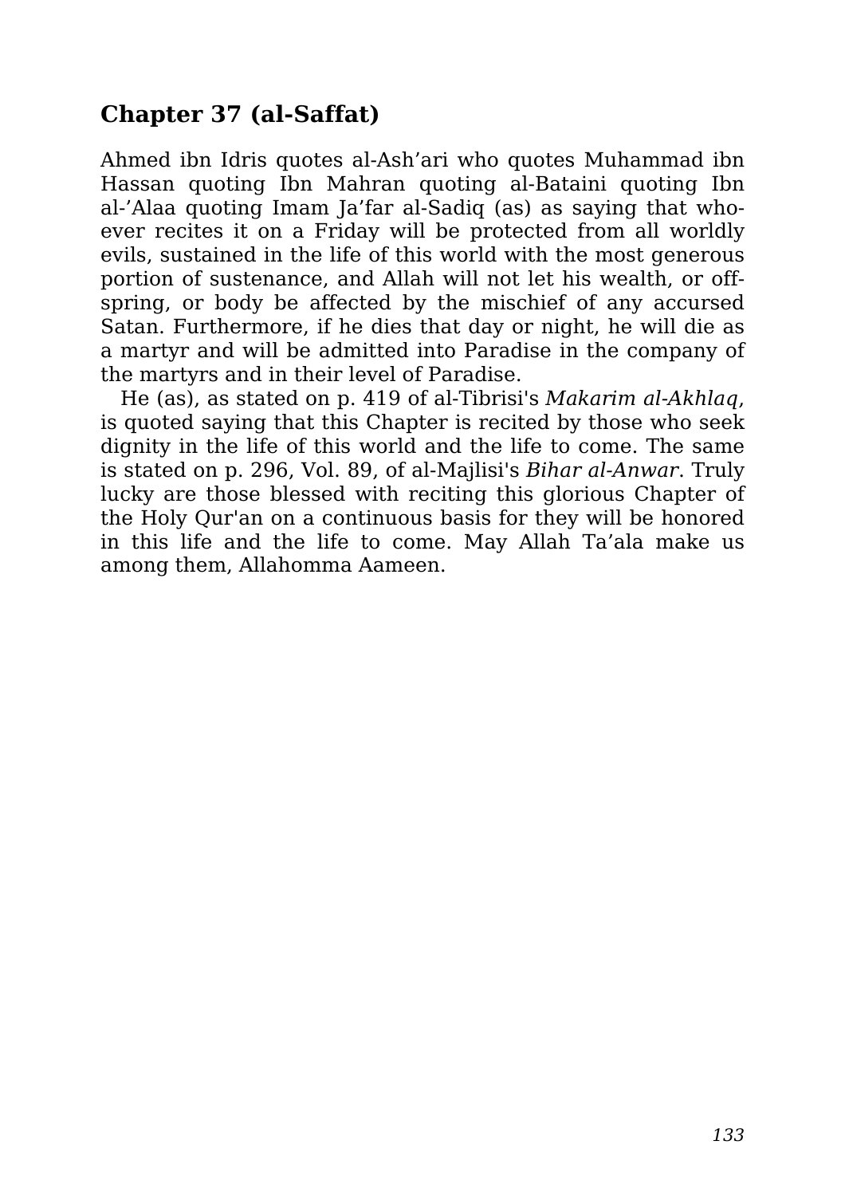## Chapter 37 (al-Saffat)

Ahmed ibn Idris quotes al-Ash'ari who quotes Muhammad ibn Hassan quoting Ibn Mahran quoting al-Bataini quoting Ibn al-'Alaa quoting Imam Ja'far al-Sadiq (as) as saying that whoever recites it on a Friday will be protected from all worldly evils, sustained in the life of this world with the most generous portion of sustenance, and Allah will not let his wealth, or offspring, or body be affected by the mischief of any accursed Satan. Furthermore, if he dies that day or night, he will die as a martyr and will be admitted into Paradise in the company of the martyrs and in their level of Paradise.

He (as), as stated on p. 419 of al-Tibrisi's *Makarim al-Akhlaq*, is quoted saying that this Chapter is recited by those who seek dignity in the life of this world and the life to come. The same is stated on p. 296, Vol. 89, of al-Majlisi's *Bihar al-Anwar*. Truly lucky are those blessed with reciting this glorious Chapter of the Holy Qur'an on a continuous basis for they will be honored in this life and the life to come. May Allah Ta'ala make us among them, Allahomma Aameen.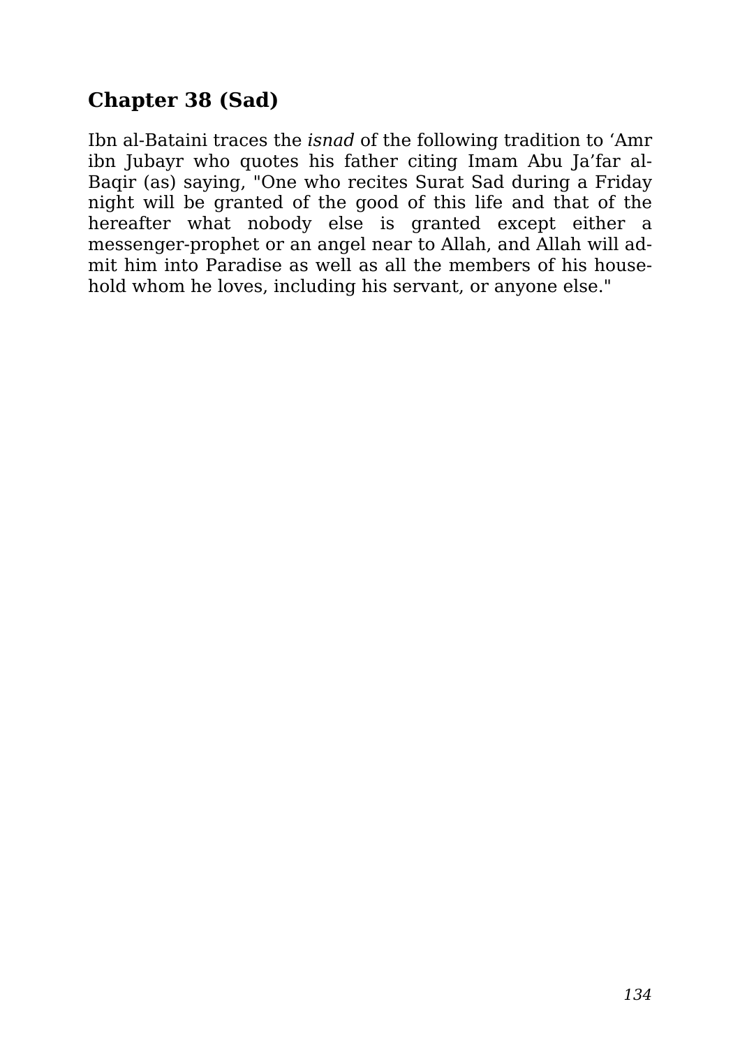## Chapter 38 (Sad)

Ibn al-Bataini traces the *isnad* of the following tradition to ‘Amr ibn Jubayr who quotes his father citing Imam Abu Ja’far al-Baqir (as) saying, "One who recites Surat Sad during a Friday night will be granted of the good of this life and that of the hereafter what nobody else is granted except either a messenger-prophet or an angel near to Allah, and Allah will admit him into Paradise as well as all the members of his household whom he loves, including his servant, or anyone else."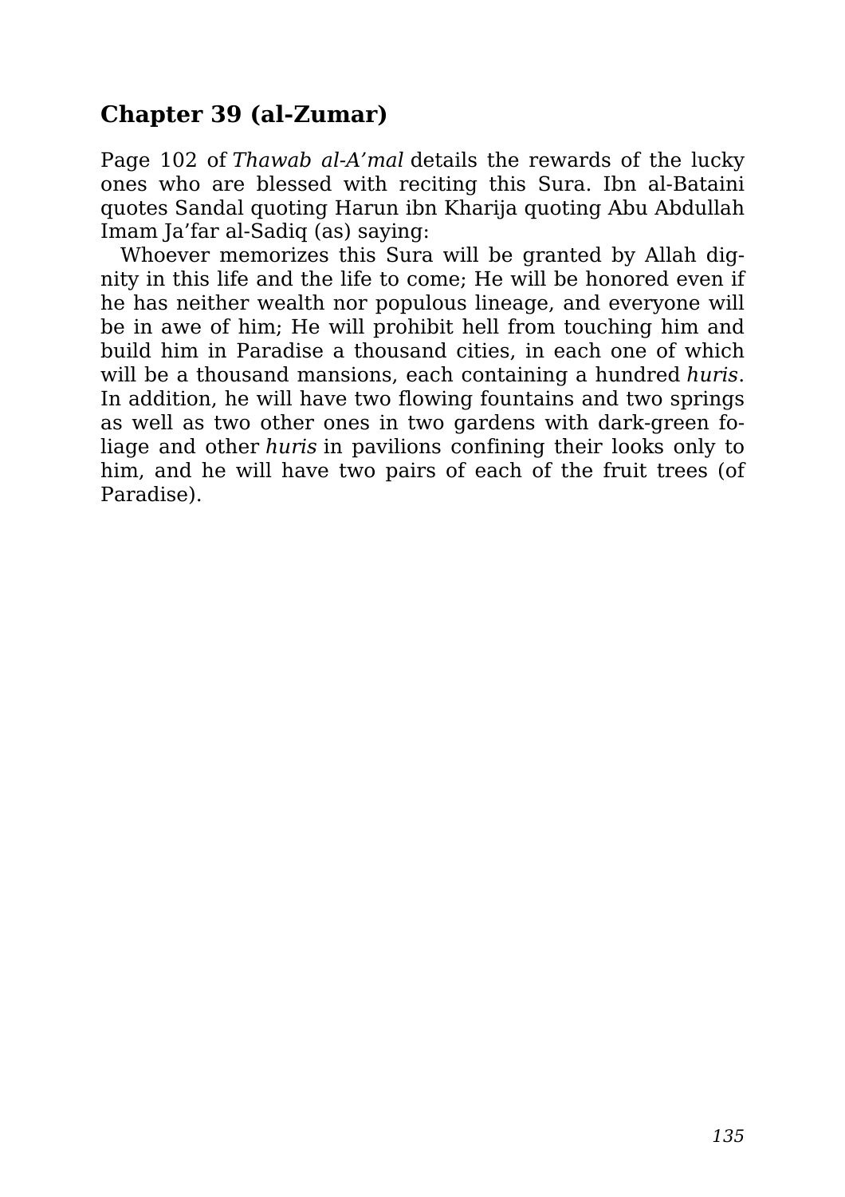## Chapter 39 (al-Zumar)

Page 102 of *Thawab al-A'mal* details the rewards of the lucky ones who are blessed with reciting this Sura. Ibn al-Bataini quotes Sandal quoting Harun ibn Kharija quoting Abu Abdullah Imam Ja'far al-Sadiq (as) saying:

Whoever memorizes this Sura will be granted by Allah dignity in this life and the life to come; He will be honored even if he has neither wealth nor populous lineage, and everyone will be in awe of him; He will prohibit hell from touching him and build him in Paradise a thousand cities, in each one of which will be a thousand mansions, each containing a hundred *huris*. In addition, he will have two flowing fountains and two springs as well as two other ones in two gardens with dark-green foliage and other *huris* in pavilions confining their looks only to him, and he will have two pairs of each of the fruit trees (of Paradise).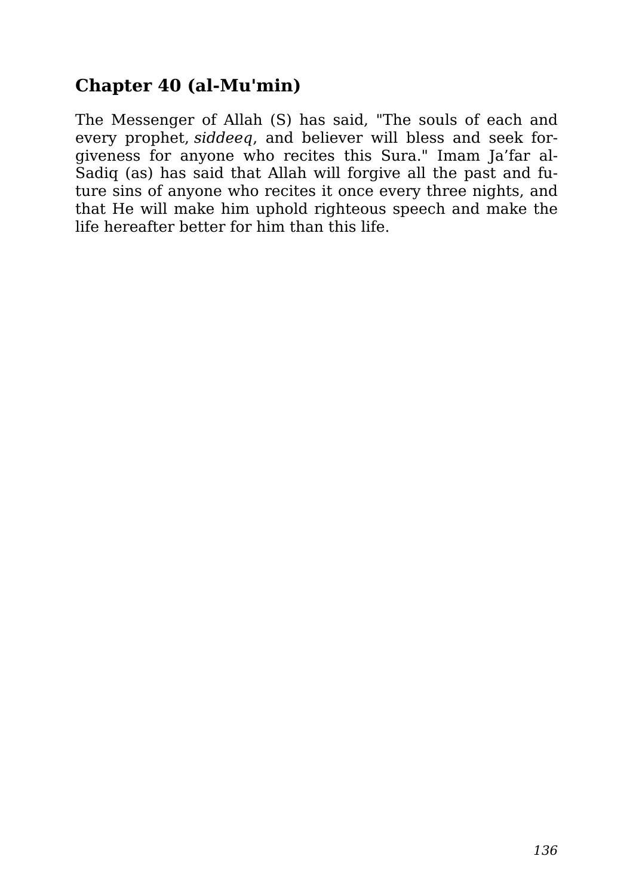## Chapter 40 (al-Mu'min)

The Messenger of Allah (S) has said, "The souls of each and every prophet, *siddeeq*, and believer will bless and seek forgiveness for anyone who recites this Sura." Imam Ja'far al-Sadiq (as) has said that Allah will forgive all the past and future sins of anyone who recites it once every three nights, and that He will make him uphold righteous speech and make the life hereafter better for him than this life.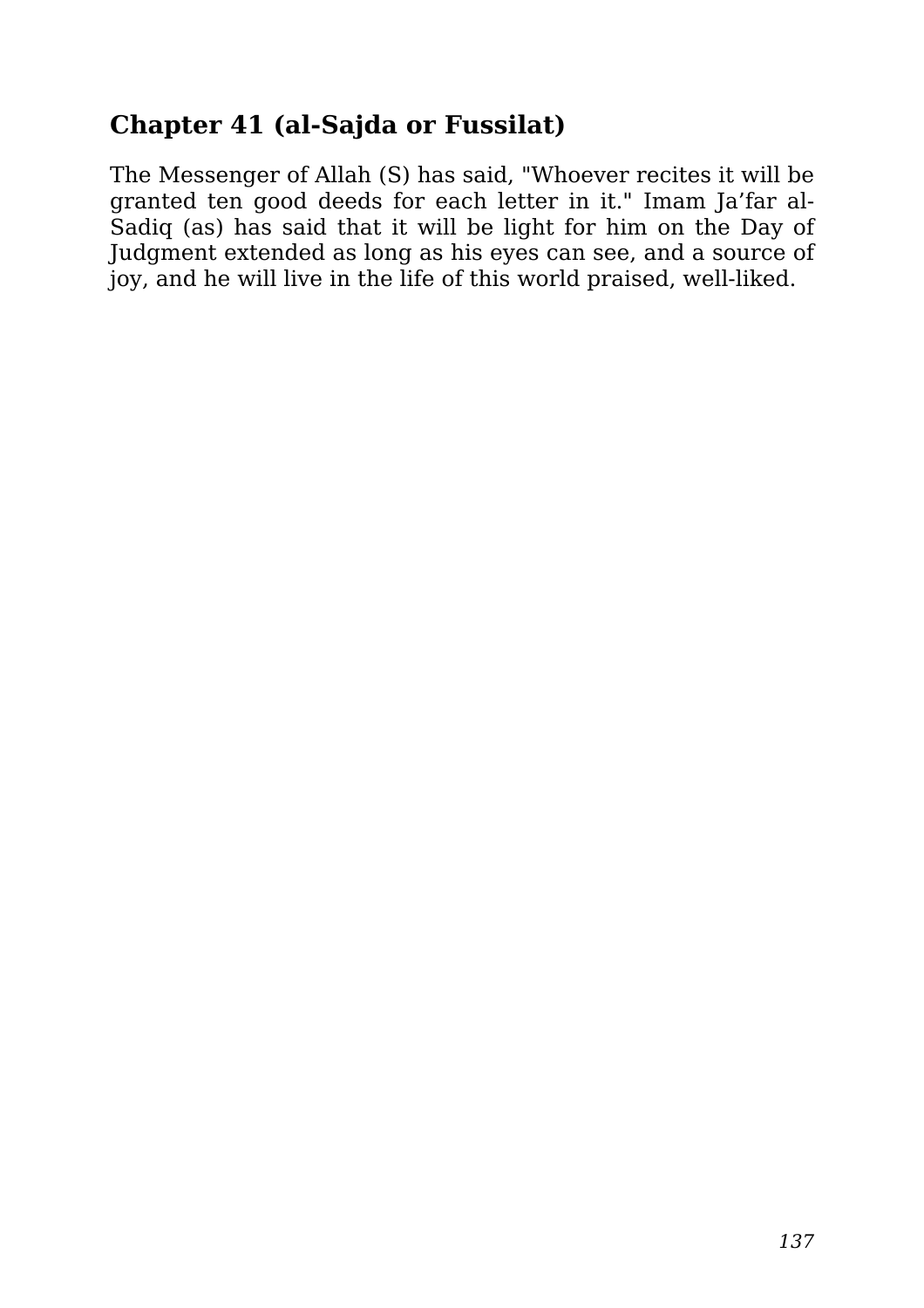## Chapter 41 (al-Sajda or Fussilat)

The Messenger of Allah (S) has said, "Whoever recites it will be granted ten good deeds for each letter in it." Imam Ja'far al-Sadiq (as) has said that it will be light for him on the Day of Judgment extended as long as his eyes can see, and a source of joy, and he will live in the life of this world praised, well-liked.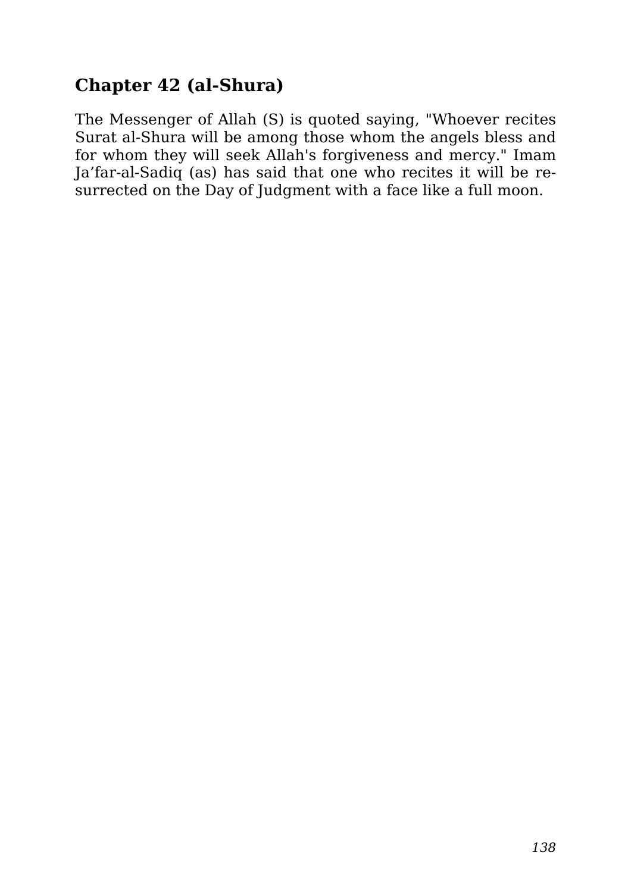## Chapter 42 (al-Shura)

The Messenger of Allah (S) is quoted saying, "Whoever recites Surat al-Shura will be among those whom the angels bless and for whom they will seek Allah's forgiveness and mercy." Imam Ja'far-al-Sadiq (as) has said that one who recites it will be resurrected on the Day of Judgment with a face like a full moon.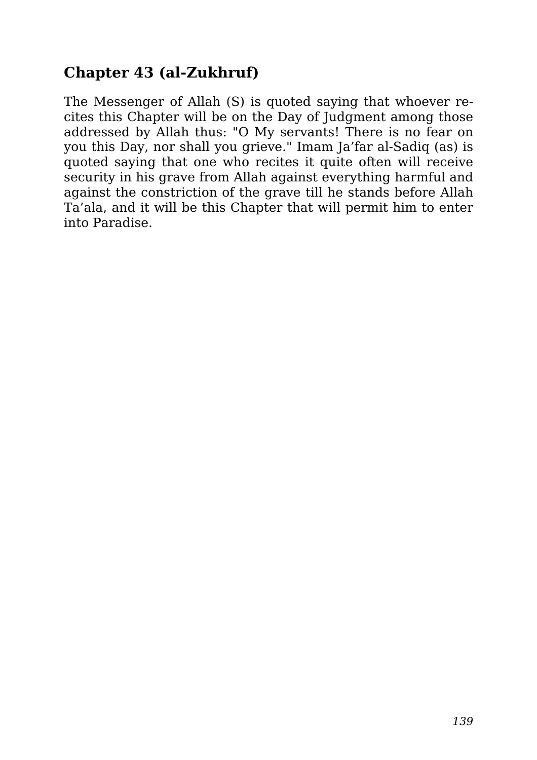## Chapter 43 (al-Zukhruf)

The Messenger of Allah (S) is quoted saying that whoever recites this Chapter will be on the Day of Judgment among those addressed by Allah thus: "O My servants! There is no fear on you this Day, nor shall you grieve." Imam Ja'far al-Sadiq (as) is quoted saying that one who recites it quite often will receive security in his grave from Allah against everything harmful and against the constriction of the grave till he stands before Allah Ta'ala, and it will be this Chapter that will permit him to enter into Paradise.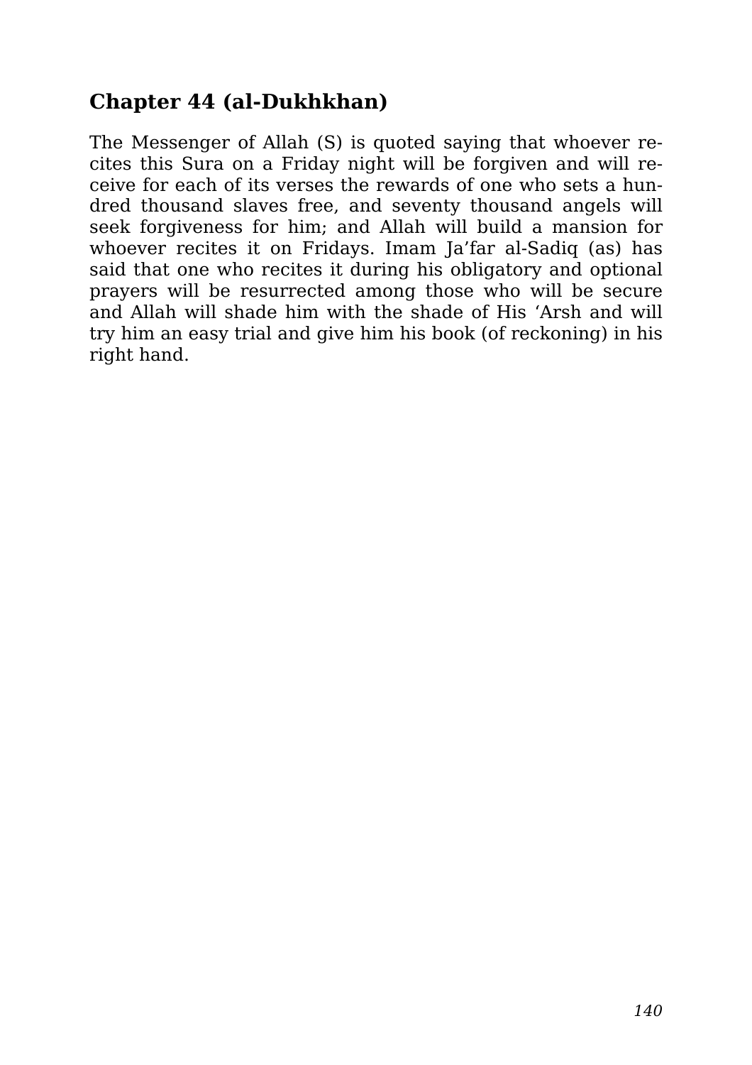## Chapter 44 (al-Dukhkhan)

The Messenger of Allah (S) is quoted saying that whoever recites this Sura on a Friday night will be forgiven and will receive for each of its verses the rewards of one who sets a hundred thousand slaves free, and seventy thousand angels will seek forgiveness for him; and Allah will build a mansion for whoever recites it on Fridays. Imam Ja'far al-Sadiq (as) has said that one who recites it during his obligatory and optional prayers will be resurrected among those who will be secure and Allah will shade him with the shade of His 'Arsh and will try him an easy trial and give him his book (of reckoning) in his right hand.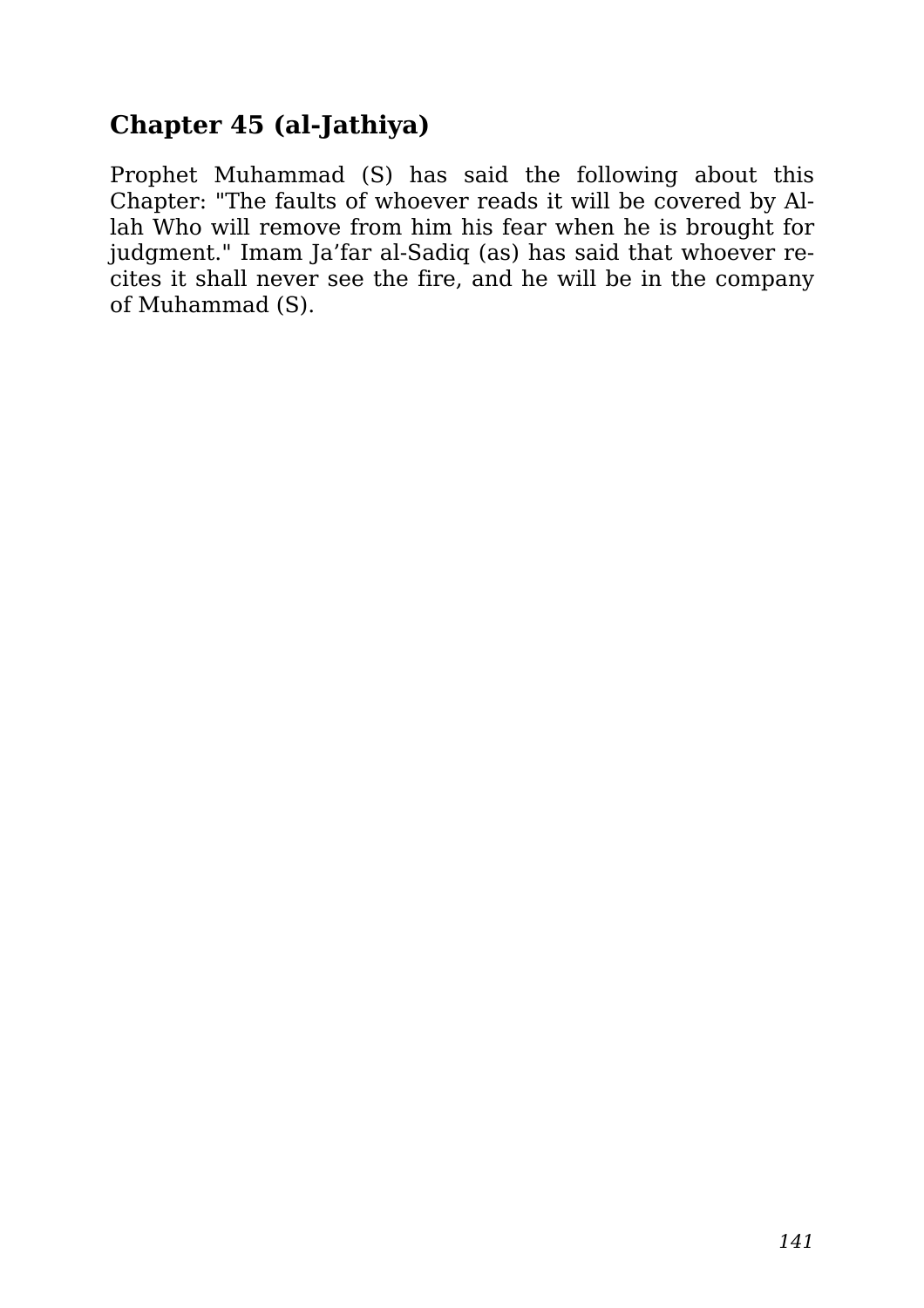## Chapter 45 (al-Jathiya)

Prophet Muhammad (S) has said the following about this Chapter: "The faults of whoever reads it will be covered by Allah Who will remove from him his fear when he is brought for judgment." Imam Ja’far al-Sadiq (as) has said that whoever recites it shall never see the fire, and he will be in the company of Muhammad (S).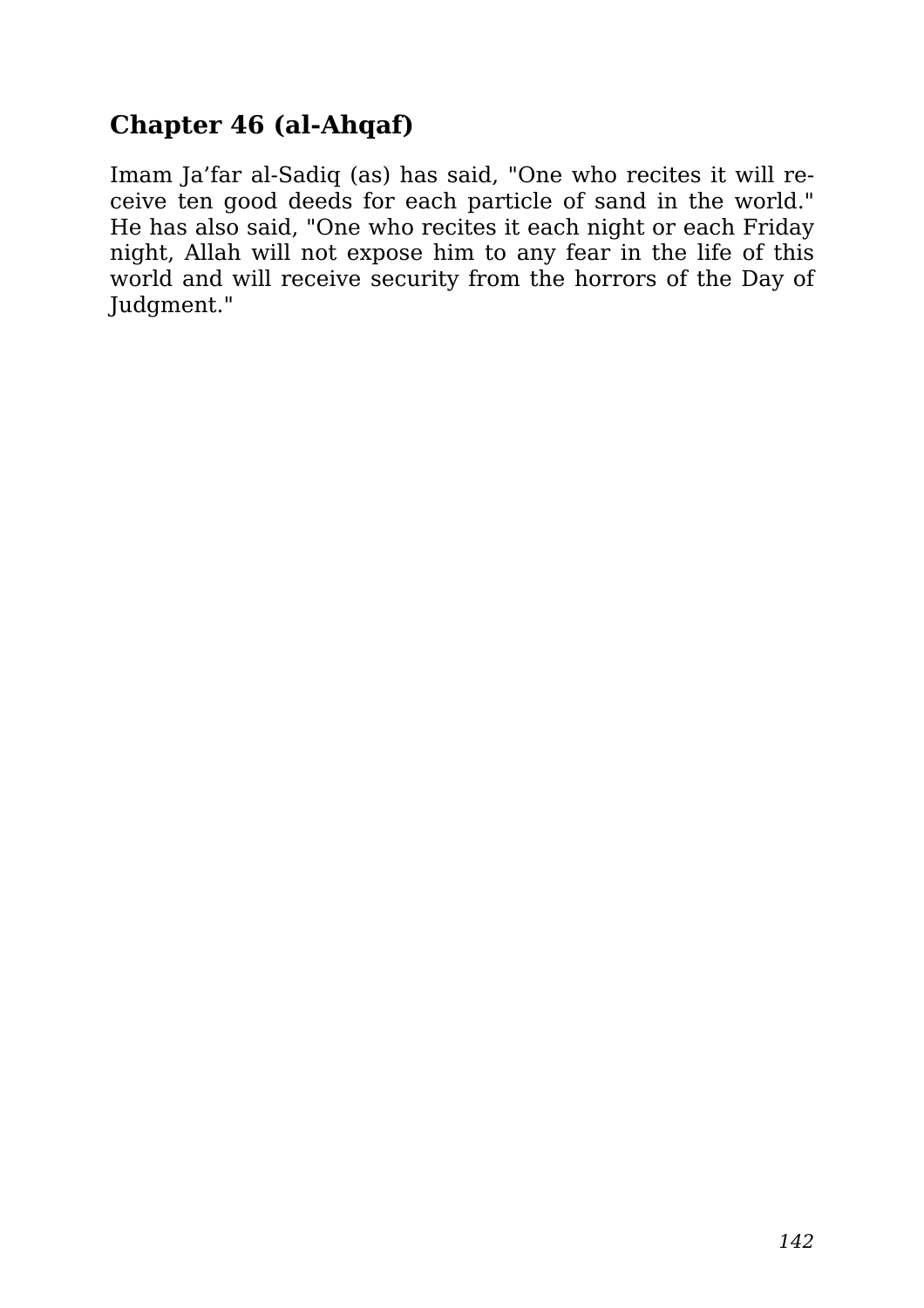## Chapter 46 (al-Ahqaf)

Imam Ja’far al-Sadiq (as) has said, "One who recites it will receive ten good deeds for each particle of sand in the world." He has also said, "One who recites it each night or each Friday night, Allah will not expose him to any fear in the life of this world and will receive security from the horrors of the Day of Judgment."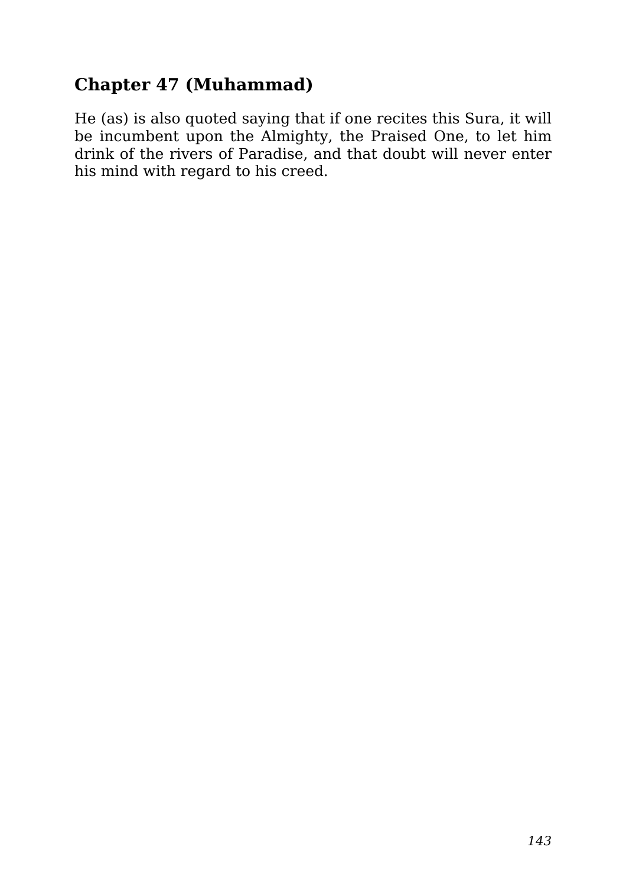## Chapter 47 (Muhammad)

He (as) is also quoted saying that if one recites this Sura, it will be incumbent upon the Almighty, the Praised One, to let him drink of the rivers of Paradise, and that doubt will never enter his mind with regard to his creed.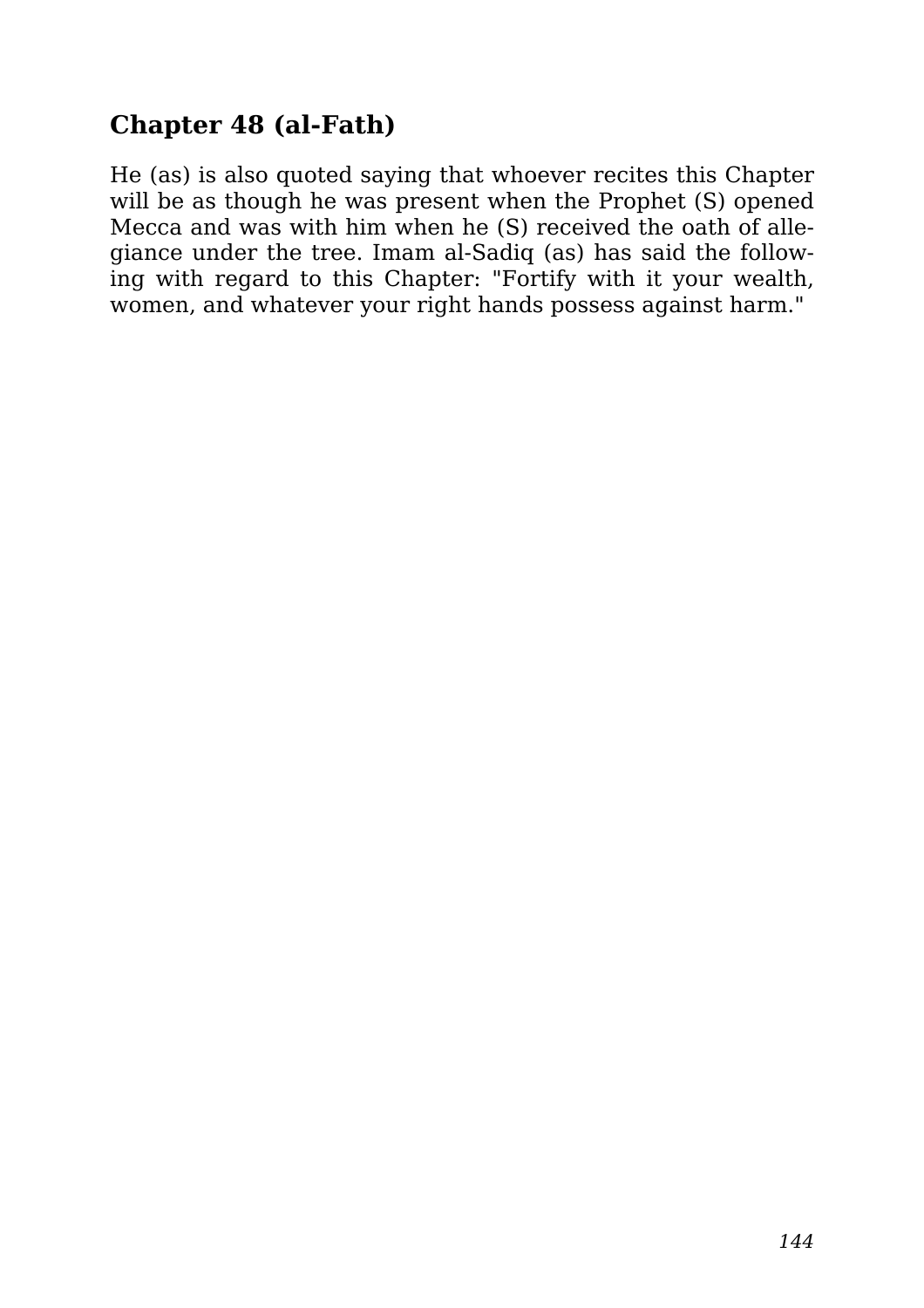## Chapter 48 (al-Fath)

He (as) is also quoted saying that whoever recites this Chapter will be as though he was present when the Prophet (S) opened Mecca and was with him when he (S) received the oath of allegiance under the tree. Imam al-Sadiq (as) has said the following with regard to this Chapter: "Fortify with it your wealth, women, and whatever your right hands possess against harm."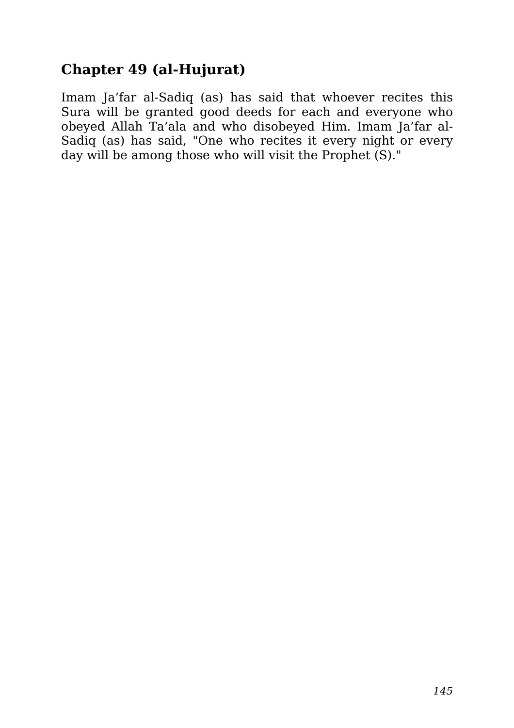## Chapter 49 (al-Hujurat)

Imam Ja’far al-Sadiq (as) has said that whoever recites this Sura will be granted good deeds for each and everyone who obeyed Allah Ta’ala and who disobeyed Him. Imam Ja’far al-Sadiq (as) has said, "One who recites it every night or every day will be among those who will visit the Prophet (S)."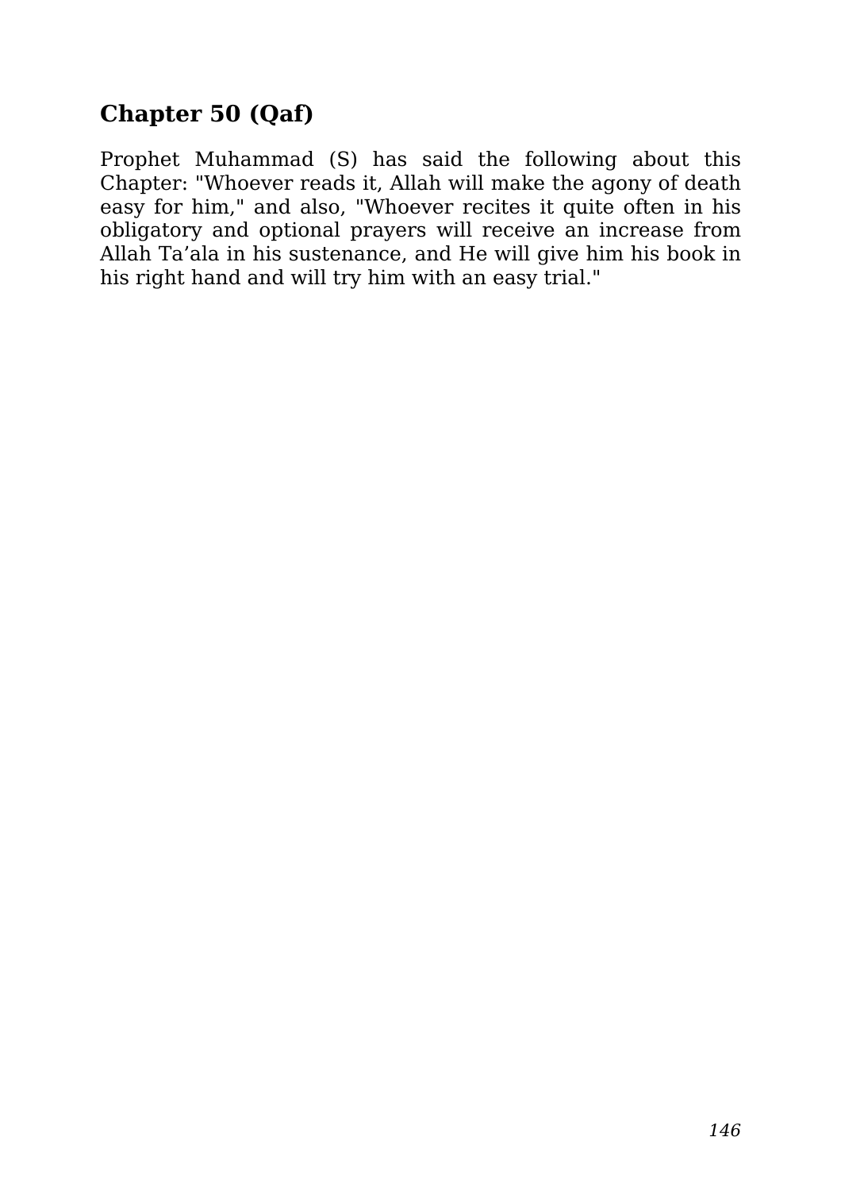## Chapter 50 (Qaf)

Prophet Muhammad (S) has said the following about this Chapter: "Whoever reads it, Allah will make the agony of death easy for him," and also, "Whoever recites it quite often in his obligatory and optional prayers will receive an increase from Allah Ta’ala in his sustenance, and He will give him his book in his right hand and will try him with an easy trial."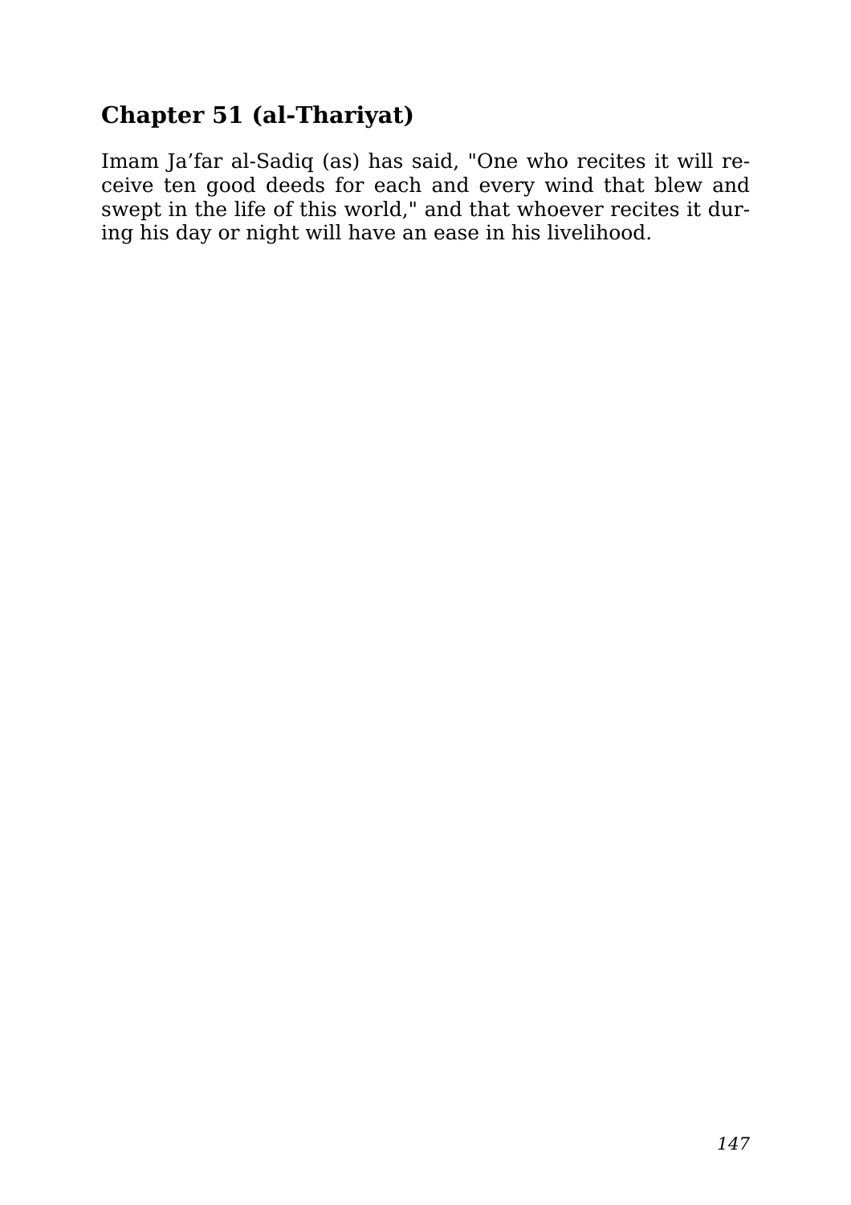## Chapter 51 (al-Thariyat)

Imam Ja’far al-Sadiq (as) has said, "One who recites it will receive ten good deeds for each and every wind that blew and swept in the life of this world," and that whoever recites it during his day or night will have an ease in his livelihood.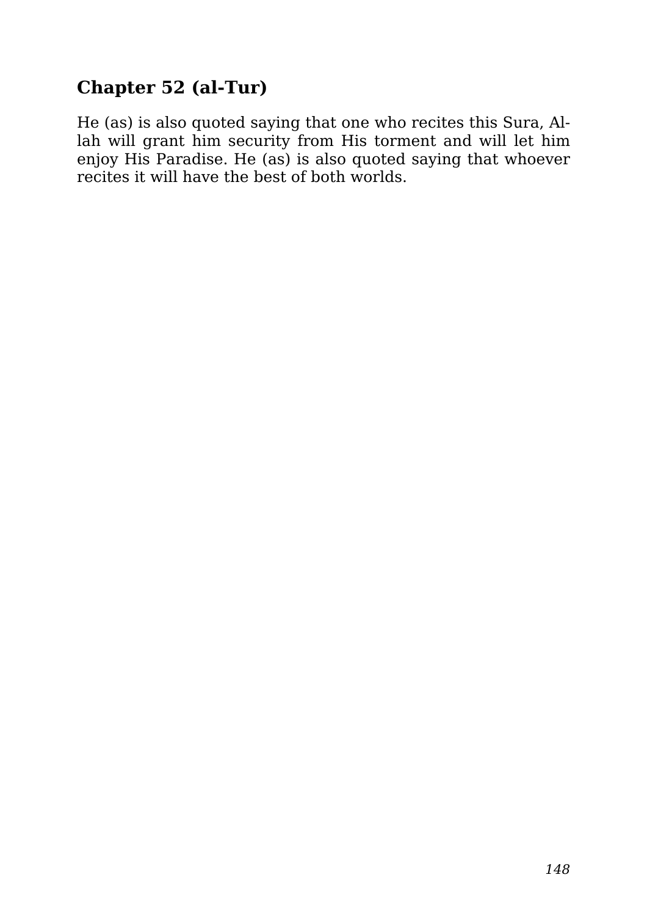## Chapter 52 (al-Tur)

He (as) is also quoted saying that one who recites this Sura, Allah will grant him security from His torment and will let him enjoy His Paradise. He (as) is also quoted saying that whoever recites it will have the best of both worlds.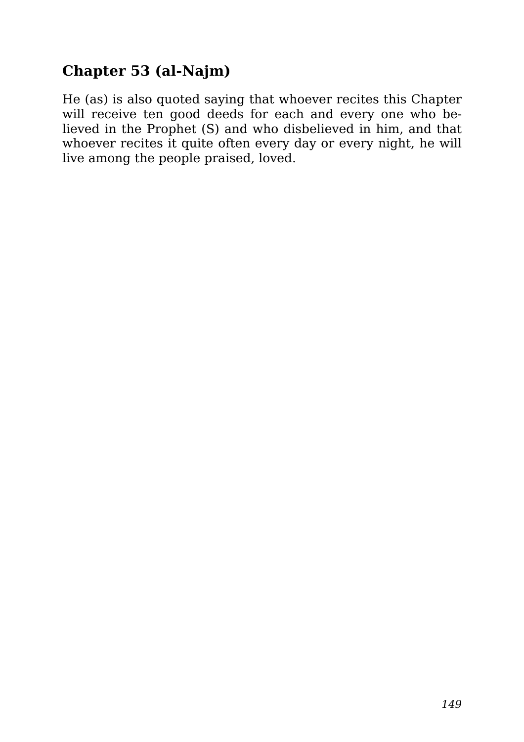## Chapter 53 (al-Najm)

He (as) is also quoted saying that whoever recites this Chapter will receive ten good deeds for each and every one who believed in the Prophet (S) and who disbelieved in him, and that whoever recites it quite often every day or every night, he will live among the people praised, loved.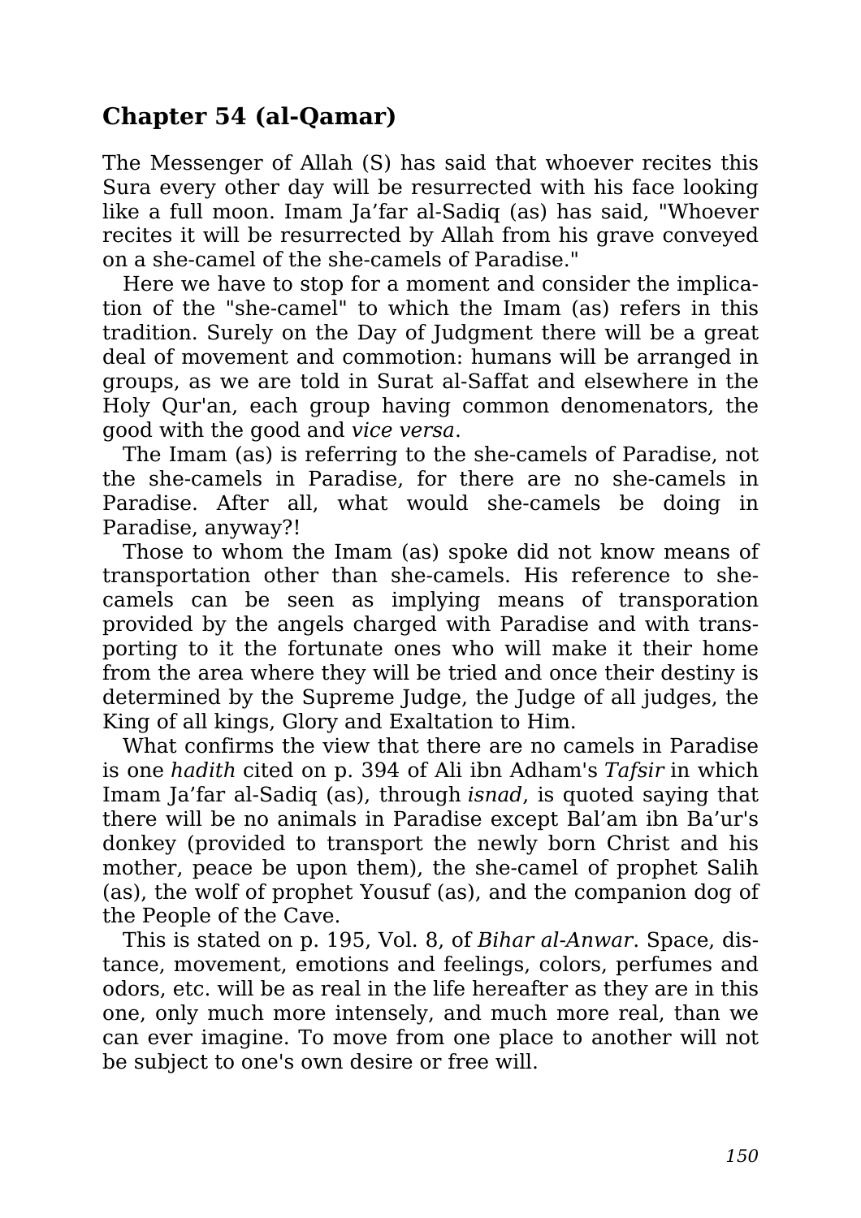## Chapter 54 (al-Qamar)

The Messenger of Allah (S) has said that whoever recites this Sura every other day will be resurrected with his face looking like a full moon. Imam Ja'far al-Sadiq (as) has said, "Whoever recites it will be resurrected by Allah from his grave conveyed on a she-camel of the she-camels of Paradise."

Here we have to stop for a moment and consider the implication of the "she-camel" to which the Imam (as) refers in this tradition. Surely on the Day of Judgment there will be a great deal of movement and commotion: humans will be arranged in groups, as we are told in Surat al-Saffat and elsewhere in the Holy Qur'an, each group having common denomenators, the good with the good and *vice versa*.

The Imam (as) is referring to the she-camels of Paradise, not the she-camels in Paradise, for there are no she-camels in Paradise. After all, what would she-camels be doing in Paradise, anyway?!

Those to whom the Imam (as) spoke did not know means of transportation other than she-camels. His reference to she-camels can be seen as implying means of transporation provided by the angels charged with Paradise and with transporting to it the fortunate ones who will make it their home from the area where they will be tried and once their destiny is determined by the Supreme Judge, the Judge of all judges, the King of all kings, Glory and Exaltation to Him.

What confirms the view that there are no camels in Paradise is one *hadith* cited on p. 394 of Ali ibn Adham's *Tafsir* in which Imam Ja'far al-Sadiq (as), through *isnad*, is quoted saying that there will be no animals in Paradise except Bal'am ibn Ba'ur's donkey (provided to transport the newly born Christ and his mother, peace be upon them), the she-camel of prophet Salih (as), the wolf of prophet Yousuf (as), and the companion dog of the People of the Cave.

This is stated on p. 195, Vol. 8, of *Bihar al-Anwar*. Space, distance, movement, emotions and feelings, colors, perfumes and odors, etc. will be as real in the life hereafter as they are in this one, only much more intensely, and much more real, than we can ever imagine. To move from one place to another will not be subject to one's own desire or free will.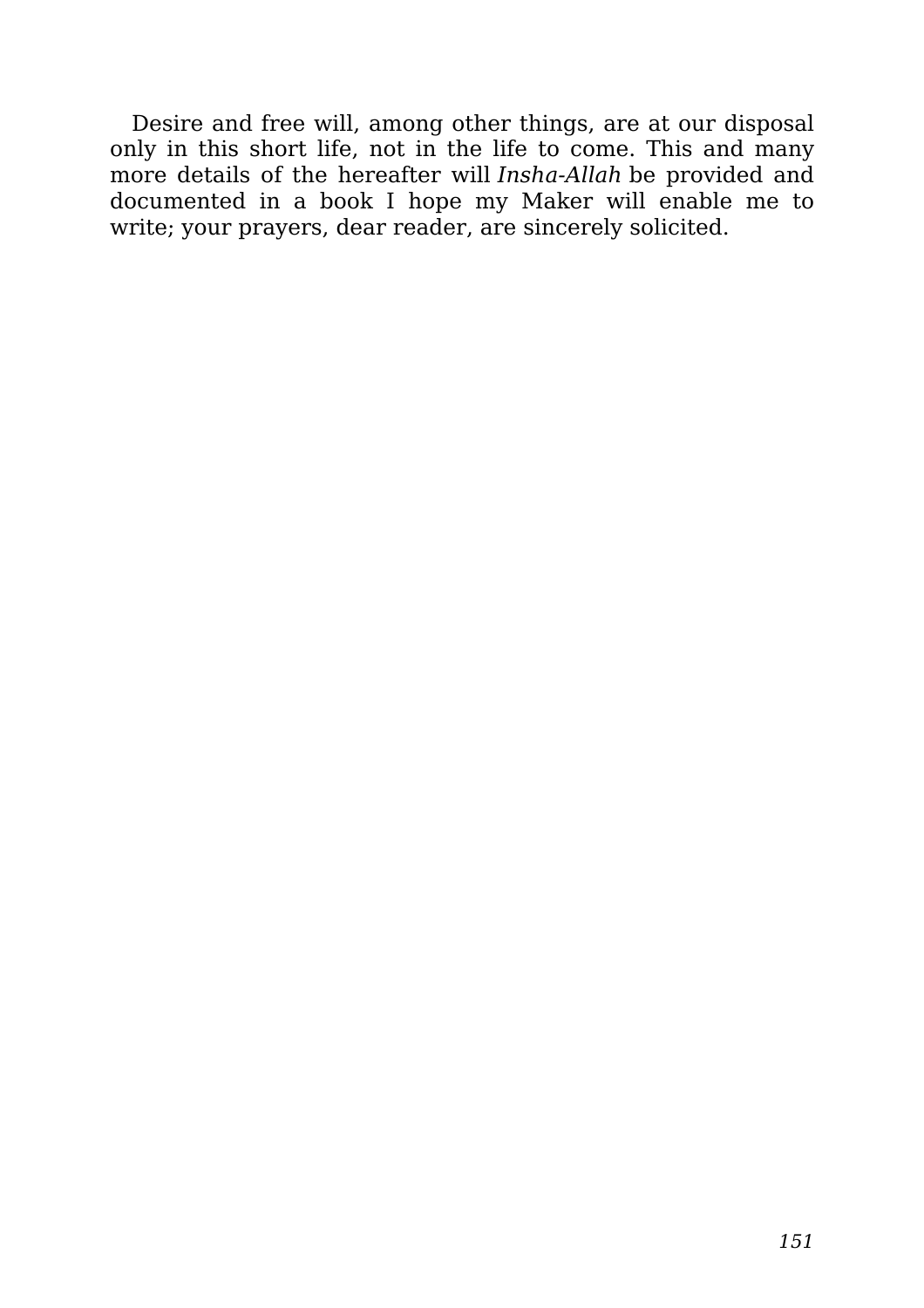Desire and free will, among other things, are at our disposal only in this short life, not in the life to come. This and many more details of the hereafter will *Insha-Allah* be provided and documented in a book I hope my Maker will enable me to write; your prayers, dear reader, are sincerely solicited.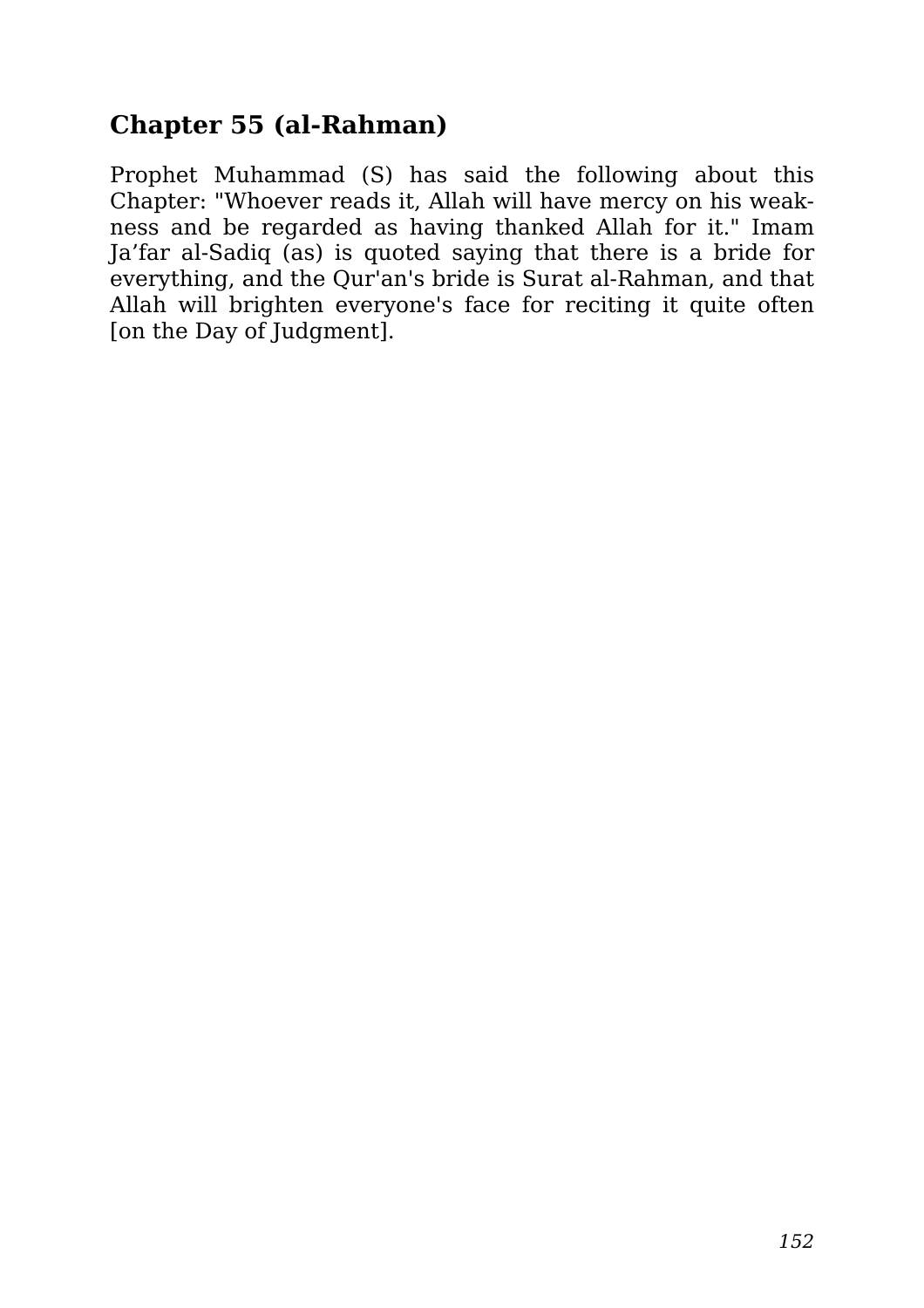## Chapter 55 (al-Rahman)

Prophet Muhammad (S) has said the following about this Chapter: "Whoever reads it, Allah will have mercy on his weakness and be regarded as having thanked Allah for it." Imam Ja'far al-Sadiq (as) is quoted saying that there is a bride for everything, and the Qur'an's bride is Surat al-Rahman, and that Allah will brighten everyone's face for reciting it quite often [on the Day of Judgment].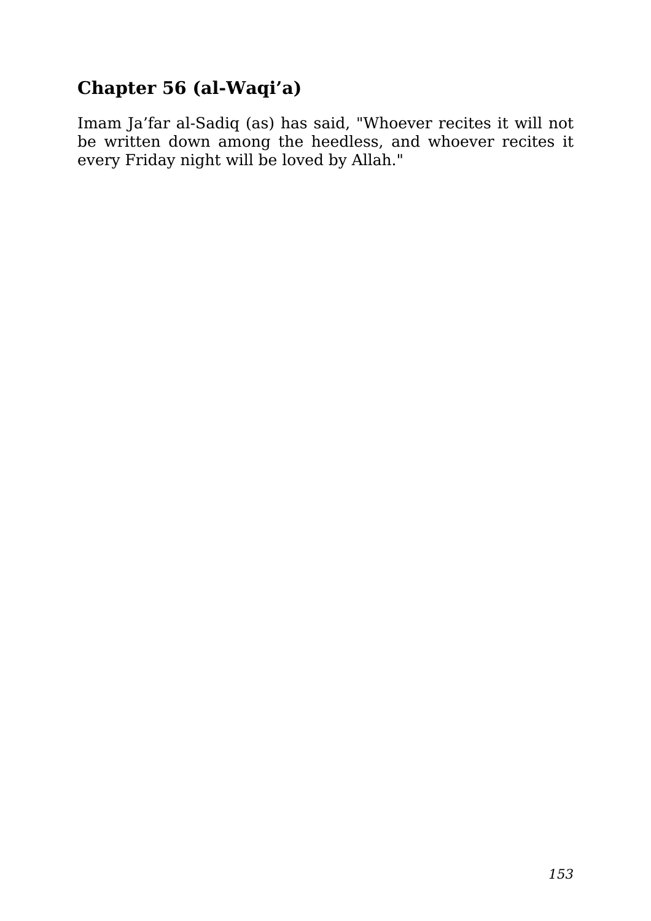## Chapter 56 (al-Waqi'a)

Imam Ja'far al-Sadiq (as) has said, "Whoever recites it will not be written down among the heedless, and whoever recites it every Friday night will be loved by Allah."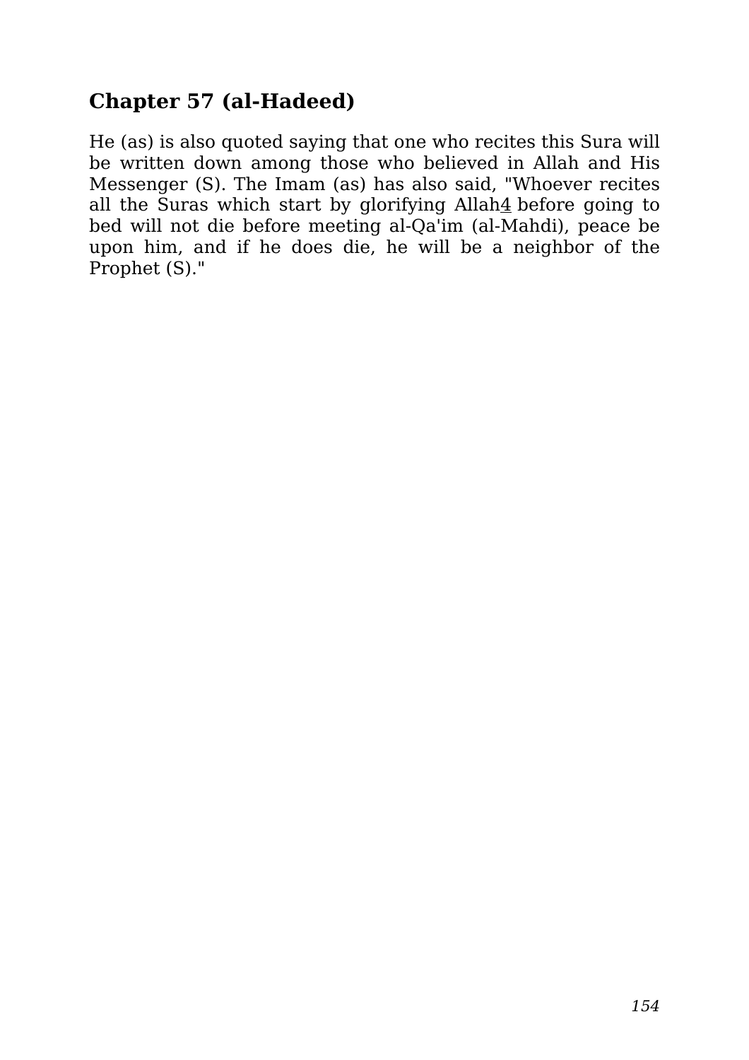## Chapter 57 (al-Hadeed)

He (as) is also quoted saying that one who recites this Sura will be written down among those who believed in Allah and His Messenger (S). The Imam (as) has also said, "Whoever recites all the Suras which start by glorifying Allah[4] before going to bed will not die before meeting al-Qa'im (al-Mahdi), peace be upon him, and if he does die, he will be a neighbor of the Prophet (S)."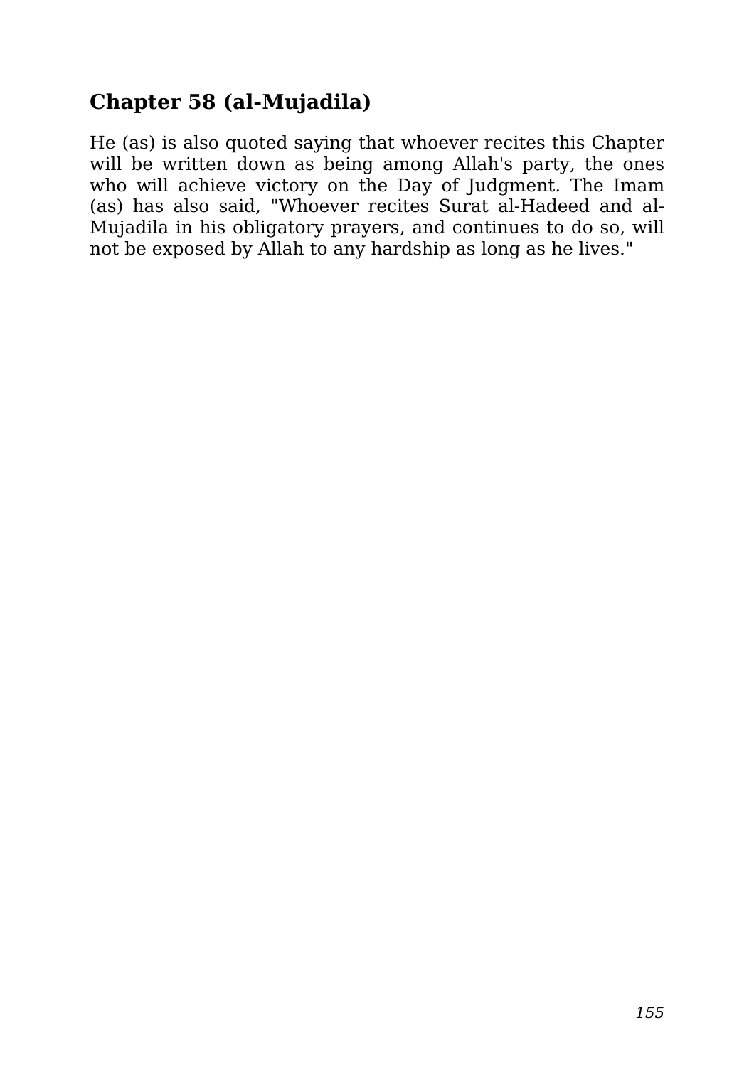## Chapter 58 (al-Mujadila)

He (as) is also quoted saying that whoever recites this Chapter will be written down as being among Allah's party, the ones who will achieve victory on the Day of Judgment. The Imam (as) has also said, "Whoever recites Surat al-Hadeed and al-Mujadila in his obligatory prayers, and continues to do so, will not be exposed by Allah to any hardship as long as he lives."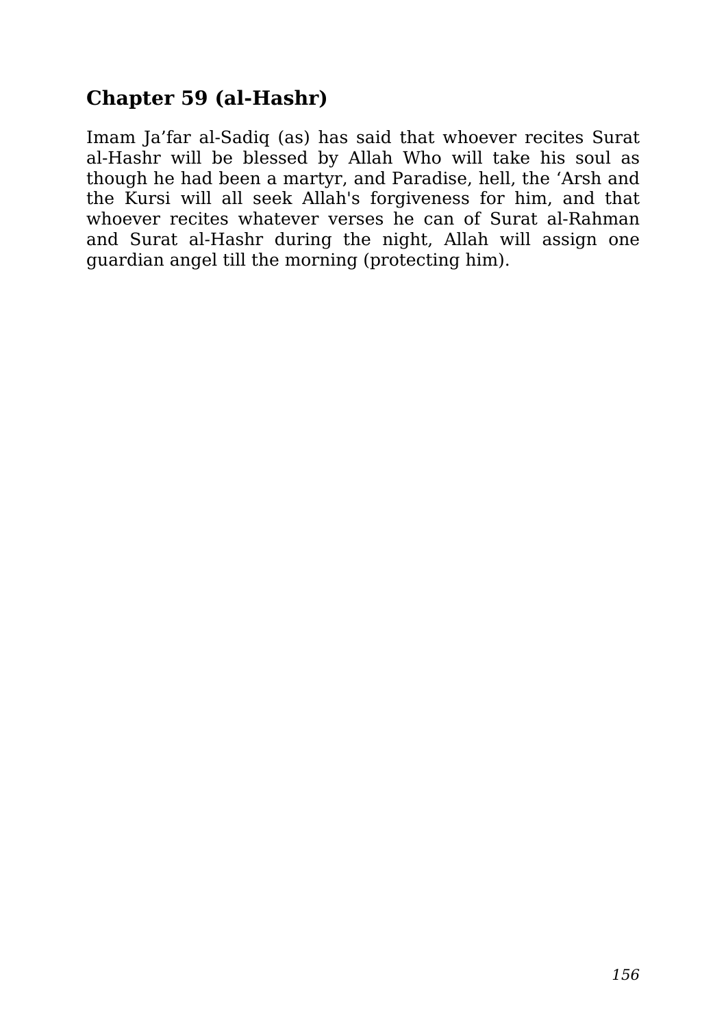## Chapter 59 (al-Hashr)

Imam Ja'far al-Sadiq (as) has said that whoever recites Surat al-Hashr will be blessed by Allah Who will take his soul as though he had been a martyr, and Paradise, hell, the 'Arsh and the Kursi will all seek Allah's forgiveness for him, and that whoever recites whatever verses he can of Surat al-Rahman and Surat al-Hashr during the night, Allah will assign one guardian angel till the morning (protecting him).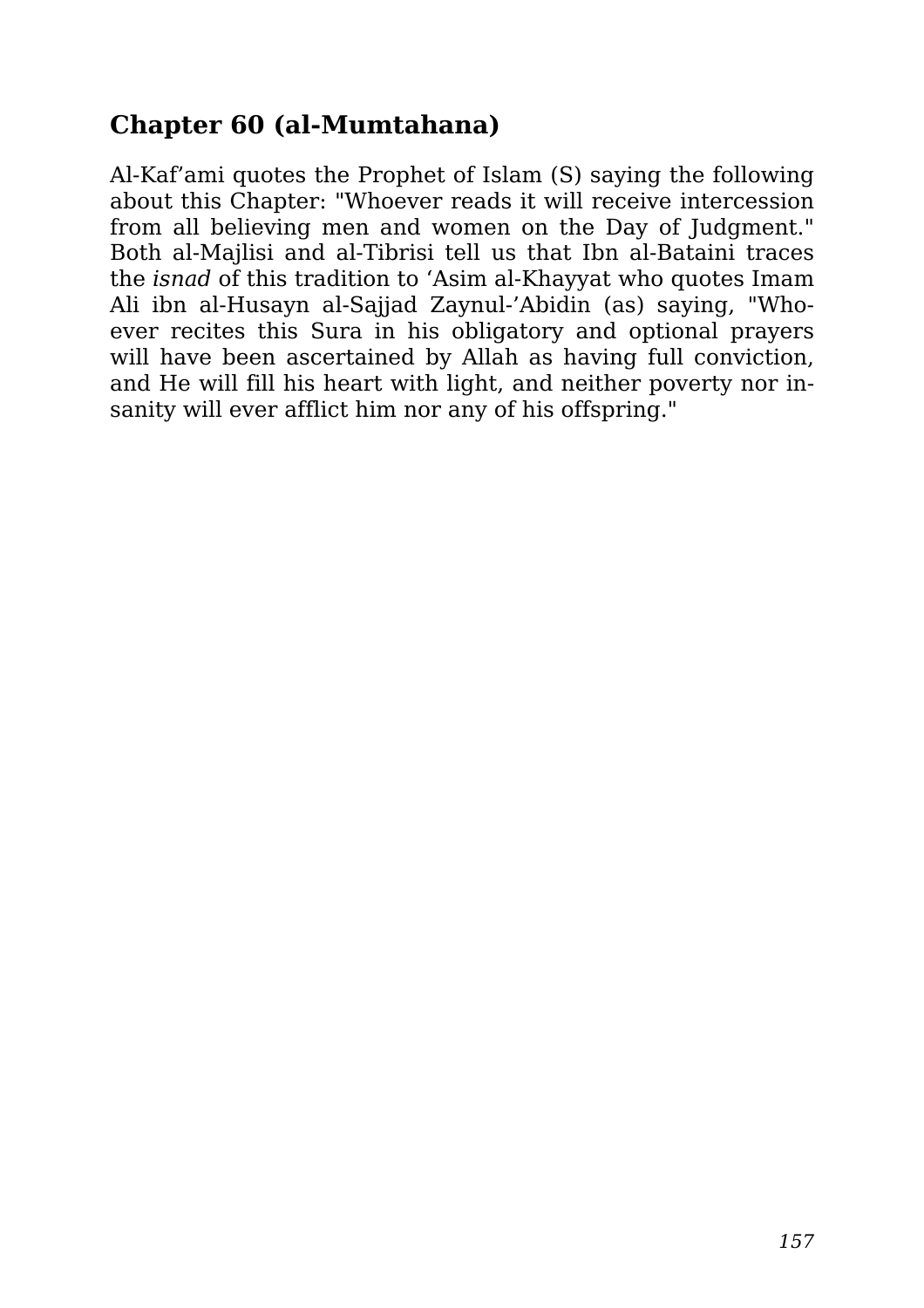## Chapter 60 (al-Mumtahana)

Al-Kaf'ami quotes the Prophet of Islam (S) saying the following about this Chapter: "Whoever reads it will receive intercession from all believing men and women on the Day of Judgment." Both al-Majlisi and al-Tibrisi tell us that Ibn al-Bataini traces the *isnad* of this tradition to 'Asim al-Khayyat who quotes Imam Ali ibn al-Husayn al-Sajjad Zaynul-'Abidin (as) saying, "Whoever recites this Sura in his obligatory and optional prayers will have been ascertained by Allah as having full conviction, and He will fill his heart with light, and neither poverty nor insanity will ever afflict him nor any of his offspring."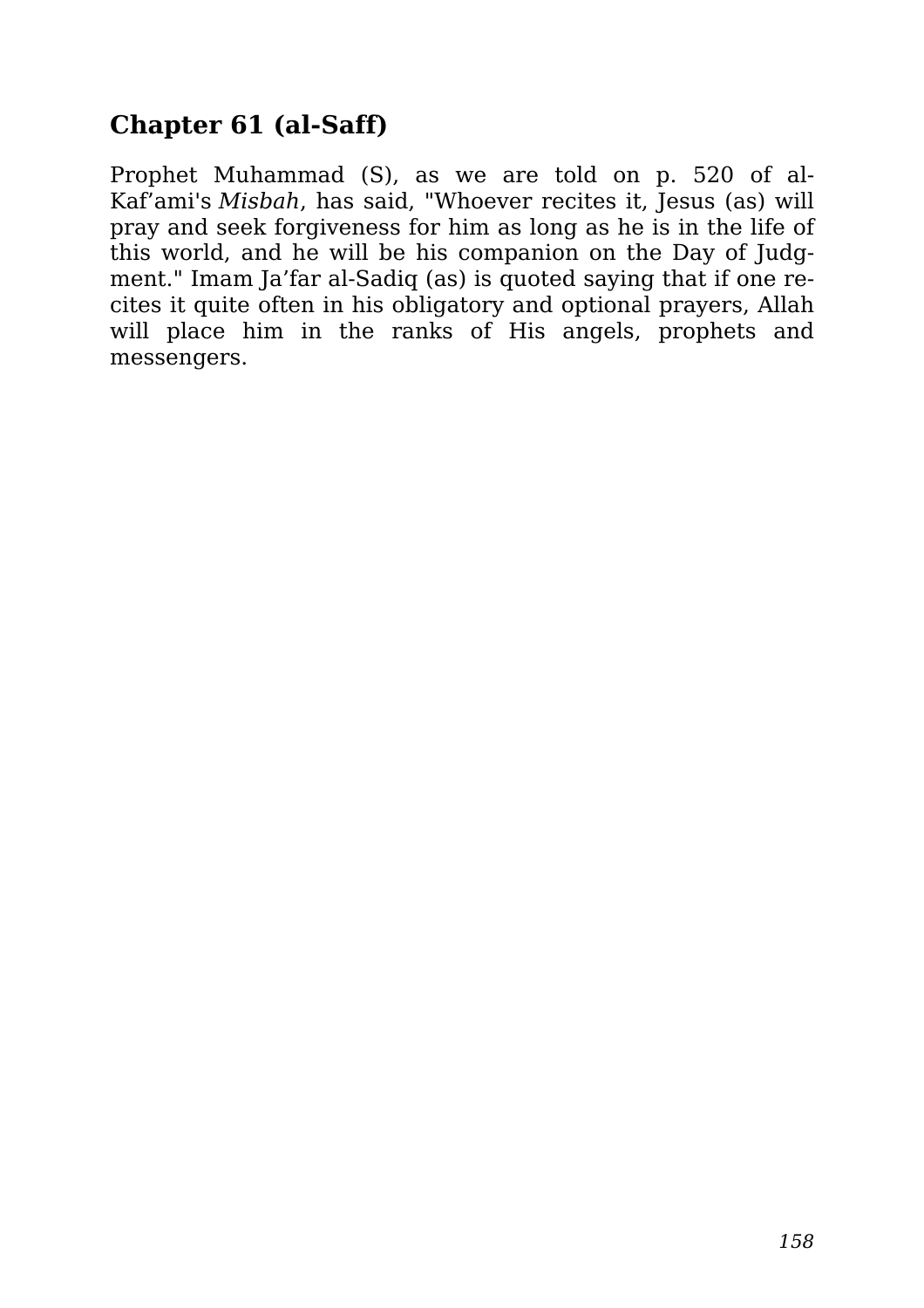## Chapter 61 (al-Saff)

Prophet Muhammad (S), as we are told on p. 520 of al-Kaf'ami's *Misbah*, has said, "Whoever recites it, Jesus (as) will pray and seek forgiveness for him as long as he is in the life of this world, and he will be his companion on the Day of Judgment." Imam Ja'far al-Sadiq (as) is quoted saying that if one recites it quite often in his obligatory and optional prayers, Allah will place him in the ranks of His angels, prophets and messengers.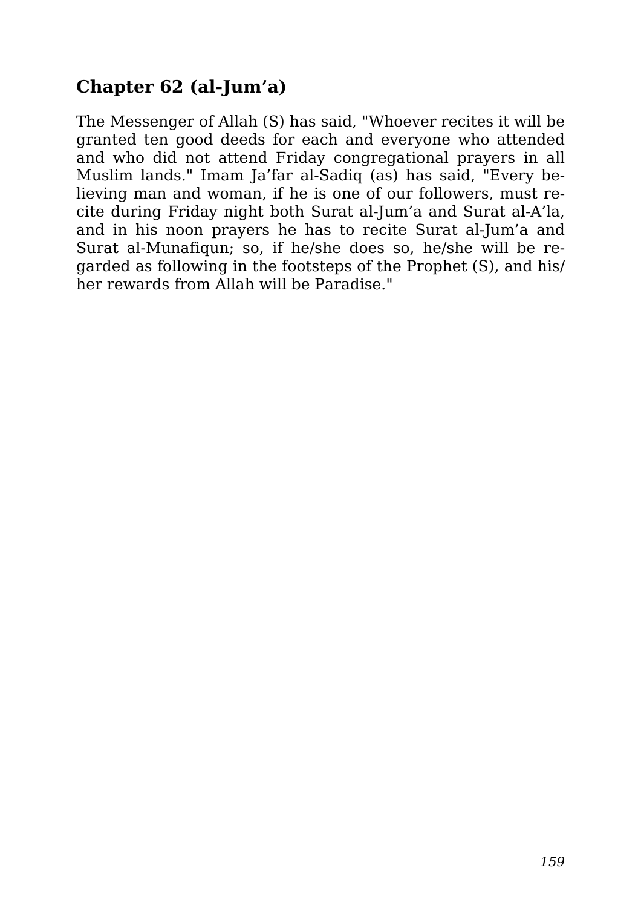## Chapter 62 (al-Jum’a)

The Messenger of Allah (S) has said, "Whoever recites it will be granted ten good deeds for each and everyone who attended and who did not attend Friday congregational prayers in all Muslim lands." Imam Ja’far al-Sadiq (as) has said, "Every believing man and woman, if he is one of our followers, must recite during Friday night both Surat al-Jum’a and Surat al-A’la, and in his noon prayers he has to recite Surat al-Jum’a and Surat al-Munafiqun; so, if he/she does so, he/she will be regarded as following in the footsteps of the Prophet (S), and his/her rewards from Allah will be Paradise."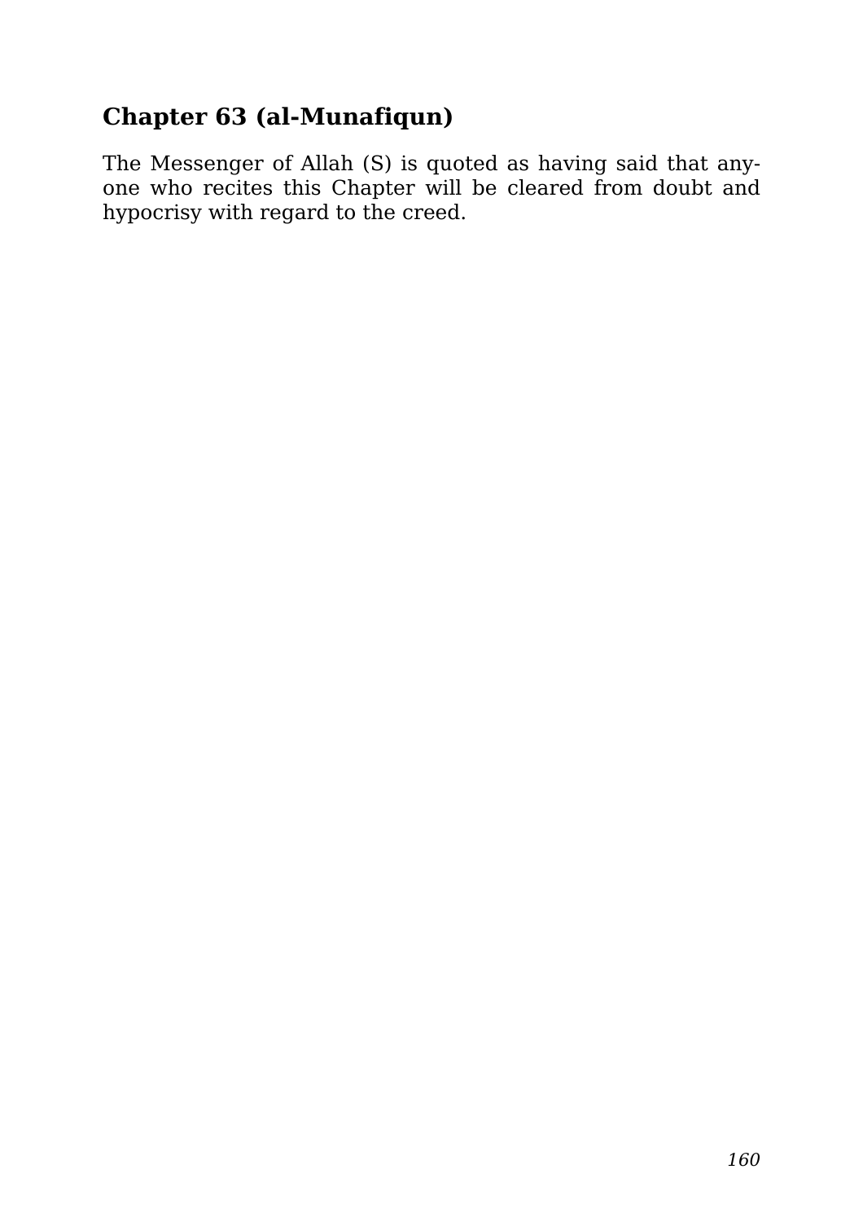## Chapter 63 (al-Munafiqun)

The Messenger of Allah (S) is quoted as having said that anyone who recites this Chapter will be cleared from doubt and hypocrisy with regard to the creed.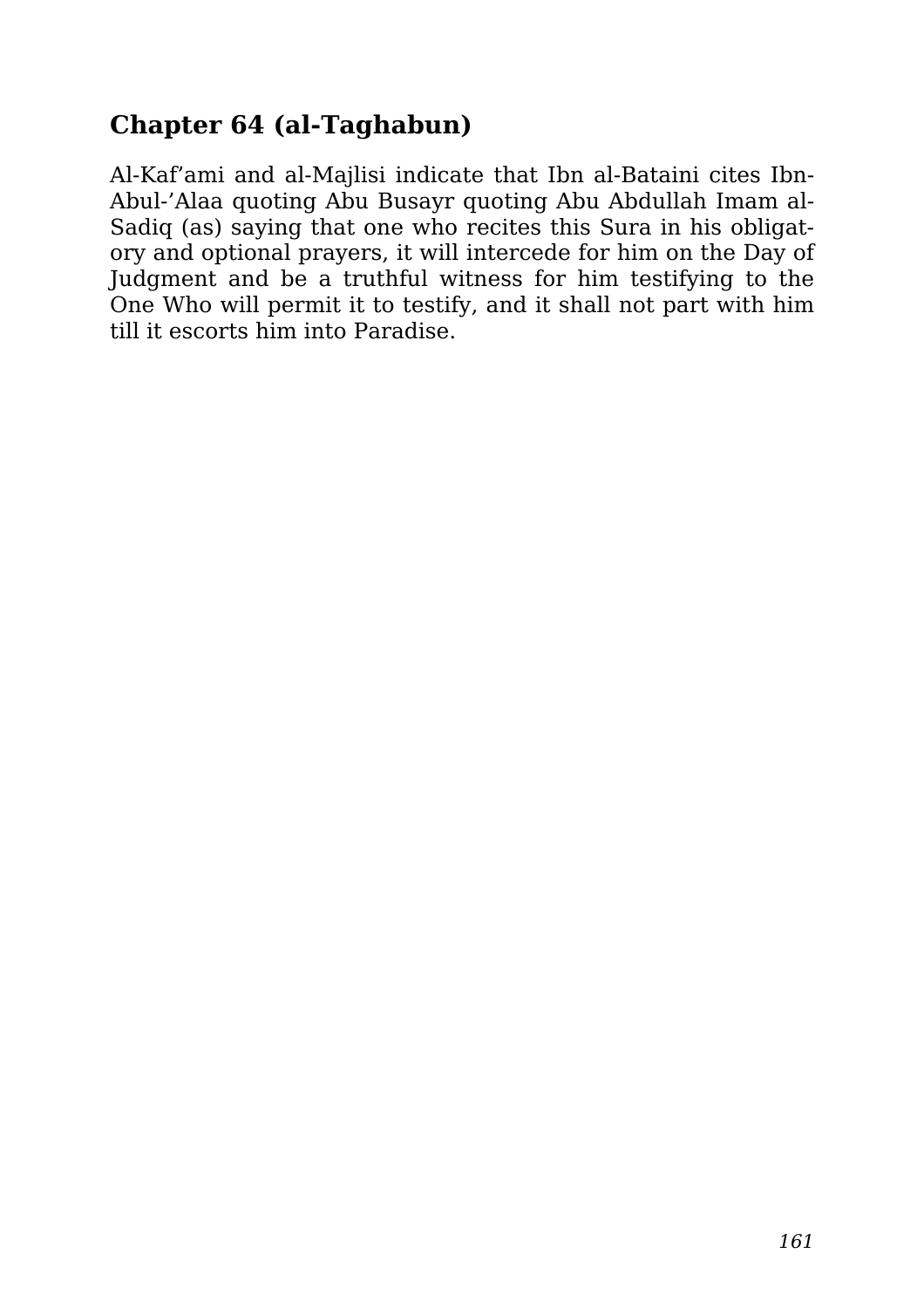## Chapter 64 (al-Taghabun)

Al-Kaf'ami and al-Majlisi indicate that Ibn al-Bataini cites Ibn-Abul-'Alaa quoting Abu Busayr quoting Abu Abdullah Imam al-Sadiq (as) saying that one who recites this Sura in his obligatory and optional prayers, it will intercede for him on the Day of Judgment and be a truthful witness for him testifying to the One Who will permit it to testify, and it shall not part with him till it escorts him into Paradise.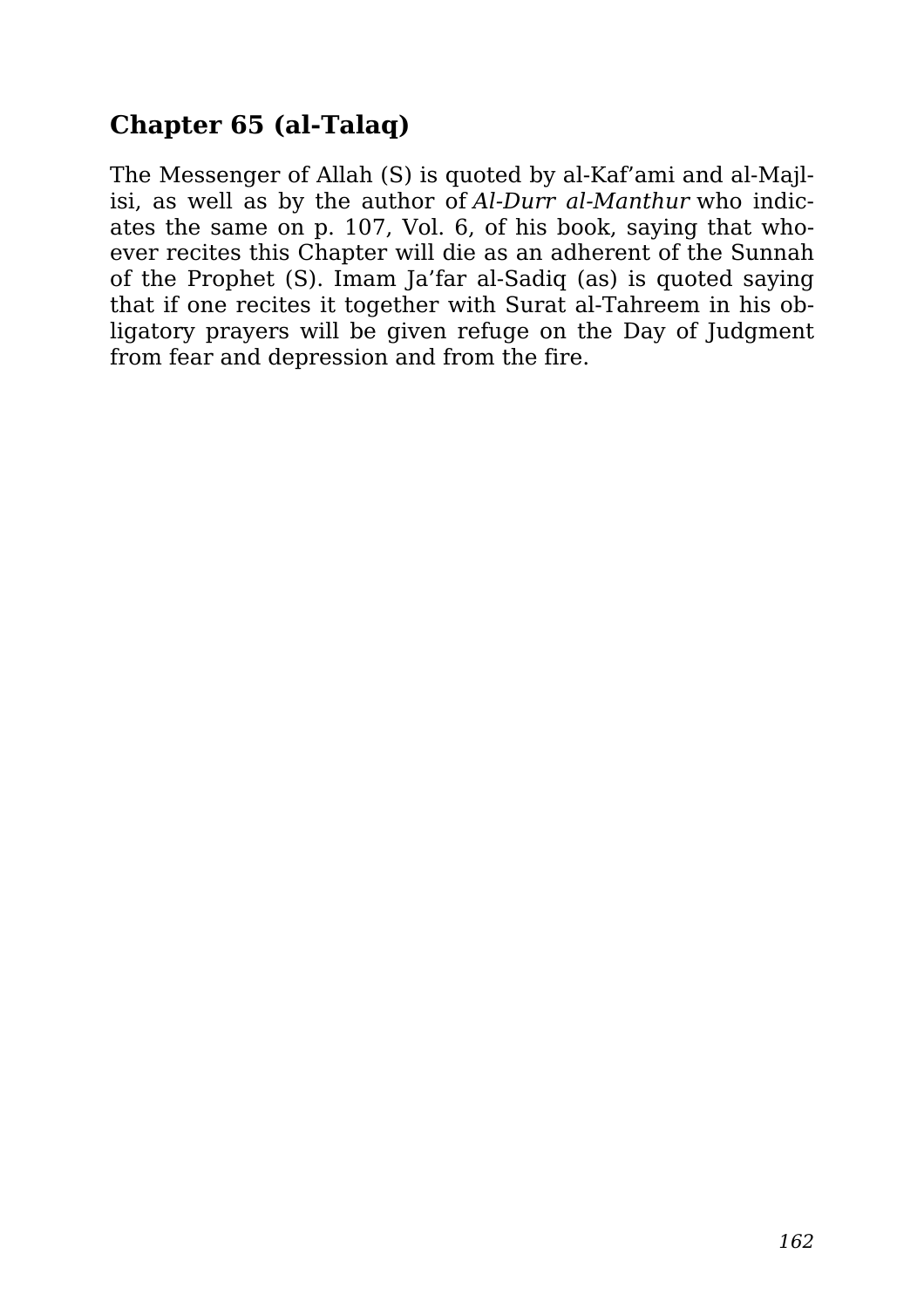## Chapter 65 (al-Talaq)

The Messenger of Allah (S) is quoted by al-Kaf'ami and al-Majlisi, as well as by the author of *Al-Durr al-Manthur* who indicates the same on p. 107, Vol. 6, of his book, saying that whoever recites this Chapter will die as an adherent of the Sunnah of the Prophet (S). Imam Ja'far al-Sadiq (as) is quoted saying that if one recites it together with Surat al-Tahreem in his obligatory prayers will be given refuge on the Day of Judgment from fear and depression and from the fire.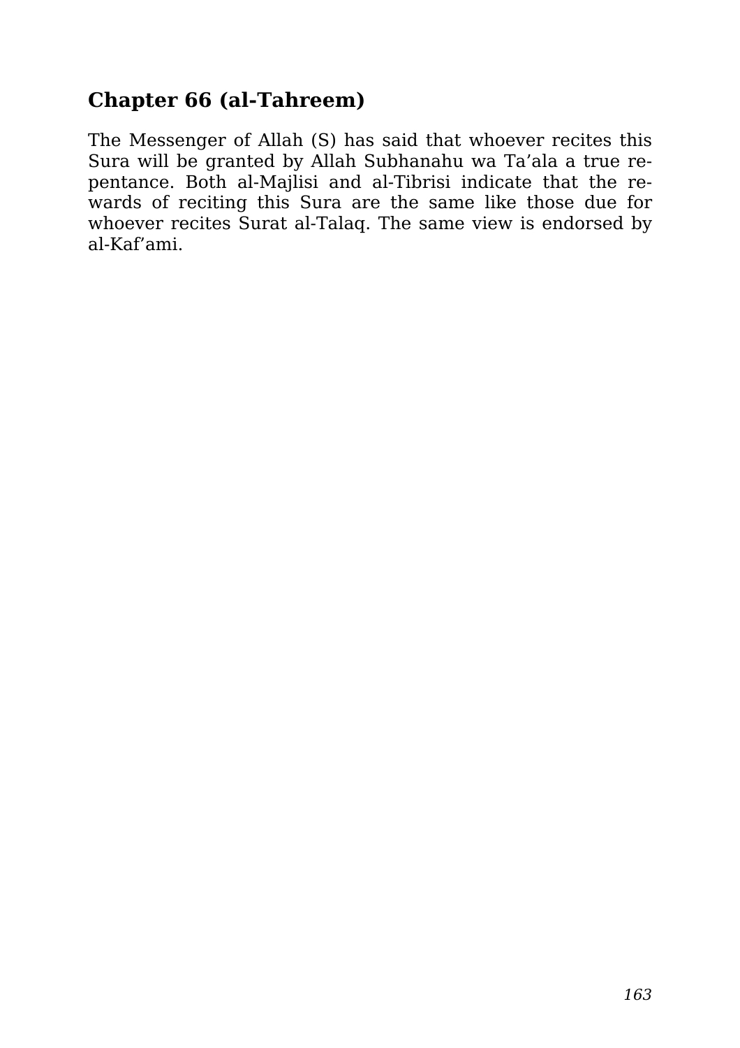## Chapter 66 (al-Tahreem)

The Messenger of Allah (S) has said that whoever recites this Sura will be granted by Allah Subhanahu wa Ta'ala a true repentance. Both al-Majlisi and al-Tibrisi indicate that the rewards of reciting this Sura are the same like those due for whoever recites Surat al-Talaq. The same view is endorsed by al-Kaf'ami.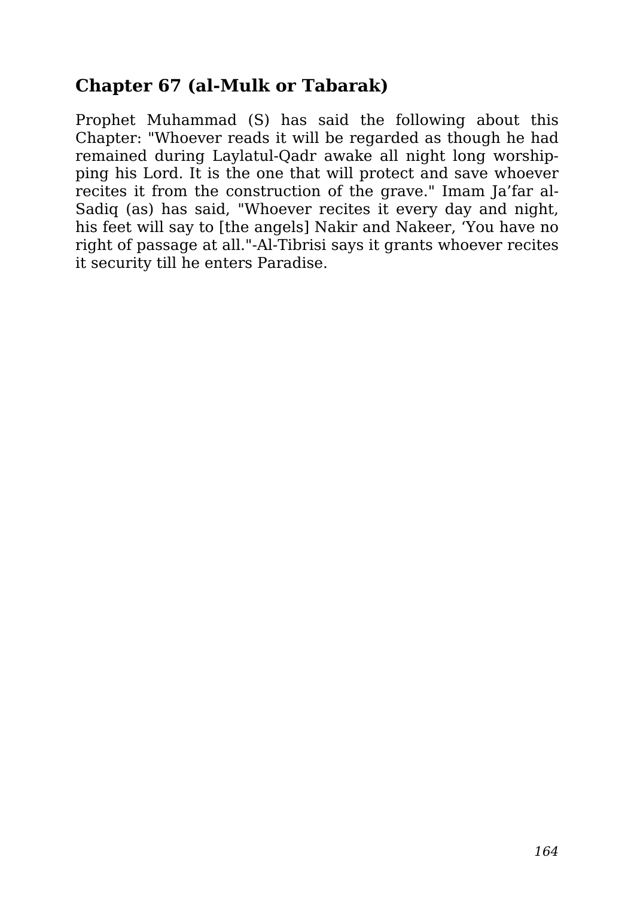## Chapter 67 (al-Mulk or Tabarak)

Prophet Muhammad (S) has said the following about this Chapter: "Whoever reads it will be regarded as though he had remained during Laylatul-Qadr awake all night long worshipping his Lord. It is the one that will protect and save whoever recites it from the construction of the grave." Imam Ja'far al-Sadiq (as) has said, "Whoever recites it every day and night, his feet will say to [the angels] Nakir and Nakeer, 'You have no right of passage at all."-Al-Tibrisi says it grants whoever recites it security till he enters Paradise.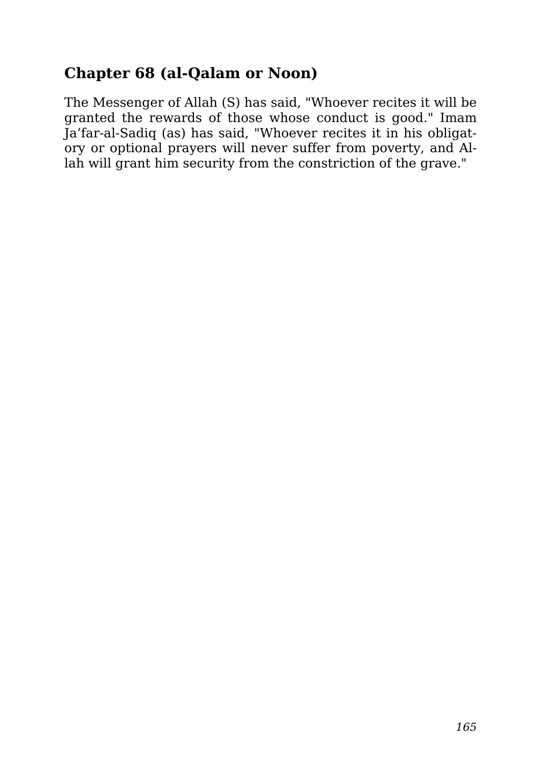## Chapter 68 (al-Qalam or Noon)

The Messenger of Allah (S) has said, "Whoever recites it will be granted the rewards of those whose conduct is good." Imam Ja'far-al-Sadiq (as) has said, "Whoever recites it in his obligatory or optional prayers will never suffer from poverty, and Allah will grant him security from the constriction of the grave."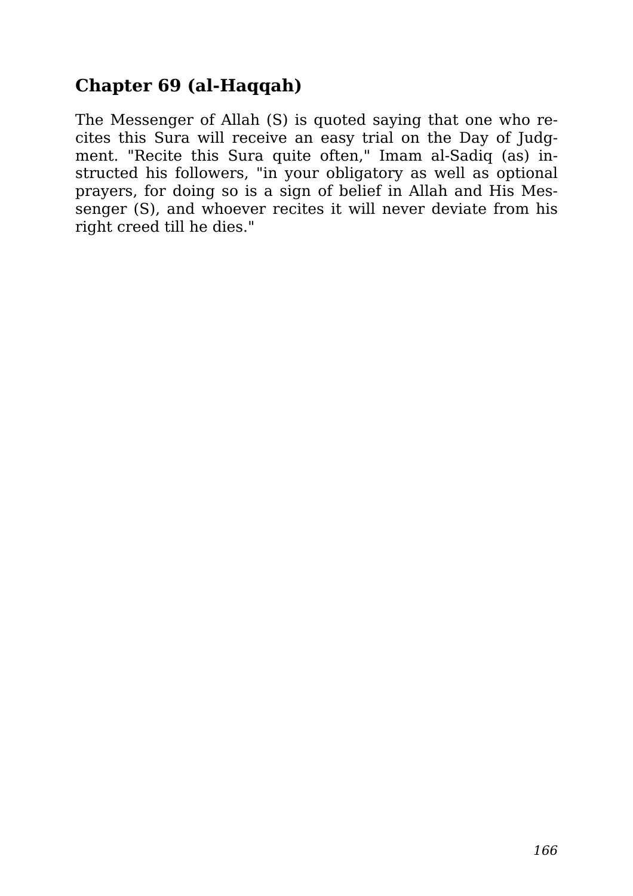## Chapter 69 (al-Haqqah)

The Messenger of Allah (S) is quoted saying that one who recites this Sura will receive an easy trial on the Day of Judgment. "Recite this Sura quite often," Imam al-Sadiq (as) instructed his followers, "in your obligatory as well as optional prayers, for doing so is a sign of belief in Allah and His Messenger (S), and whoever recites it will never deviate from his right creed till he dies."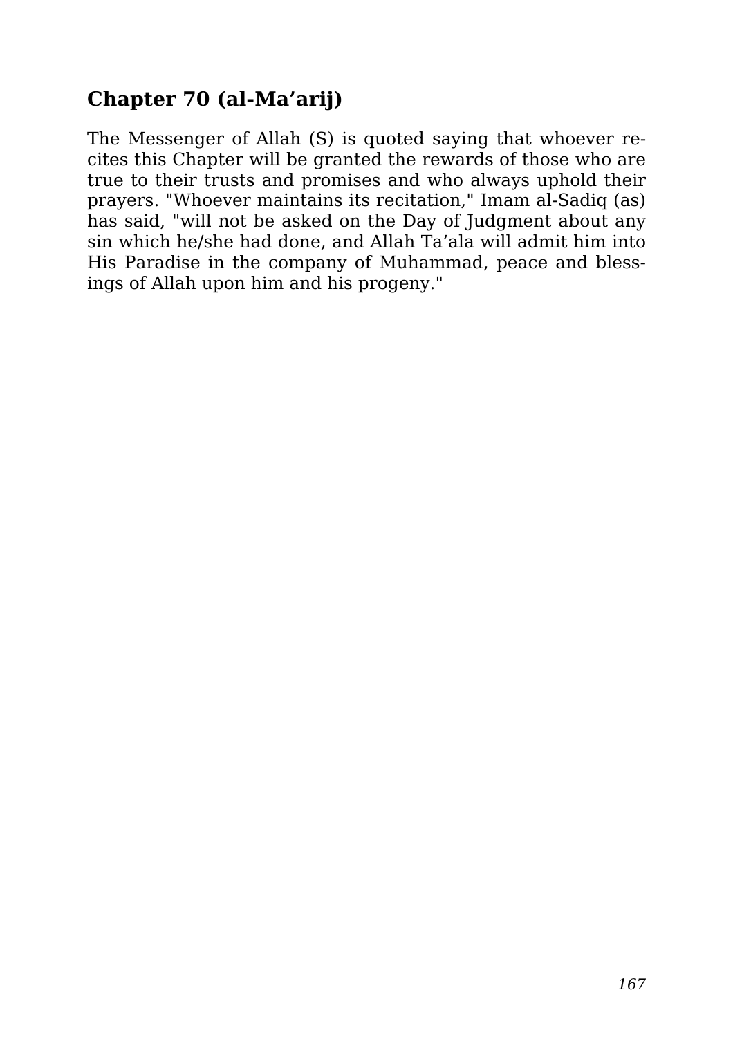## Chapter 70 (al-Ma’arij)

The Messenger of Allah (S) is quoted saying that whoever recites this Chapter will be granted the rewards of those who are true to their trusts and promises and who always uphold their prayers. "Whoever maintains its recitation," Imam al-Sadiq (as) has said, "will not be asked on the Day of Judgment about any sin which he/she had done, and Allah Ta’ala will admit him into His Paradise in the company of Muhammad, peace and blessings of Allah upon him and his progeny."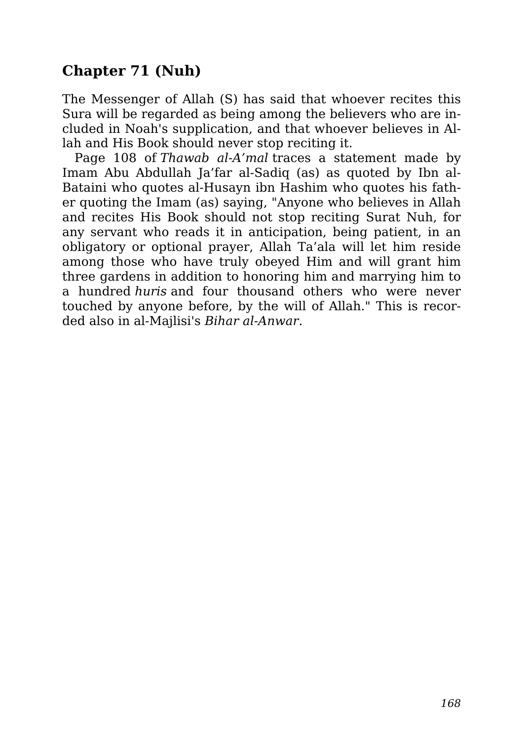## Chapter 71 (Nuh)

The Messenger of Allah (S) has said that whoever recites this Sura will be regarded as being among the believers who are included in Noah's supplication, and that whoever believes in Allah and His Book should never stop reciting it.

Page 108 of *Thawab al-A'mal* traces a statement made by Imam Abu Abdullah Ja'far al-Sadiq (as) as quoted by Ibn al-Bataini who quotes al-Husayn ibn Hashim who quotes his father quoting the Imam (as) saying, "Anyone who believes in Allah and recites His Book should not stop reciting Surat Nuh, for any servant who reads it in anticipation, being patient, in an obligatory or optional prayer, Allah Ta'ala will let him reside among those who have truly obeyed Him and will grant him three gardens in addition to honoring him and marrying him to a hundred *huris* and four thousand others who were never touched by anyone before, by the will of Allah." This is recorded also in al-Majlisi's *Bihar al-Anwar*.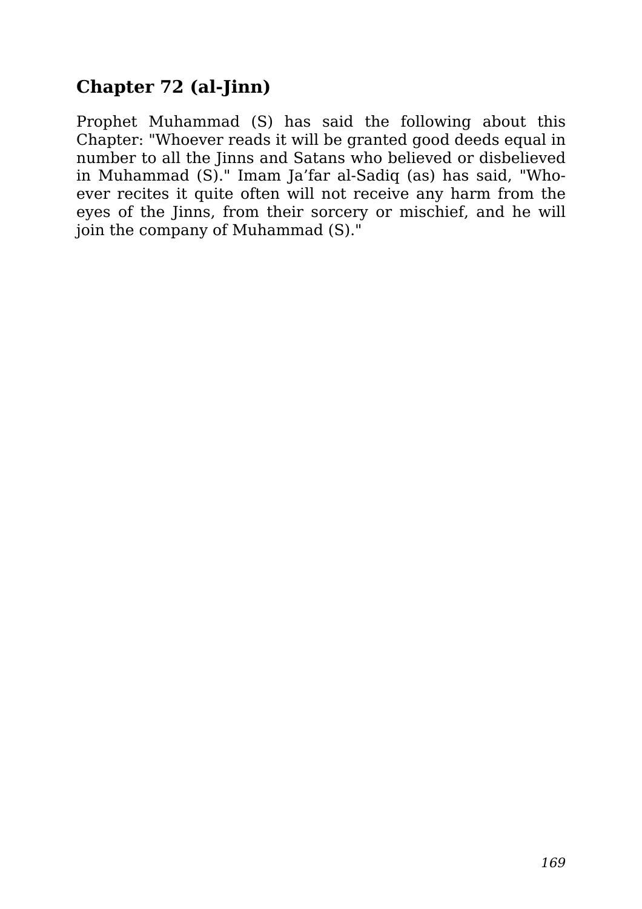## Chapter 72 (al-Jinn)

Prophet Muhammad (S) has said the following about this Chapter: "Whoever reads it will be granted good deeds equal in number to all the Jinns and Satans who believed or disbelieved in Muhammad (S)." Imam Ja'far al-Sadiq (as) has said, "Whoever recites it quite often will not receive any harm from the eyes of the Jinns, from their sorcery or mischief, and he will join the company of Muhammad (S)."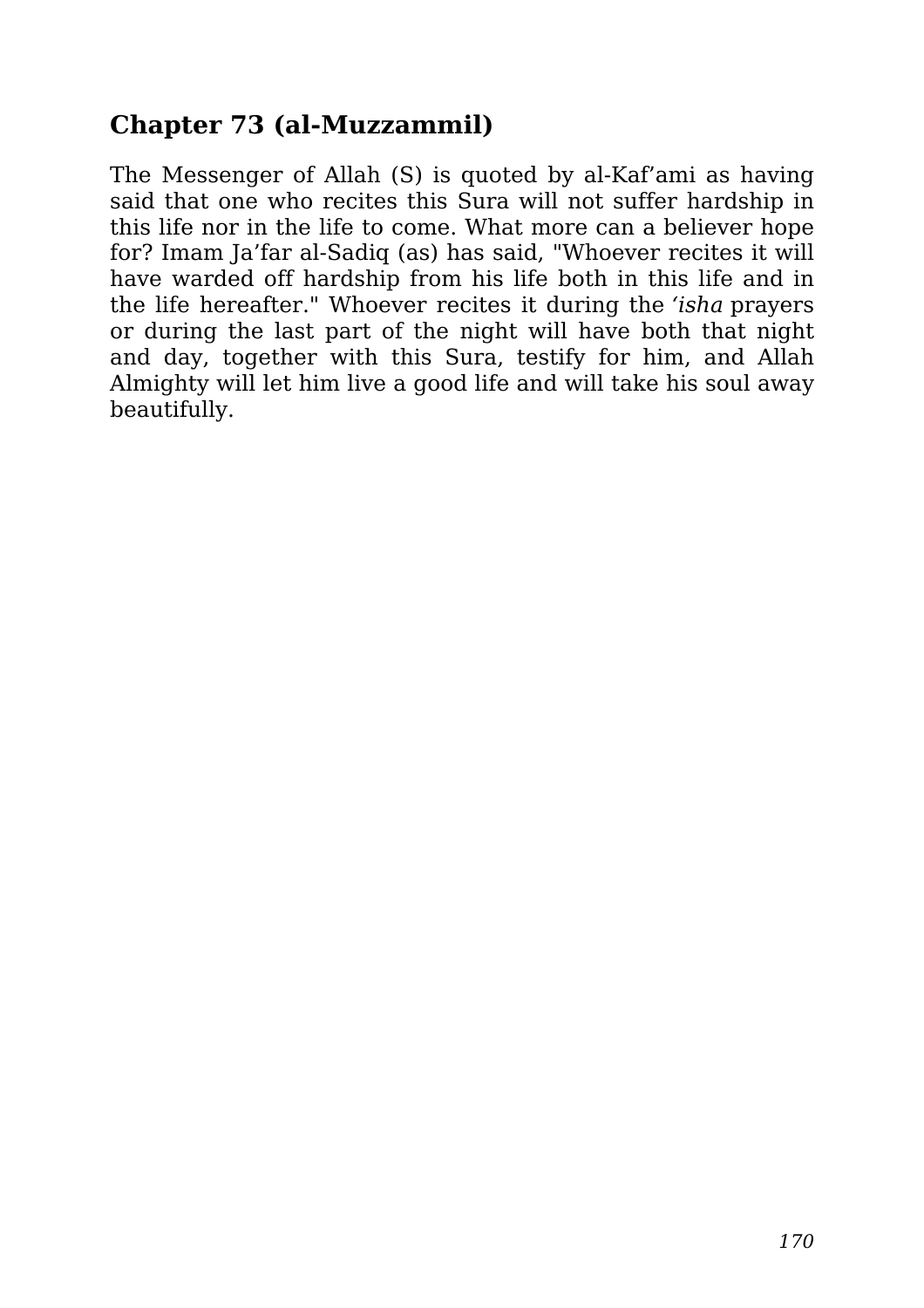## Chapter 73 (al-Muzzammil)

The Messenger of Allah (S) is quoted by al-Kaf'ami as having said that one who recites this Sura will not suffer hardship in this life nor in the life to come. What more can a believer hope for? Imam Ja'far al-Sadiq (as) has said, "Whoever recites it will have warded off hardship from his life both in this life and in the life hereafter." Whoever recites it during the *'isha* prayers or during the last part of the night will have both that night and day, together with this Sura, testify for him, and Allah Almighty will let him live a good life and will take his soul away beautifully.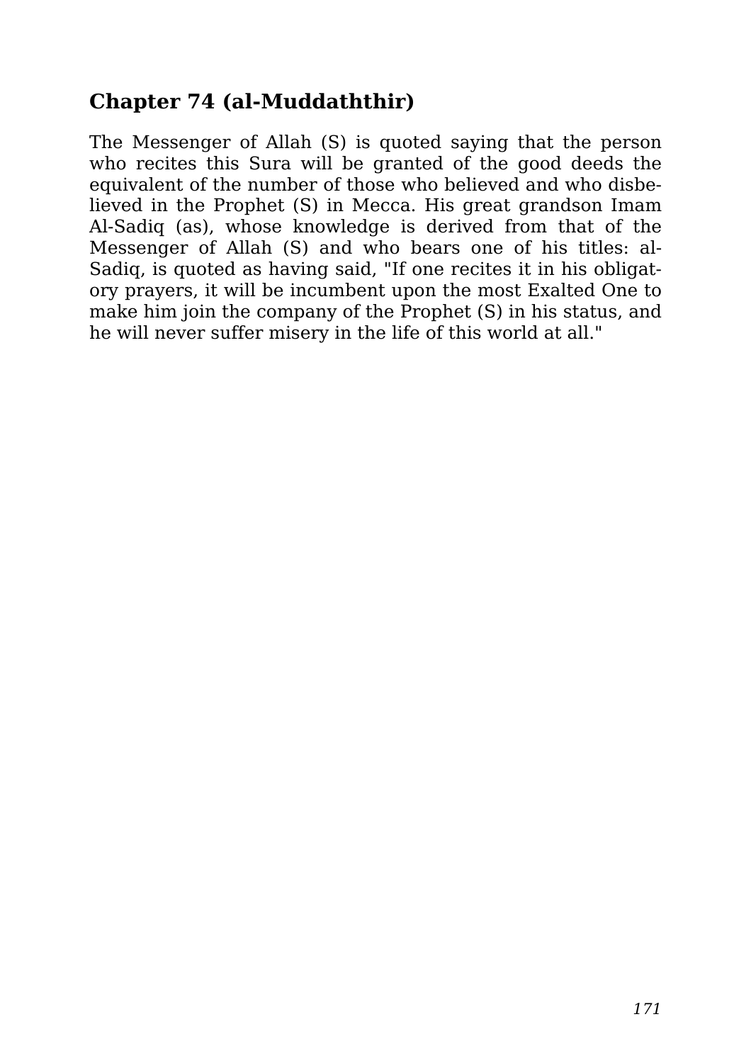## Chapter 74 (al-Muddaththir)

The Messenger of Allah (S) is quoted saying that the person who recites this Sura will be granted of the good deeds the equivalent of the number of those who believed and who disbelieved in the Prophet (S) in Mecca. His great grandson Imam Al-Sadiq (as), whose knowledge is derived from that of the Messenger of Allah (S) and who bears one of his titles: al-Sadiq, is quoted as having said, "If one recites it in his obligatory prayers, it will be incumbent upon the most Exalted One to make him join the company of the Prophet (S) in his status, and he will never suffer misery in the life of this world at all."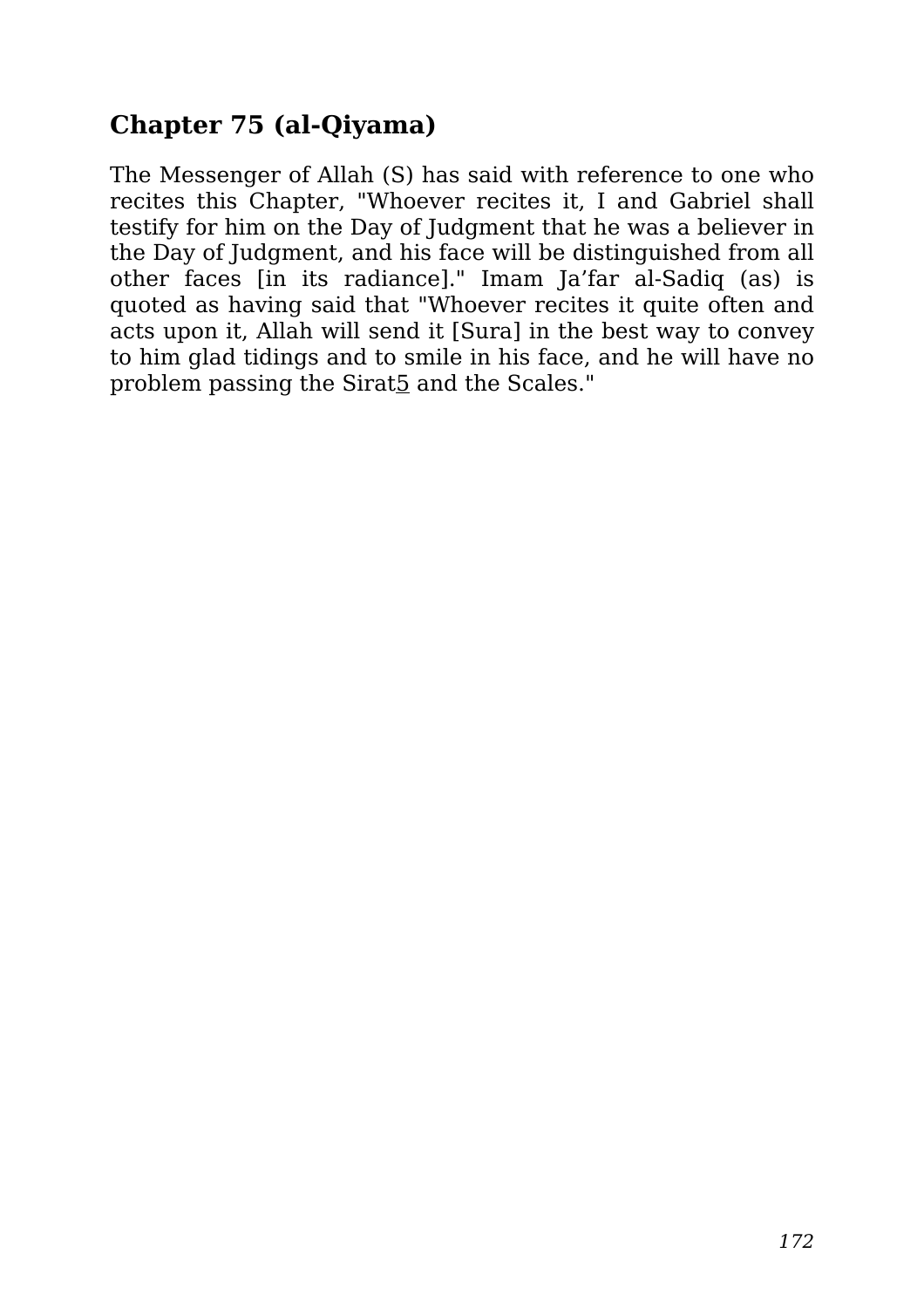## Chapter 75 (al-Qiyama)

The Messenger of Allah (S) has said with reference to one who recites this Chapter, "Whoever recites it, I and Gabriel shall testify for him on the Day of Judgment that he was a believer in the Day of Judgment, and his face will be distinguished from all other faces [in its radiance]." Imam Ja'far al-Sadiq (as) is quoted as having said that "Whoever recites it quite often and acts upon it, Allah will send it [Sura] in the best way to convey to him glad tidings and to smile in his face, and he will have no problem passing the Sirat[5] and the Scales."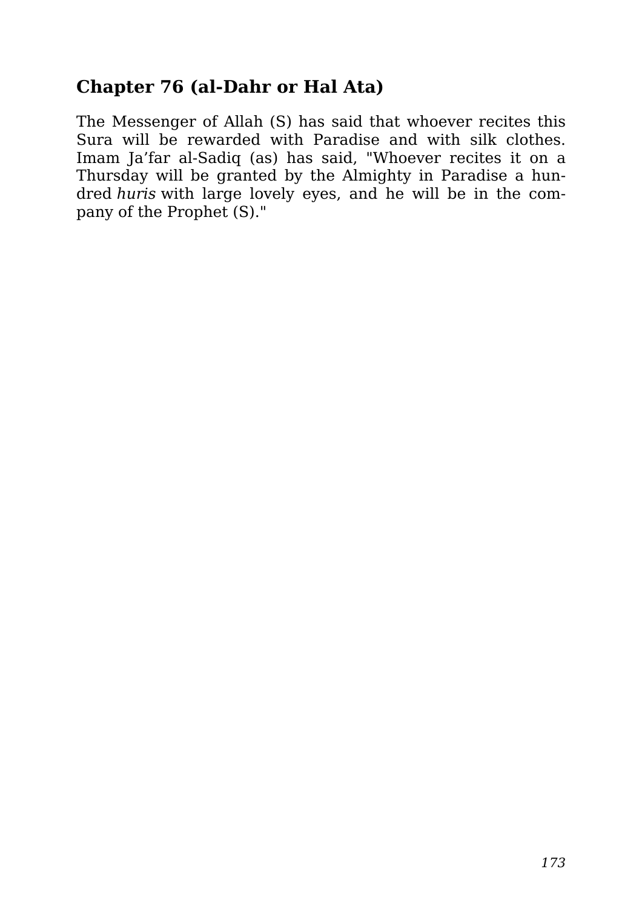## Chapter 76 (al-Dahr or Hal Ata)

The Messenger of Allah (S) has said that whoever recites this Sura will be rewarded with Paradise and with silk clothes. Imam Ja'far al-Sadiq (as) has said, "Whoever recites it on a Thursday will be granted by the Almighty in Paradise a hundred *huris* with large lovely eyes, and he will be in the company of the Prophet (S)."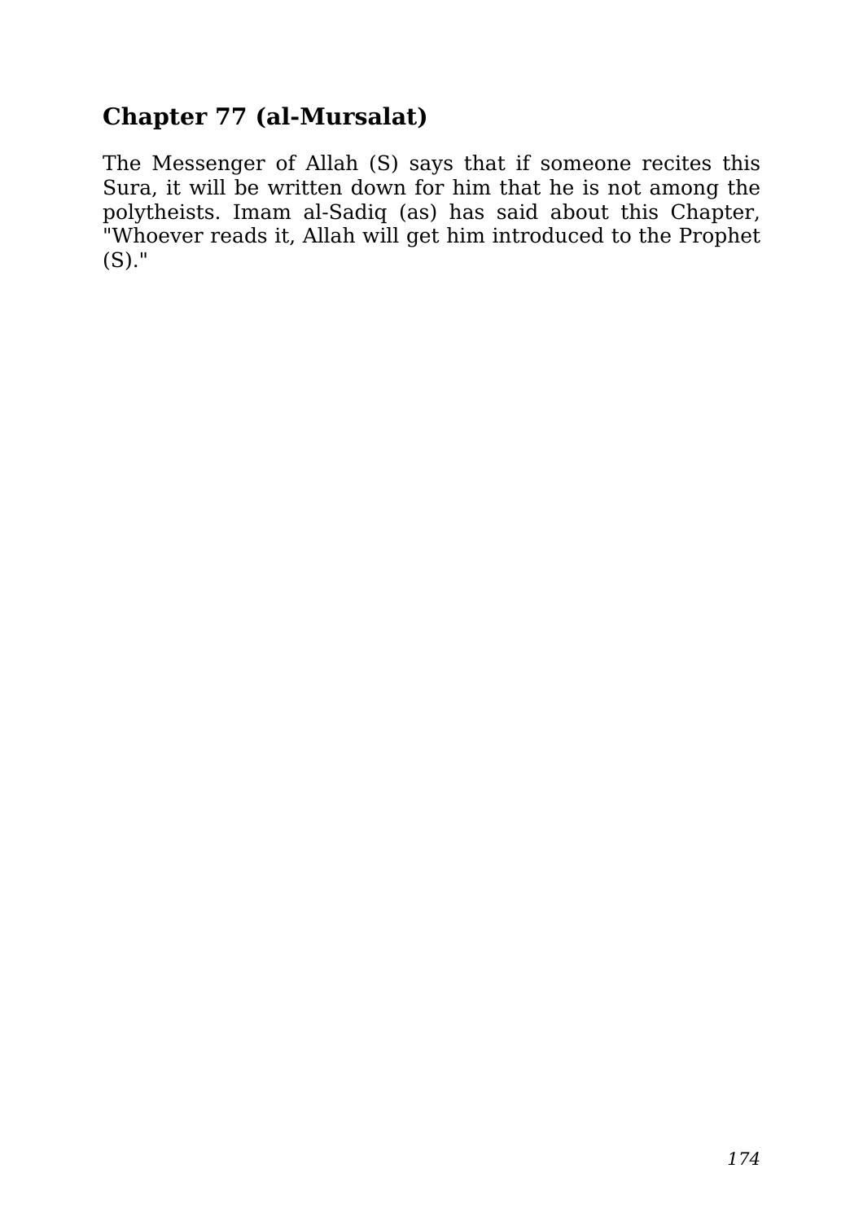## Chapter 77 (al-Mursalat)

The Messenger of Allah (S) says that if someone recites this Sura, it will be written down for him that he is not among the polytheists. Imam al-Sadiq (as) has said about this Chapter, "Whoever reads it, Allah will get him introduced to the Prophet (S)."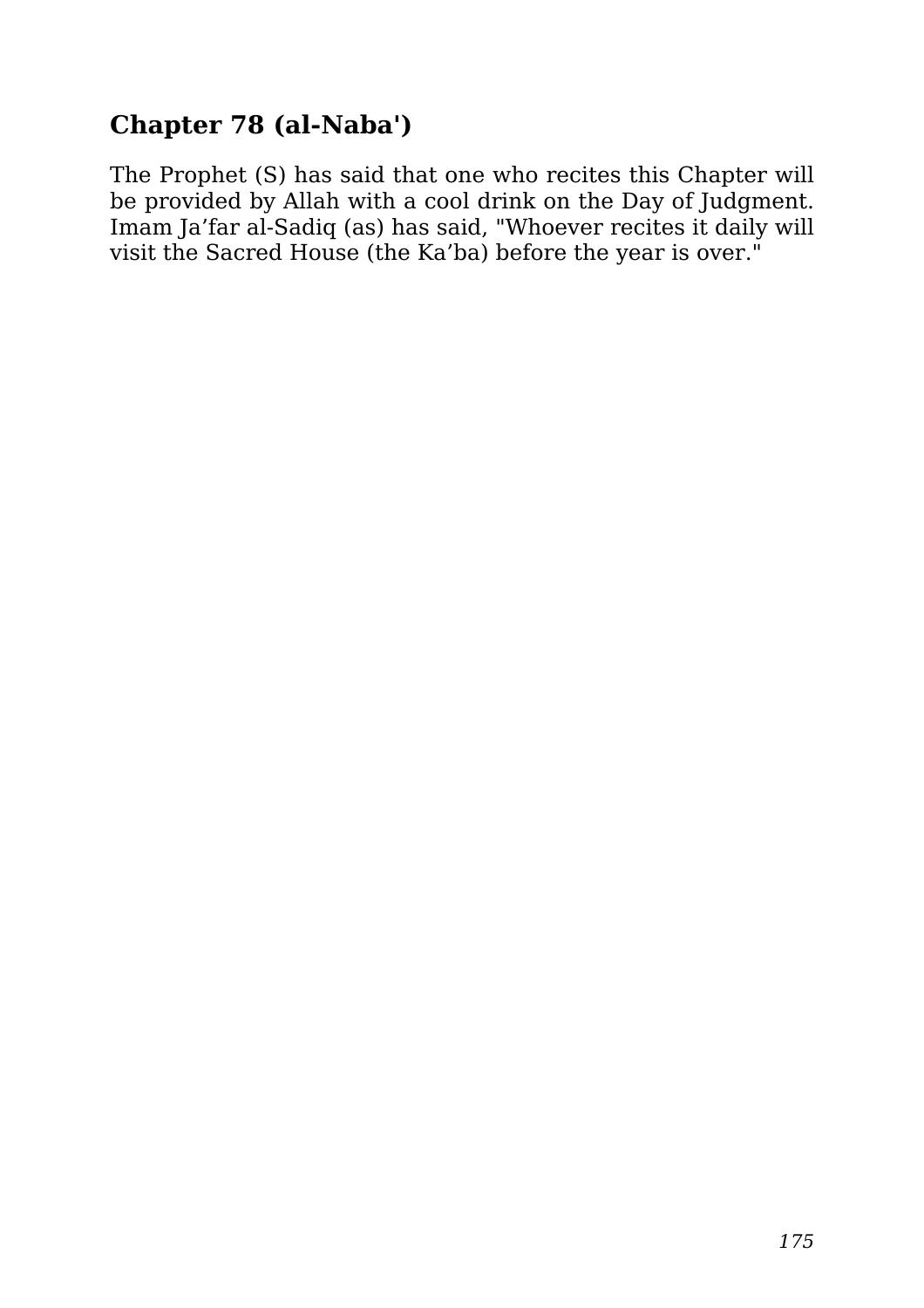## Chapter 78 (al-Naba')

The Prophet (S) has said that one who recites this Chapter will be provided by Allah with a cool drink on the Day of Judgment. Imam Ja’far al-Sadiq (as) has said, "Whoever recites it daily will visit the Sacred House (the Ka’ba) before the year is over."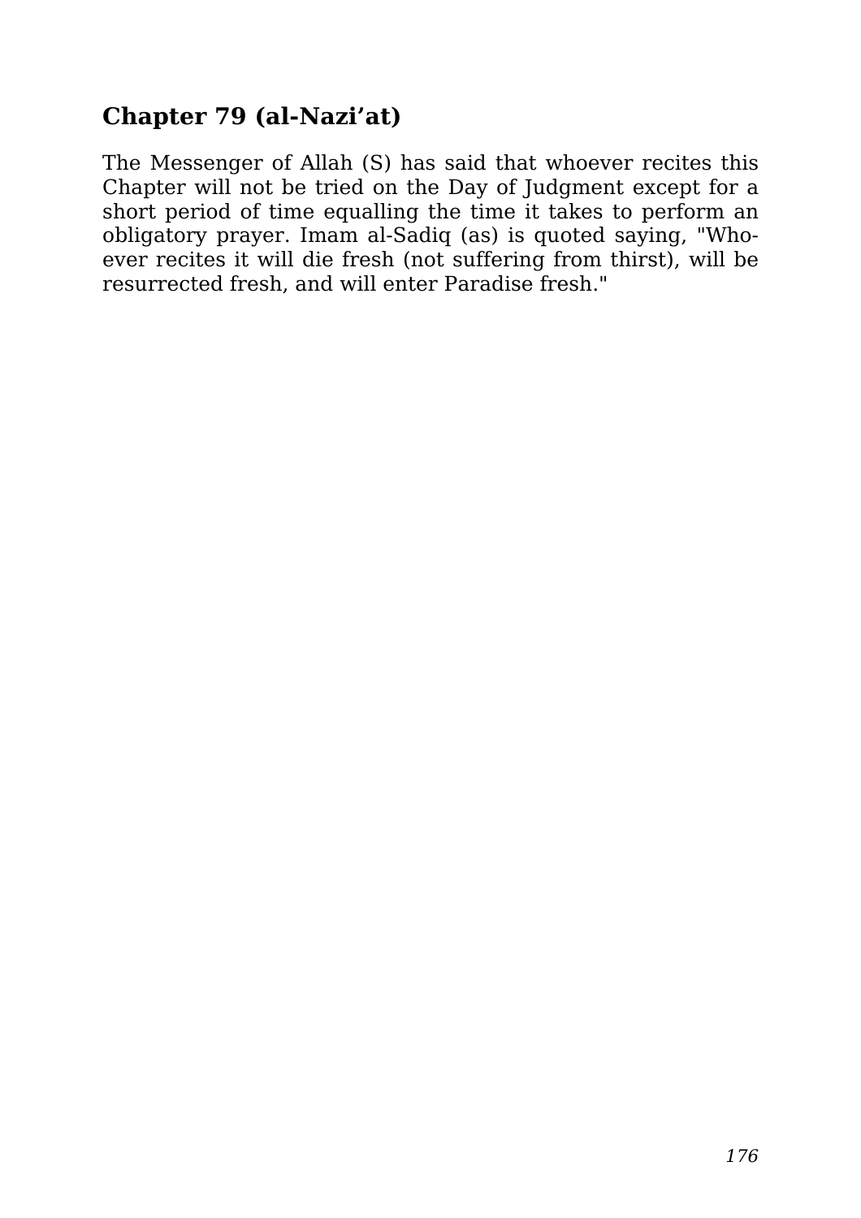## Chapter 79 (al-Nazi'at)

The Messenger of Allah (S) has said that whoever recites this Chapter will not be tried on the Day of Judgment except for a short period of time equalling the time it takes to perform an obligatory prayer. Imam al-Sadiq (as) is quoted saying, "Whoever recites it will die fresh (not suffering from thirst), will be resurrected fresh, and will enter Paradise fresh."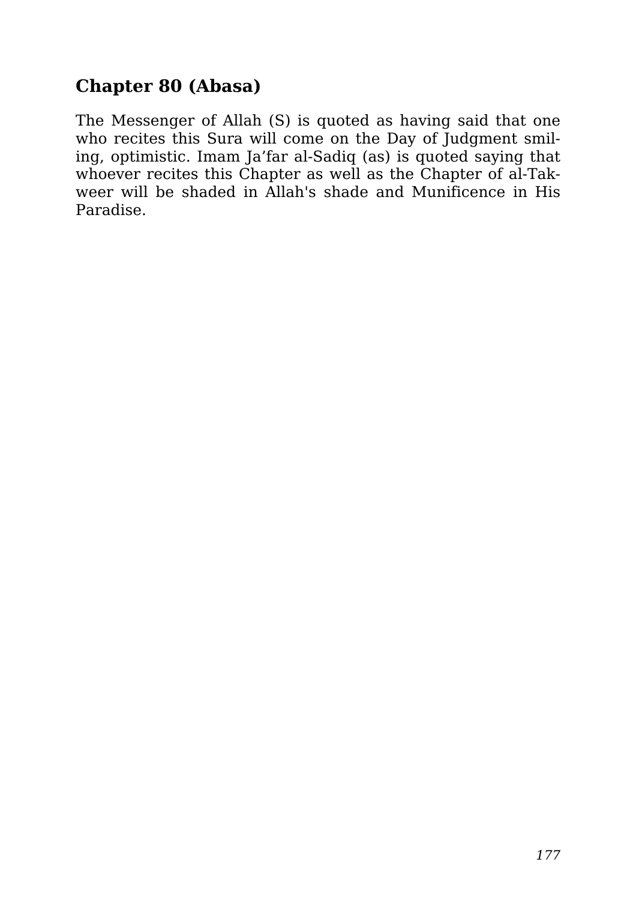## Chapter 80 (Abasa)

The Messenger of Allah (S) is quoted as having said that one who recites this Sura will come on the Day of Judgment smiling, optimistic. Imam Ja’far al-Sadiq (as) is quoted saying that whoever recites this Chapter as well as the Chapter of al-Takweer will be shaded in Allah's shade and Munificence in His Paradise.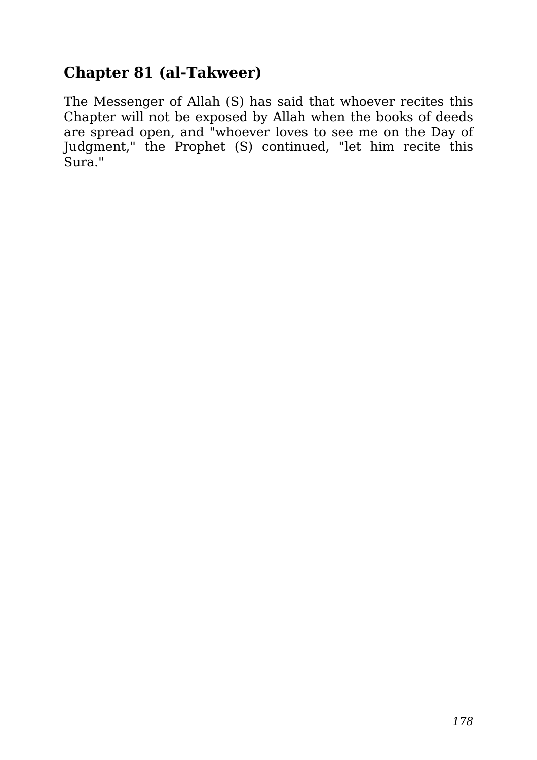## Chapter 81 (al-Takweer)

The Messenger of Allah (S) has said that whoever recites this Chapter will not be exposed by Allah when the books of deeds are spread open, and "whoever loves to see me on the Day of Judgment," the Prophet (S) continued, "let him recite this Sura."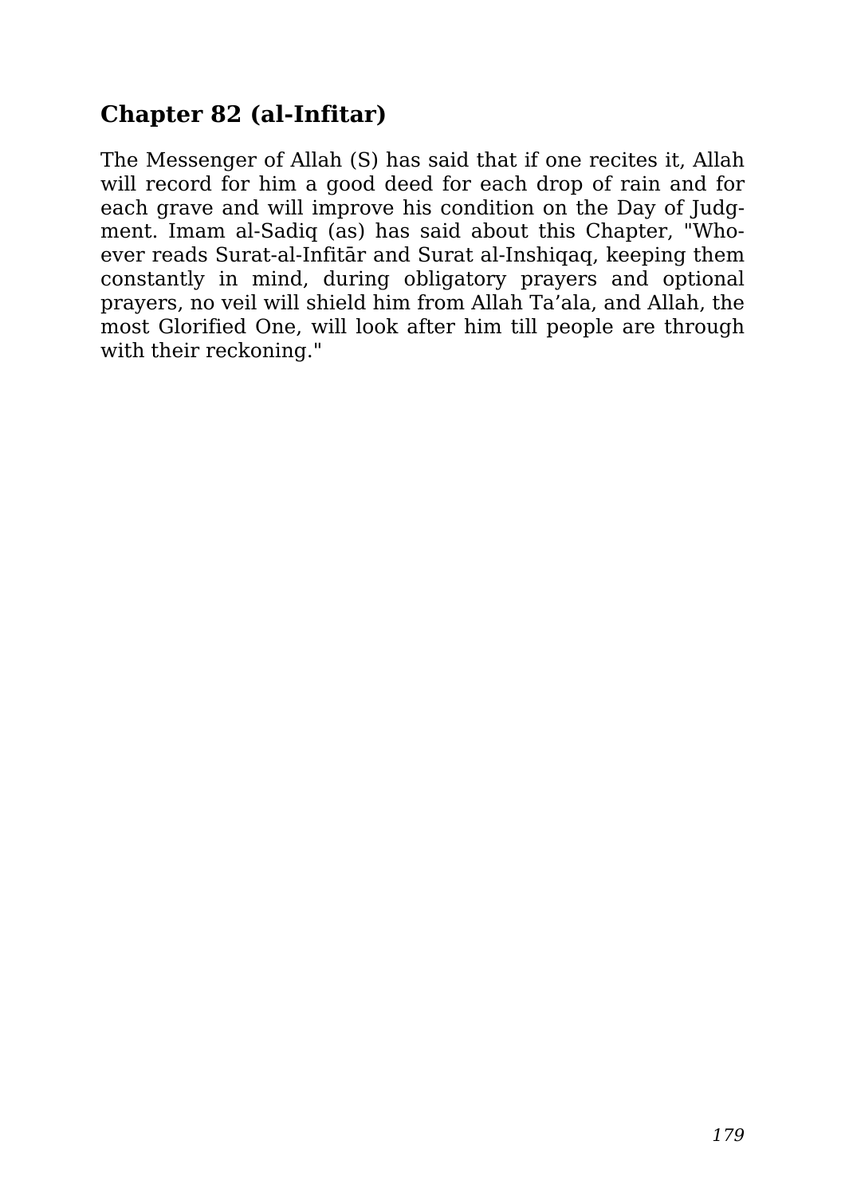## Chapter 82 (al-Infitar)

The Messenger of Allah (S) has said that if one recites it, Allah will record for him a good deed for each drop of rain and for each grave and will improve his condition on the Day of Judgment. Imam al-Sadiq (as) has said about this Chapter, "Whoever reads Surat-al-Infitār and Surat al-Inshiqaq, keeping them constantly in mind, during obligatory prayers and optional prayers, no veil will shield him from Allah Ta'ala, and Allah, the most Glorified One, will look after him till people are through with their reckoning."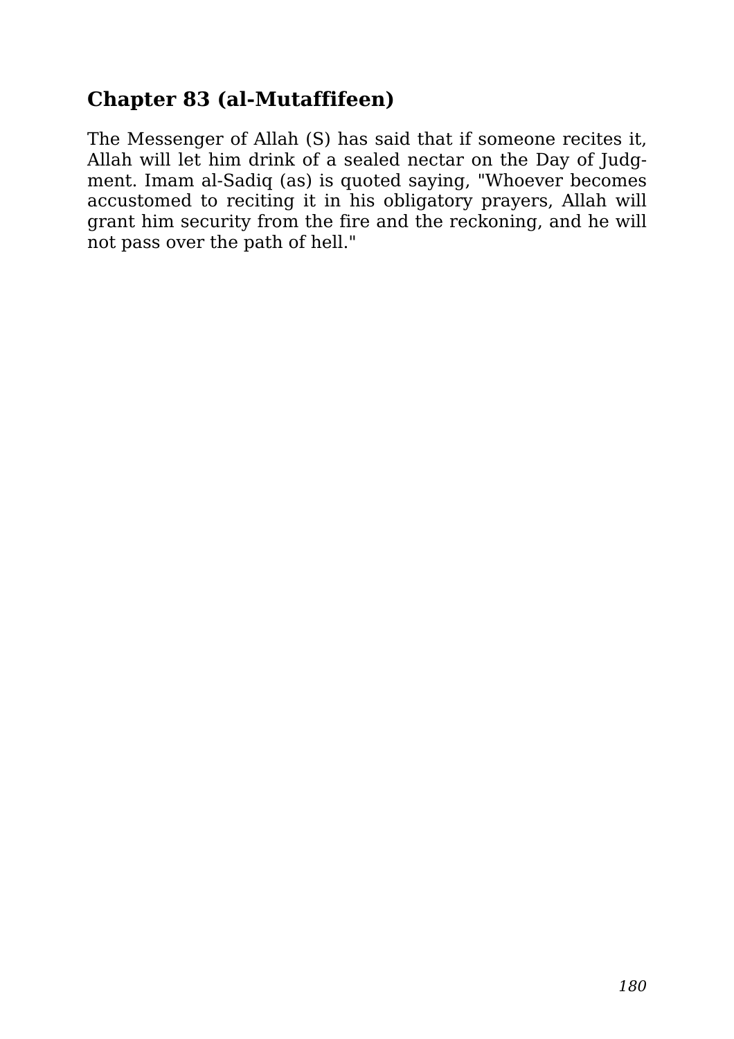## Chapter 83 (al-Mutaffifeen)

The Messenger of Allah (S) has said that if someone recites it, Allah will let him drink of a sealed nectar on the Day of Judgment. Imam al-Sadiq (as) is quoted saying, "Whoever becomes accustomed to reciting it in his obligatory prayers, Allah will grant him security from the fire and the reckoning, and he will not pass over the path of hell."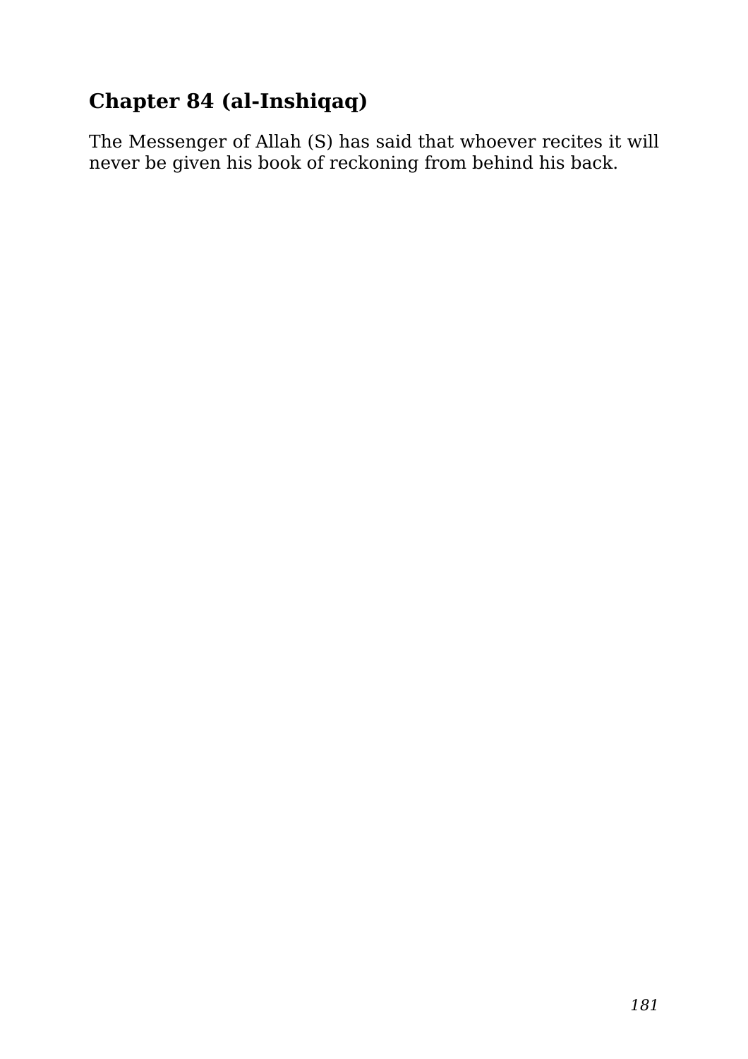## Chapter 84 (al-Inshiqaq)

The Messenger of Allah (S) has said that whoever recites it will never be given his book of reckoning from behind his back.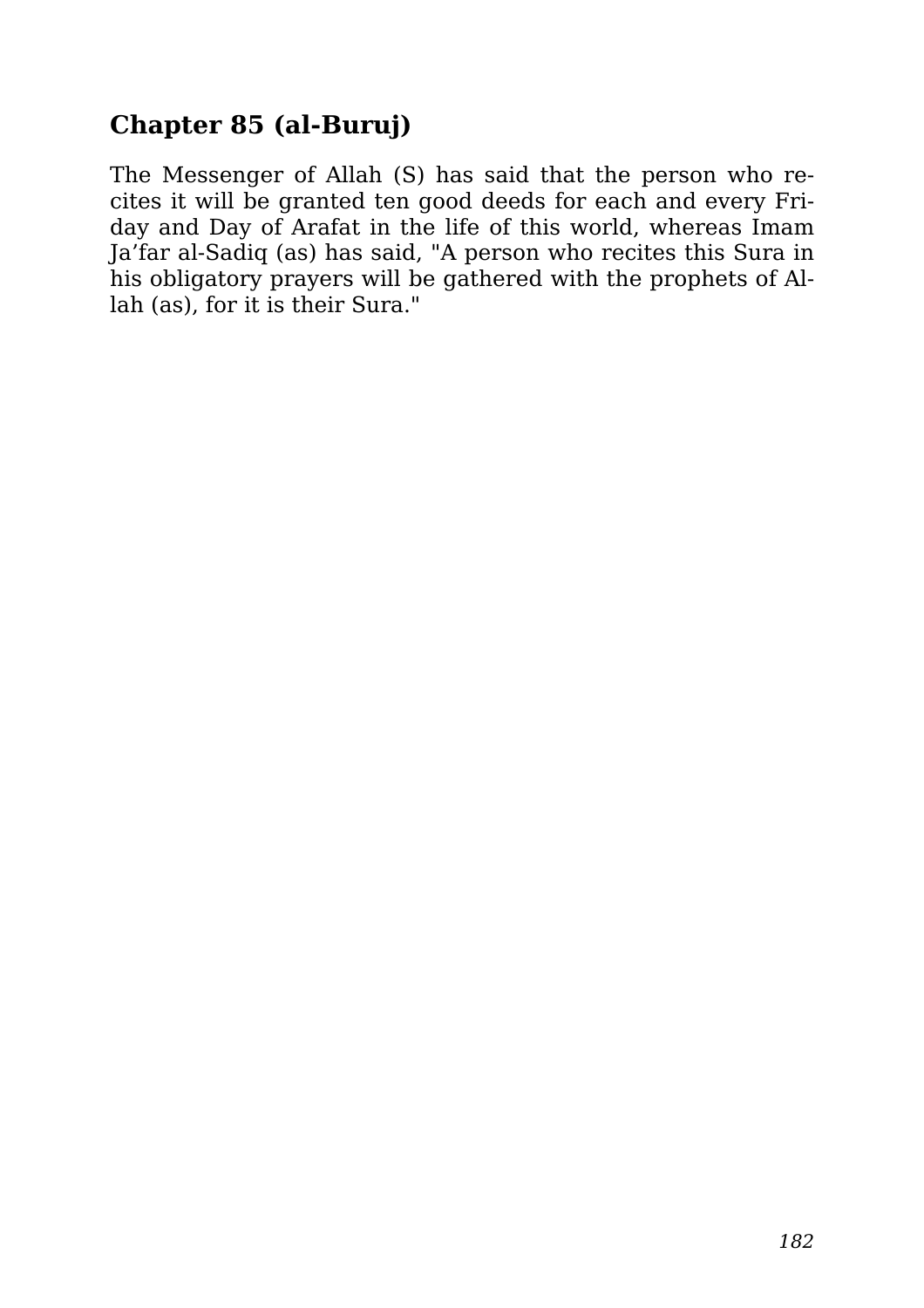## Chapter 85 (al-Buruj)

The Messenger of Allah (S) has said that the person who recites it will be granted ten good deeds for each and every Friday and Day of Arafat in the life of this world, whereas Imam Ja'far al-Sadiq (as) has said, "A person who recites this Sura in his obligatory prayers will be gathered with the prophets of Allah (as), for it is their Sura."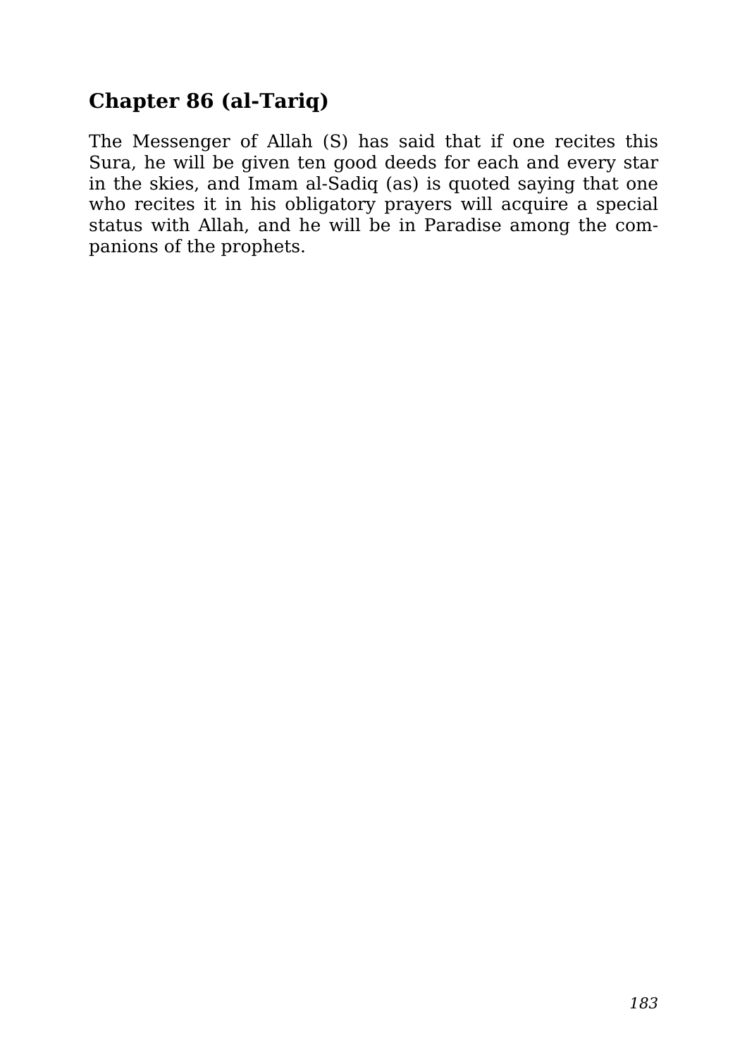## Chapter 86 (al-Tariq)

The Messenger of Allah (S) has said that if one recites this Sura, he will be given ten good deeds for each and every star in the skies, and Imam al-Sadiq (as) is quoted saying that one who recites it in his obligatory prayers will acquire a special status with Allah, and he will be in Paradise among the companions of the prophets.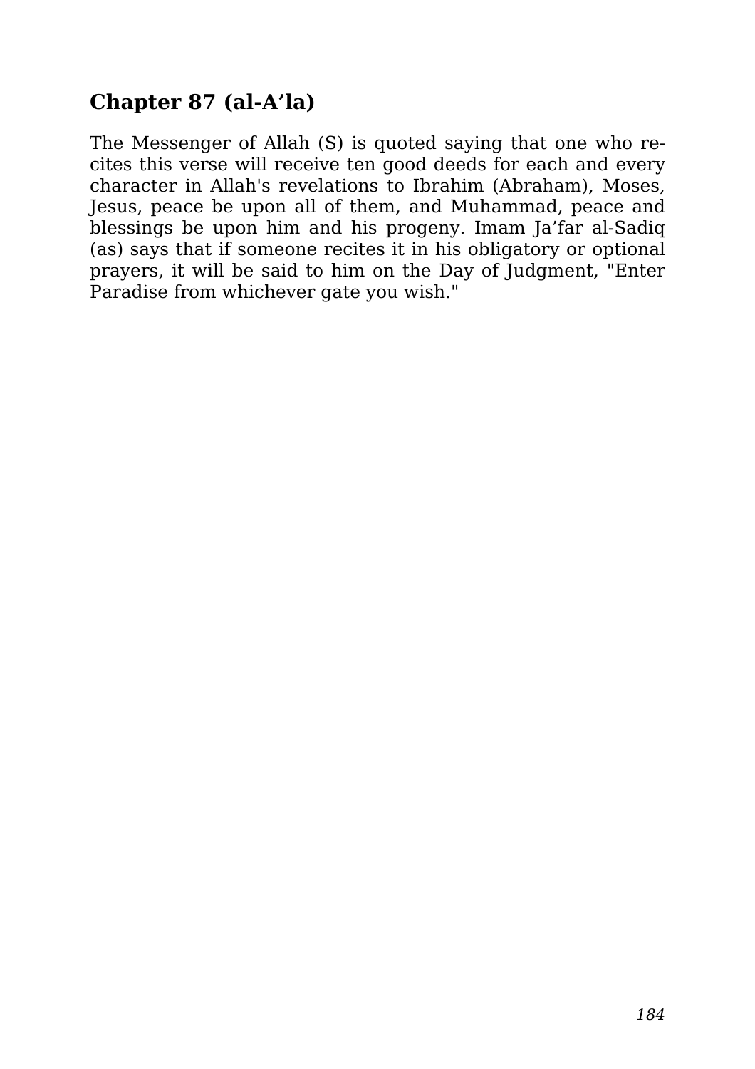## Chapter 87 (al-A'la)

The Messenger of Allah (S) is quoted saying that one who recites this verse will receive ten good deeds for each and every character in Allah's revelations to Ibrahim (Abraham), Moses, Jesus, peace be upon all of them, and Muhammad, peace and blessings be upon him and his progeny. Imam Ja'far al-Sadiq (as) says that if someone recites it in his obligatory or optional prayers, it will be said to him on the Day of Judgment, "Enter Paradise from whichever gate you wish."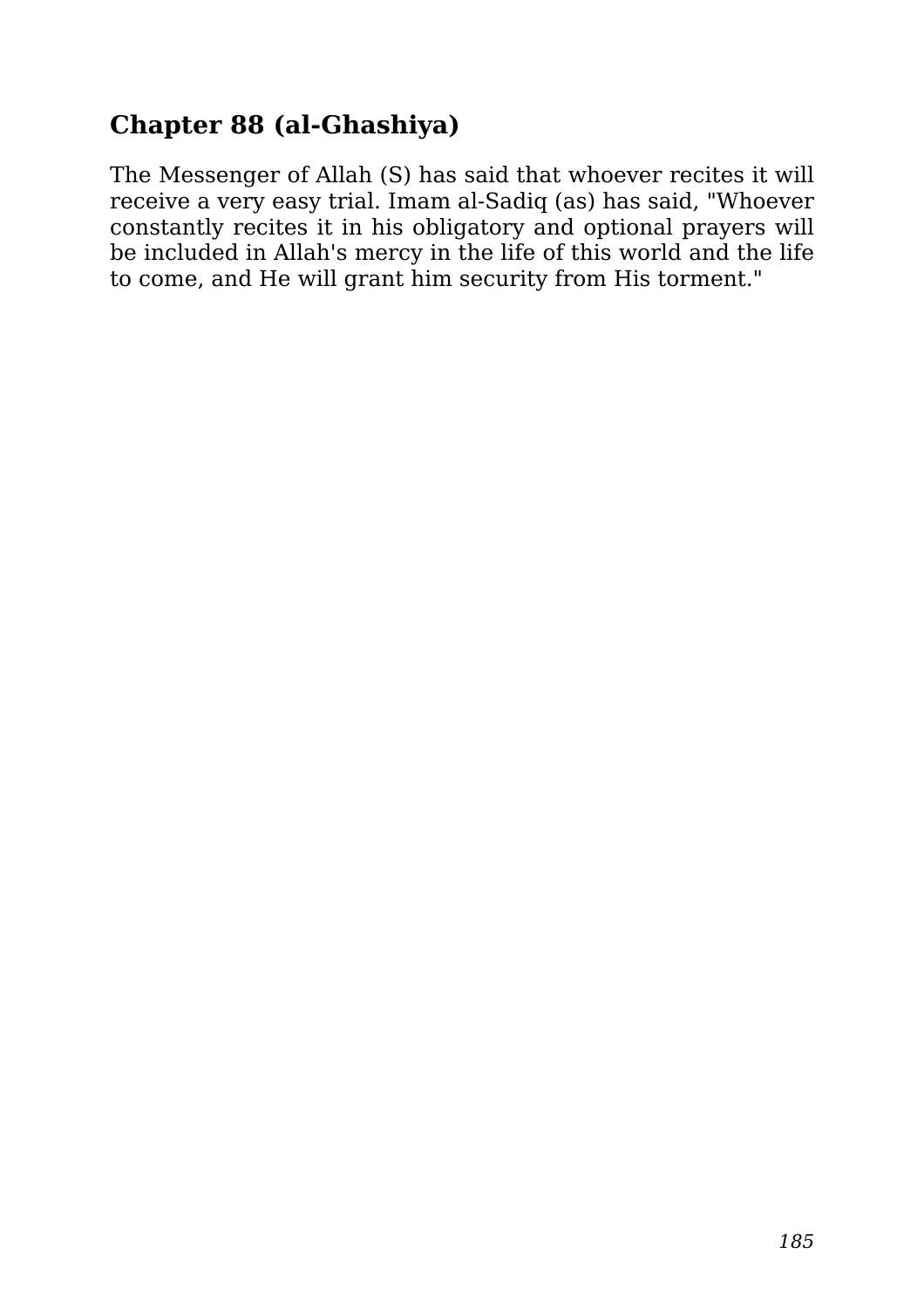## Chapter 88 (al-Ghashiya)

The Messenger of Allah (S) has said that whoever recites it will receive a very easy trial. Imam al-Sadiq (as) has said, "Whoever constantly recites it in his obligatory and optional prayers will be included in Allah's mercy in the life of this world and the life to come, and He will grant him security from His torment."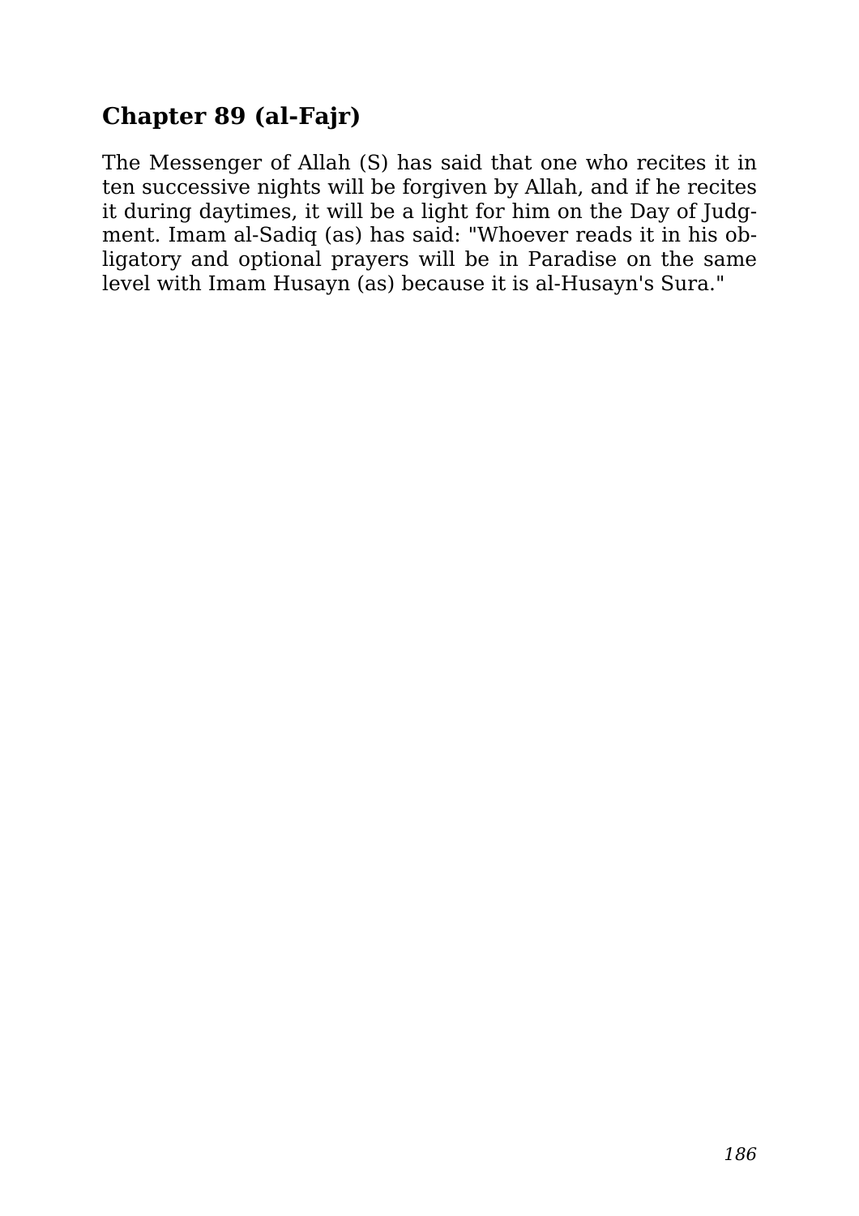## Chapter 89 (al-Fajr)

The Messenger of Allah (S) has said that one who recites it in ten successive nights will be forgiven by Allah, and if he recites it during daytimes, it will be a light for him on the Day of Judgment. Imam al-Sadiq (as) has said: "Whoever reads it in his obligatory and optional prayers will be in Paradise on the same level with Imam Husayn (as) because it is al-Husayn's Sura."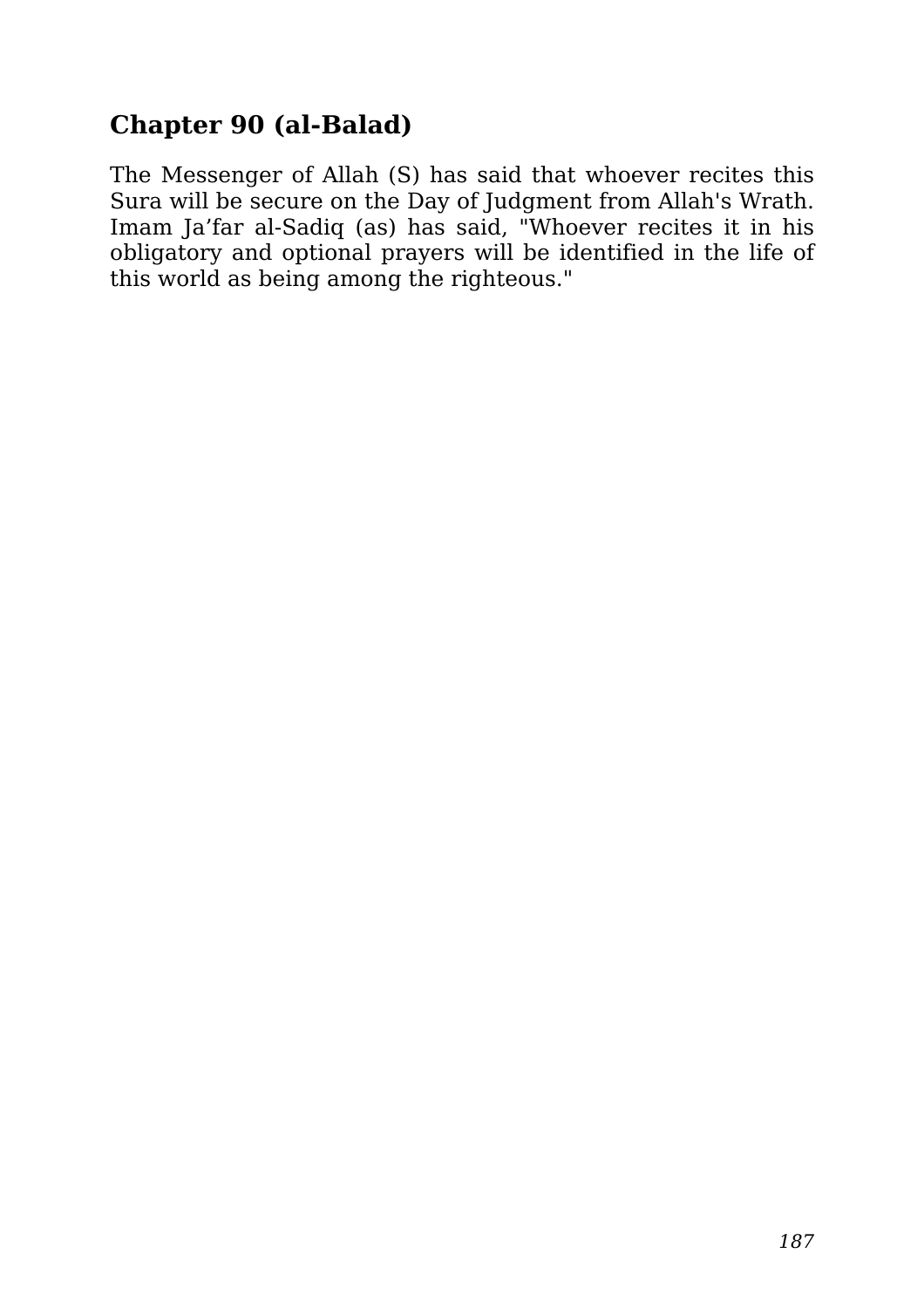## Chapter 90 (al-Balad)

The Messenger of Allah (S) has said that whoever recites this Sura will be secure on the Day of Judgment from Allah's Wrath. Imam Ja'far al-Sadiq (as) has said, "Whoever recites it in his obligatory and optional prayers will be identified in the life of this world as being among the righteous."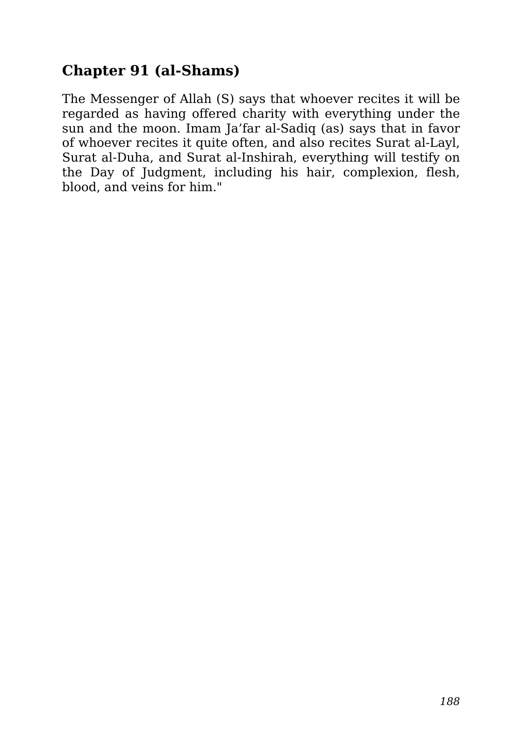## Chapter 91 (al-Shams)

The Messenger of Allah (S) says that whoever recites it will be regarded as having offered charity with everything under the sun and the moon. Imam Ja'far al-Sadiq (as) says that in favor of whoever recites it quite often, and also recites Surat al-Layl, Surat al-Duha, and Surat al-Inshirah, everything will testify on the Day of Judgment, including his hair, complexion, flesh, blood, and veins for him."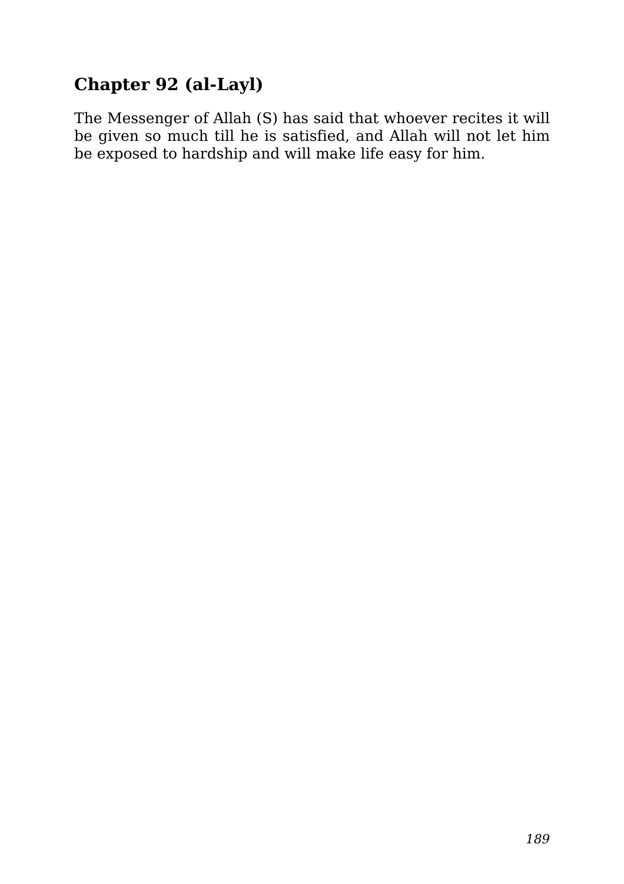## Chapter 92 (al-Layl)

The Messenger of Allah (S) has said that whoever recites it will be given so much till he is satisfied, and Allah will not let him be exposed to hardship and will make life easy for him.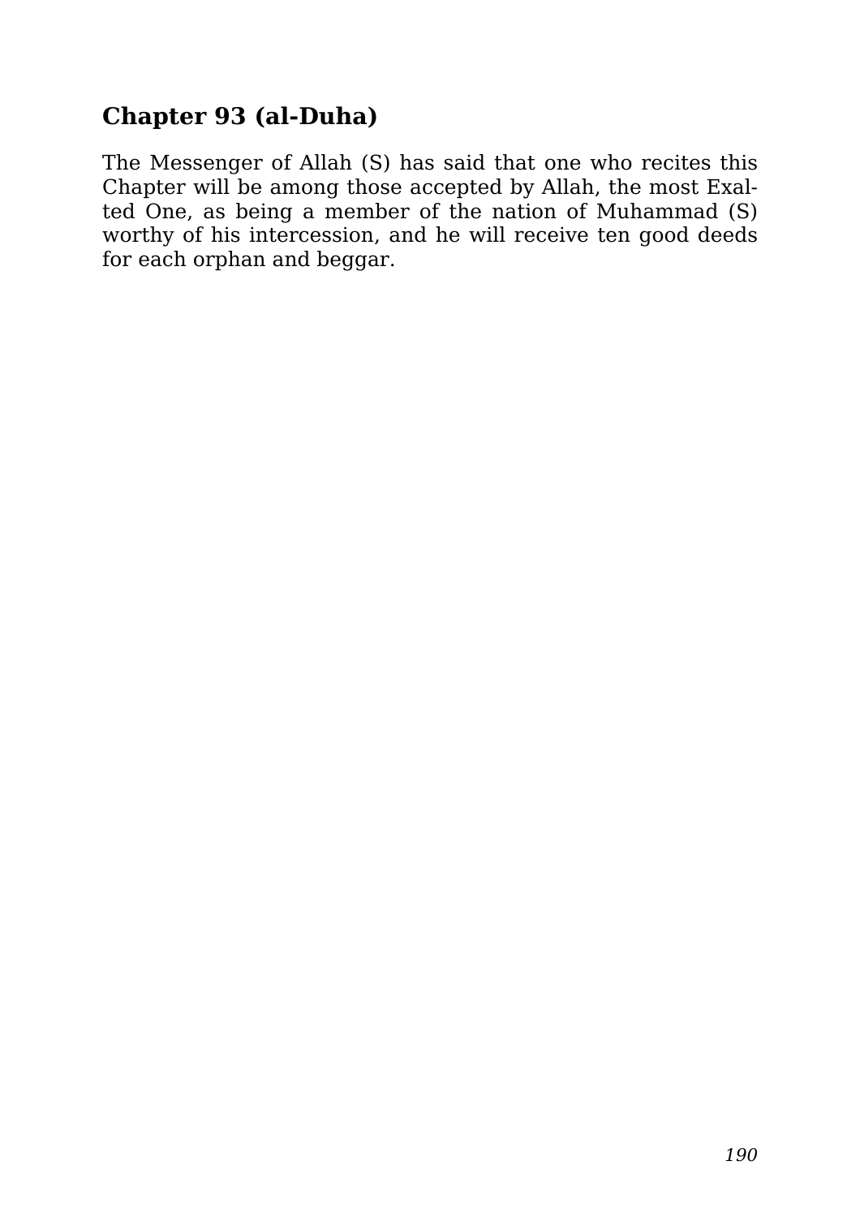## Chapter 93 (al-Duha)

The Messenger of Allah (S) has said that one who recites this Chapter will be among those accepted by Allah, the most Exalted One, as being a member of the nation of Muhammad (S) worthy of his intercession, and he will receive ten good deeds for each orphan and beggar.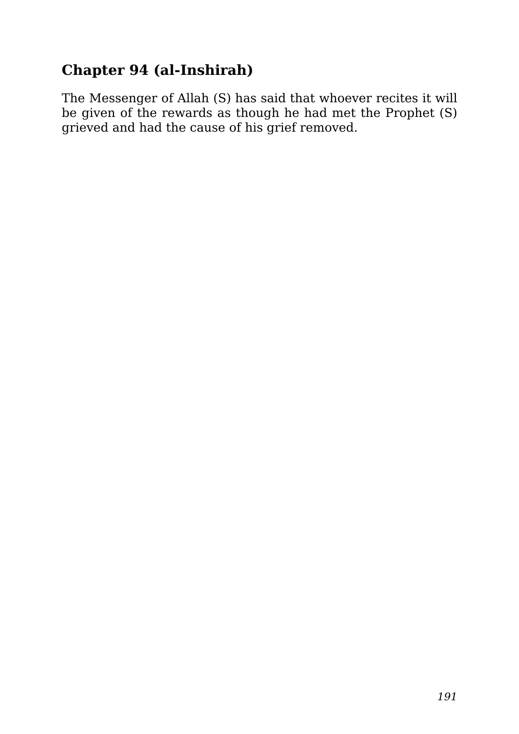## Chapter 94 (al-Inshirah)

The Messenger of Allah (S) has said that whoever recites it will be given of the rewards as though he had met the Prophet (S) grieved and had the cause of his grief removed.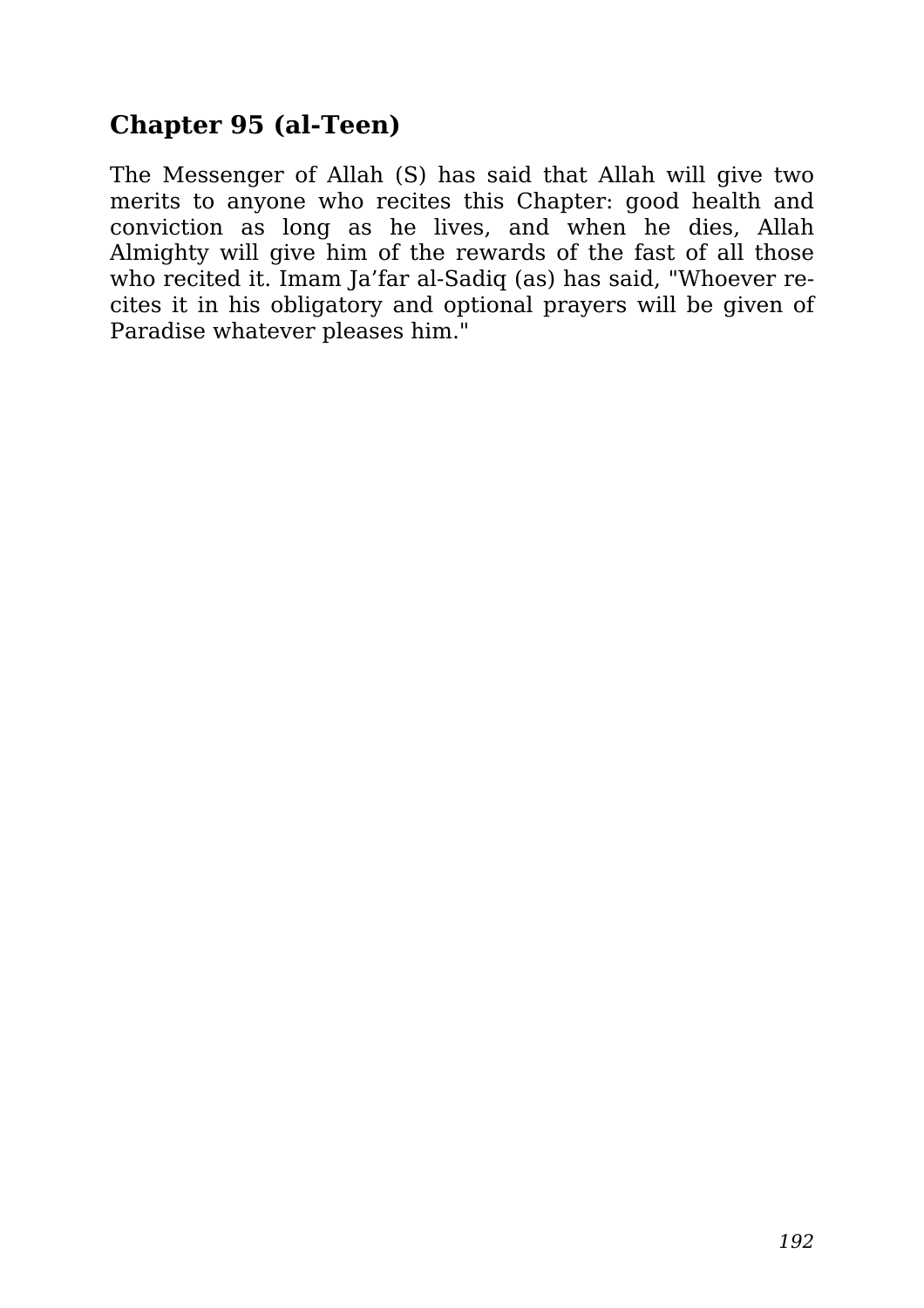## Chapter 95 (al-Teen)

The Messenger of Allah (S) has said that Allah will give two merits to anyone who recites this Chapter: good health and conviction as long as he lives, and when he dies, Allah Almighty will give him of the rewards of the fast of all those who recited it. Imam Ja’far al-Sadiq (as) has said, "Whoever recites it in his obligatory and optional prayers will be given of Paradise whatever pleases him."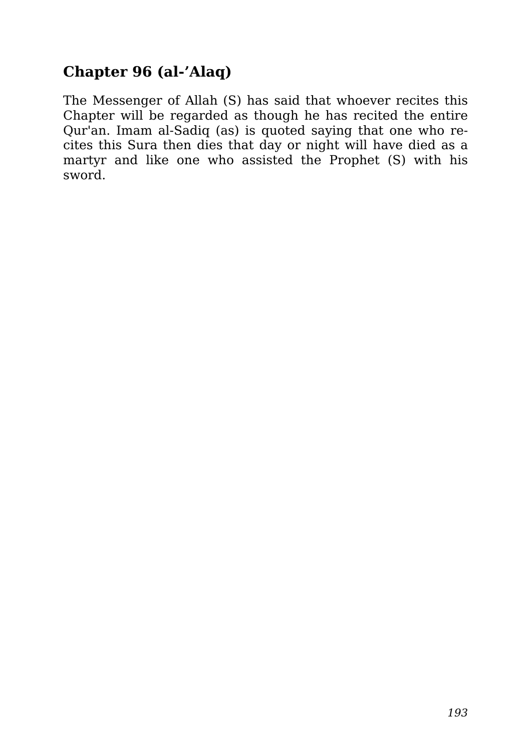## Chapter 96 (al-’Alaq)

The Messenger of Allah (S) has said that whoever recites this Chapter will be regarded as though he has recited the entire Qur'an. Imam al-Sadiq (as) is quoted saying that one who recites this Sura then dies that day or night will have died as a martyr and like one who assisted the Prophet (S) with his sword.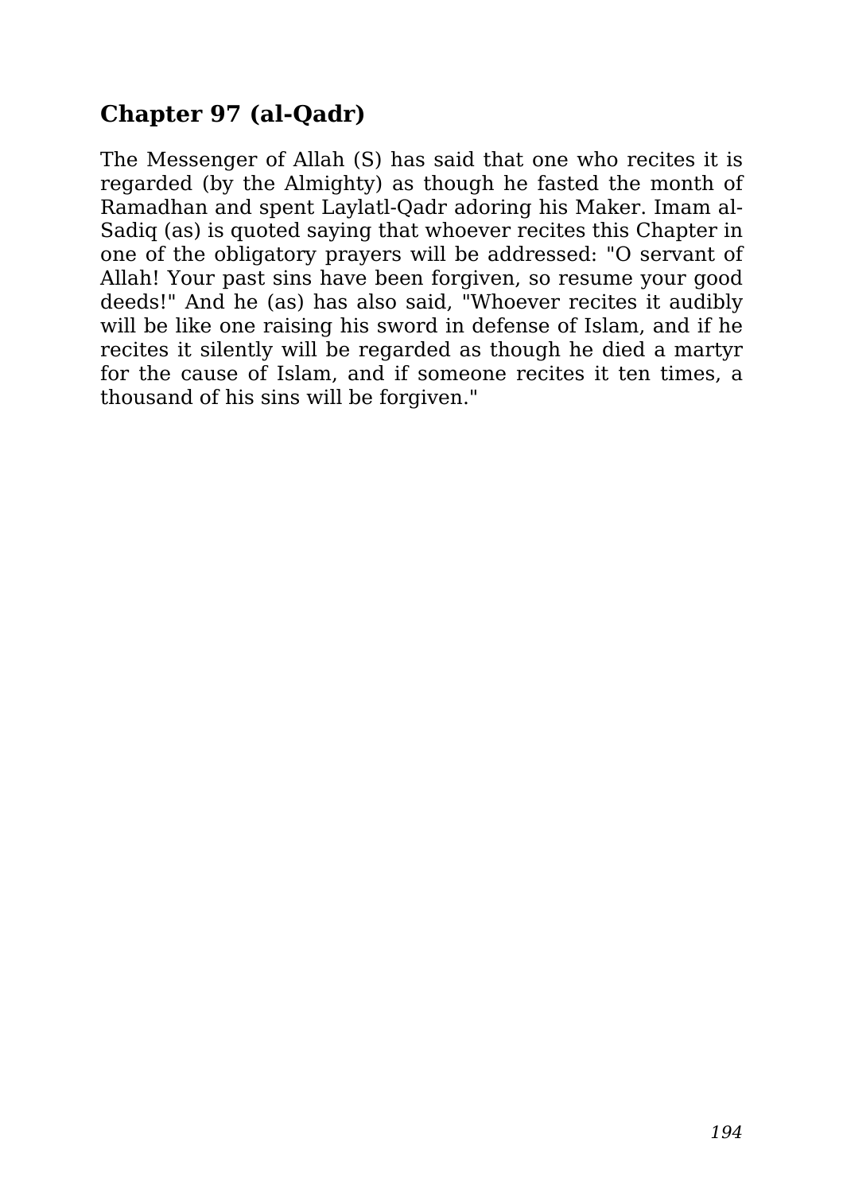## Chapter 97 (al-Qadr)

The Messenger of Allah (S) has said that one who recites it is regarded (by the Almighty) as though he fasted the month of Ramadhan and spent Laylatl-Qadr adoring his Maker. Imam al-Sadiq (as) is quoted saying that whoever recites this Chapter in one of the obligatory prayers will be addressed: "O servant of Allah! Your past sins have been forgiven, so resume your good deeds!" And he (as) has also said, "Whoever recites it audibly will be like one raising his sword in defense of Islam, and if he recites it silently will be regarded as though he died a martyr for the cause of Islam, and if someone recites it ten times, a thousand of his sins will be forgiven."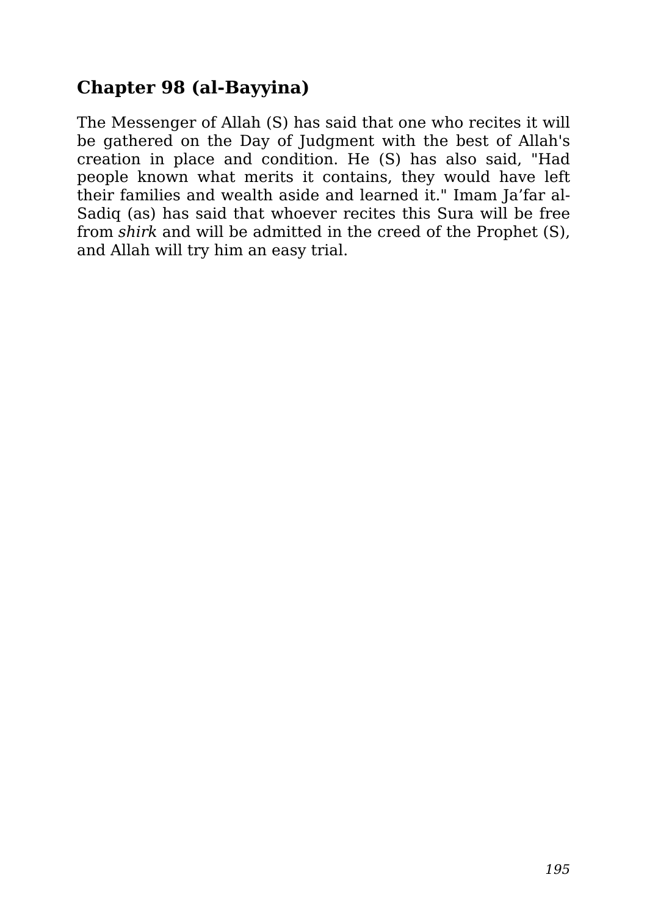## Chapter 98 (al-Bayyina)

The Messenger of Allah (S) has said that one who recites it will be gathered on the Day of Judgment with the best of Allah's creation in place and condition. He (S) has also said, "Had people known what merits it contains, they would have left their families and wealth aside and learned it." Imam Ja'far al-Sadiq (as) has said that whoever recites this Sura will be free from *shirk* and will be admitted in the creed of the Prophet (S), and Allah will try him an easy trial.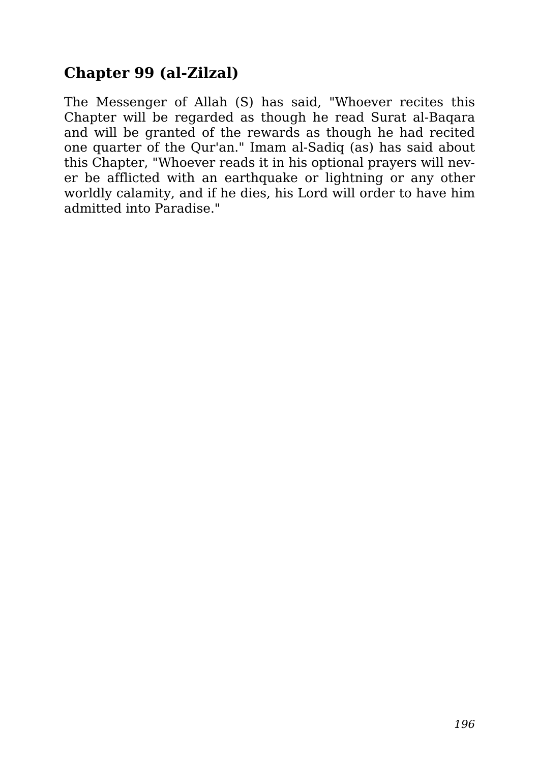## Chapter 99 (al-Zilzal)

The Messenger of Allah (S) has said, "Whoever recites this Chapter will be regarded as though he read Surat al-Baqara and will be granted of the rewards as though he had recited one quarter of the Qur'an." Imam al-Sadiq (as) has said about this Chapter, "Whoever reads it in his optional prayers will never be afflicted with an earthquake or lightning or any other worldly calamity, and if he dies, his Lord will order to have him admitted into Paradise."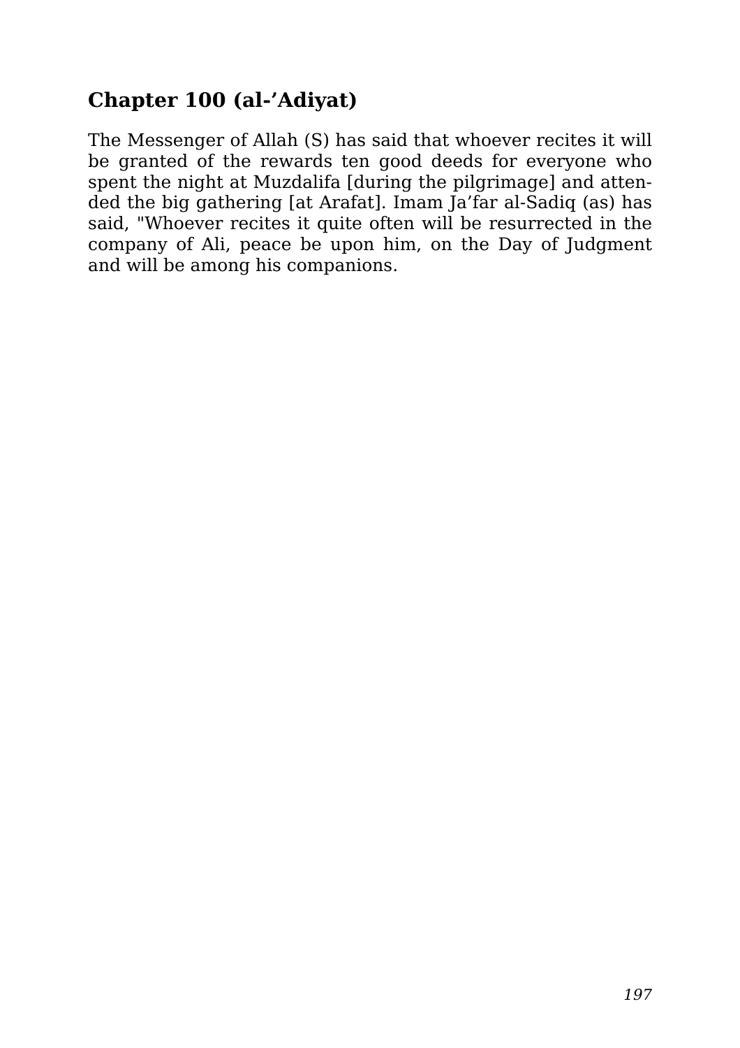## Chapter 100 (al-'Adiyat)

The Messenger of Allah (S) has said that whoever recites it will be granted of the rewards ten good deeds for everyone who spent the night at Muzdalifa [during the pilgrimage] and attended the big gathering [at Arafat]. Imam Ja'far al-Sadiq (as) has said, "Whoever recites it quite often will be resurrected in the company of Ali, peace be upon him, on the Day of Judgment and will be among his companions.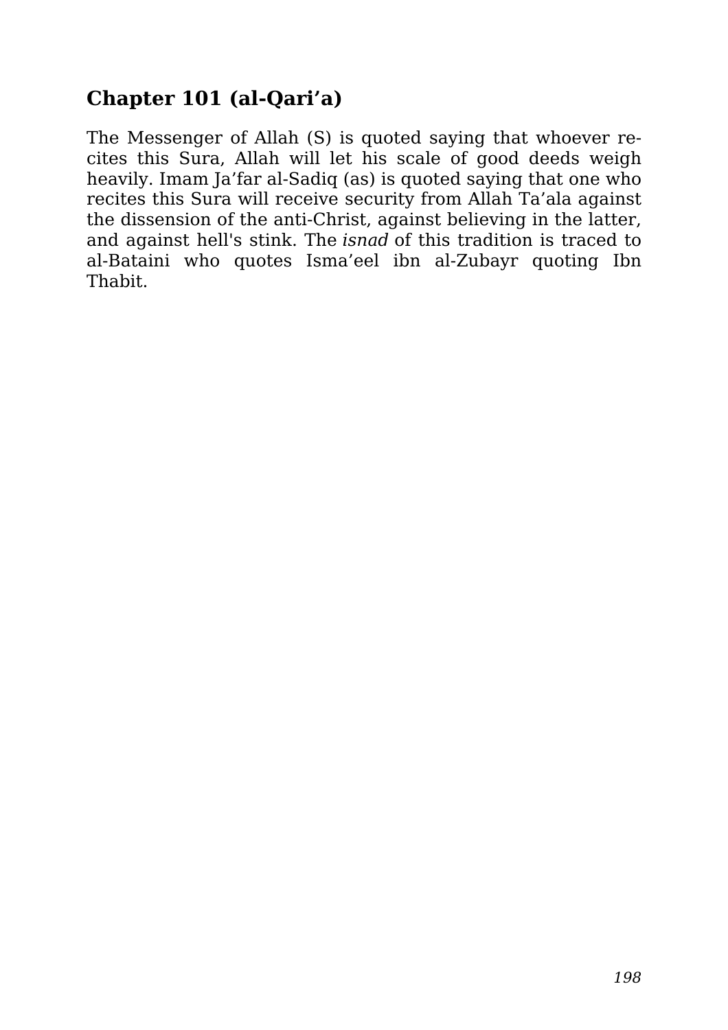## Chapter 101 (al-Qari'a)

The Messenger of Allah (S) is quoted saying that whoever recites this Sura, Allah will let his scale of good deeds weigh heavily. Imam Ja'far al-Sadiq (as) is quoted saying that one who recites this Sura will receive security from Allah Ta'ala against the dissension of the anti-Christ, against believing in the latter, and against hell's stink. The *isnad* of this tradition is traced to al-Bataini who quotes Isma'eel ibn al-Zubayr quoting Ibn Thabit.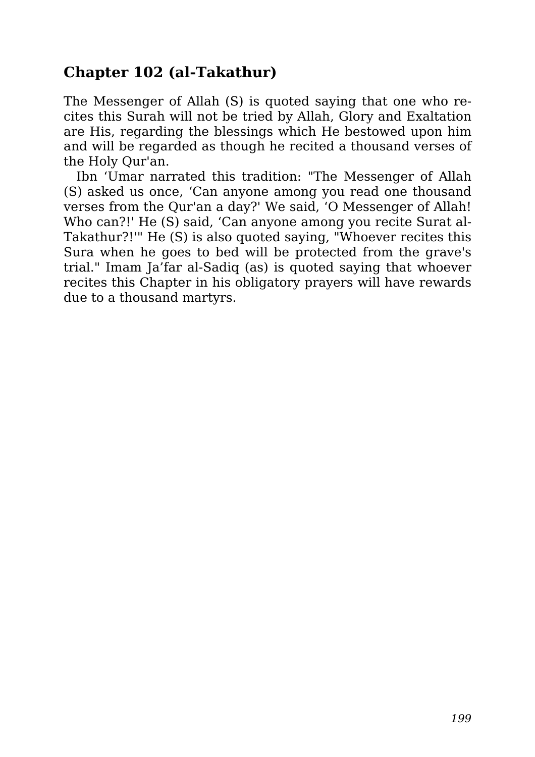## Chapter 102 (al-Takathur)

The Messenger of Allah (S) is quoted saying that one who recites this Surah will not be tried by Allah, Glory and Exaltation are His, regarding the blessings which He bestowed upon him and will be regarded as though he recited a thousand verses of the Holy Qur'an.

Ibn ‘Umar narrated this tradition: "The Messenger of Allah (S) asked us once, ‘Can anyone among you read one thousand verses from the Qur'an a day?' We said, ‘O Messenger of Allah! Who can?!' He (S) said, ‘Can anyone among you recite Surat al-Takathur?!'" He (S) is also quoted saying, "Whoever recites this Sura when he goes to bed will be protected from the grave's trial." Imam Ja’far al-Sadiq (as) is quoted saying that whoever recites this Chapter in his obligatory prayers will have rewards due to a thousand martyrs.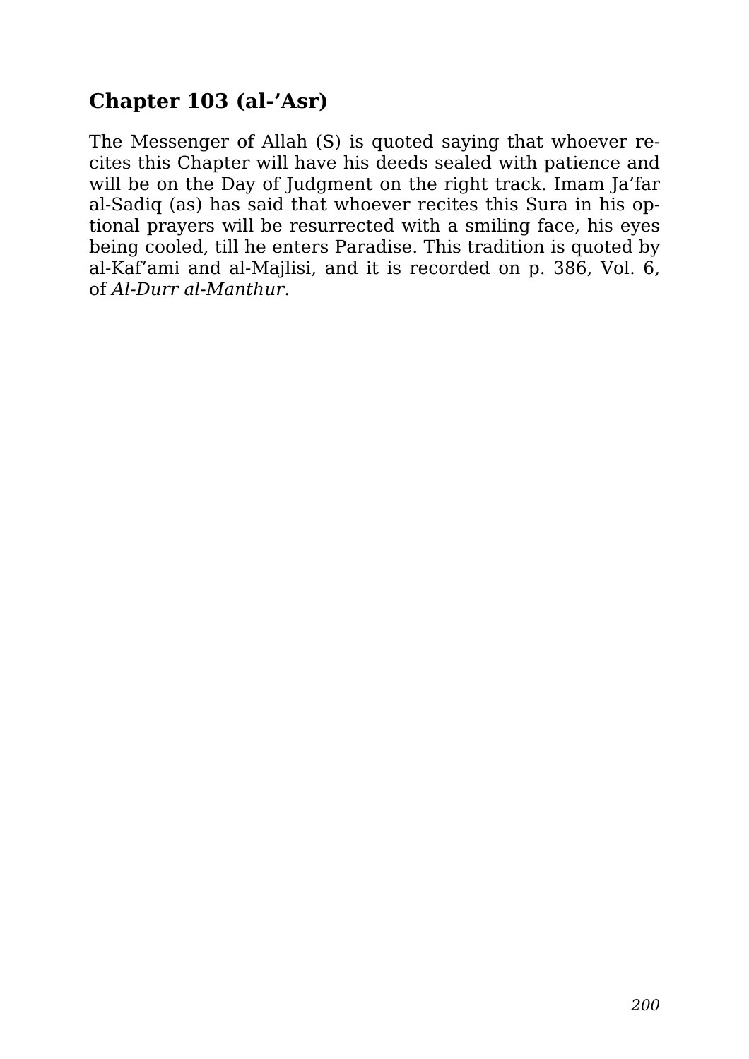## Chapter 103 (al-'Asr)

The Messenger of Allah (S) is quoted saying that whoever recites this Chapter will have his deeds sealed with patience and will be on the Day of Judgment on the right track. Imam Ja'far al-Sadiq (as) has said that whoever recites this Sura in his optional prayers will be resurrected with a smiling face, his eyes being cooled, till he enters Paradise. This tradition is quoted by al-Kaf'ami and al-Majlisi, and it is recorded on p. 386, Vol. 6, of *Al-Durr al-Manthur*.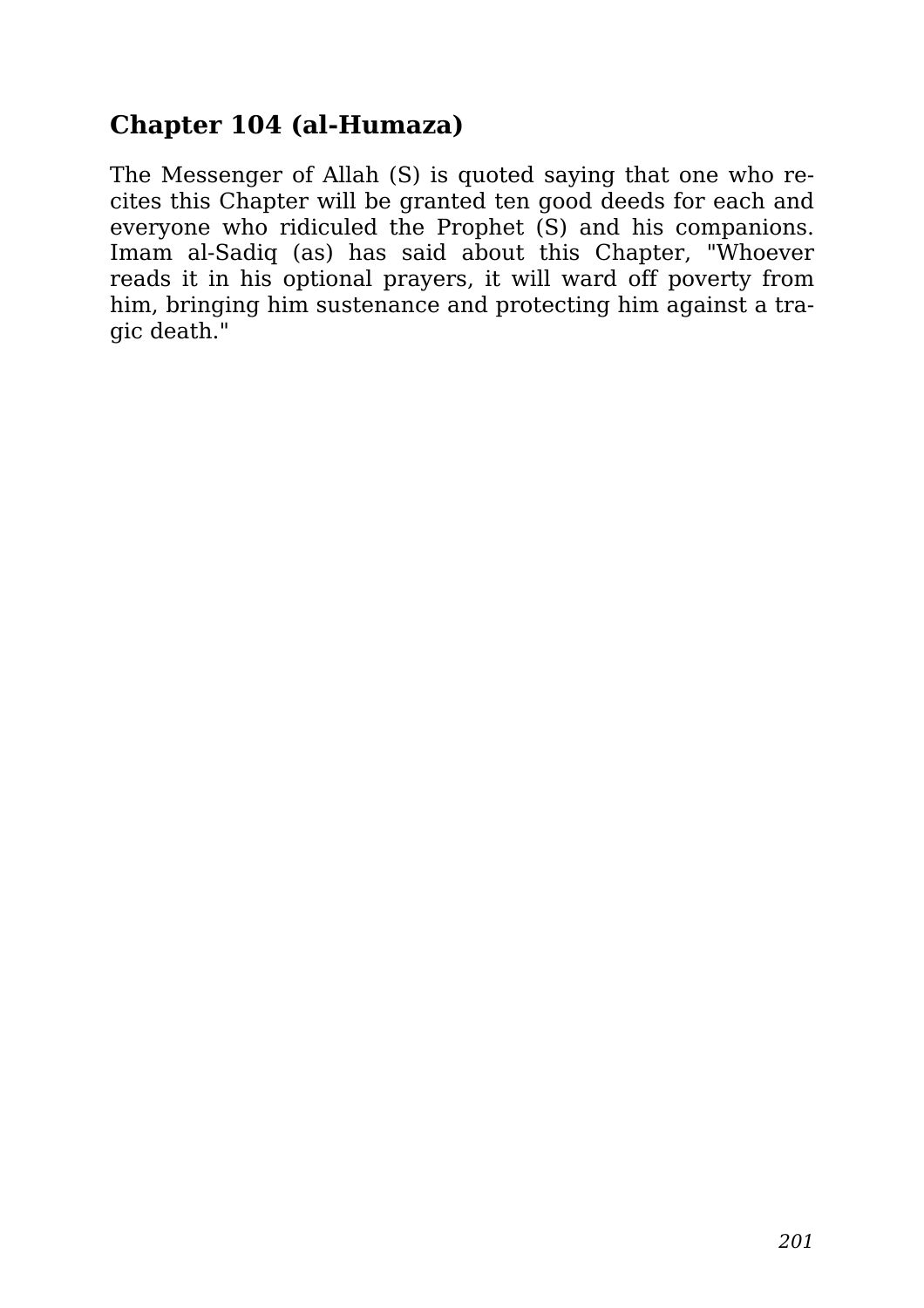## Chapter 104 (al-Humaza)

The Messenger of Allah (S) is quoted saying that one who recites this Chapter will be granted ten good deeds for each and everyone who ridiculed the Prophet (S) and his companions. Imam al-Sadiq (as) has said about this Chapter, "Whoever reads it in his optional prayers, it will ward off poverty from him, bringing him sustenance and protecting him against a tragic death."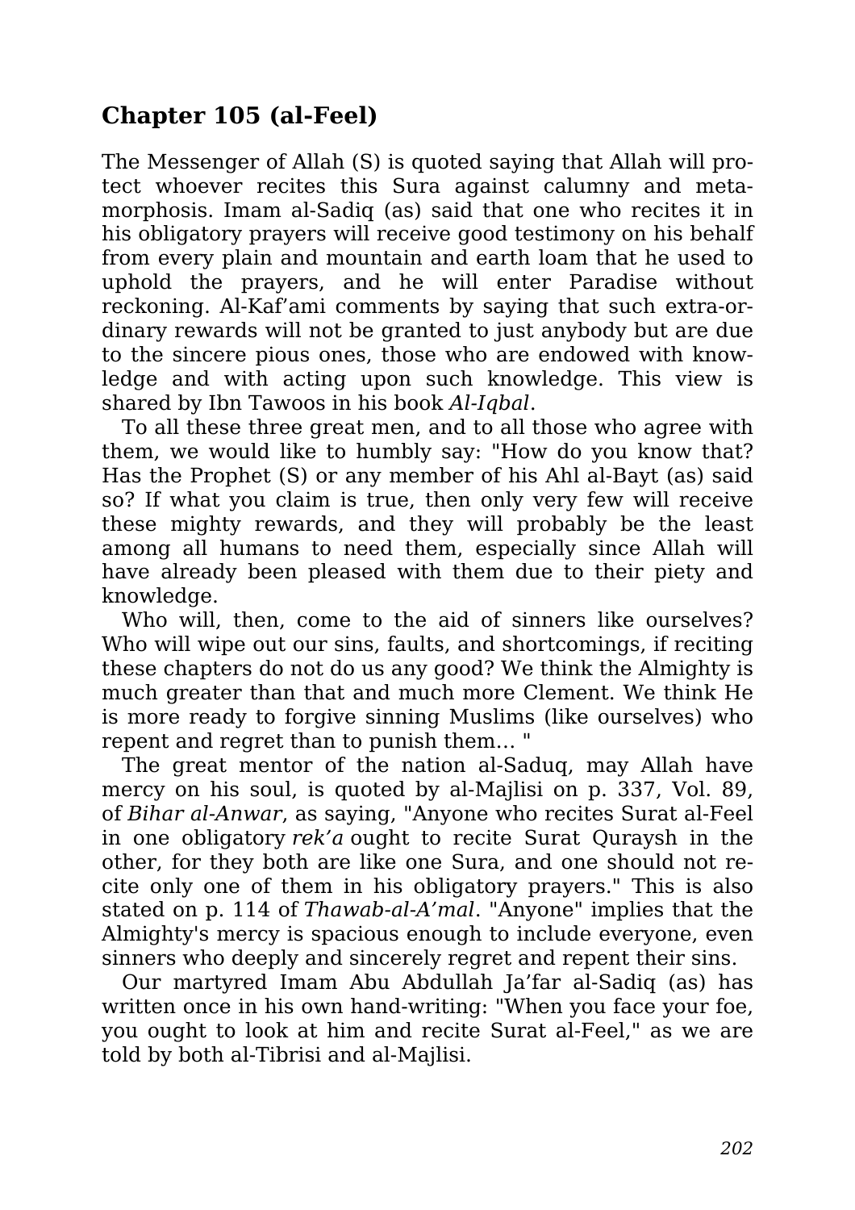## Chapter 105 (al-Feel)

The Messenger of Allah (S) is quoted saying that Allah will protect whoever recites this Sura against calumny and metamorphosis. Imam al-Sadiq (as) said that one who recites it in his obligatory prayers will receive good testimony on his behalf from every plain and mountain and earth loam that he used to uphold the prayers, and he will enter Paradise without reckoning. Al-Kaf'ami comments by saying that such extra-ordinary rewards will not be granted to just anybody but are due to the sincere pious ones, those who are endowed with knowledge and with acting upon such knowledge. This view is shared by Ibn Tawoos in his book *Al-Iqbal*.

To all these three great men, and to all those who agree with them, we would like to humbly say: "How do you know that? Has the Prophet (S) or any member of his Ahl al-Bayt (as) said so? If what you claim is true, then only very few will receive these mighty rewards, and they will probably be the least among all humans to need them, especially since Allah will have already been pleased with them due to their piety and knowledge.

Who will, then, come to the aid of sinners like ourselves? Who will wipe out our sins, faults, and shortcomings, if reciting these chapters do not do us any good? We think the Almighty is much greater than that and much more Clement. We think He is more ready to forgive sinning Muslims (like ourselves) who repent and regret than to punish them… "

The great mentor of the nation al-Saduq, may Allah have mercy on his soul, is quoted by al-Majlisi on p. 337, Vol. 89, of *Bihar al-Anwar*, as saying, "Anyone who recites Surat al-Feel in one obligatory *rek'a* ought to recite Surat Quraysh in the other, for they both are like one Sura, and one should not recite only one of them in his obligatory prayers." This is also stated on p. 114 of *Thawab-al-A'mal*. "Anyone" implies that the Almighty's mercy is spacious enough to include everyone, even sinners who deeply and sincerely regret and repent their sins.

Our martyred Imam Abu Abdullah Ja'far al-Sadiq (as) has written once in his own hand-writing: "When you face your foe, you ought to look at him and recite Surat al-Feel," as we are told by both al-Tibrisi and al-Majlisi.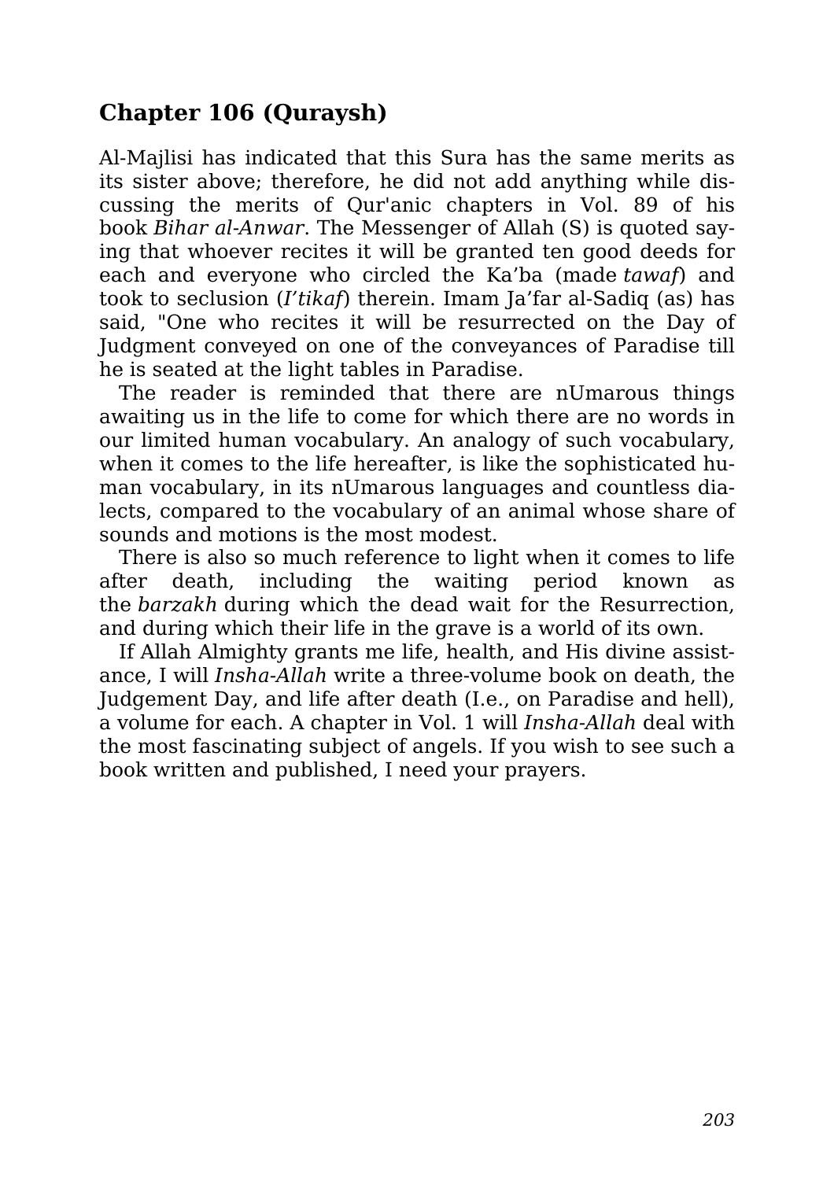## Chapter 106 (Quraysh)

Al-Majlisi has indicated that this Sura has the same merits as its sister above; therefore, he did not add anything while discussing the merits of Qur'anic chapters in Vol. 89 of his book *Bihar al-Anwar*. The Messenger of Allah (S) is quoted saying that whoever recites it will be granted ten good deeds for each and everyone who circled the Ka'ba (made *tawaf*) and took to seclusion (*I'tikaf*) therein. Imam Ja'far al-Sadiq (as) has said, "One who recites it will be resurrected on the Day of Judgment conveyed on one of the conveyances of Paradise till he is seated at the light tables in Paradise.

The reader is reminded that there are nUmarous things awaiting us in the life to come for which there are no words in our limited human vocabulary. An analogy of such vocabulary, when it comes to the life hereafter, is like the sophisticated human vocabulary, in its nUmarous languages and countless dialects, compared to the vocabulary of an animal whose share of sounds and motions is the most modest.

There is also so much reference to light when it comes to life after death, including the waiting period known as the *barzakh* during which the dead wait for the Resurrection, and during which their life in the grave is a world of its own.

If Allah Almighty grants me life, health, and His divine assistance, I will *Insha-Allah* write a three-volume book on death, the Judgement Day, and life after death (I.e., on Paradise and hell), a volume for each. A chapter in Vol. 1 will *Insha-Allah* deal with the most fascinating subject of angels. If you wish to see such a book written and published, I need your prayers.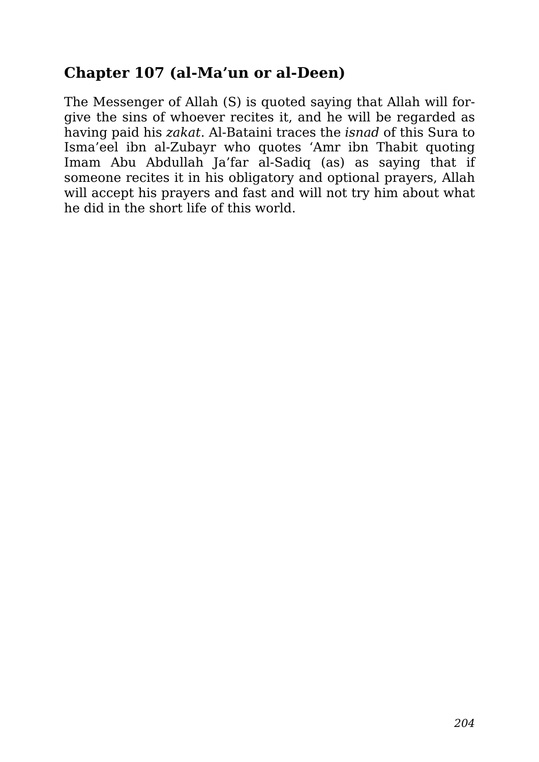## Chapter 107 (al-Ma'un or al-Deen)

The Messenger of Allah (S) is quoted saying that Allah will forgive the sins of whoever recites it, and he will be regarded as having paid his *zakat*. Al-Bataini traces the *isnad* of this Sura to Isma'eel ibn al-Zubayr who quotes 'Amr ibn Thabit quoting Imam Abu Abdullah Ja'far al-Sadiq (as) as saying that if someone recites it in his obligatory and optional prayers, Allah will accept his prayers and fast and will not try him about what he did in the short life of this world.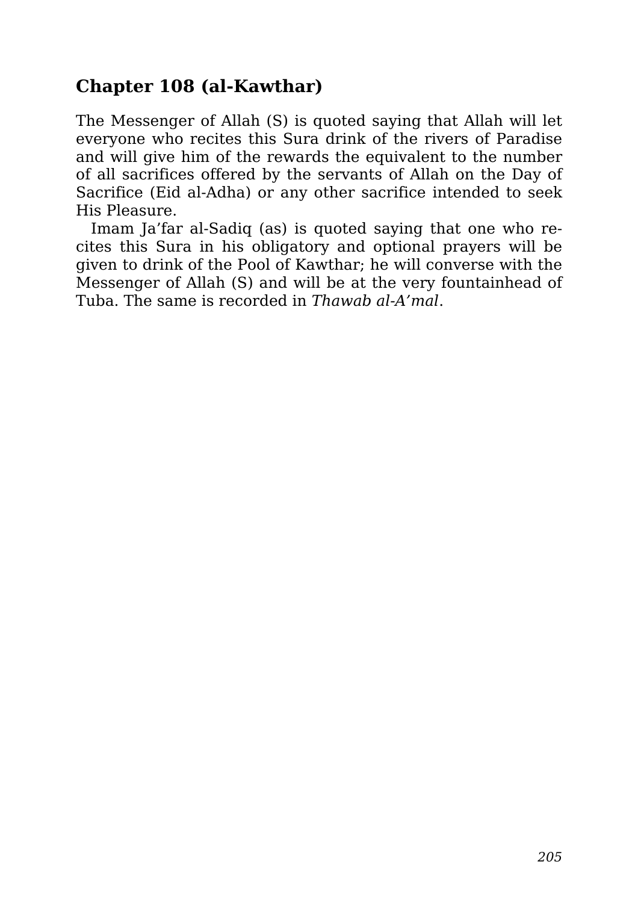## Chapter 108 (al-Kawthar)

The Messenger of Allah (S) is quoted saying that Allah will let everyone who recites this Sura drink of the rivers of Paradise and will give him of the rewards the equivalent to the number of all sacrifices offered by the servants of Allah on the Day of Sacrifice (Eid al-Adha) or any other sacrifice intended to seek His Pleasure.

Imam Ja'far al-Sadiq (as) is quoted saying that one who recites this Sura in his obligatory and optional prayers will be given to drink of the Pool of Kawthar; he will converse with the Messenger of Allah (S) and will be at the very fountainhead of Tuba. The same is recorded in *Thawab al-A'mal*.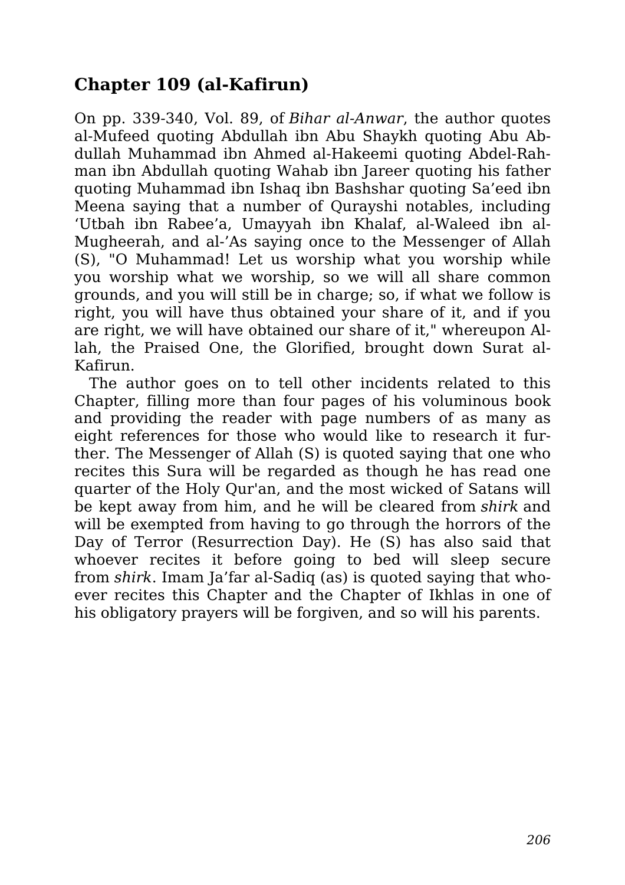## Chapter 109 (al-Kafirun)

On pp. 339-340, Vol. 89, of *Bihar al-Anwar*, the author quotes al-Mufeed quoting Abdullah ibn Abu Shaykh quoting Abu Abdullah Muhammad ibn Ahmed al-Hakeemi quoting Abdel-Rahman ibn Abdullah quoting Wahab ibn Jareer quoting his father quoting Muhammad ibn Ishaq ibn Bashshar quoting Sa'eed ibn Meena saying that a number of Qurayshi notables, including 'Utbah ibn Rabee'a, Umayyah ibn Khalaf, al-Waleed ibn al-Mugheerah, and al-'As saying once to the Messenger of Allah (S), "O Muhammad! Let us worship what you worship while you worship what we worship, so we will all share common grounds, and you will still be in charge; so, if what we follow is right, you will have thus obtained your share of it, and if you are right, we will have obtained our share of it," whereupon Allah, the Praised One, the Glorified, brought down Surat al-Kafirun.

The author goes on to tell other incidents related to this Chapter, filling more than four pages of his voluminous book and providing the reader with page numbers of as many as eight references for those who would like to research it further. The Messenger of Allah (S) is quoted saying that one who recites this Sura will be regarded as though he has read one quarter of the Holy Qur'an, and the most wicked of Satans will be kept away from him, and he will be cleared from *shirk* and will be exempted from having to go through the horrors of the Day of Terror (Resurrection Day). He (S) has also said that whoever recites it before going to bed will sleep secure from *shirk*. Imam Ja'far al-Sadiq (as) is quoted saying that whoever recites this Chapter and the Chapter of Ikhlas in one of his obligatory prayers will be forgiven, and so will his parents.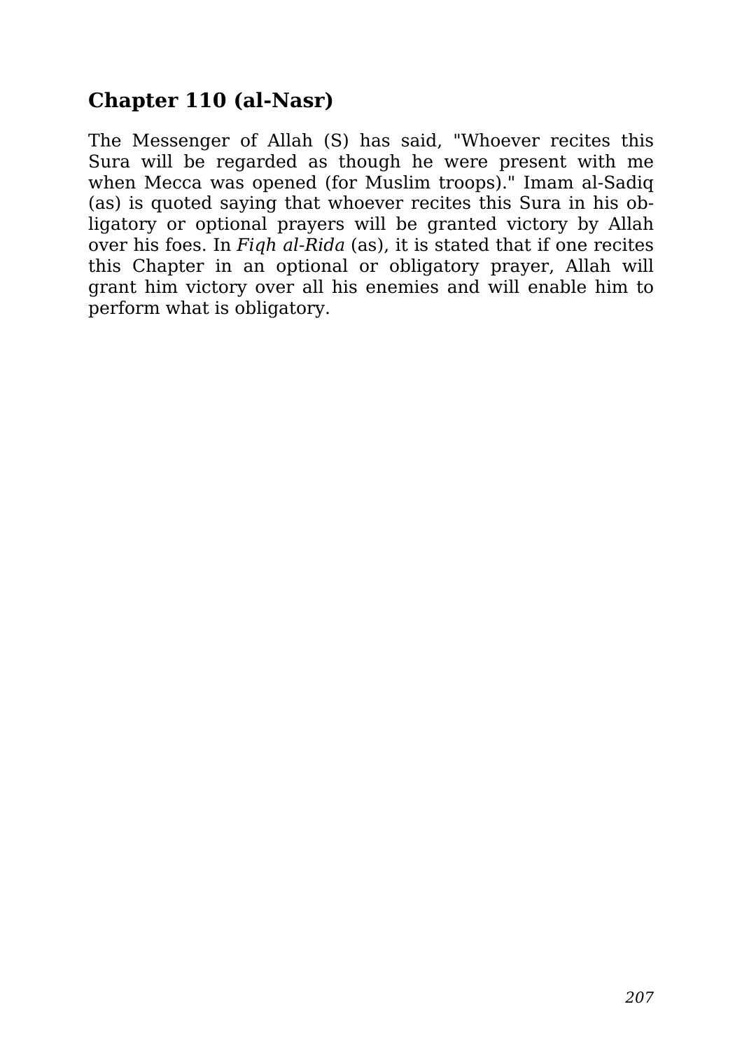## Chapter 110 (al-Nasr)

The Messenger of Allah (S) has said, "Whoever recites this Sura will be regarded as though he were present with me when Mecca was opened (for Muslim troops)." Imam al-Sadiq (as) is quoted saying that whoever recites this Sura in his obligatory or optional prayers will be granted victory by Allah over his foes. In *Fiqh al-Rida* (as), it is stated that if one recites this Chapter in an optional or obligatory prayer, Allah will grant him victory over all his enemies and will enable him to perform what is obligatory.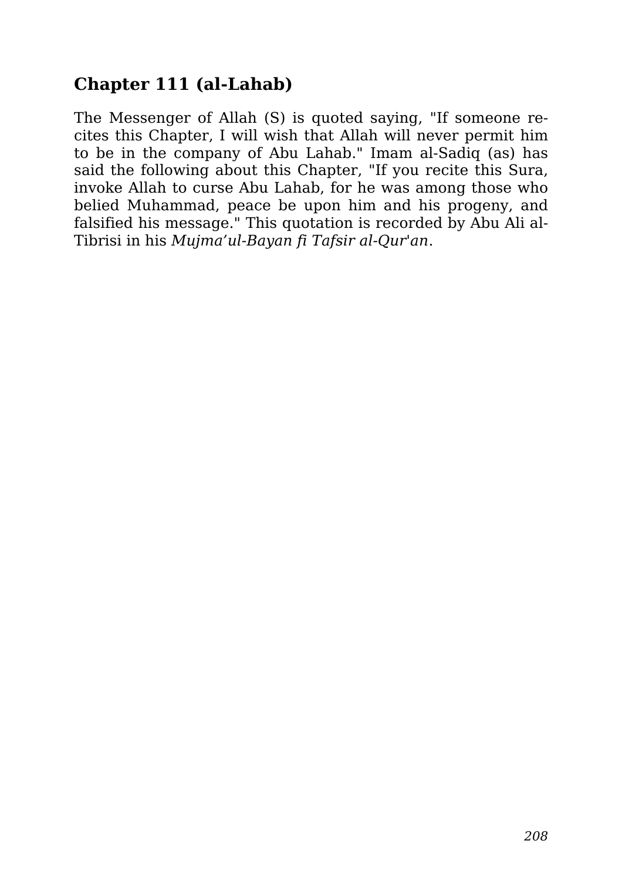## Chapter 111 (al-Lahab)

The Messenger of Allah (S) is quoted saying, "If someone recites this Chapter, I will wish that Allah will never permit him to be in the company of Abu Lahab." Imam al-Sadiq (as) has said the following about this Chapter, "If you recite this Sura, invoke Allah to curse Abu Lahab, for he was among those who belied Muhammad, peace be upon him and his progeny, and falsified his message." This quotation is recorded by Abu Ali al-Tibrisi in his *Mujma'ul-Bayan fi Tafsir al-Qur'an*.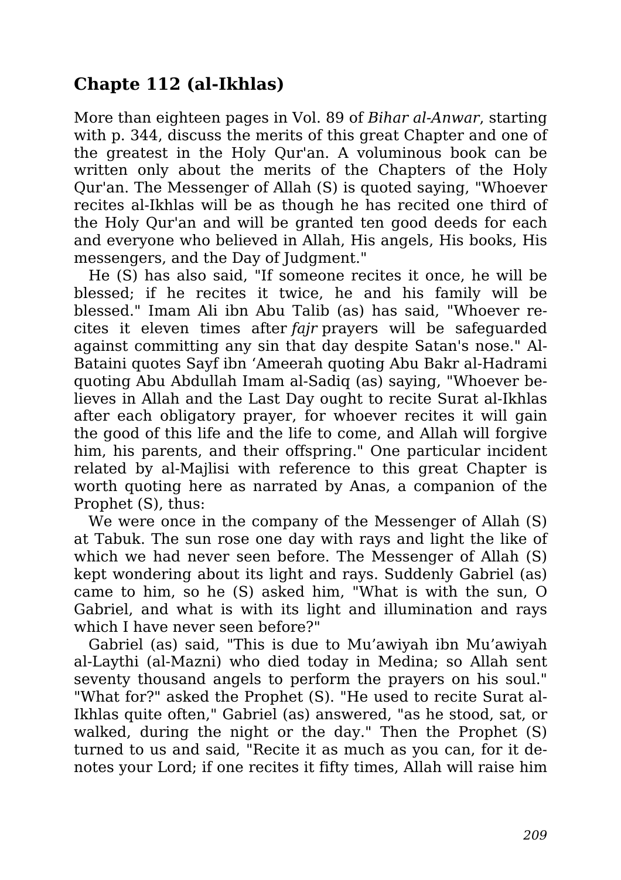## Chapte 112 (al-Ikhlas)

More than eighteen pages in Vol. 89 of *Bihar al-Anwar*, starting with p. 344, discuss the merits of this great Chapter and one of the greatest in the Holy Qur'an. A voluminous book can be written only about the merits of the Chapters of the Holy Qur'an. The Messenger of Allah (S) is quoted saying, "Whoever recites al-Ikhlas will be as though he has recited one third of the Holy Qur'an and will be granted ten good deeds for each and everyone who believed in Allah, His angels, His books, His messengers, and the Day of Judgment."

He (S) has also said, "If someone recites it once, he will be blessed; if he recites it twice, he and his family will be blessed." Imam Ali ibn Abu Talib (as) has said, "Whoever recites it eleven times after *fajr* prayers will be safeguarded against committing any sin that day despite Satan's nose." Al-Bataini quotes Sayf ibn ‘Ameerah quoting Abu Bakr al-Hadrami quoting Abu Abdullah Imam al-Sadiq (as) saying, "Whoever believes in Allah and the Last Day ought to recite Surat al-Ikhlas after each obligatory prayer, for whoever recites it will gain the good of this life and the life to come, and Allah will forgive him, his parents, and their offspring." One particular incident related by al-Majlisi with reference to this great Chapter is worth quoting here as narrated by Anas, a companion of the Prophet (S), thus:

We were once in the company of the Messenger of Allah (S) at Tabuk. The sun rose one day with rays and light the like of which we had never seen before. The Messenger of Allah (S) kept wondering about its light and rays. Suddenly Gabriel (as) came to him, so he (S) asked him, "What is with the sun, O Gabriel, and what is with its light and illumination and rays which I have never seen before?"

Gabriel (as) said, "This is due to Mu’awiyah ibn Mu’awiyah al-Laythi (al-Mazni) who died today in Medina; so Allah sent seventy thousand angels to perform the prayers on his soul." "What for?" asked the Prophet (S). "He used to recite Surat al-Ikhlas quite often," Gabriel (as) answered, "as he stood, sat, or walked, during the night or the day." Then the Prophet (S) turned to us and said, "Recite it as much as you can, for it denotes your Lord; if one recites it fifty times, Allah will raise him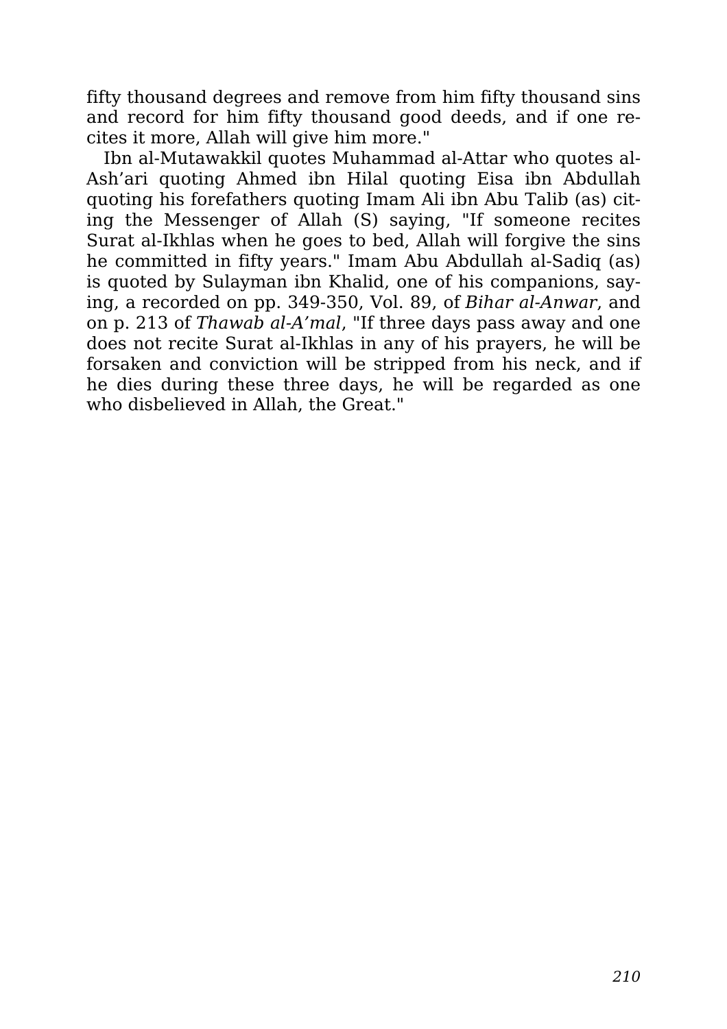fifty thousand degrees and remove from him fifty thousand sins and record for him fifty thousand good deeds, and if one recites it more, Allah will give him more."

Ibn al-Mutawakkil quotes Muhammad al-Attar who quotes al-Ash'ari quoting Ahmed ibn Hilal quoting Eisa ibn Abdullah quoting his forefathers quoting Imam Ali ibn Abu Talib (as) citing the Messenger of Allah (S) saying, "If someone recites Surat al-Ikhlas when he goes to bed, Allah will forgive the sins he committed in fifty years." Imam Abu Abdullah al-Sadiq (as) is quoted by Sulayman ibn Khalid, one of his companions, saying, a recorded on pp. 349-350, Vol. 89, of *Bihar al-Anwar*, and on p. 213 of *Thawab al-A'mal*, "If three days pass away and one does not recite Surat al-Ikhlas in any of his prayers, he will be forsaken and conviction will be stripped from his neck, and if he dies during these three days, he will be regarded as one who disbelieved in Allah, the Great."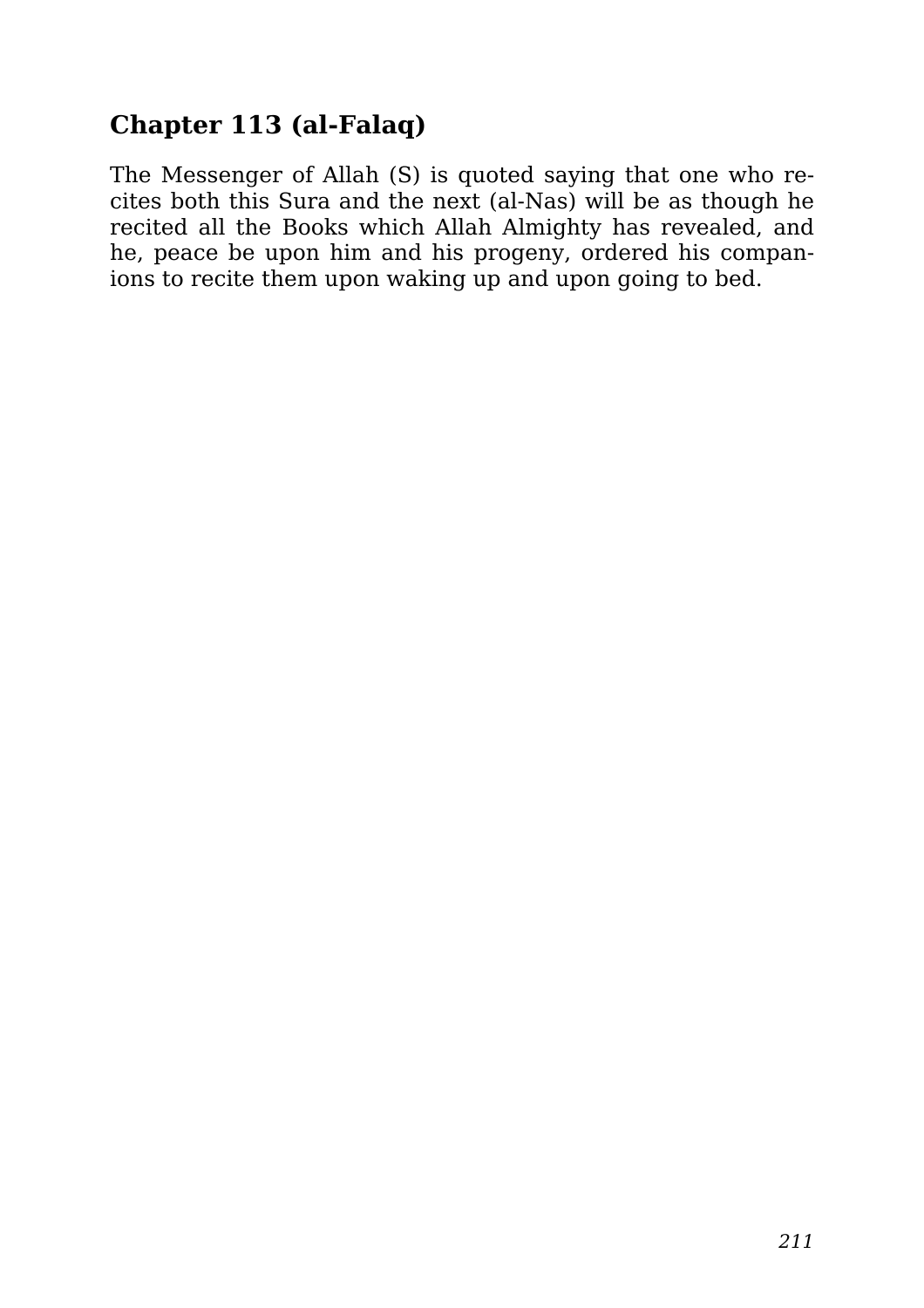## Chapter 113 (al-Falaq)

The Messenger of Allah (S) is quoted saying that one who recites both this Sura and the next (al-Nas) will be as though he recited all the Books which Allah Almighty has revealed, and he, peace be upon him and his progeny, ordered his companions to recite them upon waking up and upon going to bed.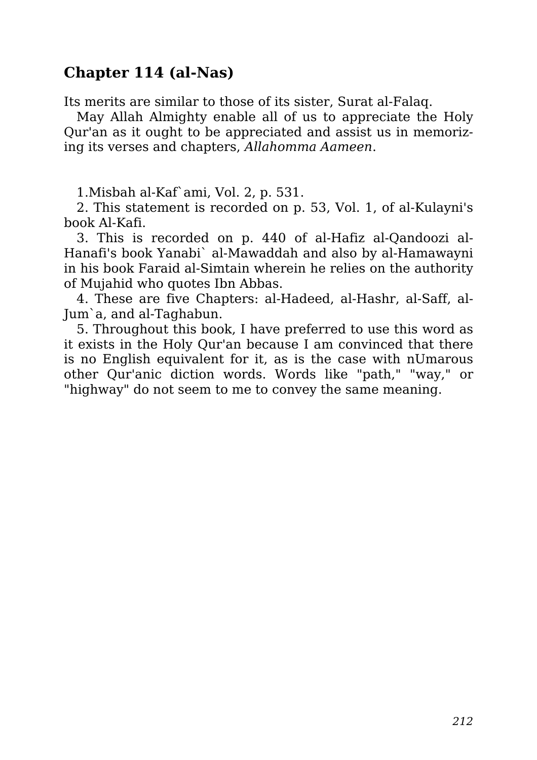## Chapter 114 (al-Nas)

Its merits are similar to those of its sister, Surat al-Falaq.

May Allah Almighty enable all of us to appreciate the Holy Qur'an as it ought to be appreciated and assist us in memorizing its verses and chapters, *Allahomma Aameen*.

1.Misbah al-Kaf`ami, Vol. 2, p. 531.

2. This statement is recorded on p. 53, Vol. 1, of al-Kulayni's book Al-Kafi.

3. This is recorded on p. 440 of al-Hafiz al-Qandoozi al-Hanafi's book Yanabi` al-Mawaddah and also by al-Hamawayni in his book Faraid al-Simtain wherein he relies on the authority of Mujahid who quotes Ibn Abbas.

4. These are five Chapters: al-Hadeed, al-Hashr, al-Saff, al-Jum`a, and al-Taghabun.

5. Throughout this book, I have preferred to use this word as it exists in the Holy Qur'an because I am convinced that there is no English equivalent for it, as is the case with nUmarous other Qur'anic diction words. Words like "path," "way," or "highway" do not seem to me to convey the same meaning.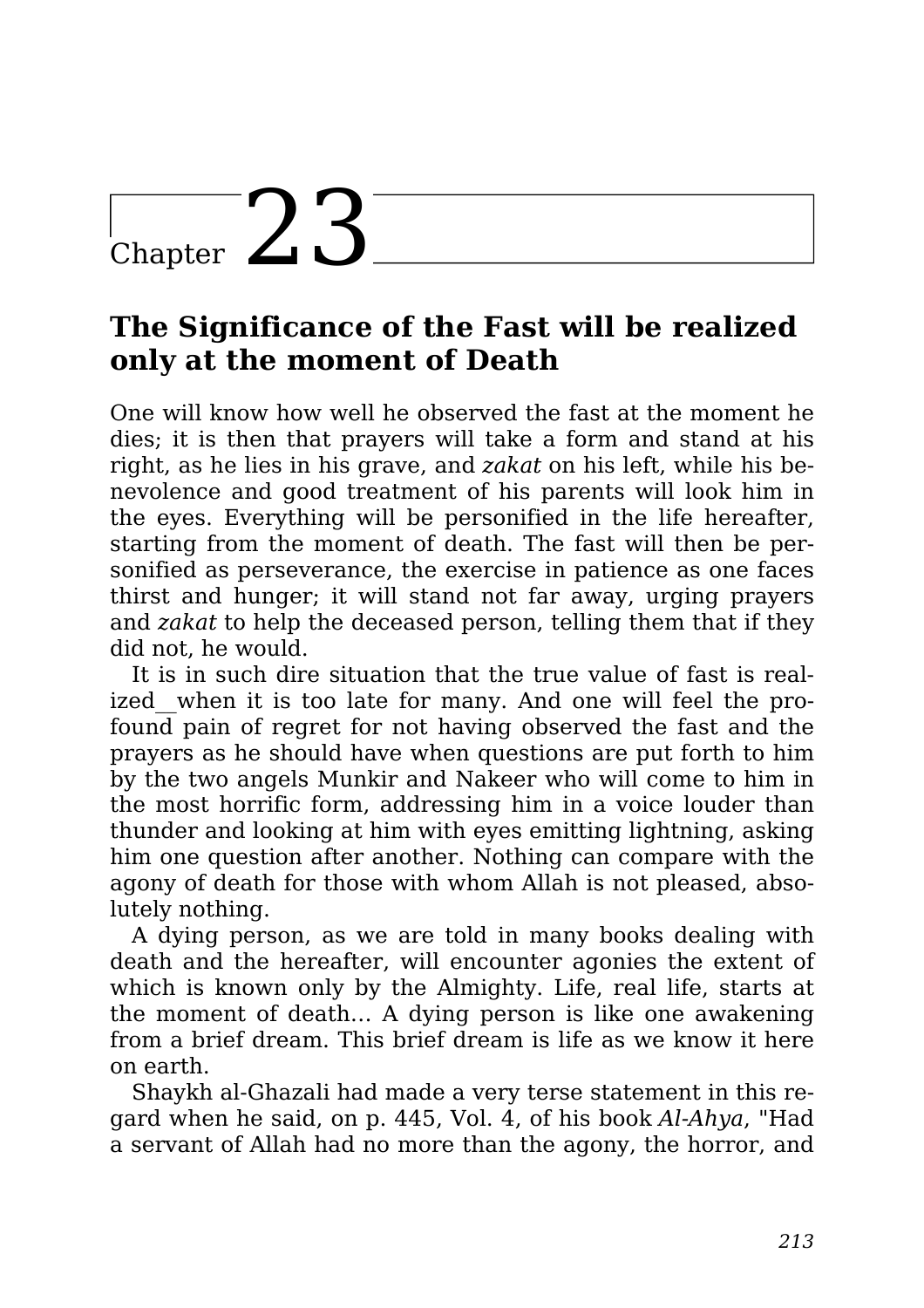# Chapter 23

## The Significance of the Fast will be realized only at the moment of Death

One will know how well he observed the fast at the moment he dies; it is then that prayers will take a form and stand at his right, as he lies in his grave, and *zakat* on his left, while his benevolence and good treatment of his parents will look him in the eyes. Everything will be personified in the life hereafter, starting from the moment of death. The fast will then be personified as perseverance, the exercise in patience as one faces thirst and hunger; it will stand not far away, urging prayers and *zakat* to help the deceased person, telling them that if they did not, he would.

It is in such dire situation that the true value of fast is realized__when it is too late for many. And one will feel the profound pain of regret for not having observed the fast and the prayers as he should have when questions are put forth to him by the two angels Munkir and Nakeer who will come to him in the most horrific form, addressing him in a voice louder than thunder and looking at him with eyes emitting lightning, asking him one question after another. Nothing can compare with the agony of death for those with whom Allah is not pleased, absolutely nothing.

A dying person, as we are told in many books dealing with death and the hereafter, will encounter agonies the extent of which is known only by the Almighty. Life, real life, starts at the moment of death... A dying person is like one awakening from a brief dream. This brief dream is life as we know it here on earth.

Shaykh al-Ghazali had made a very terse statement in this regard when he said, on p. 445, Vol. 4, of his book *Al-Ahya*, "Had a servant of Allah had no more than the agony, the horror, and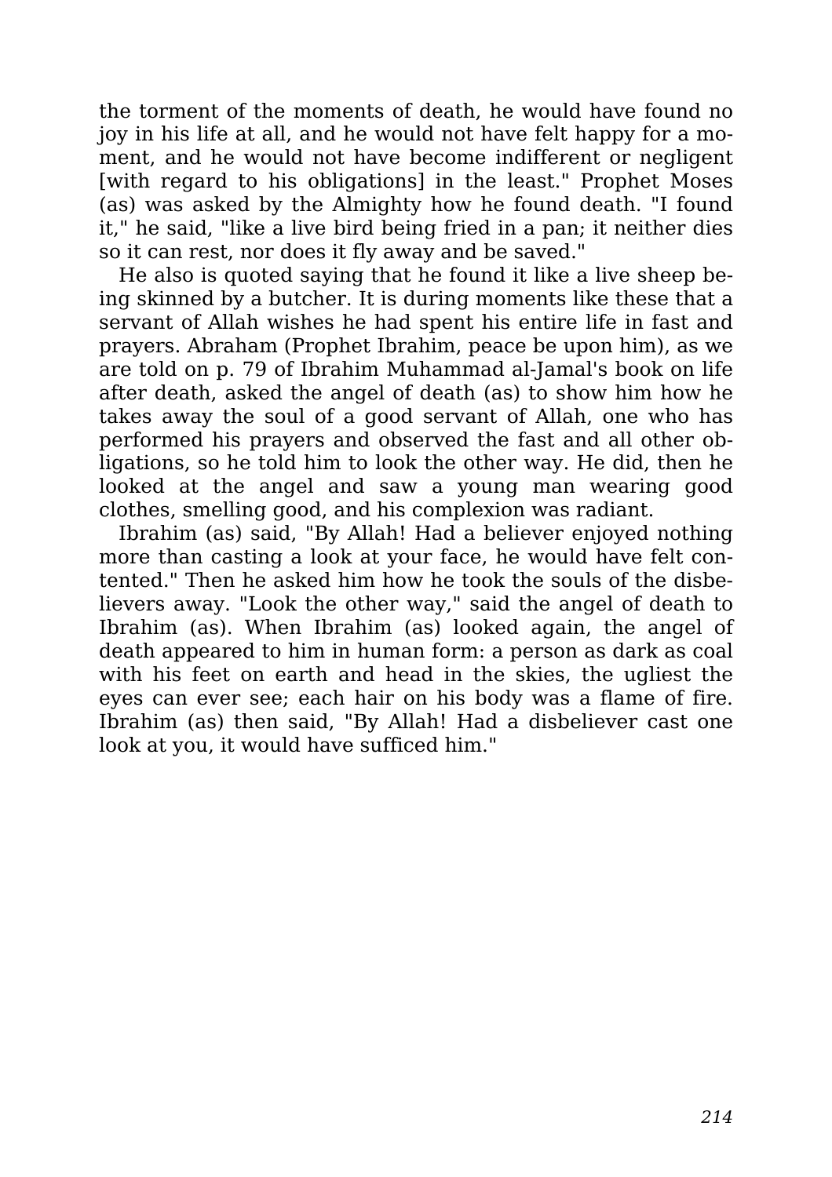the torment of the moments of death, he would have found no joy in his life at all, and he would not have felt happy for a moment, and he would not have become indifferent or negligent [with regard to his obligations] in the least." Prophet Moses (as) was asked by the Almighty how he found death. "I found it," he said, "like a live bird being fried in a pan; it neither dies so it can rest, nor does it fly away and be saved."

He also is quoted saying that he found it like a live sheep being skinned by a butcher. It is during moments like these that a servant of Allah wishes he had spent his entire life in fast and prayers. Abraham (Prophet Ibrahim, peace be upon him), as we are told on p. 79 of Ibrahim Muhammad al-Jamal's book on life after death, asked the angel of death (as) to show him how he takes away the soul of a good servant of Allah, one who has performed his prayers and observed the fast and all other obligations, so he told him to look the other way. He did, then he looked at the angel and saw a young man wearing good clothes, smelling good, and his complexion was radiant.

Ibrahim (as) said, "By Allah! Had a believer enjoyed nothing more than casting a look at your face, he would have felt contented." Then he asked him how he took the souls of the disbelievers away. "Look the other way," said the angel of death to Ibrahim (as). When Ibrahim (as) looked again, the angel of death appeared to him in human form: a person as dark as coal with his feet on earth and head in the skies, the ugliest the eyes can ever see; each hair on his body was a flame of fire. Ibrahim (as) then said, "By Allah! Had a disbeliever cast one look at you, it would have sufficed him."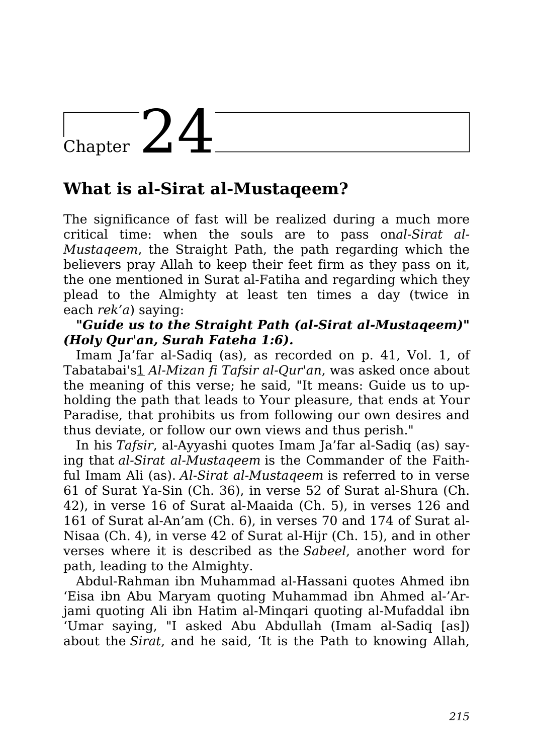# Chapter 24

## What is al-Sirat al-Mustaqeem?

The significance of fast will be realized during a much more critical time: when the souls are to pass on*al-Sirat al-Mustaqeem*, the Straight Path, the path regarding which the believers pray Allah to keep their feet firm as they pass on it, the one mentioned in Surat al-Fatiha and regarding which they plead to the Almighty at least ten times a day (twice in each *rek'a*) saying:

***"Guide us to the Straight Path (al-Sirat al-Mustaqeem)" (Holy Qur'an, Surah Fateha 1:6).***

Imam Ja'far al-Sadiq (as), as recorded on p. 41, Vol. 1, of Tabatabai's[1] *Al-Mizan fi Tafsir al-Qur'an*, was asked once about the meaning of this verse; he said, "It means: Guide us to upholding the path that leads to Your pleasure, that ends at Your Paradise, that prohibits us from following our own desires and thus deviate, or follow our own views and thus perish."

In his *Tafsir*, al-Ayyashi quotes Imam Ja'far al-Sadiq (as) saying that *al-Sirat al-Mustaqeem* is the Commander of the Faithful Imam Ali (as). *Al-Sirat al-Mustaqeem* is referred to in verse 61 of Surat Ya-Sin (Ch. 36), in verse 52 of Surat al-Shura (Ch. 42), in verse 16 of Surat al-Maaida (Ch. 5), in verses 126 and 161 of Surat al-An'am (Ch. 6), in verses 70 and 174 of Surat al-Nisaa (Ch. 4), in verse 42 of Surat al-Hijr (Ch. 15), and in other verses where it is described as the *Sabeel*, another word for path, leading to the Almighty.

Abdul-Rahman ibn Muhammad al-Hassani quotes Ahmed ibn 'Eisa ibn Abu Maryam quoting Muhammad ibn Ahmed al-'Arjami quoting Ali ibn Hatim al-Minqari quoting al-Mufaddal ibn 'Umar saying, "I asked Abu Abdullah (Imam al-Sadiq [as]) about the *Sirat*, and he said, 'It is the Path to knowing Allah,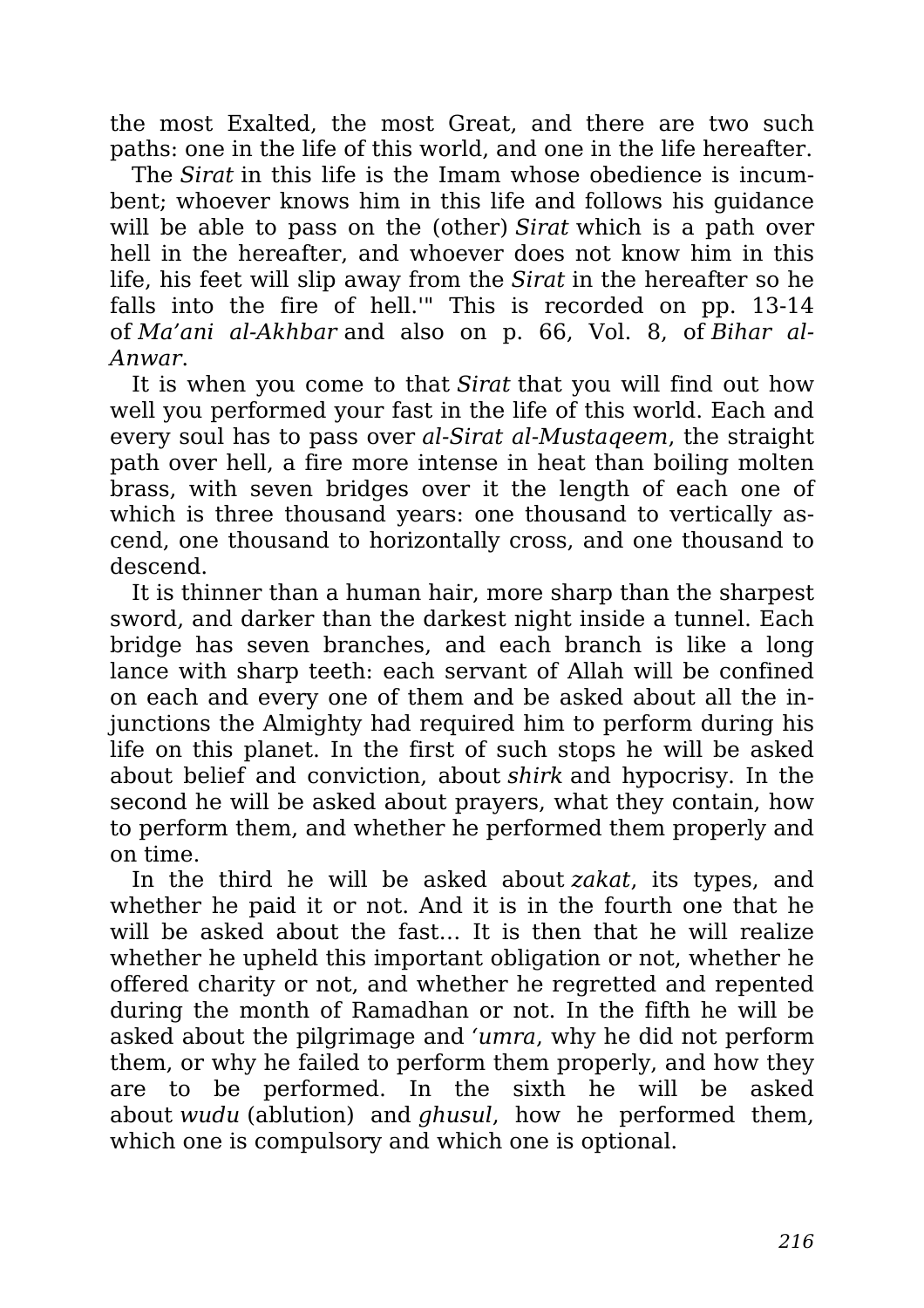the most Exalted, the most Great, and there are two such paths: one in the life of this world, and one in the life hereafter.

The *Sirat* in this life is the Imam whose obedience is incumbent; whoever knows him in this life and follows his guidance will be able to pass on the (other) *Sirat* which is a path over hell in the hereafter, and whoever does not know him in this life, his feet will slip away from the *Sirat* in the hereafter so he falls into the fire of hell.'" This is recorded on pp. 13-14 of *Ma'ani al-Akhbar* and also on p. 66, Vol. 8, of *Bihar al-Anwar*.

It is when you come to that *Sirat* that you will find out how well you performed your fast in the life of this world. Each and every soul has to pass over *al-Sirat al-Mustaqeem*, the straight path over hell, a fire more intense in heat than boiling molten brass, with seven bridges over it the length of each one of which is three thousand years: one thousand to vertically ascend, one thousand to horizontally cross, and one thousand to descend.

It is thinner than a human hair, more sharp than the sharpest sword, and darker than the darkest night inside a tunnel. Each bridge has seven branches, and each branch is like a long lance with sharp teeth: each servant of Allah will be confined on each and every one of them and be asked about all the injunctions the Almighty had required him to perform during his life on this planet. In the first of such stops he will be asked about belief and conviction, about *shirk* and hypocrisy. In the second he will be asked about prayers, what they contain, how to perform them, and whether he performed them properly and on time.

In the third he will be asked about *zakat*, its types, and whether he paid it or not. And it is in the fourth one that he will be asked about the fast… It is then that he will realize whether he upheld this important obligation or not, whether he offered charity or not, and whether he regretted and repented during the month of Ramadhan or not. In the fifth he will be asked about the pilgrimage and *'umra*, why he did not perform them, or why he failed to perform them properly, and how they are to be performed. In the sixth he will be asked about *wudu* (ablution) and *ghusul*, how he performed them, which one is compulsory and which one is optional.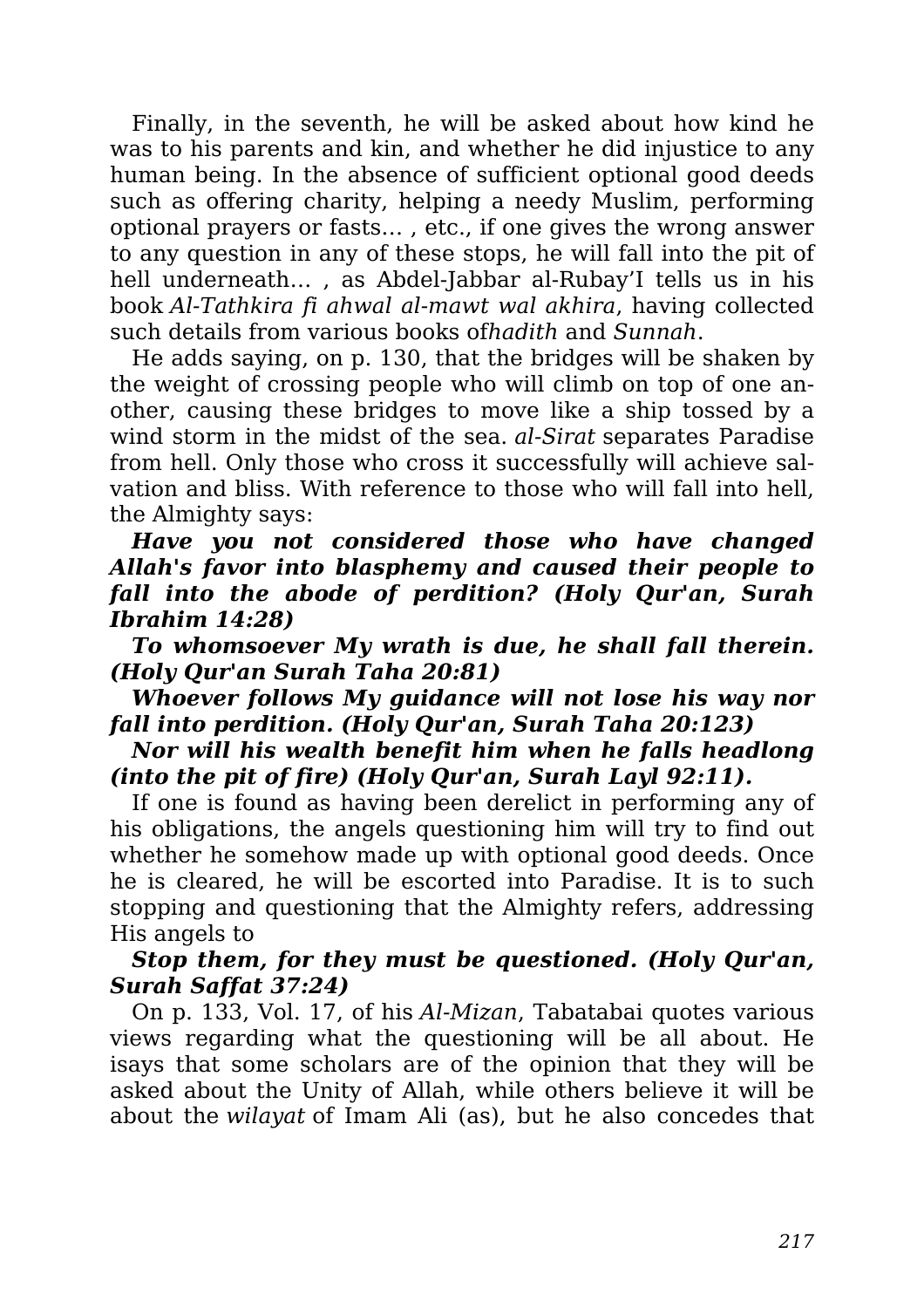Finally, in the seventh, he will be asked about how kind he was to his parents and kin, and whether he did injustice to any human being. In the absence of sufficient optional good deeds such as offering charity, helping a needy Muslim, performing optional prayers or fasts… , etc., if one gives the wrong answer to any question in any of these stops, he will fall into the pit of hell underneath… , as Abdel-Jabbar al-Rubay'I tells us in his book *Al-Tathkira fi ahwal al-mawt wal akhira*, having collected such details from various books of*hadith* and *Sunnah*.

He adds saying, on p. 130, that the bridges will be shaken by the weight of crossing people who will climb on top of one another, causing these bridges to move like a ship tossed by a wind storm in the midst of the sea. *al-Sirat* separates Paradise from hell. Only those who cross it successfully will achieve salvation and bliss. With reference to those who will fall into hell, the Almighty says:

***Have you not considered those who have changed Allah's favor into blasphemy and caused their people to fall into the abode of perdition? (Holy Qur'an, Surah Ibrahim 14:28)***

***To whomsoever My wrath is due, he shall fall therein. (Holy Qur'an Surah Taha 20:81)***

***Whoever follows My guidance will not lose his way nor fall into perdition. (Holy Qur'an, Surah Taha 20:123)***

***Nor will his wealth benefit him when he falls headlong (into the pit of fire) (Holy Qur'an, Surah Layl 92:11).***

If one is found as having been derelict in performing any of his obligations, the angels questioning him will try to find out whether he somehow made up with optional good deeds. Once he is cleared, he will be escorted into Paradise. It is to such stopping and questioning that the Almighty refers, addressing His angels to

***Stop them, for they must be questioned. (Holy Qur'an, Surah Saffat 37:24)***

On p. 133, Vol. 17, of his *Al-Mizan*, Tabatabai quotes various views regarding what the questioning will be all about. He isays that some scholars are of the opinion that they will be asked about the Unity of Allah, while others believe it will be about the *wilayat* of Imam Ali (as), but he also concedes that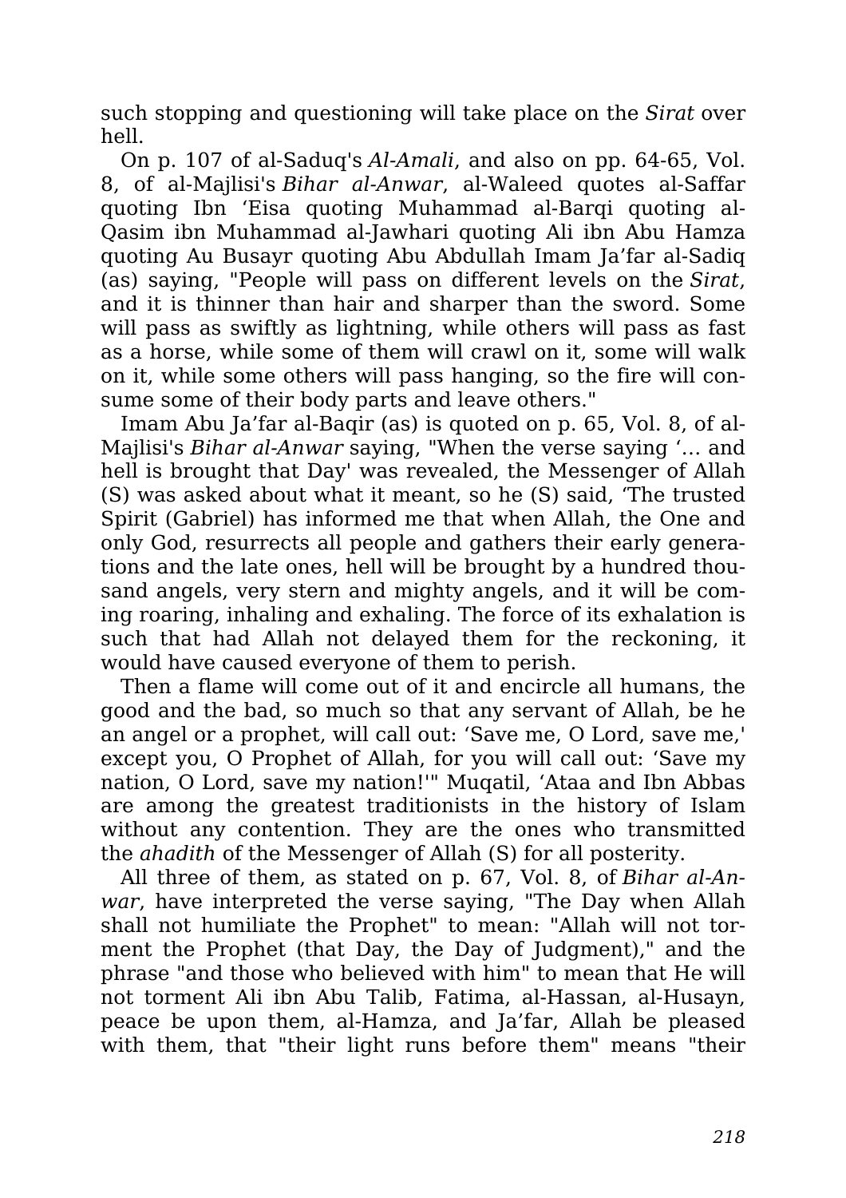such stopping and questioning will take place on the *Sirat* over hell.

On p. 107 of al-Saduq's *Al-Amali*, and also on pp. 64-65, Vol. 8, of al-Majlisi's *Bihar al-Anwar*, al-Waleed quotes al-Saffar quoting Ibn ‘Eisa quoting Muhammad al-Barqi quoting al-Qasim ibn Muhammad al-Jawhari quoting Ali ibn Abu Hamza quoting Au Busayr quoting Abu Abdullah Imam Ja’far al-Sadiq (as) saying, "People will pass on different levels on the *Sirat*, and it is thinner than hair and sharper than the sword. Some will pass as swiftly as lightning, while others will pass as fast as a horse, while some of them will crawl on it, some will walk on it, while some others will pass hanging, so the fire will consume some of their body parts and leave others."

Imam Abu Ja’far al-Baqir (as) is quoted on p. 65, Vol. 8, of al-Majlisi's *Bihar al-Anwar* saying, "When the verse saying ‘… and hell is brought that Day' was revealed, the Messenger of Allah (S) was asked about what it meant, so he (S) said, ‘The trusted Spirit (Gabriel) has informed me that when Allah, the One and only God, resurrects all people and gathers their early generations and the late ones, hell will be brought by a hundred thousand angels, very stern and mighty angels, and it will be coming roaring, inhaling and exhaling. The force of its exhalation is such that had Allah not delayed them for the reckoning, it would have caused everyone of them to perish.

Then a flame will come out of it and encircle all humans, the good and the bad, so much so that any servant of Allah, be he an angel or a prophet, will call out: ‘Save me, O Lord, save me,' except you, O Prophet of Allah, for you will call out: ‘Save my nation, O Lord, save my nation!'" Muqatil, ‘Ataa and Ibn Abbas are among the greatest traditionists in the history of Islam without any contention. They are the ones who transmitted the *ahadith* of the Messenger of Allah (S) for all posterity.

All three of them, as stated on p. 67, Vol. 8, of *Bihar al-Anwar*, have interpreted the verse saying, "The Day when Allah shall not humiliate the Prophet" to mean: "Allah will not torment the Prophet (that Day, the Day of Judgment)," and the phrase "and those who believed with him" to mean that He will not torment Ali ibn Abu Talib, Fatima, al-Hassan, al-Husayn, peace be upon them, al-Hamza, and Ja’far, Allah be pleased with them, that "their light runs before them" means "their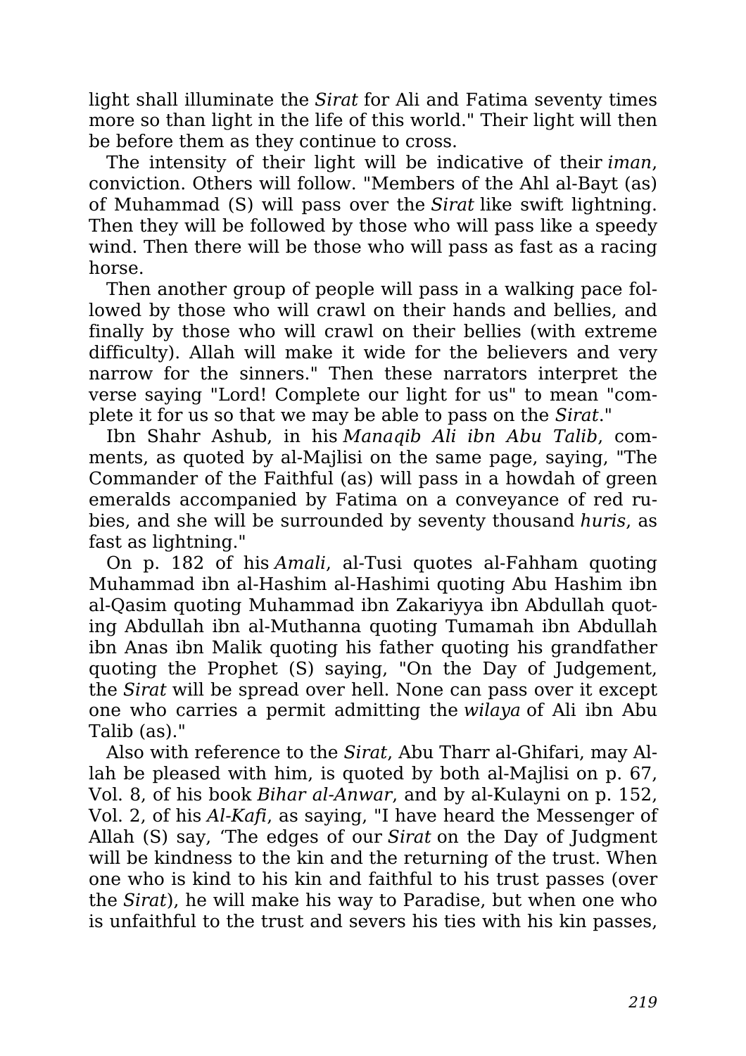light shall illuminate the *Sirat* for Ali and Fatima seventy times more so than light in the life of this world." Their light will then be before them as they continue to cross.

The intensity of their light will be indicative of their *iman*, conviction. Others will follow. "Members of the Ahl al-Bayt (as) of Muhammad (S) will pass over the *Sirat* like swift lightning. Then they will be followed by those who will pass like a speedy wind. Then there will be those who will pass as fast as a racing horse.

Then another group of people will pass in a walking pace followed by those who will crawl on their hands and bellies, and finally by those who will crawl on their bellies (with extreme difficulty). Allah will make it wide for the believers and very narrow for the sinners." Then these narrators interpret the verse saying "Lord! Complete our light for us" to mean "complete it for us so that we may be able to pass on the *Sirat*."

Ibn Shahr Ashub, in his *Manaqib Ali ibn Abu Talib*, comments, as quoted by al-Majlisi on the same page, saying, "The Commander of the Faithful (as) will pass in a howdah of green emeralds accompanied by Fatima on a conveyance of red rubies, and she will be surrounded by seventy thousand *huris*, as fast as lightning."

On p. 182 of his *Amali*, al-Tusi quotes al-Fahham quoting Muhammad ibn al-Hashim al-Hashimi quoting Abu Hashim ibn al-Qasim quoting Muhammad ibn Zakariyya ibn Abdullah quoting Abdullah ibn al-Muthanna quoting Tumamah ibn Abdullah ibn Anas ibn Malik quoting his father quoting his grandfather quoting the Prophet (S) saying, "On the Day of Judgement, the *Sirat* will be spread over hell. None can pass over it except one who carries a permit admitting the *wilaya* of Ali ibn Abu Talib (as)."

Also with reference to the *Sirat*, Abu Tharr al-Ghifari, may Allah be pleased with him, is quoted by both al-Majlisi on p. 67, Vol. 8, of his book *Bihar al-Anwar*, and by al-Kulayni on p. 152, Vol. 2, of his *Al-Kafi*, as saying, "I have heard the Messenger of Allah (S) say, 'The edges of our *Sirat* on the Day of Judgment will be kindness to the kin and the returning of the trust. When one who is kind to his kin and faithful to his trust passes (over the *Sirat*), he will make his way to Paradise, but when one who is unfaithful to the trust and severs his ties with his kin passes,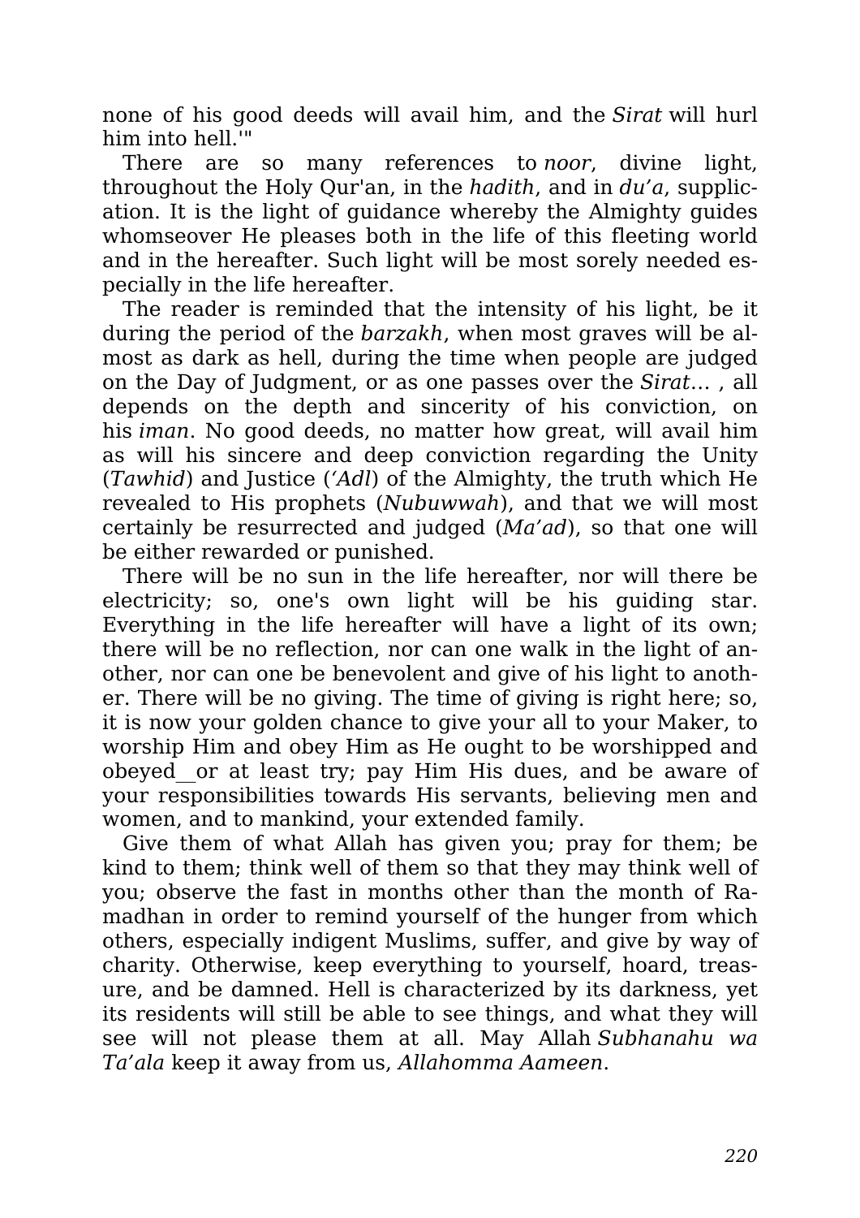none of his good deeds will avail him, and the *Sirat* will hurl him into hell.'"

There are so many references to *noor*, divine light, throughout the Holy Qur'an, in the *hadith*, and in *du'a*, supplication. It is the light of guidance whereby the Almighty guides whomseover He pleases both in the life of this fleeting world and in the hereafter. Such light will be most sorely needed especially in the life hereafter.

The reader is reminded that the intensity of his light, be it during the period of the *barzakh*, when most graves will be almost as dark as hell, during the time when people are judged on the Day of Judgment, or as one passes over the *Sirat*… , all depends on the depth and sincerity of his conviction, on his *iman*. No good deeds, no matter how great, will avail him as will his sincere and deep conviction regarding the Unity (*Tawhid*) and Justice (*'Adl*) of the Almighty, the truth which He revealed to His prophets (*Nubuwwah*), and that we will most certainly be resurrected and judged (*Ma'ad*), so that one will be either rewarded or punished.

There will be no sun in the life hereafter, nor will there be electricity; so, one's own light will be his guiding star. Everything in the life hereafter will have a light of its own; there will be no reflection, nor can one walk in the light of another, nor can one be benevolent and give of his light to another. There will be no giving. The time of giving is right here; so, it is now your golden chance to give your all to your Maker, to worship Him and obey Him as He ought to be worshipped and obeyed__or at least try; pay Him His dues, and be aware of your responsibilities towards His servants, believing men and women, and to mankind, your extended family.

Give them of what Allah has given you; pray for them; be kind to them; think well of them so that they may think well of you; observe the fast in months other than the month of Ramadhan in order to remind yourself of the hunger from which others, especially indigent Muslims, suffer, and give by way of charity. Otherwise, keep everything to yourself, hoard, treasure, and be damned. Hell is characterized by its darkness, yet its residents will still be able to see things, and what they will see will not please them at all. May Allah *Subhanahu wa Ta'ala* keep it away from us, *Allahomma Aameen*.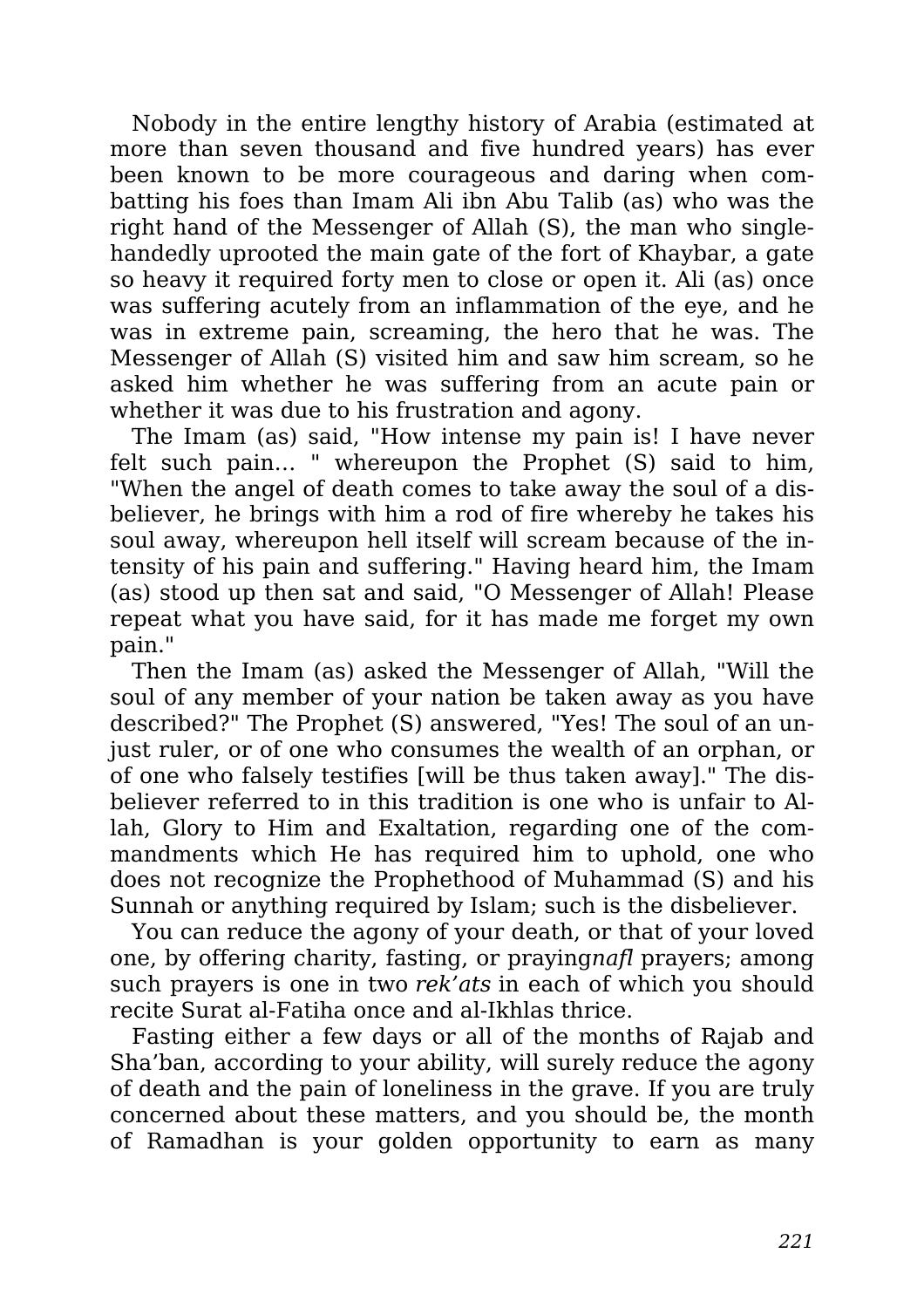Nobody in the entire lengthy history of Arabia (estimated at more than seven thousand and five hundred years) has ever been known to be more courageous and daring when combatting his foes than Imam Ali ibn Abu Talib (as) who was the right hand of the Messenger of Allah (S), the man who singlehandedly uprooted the main gate of the fort of Khaybar, a gate so heavy it required forty men to close or open it. Ali (as) once was suffering acutely from an inflammation of the eye, and he was in extreme pain, screaming, the hero that he was. The Messenger of Allah (S) visited him and saw him scream, so he asked him whether he was suffering from an acute pain or whether it was due to his frustration and agony.

The Imam (as) said, "How intense my pain is! I have never felt such pain… " whereupon the Prophet (S) said to him, "When the angel of death comes to take away the soul of a disbeliever, he brings with him a rod of fire whereby he takes his soul away, whereupon hell itself will scream because of the intensity of his pain and suffering." Having heard him, the Imam (as) stood up then sat and said, "O Messenger of Allah! Please repeat what you have said, for it has made me forget my own pain."

Then the Imam (as) asked the Messenger of Allah, "Will the soul of any member of your nation be taken away as you have described?" The Prophet (S) answered, "Yes! The soul of an unjust ruler, or of one who consumes the wealth of an orphan, or of one who falsely testifies [will be thus taken away]." The disbeliever referred to in this tradition is one who is unfair to Allah, Glory to Him and Exaltation, regarding one of the commandments which He has required him to uphold, one who does not recognize the Prophethood of Muhammad (S) and his Sunnah or anything required by Islam; such is the disbeliever.

You can reduce the agony of your death, or that of your loved one, by offering charity, fasting, or praying*nafl* prayers; among such prayers is one in two *rek'ats* in each of which you should recite Surat al-Fatiha once and al-Ikhlas thrice.

Fasting either a few days or all of the months of Rajab and Sha'ban, according to your ability, will surely reduce the agony of death and the pain of loneliness in the grave. If you are truly concerned about these matters, and you should be, the month of Ramadhan is your golden opportunity to earn as many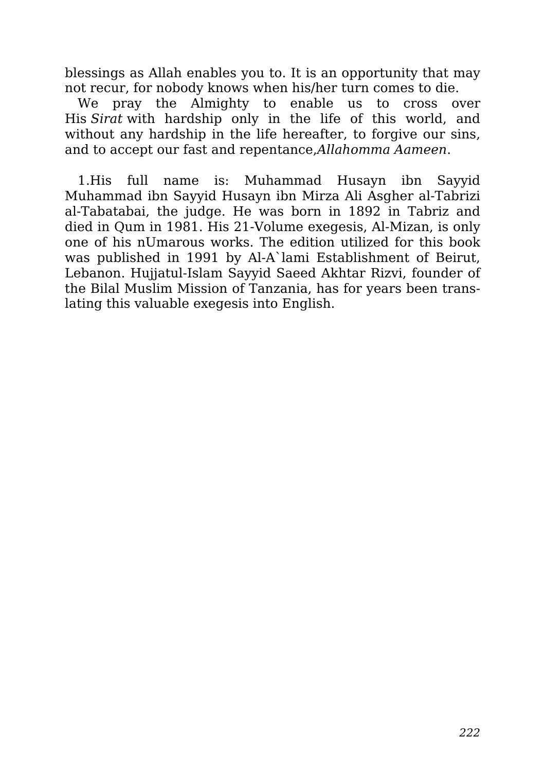blessings as Allah enables you to. It is an opportunity that may not recur, for nobody knows when his/her turn comes to die.

We pray the Almighty to enable us to cross over His *Sirat* with hardship only in the life of this world, and without any hardship in the life hereafter, to forgive our sins, and to accept our fast and repentance,*Allahomma Aameen*.

1.His full name is: Muhammad Husayn ibn Sayyid Muhammad ibn Sayyid Husayn ibn Mirza Ali Asgher al-Tabrizi al-Tabatabai, the judge. He was born in 1892 in Tabriz and died in Qum in 1981. His 21-Volume exegesis, Al-Mizan, is only one of his nUmarous works. The edition utilized for this book was published in 1991 by Al-A`lami Establishment of Beirut, Lebanon. Hujjatul-Islam Sayyid Saeed Akhtar Rizvi, founder of the Bilal Muslim Mission of Tanzania, has for years been translating this valuable exegesis into English.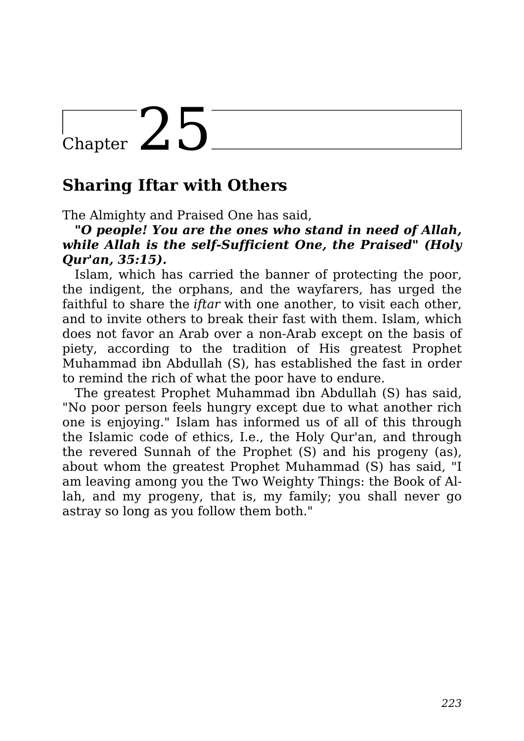# Chapter 25

## Sharing Iftar with Others

The Almighty and Praised One has said,

***"O people! You are the ones who stand in need of Allah, while Allah is the self-Sufficient One, the Praised" (Holy Qur'an, 35:15).***

Islam, which has carried the banner of protecting the poor, the indigent, the orphans, and the wayfarers, has urged the faithful to share the *iftar* with one another, to visit each other, and to invite others to break their fast with them. Islam, which does not favor an Arab over a non-Arab except on the basis of piety, according to the tradition of His greatest Prophet Muhammad ibn Abdullah (S), has established the fast in order to remind the rich of what the poor have to endure.

The greatest Prophet Muhammad ibn Abdullah (S) has said, "No poor person feels hungry except due to what another rich one is enjoying." Islam has informed us of all of this through the Islamic code of ethics, I.e., the Holy Qur'an, and through the revered Sunnah of the Prophet (S) and his progeny (as), about whom the greatest Prophet Muhammad (S) has said, "I am leaving among you the Two Weighty Things: the Book of Allah, and my progeny, that is, my family; you shall never go astray so long as you follow them both."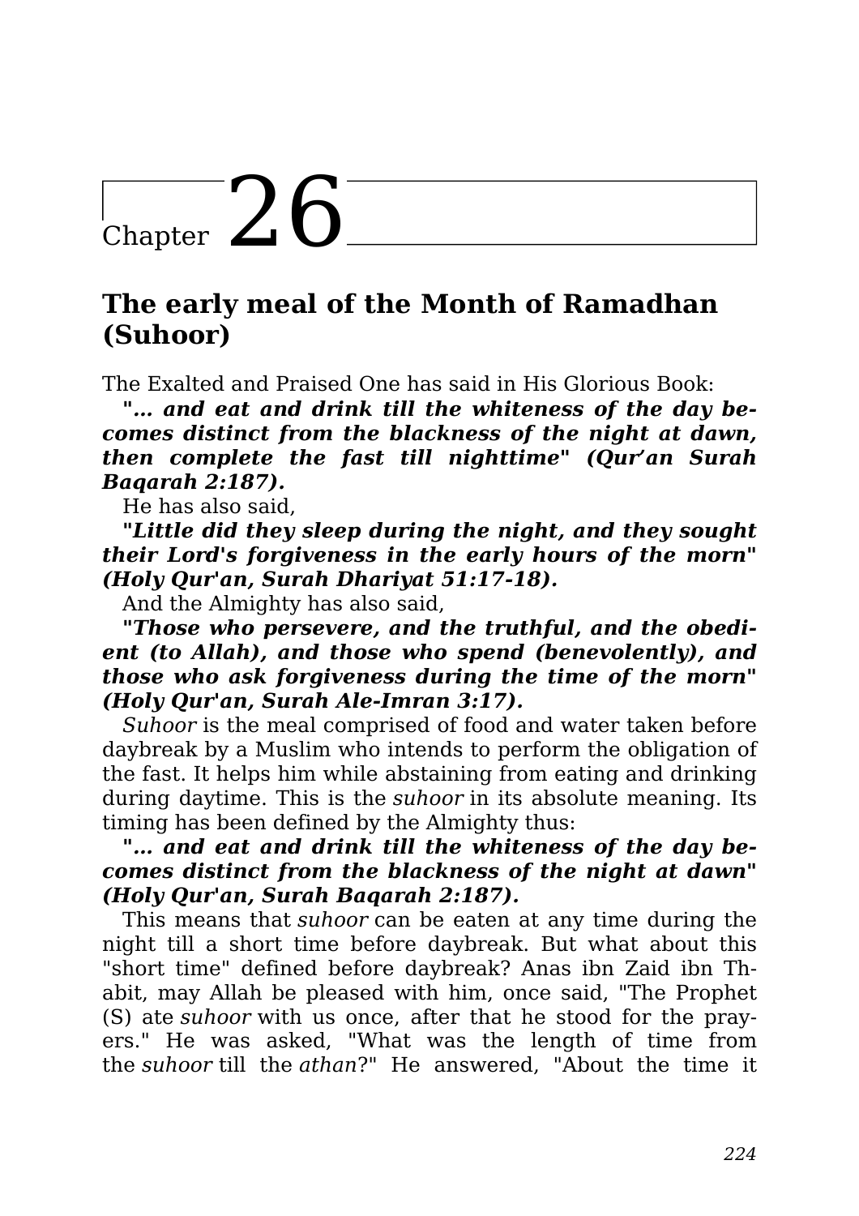# Chapter 26

## The early meal of the Month of Ramadhan (Suhoor)

The Exalted and Praised One has said in His Glorious Book:

***"… and eat and drink till the whiteness of the day becomes distinct from the blackness of the night at dawn, then complete the fast till nighttime" (Qur'an Surah Baqarah 2:187).***

He has also said,

***"Little did they sleep during the night, and they sought their Lord's forgiveness in the early hours of the morn" (Holy Qur'an, Surah Dhariyat 51:17-18).***

And the Almighty has also said,

***"Those who persevere, and the truthful, and the obedient (to Allah), and those who spend (benevolently), and those who ask forgiveness during the time of the morn" (Holy Qur'an, Surah Ale-Imran 3:17).***

*Suhoor* is the meal comprised of food and water taken before daybreak by a Muslim who intends to perform the obligation of the fast. It helps him while abstaining from eating and drinking during daytime. This is the *suhoor* in its absolute meaning. Its timing has been defined by the Almighty thus:

***"… and eat and drink till the whiteness of the day becomes distinct from the blackness of the night at dawn" (Holy Qur'an, Surah Baqarah 2:187).***

This means that *suhoor* can be eaten at any time during the night till a short time before daybreak. But what about this "short time" defined before daybreak? Anas ibn Zaid ibn Thabit, may Allah be pleased with him, once said, "The Prophet (S) ate *suhoor* with us once, after that he stood for the prayers." He was asked, "What was the length of time from the *suhoor* till the *athan*?" He answered, "About the time it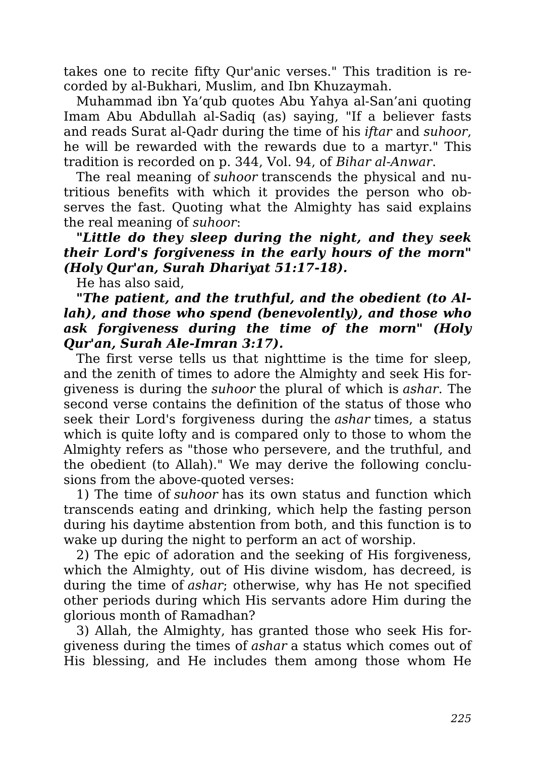takes one to recite fifty Qur'anic verses." This tradition is recorded by al-Bukhari, Muslim, and Ibn Khuzaymah.

Muhammad ibn Ya’qub quotes Abu Yahya al-San’ani quoting Imam Abu Abdullah al-Sadiq (as) saying, "If a believer fasts and reads Surat al-Qadr during the time of his *iftar* and *suhoor*, he will be rewarded with the rewards due to a martyr." This tradition is recorded on p. 344, Vol. 94, of *Bihar al-Anwar*.

The real meaning of *suhoor* transcends the physical and nutritious benefits with which it provides the person who observes the fast. Quoting what the Almighty has said explains the real meaning of *suhoor*:

***"Little do they sleep during the night, and they seek their Lord's forgiveness in the early hours of the morn" (Holy Qur'an, Surah Dhariyat 51:17-18).***

He has also said,

***"The patient, and the truthful, and the obedient (to Allah), and those who spend (benevolently), and those who ask forgiveness during the time of the morn" (Holy Qur'an, Surah Ale-Imran 3:17).***

The first verse tells us that nighttime is the time for sleep, and the zenith of times to adore the Almighty and seek His forgiveness is during the *suhoor* the plural of which is *ashar*. The second verse contains the definition of the status of those who seek their Lord's forgiveness during the *ashar* times, a status which is quite lofty and is compared only to those to whom the Almighty refers as "those who persevere, and the truthful, and the obedient (to Allah)." We may derive the following conclusions from the above-quoted verses:

1) The time of *suhoor* has its own status and function which transcends eating and drinking, which help the fasting person during his daytime abstention from both, and this function is to wake up during the night to perform an act of worship.

2) The epic of adoration and the seeking of His forgiveness, which the Almighty, out of His divine wisdom, has decreed, is during the time of *ashar*; otherwise, why has He not specified other periods during which His servants adore Him during the glorious month of Ramadhan?

3) Allah, the Almighty, has granted those who seek His forgiveness during the times of *ashar* a status which comes out of His blessing, and He includes them among those whom He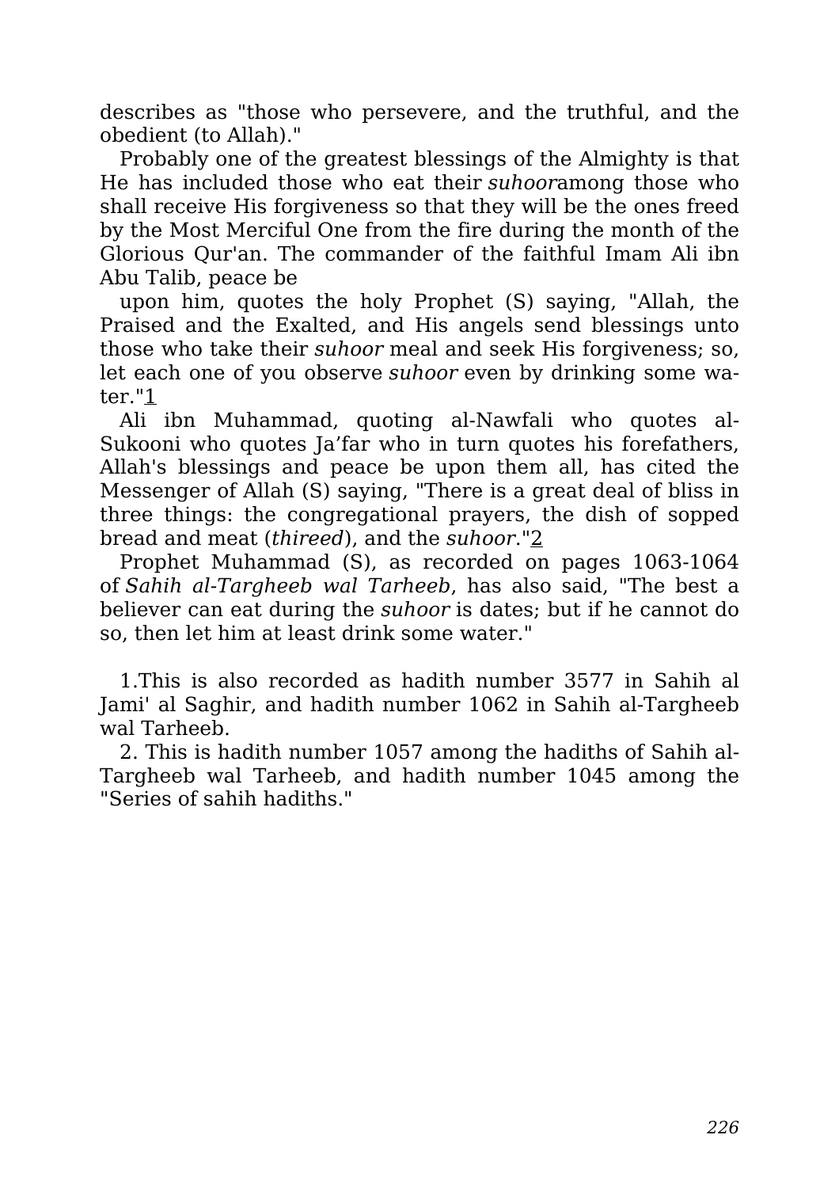describes as "those who persevere, and the truthful, and the obedient (to Allah)."

Probably one of the greatest blessings of the Almighty is that He has included those who eat their *suhoor* among those who shall receive His forgiveness so that they will be the ones freed by the Most Merciful One from the fire during the month of the Glorious Qur'an. The commander of the faithful Imam Ali ibn Abu Talib, peace be upon him, quotes the holy Prophet (S) saying, "Allah, the Praised and the Exalted, and His angels send blessings unto those who take their *suhoor* meal and seek His forgiveness; so, let each one of you observe *suhoor* even by drinking some water."[1]

Ali ibn Muhammad, quoting al-Nawfali who quotes al-Sukooni who quotes Ja'far who in turn quotes his forefathers, Allah's blessings and peace be upon them all, has cited the Messenger of Allah (S) saying, "There is a great deal of bliss in three things: the congregational prayers, the dish of sopped bread and meat (*thireed*), and the *suhoor*."[2]

Prophet Muhammad (S), as recorded on pages 1063-1064 of *Sahih al-Targheeb wal Tarheeb*, has also said, "The best a believer can eat during the *suhoor* is dates; but if he cannot do so, then let him at least drink some water."

1.This is also recorded as hadith number 3577 in Sahih al Jami' al Saghir, and hadith number 1062 in Sahih al-Targheeb wal Tarheeb.

2. This is hadith number 1057 among the hadiths of Sahih al-Targheeb wal Tarheeb, and hadith number 1045 among the "Series of sahih hadiths."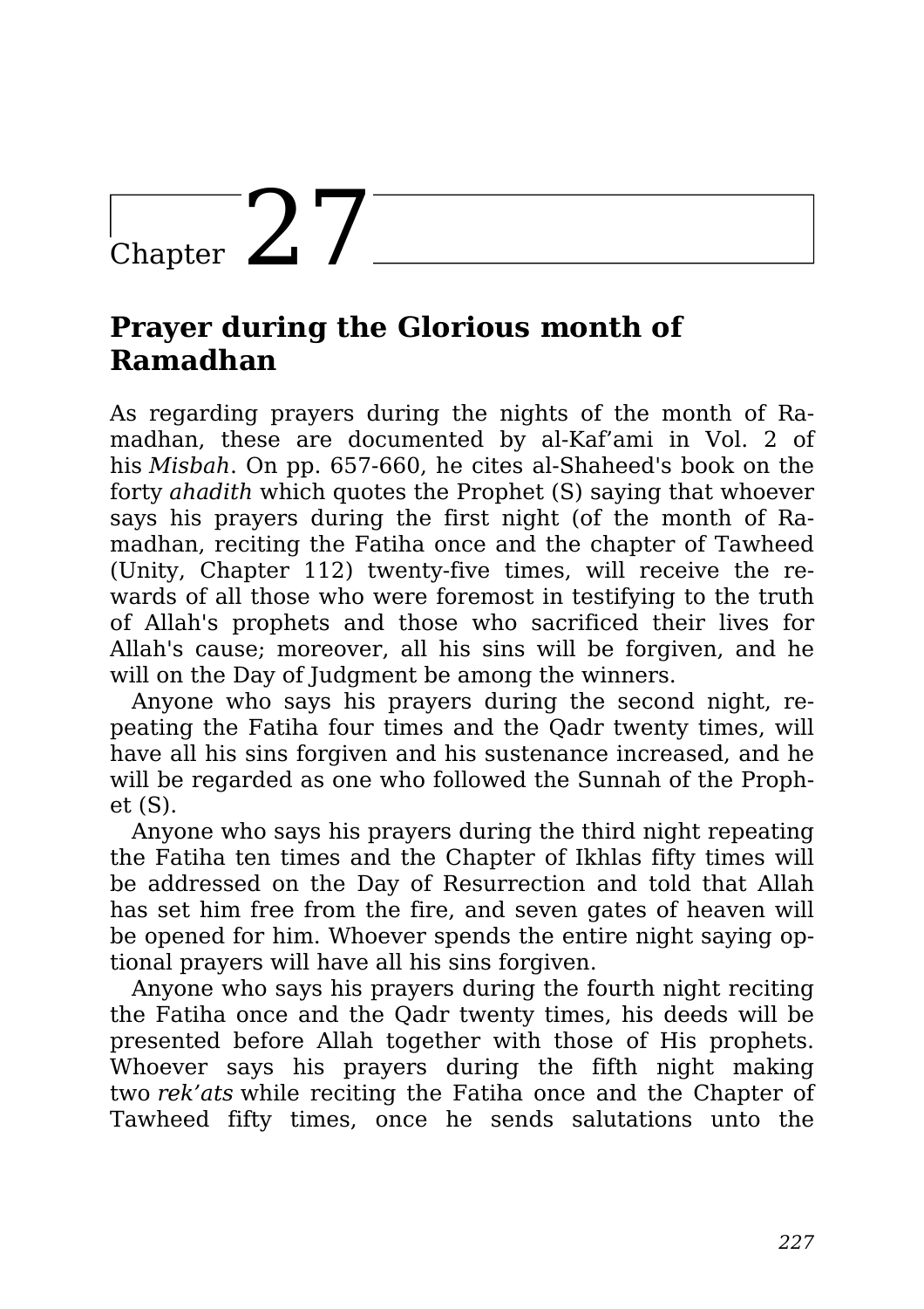# Chapter 27

## Prayer during the Glorious month of Ramadhan

As regarding prayers during the nights of the month of Ramadhan, these are documented by al-Kaf'ami in Vol. 2 of his *Misbah*. On pp. 657-660, he cites al-Shaheed's book on the forty *ahadith* which quotes the Prophet (S) saying that whoever says his prayers during the first night (of the month of Ramadhan, reciting the Fatiha once and the chapter of Tawheed (Unity, Chapter 112) twenty-five times, will receive the rewards of all those who were foremost in testifying to the truth of Allah's prophets and those who sacrificed their lives for Allah's cause; moreover, all his sins will be forgiven, and he will on the Day of Judgment be among the winners.

Anyone who says his prayers during the second night, repeating the Fatiha four times and the Qadr twenty times, will have all his sins forgiven and his sustenance increased, and he will be regarded as one who followed the Sunnah of the Prophet (S).

Anyone who says his prayers during the third night repeating the Fatiha ten times and the Chapter of Ikhlas fifty times will be addressed on the Day of Resurrection and told that Allah has set him free from the fire, and seven gates of heaven will be opened for him. Whoever spends the entire night saying optional prayers will have all his sins forgiven.

Anyone who says his prayers during the fourth night reciting the Fatiha once and the Qadr twenty times, his deeds will be presented before Allah together with those of His prophets. Whoever says his prayers during the fifth night making two *rek'ats* while reciting the Fatiha once and the Chapter of Tawheed fifty times, once he sends salutations unto the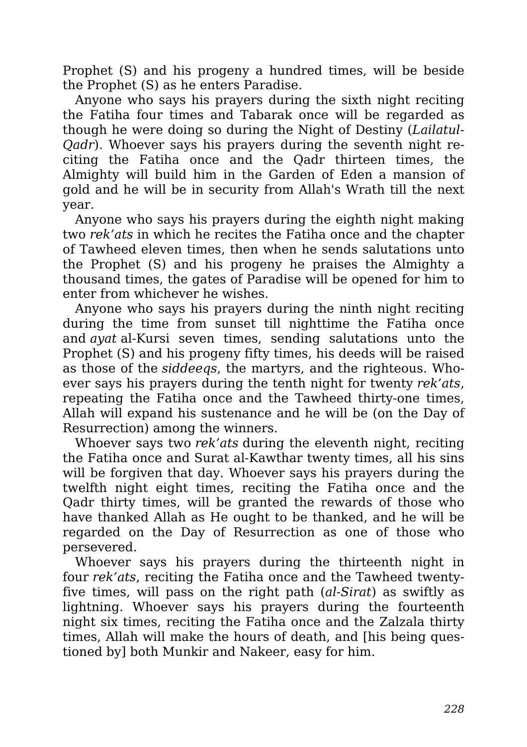Prophet (S) and his progeny a hundred times, will be beside the Prophet (S) as he enters Paradise.

Anyone who says his prayers during the sixth night reciting the Fatiha four times and Tabarak once will be regarded as though he were doing so during the Night of Destiny (*Lailatul-Qadr*). Whoever says his prayers during the seventh night reciting the Fatiha once and the Qadr thirteen times, the Almighty will build him in the Garden of Eden a mansion of gold and he will be in security from Allah's Wrath till the next year.

Anyone who says his prayers during the eighth night making two *rek'ats* in which he recites the Fatiha once and the chapter of Tawheed eleven times, then when he sends salutations unto the Prophet (S) and his progeny he praises the Almighty a thousand times, the gates of Paradise will be opened for him to enter from whichever he wishes.

Anyone who says his prayers during the ninth night reciting during the time from sunset till nighttime the Fatiha once and *ayat* al-Kursi seven times, sending salutations unto the Prophet (S) and his progeny fifty times, his deeds will be raised as those of the *siddeeqs*, the martyrs, and the righteous. Whoever says his prayers during the tenth night for twenty *rek'ats*, repeating the Fatiha once and the Tawheed thirty-one times, Allah will expand his sustenance and he will be (on the Day of Resurrection) among the winners.

Whoever says two *rek'ats* during the eleventh night, reciting the Fatiha once and Surat al-Kawthar twenty times, all his sins will be forgiven that day. Whoever says his prayers during the twelfth night eight times, reciting the Fatiha once and the Qadr thirty times, will be granted the rewards of those who have thanked Allah as He ought to be thanked, and he will be regarded on the Day of Resurrection as one of those who persevered.

Whoever says his prayers during the thirteenth night in four *rek'ats*, reciting the Fatiha once and the Tawheed twenty-five times, will pass on the right path (*al-Sirat*) as swiftly as lightning. Whoever says his prayers during the fourteenth night six times, reciting the Fatiha once and the Zalzala thirty times, Allah will make the hours of death, and [his being questioned by] both Munkir and Nakeer, easy for him.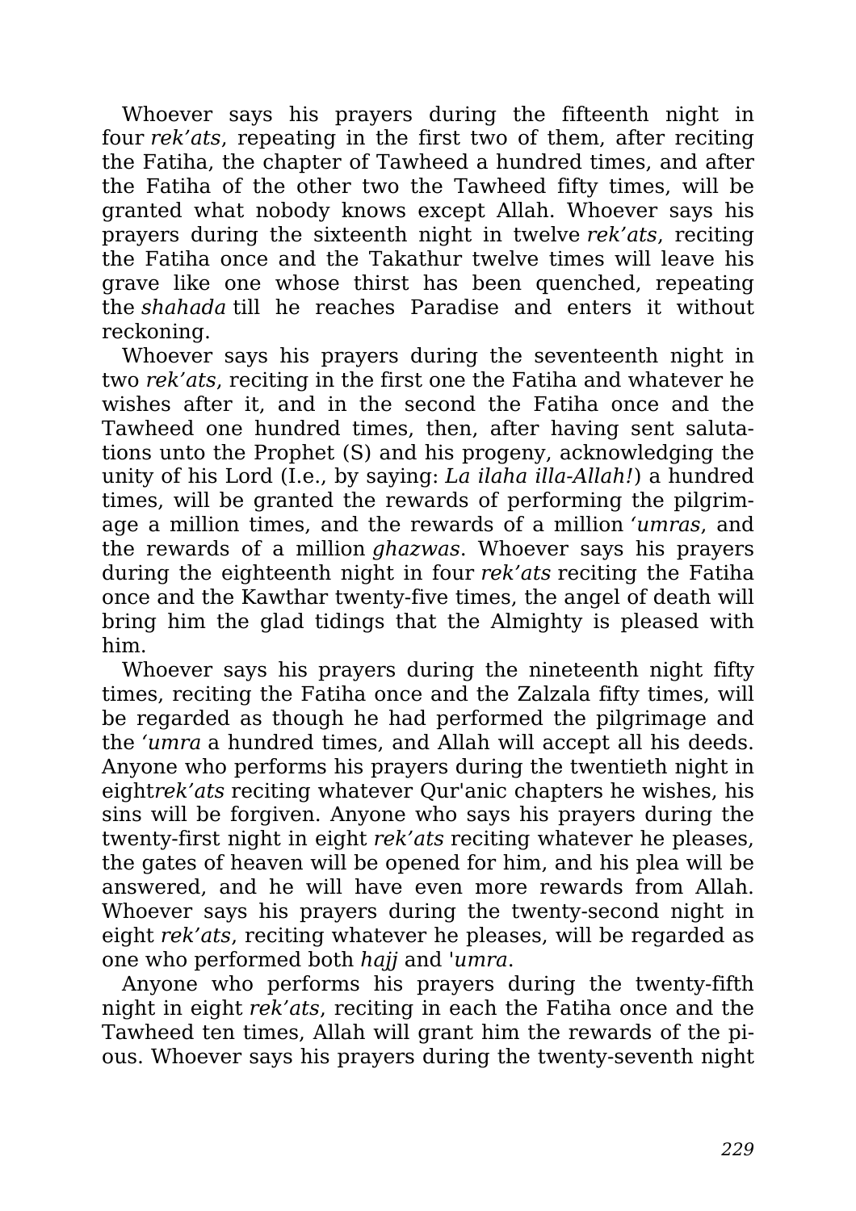Whoever says his prayers during the fifteenth night in four *rek'ats*, repeating in the first two of them, after reciting the Fatiha, the chapter of Tawheed a hundred times, and after the Fatiha of the other two the Tawheed fifty times, will be granted what nobody knows except Allah. Whoever says his prayers during the sixteenth night in twelve *rek'ats*, reciting the Fatiha once and the Takathur twelve times will leave his grave like one whose thirst has been quenched, repeating the *shahada* till he reaches Paradise and enters it without reckoning.

Whoever says his prayers during the seventeenth night in two *rek'ats*, reciting in the first one the Fatiha and whatever he wishes after it, and in the second the Fatiha once and the Tawheed one hundred times, then, after having sent salutations unto the Prophet (S) and his progeny, acknowledging the unity of his Lord (I.e., by saying: *La ilaha illa-Allah!*) a hundred times, will be granted the rewards of performing the pilgrimage a million times, and the rewards of a million *'umras*, and the rewards of a million *ghazwas*. Whoever says his prayers during the eighteenth night in four *rek'ats* reciting the Fatiha once and the Kawthar twenty-five times, the angel of death will bring him the glad tidings that the Almighty is pleased with him.

Whoever says his prayers during the nineteenth night fifty times, reciting the Fatiha once and the Zalzala fifty times, will be regarded as though he had performed the pilgrimage and the *'umra* a hundred times, and Allah will accept all his deeds. Anyone who performs his prayers during the twentieth night in eight*rek'ats* reciting whatever Qur'anic chapters he wishes, his sins will be forgiven. Anyone who says his prayers during the twenty-first night in eight *rek'ats* reciting whatever he pleases, the gates of heaven will be opened for him, and his plea will be answered, and he will have even more rewards from Allah. Whoever says his prayers during the twenty-second night in eight *rek'ats*, reciting whatever he pleases, will be regarded as one who performed both *hajj* and '*umra*.

Anyone who performs his prayers during the twenty-fifth night in eight *rek'ats*, reciting in each the Fatiha once and the Tawheed ten times, Allah will grant him the rewards of the pious. Whoever says his prayers during the twenty-seventh night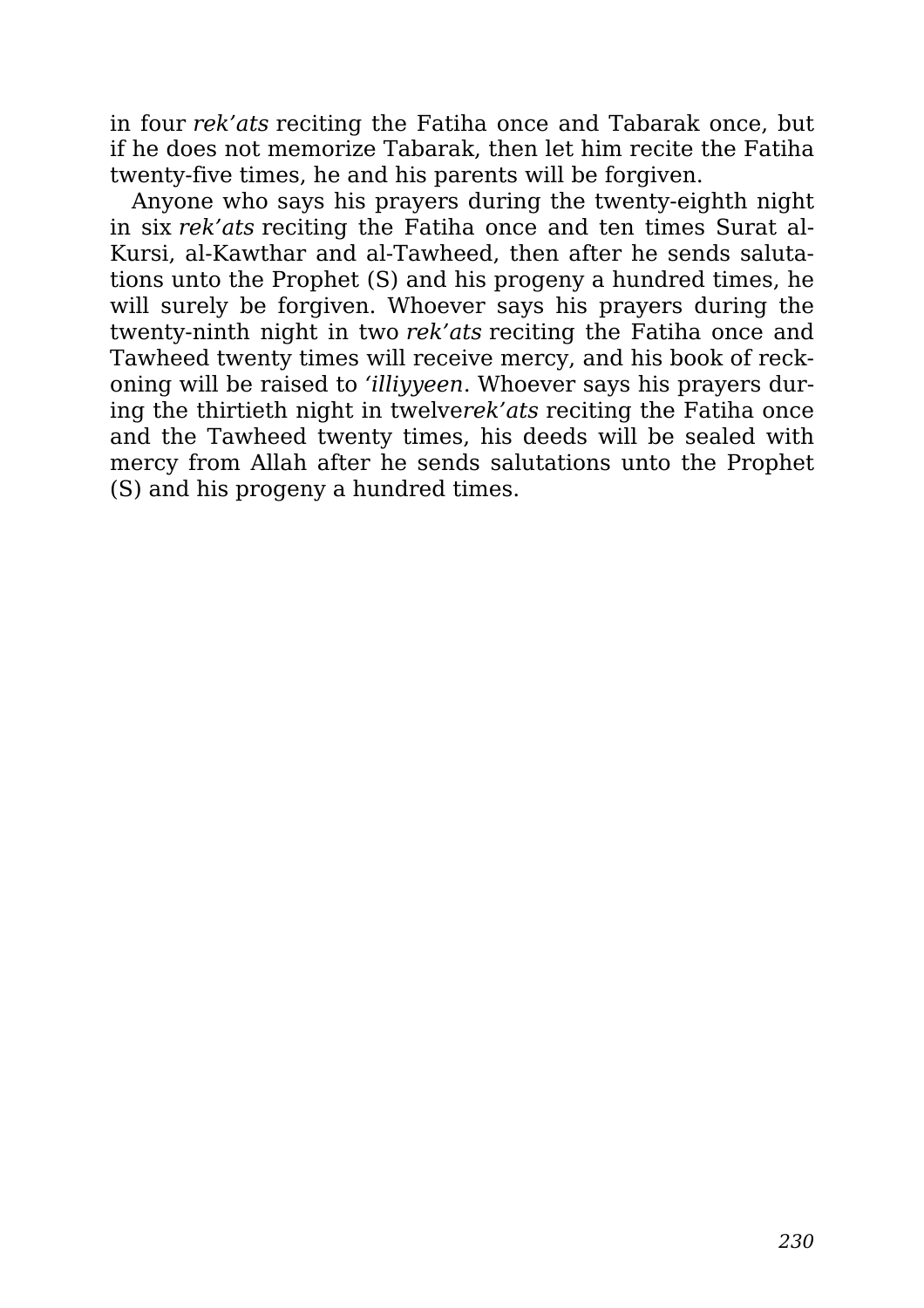in four *rek'ats* reciting the Fatiha once and Tabarak once, but if he does not memorize Tabarak, then let him recite the Fatiha twenty-five times, he and his parents will be forgiven.

Anyone who says his prayers during the twenty-eighth night in six *rek'ats* reciting the Fatiha once and ten times Surat al-Kursi, al-Kawthar and al-Tawheed, then after he sends salutations unto the Prophet (S) and his progeny a hundred times, he will surely be forgiven. Whoever says his prayers during the twenty-ninth night in two *rek'ats* reciting the Fatiha once and Tawheed twenty times will receive mercy, and his book of reckoning will be raised to *'illiyyeen*. Whoever says his prayers during the thirtieth night in twelve*rek'ats* reciting the Fatiha once and the Tawheed twenty times, his deeds will be sealed with mercy from Allah after he sends salutations unto the Prophet (S) and his progeny a hundred times.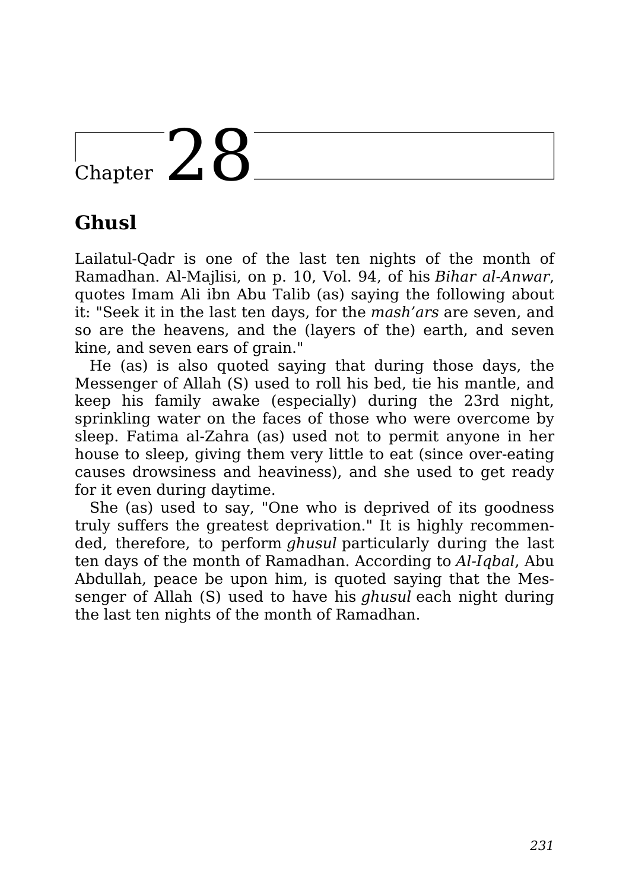# Chapter 28

## Ghusl

Lailatul-Qadr is one of the last ten nights of the month of Ramadhan. Al-Majlisi, on p. 10, Vol. 94, of his *Bihar al-Anwar*, quotes Imam Ali ibn Abu Talib (as) saying the following about it: "Seek it in the last ten days, for the *mash'ars* are seven, and so are the heavens, and the (layers of the) earth, and seven kine, and seven ears of grain."

He (as) is also quoted saying that during those days, the Messenger of Allah (S) used to roll his bed, tie his mantle, and keep his family awake (especially) during the 23rd night, sprinkling water on the faces of those who were overcome by sleep. Fatima al-Zahra (as) used not to permit anyone in her house to sleep, giving them very little to eat (since over-eating causes drowsiness and heaviness), and she used to get ready for it even during daytime.

She (as) used to say, "One who is deprived of its goodness truly suffers the greatest deprivation." It is highly recommended, therefore, to perform *ghusul* particularly during the last ten days of the month of Ramadhan. According to *Al-Iqbal*, Abu Abdullah, peace be upon him, is quoted saying that the Messenger of Allah (S) used to have his *ghusul* each night during the last ten nights of the month of Ramadhan.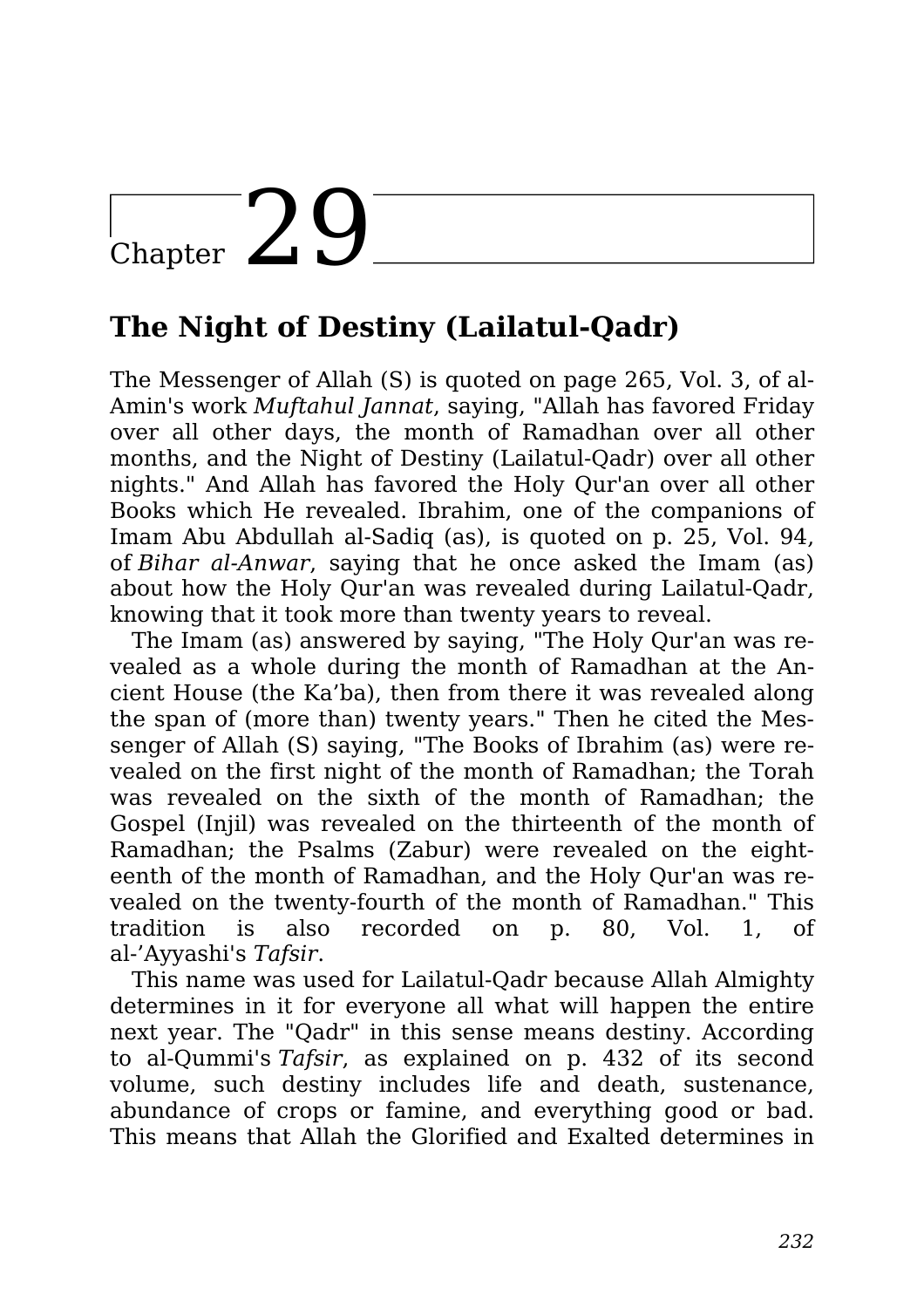# Chapter 29

## The Night of Destiny (Lailatul-Qadr)

The Messenger of Allah (S) is quoted on page 265, Vol. 3, of al-Amin's work *Muftahul Jannat*, saying, "Allah has favored Friday over all other days, the month of Ramadhan over all other months, and the Night of Destiny (Lailatul-Qadr) over all other nights." And Allah has favored the Holy Qur'an over all other Books which He revealed. Ibrahim, one of the companions of Imam Abu Abdullah al-Sadiq (as), is quoted on p. 25, Vol. 94, of *Bihar al-Anwar*, saying that he once asked the Imam (as) about how the Holy Qur'an was revealed during Lailatul-Qadr, knowing that it took more than twenty years to reveal.

The Imam (as) answered by saying, "The Holy Qur'an was revealed as a whole during the month of Ramadhan at the Ancient House (the Ka'ba), then from there it was revealed along the span of (more than) twenty years." Then he cited the Messenger of Allah (S) saying, "The Books of Ibrahim (as) were revealed on the first night of the month of Ramadhan; the Torah was revealed on the sixth of the month of Ramadhan; the Gospel (Injil) was revealed on the thirteenth of the month of Ramadhan; the Psalms (Zabur) were revealed on the eighteenth of the month of Ramadhan, and the Holy Qur'an was revealed on the twenty-fourth of the month of Ramadhan." This tradition is also recorded on p. 80, Vol. 1, of al-'Ayyashi's *Tafsir*.

This name was used for Lailatul-Qadr because Allah Almighty determines in it for everyone all what will happen the entire next year. The "Qadr" in this sense means destiny. According to al-Qummi's *Tafsir*, as explained on p. 432 of its second volume, such destiny includes life and death, sustenance, abundance of crops or famine, and everything good or bad. This means that Allah the Glorified and Exalted determines in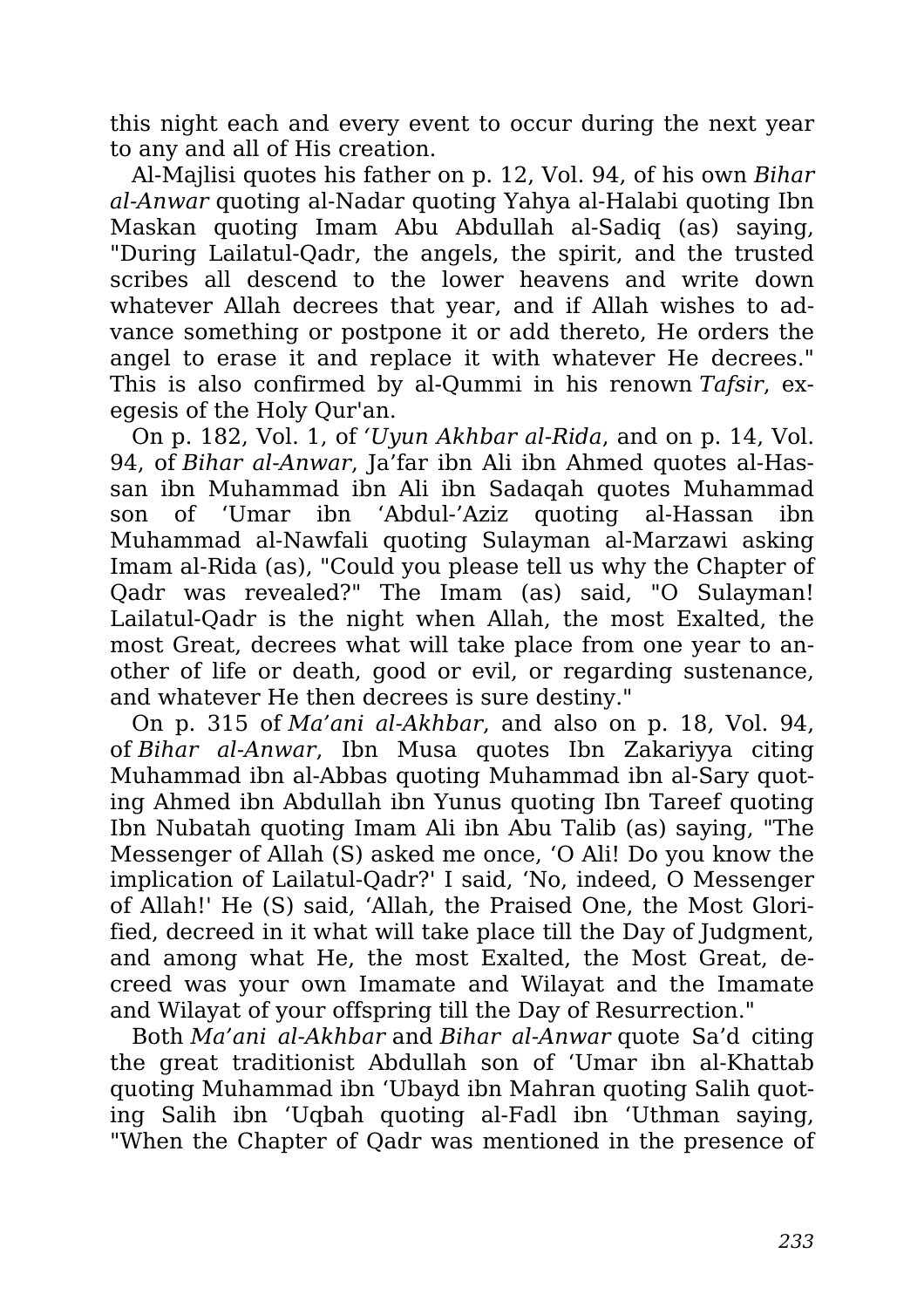this night each and every event to occur during the next year to any and all of His creation.

Al-Majlisi quotes his father on p. 12, Vol. 94, of his own *Bihar al-Anwar* quoting al-Nadar quoting Yahya al-Halabi quoting Ibn Maskan quoting Imam Abu Abdullah al-Sadiq (as) saying, "During Lailatul-Qadr, the angels, the spirit, and the trusted scribes all descend to the lower heavens and write down whatever Allah decrees that year, and if Allah wishes to advance something or postpone it or add thereto, He orders the angel to erase it and replace it with whatever He decrees." This is also confirmed by al-Qummi in his renown *Tafsir*, exegesis of the Holy Qur'an.

On p. 182, Vol. 1, of *'Uyun Akhbar al-Rida*, and on p. 14, Vol. 94, of *Bihar al-Anwar*, Ja'far ibn Ali ibn Ahmed quotes al-Hassan ibn Muhammad ibn Ali ibn Sadaqah quotes Muhammad son of 'Umar ibn 'Abdul-'Aziz quoting al-Hassan ibn Muhammad al-Nawfali quoting Sulayman al-Marzawi asking Imam al-Rida (as), "Could you please tell us why the Chapter of Qadr was revealed?" The Imam (as) said, "O Sulayman! Lailatul-Qadr is the night when Allah, the most Exalted, the most Great, decrees what will take place from one year to another of life or death, good or evil, or regarding sustenance, and whatever He then decrees is sure destiny."

On p. 315 of *Ma'ani al-Akhbar*, and also on p. 18, Vol. 94, of *Bihar al-Anwar*, Ibn Musa quotes Ibn Zakariyya citing Muhammad ibn al-Abbas quoting Muhammad ibn al-Sary quoting Ahmed ibn Abdullah ibn Yunus quoting Ibn Tareef quoting Ibn Nubatah quoting Imam Ali ibn Abu Talib (as) saying, "The Messenger of Allah (S) asked me once, 'O Ali! Do you know the implication of Lailatul-Qadr?' I said, 'No, indeed, O Messenger of Allah!' He (S) said, 'Allah, the Praised One, the Most Glorified, decreed in it what will take place till the Day of Judgment, and among what He, the most Exalted, the Most Great, decreed was your own Imamate and Wilayat and the Imamate and Wilayat of your offspring till the Day of Resurrection."

Both *Ma'ani al-Akhbar* and *Bihar al-Anwar* quote Sa'd citing the great traditionist Abdullah son of 'Umar ibn al-Khattab quoting Muhammad ibn 'Ubayd ibn Mahran quoting Salih quoting Salih ibn 'Uqbah quoting al-Fadl ibn 'Uthman saying, "When the Chapter of Qadr was mentioned in the presence of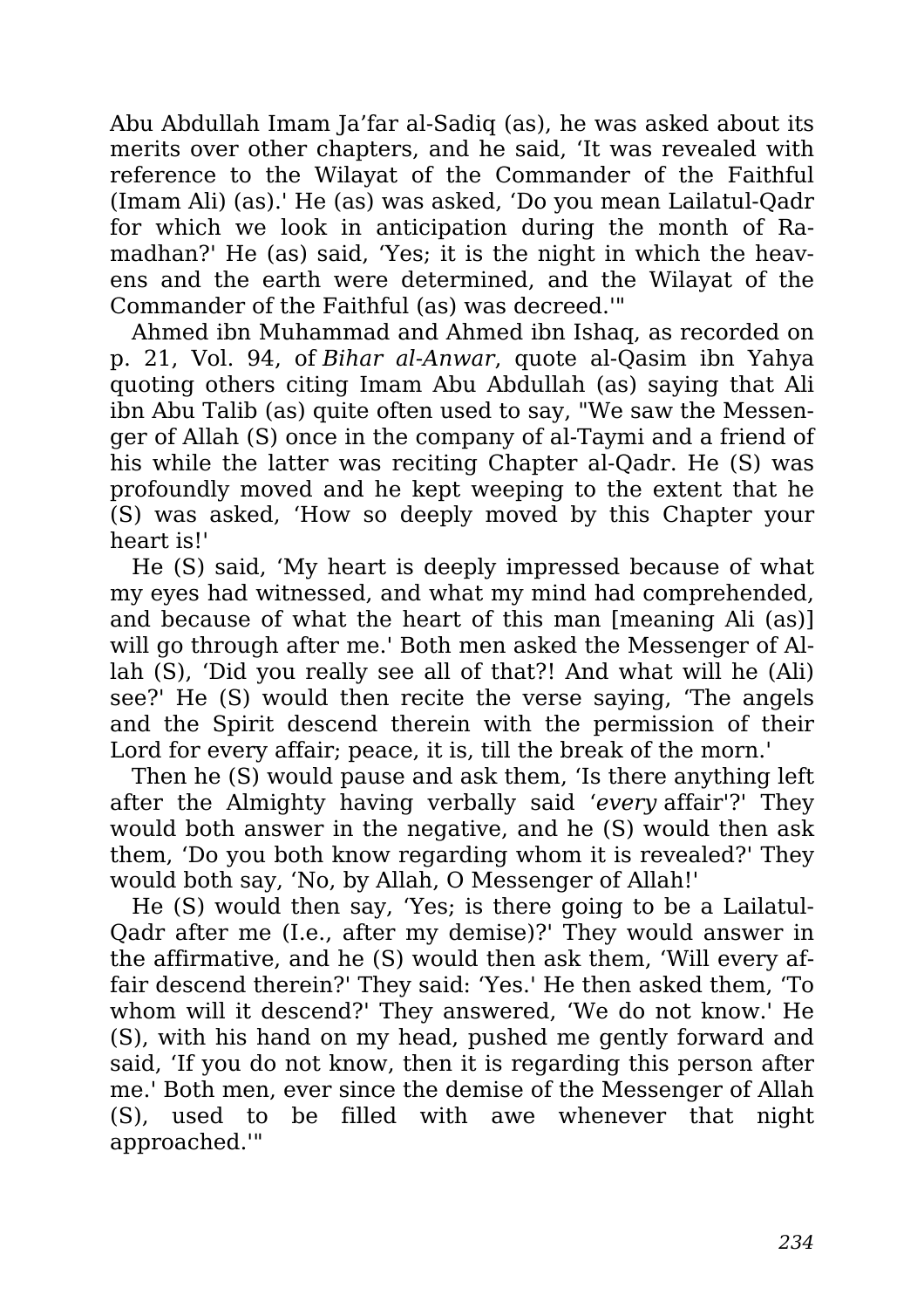Abu Abdullah Imam Ja'far al-Sadiq (as), he was asked about its merits over other chapters, and he said, 'It was revealed with reference to the Wilayat of the Commander of the Faithful (Imam Ali) (as).' He (as) was asked, 'Do you mean Lailatul-Qadr for which we look in anticipation during the month of Ramadhan?' He (as) said, 'Yes; it is the night in which the heavens and the earth were determined, and the Wilayat of the Commander of the Faithful (as) was decreed.'"

Ahmed ibn Muhammad and Ahmed ibn Ishaq, as recorded on p. 21, Vol. 94, of *Bihar al-Anwar*, quote al-Qasim ibn Yahya quoting others citing Imam Abu Abdullah (as) saying that Ali ibn Abu Talib (as) quite often used to say, "We saw the Messenger of Allah (S) once in the company of al-Taymi and a friend of his while the latter was reciting Chapter al-Qadr. He (S) was profoundly moved and he kept weeping to the extent that he (S) was asked, 'How so deeply moved by this Chapter your heart is!'

He (S) said, 'My heart is deeply impressed because of what my eyes had witnessed, and what my mind had comprehended, and because of what the heart of this man [meaning Ali (as)] will go through after me.' Both men asked the Messenger of Allah (S), 'Did you really see all of that?! And what will he (Ali) see?' He (S) would then recite the verse saying, 'The angels and the Spirit descend therein with the permission of their Lord for every affair; peace, it is, till the break of the morn.'

Then he (S) would pause and ask them, 'Is there anything left after the Almighty having verbally said '*every* affair'?' They would both answer in the negative, and he (S) would then ask them, 'Do you both know regarding whom it is revealed?' They would both say, 'No, by Allah, O Messenger of Allah!'

He (S) would then say, 'Yes; is there going to be a Lailatul-Qadr after me (I.e., after my demise)?' They would answer in the affirmative, and he (S) would then ask them, 'Will every affair descend therein?' They said: 'Yes.' He then asked them, 'To whom will it descend?' They answered, 'We do not know.' He (S), with his hand on my head, pushed me gently forward and said, 'If you do not know, then it is regarding this person after me.' Both men, ever since the demise of the Messenger of Allah (S), used to be filled with awe whenever that night approached.'"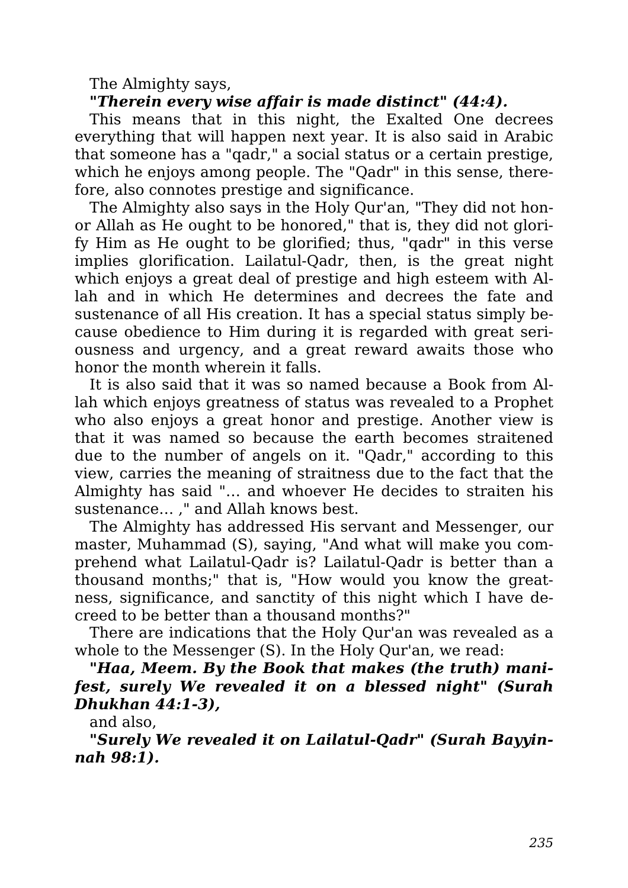The Almighty says,

***"Therein every wise affair is made distinct" (44:4).***

This means that in this night, the Exalted One decrees everything that will happen next year. It is also said in Arabic that someone has a "qadr," a social status or a certain prestige, which he enjoys among people. The "Qadr" in this sense, therefore, also connotes prestige and significance.

The Almighty also says in the Holy Qur'an, "They did not honor Allah as He ought to be honored," that is, they did not glorify Him as He ought to be glorified; thus, "qadr" in this verse implies glorification. Lailatul-Qadr, then, is the great night which enjoys a great deal of prestige and high esteem with Allah and in which He determines and decrees the fate and sustenance of all His creation. It has a special status simply because obedience to Him during it is regarded with great seriousness and urgency, and a great reward awaits those who honor the month wherein it falls.

It is also said that it was so named because a Book from Allah which enjoys greatness of status was revealed to a Prophet who also enjoys a great honor and prestige. Another view is that it was named so because the earth becomes straitened due to the number of angels on it. "Qadr," according to this view, carries the meaning of straitness due to the fact that the Almighty has said "… and whoever He decides to straiten his sustenance… ," and Allah knows best.

The Almighty has addressed His servant and Messenger, our master, Muhammad (S), saying, "And what will make you comprehend what Lailatul-Qadr is? Lailatul-Qadr is better than a thousand months;" that is, "How would you know the greatness, significance, and sanctity of this night which I have decreed to be better than a thousand months?"

There are indications that the Holy Qur'an was revealed as a whole to the Messenger (S). In the Holy Qur'an, we read:

***"Haa, Meem. By the Book that makes (the truth) manifest, surely We revealed it on a blessed night" (Surah Dhukhan 44:1-3),***

and also,

***"Surely We revealed it on Lailatul-Qadr" (Surah Bayyinnah 98:1).***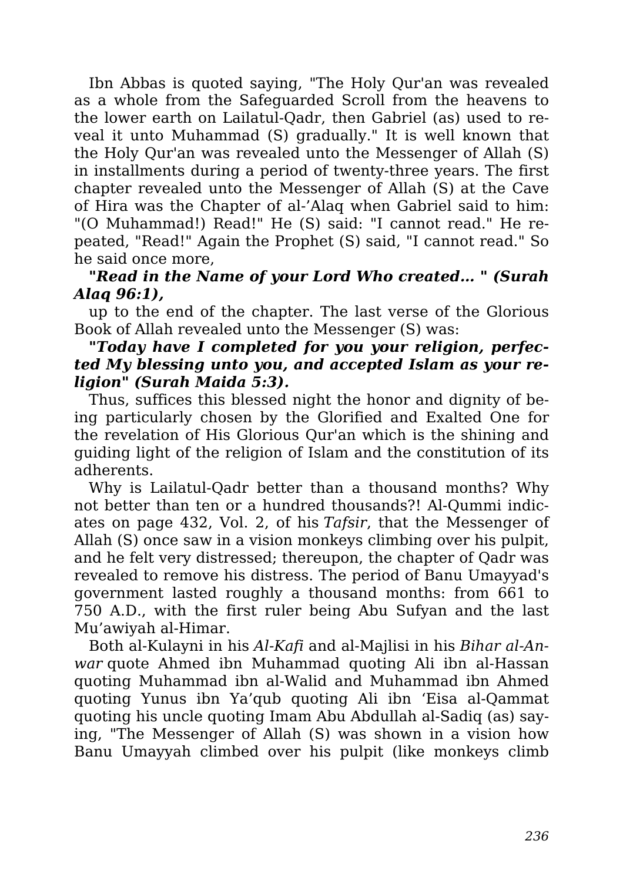Ibn Abbas is quoted saying, "The Holy Qur'an was revealed as a whole from the Safeguarded Scroll from the heavens to the lower earth on Lailatul-Qadr, then Gabriel (as) used to reveal it unto Muhammad (S) gradually." It is well known that the Holy Qur'an was revealed unto the Messenger of Allah (S) in installments during a period of twenty-three years. The first chapter revealed unto the Messenger of Allah (S) at the Cave of Hira was the Chapter of al-'Alaq when Gabriel said to him: "(O Muhammad!) Read!" He (S) said: "I cannot read." He repeated, "Read!" Again the Prophet (S) said, "I cannot read." So he said once more,

***"Read in the Name of your Lord Who created… " (Surah Alaq 96:1),***

up to the end of the chapter. The last verse of the Glorious Book of Allah revealed unto the Messenger (S) was:

***"Today have I completed for you your religion, perfected My blessing unto you, and accepted Islam as your religion" (Surah Maida 5:3).***

Thus, suffices this blessed night the honor and dignity of being particularly chosen by the Glorified and Exalted One for the revelation of His Glorious Qur'an which is the shining and guiding light of the religion of Islam and the constitution of its adherents.

Why is Lailatul-Qadr better than a thousand months? Why not better than ten or a hundred thousands?! Al-Qummi indicates on page 432, Vol. 2, of his *Tafsir,* that the Messenger of Allah (S) once saw in a vision monkeys climbing over his pulpit, and he felt very distressed; thereupon, the chapter of Qadr was revealed to remove his distress. The period of Banu Umayyad's government lasted roughly a thousand months: from 661 to 750 A.D., with the first ruler being Abu Sufyan and the last Mu'awiyah al-Himar.

Both al-Kulayni in his *Al-Kafi* and al-Majlisi in his *Bihar al-Anwar* quote Ahmed ibn Muhammad quoting Ali ibn al-Hassan quoting Muhammad ibn al-Walid and Muhammad ibn Ahmed quoting Yunus ibn Ya'qub quoting Ali ibn 'Eisa al-Qammat quoting his uncle quoting Imam Abu Abdullah al-Sadiq (as) saying, "The Messenger of Allah (S) was shown in a vision how Banu Umayyah climbed over his pulpit (like monkeys climb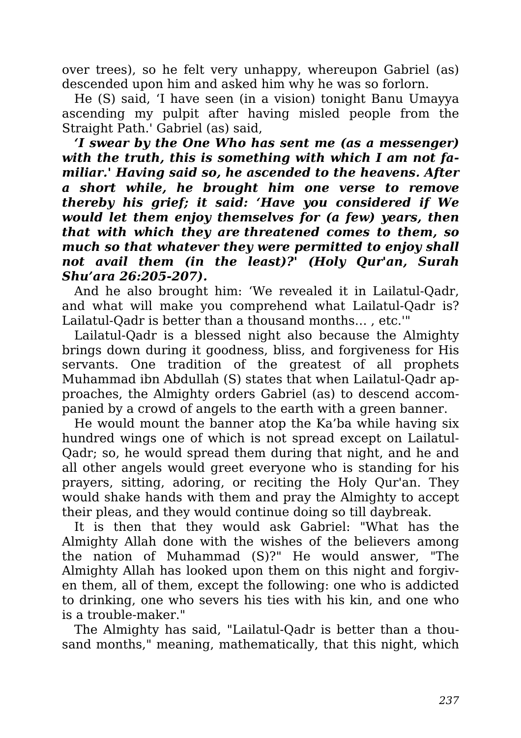over trees), so he felt very unhappy, whereupon Gabriel (as) descended upon him and asked him why he was so forlorn.

He (S) said, 'I have seen (in a vision) tonight Banu Umayya ascending my pulpit after having misled people from the Straight Path.' Gabriel (as) said,

***'I swear by the One Who has sent me (as a messenger) with the truth, this is something with which I am not familiar.' Having said so, he ascended to the heavens. After a short while, he brought him one verse to remove thereby his grief; it said: 'Have you considered if We would let them enjoy themselves for (a few) years, then that with which they are threatened comes to them, so much so that whatever they were permitted to enjoy shall not avail them (in the least)?' (Holy Qur'an, Surah Shu'ara 26:205-207).***

And he also brought him: 'We revealed it in Lailatul-Qadr, and what will make you comprehend what Lailatul-Qadr is? Lailatul-Qadr is better than a thousand months… , etc.'"

Lailatul-Qadr is a blessed night also because the Almighty brings down during it goodness, bliss, and forgiveness for His servants. One tradition of the greatest of all prophets Muhammad ibn Abdullah (S) states that when Lailatul-Qadr approaches, the Almighty orders Gabriel (as) to descend accompanied by a crowd of angels to the earth with a green banner.

He would mount the banner atop the Ka'ba while having six hundred wings one of which is not spread except on Lailatul-Qadr; so, he would spread them during that night, and he and all other angels would greet everyone who is standing for his prayers, sitting, adoring, or reciting the Holy Qur'an. They would shake hands with them and pray the Almighty to accept their pleas, and they would continue doing so till daybreak.

It is then that they would ask Gabriel: "What has the Almighty Allah done with the wishes of the believers among the nation of Muhammad (S)?" He would answer, "The Almighty Allah has looked upon them on this night and forgiven them, all of them, except the following: one who is addicted to drinking, one who severs his ties with his kin, and one who is a trouble-maker."

The Almighty has said, "Lailatul-Qadr is better than a thousand months," meaning, mathematically, that this night, which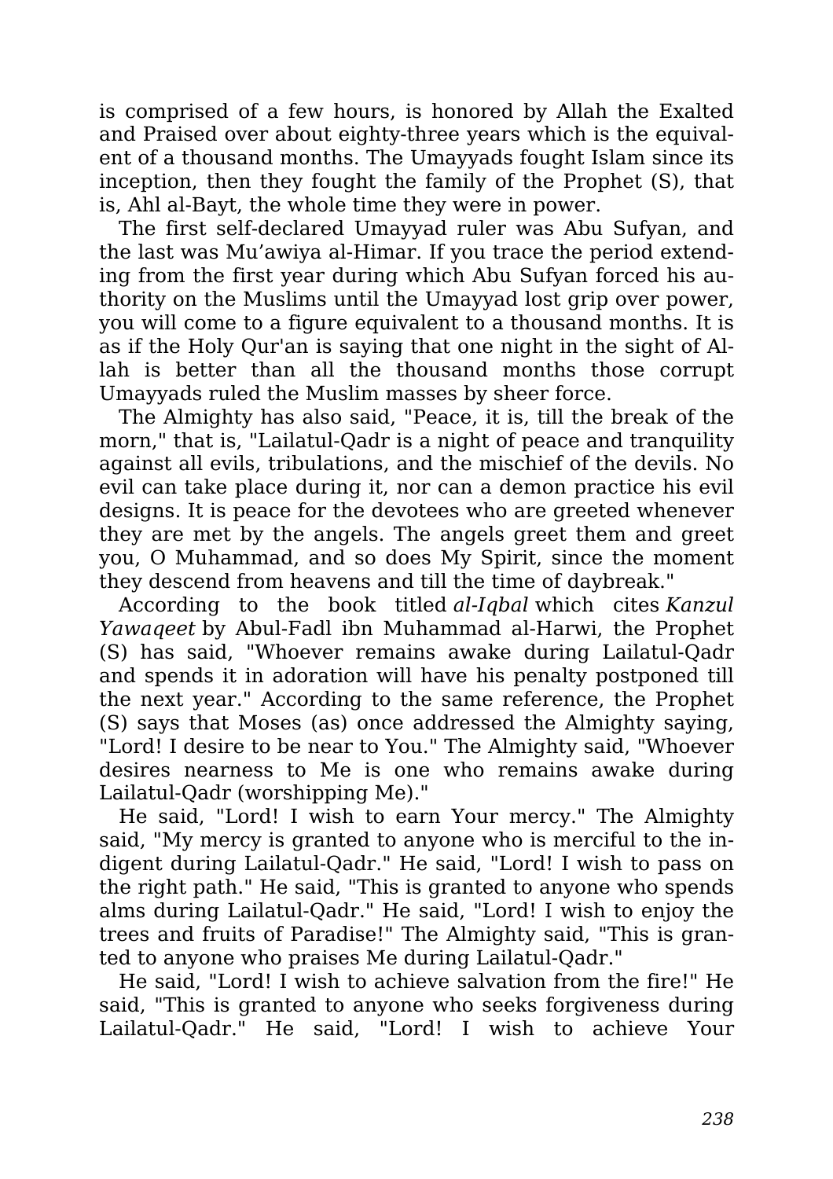is comprised of a few hours, is honored by Allah the Exalted and Praised over about eighty-three years which is the equivalent of a thousand months. The Umayyads fought Islam since its inception, then they fought the family of the Prophet (S), that is, Ahl al-Bayt, the whole time they were in power.

The first self-declared Umayyad ruler was Abu Sufyan, and the last was Mu'awiya al-Himar. If you trace the period extending from the first year during which Abu Sufyan forced his authority on the Muslims until the Umayyad lost grip over power, you will come to a figure equivalent to a thousand months. It is as if the Holy Qur'an is saying that one night in the sight of Allah is better than all the thousand months those corrupt Umayyads ruled the Muslim masses by sheer force.

The Almighty has also said, "Peace, it is, till the break of the morn," that is, "Lailatul-Qadr is a night of peace and tranquility against all evils, tribulations, and the mischief of the devils. No evil can take place during it, nor can a demon practice his evil designs. It is peace for the devotees who are greeted whenever they are met by the angels. The angels greet them and greet you, O Muhammad, and so does My Spirit, since the moment they descend from heavens and till the time of daybreak."

According to the book titled *al-Iqbal* which cites *Kanzul Yawaqeet* by Abul-Fadl ibn Muhammad al-Harwi, the Prophet (S) has said, "Whoever remains awake during Lailatul-Qadr and spends it in adoration will have his penalty postponed till the next year." According to the same reference, the Prophet (S) says that Moses (as) once addressed the Almighty saying, "Lord! I desire to be near to You." The Almighty said, "Whoever desires nearness to Me is one who remains awake during Lailatul-Qadr (worshipping Me)."

He said, "Lord! I wish to earn Your mercy." The Almighty said, "My mercy is granted to anyone who is merciful to the indigent during Lailatul-Qadr." He said, "Lord! I wish to pass on the right path." He said, "This is granted to anyone who spends alms during Lailatul-Qadr." He said, "Lord! I wish to enjoy the trees and fruits of Paradise!" The Almighty said, "This is granted to anyone who praises Me during Lailatul-Qadr."

He said, "Lord! I wish to achieve salvation from the fire!" He said, "This is granted to anyone who seeks forgiveness during Lailatul-Qadr." He said, "Lord! I wish to achieve Your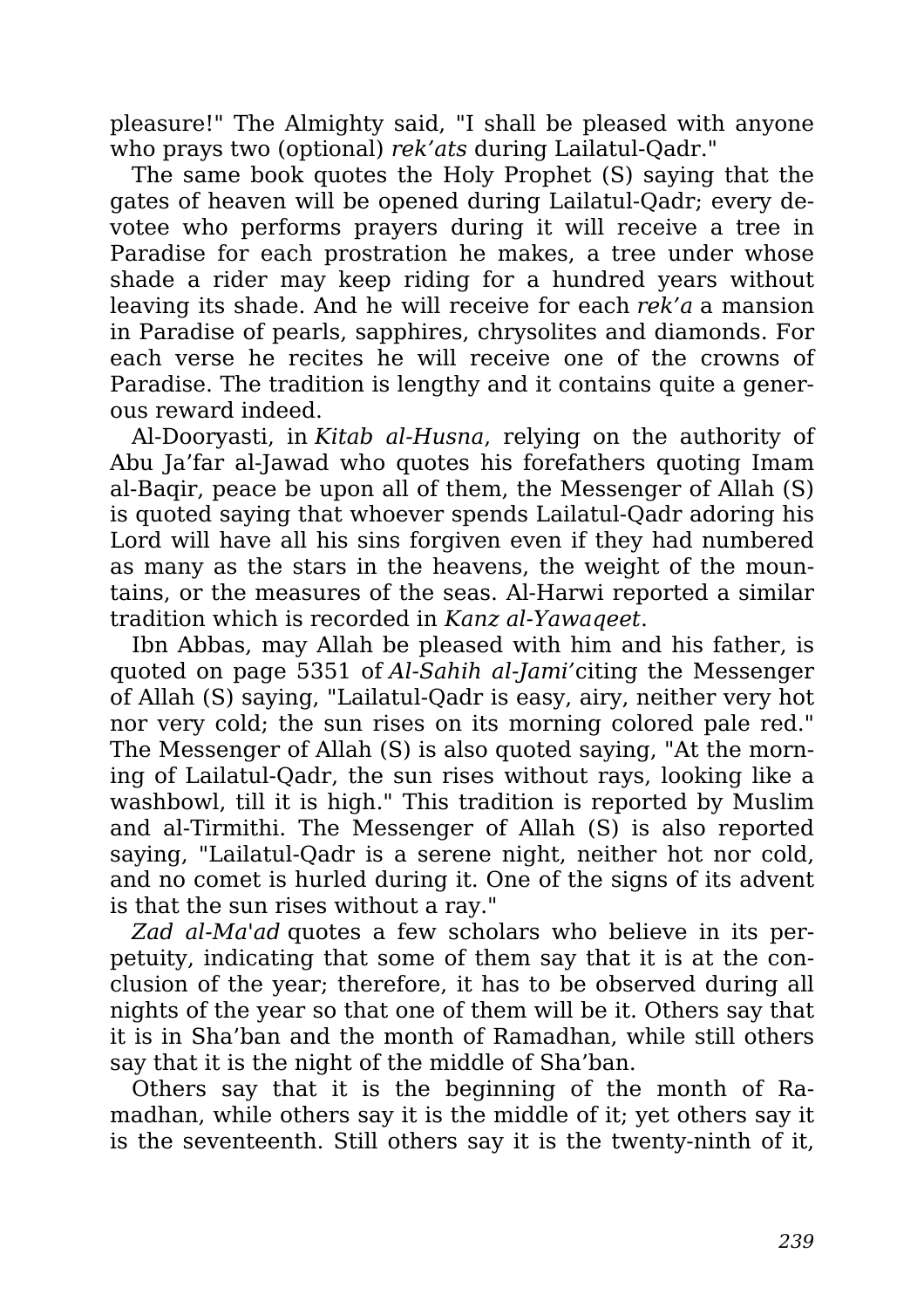pleasure!" The Almighty said, "I shall be pleased with anyone who prays two (optional) *rek'ats* during Lailatul-Qadr."

The same book quotes the Holy Prophet (S) saying that the gates of heaven will be opened during Lailatul-Qadr; every devotee who performs prayers during it will receive a tree in Paradise for each prostration he makes, a tree under whose shade a rider may keep riding for a hundred years without leaving its shade. And he will receive for each *rek'a* a mansion in Paradise of pearls, sapphires, chrysolites and diamonds. For each verse he recites he will receive one of the crowns of Paradise. The tradition is lengthy and it contains quite a generous reward indeed.

Al-Dooryasti, in *Kitab al-Husna*, relying on the authority of Abu Ja'far al-Jawad who quotes his forefathers quoting Imam al-Baqir, peace be upon all of them, the Messenger of Allah (S) is quoted saying that whoever spends Lailatul-Qadr adoring his Lord will have all his sins forgiven even if they had numbered as many as the stars in the heavens, the weight of the mountains, or the measures of the seas. Al-Harwi reported a similar tradition which is recorded in *Kanz al-Yawaqeet*.

Ibn Abbas, may Allah be pleased with him and his father, is quoted on page 5351 of *Al-Sahih al-Jami'* citing the Messenger of Allah (S) saying, "Lailatul-Qadr is easy, airy, neither very hot nor very cold; the sun rises on its morning colored pale red." The Messenger of Allah (S) is also quoted saying, "At the morning of Lailatul-Qadr, the sun rises without rays, looking like a washbowl, till it is high." This tradition is reported by Muslim and al-Tirmithi. The Messenger of Allah (S) is also reported saying, "Lailatul-Qadr is a serene night, neither hot nor cold, and no comet is hurled during it. One of the signs of its advent is that the sun rises without a ray."

*Zad al-Ma'ad* quotes a few scholars who believe in its perpetuity, indicating that some of them say that it is at the conclusion of the year; therefore, it has to be observed during all nights of the year so that one of them will be it. Others say that it is in Sha'ban and the month of Ramadhan, while still others say that it is the night of the middle of Sha'ban.

Others say that it is the beginning of the month of Ramadhan, while others say it is the middle of it; yet others say it is the seventeenth. Still others say it is the twenty-ninth of it,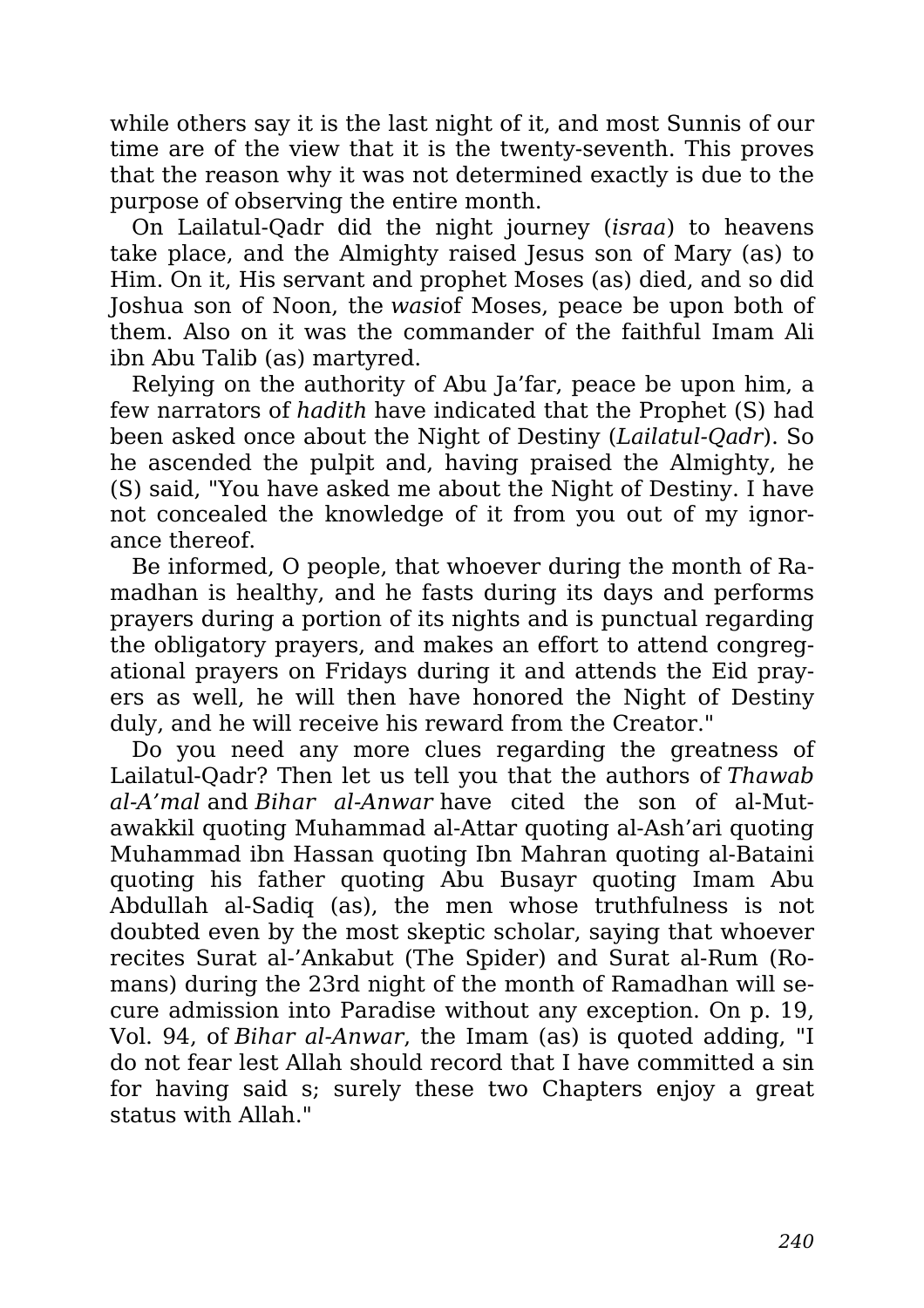while others say it is the last night of it, and most Sunnis of our time are of the view that it is the twenty-seventh. This proves that the reason why it was not determined exactly is due to the purpose of observing the entire month.

On Lailatul-Qadr did the night journey (*israa*) to heavens take place, and the Almighty raised Jesus son of Mary (as) to Him. On it, His servant and prophet Moses (as) died, and so did Joshua son of Noon, the *wasi*of Moses, peace be upon both of them. Also on it was the commander of the faithful Imam Ali ibn Abu Talib (as) martyred.

Relying on the authority of Abu Ja'far, peace be upon him, a few narrators of *hadith* have indicated that the Prophet (S) had been asked once about the Night of Destiny (*Lailatul-Qadr*). So he ascended the pulpit and, having praised the Almighty, he (S) said, "You have asked me about the Night of Destiny. I have not concealed the knowledge of it from you out of my ignorance thereof.

Be informed, O people, that whoever during the month of Ramadhan is healthy, and he fasts during its days and performs prayers during a portion of its nights and is punctual regarding the obligatory prayers, and makes an effort to attend congregational prayers on Fridays during it and attends the Eid prayers as well, he will then have honored the Night of Destiny duly, and he will receive his reward from the Creator."

Do you need any more clues regarding the greatness of Lailatul-Qadr? Then let us tell you that the authors of *Thawab al-A'mal* and *Bihar al-Anwar* have cited the son of al-Mutawakkil quoting Muhammad al-Attar quoting al-Ash'ari quoting Muhammad ibn Hassan quoting Ibn Mahran quoting al-Bataini quoting his father quoting Abu Busayr quoting Imam Abu Abdullah al-Sadiq (as), the men whose truthfulness is not doubted even by the most skeptic scholar, saying that whoever recites Surat al-'Ankabut (The Spider) and Surat al-Rum (Romans) during the 23rd night of the month of Ramadhan will secure admission into Paradise without any exception. On p. 19, Vol. 94, of *Bihar al-Anwar*, the Imam (as) is quoted adding, "I do not fear lest Allah should record that I have committed a sin for having said s; surely these two Chapters enjoy a great status with Allah."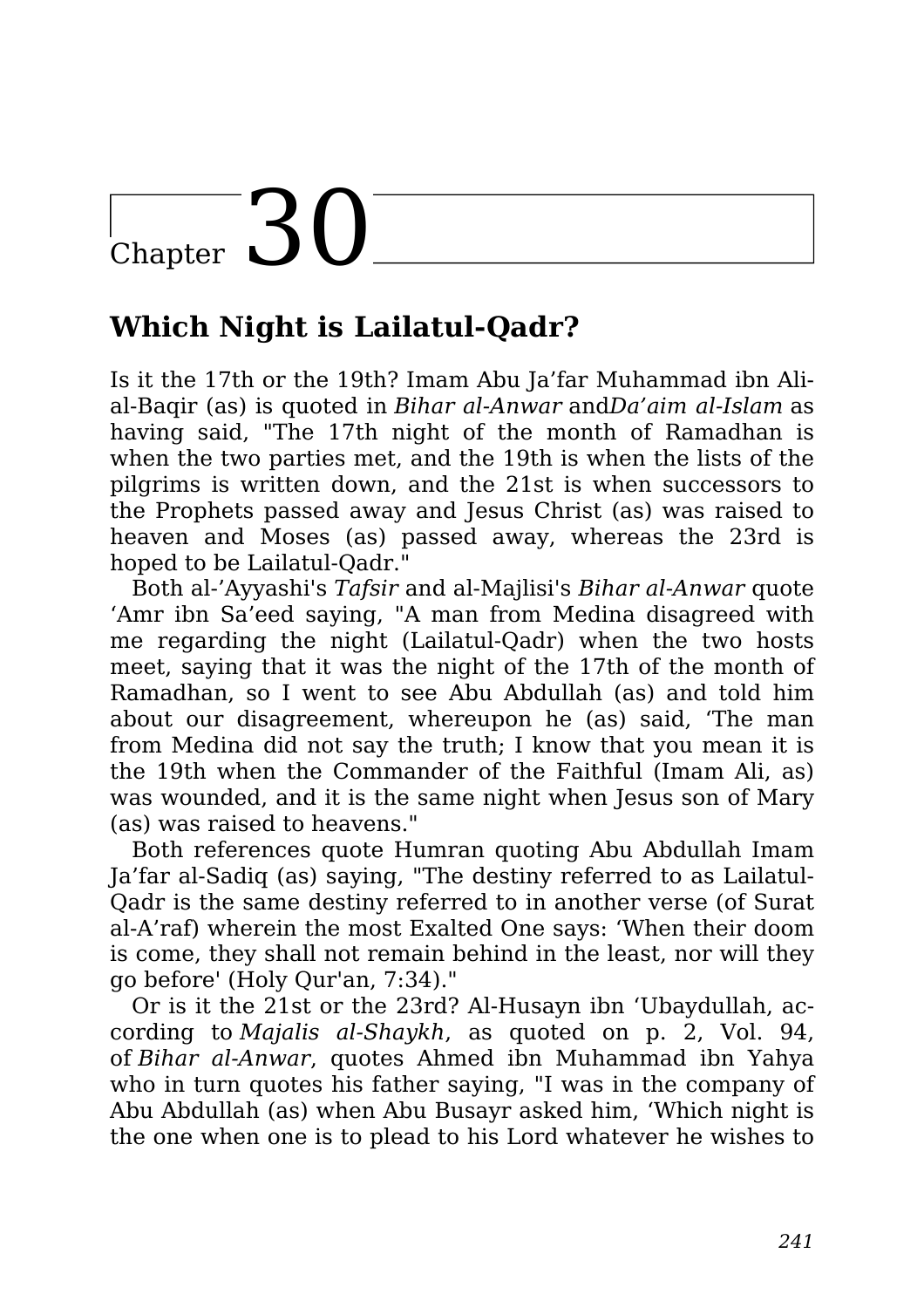# Chapter 30

## Which Night is Lailatul-Qadr?

Is it the 17th or the 19th? Imam Abu Ja'far Muhammad ibn Ali-al-Baqir (as) is quoted in *Bihar al-Anwar* and*Da'aim al-Islam* as having said, "The 17th night of the month of Ramadhan is when the two parties met, and the 19th is when the lists of the pilgrims is written down, and the 21st is when successors to the Prophets passed away and Jesus Christ (as) was raised to heaven and Moses (as) passed away, whereas the 23rd is hoped to be Lailatul-Qadr."

Both al-'Ayyashi's *Tafsir* and al-Majlisi's *Bihar al-Anwar* quote 'Amr ibn Sa'eed saying, "A man from Medina disagreed with me regarding the night (Lailatul-Qadr) when the two hosts meet, saying that it was the night of the 17th of the month of Ramadhan, so I went to see Abu Abdullah (as) and told him about our disagreement, whereupon he (as) said, 'The man from Medina did not say the truth; I know that you mean it is the 19th when the Commander of the Faithful (Imam Ali, as) was wounded, and it is the same night when Jesus son of Mary (as) was raised to heavens."

Both references quote Humran quoting Abu Abdullah Imam Ja'far al-Sadiq (as) saying, "The destiny referred to as Lailatul-Qadr is the same destiny referred to in another verse (of Surat al-A'raf) wherein the most Exalted One says: 'When their doom is come, they shall not remain behind in the least, nor will they go before' (Holy Qur'an, 7:34)."

Or is it the 21st or the 23rd? Al-Husayn ibn 'Ubaydullah, according to *Majalis al-Shaykh*, as quoted on p. 2, Vol. 94, of *Bihar al-Anwar*, quotes Ahmed ibn Muhammad ibn Yahya who in turn quotes his father saying, "I was in the company of Abu Abdullah (as) when Abu Busayr asked him, 'Which night is the one when one is to plead to his Lord whatever he wishes to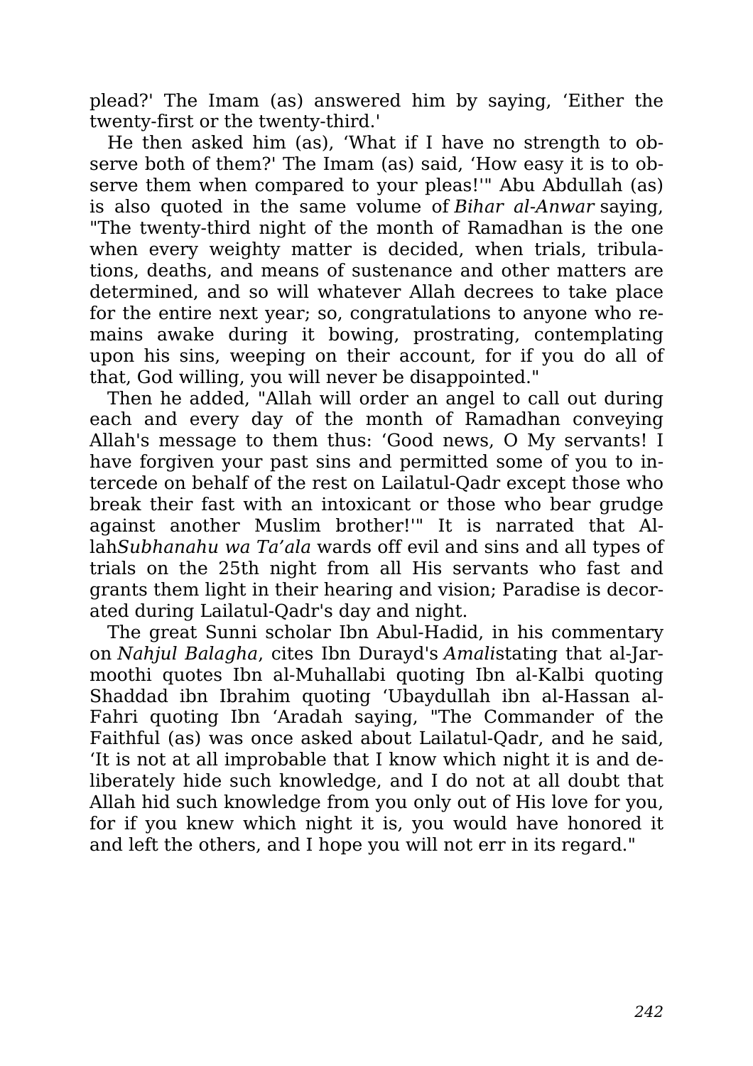plead?' The Imam (as) answered him by saying, ‘Either the twenty-first or the twenty-third.'

He then asked him (as), ‘What if I have no strength to observe both of them?' The Imam (as) said, ‘How easy it is to observe them when compared to your pleas!'" Abu Abdullah (as) is also quoted in the same volume of *Bihar al-Anwar* saying, "The twenty-third night of the month of Ramadhan is the one when every weighty matter is decided, when trials, tribulations, deaths, and means of sustenance and other matters are determined, and so will whatever Allah decrees to take place for the entire next year; so, congratulations to anyone who remains awake during it bowing, prostrating, contemplating upon his sins, weeping on their account, for if you do all of that, God willing, you will never be disappointed."

Then he added, "Allah will order an angel to call out during each and every day of the month of Ramadhan conveying Allah's message to them thus: ‘Good news, O My servants! I have forgiven your past sins and permitted some of you to intercede on behalf of the rest on Lailatul-Qadr except those who break their fast with an intoxicant or those who bear grudge against another Muslim brother!'" It is narrated that Allah*Subhanahu wa Ta'ala* wards off evil and sins and all types of trials on the 25th night from all His servants who fast and grants them light in their hearing and vision; Paradise is decorated during Lailatul-Qadr's day and night.

The great Sunni scholar Ibn Abul-Hadid, in his commentary on *Nahjul Balagha*, cites Ibn Durayd's *Amali*stating that al-Jarmoothi quotes Ibn al-Muhallabi quoting Ibn al-Kalbi quoting Shaddad ibn Ibrahim quoting ‘Ubaydullah ibn al-Hassan al-Fahri quoting Ibn ‘Aradah saying, "The Commander of the Faithful (as) was once asked about Lailatul-Qadr, and he said, ‘It is not at all improbable that I know which night it is and deliberately hide such knowledge, and I do not at all doubt that Allah hid such knowledge from you only out of His love for you, for if you knew which night it is, you would have honored it and left the others, and I hope you will not err in its regard."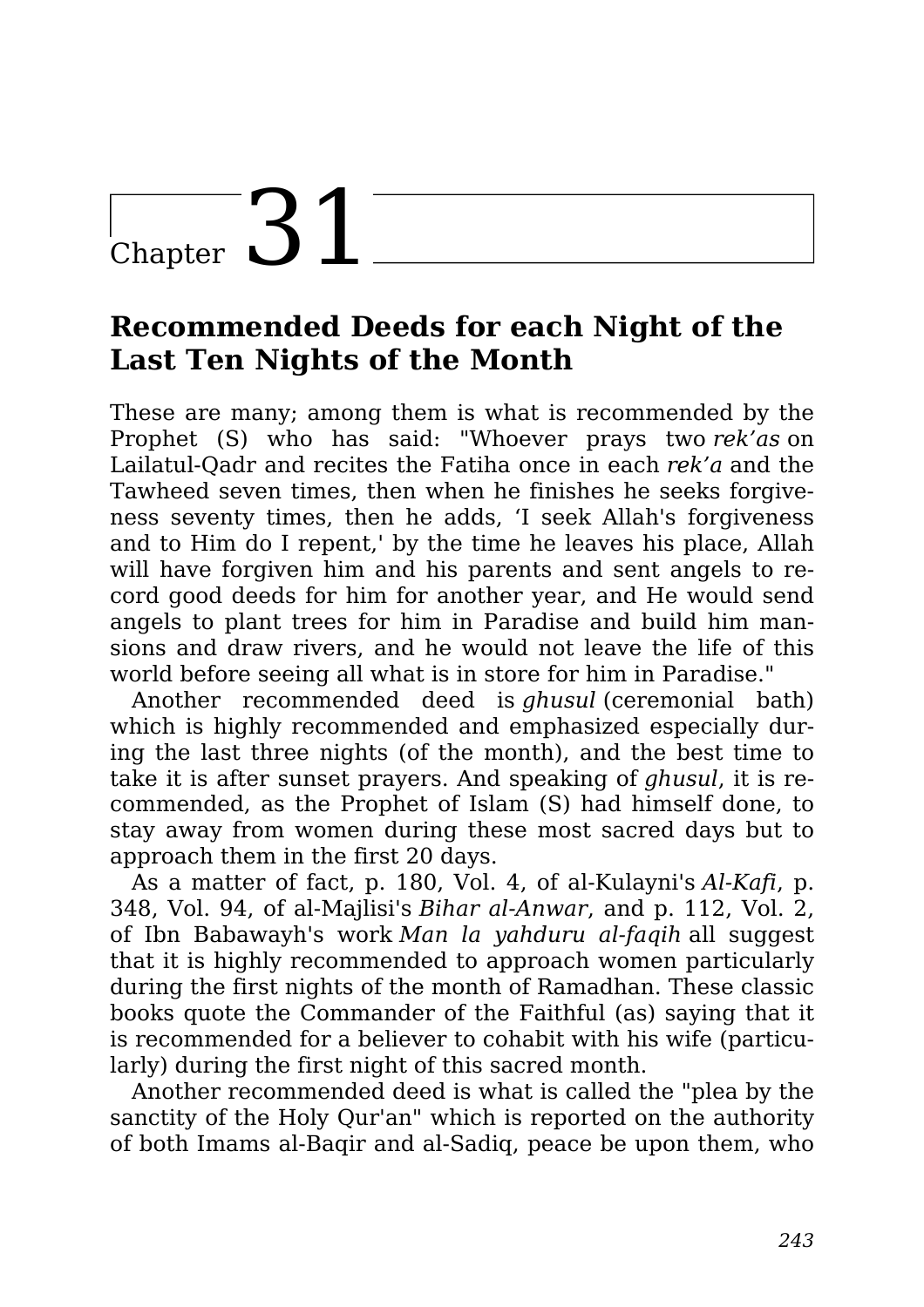# Chapter 31

## Recommended Deeds for each Night of the Last Ten Nights of the Month

These are many; among them is what is recommended by the Prophet (S) who has said: "Whoever prays two *rek'as* on Lailatul-Qadr and recites the Fatiha once in each *rek'a* and the Tawheed seven times, then when he finishes he seeks forgiveness seventy times, then he adds, 'I seek Allah's forgiveness and to Him do I repent,' by the time he leaves his place, Allah will have forgiven him and his parents and sent angels to record good deeds for him for another year, and He would send angels to plant trees for him in Paradise and build him mansions and draw rivers, and he would not leave the life of this world before seeing all what is in store for him in Paradise."

Another recommended deed is *ghusul* (ceremonial bath) which is highly recommended and emphasized especially during the last three nights (of the month), and the best time to take it is after sunset prayers. And speaking of *ghusul*, it is recommended, as the Prophet of Islam (S) had himself done, to stay away from women during these most sacred days but to approach them in the first 20 days.

As a matter of fact, p. 180, Vol. 4, of al-Kulayni's *Al-Kafi*, p. 348, Vol. 94, of al-Majlisi's *Bihar al-Anwar*, and p. 112, Vol. 2, of Ibn Babawayh's work *Man la yahduru al-faqih* all suggest that it is highly recommended to approach women particularly during the first nights of the month of Ramadhan. These classic books quote the Commander of the Faithful (as) saying that it is recommended for a believer to cohabit with his wife (particularly) during the first night of this sacred month.

Another recommended deed is what is called the "plea by the sanctity of the Holy Qur'an" which is reported on the authority of both Imams al-Baqir and al-Sadiq, peace be upon them, who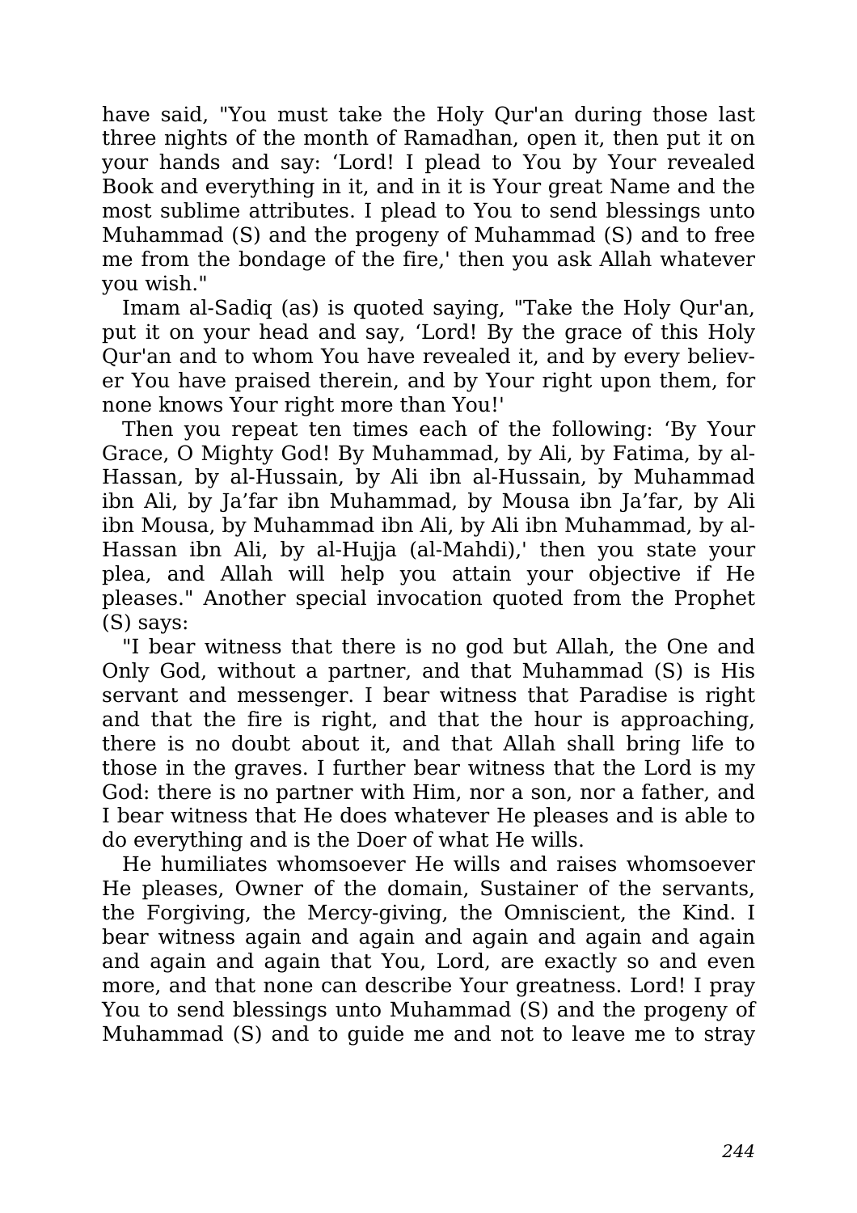have said, "You must take the Holy Qur'an during those last three nights of the month of Ramadhan, open it, then put it on your hands and say: ‘Lord! I plead to You by Your revealed Book and everything in it, and in it is Your great Name and the most sublime attributes. I plead to You to send blessings unto Muhammad (S) and the progeny of Muhammad (S) and to free me from the bondage of the fire,' then you ask Allah whatever you wish."

Imam al-Sadiq (as) is quoted saying, "Take the Holy Qur'an, put it on your head and say, ‘Lord! By the grace of this Holy Qur'an and to whom You have revealed it, and by every believer You have praised therein, and by Your right upon them, for none knows Your right more than You!'

Then you repeat ten times each of the following: ‘By Your Grace, O Mighty God! By Muhammad, by Ali, by Fatima, by al-Hassan, by al-Hussain, by Ali ibn al-Hussain, by Muhammad ibn Ali, by Ja’far ibn Muhammad, by Mousa ibn Ja’far, by Ali ibn Mousa, by Muhammad ibn Ali, by Ali ibn Muhammad, by al-Hassan ibn Ali, by al-Hujja (al-Mahdi),' then you state your plea, and Allah will help you attain your objective if He pleases." Another special invocation quoted from the Prophet (S) says:

"I bear witness that there is no god but Allah, the One and Only God, without a partner, and that Muhammad (S) is His servant and messenger. I bear witness that Paradise is right and that the fire is right, and that the hour is approaching, there is no doubt about it, and that Allah shall bring life to those in the graves. I further bear witness that the Lord is my God: there is no partner with Him, nor a son, nor a father, and I bear witness that He does whatever He pleases and is able to do everything and is the Doer of what He wills.

He humiliates whomsoever He wills and raises whomsoever He pleases, Owner of the domain, Sustainer of the servants, the Forgiving, the Mercy-giving, the Omniscient, the Kind. I bear witness again and again and again and again and again and again and again that You, Lord, are exactly so and even more, and that none can describe Your greatness. Lord! I pray You to send blessings unto Muhammad (S) and the progeny of Muhammad (S) and to guide me and not to leave me to stray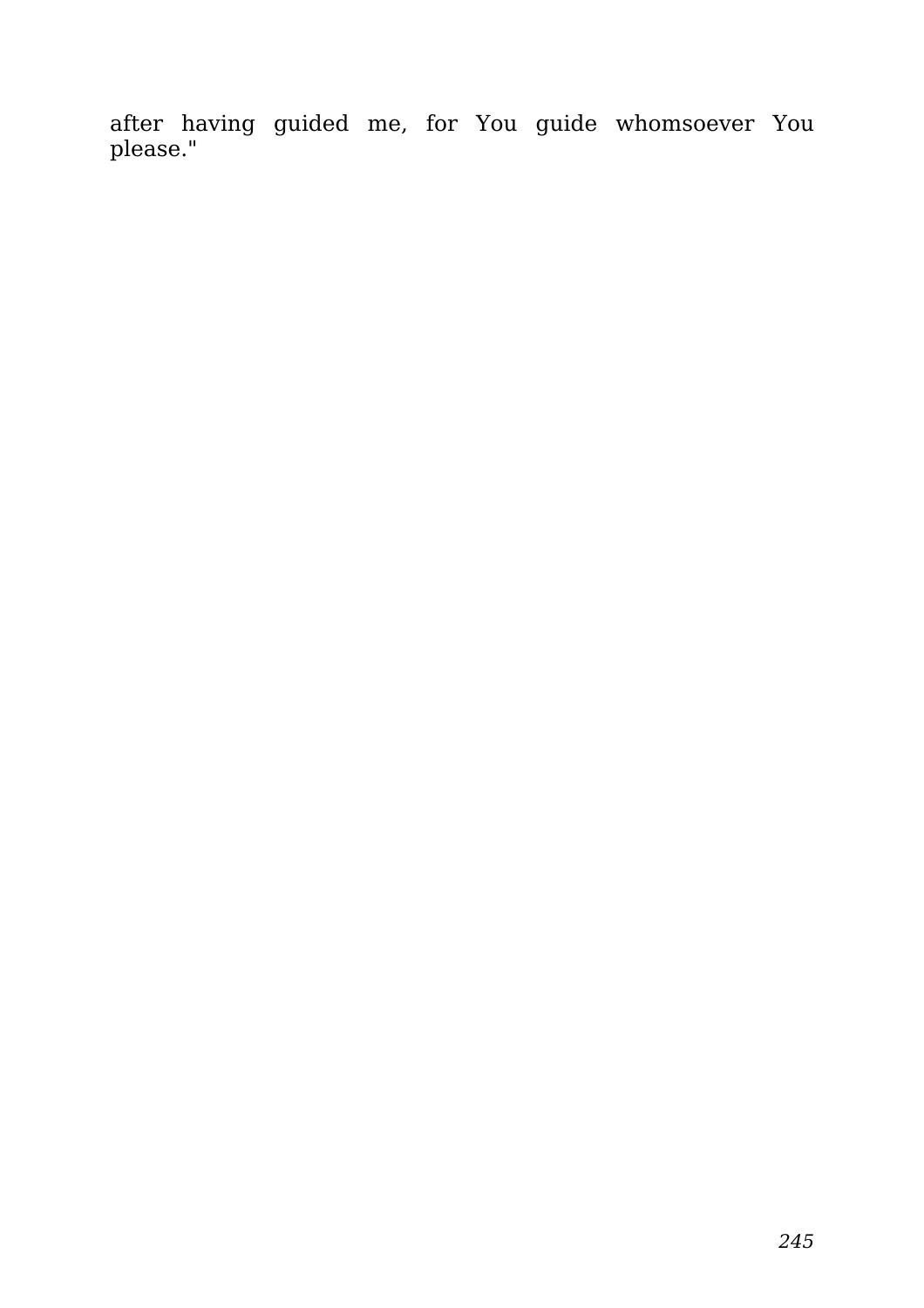after having guided me, for You guide whomsoever You please."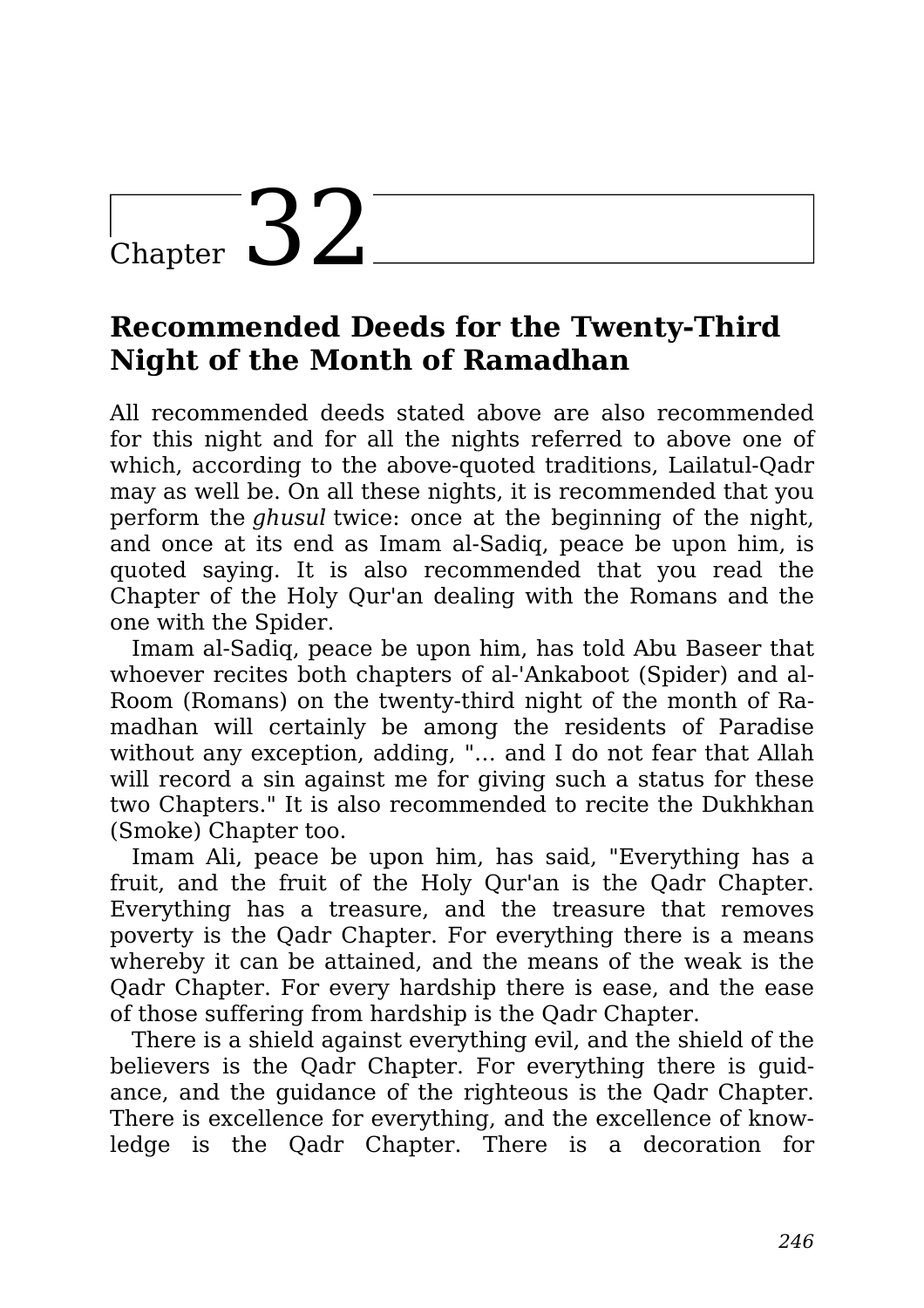# Chapter 32

## Recommended Deeds for the Twenty-Third Night of the Month of Ramadhan

All recommended deeds stated above are also recommended for this night and for all the nights referred to above one of which, according to the above-quoted traditions, Lailatul-Qadr may as well be. On all these nights, it is recommended that you perform the *ghusul* twice: once at the beginning of the night, and once at its end as Imam al-Sadiq, peace be upon him, is quoted saying. It is also recommended that you read the Chapter of the Holy Qur'an dealing with the Romans and the one with the Spider.

Imam al-Sadiq, peace be upon him, has told Abu Baseer that whoever recites both chapters of al-'Ankaboot (Spider) and al-Room (Romans) on the twenty-third night of the month of Ramadhan will certainly be among the residents of Paradise without any exception, adding, "… and I do not fear that Allah will record a sin against me for giving such a status for these two Chapters." It is also recommended to recite the Dukhkhan (Smoke) Chapter too.

Imam Ali, peace be upon him, has said, "Everything has a fruit, and the fruit of the Holy Qur'an is the Qadr Chapter. Everything has a treasure, and the treasure that removes poverty is the Qadr Chapter. For everything there is a means whereby it can be attained, and the means of the weak is the Qadr Chapter. For every hardship there is ease, and the ease of those suffering from hardship is the Qadr Chapter.

There is a shield against everything evil, and the shield of the believers is the Qadr Chapter. For everything there is guidance, and the guidance of the righteous is the Qadr Chapter. There is excellence for everything, and the excellence of knowledge is the Qadr Chapter. There is a decoration for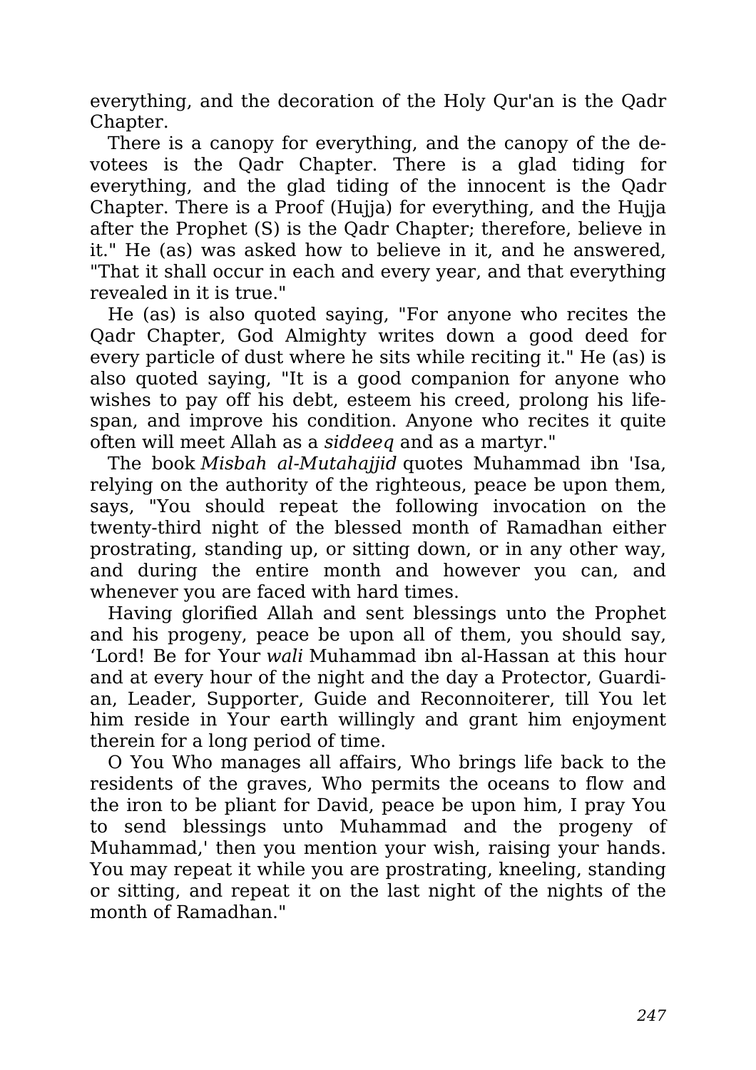everything, and the decoration of the Holy Qur'an is the Qadr Chapter.

There is a canopy for everything, and the canopy of the devotees is the Qadr Chapter. There is a glad tiding for everything, and the glad tiding of the innocent is the Qadr Chapter. There is a Proof (Hujja) for everything, and the Hujja after the Prophet (S) is the Qadr Chapter; therefore, believe in it." He (as) was asked how to believe in it, and he answered, "That it shall occur in each and every year, and that everything revealed in it is true."

He (as) is also quoted saying, "For anyone who recites the Qadr Chapter, God Almighty writes down a good deed for every particle of dust where he sits while reciting it." He (as) is also quoted saying, "It is a good companion for anyone who wishes to pay off his debt, esteem his creed, prolong his lifespan, and improve his condition. Anyone who recites it quite often will meet Allah as a *siddeeq* and as a martyr."

The book *Misbah al-Mutahajjid* quotes Muhammad ibn 'Isa, relying on the authority of the righteous, peace be upon them, says, "You should repeat the following invocation on the twenty-third night of the blessed month of Ramadhan either prostrating, standing up, or sitting down, or in any other way, and during the entire month and however you can, and whenever you are faced with hard times.

Having glorified Allah and sent blessings unto the Prophet and his progeny, peace be upon all of them, you should say, ‘Lord! Be for Your *wali* Muhammad ibn al-Hassan at this hour and at every hour of the night and the day a Protector, Guardian, Leader, Supporter, Guide and Reconnoiterer, till You let him reside in Your earth willingly and grant him enjoyment therein for a long period of time.

O You Who manages all affairs, Who brings life back to the residents of the graves, Who permits the oceans to flow and the iron to be pliant for David, peace be upon him, I pray You to send blessings unto Muhammad and the progeny of Muhammad,' then you mention your wish, raising your hands. You may repeat it while you are prostrating, kneeling, standing or sitting, and repeat it on the last night of the nights of the month of Ramadhan."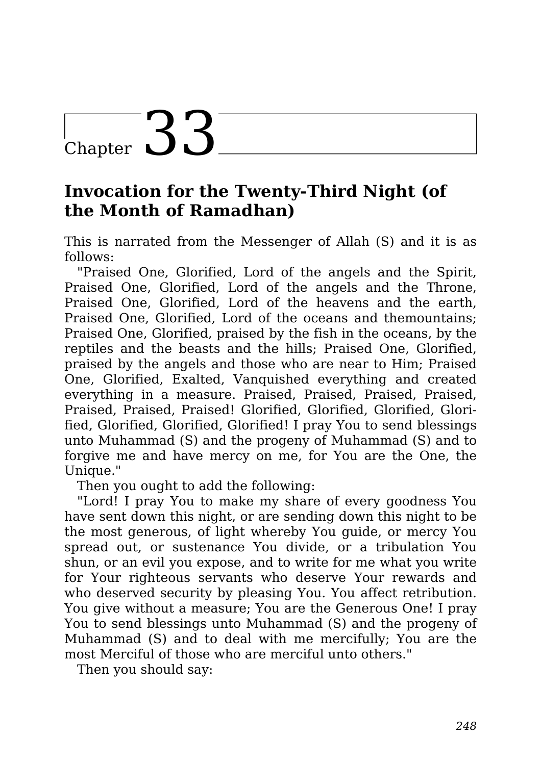# Chapter 33

## Invocation for the Twenty-Third Night (of the Month of Ramadhan)

This is narrated from the Messenger of Allah (S) and it is as follows:

"Praised One, Glorified, Lord of the angels and the Spirit, Praised One, Glorified, Lord of the angels and the Throne, Praised One, Glorified, Lord of the heavens and the earth, Praised One, Glorified, Lord of the oceans and themountains; Praised One, Glorified, praised by the fish in the oceans, by the reptiles and the beasts and the hills; Praised One, Glorified, praised by the angels and those who are near to Him; Praised One, Glorified, Exalted, Vanquished everything and created everything in a measure. Praised, Praised, Praised, Praised, Praised, Praised, Praised! Glorified, Glorified, Glorified, Glorified, Glorified, Glorified, Glorified! I pray You to send blessings unto Muhammad (S) and the progeny of Muhammad (S) and to forgive me and have mercy on me, for You are the One, the Unique."

Then you ought to add the following:

"Lord! I pray You to make my share of every goodness You have sent down this night, or are sending down this night to be the most generous, of light whereby You guide, or mercy You spread out, or sustenance You divide, or a tribulation You shun, or an evil you expose, and to write for me what you write for Your righteous servants who deserve Your rewards and who deserved security by pleasing You. You affect retribution. You give without a measure; You are the Generous One! I pray You to send blessings unto Muhammad (S) and the progeny of Muhammad (S) and to deal with me mercifully; You are the most Merciful of those who are merciful unto others."

Then you should say: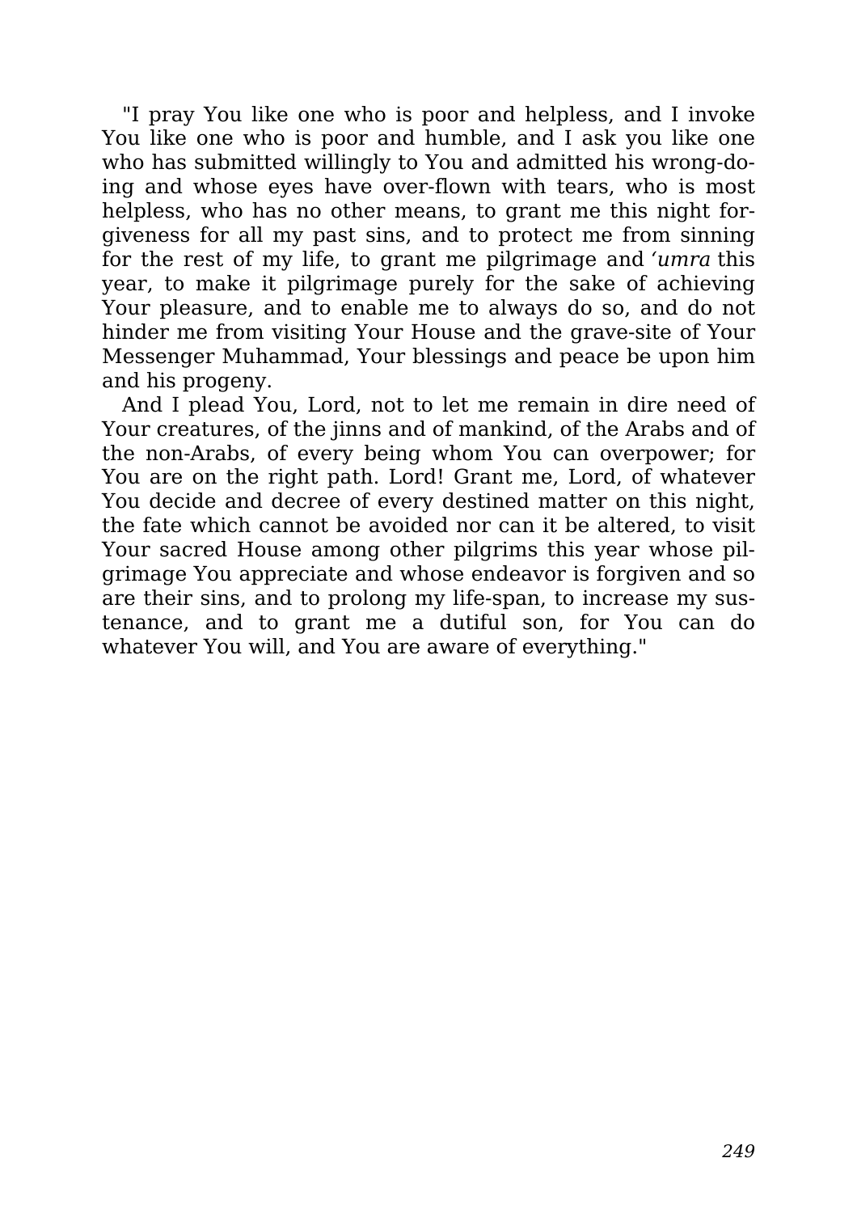"I pray You like one who is poor and helpless, and I invoke You like one who is poor and humble, and I ask you like one who has submitted willingly to You and admitted his wrong-doing and whose eyes have over-flown with tears, who is most helpless, who has no other means, to grant me this night forgiveness for all my past sins, and to protect me from sinning for the rest of my life, to grant me pilgrimage and *'umra* this year, to make it pilgrimage purely for the sake of achieving Your pleasure, and to enable me to always do so, and do not hinder me from visiting Your House and the grave-site of Your Messenger Muhammad, Your blessings and peace be upon him and his progeny.

And I plead You, Lord, not to let me remain in dire need of Your creatures, of the jinns and of mankind, of the Arabs and of the non-Arabs, of every being whom You can overpower; for You are on the right path. Lord! Grant me, Lord, of whatever You decide and decree of every destined matter on this night, the fate which cannot be avoided nor can it be altered, to visit Your sacred House among other pilgrims this year whose pilgrimage You appreciate and whose endeavor is forgiven and so are their sins, and to prolong my life-span, to increase my sustenance, and to grant me a dutiful son, for You can do whatever You will, and You are aware of everything."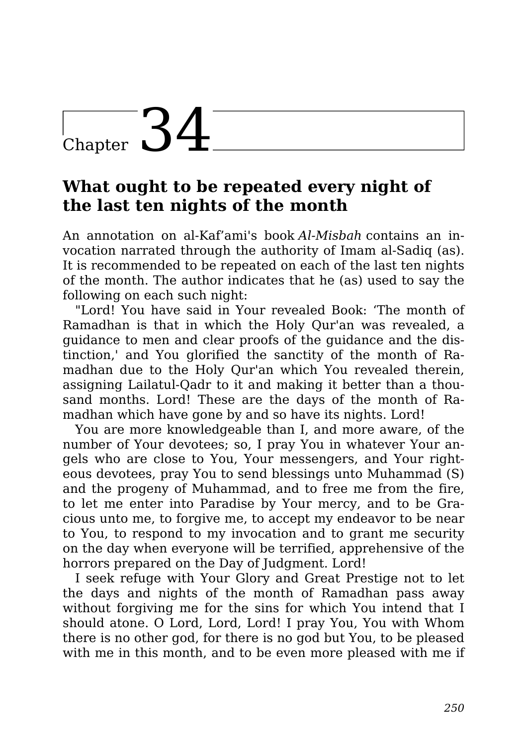# Chapter 34

## What ought to be repeated every night of the last ten nights of the month

An annotation on al-Kaf'ami's book *Al-Misbah* contains an invocation narrated through the authority of Imam al-Sadiq (as). It is recommended to be repeated on each of the last ten nights of the month. The author indicates that he (as) used to say the following on each such night:

"Lord! You have said in Your revealed Book: 'The month of Ramadhan is that in which the Holy Qur'an was revealed, a guidance to men and clear proofs of the guidance and the distinction,' and You glorified the sanctity of the month of Ramadhan due to the Holy Qur'an which You revealed therein, assigning Lailatul-Qadr to it and making it better than a thousand months. Lord! These are the days of the month of Ramadhan which have gone by and so have its nights. Lord!

You are more knowledgeable than I, and more aware, of the number of Your devotees; so, I pray You in whatever Your angels who are close to You, Your messengers, and Your righteous devotees, pray You to send blessings unto Muhammad (S) and the progeny of Muhammad, and to free me from the fire, to let me enter into Paradise by Your mercy, and to be Gracious unto me, to forgive me, to accept my endeavor to be near to You, to respond to my invocation and to grant me security on the day when everyone will be terrified, apprehensive of the horrors prepared on the Day of Judgment. Lord!

I seek refuge with Your Glory and Great Prestige not to let the days and nights of the month of Ramadhan pass away without forgiving me for the sins for which You intend that I should atone. O Lord, Lord, Lord! I pray You, You with Whom there is no other god, for there is no god but You, to be pleased with me in this month, and to be even more pleased with me if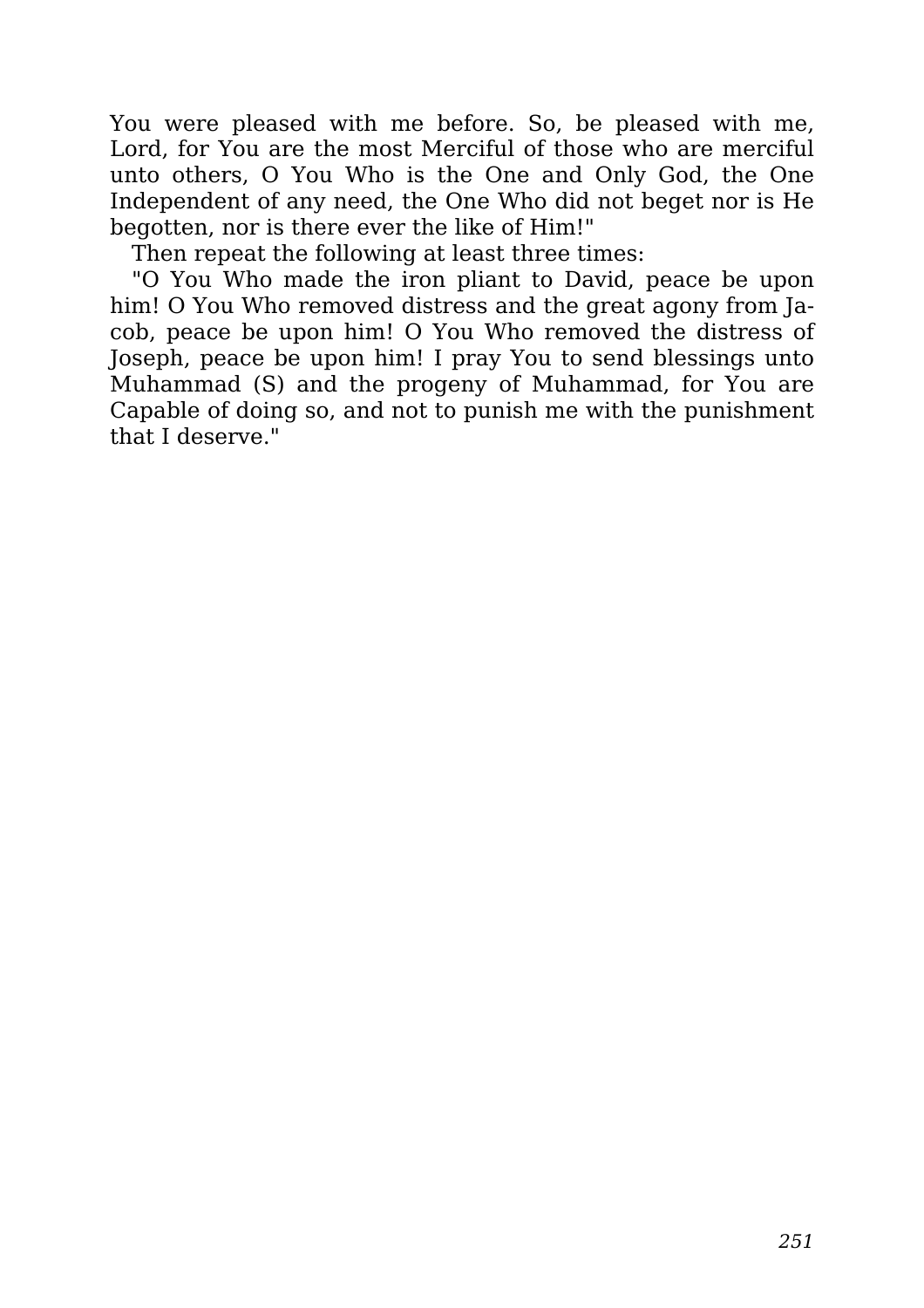You were pleased with me before. So, be pleased with me, Lord, for You are the most Merciful of those who are merciful unto others, O You Who is the One and Only God, the One Independent of any need, the One Who did not beget nor is He begotten, nor is there ever the like of Him!"

Then repeat the following at least three times:

"O You Who made the iron pliant to David, peace be upon him! O You Who removed distress and the great agony from Jacob, peace be upon him! O You Who removed the distress of Joseph, peace be upon him! I pray You to send blessings unto Muhammad (S) and the progeny of Muhammad, for You are Capable of doing so, and not to punish me with the punishment that I deserve."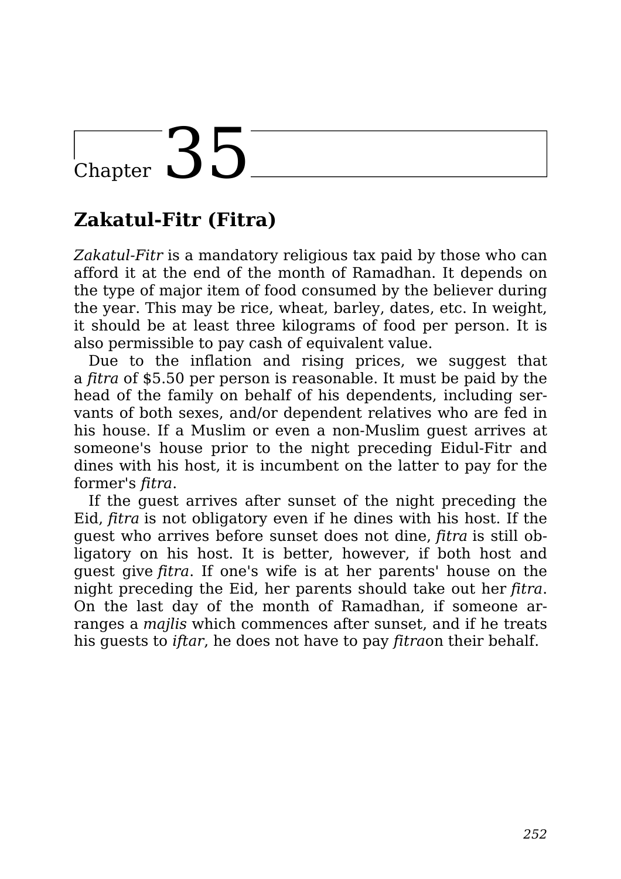# Chapter 35

## Zakatul-Fitr (Fitra)

*Zakatul-Fitr* is a mandatory religious tax paid by those who can afford it at the end of the month of Ramadhan. It depends on the type of major item of food consumed by the believer during the year. This may be rice, wheat, barley, dates, etc. In weight, it should be at least three kilograms of food per person. It is also permissible to pay cash of equivalent value.

Due to the inflation and rising prices, we suggest that a *fitra* of $5.50 per person is reasonable. It must be paid by the head of the family on behalf of his dependents, including servants of both sexes, and/or dependent relatives who are fed in his house. If a Muslim or even a non-Muslim guest arrives at someone's house prior to the night preceding Eidul-Fitr and dines with his host, it is incumbent on the latter to pay for the former's *fitra*.

If the guest arrives after sunset of the night preceding the Eid, *fitra* is not obligatory even if he dines with his host. If the guest who arrives before sunset does not dine, *fitra* is still obligatory on his host. It is better, however, if both host and guest give *fitra*. If one's wife is at her parents' house on the night preceding the Eid, her parents should take out her *fitra*. On the last day of the month of Ramadhan, if someone arranges a *majlis* which commences after sunset, and if he treats his guests to *iftar*, he does not have to pay *fitra*on their behalf.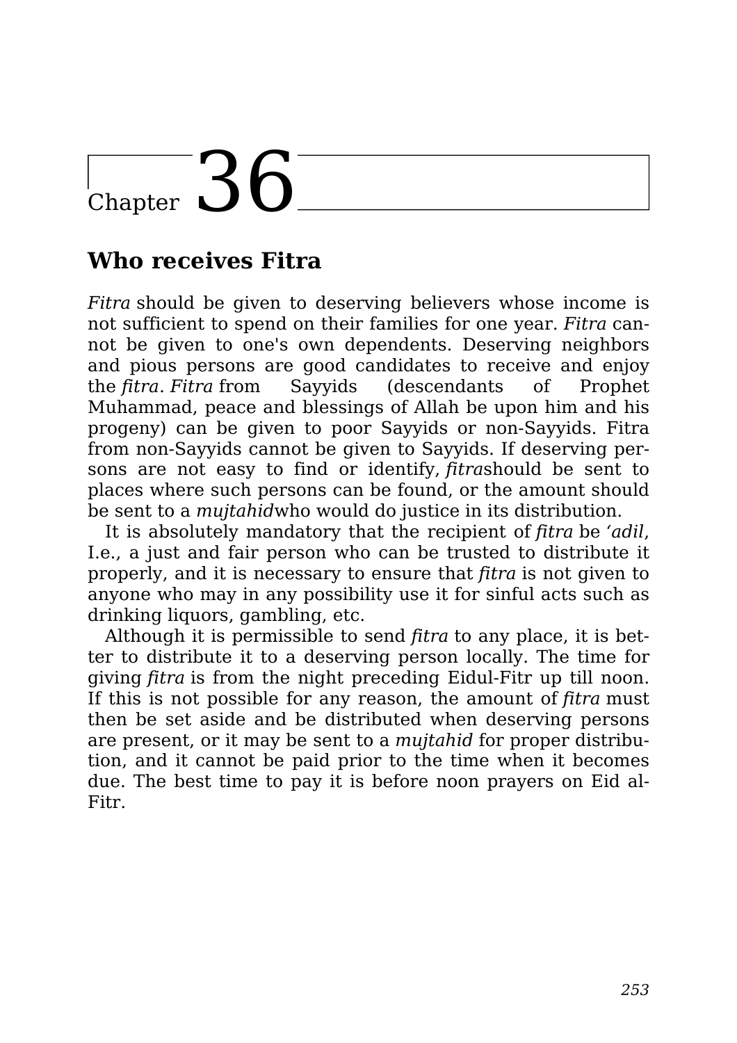# Chapter 36

## Who receives Fitra

*Fitra* should be given to deserving believers whose income is not sufficient to spend on their families for one year. *Fitra* cannot be given to one's own dependents. Deserving neighbors and pious persons are good candidates to receive and enjoy the *fitra*. *Fitra* from Sayyids (descendants of Prophet Muhammad, peace and blessings of Allah be upon him and his progeny) can be given to poor Sayyids or non-Sayyids. Fitra from non-Sayyids cannot be given to Sayyids. If deserving persons are not easy to find or identify, *fitra*should be sent to places where such persons can be found, or the amount should be sent to a *mujtahid*who would do justice in its distribution.

It is absolutely mandatory that the recipient of *fitra* be *'adil*, I.e., a just and fair person who can be trusted to distribute it properly, and it is necessary to ensure that *fitra* is not given to anyone who may in any possibility use it for sinful acts such as drinking liquors, gambling, etc.

Although it is permissible to send *fitra* to any place, it is better to distribute it to a deserving person locally. The time for giving *fitra* is from the night preceding Eidul-Fitr up till noon. If this is not possible for any reason, the amount of *fitra* must then be set aside and be distributed when deserving persons are present, or it may be sent to a *mujtahid* for proper distribution, and it cannot be paid prior to the time when it becomes due. The best time to pay it is before noon prayers on Eid al-Fitr.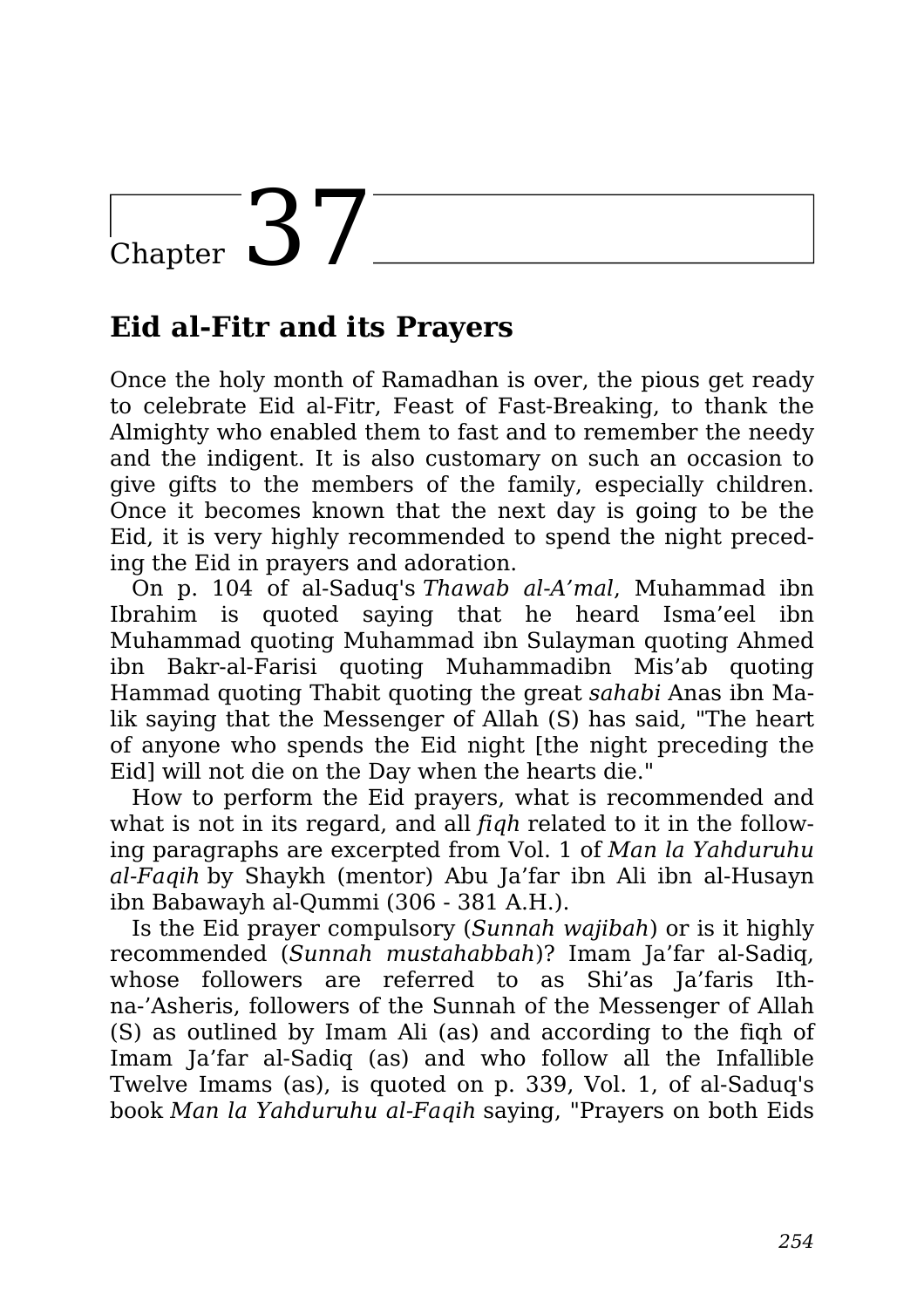# Chapter 37

## Eid al-Fitr and its Prayers

Once the holy month of Ramadhan is over, the pious get ready to celebrate Eid al-Fitr, Feast of Fast-Breaking, to thank the Almighty who enabled them to fast and to remember the needy and the indigent. It is also customary on such an occasion to give gifts to the members of the family, especially children. Once it becomes known that the next day is going to be the Eid, it is very highly recommended to spend the night preceding the Eid in prayers and adoration.

On p. 104 of al-Saduq's *Thawab al-A'mal*, Muhammad ibn Ibrahim is quoted saying that he heard Isma'eel ibn Muhammad quoting Muhammad ibn Sulayman quoting Ahmed ibn Bakr-al-Farisi quoting Muhammadibn Mis'ab quoting Hammad quoting Thabit quoting the great *sahabi* Anas ibn Malik saying that the Messenger of Allah (S) has said, "The heart of anyone who spends the Eid night [the night preceding the Eid] will not die on the Day when the hearts die."

How to perform the Eid prayers, what is recommended and what is not in its regard, and all *fiqh* related to it in the following paragraphs are excerpted from Vol. 1 of *Man la Yahduruhu al-Faqih* by Shaykh (mentor) Abu Ja'far ibn Ali ibn al-Husayn ibn Babawayh al-Qummi (306 - 381 A.H.).

Is the Eid prayer compulsory (*Sunnah wajibah*) or is it highly recommended (*Sunnah mustahabbah*)? Imam Ja'far al-Sadiq, whose followers are referred to as Shi'as Ja'faris Ithna-'Asheris, followers of the Sunnah of the Messenger of Allah (S) as outlined by Imam Ali (as) and according to the fiqh of Imam Ja'far al-Sadiq (as) and who follow all the Infallible Twelve Imams (as), is quoted on p. 339, Vol. 1, of al-Saduq's book *Man la Yahduruhu al-Faqih* saying, "Prayers on both Eids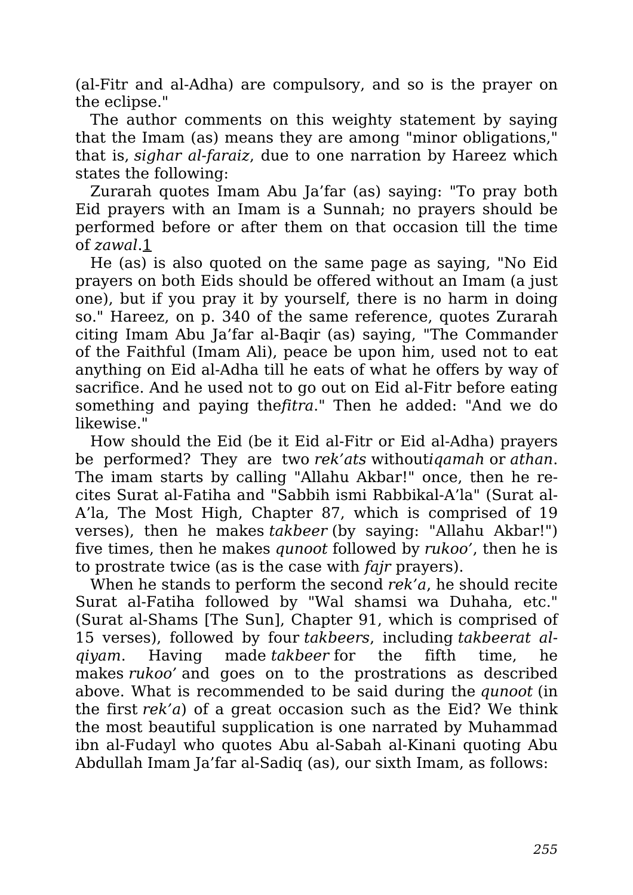(al-Fitr and al-Adha) are compulsory, and so is the prayer on the eclipse."

The author comments on this weighty statement by saying that the Imam (as) means they are among "minor obligations," that is, *sighar al-faraiz*, due to one narration by Hareez which states the following:

Zurarah quotes Imam Abu Ja'far (as) saying: "To pray both Eid prayers with an Imam is a Sunnah; no prayers should be performed before or after them on that occasion till the time of *zawal*.1

He (as) is also quoted on the same page as saying, "No Eid prayers on both Eids should be offered without an Imam (a just one), but if you pray it by yourself, there is no harm in doing so." Hareez, on p. 340 of the same reference, quotes Zurarah citing Imam Abu Ja'far al-Baqir (as) saying, "The Commander of the Faithful (Imam Ali), peace be upon him, used not to eat anything on Eid al-Adha till he eats of what he offers by way of sacrifice. And he used not to go out on Eid al-Fitr before eating something and paying the*fitra*." Then he added: "And we do likewise."

How should the Eid (be it Eid al-Fitr or Eid al-Adha) prayers be performed? They are two *rek'ats* without*iqamah* or *athan*. The imam starts by calling "Allahu Akbar!" once, then he recites Surat al-Fatiha and "Sabbih ismi Rabbikal-A'la" (Surat al-A'la, The Most High, Chapter 87, which is comprised of 19 verses), then he makes *takbeer* (by saying: "Allahu Akbar!") five times, then he makes *qunoot* followed by *rukoo'*, then he is to prostrate twice (as is the case with *fajr* prayers).

When he stands to perform the second *rek'a*, he should recite Surat al-Fatiha followed by "Wal shamsi wa Duhaha, etc." (Surat al-Shams [The Sun], Chapter 91, which is comprised of 15 verses), followed by four *takbeers*, including *takbeerat al-qiyam*. Having made *takbeer* for the fifth time, he makes *rukoo'* and goes on to the prostrations as described above. What is recommended to be said during the *qunoot* (in the first *rek'a*) of a great occasion such as the Eid? We think the most beautiful supplication is one narrated by Muhammad ibn al-Fudayl who quotes Abu al-Sabah al-Kinani quoting Abu Abdullah Imam Ja'far al-Sadiq (as), our sixth Imam, as follows: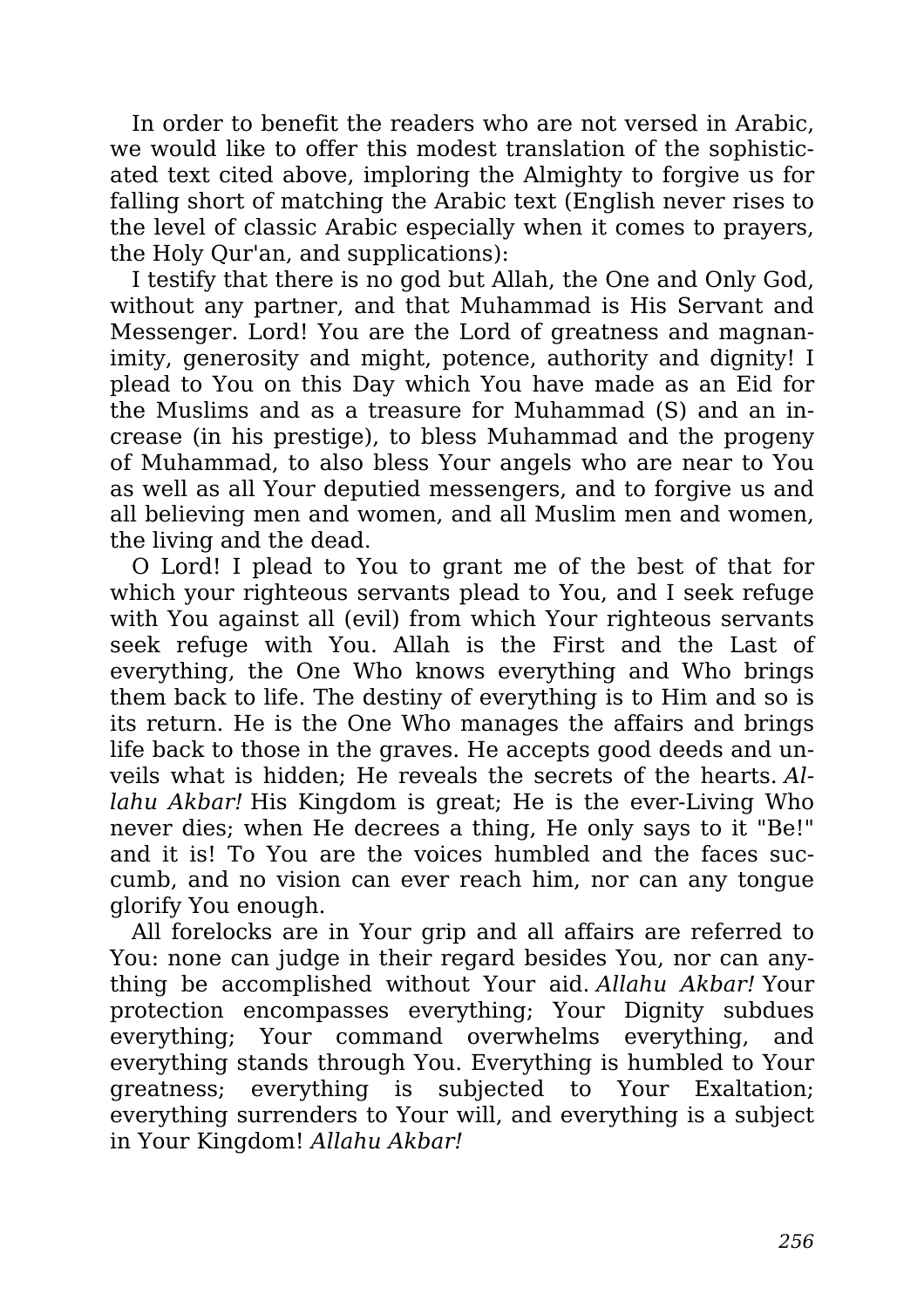In order to benefit the readers who are not versed in Arabic, we would like to offer this modest translation of the sophisticated text cited above, imploring the Almighty to forgive us for falling short of matching the Arabic text (English never rises to the level of classic Arabic especially when it comes to prayers, the Holy Qur'an, and supplications):

I testify that there is no god but Allah, the One and Only God, without any partner, and that Muhammad is His Servant and Messenger. Lord! You are the Lord of greatness and magnanimity, generosity and might, potence, authority and dignity! I plead to You on this Day which You have made as an Eid for the Muslims and as a treasure for Muhammad (S) and an increase (in his prestige), to bless Muhammad and the progeny of Muhammad, to also bless Your angels who are near to You as well as all Your deputied messengers, and to forgive us and all believing men and women, and all Muslim men and women, the living and the dead.

O Lord! I plead to You to grant me of the best of that for which your righteous servants plead to You, and I seek refuge with You against all (evil) from which Your righteous servants seek refuge with You. Allah is the First and the Last of everything, the One Who knows everything and Who brings them back to life. The destiny of everything is to Him and so is its return. He is the One Who manages the affairs and brings life back to those in the graves. He accepts good deeds and unveils what is hidden; He reveals the secrets of the hearts. *Allahu Akbar!* His Kingdom is great; He is the ever-Living Who never dies; when He decrees a thing, He only says to it "Be!" and it is! To You are the voices humbled and the faces succumb, and no vision can ever reach him, nor can any tongue glorify You enough.

All forelocks are in Your grip and all affairs are referred to You: none can judge in their regard besides You, nor can anything be accomplished without Your aid. *Allahu Akbar!* Your protection encompasses everything; Your Dignity subdues everything; Your command overwhelms everything, and everything stands through You. Everything is humbled to Your greatness; everything is subjected to Your Exaltation; everything surrenders to Your will, and everything is a subject in Your Kingdom! *Allahu Akbar!*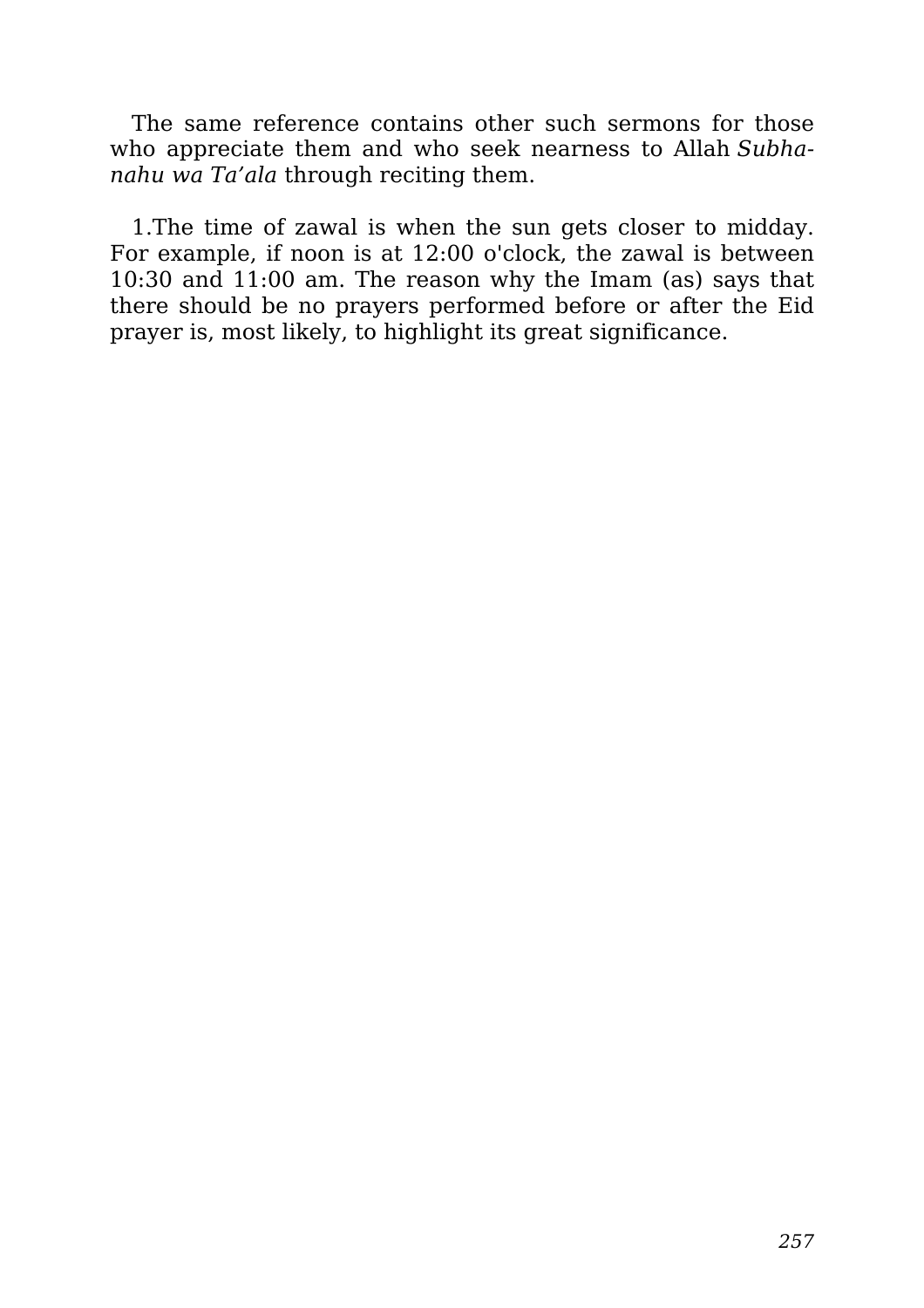The same reference contains other such sermons for those who appreciate them and who seek nearness to Allah *Subhanahu wa Ta'ala* through reciting them.

1.The time of zawal is when the sun gets closer to midday. For example, if noon is at 12:00 o'clock, the zawal is between 10:30 and 11:00 am. The reason why the Imam (as) says that there should be no prayers performed before or after the Eid prayer is, most likely, to highlight its great significance.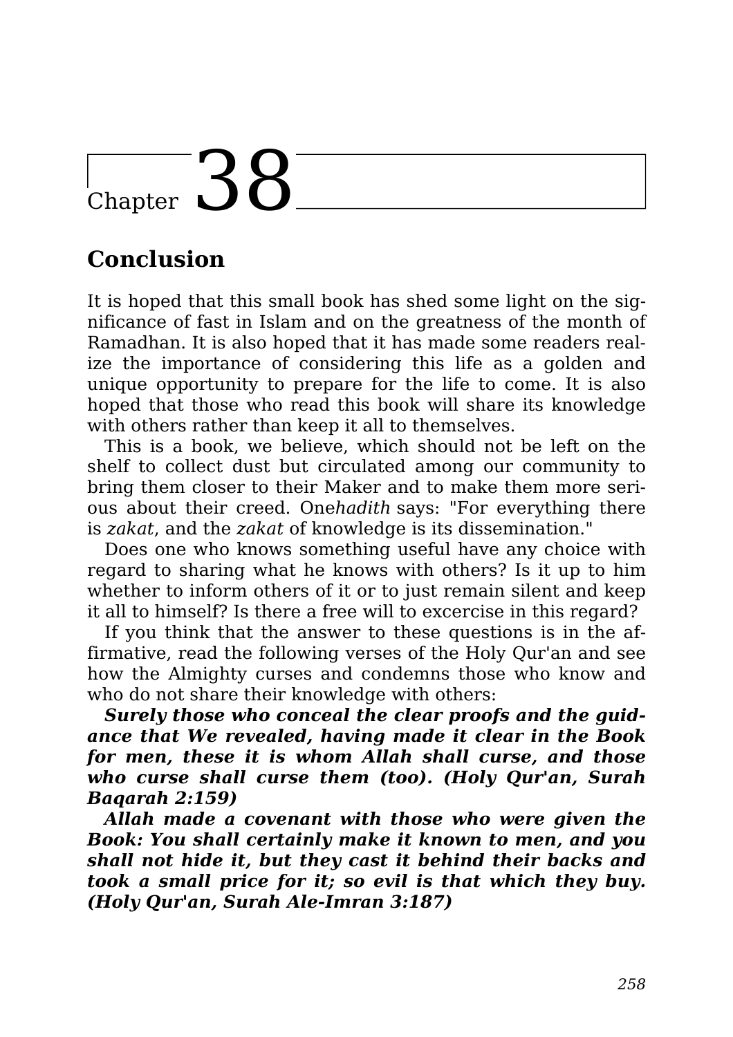# Chapter 38

## Conclusion

It is hoped that this small book has shed some light on the significance of fast in Islam and on the greatness of the month of Ramadhan. It is also hoped that it has made some readers realize the importance of considering this life as a golden and unique opportunity to prepare for the life to come. It is also hoped that those who read this book will share its knowledge with others rather than keep it all to themselves.

This is a book, we believe, which should not be left on the shelf to collect dust but circulated among our community to bring them closer to their Maker and to make them more serious about their creed. One*hadith* says: "For everything there is *zakat*, and the *zakat* of knowledge is its dissemination."

Does one who knows something useful have any choice with regard to sharing what he knows with others? Is it up to him whether to inform others of it or to just remain silent and keep it all to himself? Is there a free will to excercise in this regard?

If you think that the answer to these questions is in the affirmative, read the following verses of the Holy Qur'an and see how the Almighty curses and condemns those who know and who do not share their knowledge with others:

***Surely those who conceal the clear proofs and the guidance that We revealed, having made it clear in the Book for men, these it is whom Allah shall curse, and those who curse shall curse them (too). (Holy Qur'an, Surah Baqarah 2:159)***

***Allah made a covenant with those who were given the Book: You shall certainly make it known to men, and you shall not hide it, but they cast it behind their backs and took a small price for it; so evil is that which they buy. (Holy Qur'an, Surah Ale-Imran 3:187)***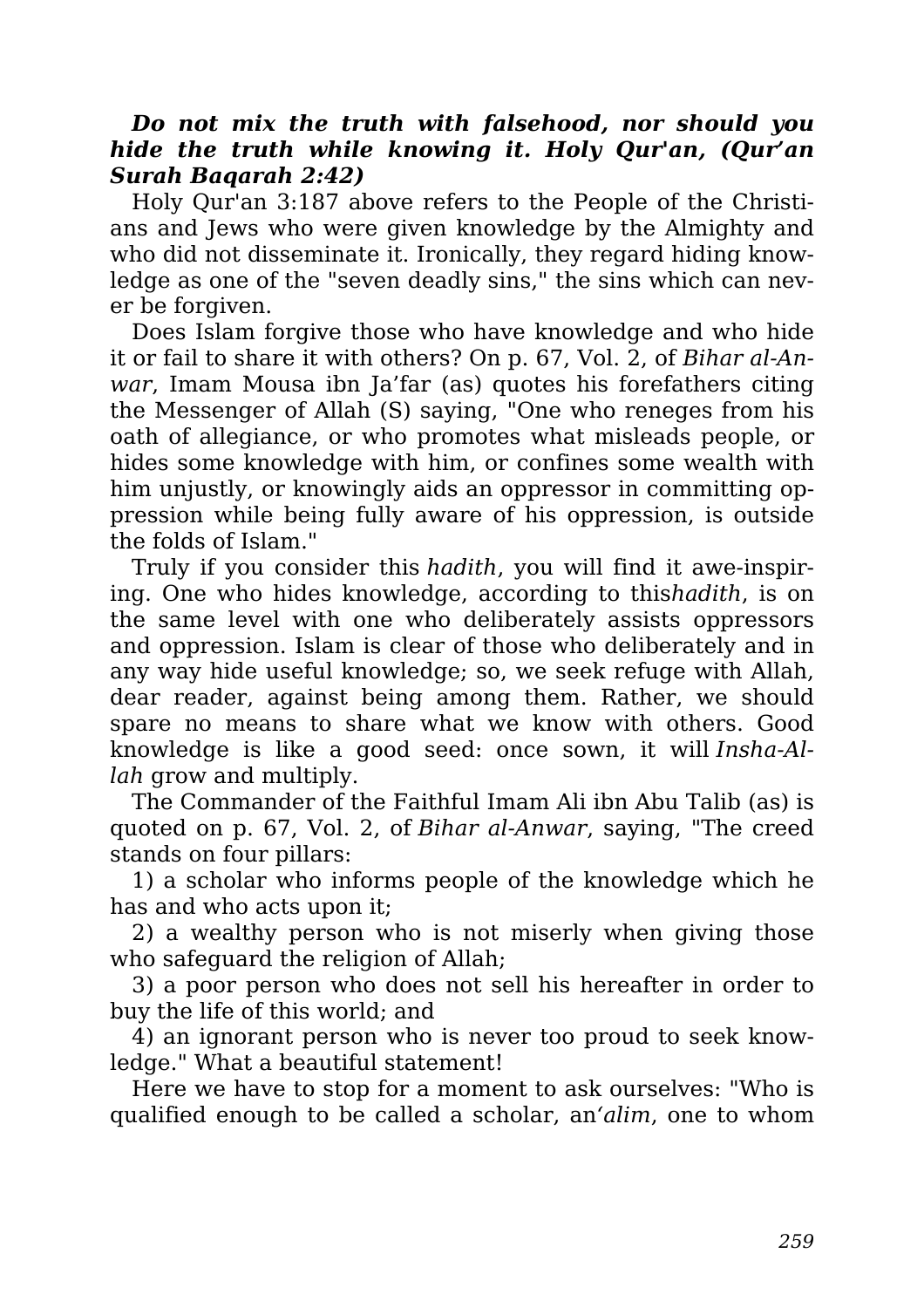***Do not mix the truth with falsehood, nor should you hide the truth while knowing it. Holy Qur'an, (Qur'an Surah Baqarah 2:42)***

Holy Qur'an 3:187 above refers to the People of the Christians and Jews who were given knowledge by the Almighty and who did not disseminate it. Ironically, they regard hiding knowledge as one of the "seven deadly sins," the sins which can never be forgiven.

Does Islam forgive those who have knowledge and who hide it or fail to share it with others? On p. 67, Vol. 2, of *Bihar al-Anwar*, Imam Mousa ibn Ja'far (as) quotes his forefathers citing the Messenger of Allah (S) saying, "One who reneges from his oath of allegiance, or who promotes what misleads people, or hides some knowledge with him, or confines some wealth with him unjustly, or knowingly aids an oppressor in committing oppression while being fully aware of his oppression, is outside the folds of Islam."

Truly if you consider this *hadith*, you will find it awe-inspiring. One who hides knowledge, according to this*hadith*, is on the same level with one who deliberately assists oppressors and oppression. Islam is clear of those who deliberately and in any way hide useful knowledge; so, we seek refuge with Allah, dear reader, against being among them. Rather, we should spare no means to share what we know with others. Good knowledge is like a good seed: once sown, it will *Insha-Allah* grow and multiply.

The Commander of the Faithful Imam Ali ibn Abu Talib (as) is quoted on p. 67, Vol. 2, of *Bihar al-Anwar*, saying, "The creed stands on four pillars:

1) a scholar who informs people of the knowledge which he has and who acts upon it;

2) a wealthy person who is not miserly when giving those who safeguard the religion of Allah;

3) a poor person who does not sell his hereafter in order to buy the life of this world; and

4) an ignorant person who is never too proud to seek knowledge." What a beautiful statement!

Here we have to stop for a moment to ask ourselves: "Who is qualified enough to be called a scholar, an*'alim*, one to whom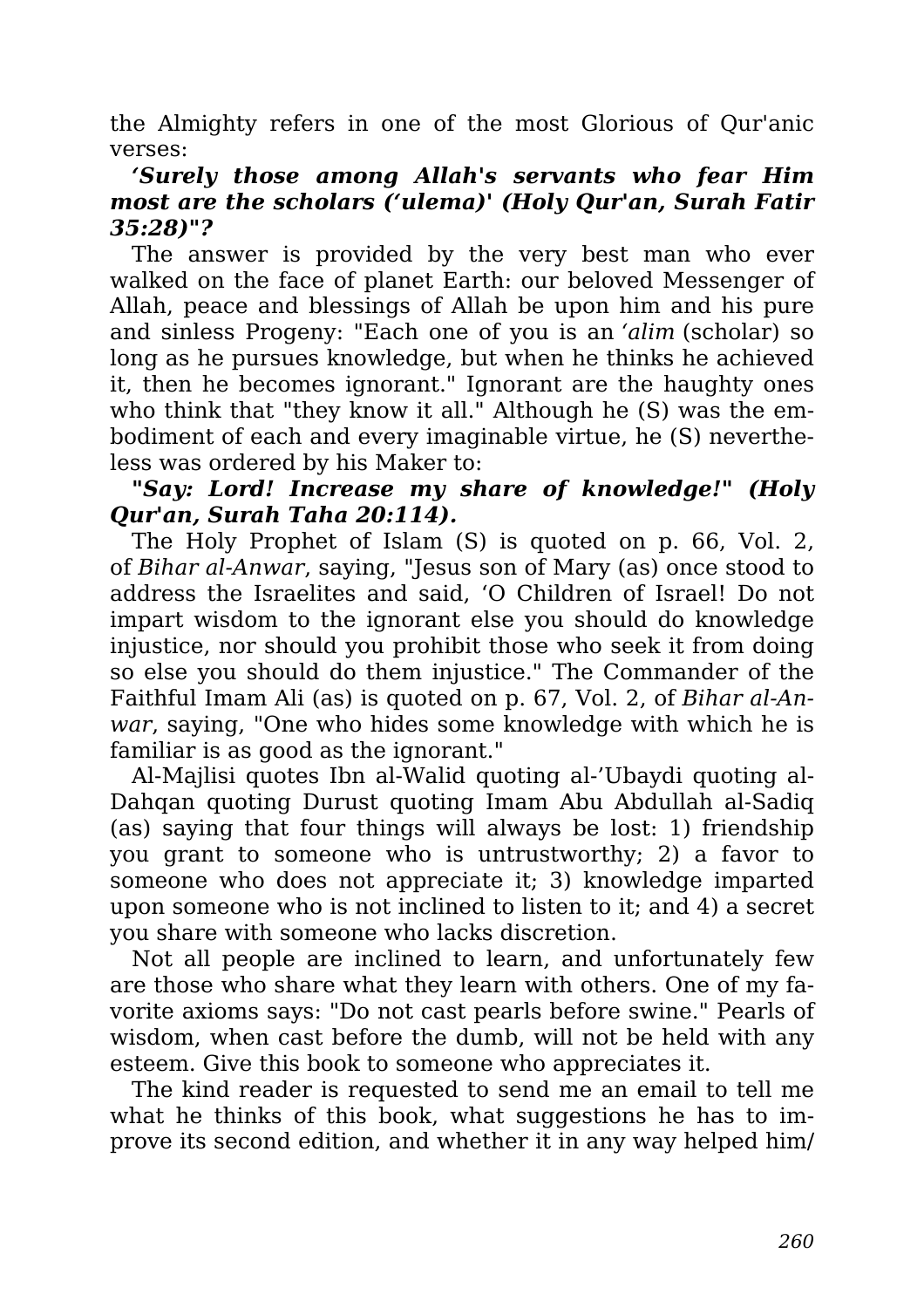the Almighty refers in one of the most Glorious of Qur'anic verses:

***'Surely those among Allah's servants who fear Him most are the scholars ('ulema)' (Holy Qur'an, Surah Fatir 35:28)"?***

The answer is provided by the very best man who ever walked on the face of planet Earth: our beloved Messenger of Allah, peace and blessings of Allah be upon him and his pure and sinless Progeny: "Each one of you is an *'alim* (scholar) so long as he pursues knowledge, but when he thinks he achieved it, then he becomes ignorant." Ignorant are the haughty ones who think that "they know it all." Although he (S) was the embodiment of each and every imaginable virtue, he (S) nevertheless was ordered by his Maker to:

***"Say: Lord! Increase my share of knowledge!" (Holy Qur'an, Surah Taha 20:114).***

The Holy Prophet of Islam (S) is quoted on p. 66, Vol. 2, of *Bihar al-Anwar*, saying, "Jesus son of Mary (as) once stood to address the Israelites and said, 'O Children of Israel! Do not impart wisdom to the ignorant else you should do knowledge injustice, nor should you prohibit those who seek it from doing so else you should do them injustice." The Commander of the Faithful Imam Ali (as) is quoted on p. 67, Vol. 2, of *Bihar al-Anwar*, saying, "One who hides some knowledge with which he is familiar is as good as the ignorant."

Al-Majlisi quotes Ibn al-Walid quoting al-'Ubaydi quoting al-Dahqan quoting Durust quoting Imam Abu Abdullah al-Sadiq (as) saying that four things will always be lost: 1) friendship you grant to someone who is untrustworthy; 2) a favor to someone who does not appreciate it; 3) knowledge imparted upon someone who is not inclined to listen to it; and 4) a secret you share with someone who lacks discretion.

Not all people are inclined to learn, and unfortunately few are those who share what they learn with others. One of my favorite axioms says: "Do not cast pearls before swine." Pearls of wisdom, when cast before the dumb, will not be held with any esteem. Give this book to someone who appreciates it.

The kind reader is requested to send me an email to tell me what he thinks of this book, what suggestions he has to improve its second edition, and whether it in any way helped him/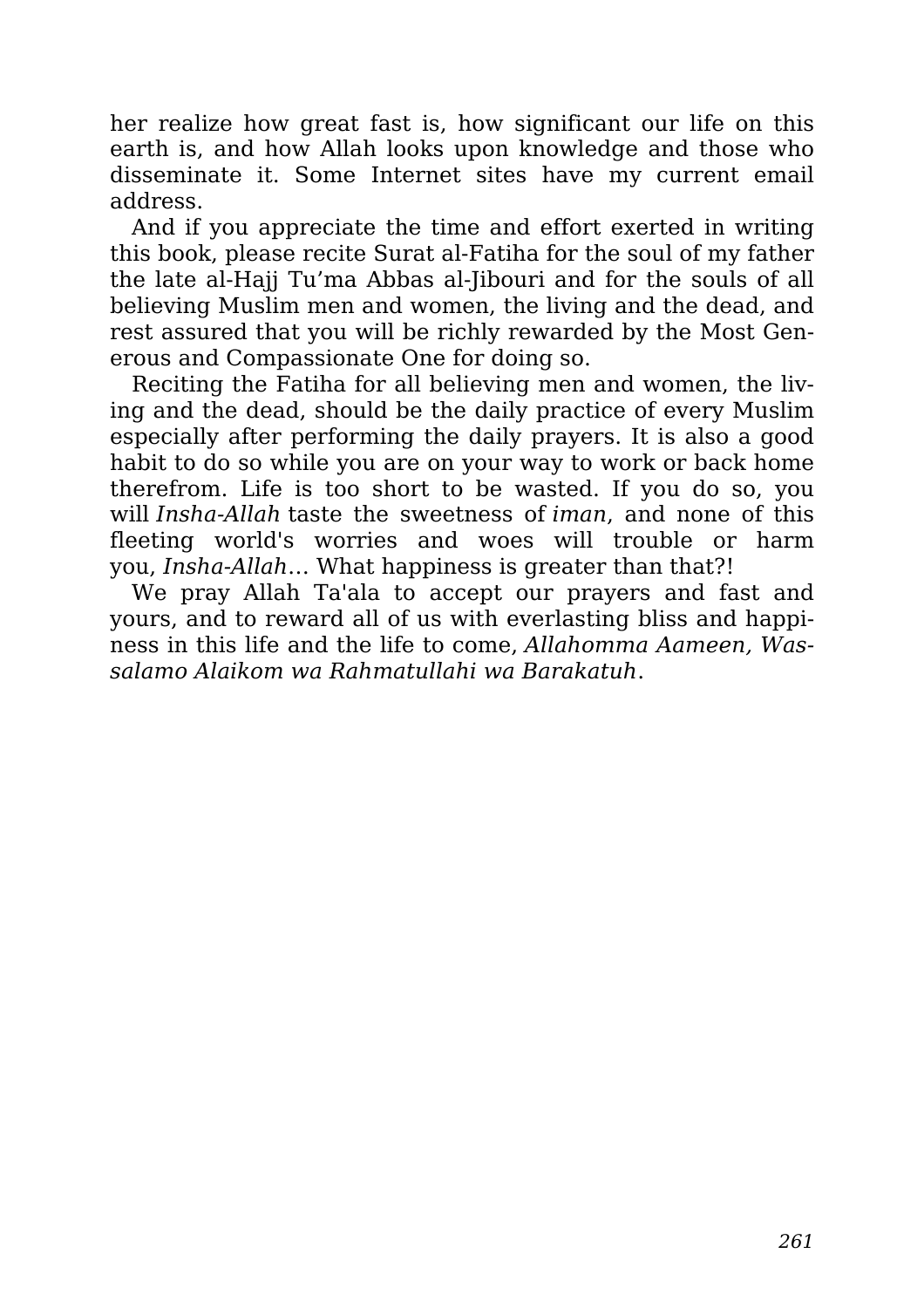her realize how great fast is, how significant our life on this earth is, and how Allah looks upon knowledge and those who disseminate it. Some Internet sites have my current email address.

And if you appreciate the time and effort exerted in writing this book, please recite Surat al-Fatiha for the soul of my father the late al-Hajj Tu’ma Abbas al-Jibouri and for the souls of all believing Muslim men and women, the living and the dead, and rest assured that you will be richly rewarded by the Most Generous and Compassionate One for doing so.

Reciting the Fatiha for all believing men and women, the living and the dead, should be the daily practice of every Muslim especially after performing the daily prayers. It is also a good habit to do so while you are on your way to work or back home therefrom. Life is too short to be wasted. If you do so, you will *Insha-Allah* taste the sweetness of *iman*, and none of this fleeting world's worries and woes will trouble or harm you, *Insha-Allah*… What happiness is greater than that?!

We pray Allah Ta'ala to accept our prayers and fast and yours, and to reward all of us with everlasting bliss and happiness in this life and the life to come, *Allahomma Aameen, Wassalamo Alaikom wa Rahmatullahi wa Barakatuh*.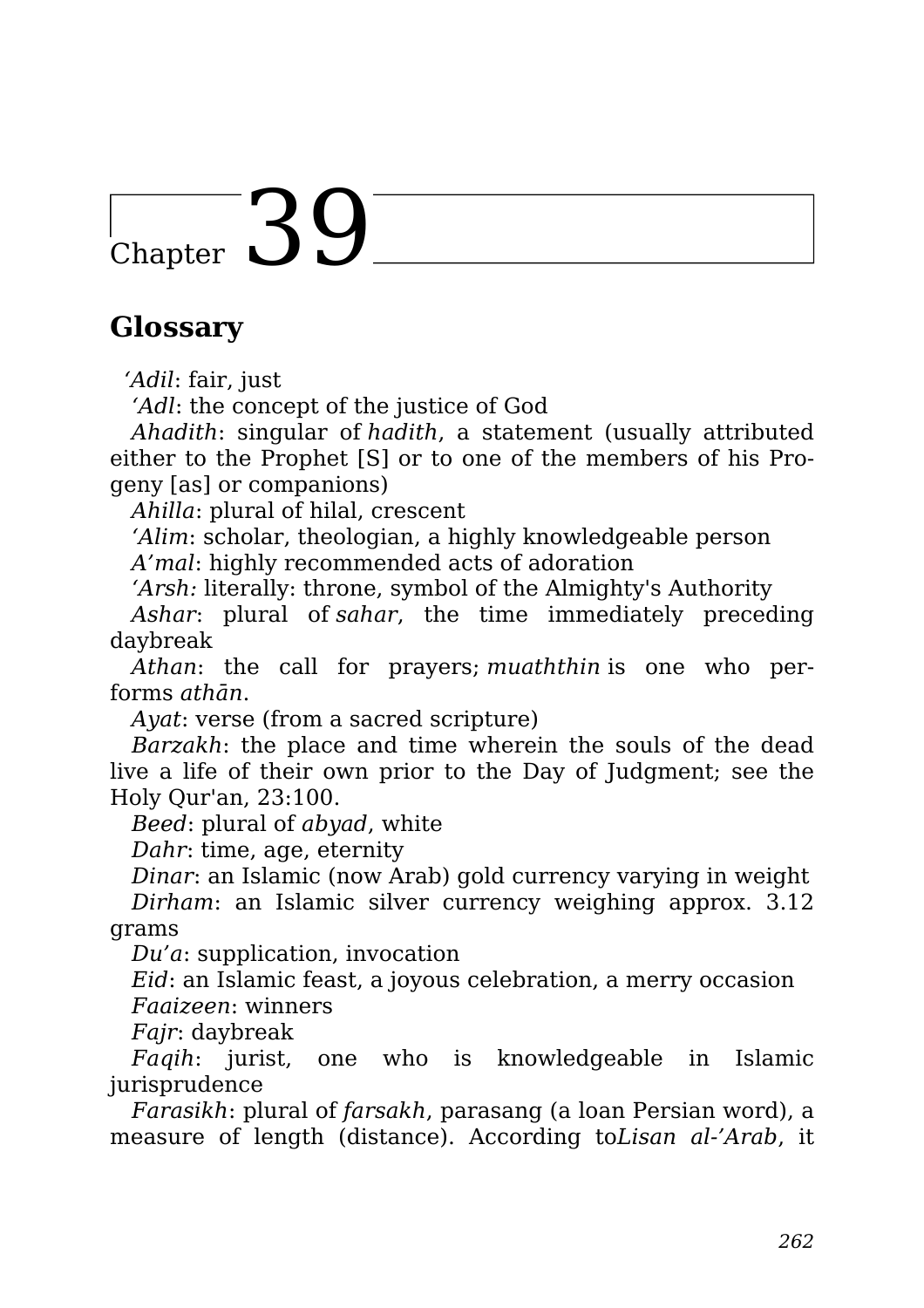# Chapter 39

## Glossary

*'Adil*: fair, just

*'Adl*: the concept of the justice of God

*Ahadith*: singular of *hadith*, a statement (usually attributed either to the Prophet [S] or to one of the members of his Progeny [as] or companions)

*Ahilla*: plural of hilal, crescent

*'Alim*: scholar, theologian, a highly knowledgeable person

*A'mal*: highly recommended acts of adoration

*'Arsh:* literally: throne, symbol of the Almighty's Authority

*Ashar*: plural of *sahar*, the time immediately preceding daybreak

*Athan*: the call for prayers; *muaththin* is one who performs *athān*.

*Ayat*: verse (from a sacred scripture)

*Barzakh*: the place and time wherein the souls of the dead live a life of their own prior to the Day of Judgment; see the Holy Qur'an, 23:100.

*Beed*: plural of *abyad*, white

*Dahr*: time, age, eternity

*Dinar*: an Islamic (now Arab) gold currency varying in weight

*Dirham*: an Islamic silver currency weighing approx. 3.12 grams

*Du'a*: supplication, invocation

*Eid*: an Islamic feast, a joyous celebration, a merry occasion

*Faaizeen*: winners

*Fajr*: daybreak

*Faqih*: jurist, one who is knowledgeable in Islamic jurisprudence

*Farasikh*: plural of *farsakh*, parasang (a loan Persian word), a measure of length (distance). According to*Lisan al-'Arab*, it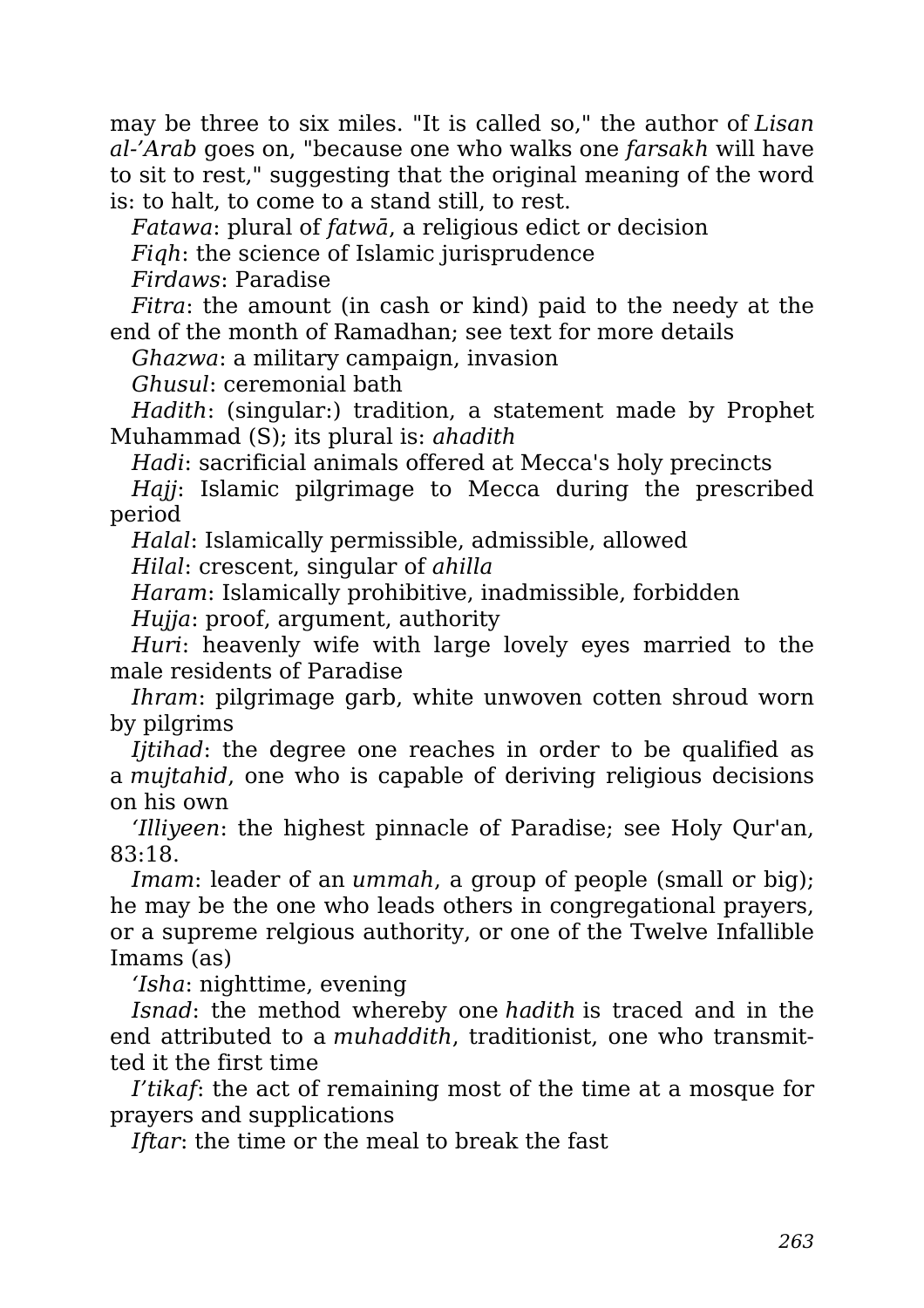may be three to six miles. "It is called so," the author of *Lisan al-'Arab* goes on, "because one who walks one *farsakh* will have to sit to rest," suggesting that the original meaning of the word is: to halt, to come to a stand still, to rest.

*Fatawa*: plural of *fatwā*, a religious edict or decision

*Fiqh*: the science of Islamic jurisprudence

*Firdaws*: Paradise

*Fitra*: the amount (in cash or kind) paid to the needy at the end of the month of Ramadhan; see text for more details

*Ghazwa*: a military campaign, invasion

*Ghusul*: ceremonial bath

*Hadith*: (singular:) tradition, a statement made by Prophet Muhammad (S); its plural is: *ahadith*

*Hadi*: sacrificial animals offered at Mecca's holy precincts

*Hajj*: Islamic pilgrimage to Mecca during the prescribed period

*Halal*: Islamically permissible, admissible, allowed

*Hilal*: crescent, singular of *ahilla*

*Haram*: Islamically prohibitive, inadmissible, forbidden

*Hujja*: proof, argument, authority

*Huri*: heavenly wife with large lovely eyes married to the male residents of Paradise

*Ihram*: pilgrimage garb, white unwoven cotten shroud worn by pilgrims

*Ijtihad*: the degree one reaches in order to be qualified as a *mujtahid*, one who is capable of deriving religious decisions on his own

*'Illiyeen*: the highest pinnacle of Paradise; see Holy Qur'an, 83:18.

*Imam*: leader of an *ummah*, a group of people (small or big); he may be the one who leads others in congregational prayers, or a supreme relgious authority, or one of the Twelve Infallible Imams (as)

*'Isha*: nighttime, evening

*Isnad*: the method whereby one *hadith* is traced and in the end attributed to a *muhaddith*, traditionist, one who transmitted it the first time

*I'tikaf*: the act of remaining most of the time at a mosque for prayers and supplications

*Iftar*: the time or the meal to break the fast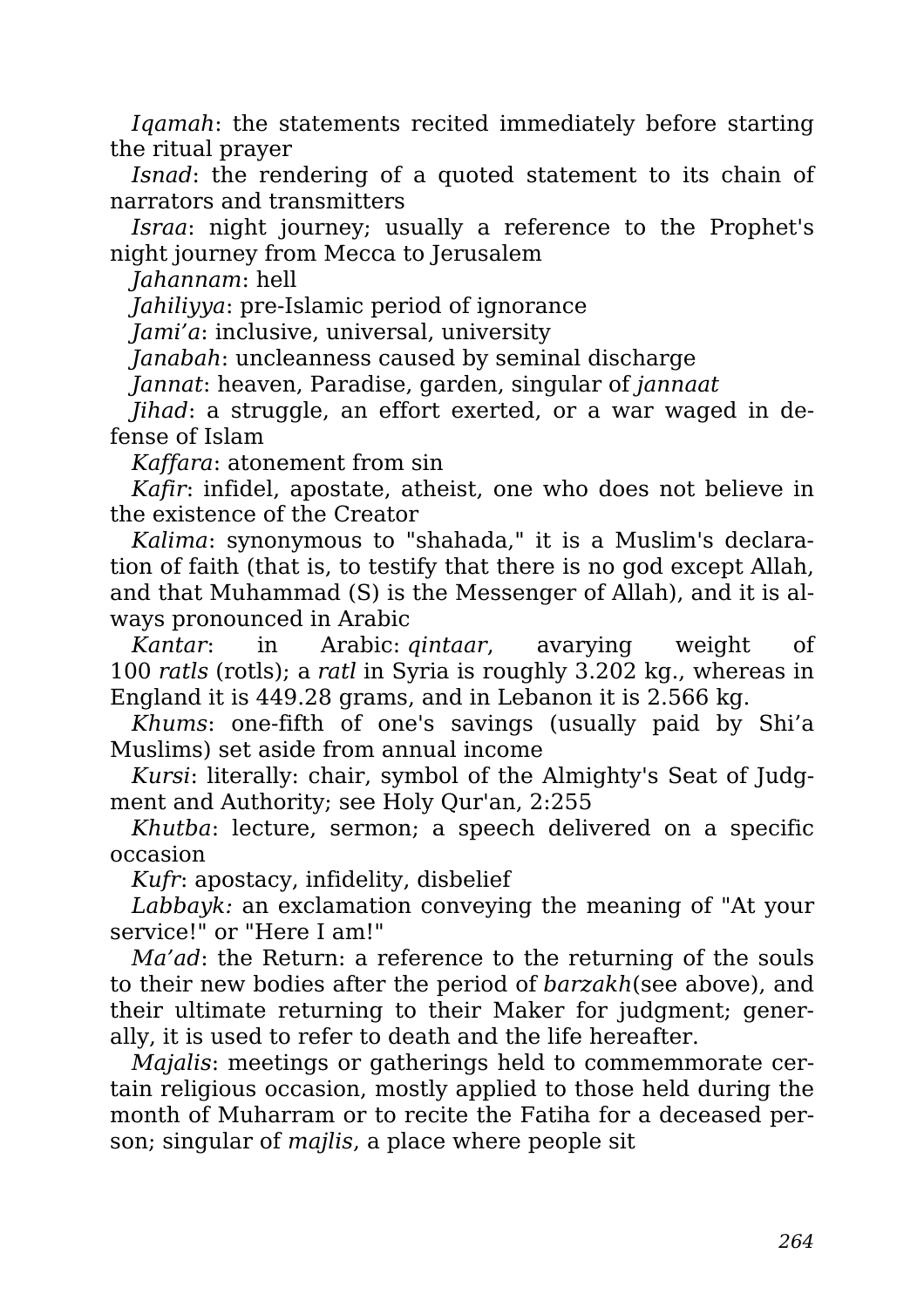*Iqamah*: the statements recited immediately before starting the ritual prayer

*Isnad*: the rendering of a quoted statement to its chain of narrators and transmitters

*Israa*: night journey; usually a reference to the Prophet's night journey from Mecca to Jerusalem

*Jahannam*: hell

*Jahiliyya*: pre-Islamic period of ignorance

*Jami'a*: inclusive, universal, university

*Janabah*: uncleanness caused by seminal discharge

*Jannat*: heaven, Paradise, garden, singular of *jannaat*

*Jihad*: a struggle, an effort exerted, or a war waged in defense of Islam

*Kaffara*: atonement from sin

*Kafir*: infidel, apostate, atheist, one who does not believe in the existence of the Creator

*Kalima*: synonymous to "shahada," it is a Muslim's declaration of faith (that is, to testify that there is no god except Allah, and that Muhammad (S) is the Messenger of Allah), and it is always pronounced in Arabic

*Kantar*: in Arabic: *qintaar*, avarying weight of 100 *ratls* (rotls); a *ratl* in Syria is roughly 3.202 kg., whereas in England it is 449.28 grams, and in Lebanon it is 2.566 kg.

*Khums*: one-fifth of one's savings (usually paid by Shi'a Muslims) set aside from annual income

*Kursi*: literally: chair, symbol of the Almighty's Seat of Judgment and Authority; see Holy Qur'an, 2:255

*Khutba*: lecture, sermon; a speech delivered on a specific occasion

*Kufr*: apostacy, infidelity, disbelief

*Labbayk:* an exclamation conveying the meaning of "At your service!" or "Here I am!"

*Ma'ad*: the Return: a reference to the returning of the souls to their new bodies after the period of *barzakh*(see above), and their ultimate returning to their Maker for judgment; generally, it is used to refer to death and the life hereafter.

*Majalis*: meetings or gatherings held to commemmorate certain religious occasion, mostly applied to those held during the month of Muharram or to recite the Fatiha for a deceased person; singular of *majlis*, a place where people sit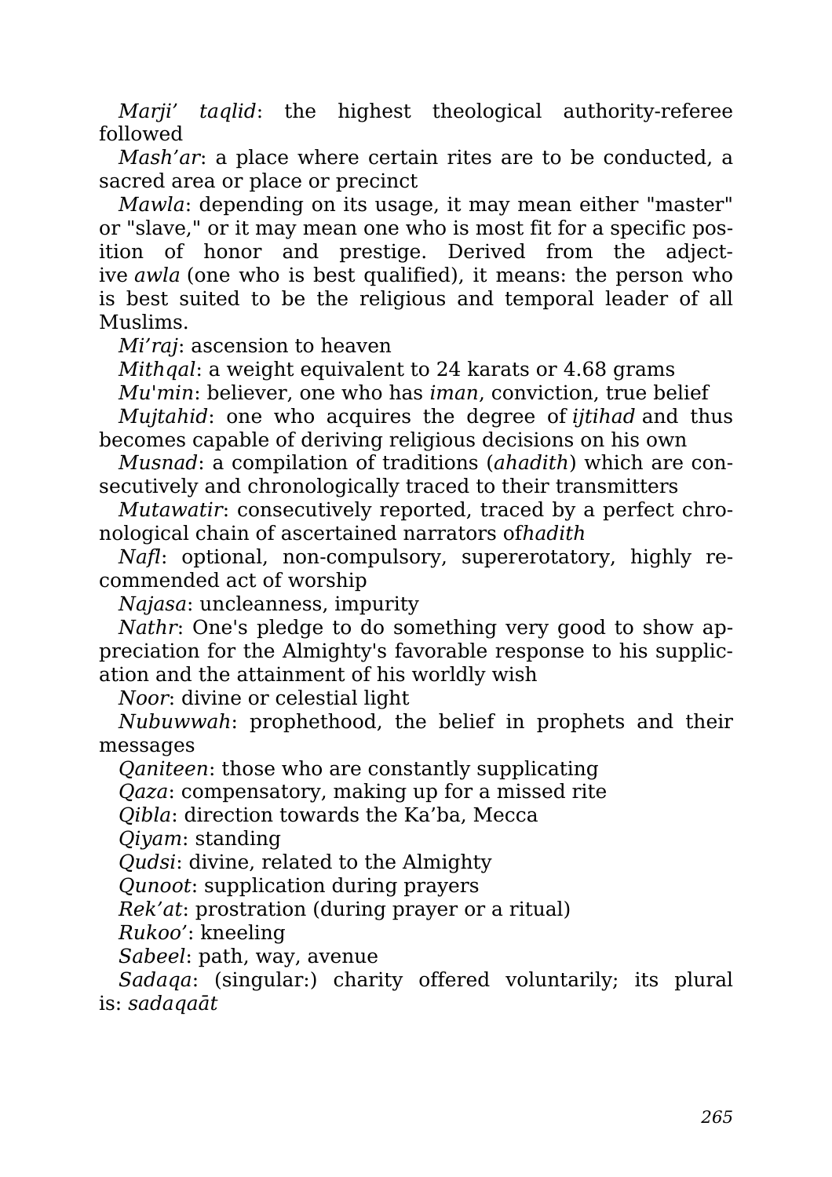*Marji' taqlid*: the highest theological authority-referee followed

*Mash'ar*: a place where certain rites are to be conducted, a sacred area or place or precinct

*Mawla*: depending on its usage, it may mean either "master" or "slave," or it may mean one who is most fit for a specific position of honor and prestige. Derived from the adjective *awla* (one who is best qualified), it means: the person who is best suited to be the religious and temporal leader of all Muslims.

*Mi'raj*: ascension to heaven

*Mithqal*: a weight equivalent to 24 karats or 4.68 grams

*Mu'min*: believer, one who has *iman*, conviction, true belief

*Mujtahid*: one who acquires the degree of *ijtihad* and thus becomes capable of deriving religious decisions on his own

*Musnad*: a compilation of traditions (*ahadith*) which are consecutively and chronologically traced to their transmitters

*Mutawatir*: consecutively reported, traced by a perfect chronological chain of ascertained narrators of*hadith*

*Nafl*: optional, non-compulsory, supererotatory, highly recommended act of worship

*Najasa*: uncleanness, impurity

*Nathr*: One's pledge to do something very good to show appreciation for the Almighty's favorable response to his supplication and the attainment of his worldly wish

*Noor*: divine or celestial light

*Nubuwwah*: prophethood, the belief in prophets and their messages

*Qaniteen*: those who are constantly supplicating

*Qaza*: compensatory, making up for a missed rite

*Qibla*: direction towards the Ka'ba, Mecca

*Qiyam*: standing

*Qudsi*: divine, related to the Almighty

*Qunoot*: supplication during prayers

*Rek'at*: prostration (during prayer or a ritual)

*Rukoo'*: kneeling

*Sabeel*: path, way, avenue

*Sadaqa*: (singular:) charity offered voluntarily; its plural is: *sadaqaāt*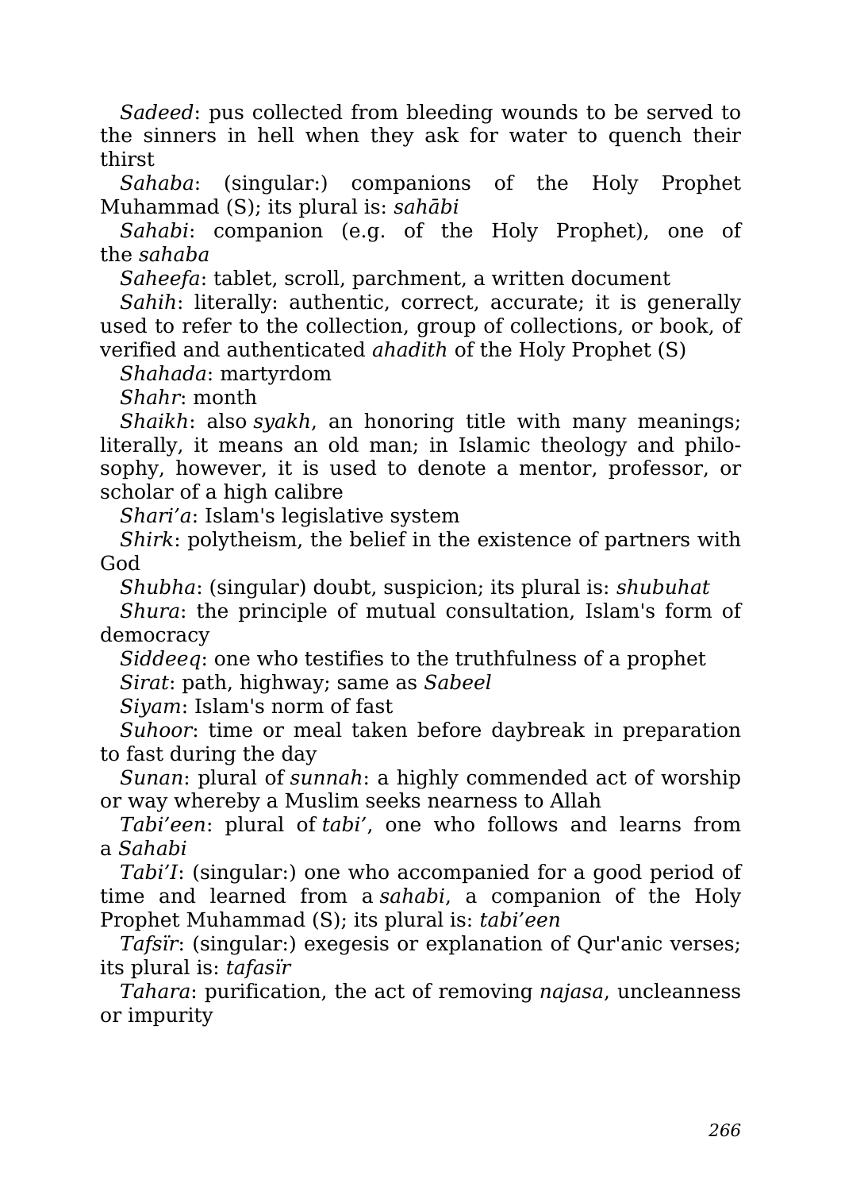*Sadeed*: pus collected from bleeding wounds to be served to the sinners in hell when they ask for water to quench their thirst

*Sahaba*: (singular:) companions of the Holy Prophet Muhammad (S); its plural is: *sahābi*

*Sahabi*: companion (e.g. of the Holy Prophet), one of the *sahaba*

*Saheefa*: tablet, scroll, parchment, a written document

*Sahih*: literally: authentic, correct, accurate; it is generally used to refer to the collection, group of collections, or book, of verified and authenticated *ahadith* of the Holy Prophet (S)

*Shahada*: martyrdom

*Shahr*: month

*Shaikh*: also *syakh*, an honoring title with many meanings; literally, it means an old man; in Islamic theology and philosophy, however, it is used to denote a mentor, professor, or scholar of a high calibre

*Shari'a*: Islam's legislative system

*Shirk*: polytheism, the belief in the existence of partners with God

*Shubha*: (singular) doubt, suspicion; its plural is: *shubuhat*

*Shura*: the principle of mutual consultation, Islam's form of democracy

*Siddeeq*: one who testifies to the truthfulness of a prophet

*Sirat*: path, highway; same as *Sabeel*

*Siyam*: Islam's norm of fast

*Suhoor*: time or meal taken before daybreak in preparation to fast during the day

*Sunan*: plural of *sunnah*: a highly commended act of worship or way whereby a Muslim seeks nearness to Allah

*Tabi'een*: plural of *tabi'*, one who follows and learns from a *Sahabi*

*Tabi'I*: (singular:) one who accompanied for a good period of time and learned from a *sahabi*, a companion of the Holy Prophet Muhammad (S); its plural is: *tabi'een*

*Tafsïr*: (singular:) exegesis or explanation of Qur'anic verses; its plural is: *tafasïr*

*Tahara*: purification, the act of removing *najasa*, uncleanness or impurity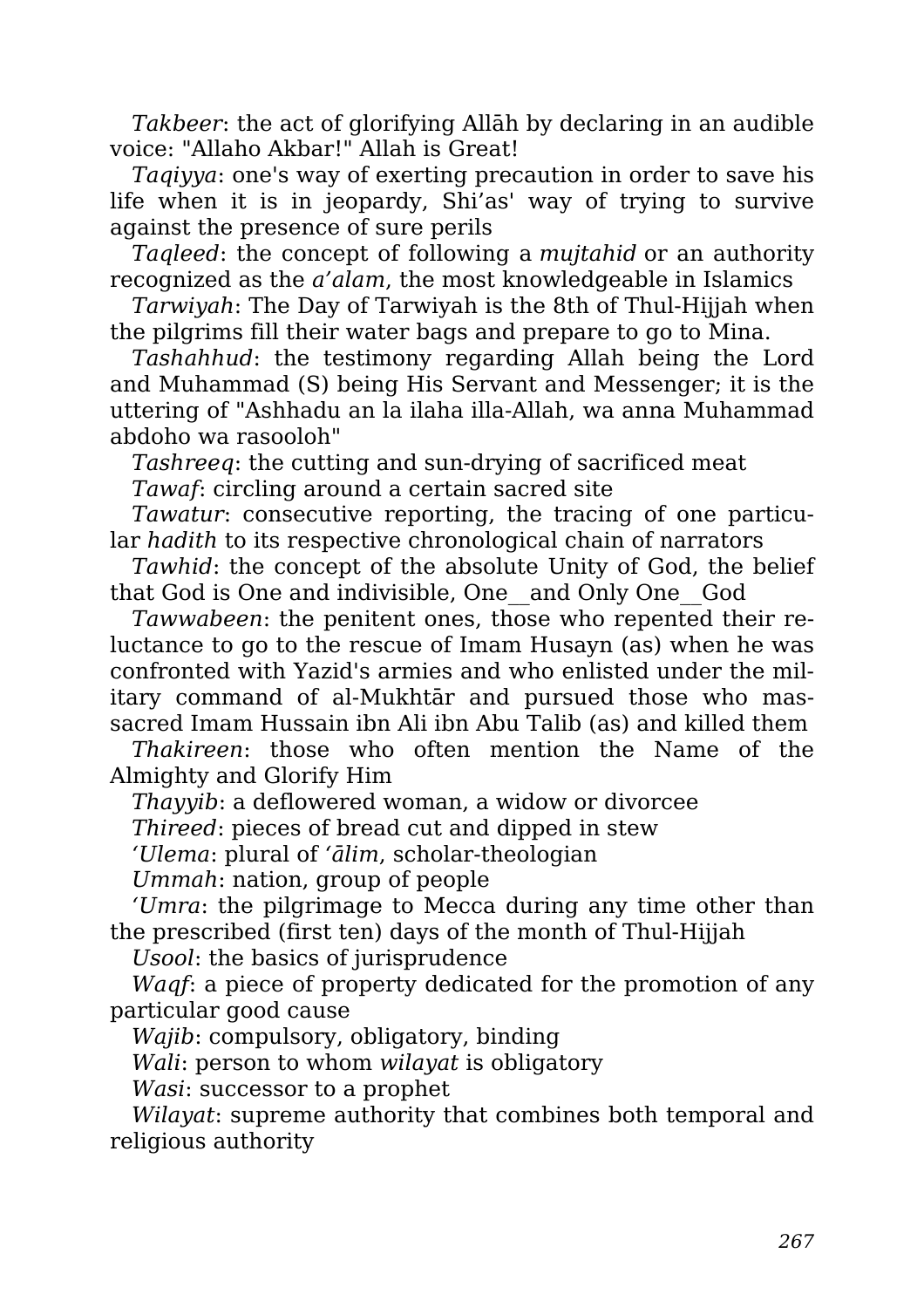*Takbeer*: the act of glorifying Allāh by declaring in an audible voice: "Allaho Akbar!" Allah is Great!

*Taqiyya*: one's way of exerting precaution in order to save his life when it is in jeopardy, Shi'as' way of trying to survive against the presence of sure perils

*Taqleed*: the concept of following a *mujtahid* or an authority recognized as the *a'alam*, the most knowledgeable in Islamics

*Tarwiyah*: The Day of Tarwiyah is the 8th of Thul-Hijjah when the pilgrims fill their water bags and prepare to go to Mina.

*Tashahhud*: the testimony regarding Allah being the Lord and Muhammad (S) being His Servant and Messenger; it is the uttering of "Ashhadu an la ilaha illa-Allah, wa anna Muhammad abdoho wa rasooloh"

*Tashreeq*: the cutting and sun-drying of sacrificed meat

*Tawaf*: circling around a certain sacred site

*Tawatur*: consecutive reporting, the tracing of one particular *hadith* to its respective chronological chain of narrators

*Tawhid*: the concept of the absolute Unity of God, the belief that God is One and indivisible, One__and Only One__God

*Tawwabeen*: the penitent ones, those who repented their reluctance to go to the rescue of Imam Husayn (as) when he was confronted with Yazid's armies and who enlisted under the military command of al-Mukhtār and pursued those who massacred Imam Hussain ibn Ali ibn Abu Talib (as) and killed them

*Thakireen*: those who often mention the Name of the Almighty and Glorify Him

*Thayyib*: a deflowered woman, a widow or divorcee

*Thireed*: pieces of bread cut and dipped in stew

*'Ulema*: plural of *'ālim*, scholar-theologian

*Ummah*: nation, group of people

*'Umra*: the pilgrimage to Mecca during any time other than the prescribed (first ten) days of the month of Thul-Hijjah

*Usool*: the basics of jurisprudence

*Waqf*: a piece of property dedicated for the promotion of any particular good cause

*Wajib*: compulsory, obligatory, binding

*Wali*: person to whom *wilayat* is obligatory

*Wasi*: successor to a prophet

*Wilayat*: supreme authority that combines both temporal and religious authority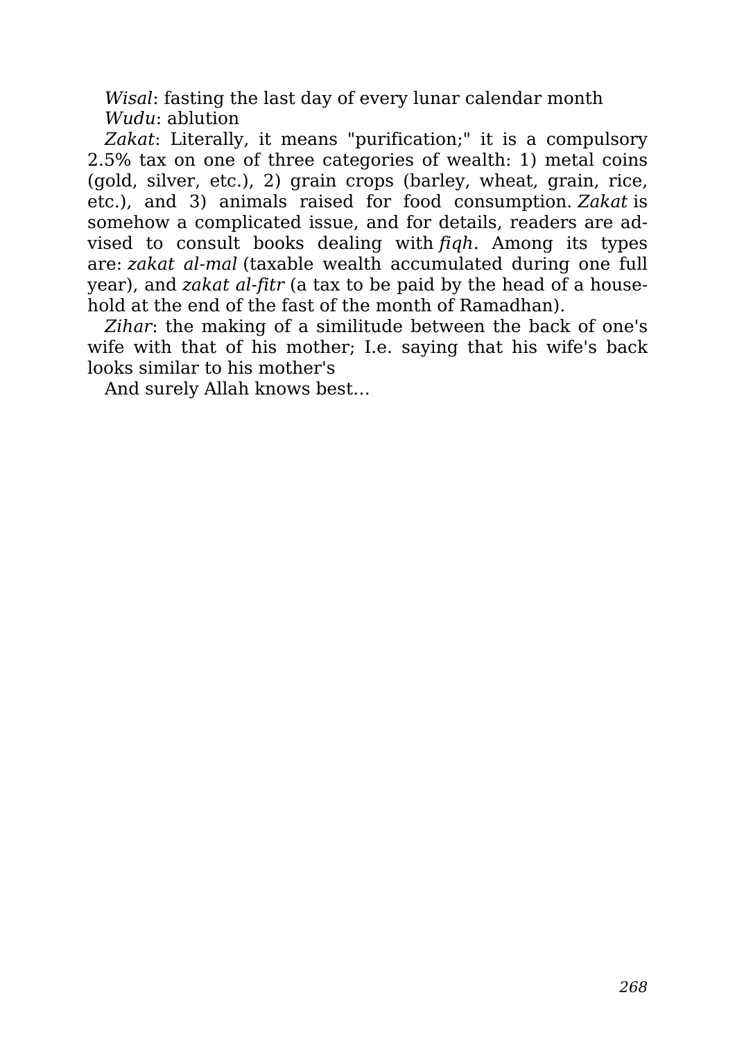*Wisal*: fasting the last day of every lunar calendar month

*Wudu*: ablution

*Zakat*: Literally, it means "purification;" it is a compulsory 2.5% tax on one of three categories of wealth: 1) metal coins (gold, silver, etc.), 2) grain crops (barley, wheat, grain, rice, etc.), and 3) animals raised for food consumption. *Zakat* is somehow a complicated issue, and for details, readers are advised to consult books dealing with *fiqh*. Among its types are: *zakat al-mal* (taxable wealth accumulated during one full year), and *zakat al-fitr* (a tax to be paid by the head of a household at the end of the fast of the month of Ramadhan).

*Zihar*: the making of a similitude between the back of one's wife with that of his mother; I.e. saying that his wife's back looks similar to his mother's

And surely Allah knows best…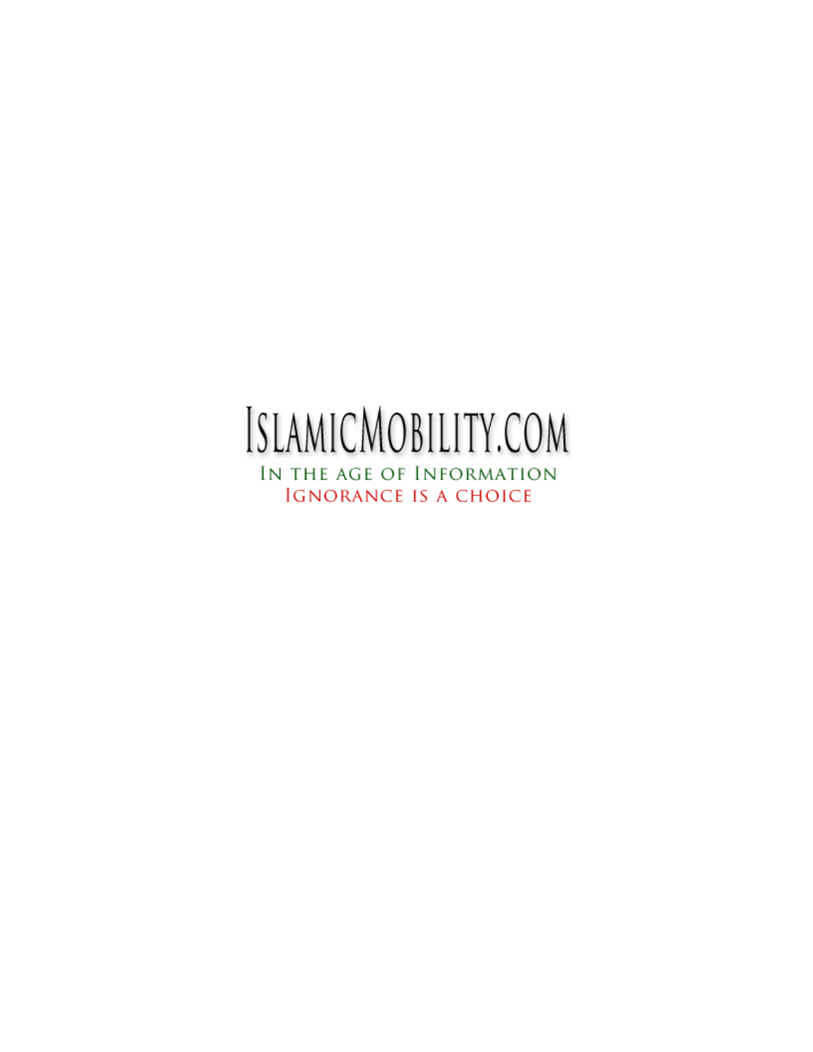ISLAMICMOBILITY.COM

IN THE AGE OF INFORMATION
IGNORANCE IS A CHOICE